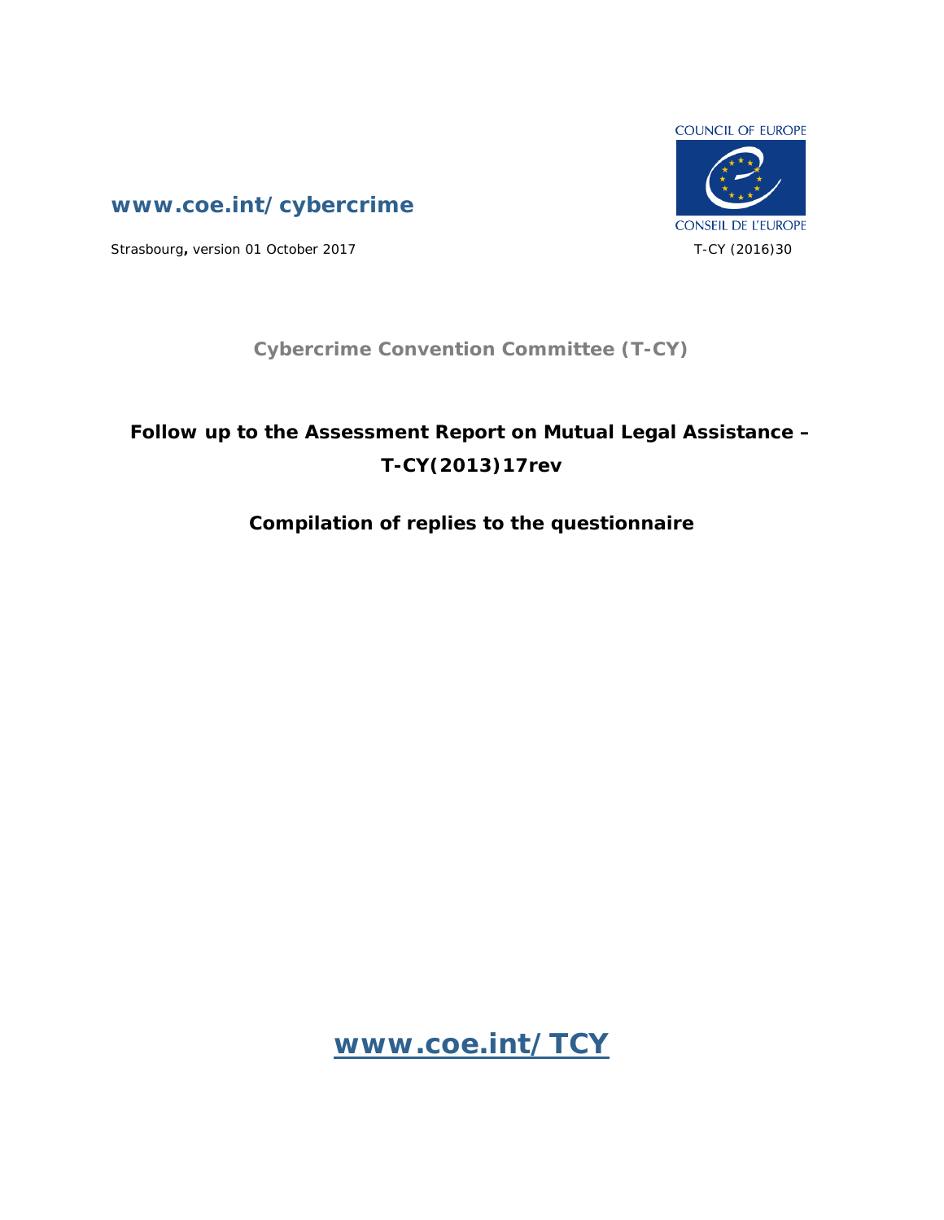COUNCIL OF EUROPE

CONSEIL DE L'EUROPE

**www.coe.int/cybercrime**

Strasbourg, version 01 October 2017

T-CY (2016)30

**Cybercrime Convention Committee (T-CY)**

# Follow up to the Assessment Report on Mutual Legal Assistance – T-CY(2013)17rev

## Compilation of replies to the questionnaire

**www.coe.int/TCY**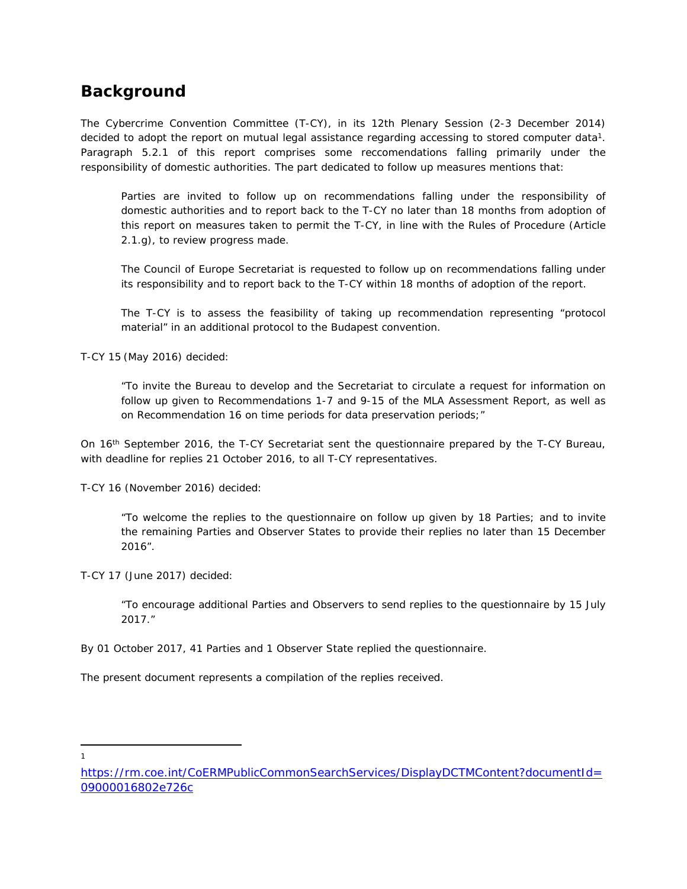## Background

The Cybercrime Convention Committee (T-CY), in its 12th Plenary Session (2-3 December 2014) decided to adopt the report on mutual legal assistance regarding accessing to stored computer data[1]. Paragraph 5.2.1 of this report comprises some reccomendations falling primarily under the responsibility of domestic authorities. The part dedicated to follow up measures mentions that:

> Parties are invited to follow up on recommendations falling under the responsibility of domestic authorities and to report back to the T-CY no later than 18 months from adoption of this report on measures taken to permit the T-CY, in line with the Rules of Procedure (Article 2.1.g), to review progress made.
>
> The Council of Europe Secretariat is requested to follow up on recommendations falling under its responsibility and to report back to the T-CY within 18 months of adoption of the report.
>
> The T-CY is to assess the feasibility of taking up recommendation representing "protocol material" in an additional protocol to the Budapest convention.

T-CY 15 (May 2016) decided:

> "To invite the Bureau to develop and the Secretariat to circulate a request for information on follow up given to Recommendations 1-7 and 9-15 of the MLA Assessment Report, as well as on Recommendation 16 on time periods for data preservation periods;"

On 16th September 2016, the T-CY Secretariat sent the questionnaire prepared by the T-CY Bureau, with deadline for replies 21 October 2016, to all T-CY representatives.

T-CY 16 (November 2016) decided:

> "To welcome the replies to the questionnaire on follow up given by 18 Parties; and to invite the remaining Parties and Observer States to provide their replies no later than 15 December 2016".

T-CY 17 (June 2017) decided:

> "To encourage additional Parties and Observers to send replies to the questionnaire by 15 July 2017."

By 01 October 2017, 41 Parties and 1 Observer State replied the questionnaire.

The present document represents a compilation of the replies received.

---

[1] https://rm.coe.int/CoERMPublicCommonSearchServices/DisplayDCTMContent?documentId=09000016802e726c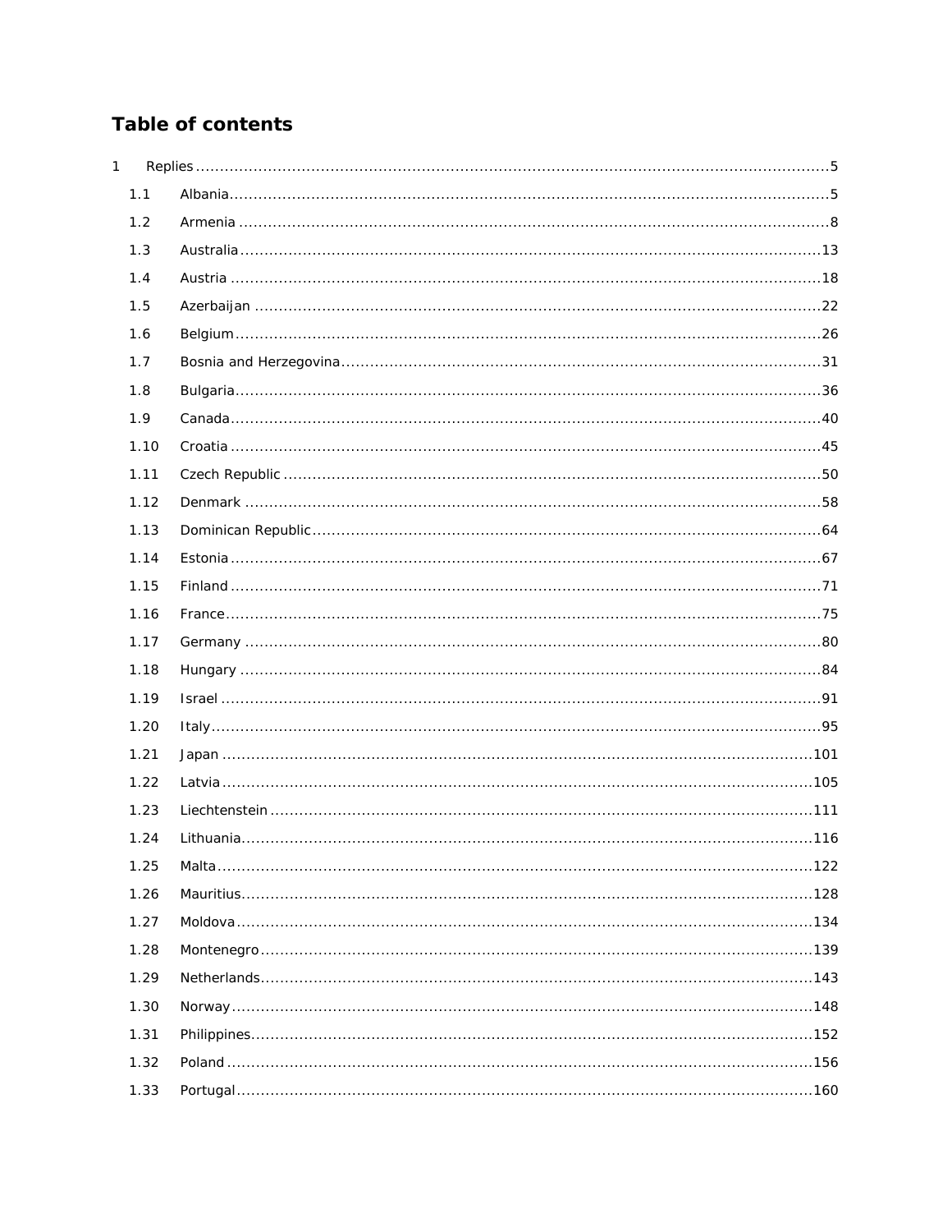# Table of contents

1 Replies ....................................................................................................................... 5

- 1.1 Albania ..................................................................................................................... 5
- 1.2 Armenia ..................................................................................................................... 8
- 1.3 Australia ................................................................................................................... 13
- 1.4 Austria ..................................................................................................................... 18
- 1.5 Azerbaijan ................................................................................................................ 22
- 1.6 Belgium .................................................................................................................... 26
- 1.7 Bosnia and Herzegovina ............................................................................................ 31
- 1.8 Bulgaria .................................................................................................................... 36
- 1.9 Canada ..................................................................................................................... 40
- 1.10 Croatia .................................................................................................................... 45
- 1.11 Czech Republic ......................................................................................................... 50
- 1.12 Denmark .................................................................................................................. 58
- 1.13 Dominican Republic ................................................................................................... 64
- 1.14 Estonia .................................................................................................................... 67
- 1.15 Finland .................................................................................................................... 71
- 1.16 France ..................................................................................................................... 75
- 1.17 Germany .................................................................................................................. 80
- 1.18 Hungary ................................................................................................................... 84
- 1.19 Israel ....................................................................................................................... 91
- 1.20 Italy ......................................................................................................................... 95
- 1.21 Japan ..................................................................................................................... 101
- 1.22 Latvia ..................................................................................................................... 105
- 1.23 Liechtenstein ........................................................................................................... 111
- 1.24 Lithuania ................................................................................................................ 116
- 1.25 Malta ...................................................................................................................... 122
- 1.26 Mauritius ................................................................................................................ 128
- 1.27 Moldova .................................................................................................................. 134
- 1.28 Montenegro ............................................................................................................. 139
- 1.29 Netherlands ............................................................................................................. 143
- 1.30 Norway ................................................................................................................... 148
- 1.31 Philippines .............................................................................................................. 152
- 1.32 Poland .................................................................................................................... 156
- 1.33 Portugal .................................................................................................................. 160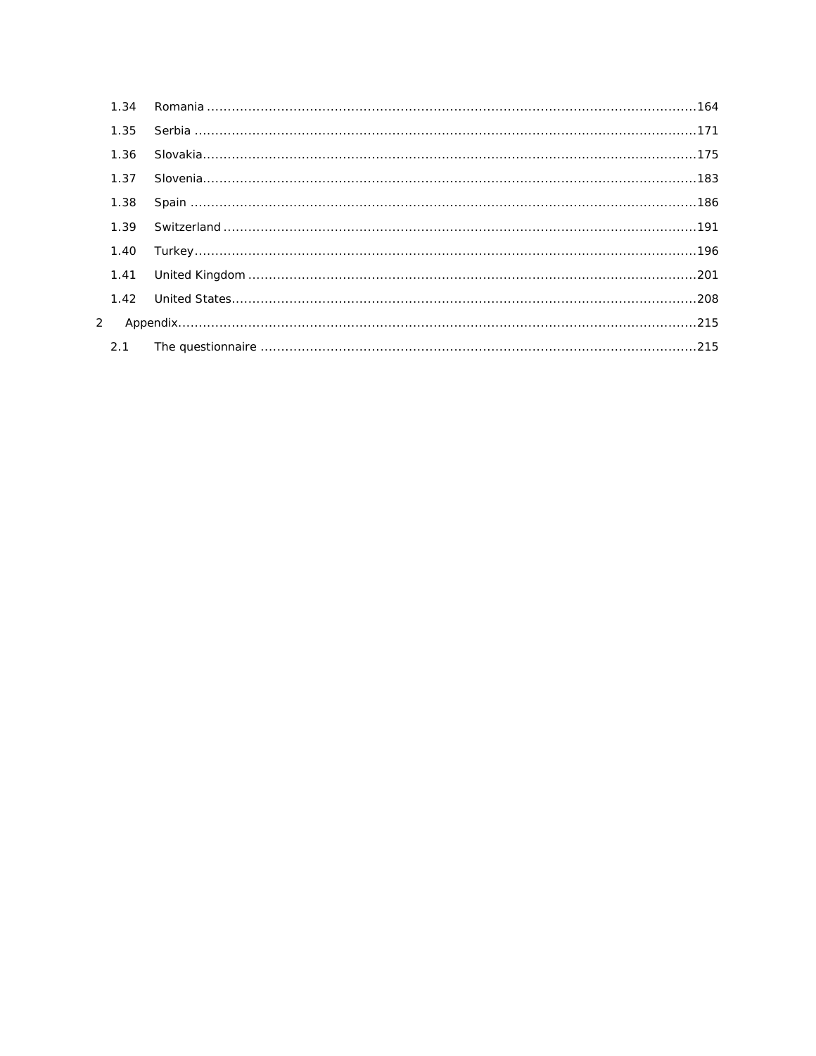1.34 Romania ........................................................................................................................164

1.35 Serbia ..........................................................................................................................171

1.36 Slovakia........................................................................................................................175

1.37 Slovenia........................................................................................................................183

1.38 Spain ...........................................................................................................................186

1.39 Switzerland ...................................................................................................................191

1.40 Turkey..........................................................................................................................196

1.41 United Kingdom ............................................................................................................201

1.42 United States.................................................................................................................208

2 Appendix..............................................................................................................................215

2.1 The questionnaire ..........................................................................................................215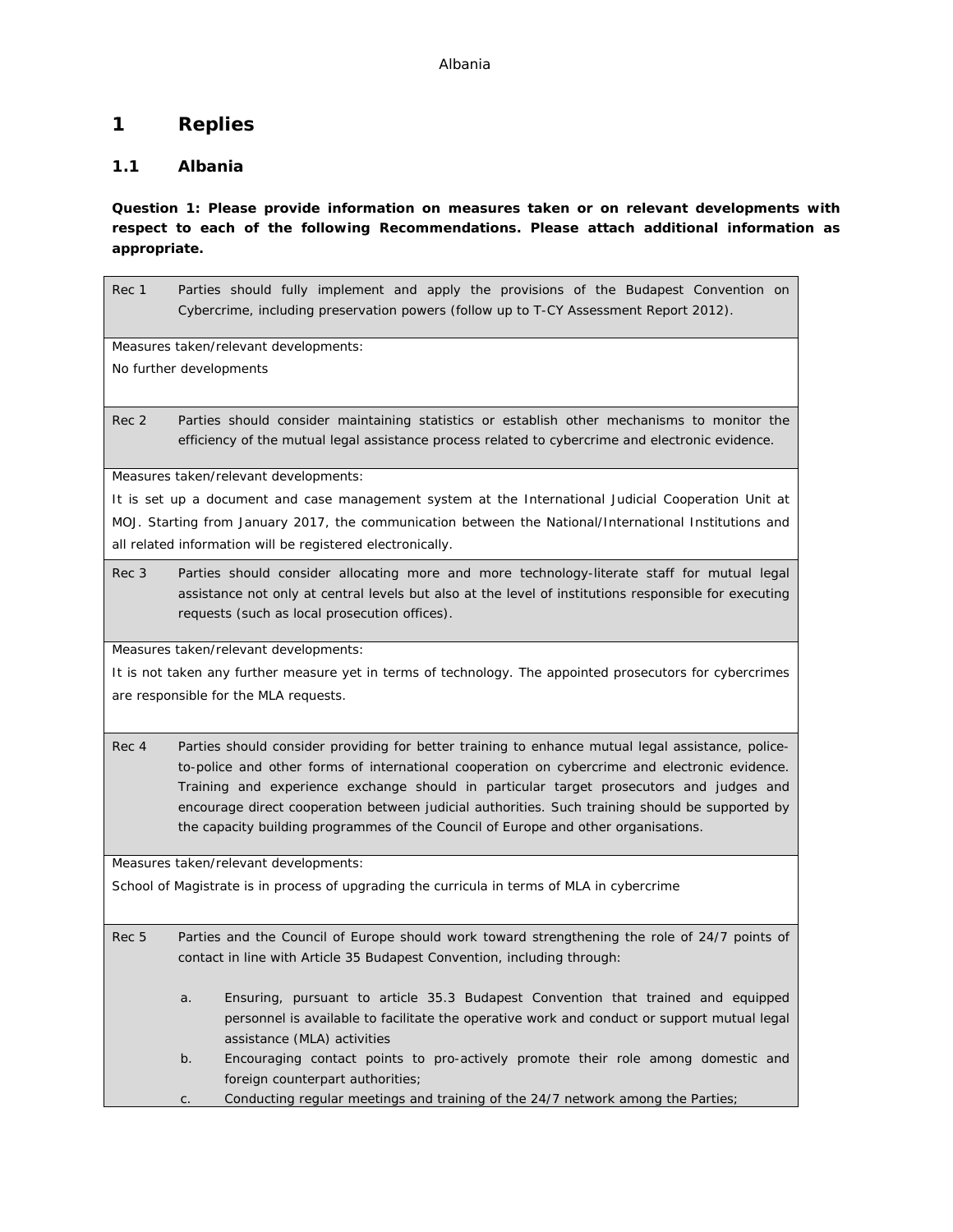# 1 Replies

## 1.1 Albania

**Question 1: Please provide information on measures taken or on relevant developments with respect to each of the following Recommendations. Please attach additional information as appropriate.**

| Rec 1 | Parties should fully implement and apply the provisions of the Budapest Convention on Cybercrime, including preservation powers (follow up to T-CY Assessment Report 2012). |
|---|---|
| Measures taken/relevant developments:<br>No further developments | |
| Rec 2 | Parties should consider maintaining statistics or establish other mechanisms to monitor the efficiency of the mutual legal assistance process related to cybercrime and electronic evidence. |
| Measures taken/relevant developments:<br>It is set up a document and case management system at the International Judicial Cooperation Unit at MOJ. Starting from January 2017, the communication between the National/International Institutions and all related information will be registered electronically. | |
| Rec 3 | Parties should consider allocating more and more technology-literate staff for mutual legal assistance not only at central levels but also at the level of institutions responsible for executing requests (such as local prosecution offices). |
| Measures taken/relevant developments:<br>It is not taken any further measure yet in terms of technology. The appointed prosecutors for cybercrimes are responsible for the MLA requests. | |
| Rec 4 | Parties should consider providing for better training to enhance mutual legal assistance, police-to-police and other forms of international cooperation on cybercrime and electronic evidence. Training and experience exchange should in particular target prosecutors and judges and encourage direct cooperation between judicial authorities. Such training should be supported by the capacity building programmes of the Council of Europe and other organisations. |
| Measures taken/relevant developments:<br>School of Magistrate is in process of upgrading the curricula in terms of MLA in cybercrime | |
| Rec 5 | Parties and the Council of Europe should work toward strengthening the role of 24/7 points of contact in line with Article 35 Budapest Convention, including through:<br><br>a. Ensuring, pursuant to article 35.3 Budapest Convention that trained and equipped personnel is available to facilitate the operative work and conduct or support mutual legal assistance (MLA) activities<br>b. Encouraging contact points to pro-actively promote their role among domestic and foreign counterpart authorities;<br>c. Conducting regular meetings and training of the 24/7 network among the Parties; |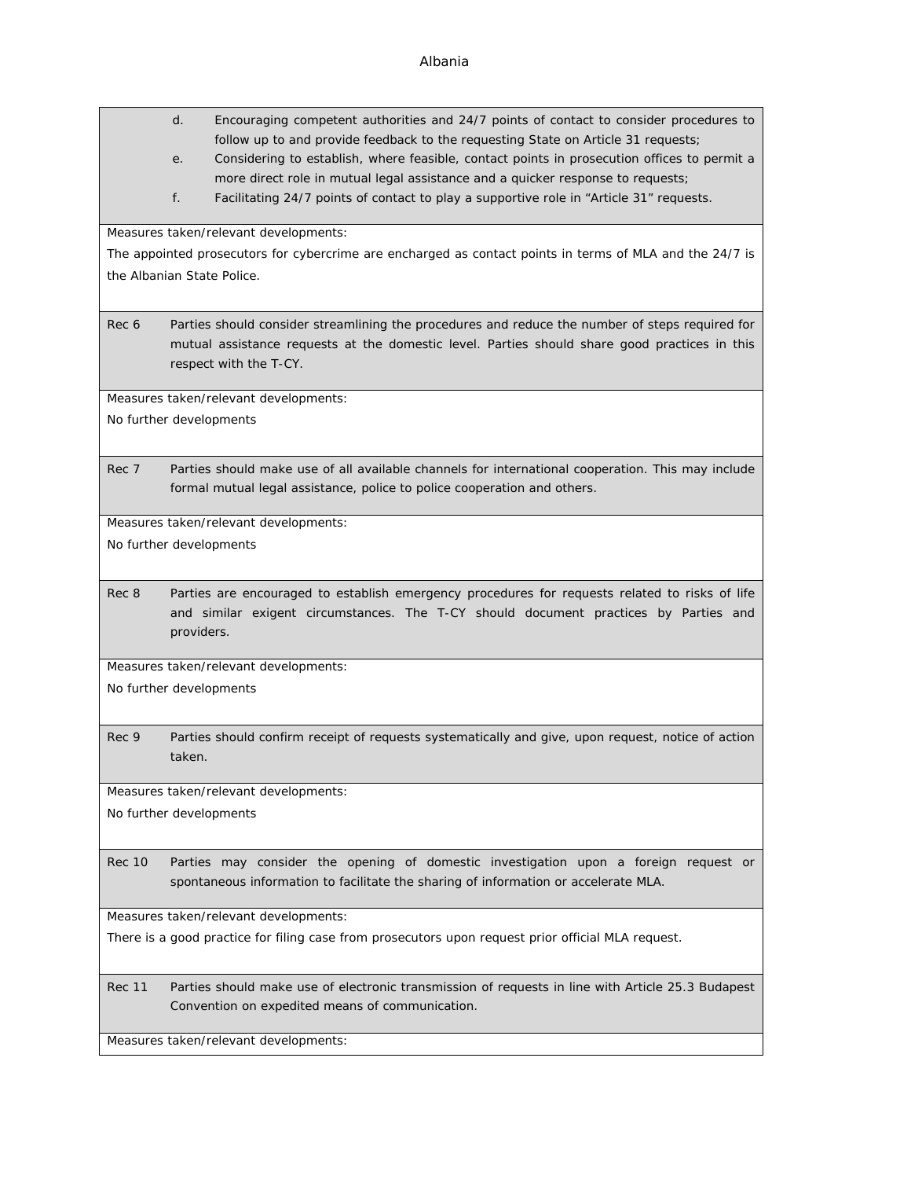d. Encouraging competent authorities and 24/7 points of contact to consider procedures to follow up to and provide feedback to the requesting State on Article 31 requests;

e. Considering to establish, where feasible, contact points in prosecution offices to permit a more direct role in mutual legal assistance and a quicker response to requests;

f. Facilitating 24/7 points of contact to play a supportive role in "Article 31" requests.

Measures taken/relevant developments:

The appointed prosecutors for cybercrime are encharged as contact points in terms of MLA and the 24/7 is the Albanian State Police.

| | |
|---|---|
| Rec 6 | Parties should consider streamlining the procedures and reduce the number of steps required for mutual assistance requests at the domestic level. Parties should share good practices in this respect with the T-CY. |

Measures taken/relevant developments:

No further developments

| | |
|---|---|
| Rec 7 | Parties should make use of all available channels for international cooperation. This may include formal mutual legal assistance, police to police cooperation and others. |

Measures taken/relevant developments:

No further developments

| | |
|---|---|
| Rec 8 | Parties are encouraged to establish emergency procedures for requests related to risks of life and similar exigent circumstances. The T-CY should document practices by Parties and providers. |

Measures taken/relevant developments:

No further developments

| | |
|---|---|
| Rec 9 | Parties should confirm receipt of requests systematically and give, upon request, notice of action taken. |

Measures taken/relevant developments:

No further developments

| | |
|---|---|
| Rec 10 | Parties may consider the opening of domestic investigation upon a foreign request or spontaneous information to facilitate the sharing of information or accelerate MLA. |

Measures taken/relevant developments:

There is a good practice for filing case from prosecutors upon request prior official MLA request.

| | |
|---|---|
| Rec 11 | Parties should make use of electronic transmission of requests in line with Article 25.3 Budapest Convention on expedited means of communication. |

Measures taken/relevant developments: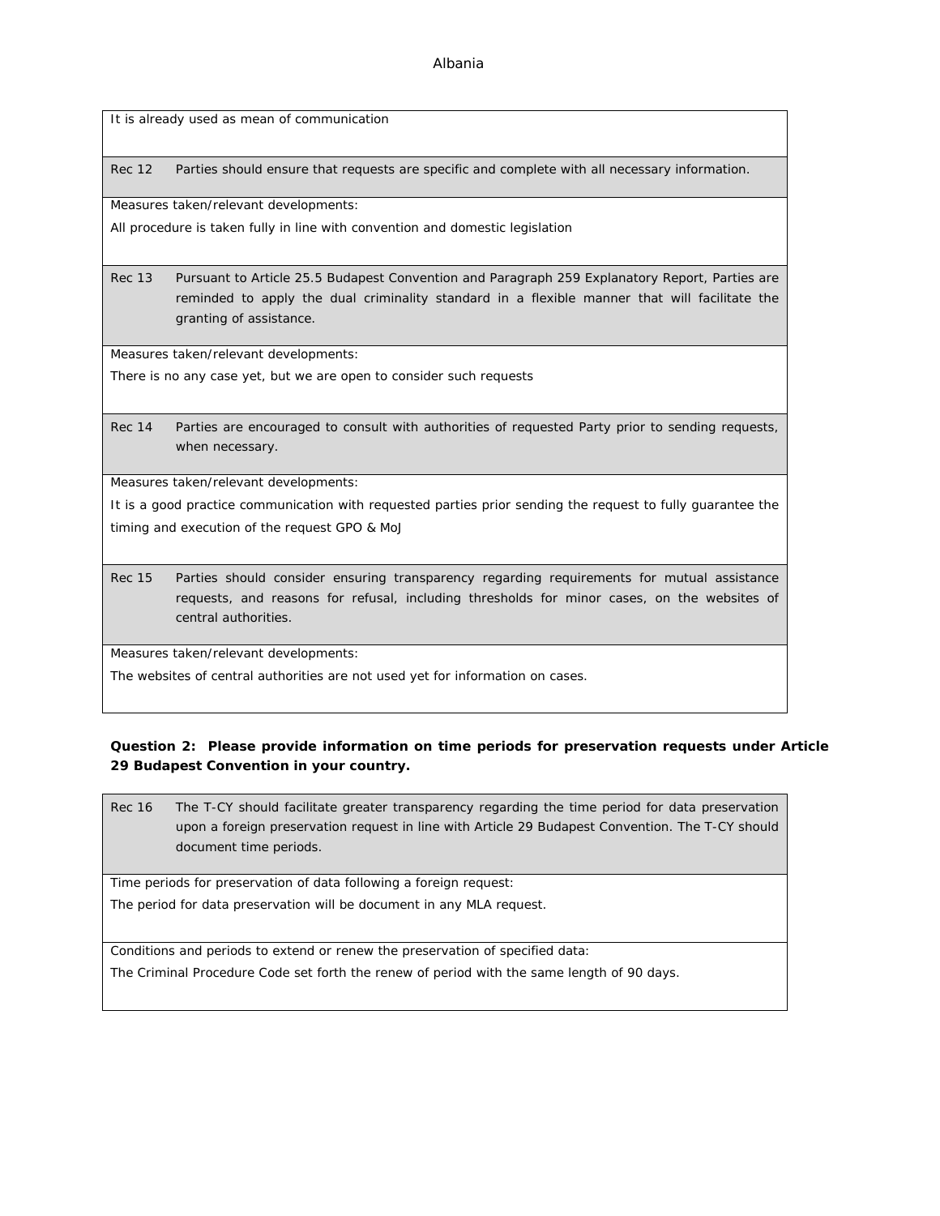| |
|---|
| It is already used as mean of communication |
| Rec 12 Parties should ensure that requests are specific and complete with all necessary information. |
| Measures taken/relevant developments:<br>All procedure is taken fully in line with convention and domestic legislation |
| Rec 13 Pursuant to Article 25.5 Budapest Convention and Paragraph 259 Explanatory Report, Parties are reminded to apply the dual criminality standard in a flexible manner that will facilitate the granting of assistance. |
| Measures taken/relevant developments:<br>There is no any case yet, but we are open to consider such requests |
| Rec 14 Parties are encouraged to consult with authorities of requested Party prior to sending requests, when necessary. |
| Measures taken/relevant developments:<br>It is a good practice communication with requested parties prior sending the request to fully guarantee the timing and execution of the request GPO & MoJ |
| Rec 15 Parties should consider ensuring transparency regarding requirements for mutual assistance requests, and reasons for refusal, including thresholds for minor cases, on the websites of central authorities. |
| Measures taken/relevant developments:<br>The websites of central authorities are not used yet for information on cases. |

**Question 2: Please provide information on time periods for preservation requests under Article 29 Budapest Convention in your country.**

| |
|---|
| Rec 16 The T-CY should facilitate greater transparency regarding the time period for data preservation upon a foreign preservation request in line with Article 29 Budapest Convention. The T-CY should document time periods. |
| Time periods for preservation of data following a foreign request:<br>The period for data preservation will be document in any MLA request. |
| Conditions and periods to extend or renew the preservation of specified data:<br>The Criminal Procedure Code set forth the renew of period with the same length of 90 days. |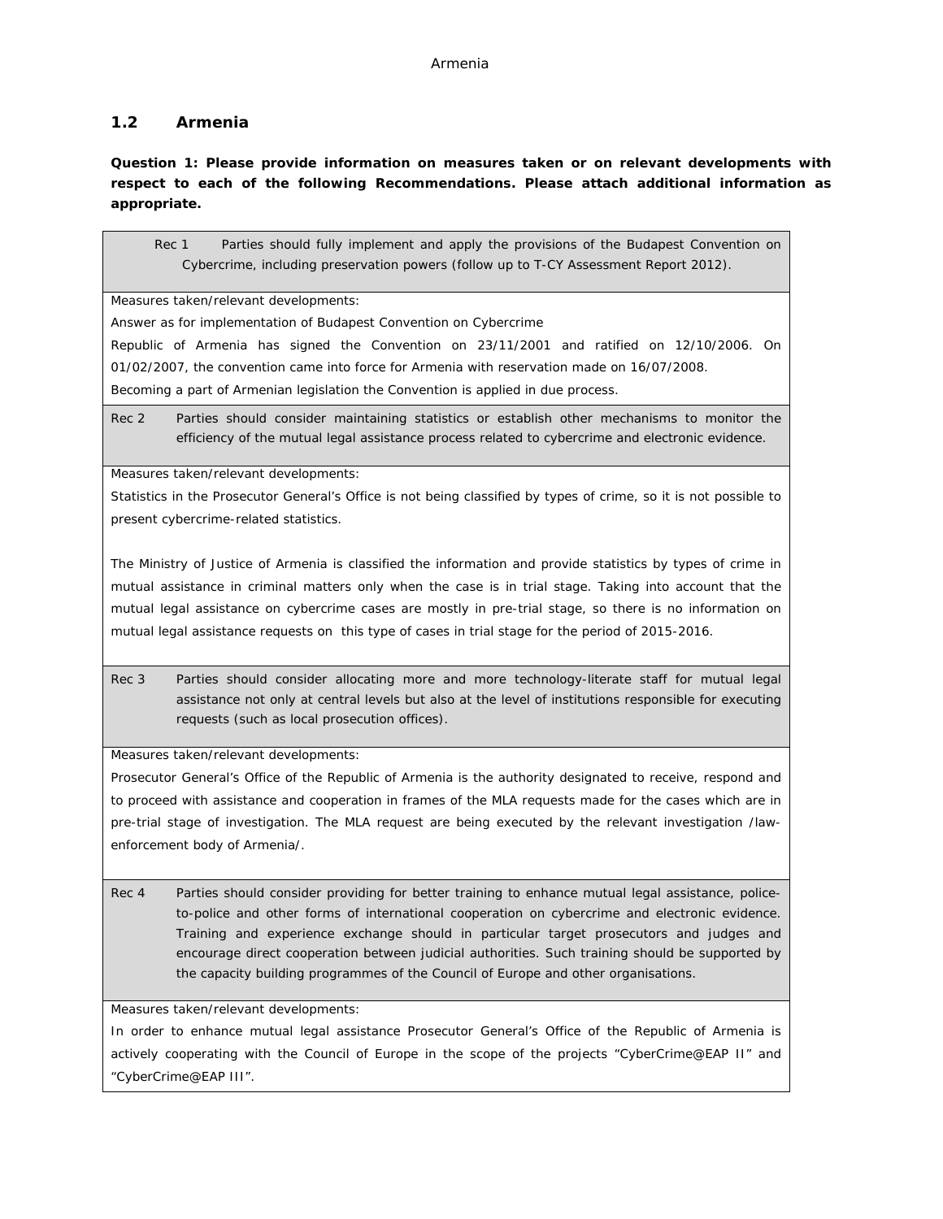## 1.2 Armenia

**Question 1: Please provide information on measures taken or on relevant developments with respect to each of the following Recommendations. Please attach additional information as appropriate.**

| Rec 1 | Parties should fully implement and apply the provisions of the Budapest Convention on Cybercrime, including preservation powers (follow up to T-CY Assessment Report 2012). |
|---|---|
| Measures taken/relevant developments:<br>Answer as for implementation of Budapest Convention on Cybercrime<br>Republic of Armenia has signed the Convention on 23/11/2001 and ratified on 12/10/2006. On 01/02/2007, the convention came into force for Armenia with reservation made on 16/07/2008.<br>Becoming a part of Armenian legislation the Convention is applied in due process. | |
| Rec 2 | Parties should consider maintaining statistics or establish other mechanisms to monitor the efficiency of the mutual legal assistance process related to cybercrime and electronic evidence. |
| Measures taken/relevant developments:<br>Statistics in the Prosecutor General's Office is not being classified by types of crime, so it is not possible to present cybercrime-related statistics.<br><br>The Ministry of Justice of Armenia is classified the information and provide statistics by types of crime in mutual assistance in criminal matters only when the case is in trial stage. Taking into account that the mutual legal assistance on cybercrime cases are mostly in pre-trial stage, so there is no information on mutual legal assistance requests on this type of cases in trial stage for the period of 2015-2016. | |
| Rec 3 | Parties should consider allocating more and more technology-literate staff for mutual legal assistance not only at central levels but also at the level of institutions responsible for executing requests (such as local prosecution offices). |
| Measures taken/relevant developments:<br>Prosecutor General's Office of the Republic of Armenia is the authority designated to receive, respond and to proceed with assistance and cooperation in frames of the MLA requests made for the cases which are in pre-trial stage of investigation. The MLA request are being executed by the relevant investigation /law-enforcement body of Armenia/. | |
| Rec 4 | Parties should consider providing for better training to enhance mutual legal assistance, police-to-police and other forms of international cooperation on cybercrime and electronic evidence. Training and experience exchange should in particular target prosecutors and judges and encourage direct cooperation between judicial authorities. Such training should be supported by the capacity building programmes of the Council of Europe and other organisations. |
| Measures taken/relevant developments:<br>In order to enhance mutual legal assistance Prosecutor General's Office of the Republic of Armenia is actively cooperating with the Council of Europe in the scope of the projects "CyberCrime@EAP II" and "CyberCrime@EAP III". | |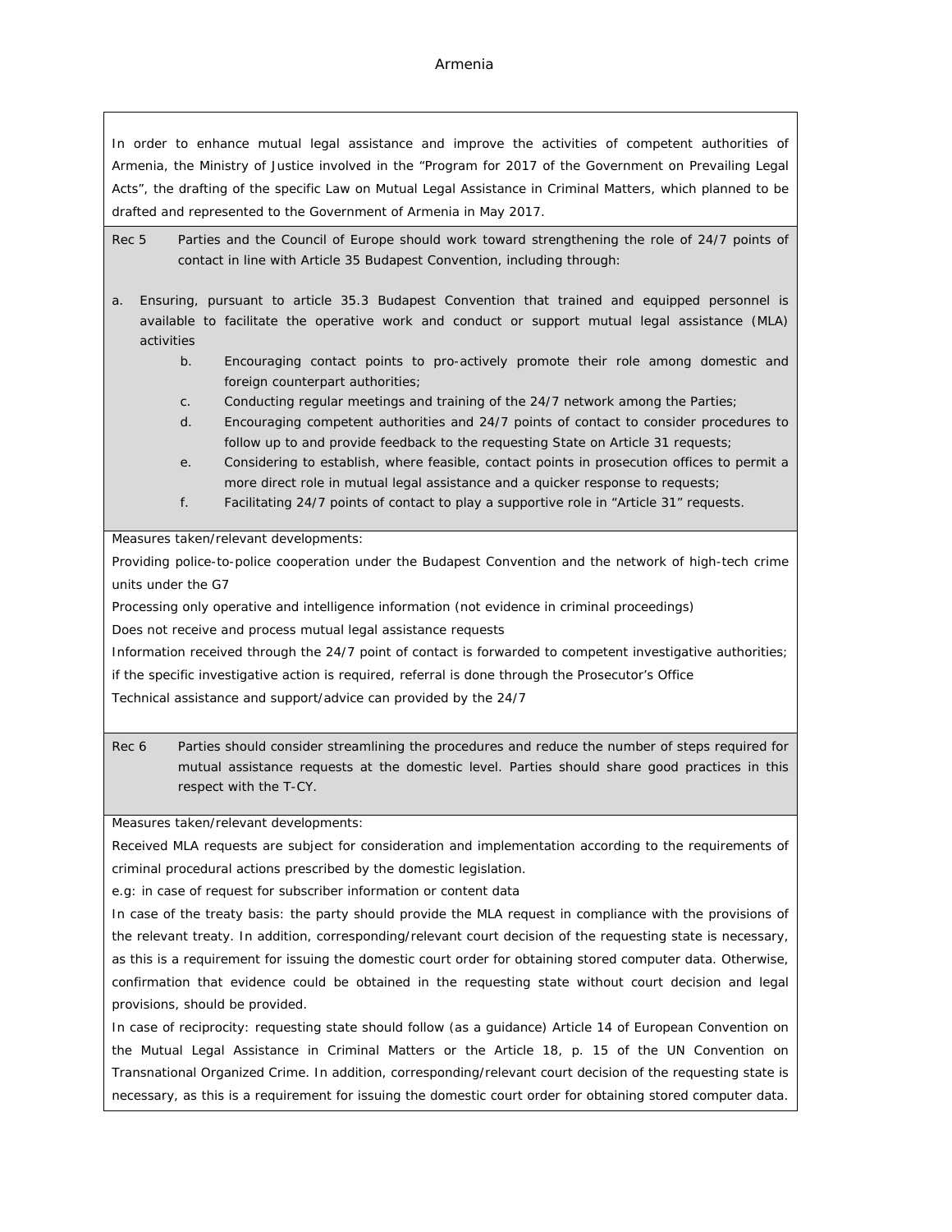## Armenia

In order to enhance mutual legal assistance and improve the activities of competent authorities of Armenia, the Ministry of Justice involved in the "Program for 2017 of the Government on Prevailing Legal Acts", the drafting of the specific Law on Mutual Assistance in Criminal Matters, which planned to be drafted and represented to the Government of Armenia in May 2017.

**Rec 5** Parties and the Council of Europe should work toward strengthening the role of 24/7 points of contact in line with Article 35 Budapest Convention, including through:

a. Ensuring, pursuant to article 35.3 Budapest Convention that trained and equipped personnel is available to facilitate the operative work and conduct or support mutual legal assistance (MLA) activities
b. Encouraging contact points to pro-actively promote their role among domestic and foreign counterpart authorities;
c. Conducting regular meetings and training of the 24/7 network among the Parties;
d. Encouraging competent authorities and 24/7 points of contact to consider procedures to follow up to and provide feedback to the requesting State on Article 31 requests;
e. Considering to establish, where feasible, contact points in prosecution offices to permit a more direct role in mutual legal assistance and a quicker response to requests;
f. Facilitating 24/7 points of contact to play a supportive role in "Article 31" requests.

Measures taken/relevant developments:

Providing police-to-police cooperation under the Budapest Convention and the network of high-tech crime units under the G7

Processing only operative and intelligence information (not evidence in criminal proceedings)

Does not receive and process mutual legal assistance requests

Information received through the 24/7 point of contact is forwarded to competent investigative authorities; if the specific investigative action is required, referral is done through the Prosecutor's Office

Technical assistance and support/advice can provided by the 24/7

**Rec 6** Parties should consider streamlining the procedures and reduce the number of steps required for mutual assistance requests at the domestic level. Parties should share good practices in this respect with the T-CY.

Measures taken/relevant developments:

Received MLA requests are subject for consideration and implementation according to the requirements of criminal procedural actions prescribed by the domestic legislation.

e.g: in case of request for subscriber information or content data

In case of the treaty basis: the party should provide the MLA request in compliance with the provisions of the relevant treaty. In addition, corresponding/relevant court decision of the requesting state is necessary, as this is a requirement for issuing the domestic court order for obtaining stored computer data. Otherwise, confirmation that evidence could be obtained in the requesting state without court decision and legal provisions, should be provided.

In case of reciprocity: requesting state should follow (as a guidance) Article 14 of European Convention on the Mutual Legal Assistance in Criminal Matters or the Article 18, p. 15 of the UN Convention on Transnational Organized Crime. In addition, corresponding/relevant court decision of the requesting state is necessary, as this is a requirement for issuing the domestic court order for obtaining stored computer data.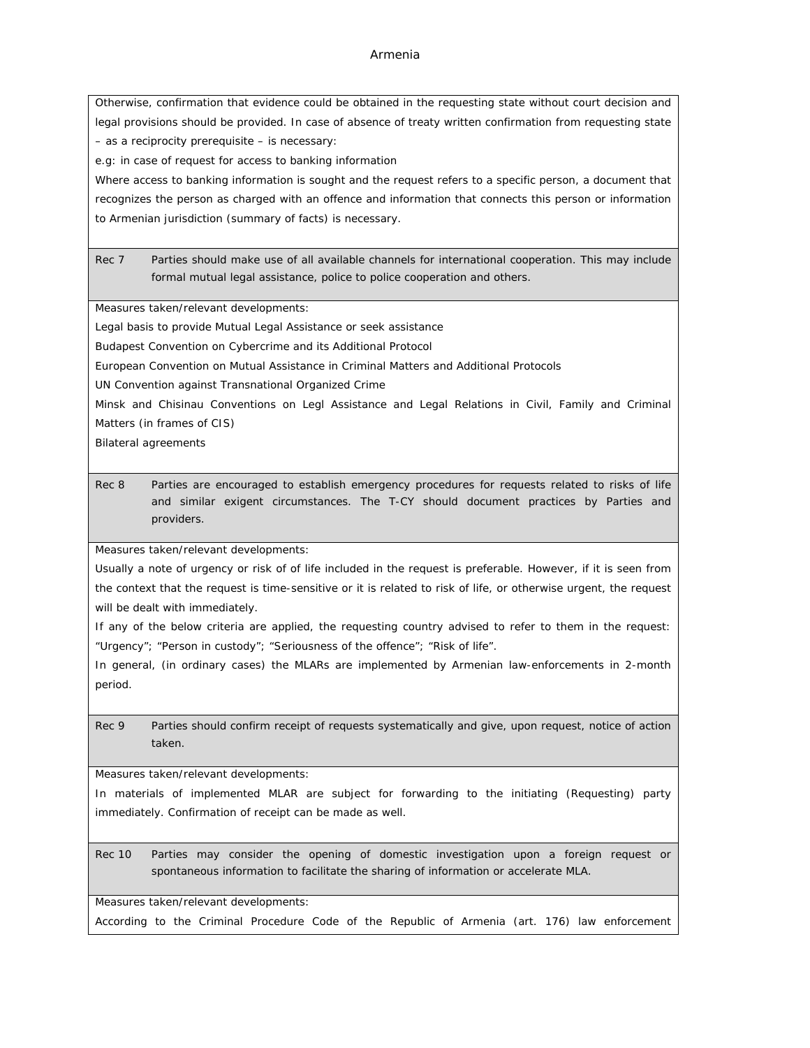Otherwise, confirmation that evidence could be obtained in the requesting state without court decision and legal provisions should be provided. In case of absence of treaty written confirmation from requesting state – as a reciprocity prerequisite – is necessary:

e.g: in case of request for access to banking information

Where access to banking information is sought and the request refers to a specific person, a document that recognizes the person as charged with an offence and information that connects this person or information to Armenian jurisdiction (summary of facts) is necessary.

| Rec 7 | Parties should make use of all available channels for international cooperation. This may include formal mutual legal assistance, police to police cooperation and others. |
|---|---|

Measures taken/relevant developments:

Legal basis to provide Mutual Legal Assistance or seek assistance

Budapest Convention on Cybercrime and its Additional Protocol

European Convention on Mutual Assistance in Criminal Matters and Additional Protocols

UN Convention against Transnational Organized Crime

Minsk and Chisinau Conventions on Legl Assistance and Legal Relations in Civil, Family and Criminal Matters (in frames of CIS)

Bilateral agreements

| Rec 8 | Parties are encouraged to establish emergency procedures for requests related to risks of life and similar exigent circumstances. The T-CY should document practices by Parties and providers. |
|---|---|

Measures taken/relevant developments:

Usually a note of urgency or risk of of life included in the request is preferable. However, if it is seen from the context that the request is time-sensitive or it is related to risk of life, or otherwise urgent, the request will be dealt with immediately.

If any of the below criteria are applied, the requesting country advised to refer to them in the request: "Urgency"; "Person in custody"; "Seriousness of the offence"; "Risk of life".

In general, (in ordinary cases) the MLARs are implemented by Armenian law-enforcements in 2-month period.

| Rec 9 | Parties should confirm receipt of requests systematically and give, upon request, notice of action taken. |
|---|---|

Measures taken/relevant developments:

In materials of implemented MLAR are subject for forwarding to the initiating (Requesting) party immediately. Confirmation of receipt can be made as well.

| Rec 10 | Parties may consider the opening of domestic investigation upon a foreign request or spontaneous information to facilitate the sharing of information or accelerate MLA. |
|---|---|

Measures taken/relevant developments:

According to the Criminal Procedure Code of the Republic of Armenia (art. 176) law enforcement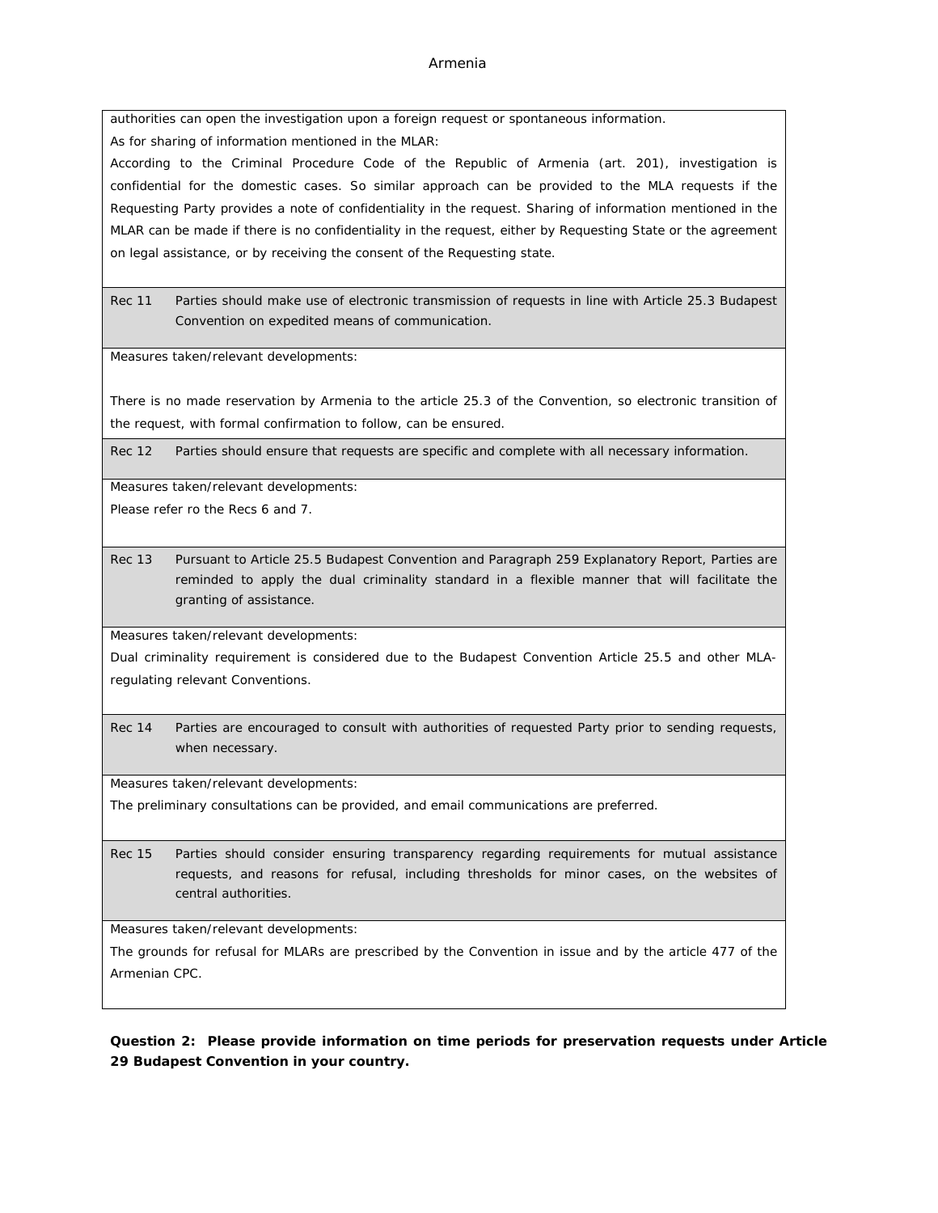authorities can open the investigation upon a foreign request or spontaneous information.

As for sharing of information mentioned in the MLAR:

According to the Criminal Procedure Code of the Republic of Armenia (art. 201), investigation is confidential for the domestic cases. So similar approach can be provided to the MLA requests if the Requesting Party provides a note of confidentiality in the request. Sharing of information mentioned in the MLAR can be made if there is no confidentiality in the request, either by Requesting State or the agreement on legal assistance, or by receiving the consent of the Requesting state.

**Rec 11** Parties should make use of electronic transmission of requests in line with Article 25.3 Budapest Convention on expedited means of communication.

Measures taken/relevant developments:

There is no made reservation by Armenia to the article 25.3 of the Convention, so electronic transition of the request, with formal confirmation to follow, can be ensured.

**Rec 12** Parties should ensure that requests are specific and complete with all necessary information.

Measures taken/relevant developments:

Please refer ro the Recs 6 and 7.

**Rec 13** Pursuant to Article 25.5 Budapest Convention and Paragraph 259 Explanatory Report, Parties are reminded to apply the dual criminality standard in a flexible manner that will facilitate the granting of assistance.

Measures taken/relevant developments:

Dual criminality requirement is considered due to the Budapest Convention Article 25.5 and other MLA-regulating relevant Conventions.

**Rec 14** Parties are encouraged to consult with authorities of requested Party prior to sending requests, when necessary.

Measures taken/relevant developments:

The preliminary consultations can be provided, and email communications are preferred.

**Rec 15** Parties should consider ensuring transparency regarding requirements for mutual assistance requests, and reasons for refusal, including thresholds for minor cases, on the websites of central authorities.

Measures taken/relevant developments:

The grounds for refusal for MLARs are prescribed by the Convention in issue and by the article 477 of the Armenian CPC.

**Question 2: Please provide information on time periods for preservation requests under Article 29 Budapest Convention in your country.**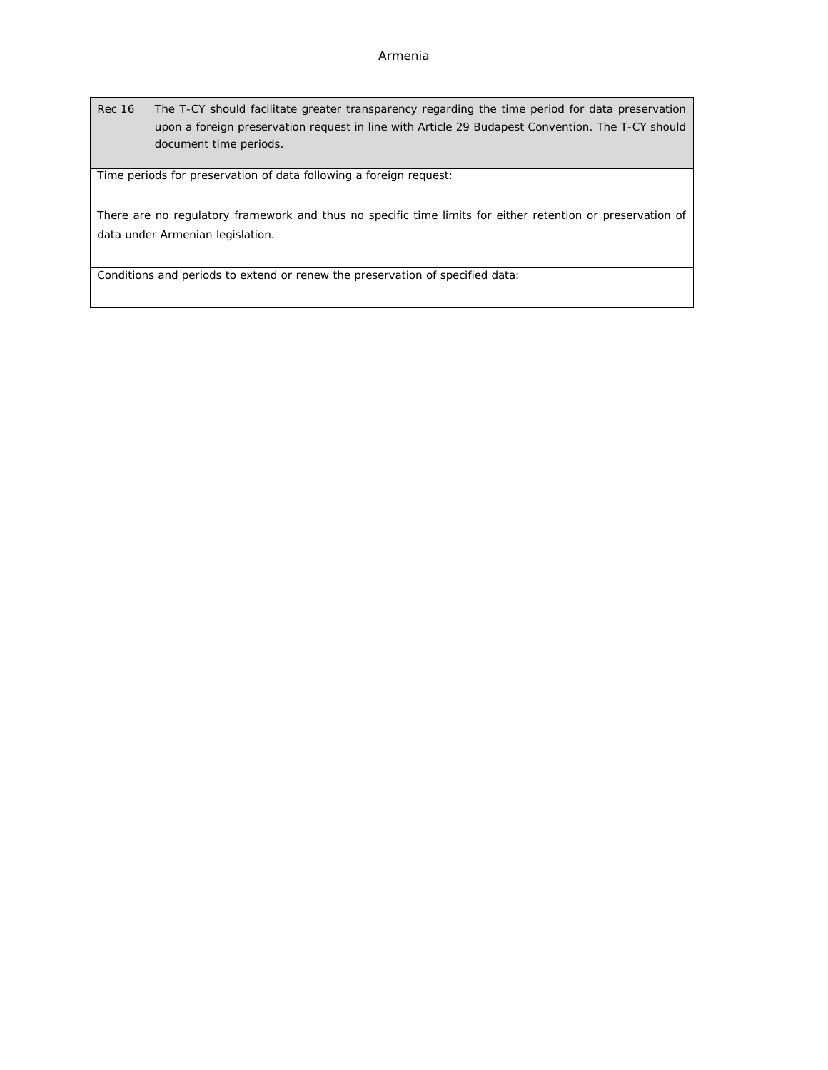## Armenia

| Rec 16 | The T-CY should facilitate greater transparency regarding the time period for data preservation upon a foreign preservation request in line with Article 29 Budapest Convention. The T-CY should document time periods. |
|---|---|
| Time periods for preservation of data following a foreign request:<br><br>There are no regulatory framework and thus no specific time limits for either retention or preservation of data under Armenian legislation. | |
| Conditions and periods to extend or renew the preservation of specified data: | |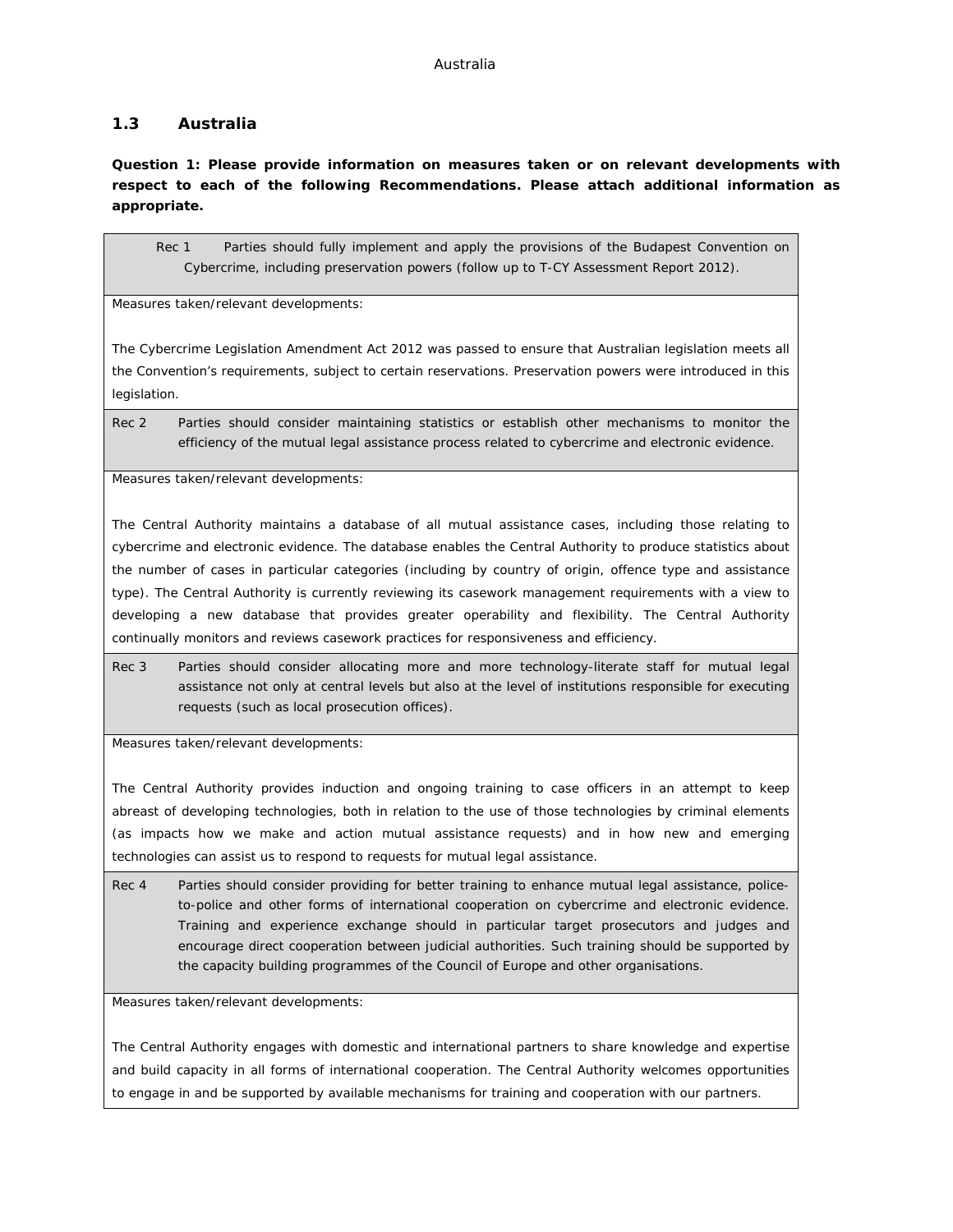### 1.3 Australia

**Question 1: Please provide information on measures taken or on relevant developments with respect to each of the following Recommendations. Please attach additional information as appropriate.**

| |
|---|
| Rec 1 Parties should fully implement and apply the provisions of the Budapest Convention on Cybercrime, including preservation powers (follow up to T-CY Assessment Report 2012). |
| Measures taken/relevant developments:<br><br>The Cybercrime Legislation Amendment Act 2012 was passed to ensure that Australian legislation meets all the Convention's requirements, subject to certain reservations. Preservation powers were introduced in this legislation. |
| Rec 2 Parties should consider maintaining statistics or establish other mechanisms to monitor the efficiency of the mutual legal assistance process related to cybercrime and electronic evidence. |
| Measures taken/relevant developments:<br><br>The Central Authority maintains a database of all mutual assistance cases, including those relating to cybercrime and electronic evidence. The database enables the Central Authority to produce statistics about the number of cases in particular categories (including by country of origin, offence type and assistance type). The Central Authority is currently reviewing its casework management requirements with a view to developing a new database that provides greater operability and flexibility. The Central Authority continually monitors and reviews casework practices for responsiveness and efficiency. |
| Rec 3 Parties should consider allocating more and more technology-literate staff for mutual legal assistance not only at central levels but also at the level of institutions responsible for executing requests (such as local prosecution offices). |
| Measures taken/relevant developments:<br><br>The Central Authority provides induction and ongoing training to case officers in an attempt to keep abreast of developing technologies, both in relation to the use of those technologies by criminal elements (as impacts how we make and action mutual assistance requests) and in how new and emerging technologies can assist us to respond to requests for mutual legal assistance. |
| Rec 4 Parties should consider providing for better training to enhance mutual legal assistance, police-to-police and other forms of international cooperation on cybercrime and electronic evidence. Training and experience exchange should in particular target prosecutors and judges and encourage direct cooperation between judicial authorities. Such training should be supported by the capacity building programmes of the Council of Europe and other organisations. |
| Measures taken/relevant developments:<br><br>The Central Authority engages with domestic and international partners to share knowledge and expertise and build capacity in all forms of international cooperation. The Central Authority welcomes opportunities to engage in and be supported by available mechanisms for training and cooperation with our partners. |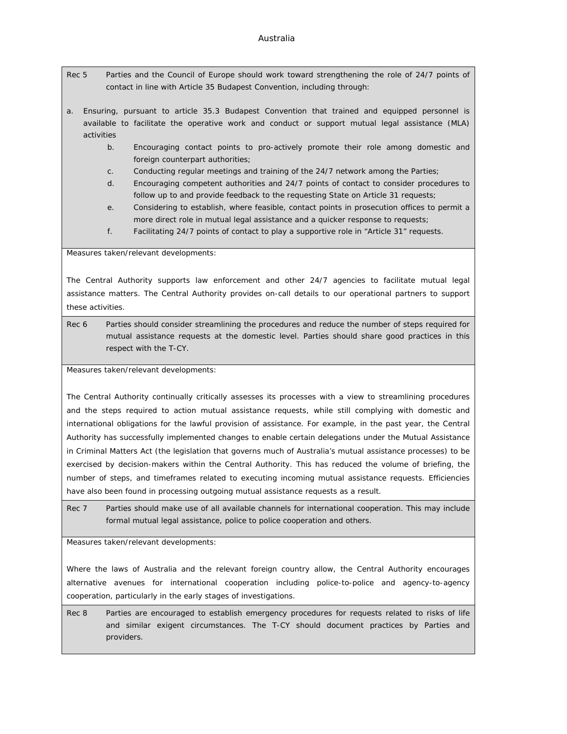Australia

| Rec 5 | Parties and the Council of Europe should work toward strengthening the role of 24/7 points of contact in line with Article 35 Budapest Convention, including through: |
|---|---|

a. Ensuring, pursuant to article 35.3 Budapest Convention that trained and equipped personnel is available to facilitate the operative work and conduct or support mutual legal assistance (MLA) activities
   b. Encouraging contact points to pro-actively promote their role among domestic and foreign counterpart authorities;
   c. Conducting regular meetings and training of the 24/7 network among the Parties;
   d. Encouraging competent authorities and 24/7 points of contact to consider procedures to follow up to and provide feedback to the requesting State on Article 31 requests;
   e. Considering to establish, where feasible, contact points in prosecution offices to permit a more direct role in mutual legal assistance and a quicker response to requests;
   f. Facilitating 24/7 points of contact to play a supportive role in "Article 31" requests.

Measures taken/relevant developments:

The Central Authority supports law enforcement and other 24/7 agencies to facilitate mutual legal assistance matters. The Central Authority provides on-call details to our operational partners to support these activities.

| Rec 6 | Parties should consider streamlining the procedures and reduce the number of steps required for mutual assistance requests at the domestic level. Parties should share good practices in this respect with the T-CY. |
|---|---|

Measures taken/relevant developments:

The Central Authority continually critically assesses its processes with a view to streamlining procedures and the steps required to action mutual assistance requests, while still complying with domestic and international obligations for the lawful provision of assistance. For example, in the past year, the Central Authority has successfully implemented changes to enable certain delegations under the Mutual Assistance in Criminal Matters Act (the legislation that governs much of Australia's mutual assistance processes) to be exercised by decision-makers within the Central Authority. This has reduced the volume of briefing, the number of steps, and timeframes related to executing incoming mutual assistance requests. Efficiencies have also been found in processing outgoing mutual assistance requests as a result.

| Rec 7 | Parties should make use of all available channels for international cooperation. This may include formal mutual legal assistance, police to police cooperation and others. |
|---|---|

Measures taken/relevant developments:

Where the laws of Australia and the relevant foreign country allow, the Central Authority encourages alternative avenues for international cooperation including police-to-police and agency-to-agency cooperation, particularly in the early stages of investigations.

| Rec 8 | Parties are encouraged to establish emergency procedures for requests related to risks of life and similar exigent circumstances. The T-CY should document practices by Parties and providers. |
|---|---|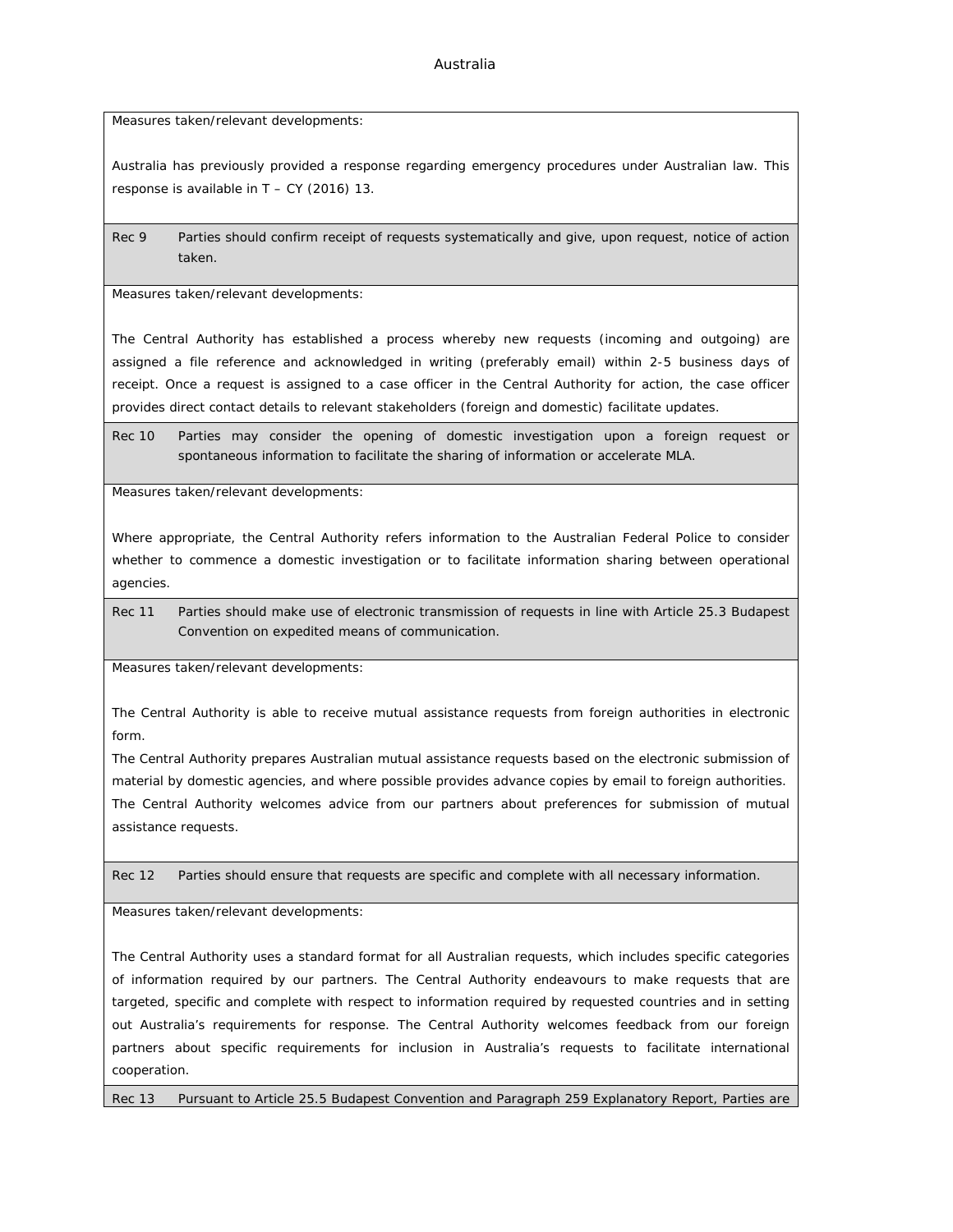Measures taken/relevant developments:

Australia has previously provided a response regarding emergency procedures under Australian law. This response is available in T – CY (2016) 13.

| | |
|---|---|
| Rec 9 | Parties should confirm receipt of requests systematically and give, upon request, notice of action taken. |

Measures taken/relevant developments:

The Central Authority has established a process whereby new requests (incoming and outgoing) are assigned a file reference and acknowledged in writing (preferably email) within 2-5 business days of receipt. Once a request is assigned to a case officer in the Central Authority for action, the case officer provides direct contact details to relevant stakeholders (foreign and domestic) facilitate updates.

| | |
|---|---|
| Rec 10 | Parties may consider the opening of domestic investigation upon a foreign request or spontaneous information to facilitate the sharing of information or accelerate MLA. |

Measures taken/relevant developments:

Where appropriate, the Central Authority refers information to the Australian Federal Police to consider whether to commence a domestic investigation or to facilitate information sharing between operational agencies.

| | |
|---|---|
| Rec 11 | Parties should make use of electronic transmission of requests in line with Article 25.3 Budapest Convention on expedited means of communication. |

Measures taken/relevant developments:

The Central Authority is able to receive mutual assistance requests from foreign authorities in electronic form.

The Central Authority prepares Australian mutual assistance requests based on the electronic submission of material by domestic agencies, and where possible provides advance copies by email to foreign authorities. The Central Authority welcomes advice from our partners about preferences for submission of mutual assistance requests.

| | |
|---|---|
| Rec 12 | Parties should ensure that requests are specific and complete with all necessary information. |

Measures taken/relevant developments:

The Central Authority uses a standard format for all Australian requests, which includes specific categories of information required by our partners. The Central Authority endeavours to make requests that are targeted, specific and complete with respect to information required by requested countries and in setting out Australia's requirements for response. The Central Authority welcomes feedback from our foreign partners about specific requirements for inclusion in Australia's requests to facilitate international cooperation.

| | |
|---|---|
| Rec 13 | Pursuant to Article 25.5 Budapest Convention and Paragraph 259 Explanatory Report, Parties are |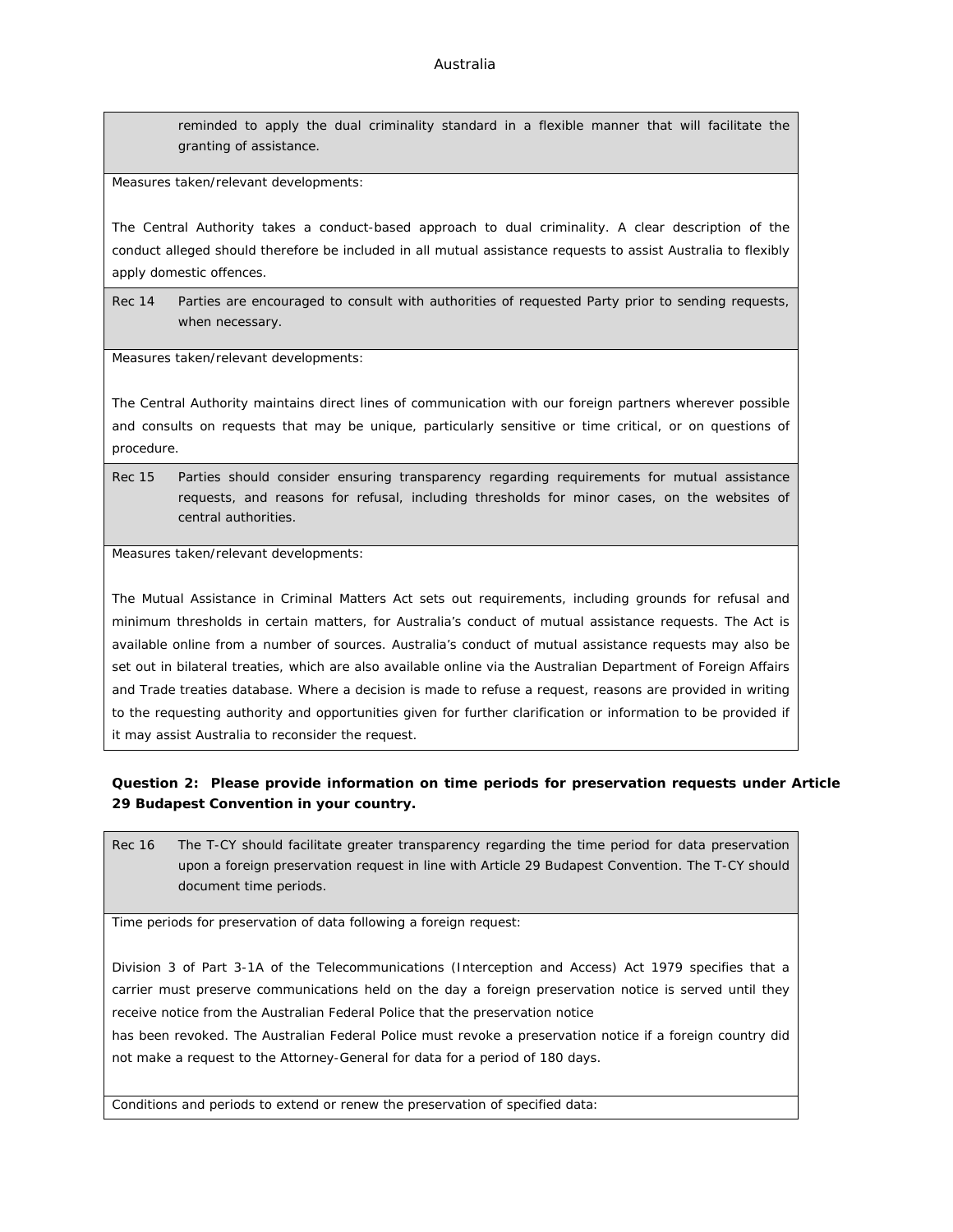reminded to apply the dual criminality standard in a flexible manner that will facilitate the granting of assistance.

Measures taken/relevant developments:

The Central Authority takes a conduct-based approach to dual criminality. A clear description of the conduct alleged should therefore be included in all mutual assistance requests to assist Australia to flexibly apply domestic offences.

Rec 14 Parties are encouraged to consult with authorities of requested Party prior to sending requests, when necessary.

Measures taken/relevant developments:

The Central Authority maintains direct lines of communication with our foreign partners wherever possible and consults on requests that may be unique, particularly sensitive or time critical, or on questions of procedure.

Rec 15 Parties should consider ensuring transparency regarding requirements for mutual assistance requests, and reasons for refusal, including thresholds for minor cases, on the websites of central authorities.

Measures taken/relevant developments:

The Mutual Assistance in Criminal Matters Act sets out requirements, including grounds for refusal and minimum thresholds in certain matters, for Australia's conduct of mutual assistance requests. The Act is available online from a number of sources. Australia's conduct of mutual assistance requests may also be set out in bilateral treaties, which are also available online via the Australian Department of Foreign Affairs and Trade treaties database. Where a decision is made to refuse a request, reasons are provided in writing to the requesting authority and opportunities given for further clarification or information to be provided if it may assist Australia to reconsider the request.

**Question 2: Please provide information on time periods for preservation requests under Article 29 Budapest Convention in your country.**

Rec 16 The T-CY should facilitate greater transparency regarding the time period for data preservation upon a foreign preservation request in line with Article 29 Budapest Convention. The T-CY should document time periods.

Time periods for preservation of data following a foreign request:

Division 3 of Part 3-1A of the Telecommunications (Interception and Access) Act 1979 specifies that a carrier must preserve communications held on the day a foreign preservation notice is served until they receive notice from the Australian Federal Police that the preservation notice has been revoked. The Australian Federal Police must revoke a preservation notice if a foreign country did not make a request to the Attorney-General for data for a period of 180 days.

Conditions and periods to extend or renew the preservation of specified data: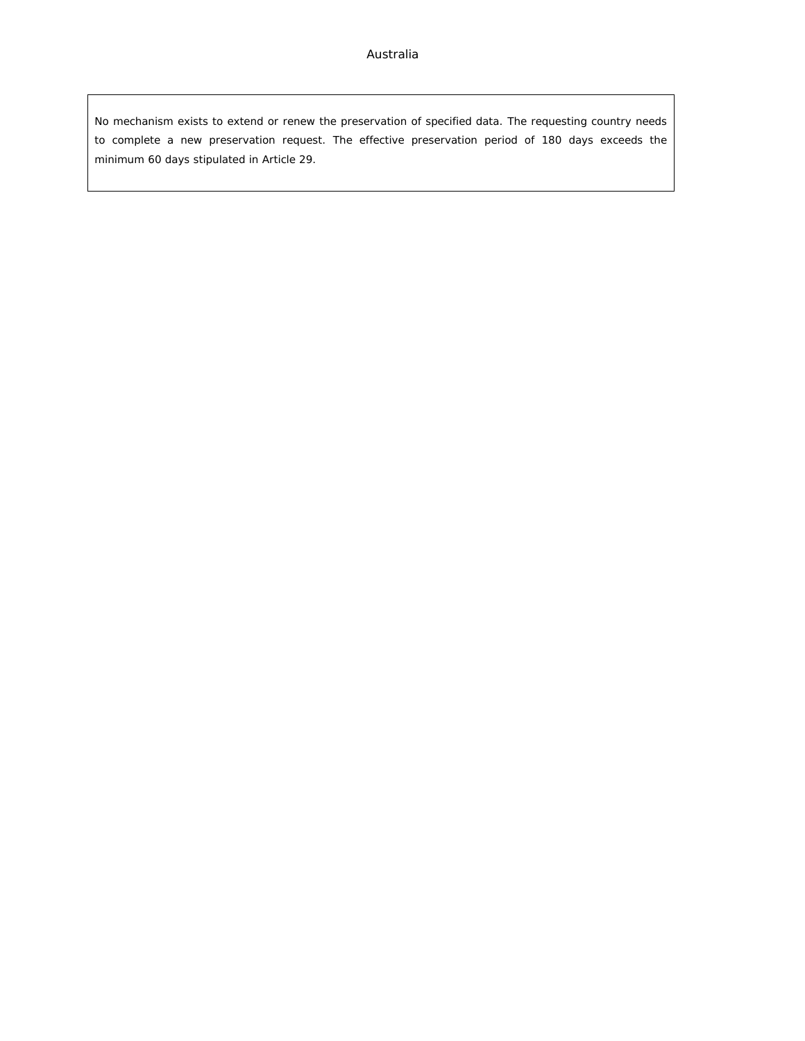No mechanism exists to extend or renew the preservation of specified data. The requesting country needs to complete a new preservation request. The effective preservation period of 180 days exceeds the minimum 60 days stipulated in Article 29.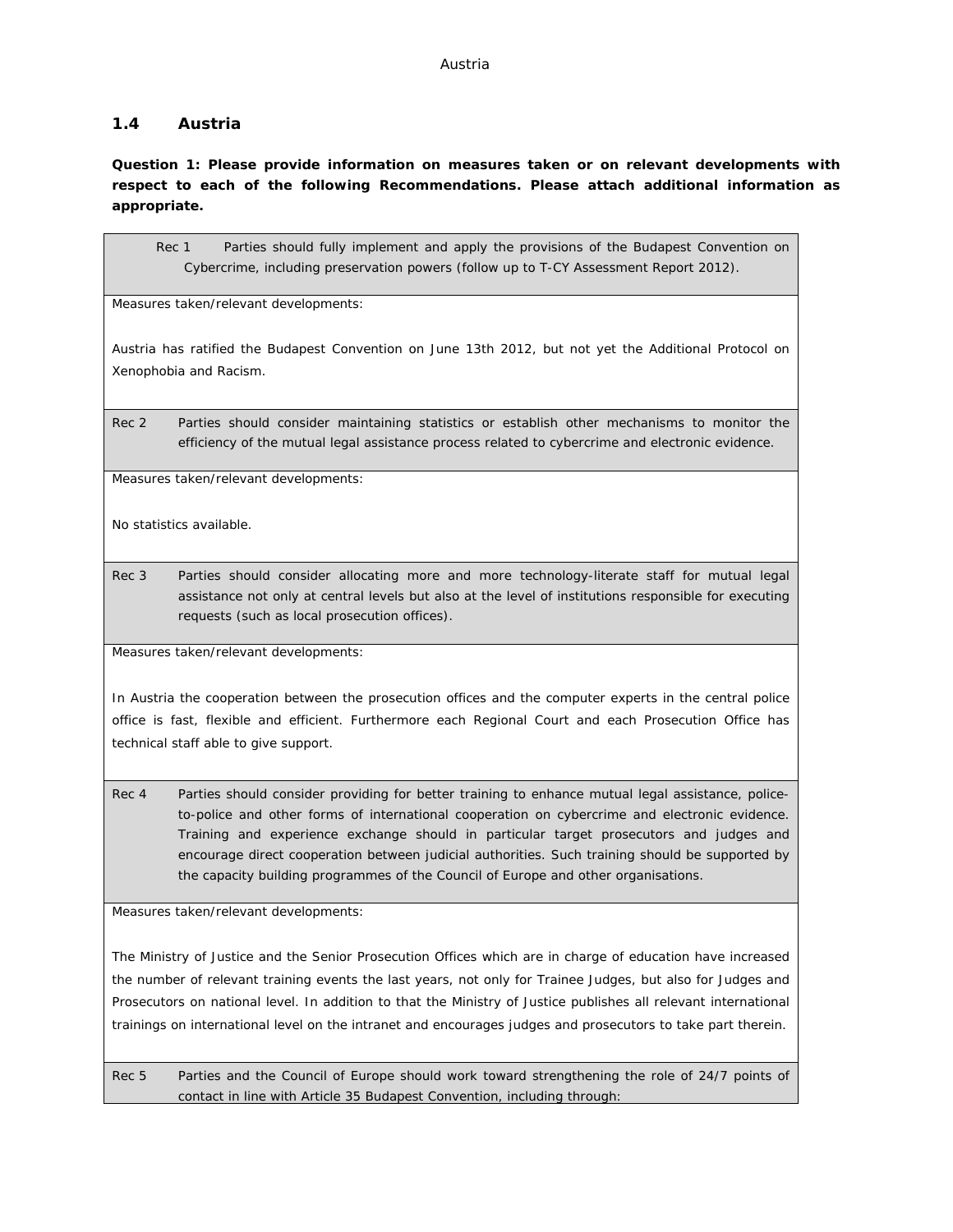## 1.4 Austria

**Question 1: Please provide information on measures taken or on relevant developments with respect to each of the following Recommendations. Please attach additional information as appropriate.**

| Rec 1 | Parties should fully implement and apply the provisions of the Budapest Convention on Cybercrime, including preservation powers (follow up to T-CY Assessment Report 2012). |
|---|---|
| Measures taken/relevant developments:<br><br>Austria has ratified the Budapest Convention on June 13th 2012, but not yet the Additional Protocol on Xenophobia and Racism. | |
| Rec 2 | Parties should consider maintaining statistics or establish other mechanisms to monitor the efficiency of the mutual legal assistance process related to cybercrime and electronic evidence. |
| Measures taken/relevant developments:<br><br>No statistics available. | |
| Rec 3 | Parties should consider allocating more and more technology-literate staff for mutual legal assistance not only at central levels but also at the level of institutions responsible for executing requests (such as local prosecution offices). |
| Measures taken/relevant developments:<br><br>In Austria the cooperation between the prosecution offices and the computer experts in the central police office is fast, flexible and efficient. Furthermore each Regional Court and each Prosecution Office has technical staff able to give support. | |
| Rec 4 | Parties should consider providing for better training to enhance mutual legal assistance, police-to-police and other forms of international cooperation on cybercrime and electronic evidence. Training and experience exchange should in particular target prosecutors and judges and encourage direct cooperation between judicial authorities. Such training should be supported by the capacity building programmes of the Council of Europe and other organisations. |
| Measures taken/relevant developments:<br><br>The Ministry of Justice and the Senior Prosecution Offices which are in charge of education have increased the number of relevant training events the last years, not only for Trainee Judges, but also for Judges and Prosecutors on national level. In addition to that the Ministry of Justice publishes all relevant international trainings on international level on the intranet and encourages judges and prosecutors to take part therein. | |
| Rec 5 | Parties and the Council of Europe should work toward strengthening the role of 24/7 points of contact in line with Article 35 Budapest Convention, including through: |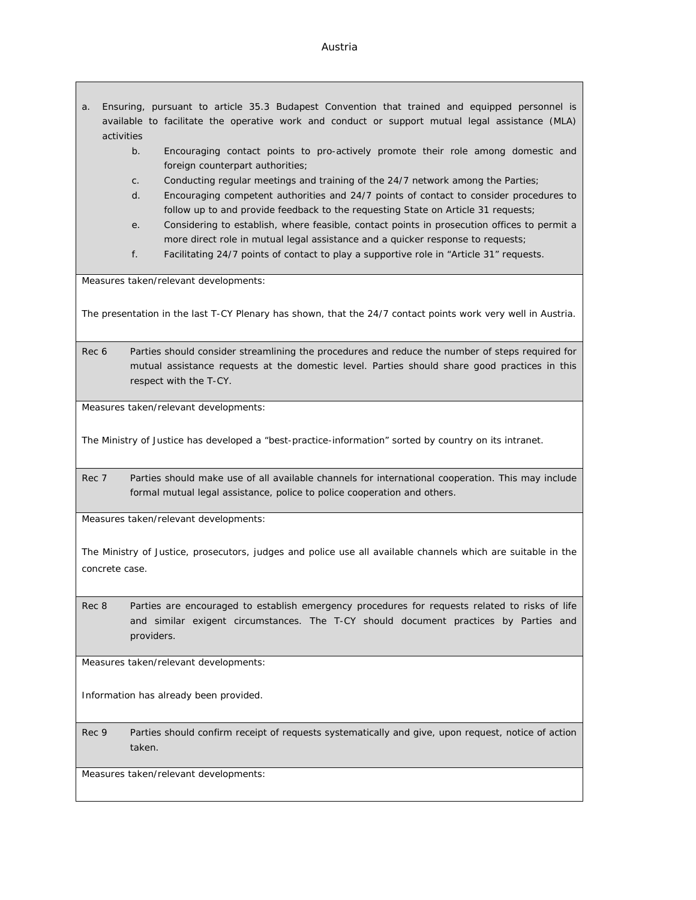a. Ensuring, pursuant to article 35.3 Budapest Convention that trained and equipped personnel is available to facilitate the operative work and conduct or support mutual legal assistance (MLA) activities
   b. Encouraging contact points to pro-actively promote their role among domestic and foreign counterpart authorities;
   c. Conducting regular meetings and training of the 24/7 network among the Parties;
   d. Encouraging competent authorities and 24/7 points of contact to consider procedures to follow up to and provide feedback to the requesting State on Article 31 requests;
   e. Considering to establish, where feasible, contact points in prosecution offices to permit a more direct role in mutual legal assistance and a quicker response to requests;
   f. Facilitating 24/7 points of contact to play a supportive role in "Article 31" requests.

Measures taken/relevant developments:

The presentation in the last T-CY Plenary has shown, that the 24/7 contact points work very well in Austria.

Rec 6 Parties should consider streamlining the procedures and reduce the number of steps required for mutual assistance requests at the domestic level. Parties should share good practices in this respect with the T-CY.

Measures taken/relevant developments:

The Ministry of Justice has developed a "best-practice-information" sorted by country on its intranet.

Rec 7 Parties should make use of all available channels for international cooperation. This may include formal mutual legal assistance, police to police cooperation and others.

Measures taken/relevant developments:

The Ministry of Justice, prosecutors, judges and police use all available channels which are suitable in the concrete case.

Rec 8 Parties are encouraged to establish emergency procedures for requests related to risks of life and similar exigent circumstances. The T-CY should document practices by Parties and providers.

Measures taken/relevant developments:

Information has already been provided.

Rec 9 Parties should confirm receipt of requests systematically and give, upon request, notice of action taken.

Measures taken/relevant developments: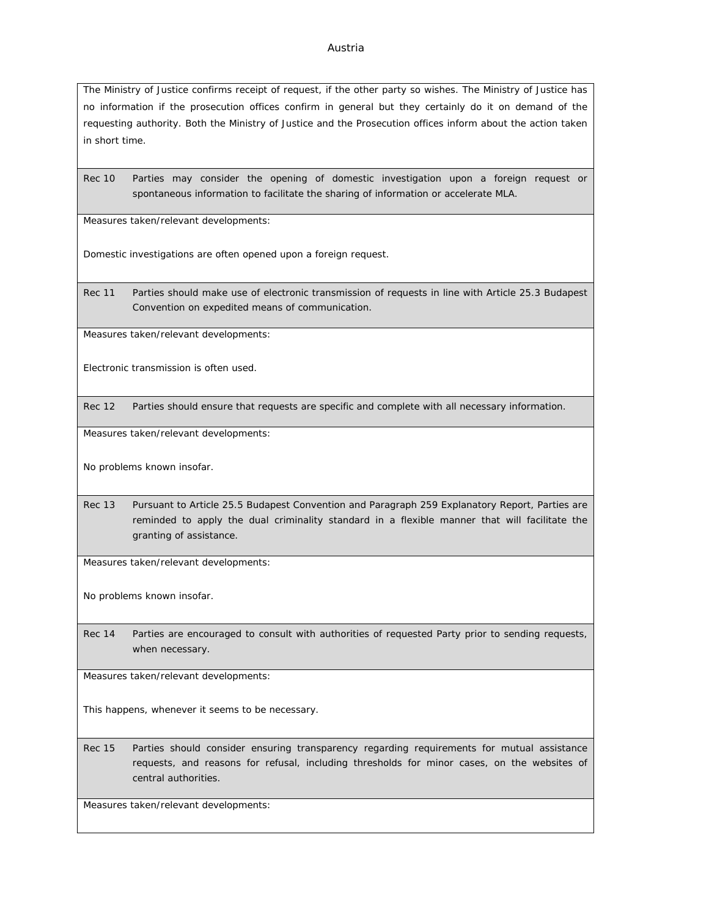The Ministry of Justice confirms receipt of request, if the other party so wishes. The Ministry of Justice has no information if the prosecution offices confirm in general but they certainly do it on demand of the requesting authority. Both the Ministry of Justice and the Prosecution offices inform about the action taken in short time.

| Rec 10 | Parties may consider the opening of domestic investigation upon a foreign request or spontaneous information to facilitate the sharing of information or accelerate MLA. |
|---|---|

Measures taken/relevant developments:

Domestic investigations are often opened upon a foreign request.

| Rec 11 | Parties should make use of electronic transmission of requests in line with Article 25.3 Budapest Convention on expedited means of communication. |
|---|---|

Measures taken/relevant developments:

Electronic transmission is often used.

| Rec 12 | Parties should ensure that requests are specific and complete with all necessary information. |
|---|---|

Measures taken/relevant developments:

No problems known insofar.

| Rec 13 | Pursuant to Article 25.5 Budapest Convention and Paragraph 259 Explanatory Report, Parties are reminded to apply the dual criminality standard in a flexible manner that will facilitate the granting of assistance. |
|---|---|

Measures taken/relevant developments:

No problems known insofar.

| Rec 14 | Parties are encouraged to consult with authorities of requested Party prior to sending requests, when necessary. |
|---|---|

Measures taken/relevant developments:

This happens, whenever it seems to be necessary.

| Rec 15 | Parties should consider ensuring transparency regarding requirements for mutual assistance requests, and reasons for refusal, including thresholds for minor cases, on the websites of central authorities. |
|---|---|

Measures taken/relevant developments: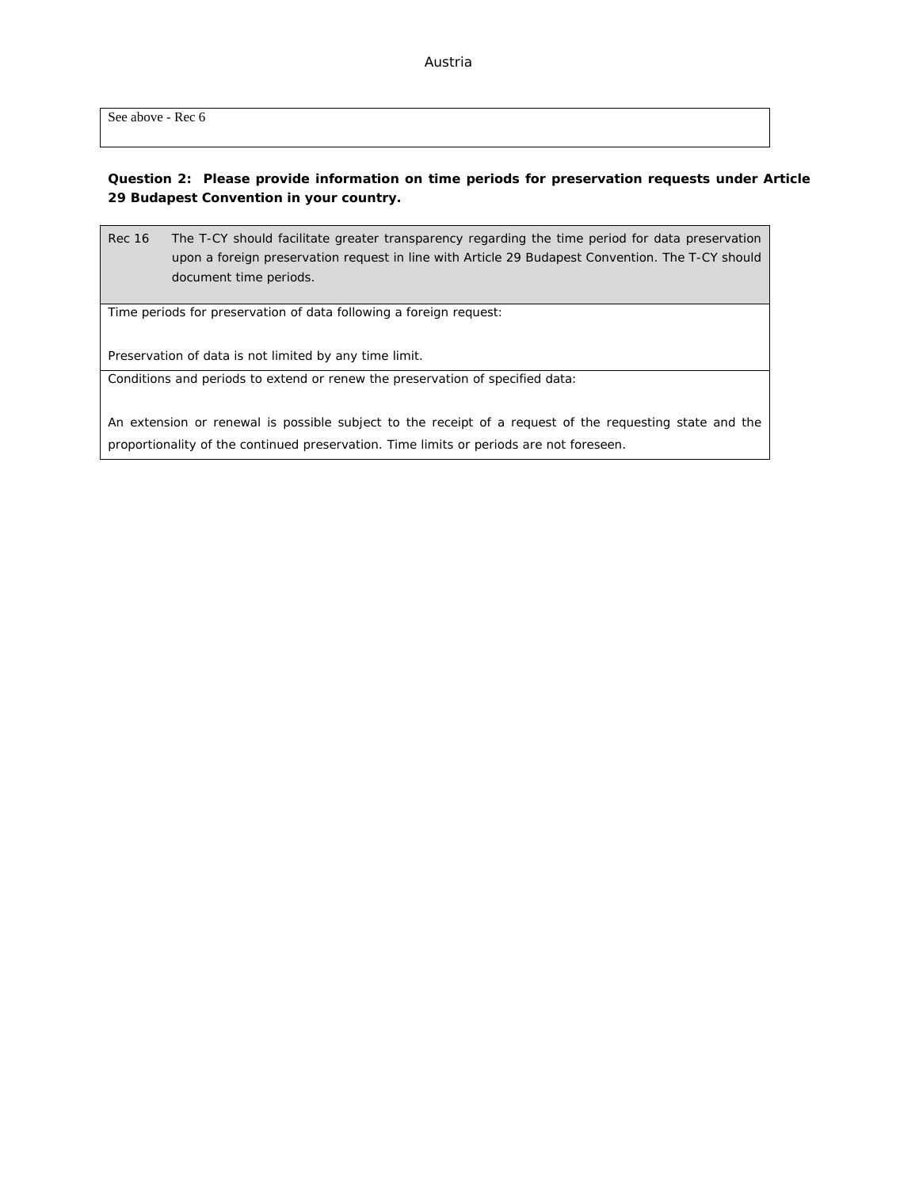Austria

| See above - Rec 6 |
|---|

**Question 2: Please provide information on time periods for preservation requests under Article 29 Budapest Convention in your country.**

| Rec 16 | The T-CY should facilitate greater transparency regarding the time period for data preservation upon a foreign preservation request in line with Article 29 Budapest Convention. The T-CY should document time periods. |
|---|---|
| Time periods for preservation of data following a foreign request: <br><br> Preservation of data is not limited by any time limit. | |
| Conditions and periods to extend or renew the preservation of specified data: <br><br> An extension or renewal is possible subject to the receipt of a request of the requesting state and the proportionality of the continued preservation. Time limits or periods are not foreseen. | |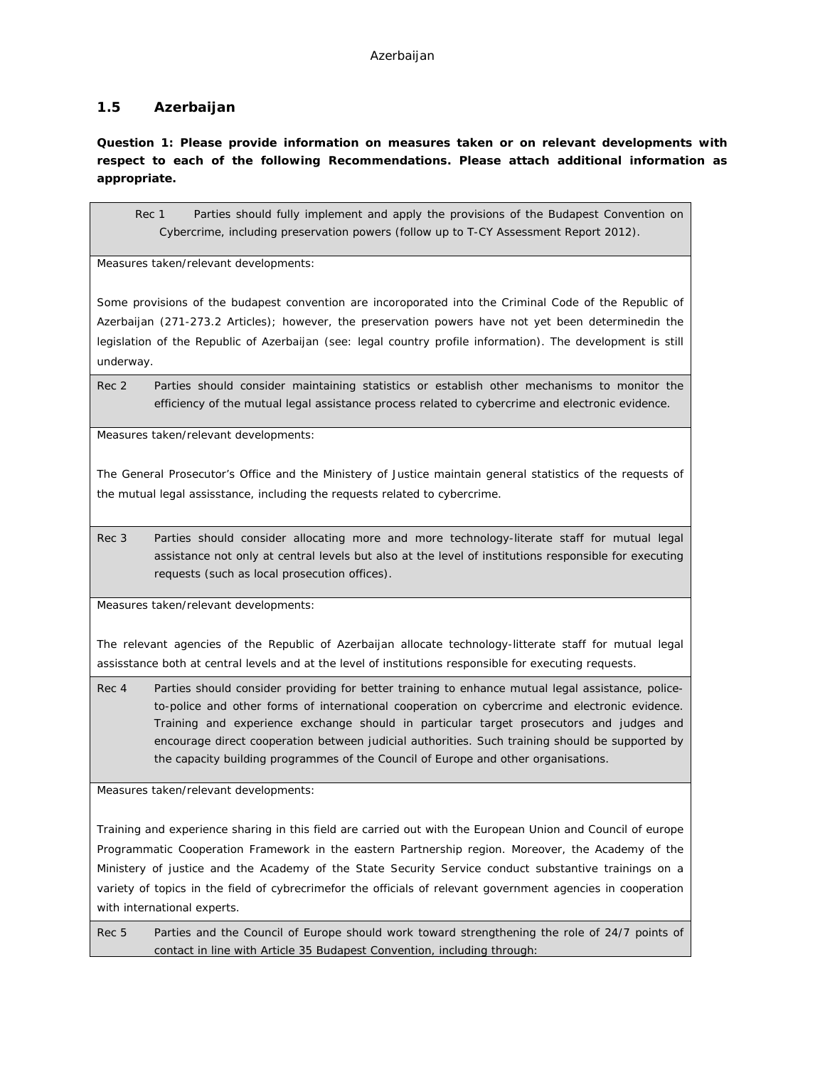## 1.5 Azerbaijan

**Question 1: Please provide information on measures taken or on relevant developments with respect to each of the following Recommendations. Please attach additional information as appropriate.**

| Rec 1 | Parties should fully implement and apply the provisions of the Budapest Convention on Cybercrime, including preservation powers (follow up to T-CY Assessment Report 2012). |
|---|---|
| Measures taken/relevant developments:<br><br>Some provisions of the budapest convention are incoroporated into the Criminal Code of the Republic of Azerbaijan (271-273.2 Articles); however, the preservation powers have not yet been determinedin the legislation of the Republic of Azerbaijan (see: legal country profile information). The development is still underway. | |
| Rec 2 | Parties should consider maintaining statistics or establish other mechanisms to monitor the efficiency of the mutual legal assistance process related to cybercrime and electronic evidence. |
| Measures taken/relevant developments:<br><br>The General Prosecutor's Office and the Ministry of Justice maintain general statistics of the requests of the mutual legal assisstance, including the requests related to cybercrime. | |
| Rec 3 | Parties should consider allocating more and more technology-literate staff for mutual legal assistance not only at central levels but also at the level of institutions responsible for executing requests (such as local prosecution offices). |
| Measures taken/relevant developments:<br><br>The relevant agencies of the Republic of Azerbaijan allocate technology-litterate staff for mutual legal assisstance both at central levels and at the level of institutions responsible for executing requests. | |
| Rec 4 | Parties should consider providing for better training to enhance mutual legal assistance, police-to-police and other forms of international cooperation on cybercrime and electronic evidence. Training and experience exchange should in particular target prosecutors and judges and encourage direct cooperation between judicial authorities. Such training should be supported by the capacity building programmes of the Council of Europe and other organisations. |
| Measures taken/relevant developments:<br><br>Training and experience sharing in this field are carried out with the European Union and Council of europe Programmatic Cooperation Framework in the eastern Partnership region. Moreover, the Academy of the Ministry of justice and the Academy of the State Security Service conduct substantive trainings on a variety of topics in the field of cybrecrimefor the officials of relevant government agencies in cooperation with international experts. | |
| Rec 5 | Parties and the Council of Europe should work toward strengthening the role of 24/7 points of contact in line with Article 35 Budapest Convention, including through: |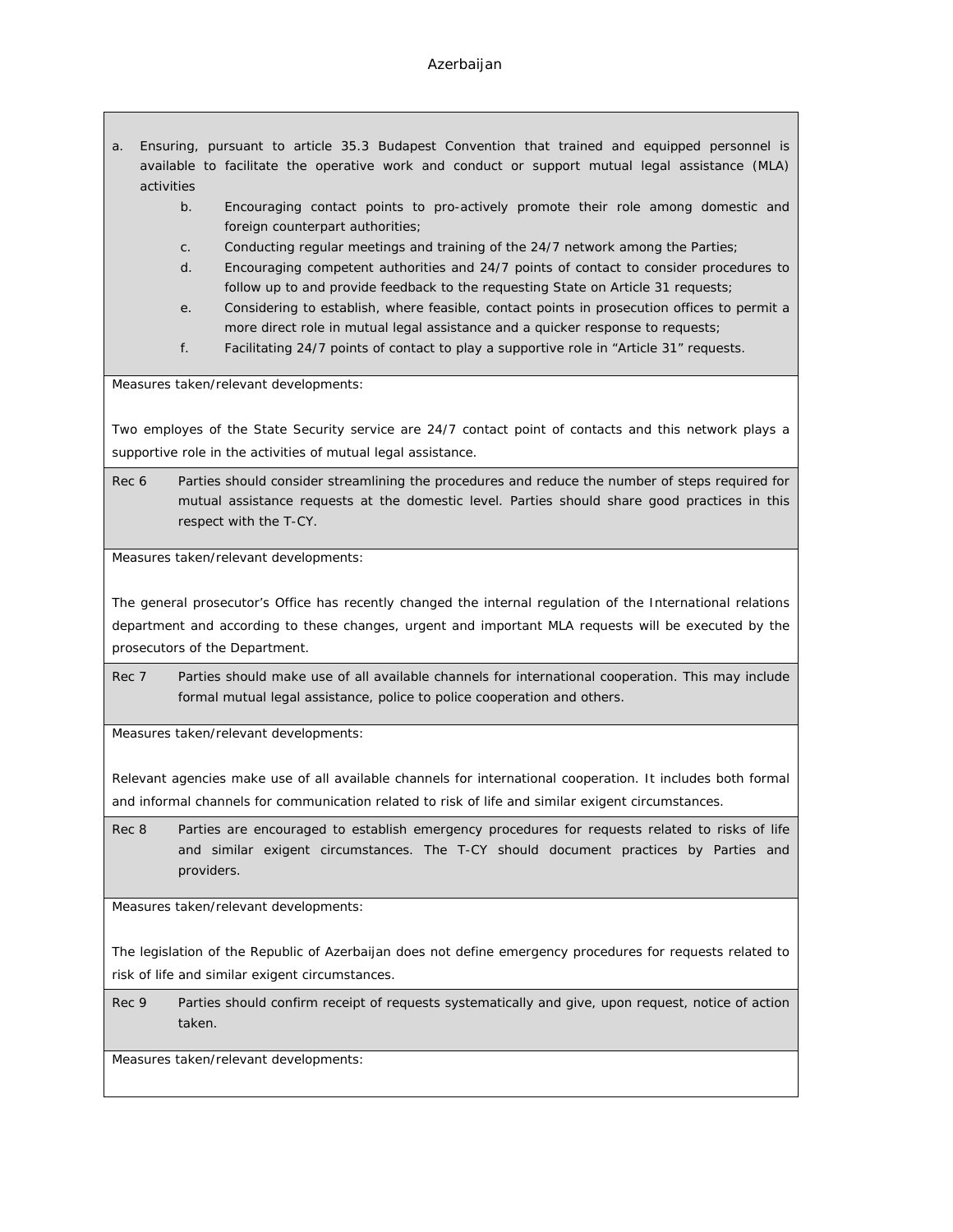a. Ensuring, pursuant to article 35.3 Budapest Convention that trained and equipped personnel is available to facilitate the operative work and conduct or support mutual legal assistance (MLA) activities
   b. Encouraging contact points to pro-actively promote their role among domestic and foreign counterpart authorities;
   c. Conducting regular meetings and training of the 24/7 network among the Parties;
   d. Encouraging competent authorities and 24/7 points of contact to consider procedures to follow up to and provide feedback to the requesting State on Article 31 requests;
   e. Considering to establish, where feasible, contact points in prosecution offices to permit a more direct role in mutual legal assistance and a quicker response to requests;
   f. Facilitating 24/7 points of contact to play a supportive role in "Article 31" requests.

Measures taken/relevant developments:

Two employes of the State Security service are 24/7 contact point of contacts and this network plays a supportive role in the activities of mutual legal assistance.

Rec 6 Parties should consider streamlining the procedures and reduce the number of steps required for mutual assistance requests at the domestic level. Parties should share good practices in this respect with the T-CY.

Measures taken/relevant developments:

The general prosecutor's Office has recently changed the internal regulation of the International relations department and according to these changes, urgent and important MLA requests will be executed by the prosecutors of the Department.

Rec 7 Parties should make use of all available channels for international cooperation. This may include formal mutual legal assistance, police to police cooperation and others.

Measures taken/relevant developments:

Relevant agencies make use of all available channels for international cooperation. It includes both formal and informal channels for communication related to risk of life and similar exigent circumstances.

Rec 8 Parties are encouraged to establish emergency procedures for requests related to risks of life and similar exigent circumstances. The T-CY should document practices by Parties and providers.

Measures taken/relevant developments:

The legislation of the Republic of Azerbaijan does not define emergency procedures for requests related to risk of life and similar exigent circumstances.

Rec 9 Parties should confirm receipt of requests systematically and give, upon request, notice of action taken.

Measures taken/relevant developments: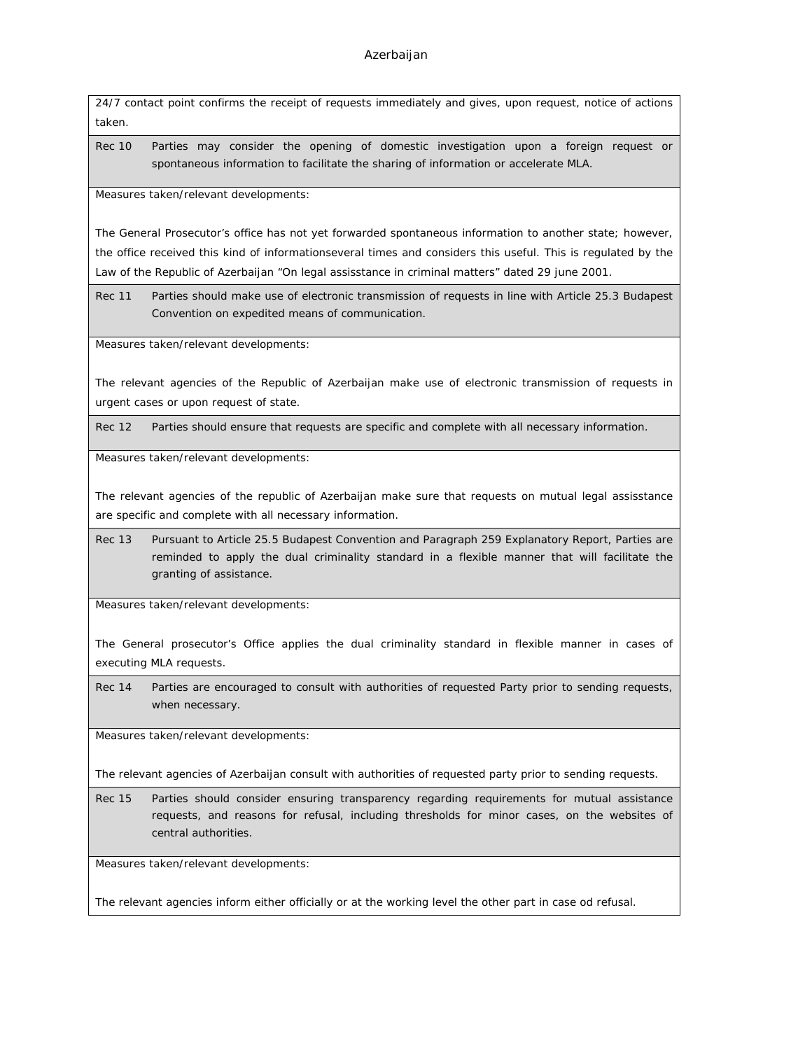24/7 contact point confirms the receipt of requests immediately and gives, upon request, notice of actions taken.

| Rec 10 | Parties may consider the opening of domestic investigation upon a foreign request or spontaneous information to facilitate the sharing of information or accelerate MLA. |
|---|---|

Measures taken/relevant developments:

The General Prosecutor's office has not yet forwarded spontaneous information to another state; however, the office received this kind of informationseveral times and considers this useful. This is regulated by the Law of the Republic of Azerbaijan "On legal assisstance in criminal matters" dated 29 june 2001.

| Rec 11 | Parties should make use of electronic transmission of requests in line with Article 25.3 Budapest Convention on expedited means of communication. |
|---|---|

Measures taken/relevant developments:

The relevant agencies of the Republic of Azerbaijan make use of electronic transmission of requests in urgent cases or upon request of state.

| Rec 12 | Parties should ensure that requests are specific and complete with all necessary information. |
|---|---|

Measures taken/relevant developments:

The relevant agencies of the republic of Azerbaijan make sure that requests on mutual legal assisstance are specific and complete with all necessary information.

| Rec 13 | Pursuant to Article 25.5 Budapest Convention and Paragraph 259 Explanatory Report, Parties are reminded to apply the dual criminality standard in a flexible manner that will facilitate the granting of assistance. |
|---|---|

Measures taken/relevant developments:

The General prosecutor's Office applies the dual criminality standard in flexible manner in cases of executing MLA requests.

| Rec 14 | Parties are encouraged to consult with authorities of requested Party prior to sending requests, when necessary. |
|---|---|

Measures taken/relevant developments:

The relevant agencies of Azerbaijan consult with authorities of requested party prior to sending requests.

| Rec 15 | Parties should consider ensuring transparency regarding requirements for mutual assistance requests, and reasons for refusal, including thresholds for minor cases, on the websites of central authorities. |
|---|---|

Measures taken/relevant developments:

The relevant agencies inform either officially or at the working level the other part in case od refusal.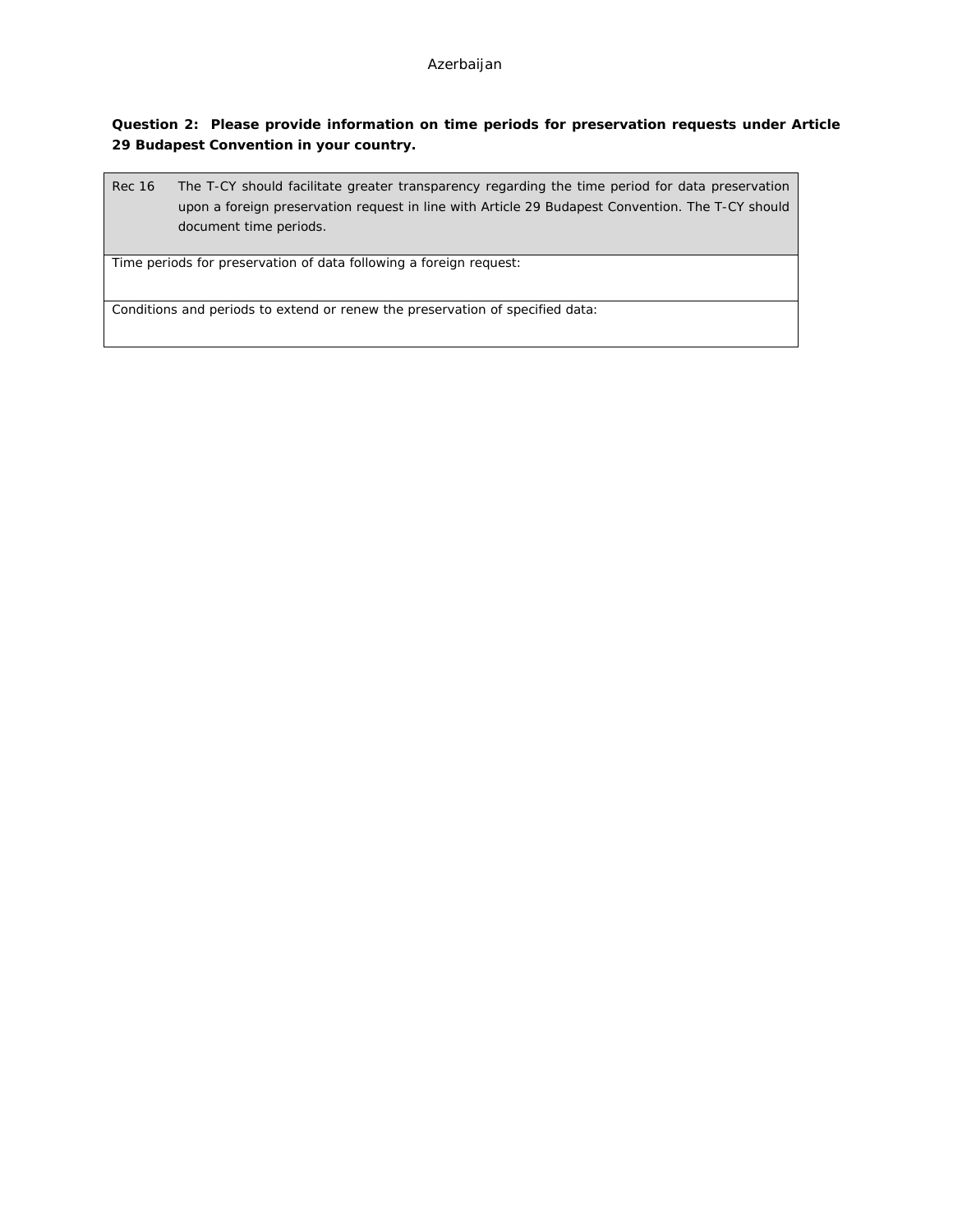Azerbaijan

**Question 2: Please provide information on time periods for preservation requests under Article 29 Budapest Convention in your country.**

| Rec 16 | The T-CY should facilitate greater transparency regarding the time period for data preservation upon a foreign preservation request in line with Article 29 Budapest Convention. The T-CY should document time periods. |
|---|---|
| Time periods for preservation of data following a foreign request: | |
| Conditions and periods to extend or renew the preservation of specified data: | |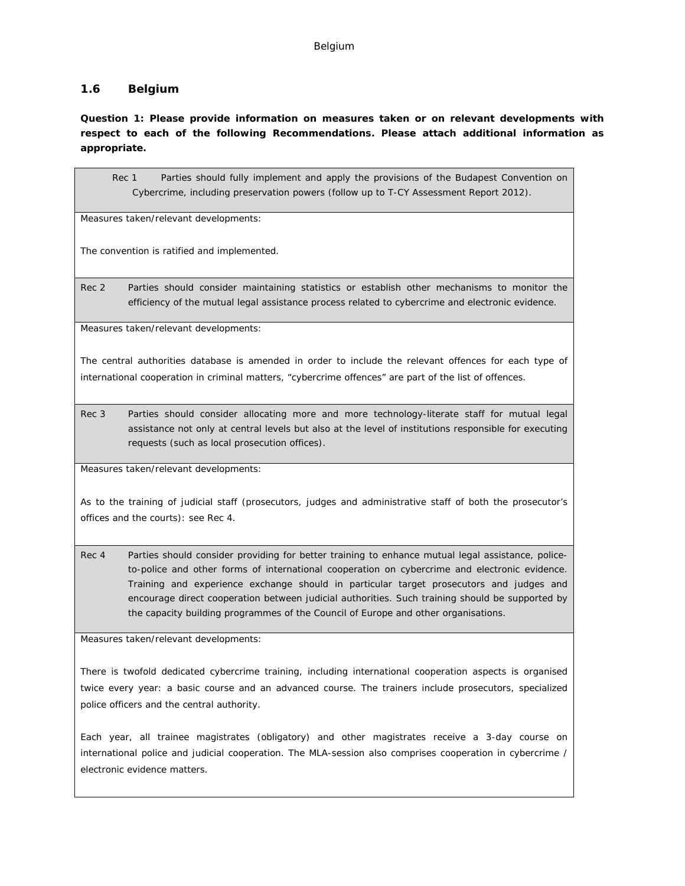## 1.6 Belgium

**Question 1: Please provide information on measures taken or on relevant developments with respect to each of the following Recommendations. Please attach additional information as appropriate.**

| Rec 1 Parties should fully implement and apply the provisions of the Budapest Convention on Cybercrime, including preservation powers (follow up to T-CY Assessment Report 2012). |
|---|
| Measures taken/relevant developments:<br><br>The convention is ratified and implemented. |
| Rec 2 Parties should consider maintaining statistics or establish other mechanisms to monitor the efficiency of the mutual legal assistance process related to cybercrime and electronic evidence. |
| Measures taken/relevant developments:<br><br>The central authorities database is amended in order to include the relevant offences for each type of international cooperation in criminal matters, "cybercrime offences" are part of the list of offences. |
| Rec 3 Parties should consider allocating more and more technology-literate staff for mutual legal assistance not only at central levels but also at the level of institutions responsible for executing requests (such as local prosecution offices). |
| Measures taken/relevant developments:<br><br>As to the training of judicial staff (prosecutors, judges and administrative staff of both the prosecutor's offices and the courts): see Rec 4. |
| Rec 4 Parties should consider providing for better training to enhance mutual legal assistance, police-to-police and other forms of international cooperation on cybercrime and electronic evidence. Training and experience exchange should in particular target prosecutors and judges and encourage direct cooperation between judicial authorities. Such training should be supported by the capacity building programmes of the Council of Europe and other organisations. |
| Measures taken/relevant developments:<br><br>There is twofold dedicated cybercrime training, including international cooperation aspects is organised twice every year: a basic course and an advanced course. The trainers include prosecutors, specialized police officers and the central authority.<br><br>Each year, all trainee magistrates (obligatory) and other magistrates receive a 3-day course on international police and judicial cooperation. The MLA-session also comprises cooperation in cybercrime / electronic evidence matters. |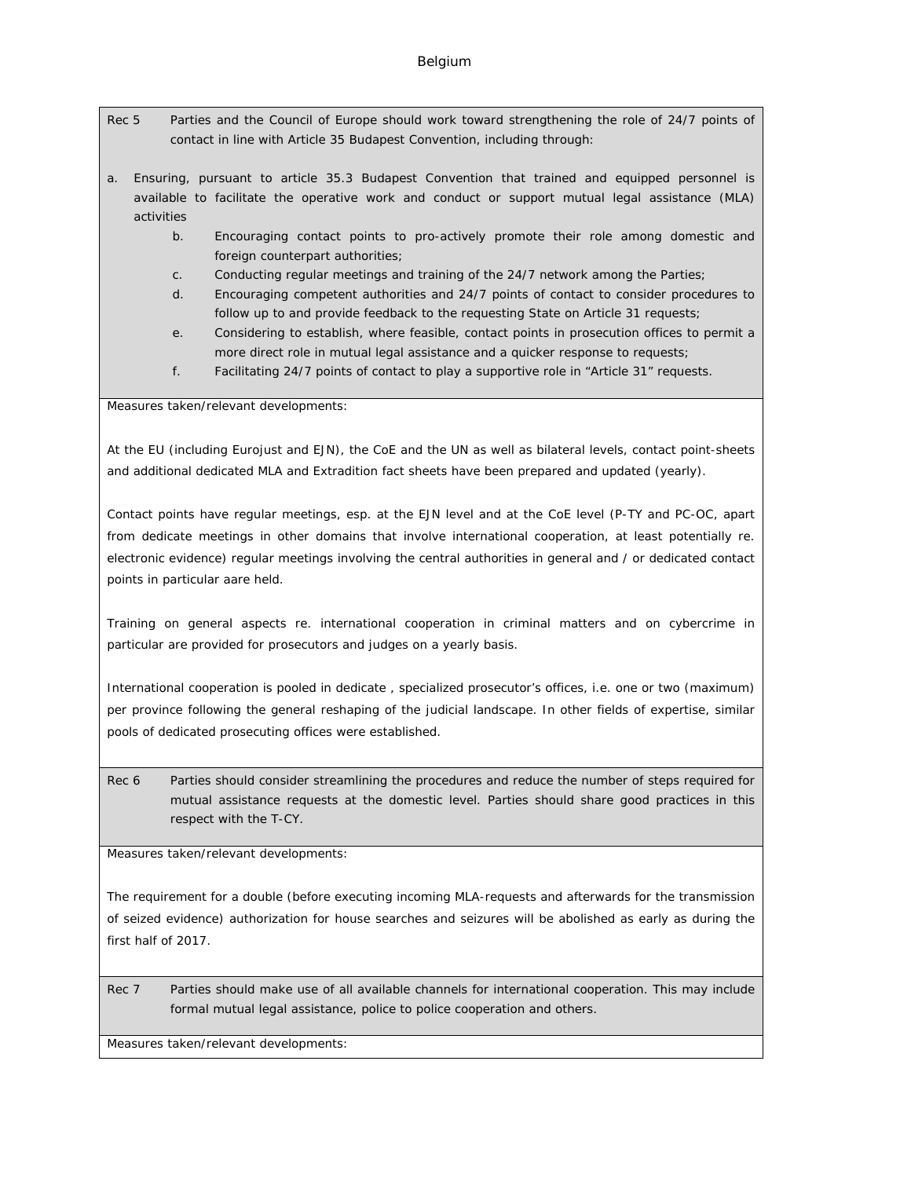## Belgium

**Rec 5** Parties and the Council of Europe should work toward strengthening the role of 24/7 points of contact in line with Article 35 Budapest Convention, including through:

a. Ensuring, pursuant to article 35.3 Budapest Convention that trained and equipped personnel is available to facilitate the operative work and conduct or support mutual legal assistance (MLA) activities

b. Encouraging contact points to pro-actively promote their role among domestic and foreign counterpart authorities;

c. Conducting regular meetings and training of the 24/7 network among the Parties;

d. Encouraging competent authorities and 24/7 points of contact to consider procedures to follow up to and provide feedback to the requesting State on Article 31 requests;

e. Considering to establish, where feasible, contact points in prosecution offices to permit a more direct role in mutual legal assistance and a quicker response to requests;

f. Facilitating 24/7 points of contact to play a supportive role in "Article 31" requests.

Measures taken/relevant developments:

At the EU (including Eurojust and EJN), the CoE and the UN as well as bilateral levels, contact point-sheets and additional dedicated MLA and Extradition fact sheets have been prepared and updated (yearly).

Contact points have regular meetings, esp. at the EJN level and at the CoE level (P-TY and PC-OC, apart from dedicate meetings in other domains that involve international cooperation, at least potentially re. electronic evidence) regular meetings involving the central authorities in general and / or dedicated contact points in particular aare held.

Training on general aspects re. international cooperation in criminal matters and on cybercrime in particular are provided for prosecutors and judges on a yearly basis.

International cooperation is pooled in dedicate , specialized prosecutor's offices, i.e. one or two (maximum) per province following the general reshaping of the judicial landscape. In other fields of expertise, similar pools of dedicated prosecuting offices were established.

**Rec 6** Parties should consider streamlining the procedures and reduce the number of steps required for mutual assistance requests at the domestic level. Parties should share good practices in this respect with the T-CY.

Measures taken/relevant developments:

The requirement for a double (before executing incoming MLA-requests and afterwards for the transmission of seized evidence) authorization for house searches and seizures will be abolished as early as during the first half of 2017.

**Rec 7** Parties should make use of all available channels for international cooperation. This may include formal mutual legal assistance, police to police cooperation and others.

Measures taken/relevant developments: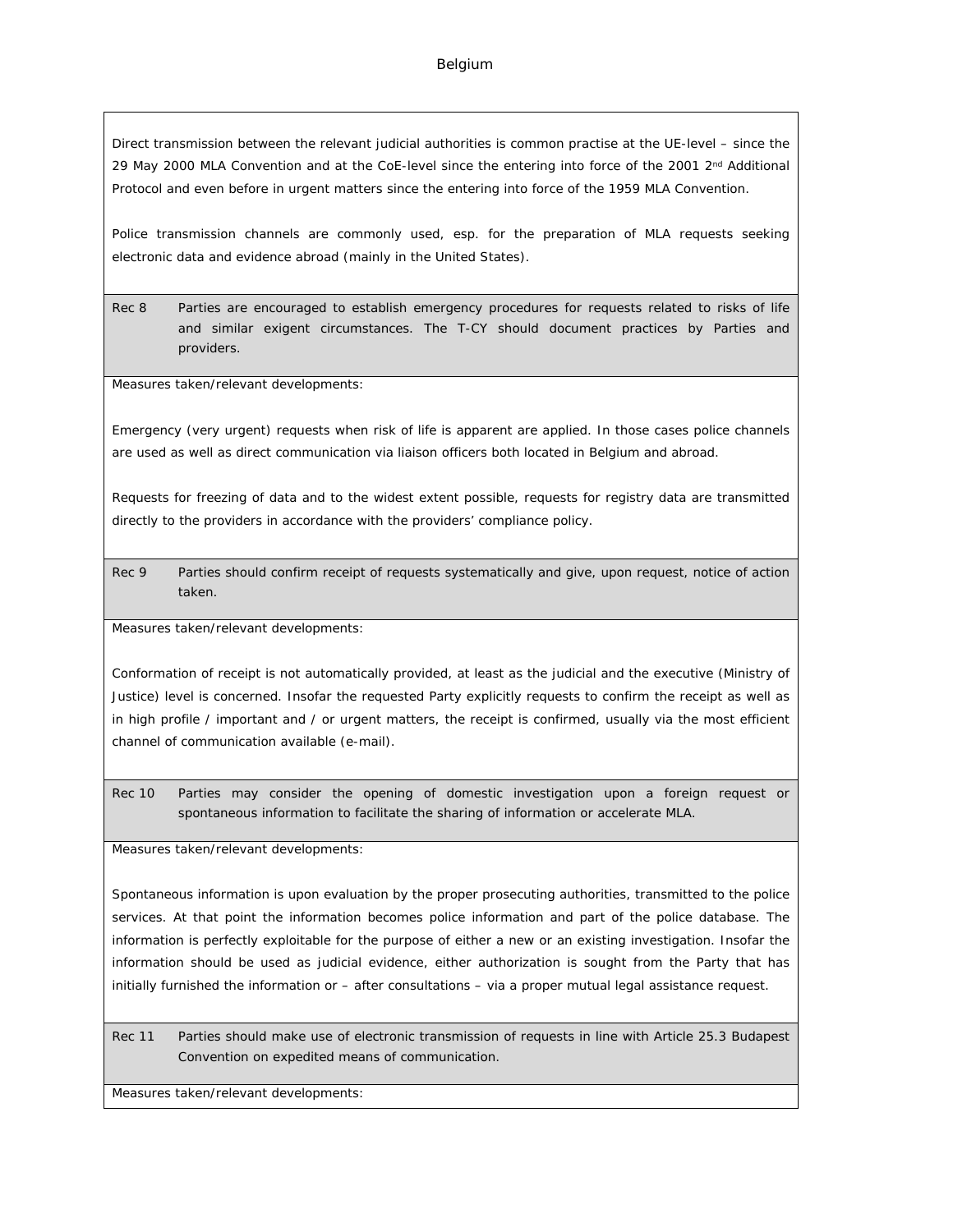Direct transmission between the relevant judicial authorities is common practise at the UE-level – since the 29 May 2000 MLA Convention and at the CoE-level since the entering into force of the 2001 2nd Additional Protocol and even before in urgent matters since the entering into force of the 1959 MLA Convention.

Police transmission channels are commonly used, esp. for the preparation of MLA requests seeking electronic data and evidence abroad (mainly in the United States).

| Rec 8 | Parties are encouraged to establish emergency procedures for requests related to risks of life and similar exigent circumstances. The T-CY should document practices by Parties and providers. |
|---|---|

Measures taken/relevant developments:

Emergency (very urgent) requests when risk of life is apparent are applied. In those cases police channels are used as well as direct communication via liaison officers both located in Belgium and abroad.

Requests for freezing of data and to the widest extent possible, requests for registry data are transmitted directly to the providers in accordance with the providers' compliance policy.

| Rec 9 | Parties should confirm receipt of requests systematically and give, upon request, notice of action taken. |
|---|---|

Measures taken/relevant developments:

Conformation of receipt is not automatically provided, at least as the judicial and the executive (Ministry of Justice) level is concerned. Insofar the requested Party explicitly requests to confirm the receipt as well as in high profile / important and / or urgent matters, the receipt is confirmed, usually via the most efficient channel of communication available (e-mail).

| Rec 10 | Parties may consider the opening of domestic investigation upon a foreign request or spontaneous information to facilitate the sharing of information or accelerate MLA. |
|---|---|

Measures taken/relevant developments:

Spontaneous information is upon evaluation by the proper prosecuting authorities, transmitted to the police services. At that point the information becomes police information and part of the police database. The information is perfectly exploitable for the purpose of either a new or an existing investigation. Insofar the information should be used as judicial evidence, either authorization is sought from the Party that has initially furnished the information or – after consultations – via a proper mutual legal assistance request.

| Rec 11 | Parties should make use of electronic transmission of requests in line with Article 25.3 Budapest Convention on expedited means of communication. |
|---|---|

Measures taken/relevant developments: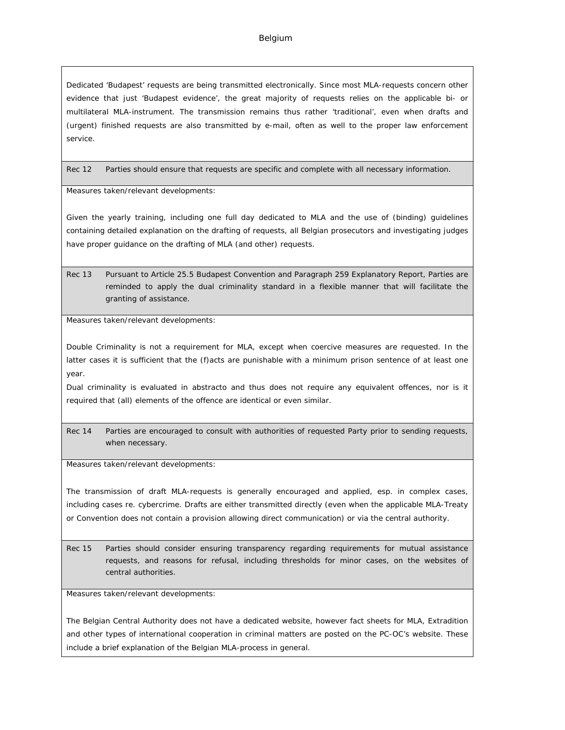Dedicated 'Budapest' requests are being transmitted electronically. Since most MLA-requests concern other evidence that just 'Budapest evidence', the great majority of requests relies on the applicable bi- or multilateral MLA-instrument. The transmission remains thus rather 'traditional', even when drafts and (urgent) finished requests are also transmitted by e-mail, often as well to the proper law enforcement service.

**Rec 12** Parties should ensure that requests are specific and complete with all necessary information.

Measures taken/relevant developments:

Given the yearly training, including one full day dedicated to MLA and the use of (binding) guidelines containing detailed explanation on the drafting of requests, all Belgian prosecutors and investigating judges have proper guidance on the drafting of MLA (and other) requests.

**Rec 13** Pursuant to Article 25.5 Budapest Convention and Paragraph 259 Explanatory Report, Parties are reminded to apply the dual criminality standard in a flexible manner that will facilitate the granting of assistance.

Measures taken/relevant developments:

Double Criminality is not a requirement for MLA, except when coercive measures are requested. In the latter cases it is sufficient that the (f)acts are punishable with a minimum prison sentence of at least one year.
Dual criminality is evaluated in abstracto and thus does not require any equivalent offences, nor is it required that (all) elements of the offence are identical or even similar.

**Rec 14** Parties are encouraged to consult with authorities of requested Party prior to sending requests, when necessary.

Measures taken/relevant developments:

The transmission of draft MLA-requests is generally encouraged and applied, esp. in complex cases, including cases re. cybercrime. Drafts are either transmitted directly (even when the applicable MLA-Treaty or Convention does not contain a provision allowing direct communication) or via the central authority.

**Rec 15** Parties should consider ensuring transparency regarding requirements for mutual assistance requests, and reasons for refusal, including thresholds for minor cases, on the websites of central authorities.

Measures taken/relevant developments:

The Belgian Central Authority does not have a dedicated website, however fact sheets for MLA, Extradition and other types of international cooperation in criminal matters are posted on the PC-OC's website. These include a brief explanation of the Belgian MLA-process in general.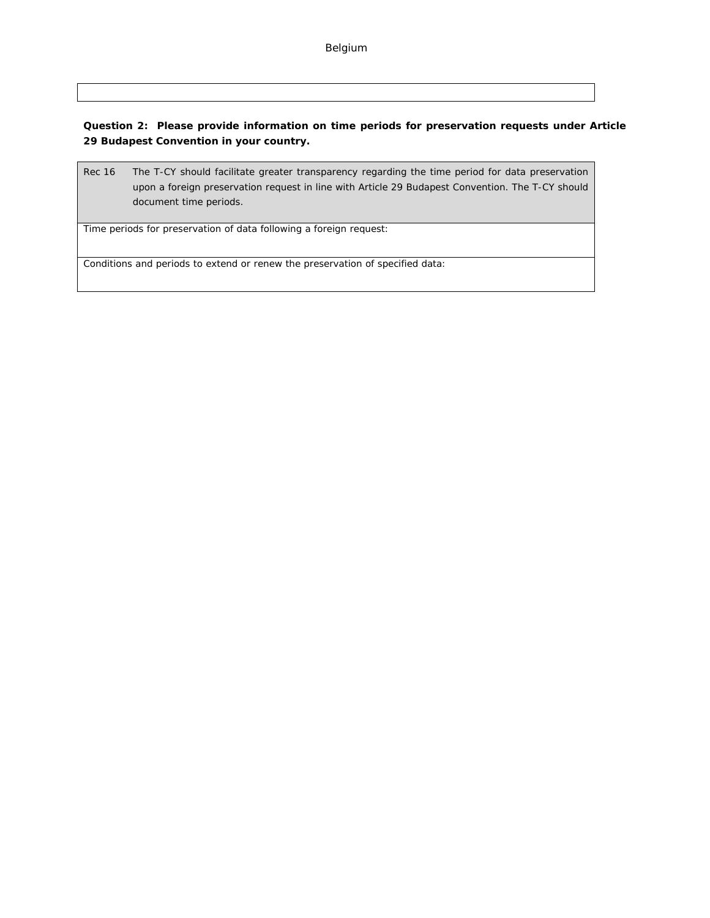Belgium

| |
|---|

**Question 2: Please provide information on time periods for preservation requests under Article 29 Budapest Convention in your country.**

| Rec 16 | The T-CY should facilitate greater transparency regarding the time period for data preservation upon a foreign preservation request in line with Article 29 Budapest Convention. The T-CY should document time periods. |
|---|---|
| Time periods for preservation of data following a foreign request: | |
| Conditions and periods to extend or renew the preservation of specified data: | |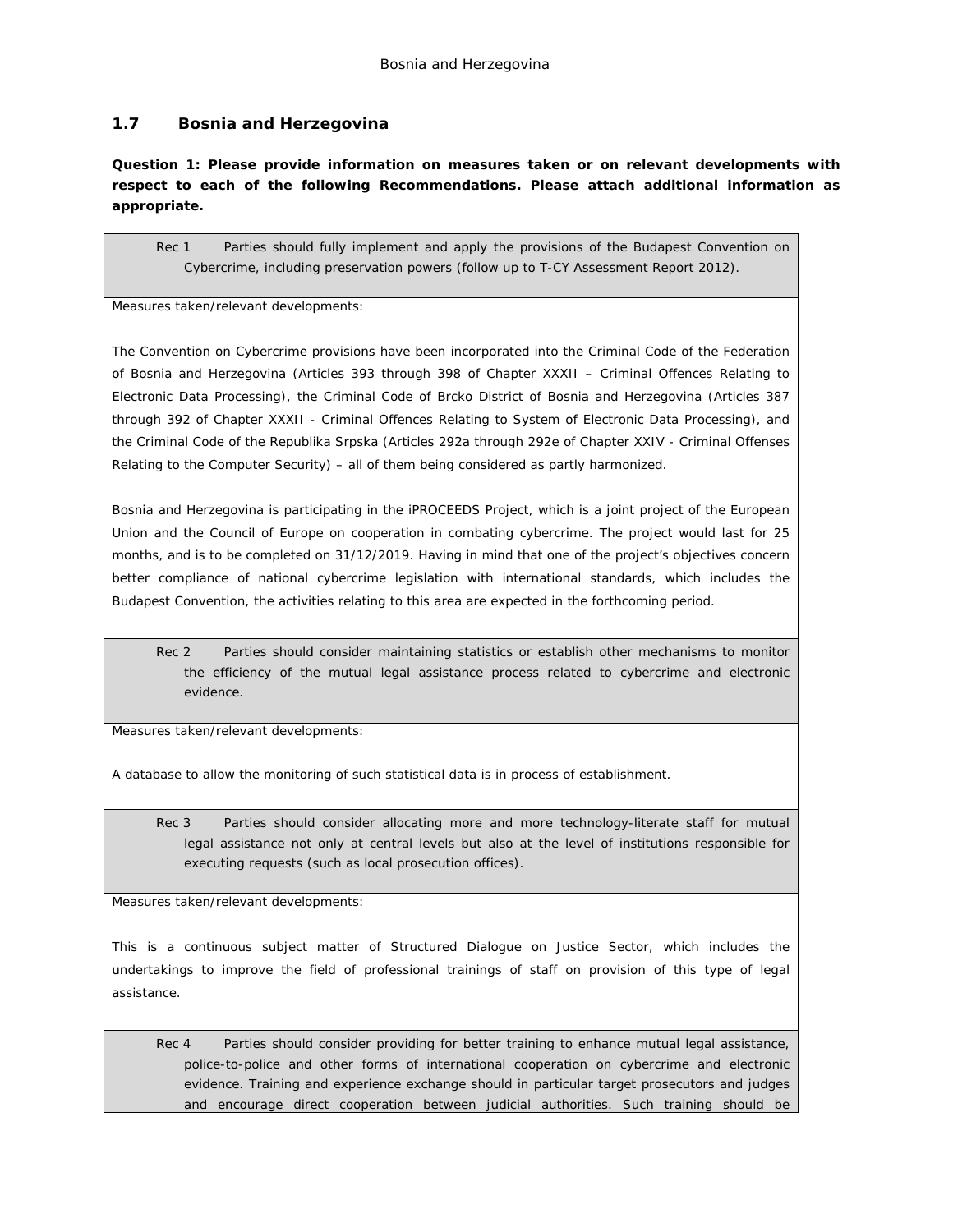## 1.7 Bosnia and Herzegovina

**Question 1: Please provide information on measures taken or on relevant developments with respect to each of the following Recommendations. Please attach additional information as appropriate.**

| Rec 1 Parties should fully implement and apply the provisions of the Budapest Convention on Cybercrime, including preservation powers (follow up to T-CY Assessment Report 2012). |
|---|
| Measures taken/relevant developments:<br><br>The Convention on Cybercrime provisions have been incorporated into the Criminal Code of the Federation of Bosnia and Herzegovina (Articles 393 through 398 of Chapter XXXII – Criminal Offences Relating to Electronic Data Processing), the Criminal Code of Brcko District of Bosnia and Herzegovina (Articles 387 through 392 of Chapter XXXII - Criminal Offences Relating to System of Electronic Data Processing), and the Criminal Code of the Republika Srpska (Articles 292a through 292e of Chapter XXIV - Criminal Offenses Relating to the Computer Security) – all of them being considered as partly harmonized.<br><br>Bosnia and Herzegovina is participating in the iPROCEEDS Project, which is a joint project of the European Union and the Council of Europe on cooperation in combating cybercrime. The project would last for 25 months, and is to be completed on 31/12/2019. Having in mind that one of the project's objectives concern better compliance of national cybercrime legislation with international standards, which includes the Budapest Convention, the activities relating to this area are expected in the forthcoming period. |
| Rec 2 Parties should consider maintaining statistics or establish other mechanisms to monitor the efficiency of the mutual legal assistance process related to cybercrime and electronic evidence. |
| Measures taken/relevant developments:<br><br>A database to allow the monitoring of such statistical data is in process of establishment. |
| Rec 3 Parties should consider allocating more and more technology-literate staff for mutual legal assistance not only at central levels but also at the level of institutions responsible for executing requests (such as local prosecution offices). |
| Measures taken/relevant developments:<br><br>This is a continuous subject matter of Structured Dialogue on Justice Sector, which includes the undertakings to improve the field of professional trainings of staff on provision of this type of legal assistance. |
| Rec 4 Parties should consider providing for better training to enhance mutual legal assistance, police-to-police and other forms of international cooperation on cybercrime and electronic evidence. Training and experience exchange should in particular target prosecutors and judges and encourage direct cooperation between judicial authorities. Such training should be |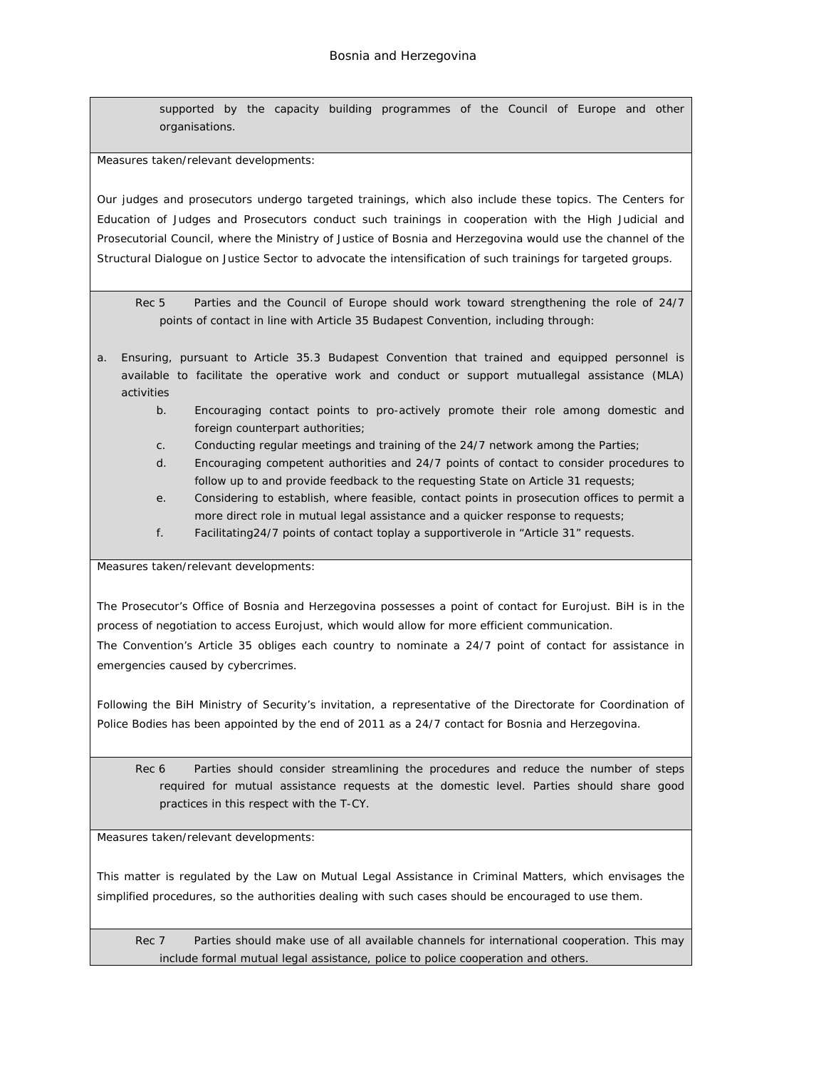supported by the capacity building programmes of the Council of Europe and other organisations.

Measures taken/relevant developments:

Our judges and prosecutors undergo targeted trainings, which also include these topics. The Centers for Education of Judges and Prosecutors conduct such trainings in cooperation with the High Judicial and Prosecutorial Council, where the Ministry of Justice of Bosnia and Herzegovina would use the channel of the Structural Dialogue on Justice Sector to advocate the intensification of such trainings for targeted groups.

Rec 5 Parties and the Council of Europe should work toward strengthening the role of 24/7 points of contact in line with Article 35 Budapest Convention, including through:

a. Ensuring, pursuant to Article 35.3 Budapest Convention that trained and equipped personnel is available to facilitate the operative work and conduct or support mutuallegal assistance (MLA) activities
b. Encouraging contact points to pro-actively promote their role among domestic and foreign counterpart authorities;
c. Conducting regular meetings and training of the 24/7 network among the Parties;
d. Encouraging competent authorities and 24/7 points of contact to consider procedures to follow up to and provide feedback to the requesting State on Article 31 requests;
e. Considering to establish, where feasible, contact points in prosecution offices to permit a more direct role in mutual legal assistance and a quicker response to requests;
f. Facilitating24/7 points of contact toplay a supportiverole in “Article 31” requests.

Measures taken/relevant developments:

The Prosecutor’s Office of Bosnia and Herzegovina possesses a point of contact for Eurojust. BiH is in the process of negotiation to access Eurojust, which would allow for more efficient communication.
The Convention’s Article 35 obliges each country to nominate a 24/7 point of contact for assistance in emergencies caused by cybercrimes.

Following the BiH Ministry of Security’s invitation, a representative of the Directorate for Coordination of Police Bodies has been appointed by the end of 2011 as a 24/7 contact for Bosnia and Herzegovina.

Rec 6 Parties should consider streamlining the procedures and reduce the number of steps required for mutual assistance requests at the domestic level. Parties should share good practices in this respect with the T-CY.

Measures taken/relevant developments:

This matter is regulated by the Law on Mutual Legal Assistance in Criminal Matters, which envisages the simplified procedures, so the authorities dealing with such cases should be encouraged to use them.

Rec 7 Parties should make use of all available channels for international cooperation. This may include formal mutual legal assistance, police to police cooperation and others.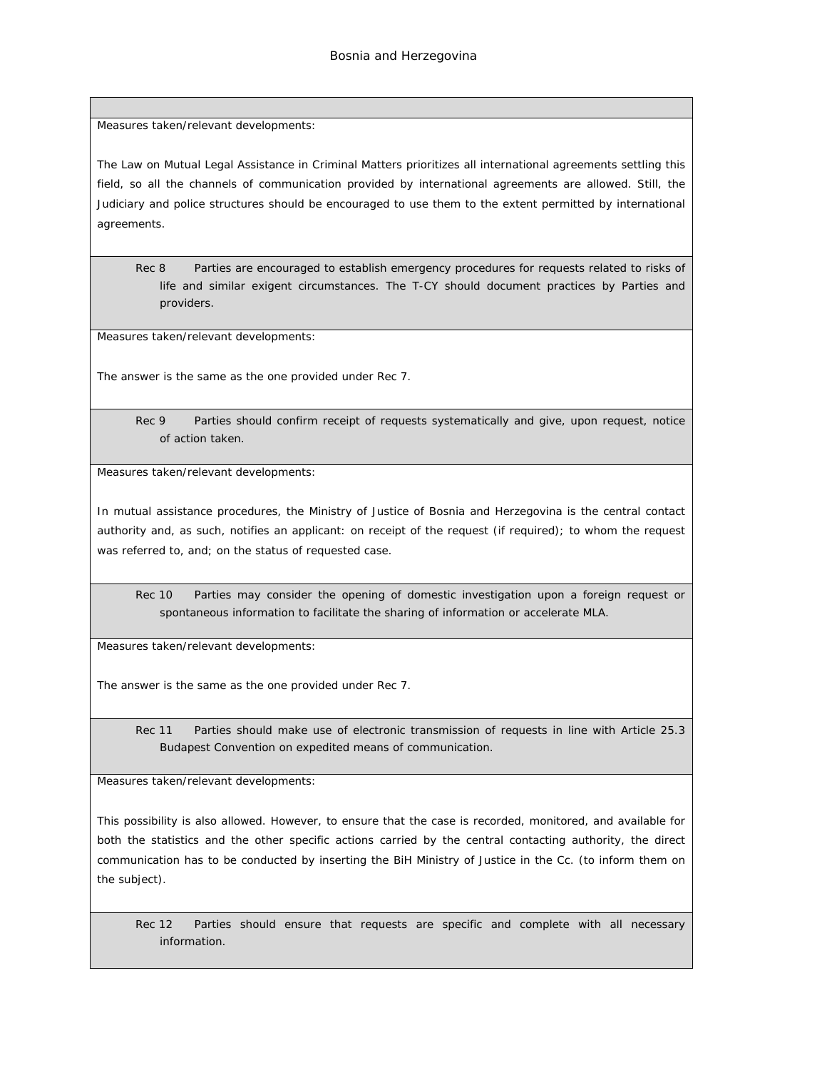Measures taken/relevant developments:

The Law on Mutual Legal Assistance in Criminal Matters prioritizes all international agreements settling this field, so all the channels of communication provided by international agreements are allowed. Still, the Judiciary and police structures should be encouraged to use them to the extent permitted by international agreements.

Rec 8 Parties are encouraged to establish emergency procedures for requests related to risks of life and similar exigent circumstances. The T-CY should document practices by Parties and providers.

Measures taken/relevant developments:

The answer is the same as the one provided under Rec 7.

Rec 9 Parties should confirm receipt of requests systematically and give, upon request, notice of action taken.

Measures taken/relevant developments:

In mutual assistance procedures, the Ministry of Justice of Bosnia and Herzegovina is the central contact authority and, as such, notifies an applicant: on receipt of the request (if required); to whom the request was referred to, and; on the status of requested case.

Rec 10 Parties may consider the opening of domestic investigation upon a foreign request or spontaneous information to facilitate the sharing of information or accelerate MLA.

Measures taken/relevant developments:

The answer is the same as the one provided under Rec 7.

Rec 11 Parties should make use of electronic transmission of requests in line with Article 25.3 Budapest Convention on expedited means of communication.

Measures taken/relevant developments:

This possibility is also allowed. However, to ensure that the case is recorded, monitored, and available for both the statistics and the other specific actions carried by the central contacting authority, the direct communication has to be conducted by inserting the BiH Ministry of Justice in the Cc. (to inform them on the subject).

Rec 12 Parties should ensure that requests are specific and complete with all necessary information.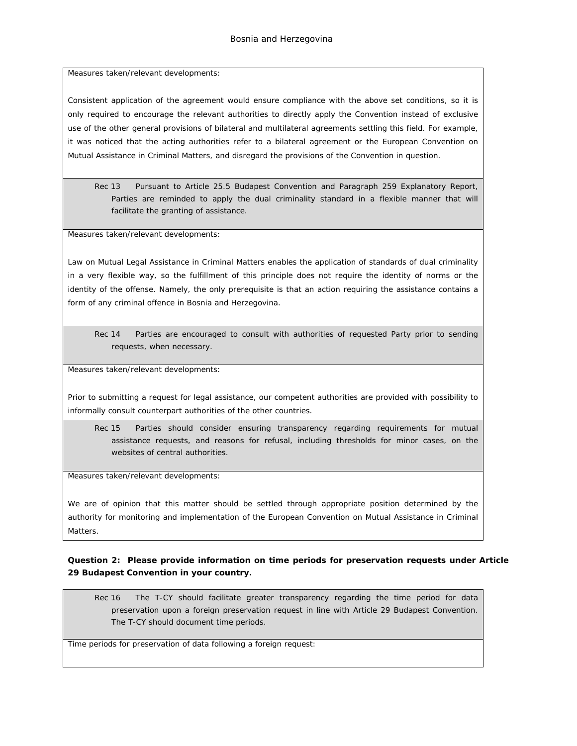Measures taken/relevant developments:

Consistent application of the agreement would ensure compliance with the above set conditions, so it is only required to encourage the relevant authorities to directly apply the Convention instead of exclusive use of the other general provisions of bilateral and multilateral agreements settling this field. For example, it was noticed that the acting authorities refer to a bilateral agreement or the European Convention on Mutual Assistance in Criminal Matters, and disregard the provisions of the Convention in question.

Rec 13 Pursuant to Article 25.5 Budapest Convention and Paragraph 259 Explanatory Report, Parties are reminded to apply the dual criminality standard in a flexible manner that will facilitate the granting of assistance.

Measures taken/relevant developments:

Law on Mutual Legal Assistance in Criminal Matters enables the application of standards of dual criminality in a very flexible way, so the fulfillment of this principle does not require the identity of norms or the identity of the offense. Namely, the only prerequisite is that an action requiring the assistance contains a form of any criminal offence in Bosnia and Herzegovina.

Rec 14 Parties are encouraged to consult with authorities of requested Party prior to sending requests, when necessary.

Measures taken/relevant developments:

Prior to submitting a request for legal assistance, our competent authorities are provided with possibility to informally consult counterpart authorities of the other countries.

Rec 15 Parties should consider ensuring transparency regarding requirements for mutual assistance requests, and reasons for refusal, including thresholds for minor cases, on the websites of central authorities.

Measures taken/relevant developments:

We are of opinion that this matter should be settled through appropriate position determined by the authority for monitoring and implementation of the European Convention on Mutual Assistance in Criminal Matters.

**Question 2: Please provide information on time periods for preservation requests under Article 29 Budapest Convention in your country.**

Rec 16 The T-CY should facilitate greater transparency regarding the time period for data preservation upon a foreign preservation request in line with Article 29 Budapest Convention. The T-CY should document time periods.

Time periods for preservation of data following a foreign request: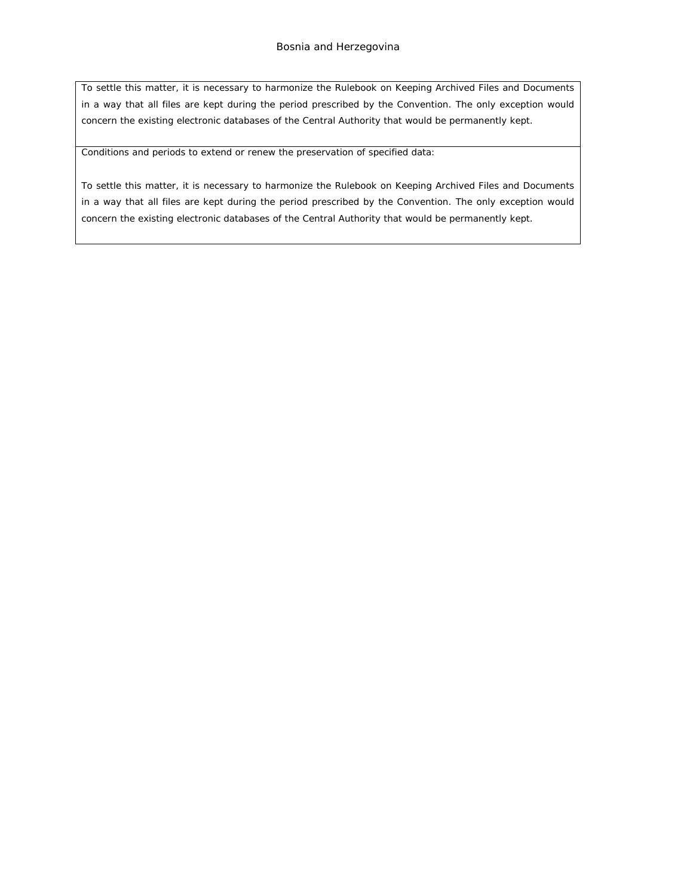| To settle this matter, it is necessary to harmonize the Rulebook on Keeping Archived Files and Documents in a way that all files are kept during the period prescribed by the Convention. The only exception would concern the existing electronic databases of the Central Authority that would be permanently kept. |
| --- |
| Conditions and periods to extend or renew the preservation of specified data:<br><br>To settle this matter, it is necessary to harmonize the Rulebook on Keeping Archived Files and Documents in a way that all files are kept during the period prescribed by the Convention. The only exception would concern the existing electronic databases of the Central Authority that would be permanently kept. |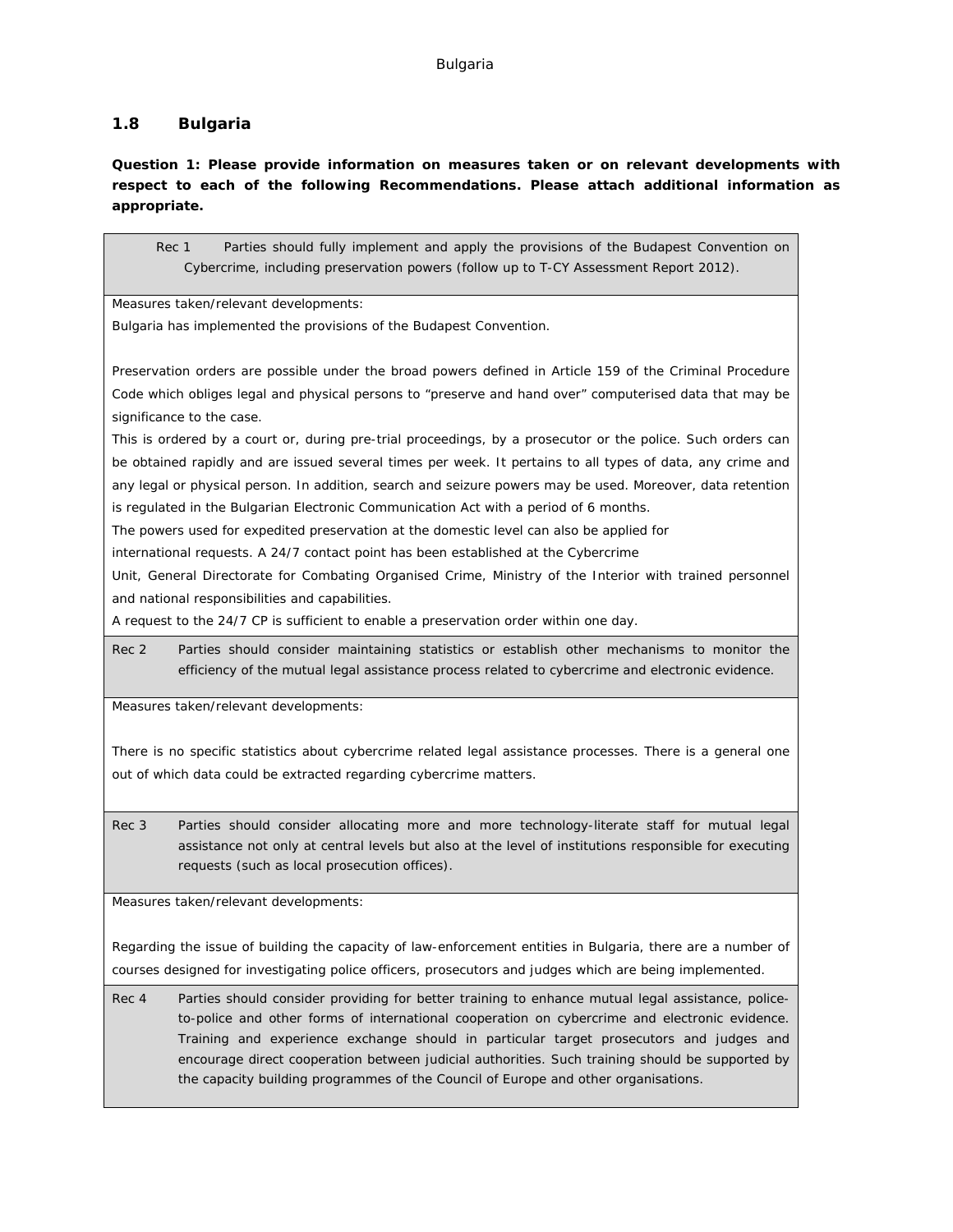## 1.8 Bulgaria

**Question 1: Please provide information on measures taken or on relevant developments with respect to each of the following Recommendations. Please attach additional information as appropriate.**

Rec 1 Parties should fully implement and apply the provisions of the Budapest Convention on Cybercrime, including preservation powers (follow up to T-CY Assessment Report 2012).

Measures taken/relevant developments:

Bulgaria has implemented the provisions of the Budapest Convention.

Preservation orders are possible under the broad powers defined in Article 159 of the Criminal Procedure Code which obliges legal and physical persons to "preserve and hand over" computerised data that may be significance to the case.

This is ordered by a court or, during pre-trial proceedings, by a prosecutor or the police. Such orders can be obtained rapidly and are issued several times per week. It pertains to all types of data, any crime and any legal or physical person. In addition, search and seizure powers may be used. Moreover, data retention is regulated in the Bulgarian Electronic Communication Act with a period of 6 months.

The powers used for expedited preservation at the domestic level can also be applied for international requests. A 24/7 contact point has been established at the Cybercrime Unit, General Directorate for Combating Organised Crime, Ministry of the Interior with trained personnel and national responsibilities and capabilities.

A request to the 24/7 CP is sufficient to enable a preservation order within one day.

Rec 2 Parties should consider maintaining statistics or establish other mechanisms to monitor the efficiency of the mutual legal assistance process related to cybercrime and electronic evidence.

Measures taken/relevant developments:

There is no specific statistics about cybercrime related legal assistance processes. There is a general one out of which data could be extracted regarding cybercrime matters.

Rec 3 Parties should consider allocating more and more technology-literate staff for mutual legal assistance not only at central levels but also at the level of institutions responsible for executing requests (such as local prosecution offices).

Measures taken/relevant developments:

Regarding the issue of building the capacity of law-enforcement entities in Bulgaria, there are a number of courses designed for investigating police officers, prosecutors and judges which are being implemented.

Rec 4 Parties should consider providing for better training to enhance mutual legal assistance, police-to-police and other forms of international cooperation on cybercrime and electronic evidence. Training and experience exchange should in particular target prosecutors and judges and encourage direct cooperation between judicial authorities. Such training should be supported by the capacity building programmes of the Council of Europe and other organisations.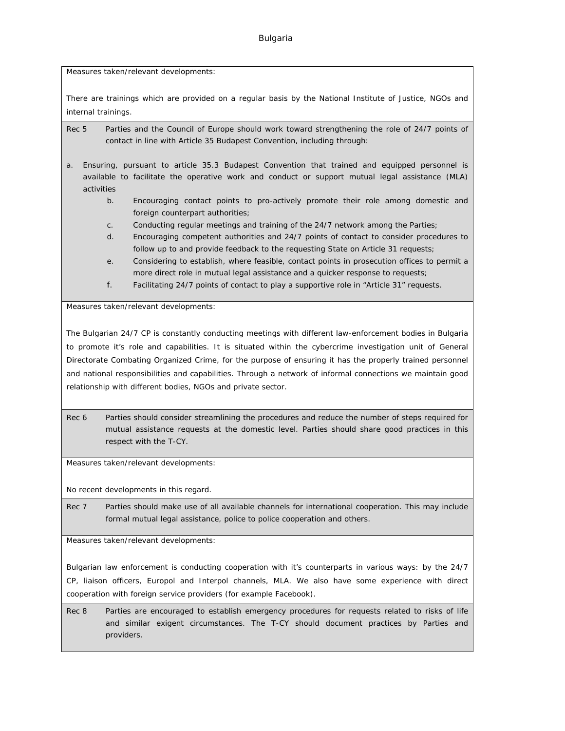Measures taken/relevant developments:

There are trainings which are provided on a regular basis by the National Institute of Justice, NGOs and internal trainings.

Rec 5 Parties and the Council of Europe should work toward strengthening the role of 24/7 points of contact in line with Article 35 Budapest Convention, including through:

a. Ensuring, pursuant to article 35.3 Budapest Convention that trained and equipped personnel is available to facilitate the operative work and conduct or support mutual legal assistance (MLA) activities
   b. Encouraging contact points to pro-actively promote their role among domestic and foreign counterpart authorities;
   c. Conducting regular meetings and training of the 24/7 network among the Parties;
   d. Encouraging competent authorities and 24/7 points of contact to consider procedures to follow up to and provide feedback to the requesting State on Article 31 requests;
   e. Considering to establish, where feasible, contact points in prosecution offices to permit a more direct role in mutual legal assistance and a quicker response to requests;
   f. Facilitating 24/7 points of contact to play a supportive role in "Article 31" requests.

Measures taken/relevant developments:

The Bulgarian 24/7 CP is constantly conducting meetings with different law-enforcement bodies in Bulgaria to promote it's role and capabilities. It is situated within the cybercrime investigation unit of General Directorate Combating Organized Crime, for the purpose of ensuring it has the properly trained personnel and national responsibilities and capabilities. Through a network of informal connections we maintain good relationship with different bodies, NGOs and private sector.

Rec 6 Parties should consider streamlining the procedures and reduce the number of steps required for mutual assistance requests at the domestic level. Parties should share good practices in this respect with the T-CY.

Measures taken/relevant developments:

No recent developments in this regard.

Rec 7 Parties should make use of all available channels for international cooperation. This may include formal mutual legal assistance, police to police cooperation and others.

Measures taken/relevant developments:

Bulgarian law enforcement is conducting cooperation with it's counterparts in various ways: by the 24/7 CP, liaison officers, Europol and Interpol channels, MLA. We also have some experience with direct cooperation with foreign service providers (for example Facebook).

Rec 8 Parties are encouraged to establish emergency procedures for requests related to risks of life and similar exigent circumstances. The T-CY should document practices by Parties and providers.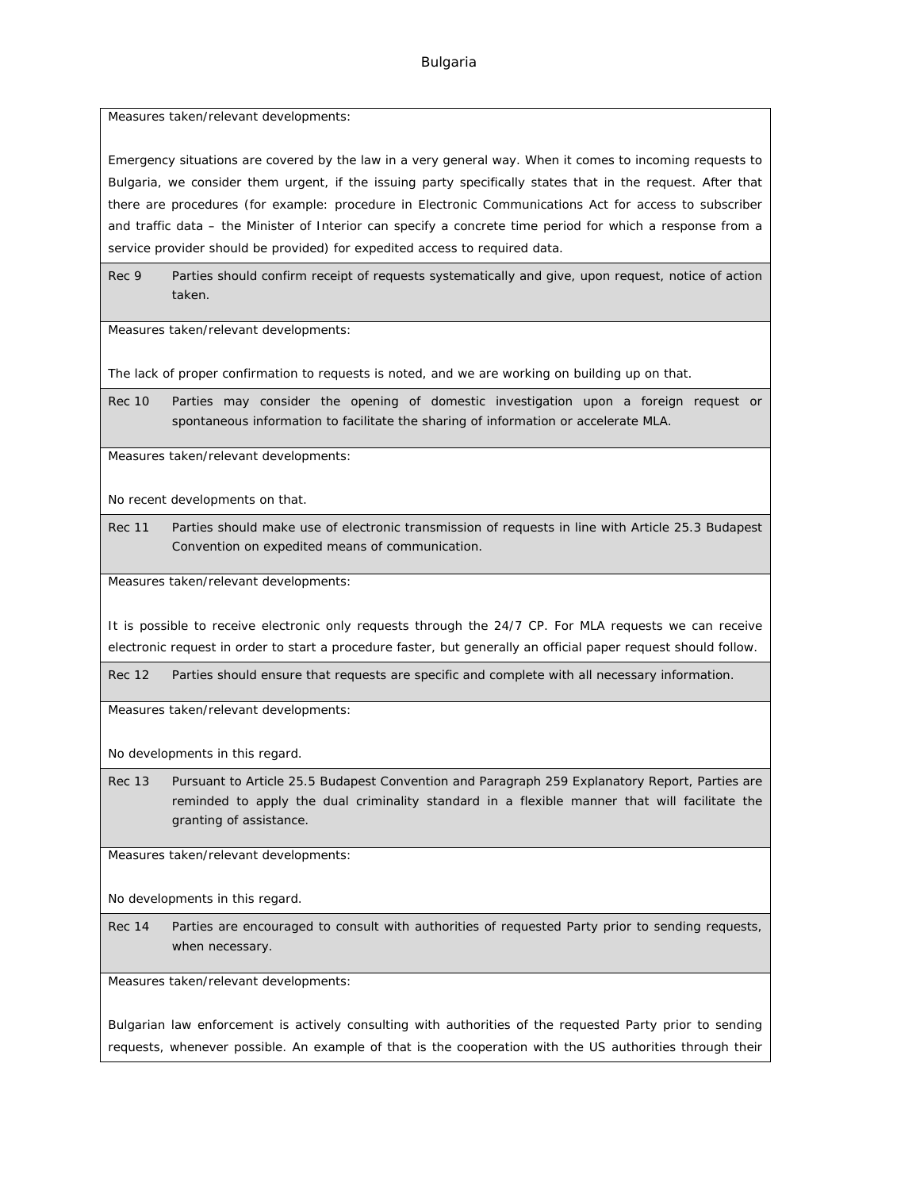Measures taken/relevant developments:

Emergency situations are covered by the law in a very general way. When it comes to incoming requests to Bulgaria, we consider them urgent, if the issuing party specifically states that in the request. After that there are procedures (for example: procedure in Electronic Communications Act for access to subscriber and traffic data – the Minister of Interior can specify a concrete time period for which a response from a service provider should be provided) for expedited access to required data.

| Rec 9 | Parties should confirm receipt of requests systematically and give, upon request, notice of action taken. |
|---|---|

Measures taken/relevant developments:

The lack of proper confirmation to requests is noted, and we are working on building up on that.

| Rec 10 | Parties may consider the opening of domestic investigation upon a foreign request or spontaneous information to facilitate the sharing of information or accelerate MLA. |
|---|---|

Measures taken/relevant developments:

No recent developments on that.

| Rec 11 | Parties should make use of electronic transmission of requests in line with Article 25.3 Budapest Convention on expedited means of communication. |
|---|---|

Measures taken/relevant developments:

It is possible to receive electronic only requests through the 24/7 CP. For MLA requests we can receive electronic request in order to start a procedure faster, but generally an official paper request should follow.

| Rec 12 | Parties should ensure that requests are specific and complete with all necessary information. |
|---|---|

Measures taken/relevant developments:

No developments in this regard.

| Rec 13 | Pursuant to Article 25.5 Budapest Convention and Paragraph 259 Explanatory Report, Parties are reminded to apply the dual criminality standard in a flexible manner that will facilitate the granting of assistance. |
|---|---|

Measures taken/relevant developments:

No developments in this regard.

| Rec 14 | Parties are encouraged to consult with authorities of requested Party prior to sending requests, when necessary. |
|---|---|

Measures taken/relevant developments:

Bulgarian law enforcement is actively consulting with authorities of the requested Party prior to sending requests, whenever possible. An example of that is the cooperation with the US authorities through their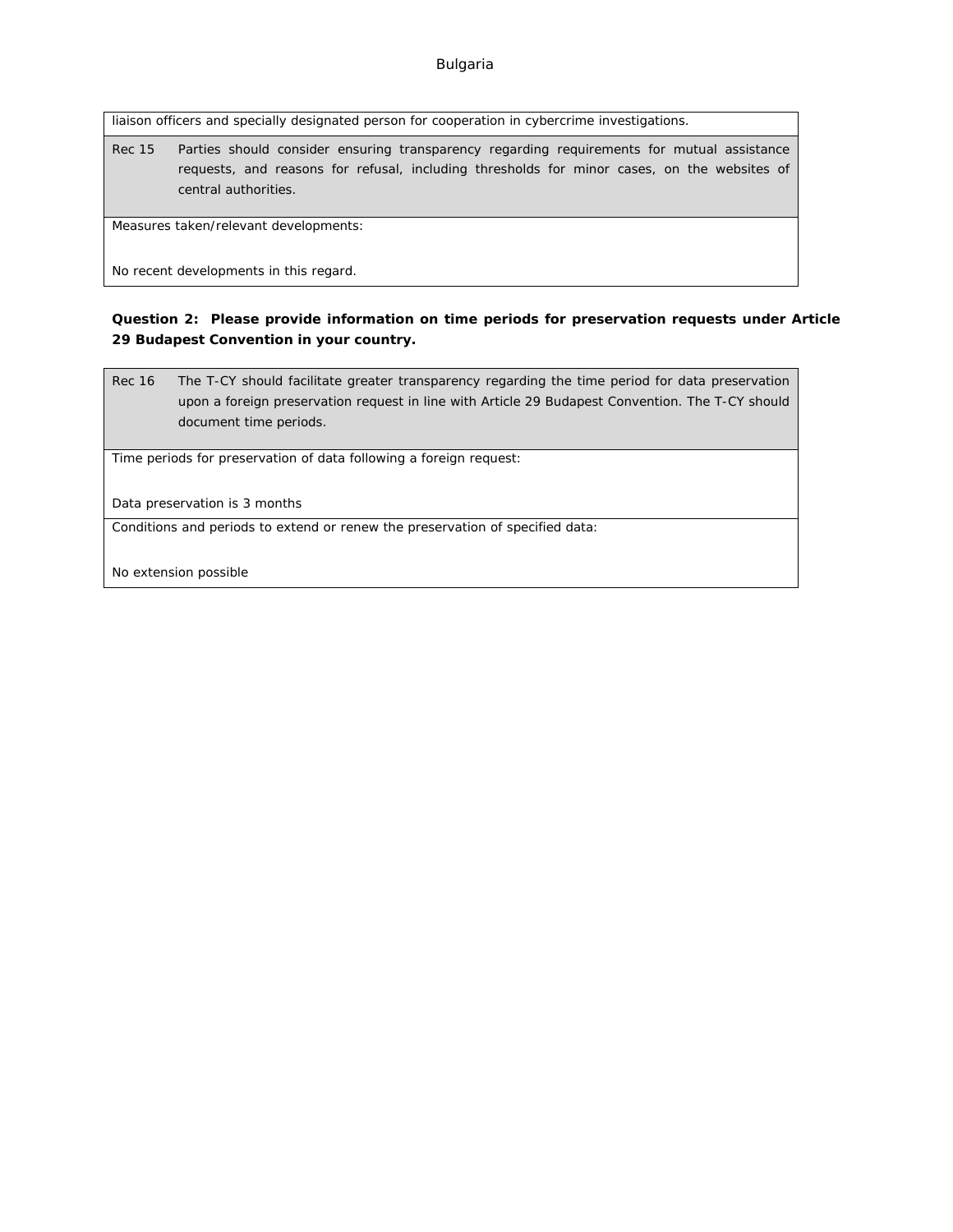| |
|---|
| liaison officers and specially designated person for cooperation in cybercrime investigations. |

| Rec 15 | Parties should consider ensuring transparency regarding requirements for mutual assistance requests, and reasons for refusal, including thresholds for minor cases, on the websites of central authorities. |
|---|---|
| Measures taken/relevant developments:<br><br>No recent developments in this regard. | |

**Question 2: Please provide information on time periods for preservation requests under Article 29 Budapest Convention in your country.**

| Rec 16 | The T-CY should facilitate greater transparency regarding the time period for data preservation upon a foreign preservation request in line with Article 29 Budapest Convention. The T-CY should document time periods. |
|---|---|
| Time periods for preservation of data following a foreign request:<br><br>Data preservation is 3 months | |
| Conditions and periods to extend or renew the preservation of specified data:<br><br>No extension possible | |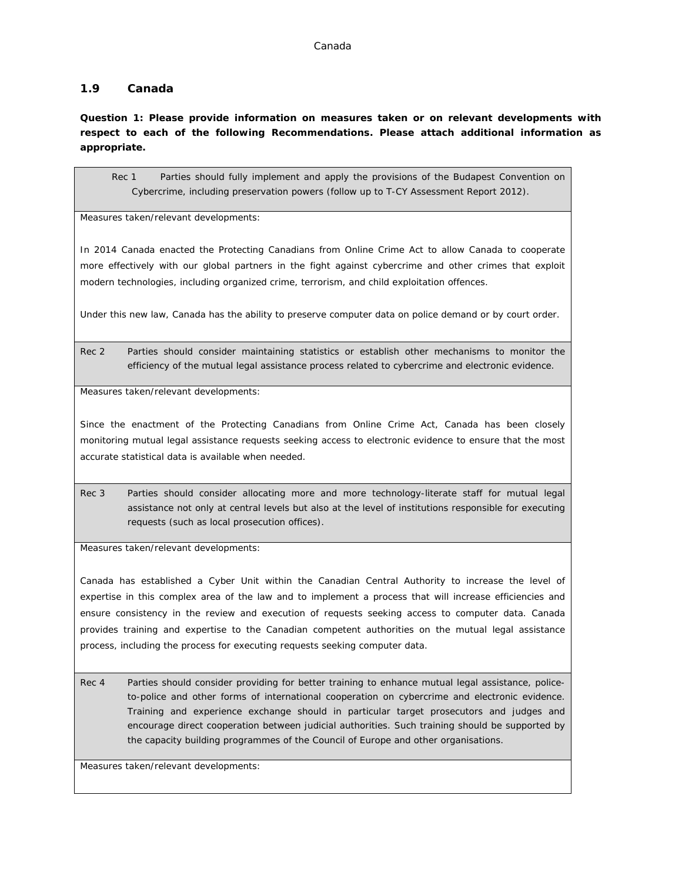## 1.9 Canada

**Question 1: Please provide information on measures taken or on relevant developments with respect to each of the following Recommendations. Please attach additional information as appropriate.**

| Rec 1 | Parties should fully implement and apply the provisions of the Budapest Convention on Cybercrime, including preservation powers (follow up to T-CY Assessment Report 2012). |
|---|---|
| Measures taken/relevant developments:<br><br>In 2014 Canada enacted the Protecting Canadians from Online Crime Act to allow Canada to cooperate more effectively with our global partners in the fight against cybercrime and other crimes that exploit modern technologies, including organized crime, terrorism, and child exploitation offences.<br><br>Under this new law, Canada has the ability to preserve computer data on police demand or by court order. | |
| **Rec 2** | Parties should consider maintaining statistics or establish other mechanisms to monitor the efficiency of the mutual legal assistance process related to cybercrime and electronic evidence. |
| Measures taken/relevant developments:<br><br>Since the enactment of the Protecting Canadians from Online Crime Act, Canada has been closely monitoring mutual legal assistance requests seeking access to electronic evidence to ensure that the most accurate statistical data is available when needed. | |
| **Rec 3** | Parties should consider allocating more and more technology-literate staff for mutual legal assistance not only at central levels but also at the level of institutions responsible for executing requests (such as local prosecution offices). |
| Measures taken/relevant developments:<br><br>Canada has established a Cyber Unit within the Canadian Central Authority to increase the level of expertise in this complex area of the law and to implement a process that will increase efficiencies and ensure consistency in the review and execution of requests seeking access to computer data. Canada provides training and expertise to the Canadian competent authorities on the mutual legal assistance process, including the process for executing requests seeking computer data. | |
| **Rec 4** | Parties should consider providing for better training to enhance mutual legal assistance, police-to-police and other forms of international cooperation on cybercrime and electronic evidence. Training and experience exchange should in particular target prosecutors and judges and encourage direct cooperation between judicial authorities. Such training should be supported by the capacity building programmes of the Council of Europe and other organisations. |
| Measures taken/relevant developments: | |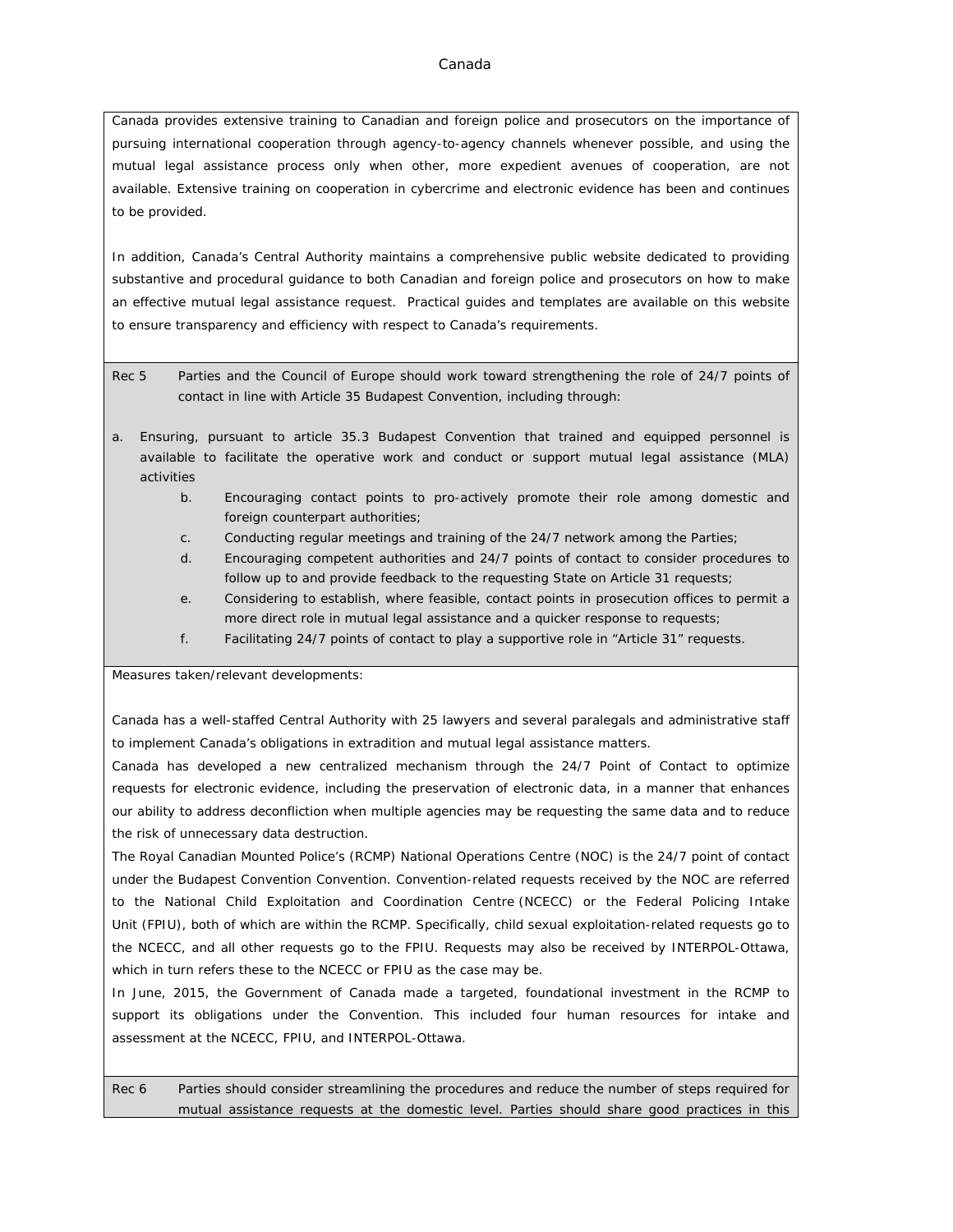Canada

Canada provides extensive training to Canadian and foreign police and prosecutors on the importance of pursuing international cooperation through agency-to-agency channels whenever possible, and using the mutual legal assistance process only when other, more expedient avenues of cooperation, are not available. Extensive training on cooperation in cybercrime and electronic evidence has been and continues to be provided.

In addition, Canada's Central Authority maintains a comprehensive public website dedicated to providing substantive and procedural guidance to both Canadian and foreign police and prosecutors on how to make an effective mutual legal assistance request. Practical guides and templates are available on this website to ensure transparency and efficiency with respect to Canada's requirements.

**Rec 5** Parties and the Council of Europe should work toward strengthening the role of 24/7 points of contact in line with Article 35 Budapest Convention, including through:

a. Ensuring, pursuant to article 35.3 Budapest Convention that trained and equipped personnel is available to facilitate the operative work and conduct or support mutual legal assistance (MLA) activities
b. Encouraging contact points to pro-actively promote their role among domestic and foreign counterpart authorities;
c. Conducting regular meetings and training of the 24/7 network among the Parties;
d. Encouraging competent authorities and 24/7 points of contact to consider procedures to follow up to and provide feedback to the requesting State on Article 31 requests;
e. Considering to establish, where feasible, contact points in prosecution offices to permit a more direct role in mutual legal assistance and a quicker response to requests;
f. Facilitating 24/7 points of contact to play a supportive role in "Article 31" requests.

Measures taken/relevant developments:

Canada has a well-staffed Central Authority with 25 lawyers and several paralegals and administrative staff to implement Canada's obligations in extradition and mutual legal assistance matters.

Canada has developed a new centralized mechanism through the 24/7 Point of Contact to optimize requests for electronic evidence, including the preservation of electronic data, in a manner that enhances our ability to address deconfliction when multiple agencies may be requesting the same data and to reduce the risk of unnecessary data destruction.

The Royal Canadian Mounted Police's (RCMP) National Operations Centre (NOC) is the 24/7 point of contact under the Budapest Convention Convention. Convention-related requests received by the NOC are referred to the National Child Exploitation and Coordination Centre (NCECC) or the Federal Policing Intake Unit (FPIU), both of which are within the RCMP. Specifically, child sexual exploitation-related requests go to the NCECC, and all other requests go to the FPIU. Requests may also be received by INTERPOL-Ottawa, which in turn refers these to the NCECC or FPIU as the case may be.

In June, 2015, the Government of Canada made a targeted, foundational investment in the RCMP to support its obligations under the Convention. This included four human resources for intake and assessment at the NCECC, FPIU, and INTERPOL-Ottawa.

**Rec 6** Parties should consider streamlining the procedures and reduce the number of steps required for mutual assistance requests at the domestic level. Parties should share good practices in this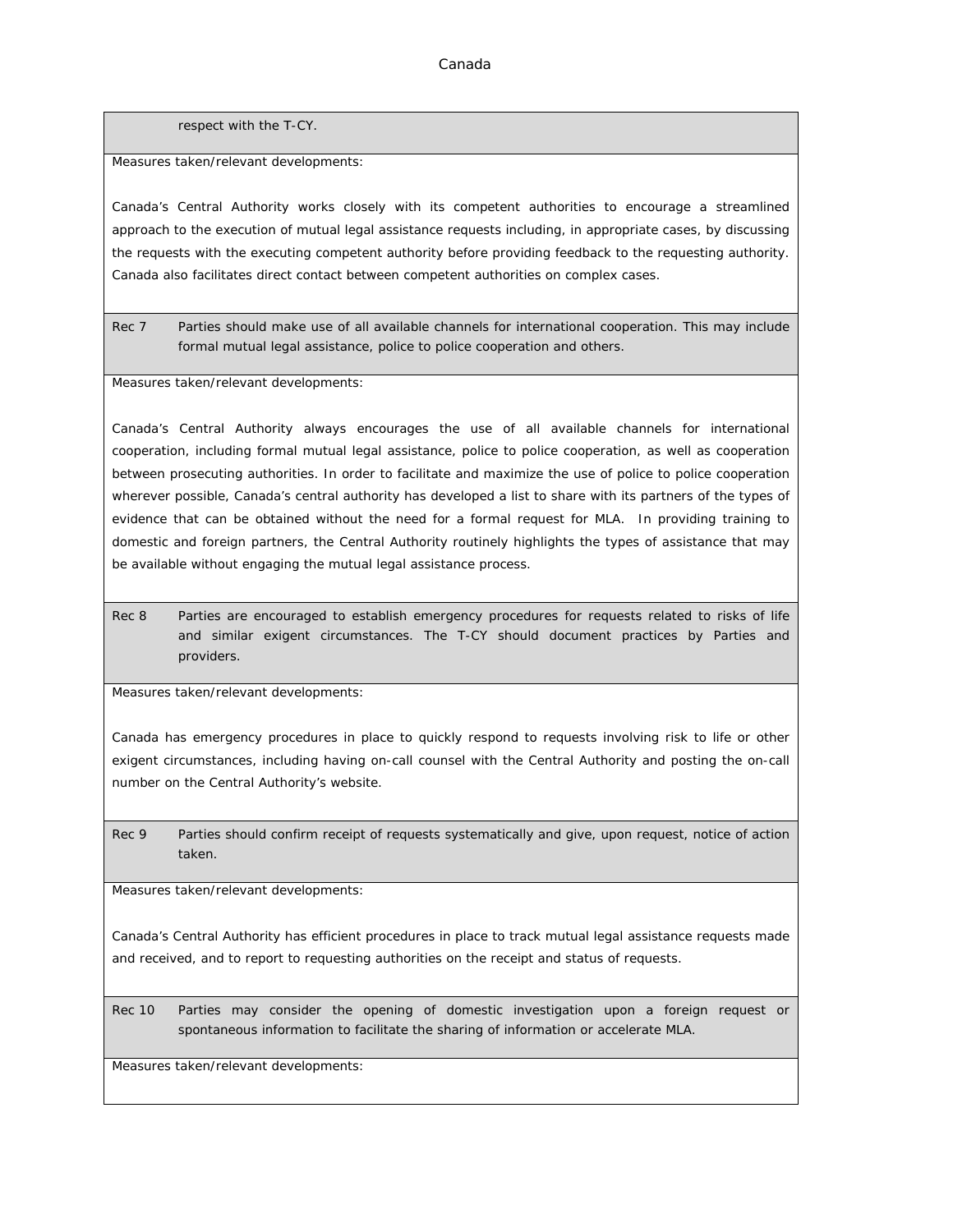respect with the T-CY.

Measures taken/relevant developments:

Canada's Central Authority works closely with its competent authorities to encourage a streamlined approach to the execution of mutual legal assistance requests including, in appropriate cases, by discussing the requests with the executing competent authority before providing feedback to the requesting authority. Canada also facilitates direct contact between competent authorities on complex cases.

Rec 7 Parties should make use of all available channels for international cooperation. This may include formal mutual legal assistance, police to police cooperation and others.

Measures taken/relevant developments:

Canada's Central Authority always encourages the use of all available channels for international cooperation, including formal mutual legal assistance, police to police cooperation, as well as cooperation between prosecuting authorities. In order to facilitate and maximize the use of police to police cooperation wherever possible, Canada's central authority has developed a list to share with its partners of the types of evidence that can be obtained without the need for a formal request for MLA. In providing training to domestic and foreign partners, the Central Authority routinely highlights the types of assistance that may be available without engaging the mutual legal assistance process.

Rec 8 Parties are encouraged to establish emergency procedures for requests related to risks of life and similar exigent circumstances. The T-CY should document practices by Parties and providers.

Measures taken/relevant developments:

Canada has emergency procedures in place to quickly respond to requests involving risk to life or other exigent circumstances, including having on-call counsel with the Central Authority and posting the on-call number on the Central Authority's website.

Rec 9 Parties should confirm receipt of requests systematically and give, upon request, notice of action taken.

Measures taken/relevant developments:

Canada's Central Authority has efficient procedures in place to track mutual legal assistance requests made and received, and to report to requesting authorities on the receipt and status of requests.

Rec 10 Parties may consider the opening of domestic investigation upon a foreign request or spontaneous information to facilitate the sharing of information or accelerate MLA.

Measures taken/relevant developments: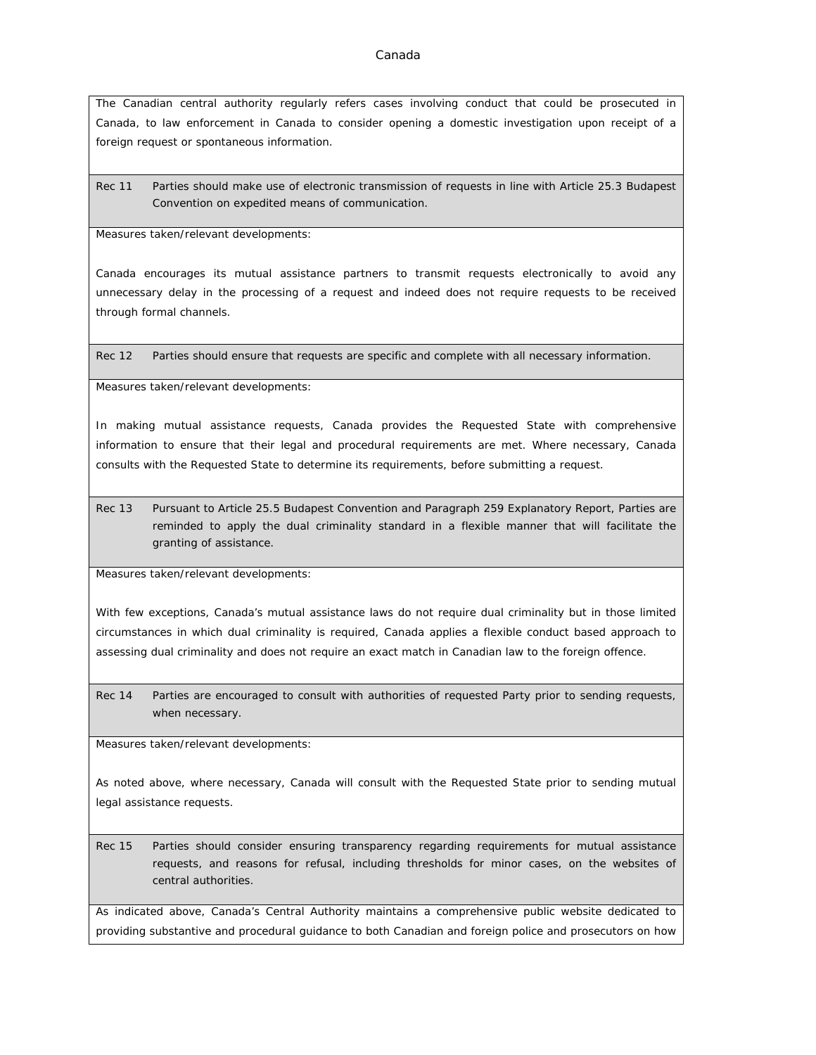The Canadian central authority regularly refers cases involving conduct that could be prosecuted in Canada, to law enforcement in Canada to consider opening a domestic investigation upon receipt of a foreign request or spontaneous information.

**Rec 11** Parties should make use of electronic transmission of requests in line with Article 25.3 Budapest Convention on expedited means of communication.

Measures taken/relevant developments:

Canada encourages its mutual assistance partners to transmit requests electronically to avoid any unnecessary delay in the processing of a request and indeed does not require requests to be received through formal channels.

**Rec 12** Parties should ensure that requests are specific and complete with all necessary information.

Measures taken/relevant developments:

In making mutual assistance requests, Canada provides the Requested State with comprehensive information to ensure that their legal and procedural requirements are met. Where necessary, Canada consults with the Requested State to determine its requirements, before submitting a request.

**Rec 13** Pursuant to Article 25.5 Budapest Convention and Paragraph 259 Explanatory Report, Parties are reminded to apply the dual criminality standard in a flexible manner that will facilitate the granting of assistance.

Measures taken/relevant developments:

With few exceptions, Canada's mutual assistance laws do not require dual criminality but in those limited circumstances in which dual criminality is required, Canada applies a flexible conduct based approach to assessing dual criminality and does not require an exact match in Canadian law to the foreign offence.

**Rec 14** Parties are encouraged to consult with authorities of requested Party prior to sending requests, when necessary.

Measures taken/relevant developments:

As noted above, where necessary, Canada will consult with the Requested State prior to sending mutual legal assistance requests.

**Rec 15** Parties should consider ensuring transparency regarding requirements for mutual assistance requests, and reasons for refusal, including thresholds for minor cases, on the websites of central authorities.

As indicated above, Canada's Central Authority maintains a comprehensive public website dedicated to providing substantive and procedural guidance to both Canadian and foreign police and prosecutors on how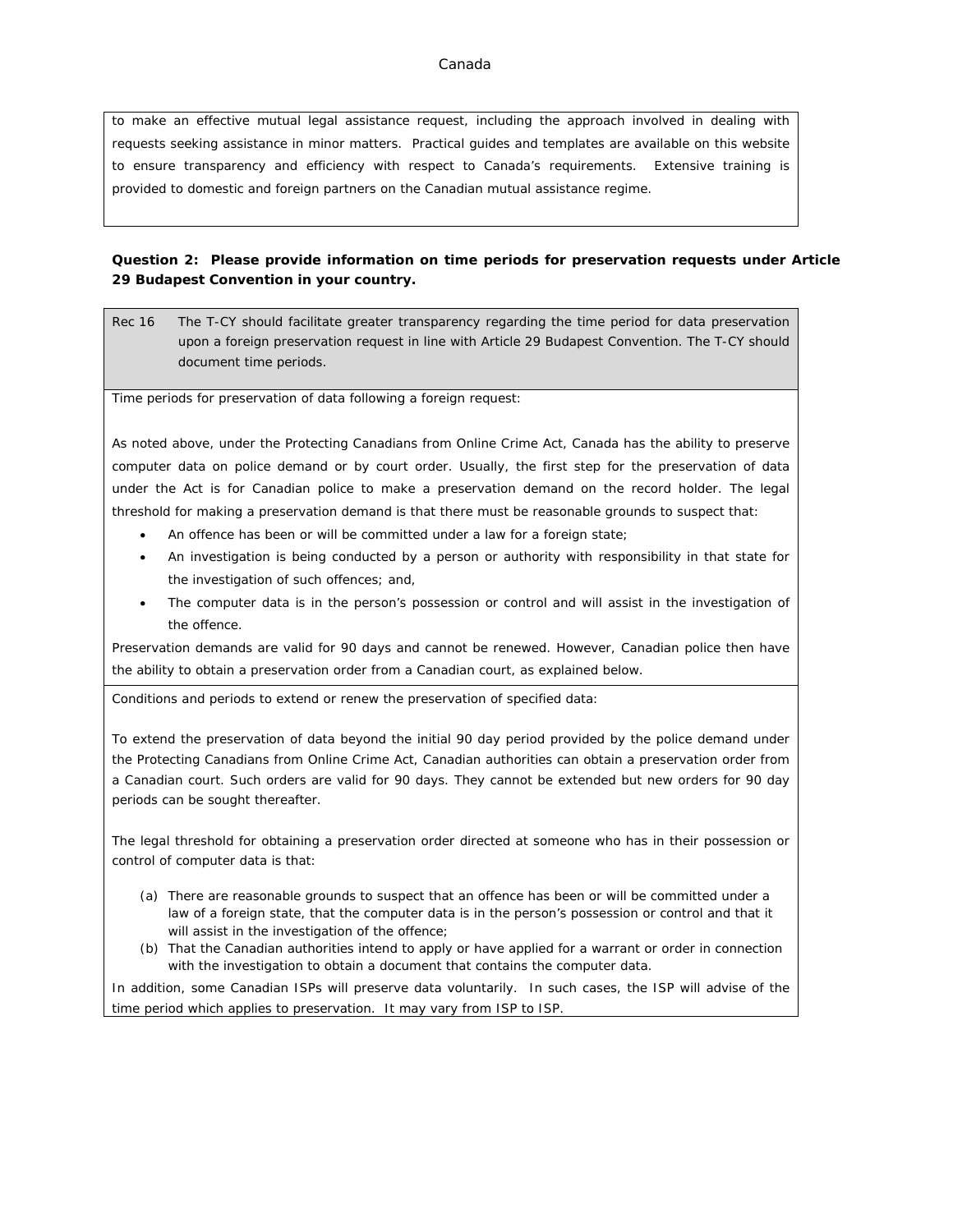to make an effective mutual legal assistance request, including the approach involved in dealing with requests seeking assistance in minor matters. Practical guides and templates are available on this website to ensure transparency and efficiency with respect to Canada's requirements. Extensive training is provided to domestic and foreign partners on the Canadian mutual assistance regime.

**Question 2: Please provide information on time periods for preservation requests under Article 29 Budapest Convention in your country.**

| Rec 16 | The T-CY should facilitate greater transparency regarding the time period for data preservation upon a foreign preservation request in line with Article 29 Budapest Convention. The T-CY should document time periods. |
|---|---|

Time periods for preservation of data following a foreign request:

As noted above, under the Protecting Canadians from Online Crime Act, Canada has the ability to preserve computer data on police demand or by court order. Usually, the first step for the preservation of data under the Act is for Canadian police to make a preservation demand on the record holder. The legal threshold for making a preservation demand is that there must be reasonable grounds to suspect that:

- An offence has been or will be committed under a law for a foreign state;
- An investigation is being conducted by a person or authority with responsibility in that state for the investigation of such offences; and,
- The computer data is in the person's possession or control and will assist in the investigation of the offence.

Preservation demands are valid for 90 days and cannot be renewed. However, Canadian police then have the ability to obtain a preservation order from a Canadian court, as explained below.

Conditions and periods to extend or renew the preservation of specified data:

To extend the preservation of data beyond the initial 90 day period provided by the police demand under the Protecting Canadians from Online Crime Act, Canadian authorities can obtain a preservation order from a Canadian court. Such orders are valid for 90 days. They cannot be extended but new orders for 90 day periods can be sought thereafter.

The legal threshold for obtaining a preservation order directed at someone who has in their possession or control of computer data is that:

(a) There are reasonable grounds to suspect that an offence has been or will be committed under a law of a foreign state, that the computer data is in the person's possession or control and that it will assist in the investigation of the offence;
(b) That the Canadian authorities intend to apply or have applied for a warrant or order in connection with the investigation to obtain a document that contains the computer data.

In addition, some Canadian ISPs will preserve data voluntarily. In such cases, the ISP will advise of the time period which applies to preservation. It may vary from ISP to ISP.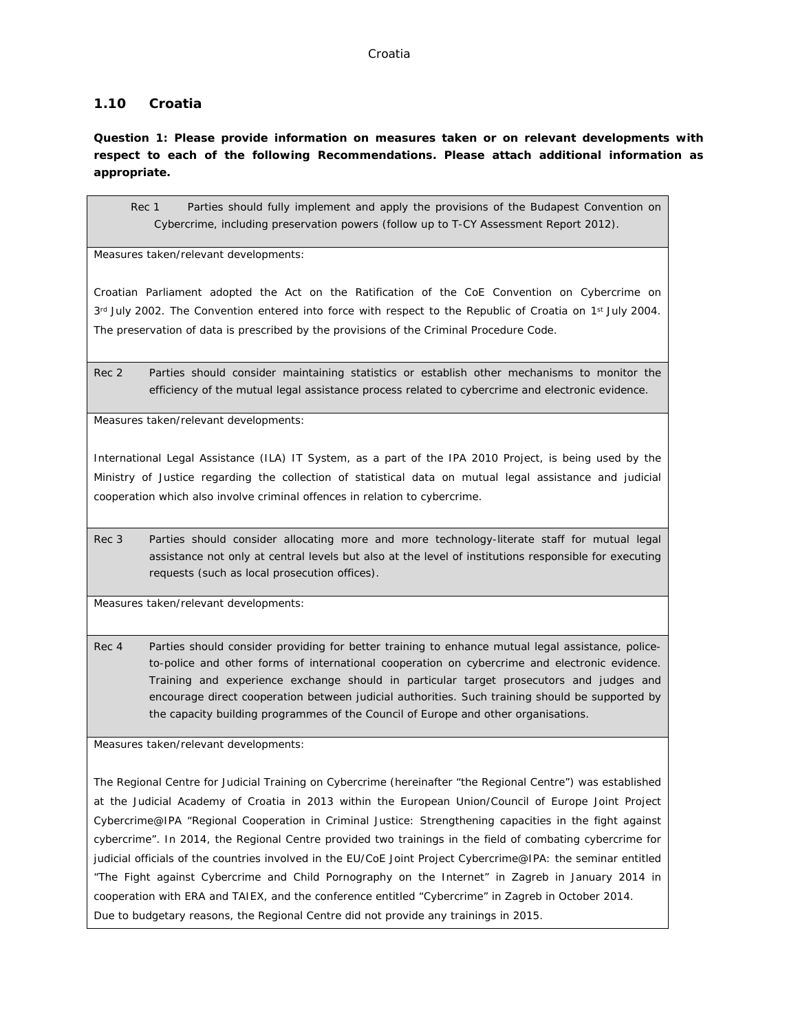### 1.10 Croatia

**Question 1: Please provide information on measures taken or on relevant developments with respect to each of the following Recommendations. Please attach additional information as appropriate.**

| Rec 1 | Parties should fully implement and apply the provisions of the Budapest Convention on Cybercrime, including preservation powers (follow up to T-CY Assessment Report 2012). |
|---|---|
| Measures taken/relevant developments:<br><br>Croatian Parliament adopted the Act on the Ratification of the CoE Convention on Cybercrime on 3rd July 2002. The Convention entered into force with respect to the Republic of Croatia on 1st July 2004. The preservation of data is prescribed by the provisions of the Criminal Procedure Code. | |
| **Rec 2** | **Parties should consider maintaining statistics or establish other mechanisms to monitor the efficiency of the mutual legal assistance process related to cybercrime and electronic evidence.** |
| Measures taken/relevant developments:<br><br>International Legal Assistance (ILA) IT System, as a part of the IPA 2010 Project, is being used by the Ministry of Justice regarding the collection of statistical data on mutual legal assistance and judicial cooperation which also involve criminal offences in relation to cybercrime. | |
| **Rec 3** | **Parties should consider allocating more and more technology-literate staff for mutual legal assistance not only at central levels but also at the level of institutions responsible for executing requests (such as local prosecution offices).** |
| Measures taken/relevant developments: | |
| **Rec 4** | **Parties should consider providing for better training to enhance mutual legal assistance, police-to-police and other forms of international cooperation on cybercrime and electronic evidence. Training and experience exchange should in particular target prosecutors and judges and encourage direct cooperation between judicial authorities. Such training should be supported by the capacity building programmes of the Council of Europe and other organisations.** |
| Measures taken/relevant developments:<br><br>The Regional Centre for Judicial Training on Cybercrime (hereinafter "the Regional Centre") was established at the Judicial Academy of Croatia in 2013 within the European Union/Council of Europe Joint Project Cybercrime@IPA "Regional Cooperation in Criminal Justice: Strengthening capacities in the fight against cybercrime". In 2014, the Regional Centre provided two trainings in the field of combating cybercrime for judicial officials of the countries involved in the EU/CoE Joint Project Cybercrime@IPA: the seminar entitled "The Fight against Cybercrime and Child Pornography on the Internet" in Zagreb in January 2014 in cooperation with ERA and TAIEX, and the conference entitled "Cybercrime" in Zagreb in October 2014.<br>Due to budgetary reasons, the Regional Centre did not provide any trainings in 2015. | |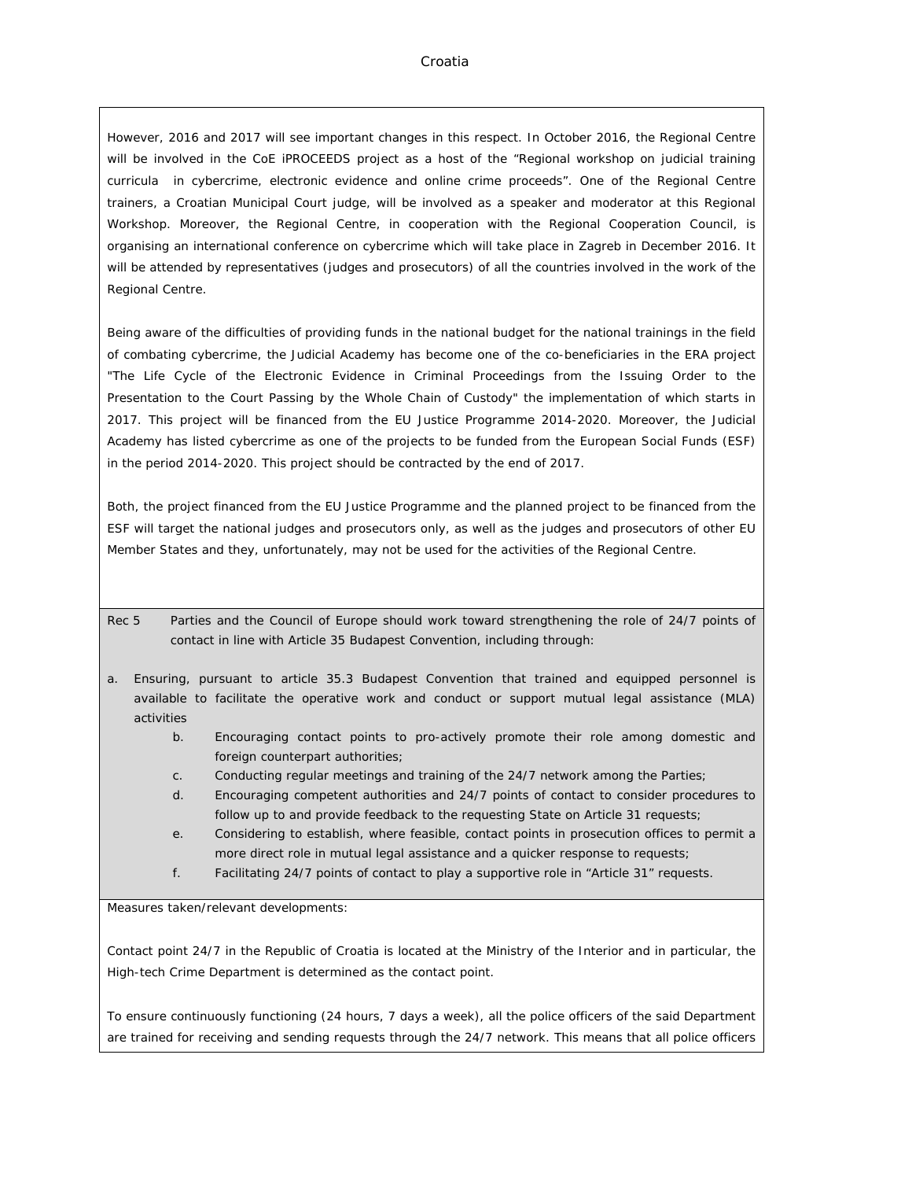However, 2016 and 2017 will see important changes in this respect. In October 2016, the Regional Centre will be involved in the CoE iPROCEEDS project as a host of the "Regional workshop on judicial training curricula in cybercrime, electronic evidence and online crime proceeds". One of the Regional Centre trainers, a Croatian Municipal Court judge, will be involved as a speaker and moderator at this Regional Workshop. Moreover, the Regional Centre, in cooperation with the Regional Cooperation Council, is organising an international conference on cybercrime which will take place in Zagreb in December 2016. It will be attended by representatives (judges and prosecutors) of all the countries involved in the work of the Regional Centre.

Being aware of the difficulties of providing funds in the national budget for the national trainings in the field of combating cybercrime, the Judicial Academy has become one of the co-beneficiaries in the ERA project "The Life Cycle of the Electronic Evidence in Criminal Proceedings from the Issuing Order to the Presentation to the Court Passing by the Whole Chain of Custody" the implementation of which starts in 2017. This project will be financed from the EU Justice Programme 2014-2020. Moreover, the Judicial Academy has listed cybercrime as one of the projects to be funded from the European Social Funds (ESF) in the period 2014-2020. This project should be contracted by the end of 2017.

Both, the project financed from the EU Justice Programme and the planned project to be financed from the ESF will target the national judges and prosecutors only, as well as the judges and prosecutors of other EU Member States and they, unfortunately, may not be used for the activities of the Regional Centre.

Rec 5 Parties and the Council of Europe should work toward strengthening the role of 24/7 points of contact in line with Article 35 Budapest Convention, including through:

a. Ensuring, pursuant to article 35.3 Budapest Convention that trained and equipped personnel is available to facilitate the operative work and conduct or support mutual legal assistance (MLA) activities
b. Encouraging contact points to pro-actively promote their role among domestic and foreign counterpart authorities;
c. Conducting regular meetings and training of the 24/7 network among the Parties;
d. Encouraging competent authorities and 24/7 points of contact to consider procedures to follow up to and provide feedback to the requesting State on Article 31 requests;
e. Considering to establish, where feasible, contact points in prosecution offices to permit a more direct role in mutual legal assistance and a quicker response to requests;
f. Facilitating 24/7 points of contact to play a supportive role in "Article 31" requests.

Measures taken/relevant developments:

Contact point 24/7 in the Republic of Croatia is located at the Ministry of the Interior and in particular, the High-tech Crime Department is determined as the contact point.

To ensure continuously functioning (24 hours, 7 days a week), all the police officers of the said Department are trained for receiving and sending requests through the 24/7 network. This means that all police officers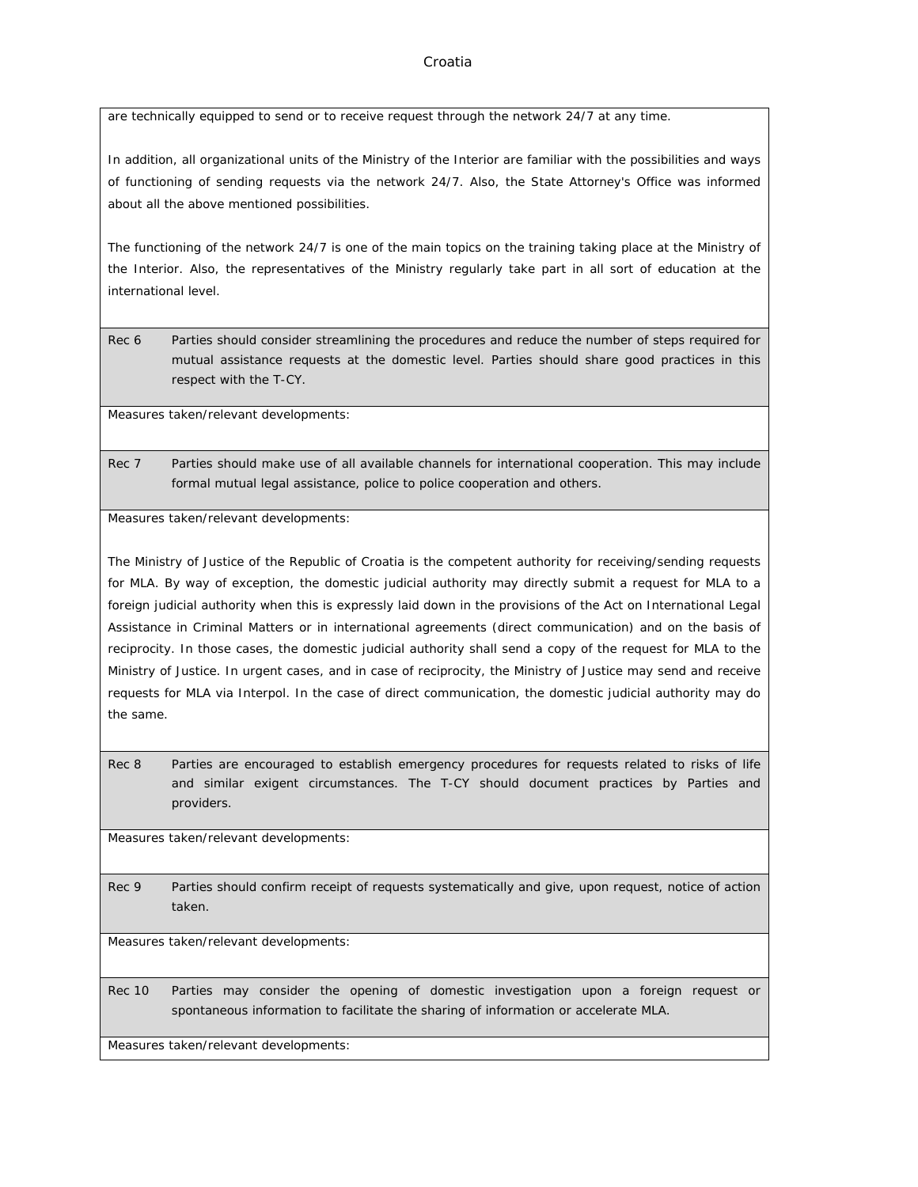are technically equipped to send or to receive request through the network 24/7 at any time.

In addition, all organizational units of the Ministry of the Interior are familiar with the possibilities and ways of functioning of sending requests via the network 24/7. Also, the State Attorney's Office was informed about all the above mentioned possibilities.

The functioning of the network 24/7 is one of the main topics on the training taking place at the Ministry of the Interior. Also, the representatives of the Ministry regularly take part in all sort of education at the international level.

| Rec 6 | Parties should consider streamlining the procedures and reduce the number of steps required for mutual assistance requests at the domestic level. Parties should share good practices in this respect with the T-CY. |
|---|---|

Measures taken/relevant developments:

| Rec 7 | Parties should make use of all available channels for international cooperation. This may include formal mutual legal assistance, police to police cooperation and others. |
|---|---|

Measures taken/relevant developments:

The Ministry of Justice of the Republic of Croatia is the competent authority for receiving/sending requests for MLA. By way of exception, the domestic judicial authority may directly submit a request for MLA to a foreign judicial authority when this is expressly laid down in the provisions of the Act on International Legal Assistance in Criminal Matters or in international agreements (direct communication) and on the basis of reciprocity. In those cases, the domestic judicial authority shall send a copy of the request for MLA to the Ministry of Justice. In urgent cases, and in case of reciprocity, the Ministry of Justice may send and receive requests for MLA via Interpol. In the case of direct communication, the domestic judicial authority may do the same.

| Rec 8 | Parties are encouraged to establish emergency procedures for requests related to risks of life and similar exigent circumstances. The T-CY should document practices by Parties and providers. |
|---|---|

Measures taken/relevant developments:

| Rec 9 | Parties should confirm receipt of requests systematically and give, upon request, notice of action taken. |
|---|---|

Measures taken/relevant developments:

| Rec 10 | Parties may consider the opening of domestic investigation upon a foreign request or spontaneous information to facilitate the sharing of information or accelerate MLA. |
|---|---|

Measures taken/relevant developments: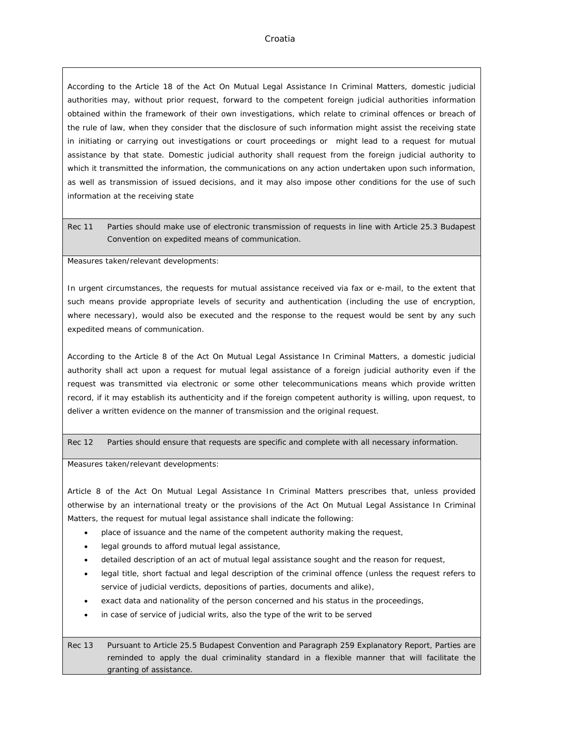According to the Article 18 of the Act On Mutual Legal Assistance In Criminal Matters, domestic judicial authorities may, without prior request, forward to the competent foreign judicial authorities information obtained within the framework of their own investigations, which relate to criminal offences or breach of the rule of law, when they consider that the disclosure of such information might assist the receiving state in initiating or carrying out investigations or court proceedings or might lead to a request for mutual assistance by that state. Domestic judicial authority shall request from the foreign judicial authority to which it transmitted the information, the communications on any action undertaken upon such information, as well as transmission of issued decisions, and it may also impose other conditions for the use of such information at the receiving state

| Rec 11 | Parties should make use of electronic transmission of requests in line with Article 25.3 Budapest Convention on expedited means of communication. |
|---|---|

Measures taken/relevant developments:

In urgent circumstances, the requests for mutual assistance received via fax or e-mail, to the extent that such means provide appropriate levels of security and authentication (including the use of encryption, where necessary), would also be executed and the response to the request would be sent by any such expedited means of communication.

According to the Article 8 of the Act On Mutual Legal Assistance In Criminal Matters, a domestic judicial authority shall act upon a request for mutual legal assistance of a foreign judicial authority even if the request was transmitted via electronic or some other telecommunications means which provide written record, if it may establish its authenticity and if the foreign competent authority is willing, upon request, to deliver a written evidence on the manner of transmission and the original request.

| Rec 12 | Parties should ensure that requests are specific and complete with all necessary information. |
|---|---|

Measures taken/relevant developments:

Article 8 of the Act On Mutual Legal Assistance In Criminal Matters prescribes that, unless provided otherwise by an international treaty or the provisions of the Act On Mutual Legal Assistance In Criminal Matters, the request for mutual legal assistance shall indicate the following:

- place of issuance and the name of the competent authority making the request,
- legal grounds to afford mutual legal assistance,
- detailed description of an act of mutual legal assistance sought and the reason for request,
- legal title, short factual and legal description of the criminal offence (unless the request refers to service of judicial verdicts, depositions of parties, documents and alike),
- exact data and nationality of the person concerned and his status in the proceedings,
- in case of service of judicial writs, also the type of the writ to be served

| Rec 13 | Pursuant to Article 25.5 Budapest Convention and Paragraph 259 Explanatory Report, Parties are reminded to apply the dual criminality standard in a flexible manner that will facilitate the granting of assistance. |
|---|---|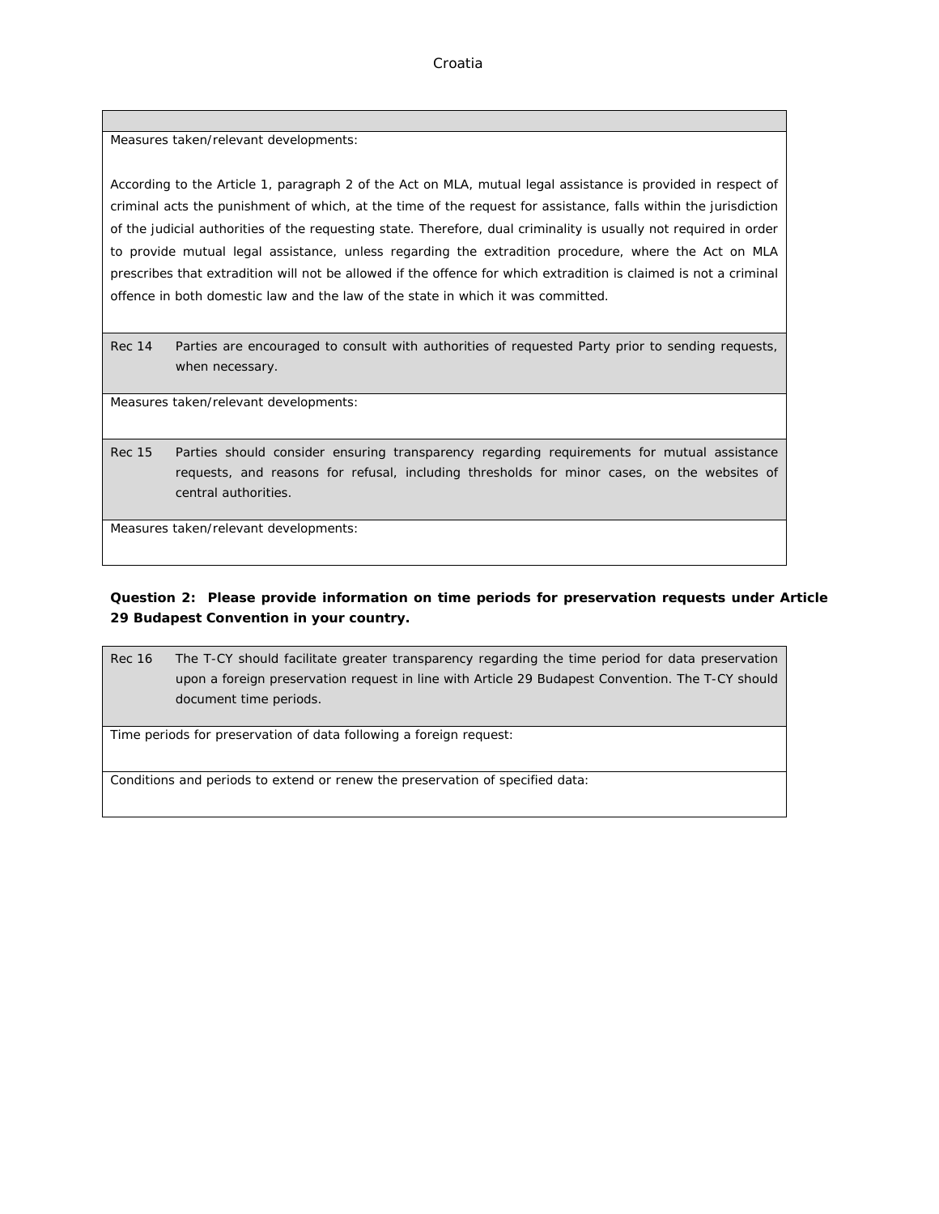Croatia

| |
|---|
| Measures taken/relevant developments:<br><br>According to the Article 1, paragraph 2 of the Act on MLA, mutual legal assistance is provided in respect of criminal acts the punishment of which, at the time of the request for assistance, falls within the jurisdiction of the judicial authorities of the requesting state. Therefore, dual criminality is usually not required in order to provide mutual legal assistance, unless regarding the extradition procedure, where the Act on MLA prescribes that extradition will not be allowed if the offence for which extradition is claimed is not a criminal offence in both domestic law and the law of the state in which it was committed. |
| Rec 14 Parties are encouraged to consult with authorities of requested Party prior to sending requests, when necessary. |
| Measures taken/relevant developments: |
| Rec 15 Parties should consider ensuring transparency regarding requirements for mutual assistance requests, and reasons for refusal, including thresholds for minor cases, on the websites of central authorities. |
| Measures taken/relevant developments: |

**Question 2: Please provide information on time periods for preservation requests under Article 29 Budapest Convention in your country.**

| Rec 16 | The T-CY should facilitate greater transparency regarding the time period for data preservation upon a foreign preservation request in line with Article 29 Budapest Convention. The T-CY should document time periods. |
|---|---|
| Time periods for preservation of data following a foreign request: | |
| Conditions and periods to extend or renew the preservation of specified data: | |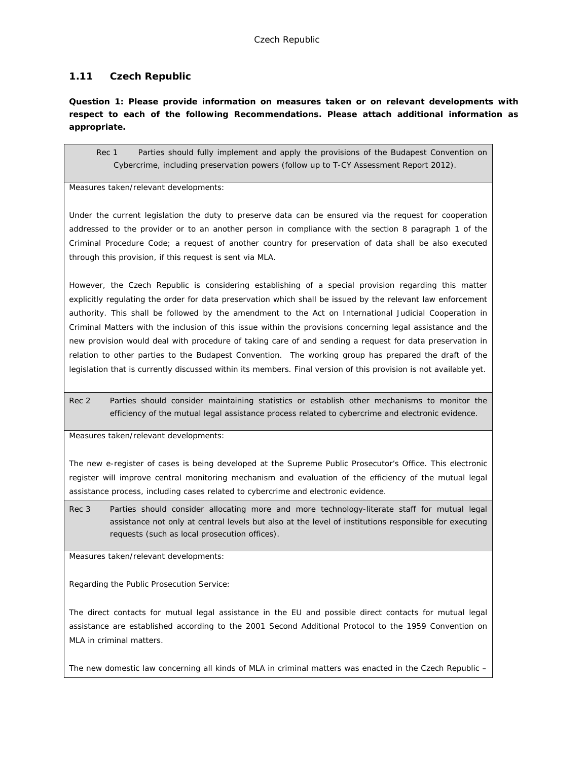## 1.11 Czech Republic

**Question 1: Please provide information on measures taken or on relevant developments with respect to each of the following Recommendations. Please attach additional information as appropriate.**

| Rec 1 | Parties should fully implement and apply the provisions of the Budapest Convention on Cybercrime, including preservation powers (follow up to T-CY Assessment Report 2012). |
|---|---|

Measures taken/relevant developments:

Under the current legislation the duty to preserve data can be ensured via the request for cooperation addressed to the provider or to an another person in compliance with the section 8 paragraph 1 of the Criminal Procedure Code; a request of another country for preservation of data shall be also executed through this provision, if this request is sent via MLA.

However, the Czech Republic is considering establishing of a special provision regarding this matter explicitly regulating the order for data preservation which shall be issued by the relevant law enforcement authority. This shall be followed by the amendment to the Act on International Judicial Cooperation in Criminal Matters with the inclusion of this issue within the provisions concerning legal assistance and the new provision would deal with procedure of taking care of and sending a request for data preservation in relation to other parties to the Budapest Convention. The working group has prepared the draft of the legislation that is currently discussed within its members. Final version of this provision is not available yet.

| Rec 2 | Parties should consider maintaining statistics or establish other mechanisms to monitor the efficiency of the mutual legal assistance process related to cybercrime and electronic evidence. |
|---|---|

Measures taken/relevant developments:

The new e-register of cases is being developed at the Supreme Public Prosecutor's Office. This electronic register will improve central monitoring mechanism and evaluation of the efficiency of the mutual legal assistance process, including cases related to cybercrime and electronic evidence.

| Rec 3 | Parties should consider allocating more and more technology-literate staff for mutual legal assistance not only at central levels but also at the level of institutions responsible for executing requests (such as local prosecution offices). |
|---|---|

Measures taken/relevant developments:

Regarding the Public Prosecution Service:

The direct contacts for mutual legal assistance in the EU and possible direct contacts for mutual legal assistance are established according to the 2001 Second Additional Protocol to the 1959 Convention on MLA in criminal matters.

The new domestic law concerning all kinds of MLA in criminal matters was enacted in the Czech Republic –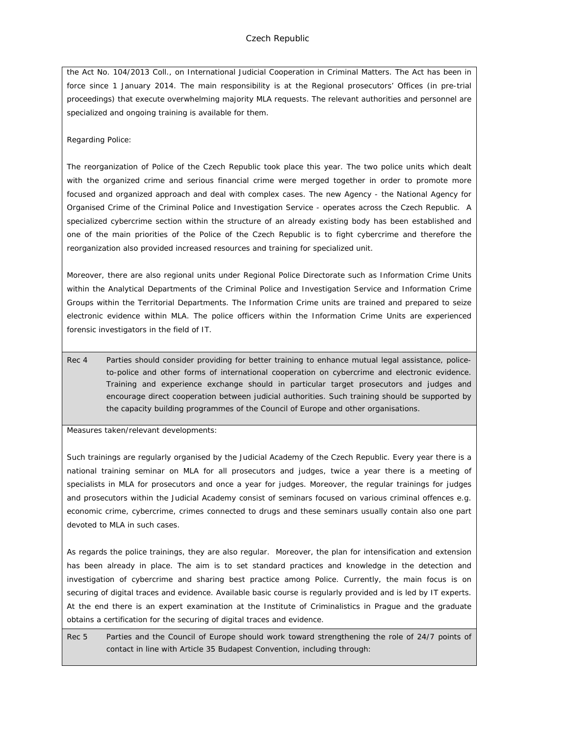the Act No. 104/2013 Coll., on International Judicial Cooperation in Criminal Matters. The Act has been in force since 1 January 2014. The main responsibility is at the Regional prosecutors' Offices (in pre-trial proceedings) that execute overwhelming majority MLA requests. The relevant authorities and personnel are specialized and ongoing training is available for them.

Regarding Police:

The reorganization of Police of the Czech Republic took place this year. The two police units which dealt with the organized crime and serious financial crime were merged together in order to promote more focused and organized approach and deal with complex cases. The new Agency - the National Agency for Organised Crime of the Criminal Police and Investigation Service - operates across the Czech Republic. A specialized cybercrime section within the structure of an already existing body has been established and one of the main priorities of the Police of the Czech Republic is to fight cybercrime and therefore the reorganization also provided increased resources and training for specialized unit.

Moreover, there are also regional units under Regional Police Directorate such as Information Crime Units within the Analytical Departments of the Criminal Police and Investigation Service and Information Crime Groups within the Territorial Departments. The Information Crime units are trained and prepared to seize electronic evidence within MLA. The police officers within the Information Crime Units are experienced forensic investigators in the field of IT.

| Rec 4 | Parties should consider providing for better training to enhance mutual legal assistance, police-to-police and other forms of international cooperation on cybercrime and electronic evidence. Training and experience exchange should in particular target prosecutors and judges and encourage direct cooperation between judicial authorities. Such training should be supported by the capacity building programmes of the Council of Europe and other organisations. |
|---|---|

Measures taken/relevant developments:

Such trainings are regularly organised by the Judicial Academy of the Czech Republic. Every year there is a national training seminar on MLA for all prosecutors and judges, twice a year there is a meeting of specialists in MLA for prosecutors and once a year for judges. Moreover, the regular trainings for judges and prosecutors within the Judicial Academy consist of seminars focused on various criminal offences e.g. economic crime, cybercrime, crimes connected to drugs and these seminars usually contain also one part devoted to MLA in such cases.

As regards the police trainings, they are also regular. Moreover, the plan for intensification and extension has been already in place. The aim is to set standard practices and knowledge in the detection and investigation of cybercrime and sharing best practice among Police. Currently, the main focus is on securing of digital traces and evidence. Available basic course is regularly provided and is led by IT experts. At the end there is an expert examination at the Institute of Criminalistics in Prague and the graduate obtains a certification for the securing of digital traces and evidence.

| Rec 5 | Parties and the Council of Europe should work toward strengthening the role of 24/7 points of contact in line with Article 35 Budapest Convention, including through: |
|---|---|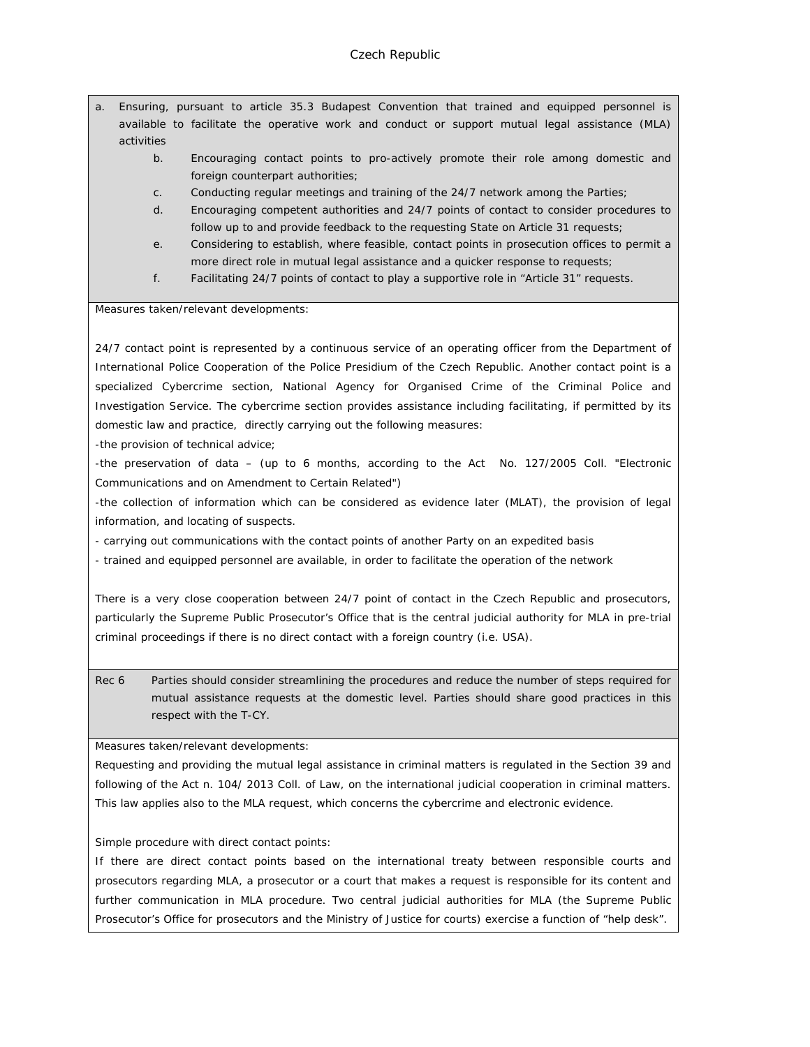## Czech Republic

a. Ensuring, pursuant to article 35.3 Budapest Convention that trained and equipped personnel is available to facilitate the operative work and conduct or support mutual legal assistance (MLA) activities

   b. Encouraging contact points to pro-actively promote their role among domestic and foreign counterpart authorities;
   c. Conducting regular meetings and training of the 24/7 network among the Parties;
   d. Encouraging competent authorities and 24/7 points of contact to consider procedures to follow up to and provide feedback to the requesting State on Article 31 requests;
   e. Considering to establish, where feasible, contact points in prosecution offices to permit a more direct role in mutual legal assistance and a quicker response to requests;
   f. Facilitating 24/7 points of contact to play a supportive role in "Article 31" requests.

Measures taken/relevant developments:

24/7 contact point is represented by a continuous service of an operating officer from the Department of International Police Cooperation of the Police Presidium of the Czech Republic. Another contact point is a specialized Cybercrime section, National Agency for Organised Crime of the Criminal Police and Investigation Service. The cybercrime section provides assistance including facilitating, if permitted by its domestic law and practice, directly carrying out the following measures:

-the provision of technical advice;

-the preservation of data – (up to 6 months, according to the Act No. 127/2005 Coll. "Electronic Communications and on Amendment to Certain Related")

-the collection of information which can be considered as evidence later (MLAT), the provision of legal information, and locating of suspects.

- carrying out communications with the contact points of another Party on an expedited basis

- trained and equipped personnel are available, in order to facilitate the operation of the network

There is a very close cooperation between 24/7 point of contact in the Czech Republic and prosecutors, particularly the Supreme Public Prosecutor's Office that is the central judicial authority for MLA in pre-trial criminal proceedings if there is no direct contact with a foreign country (i.e. USA).

Rec 6 Parties should consider streamlining the procedures and reduce the number of steps required for mutual assistance requests at the domestic level. Parties should share good practices in this respect with the T-CY.

Measures taken/relevant developments:

Requesting and providing the mutual legal assistance in criminal matters is regulated in the Section 39 and following of the Act n. 104/ 2013 Coll. of Law, on the international judicial cooperation in criminal matters. This law applies also to the MLA request, which concerns the cybercrime and electronic evidence.

Simple procedure with direct contact points:

If there are direct contact points based on the international treaty between responsible courts and prosecutors regarding MLA, a prosecutor or a court that makes a request is responsible for its content and further communication in MLA procedure. Two central judicial authorities for MLA (the Supreme Public Prosecutor's Office for prosecutors and the Ministry of Justice for courts) exercise a function of "help desk".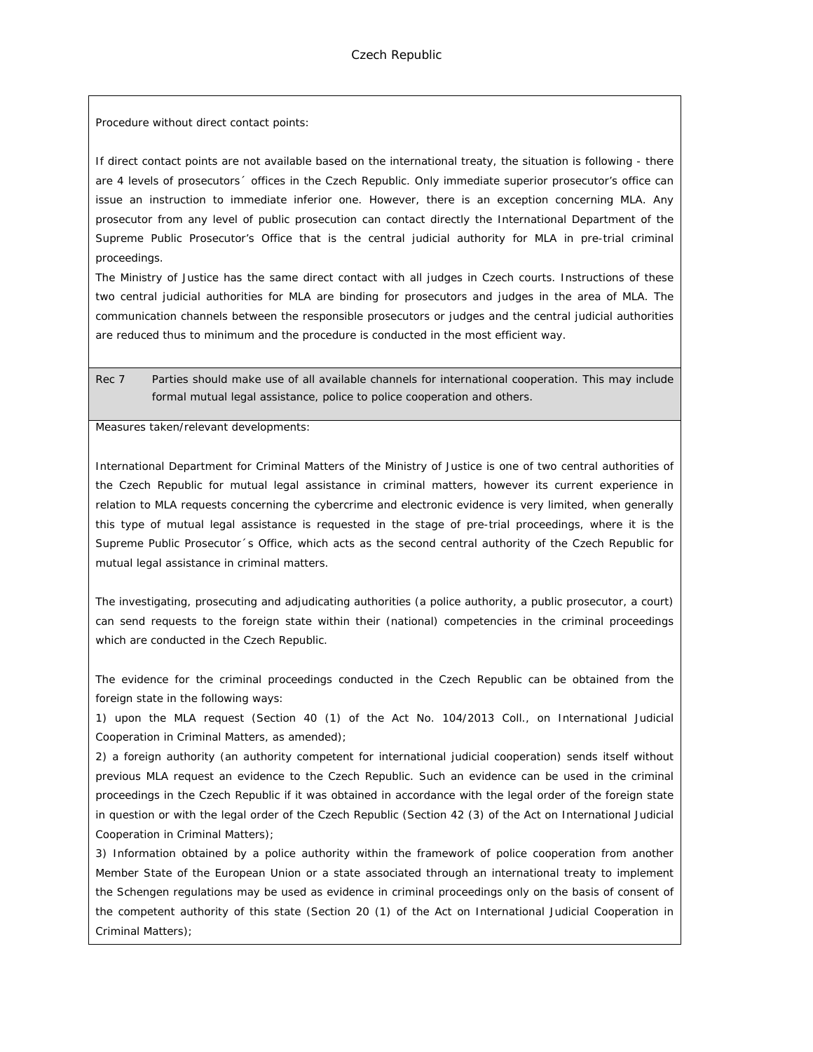Procedure without direct contact points:

If direct contact points are not available based on the international treaty, the situation is following - there are 4 levels of prosecutors´ offices in the Czech Republic. Only immediate superior prosecutor's office can issue an instruction to immediate inferior one. However, there is an exception concerning MLA. Any prosecutor from any level of public prosecution can contact directly the International Department of the Supreme Public Prosecutor's Office that is the central judicial authority for MLA in pre-trial criminal proceedings.

The Ministry of Justice has the same direct contact with all judges in Czech courts. Instructions of these two central judicial authorities for MLA are binding for prosecutors and judges in the area of MLA. The communication channels between the responsible prosecutors or judges and the central judicial authorities are reduced thus to minimum and the procedure is conducted in the most efficient way.

| Rec 7 | Parties should make use of all available channels for international cooperation. This may include formal mutual legal assistance, police to police cooperation and others. |
|---|---|

Measures taken/relevant developments:

International Department for Criminal Matters of the Ministry of Justice is one of two central authorities of the Czech Republic for mutual legal assistance in criminal matters, however its current experience in relation to MLA requests concerning the cybercrime and electronic evidence is very limited, when generally this type of mutual legal assistance is requested in the stage of pre-trial proceedings, where it is the Supreme Public Prosecutor´s Office, which acts as the second central authority of the Czech Republic for mutual legal assistance in criminal matters.

The investigating, prosecuting and adjudicating authorities (a police authority, a public prosecutor, a court) can send requests to the foreign state within their (national) competencies in the criminal proceedings which are conducted in the Czech Republic.

The evidence for the criminal proceedings conducted in the Czech Republic can be obtained from the foreign state in the following ways:

1) upon the MLA request (Section 40 (1) of the Act No. 104/2013 Coll., on International Judicial Cooperation in Criminal Matters, as amended);

2) a foreign authority (an authority competent for international judicial cooperation) sends itself without previous MLA request an evidence to the Czech Republic. Such an evidence can be used in the criminal proceedings in the Czech Republic if it was obtained in accordance with the legal order of the foreign state in question or with the legal order of the Czech Republic (Section 42 (3) of the Act on International Judicial Cooperation in Criminal Matters);

3) Information obtained by a police authority within the framework of police cooperation from another Member State of the European Union or a state associated through an international treaty to implement the Schengen regulations may be used as evidence in criminal proceedings only on the basis of consent of the competent authority of this state (Section 20 (1) of the Act on International Judicial Cooperation in Criminal Matters);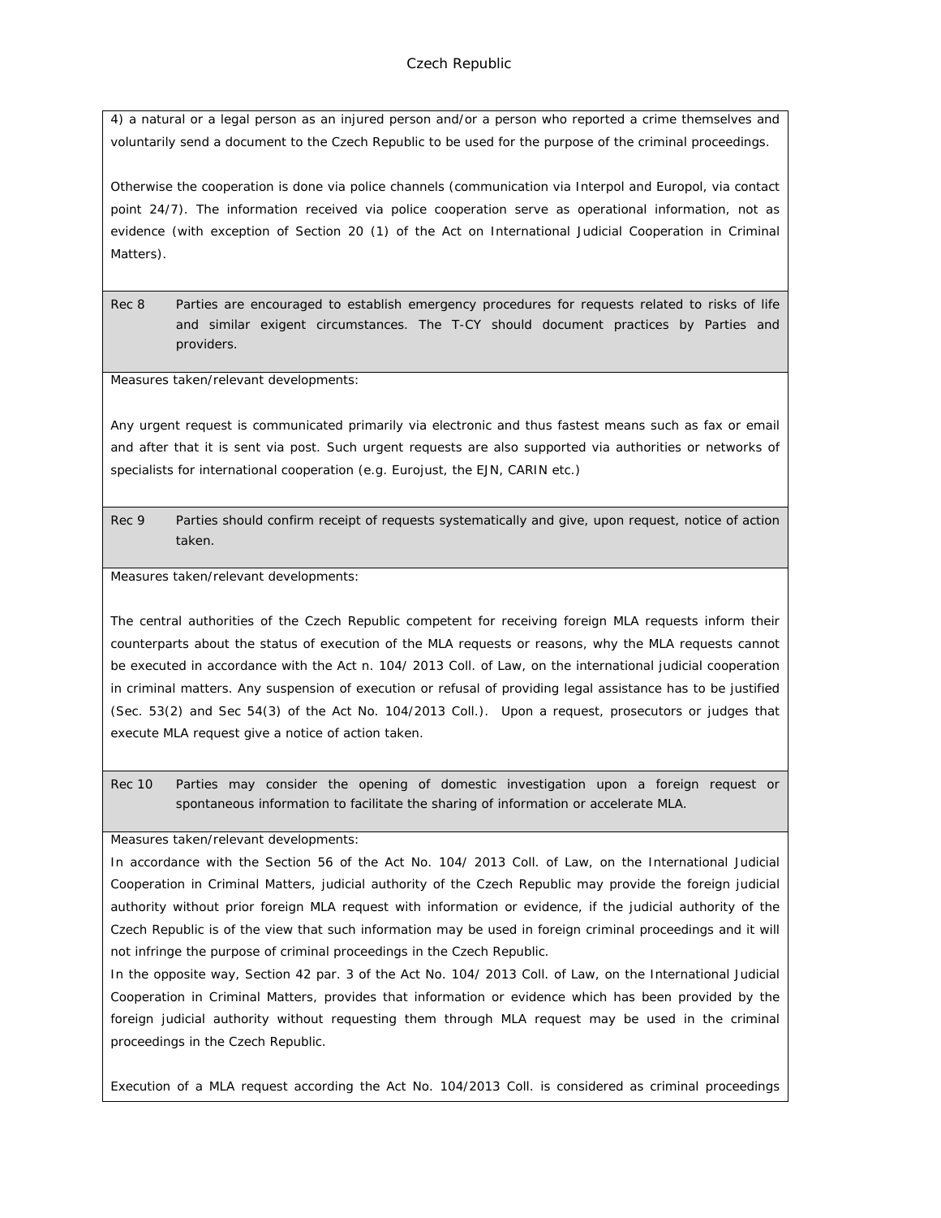4) a natural or a legal person as an injured person and/or a person who reported a crime themselves and voluntarily send a document to the Czech Republic to be used for the purpose of the criminal proceedings.

Otherwise the cooperation is done via police channels (communication via Interpol and Europol, via contact point 24/7). The information received via police cooperation serve as operational information, not as evidence (with exception of Section 20 (1) of the Act on International Judicial Cooperation in Criminal Matters).

**Rec 8** Parties are encouraged to establish emergency procedures for requests related to risks of life and similar exigent circumstances. The T-CY should document practices by Parties and providers.

Measures taken/relevant developments:

Any urgent request is communicated primarily via electronic and thus fastest means such as fax or email and after that it is sent via post. Such urgent requests are also supported via authorities or networks of specialists for international cooperation (e.g. Eurojust, the EJN, CARIN etc.)

**Rec 9** Parties should confirm receipt of requests systematically and give, upon request, notice of action taken.

Measures taken/relevant developments:

The central authorities of the Czech Republic competent for receiving foreign MLA requests inform their counterparts about the status of execution of the MLA requests or reasons, why the MLA requests cannot be executed in accordance with the Act n. 104/ 2013 Coll. of Law, on the international judicial cooperation in criminal matters. Any suspension of execution or refusal of providing legal assistance has to be justified (Sec. 53(2) and Sec 54(3) of the Act No. 104/2013 Coll.). Upon a request, prosecutors or judges that execute MLA request give a notice of action taken.

**Rec 10** Parties may consider the opening of domestic investigation upon a foreign request or spontaneous information to facilitate the sharing of information or accelerate MLA.

Measures taken/relevant developments:

In accordance with the Section 56 of the Act No. 104/ 2013 Coll. of Law, on the International Judicial Cooperation in Criminal Matters, judicial authority of the Czech Republic may provide the foreign judicial authority without prior foreign MLA request with information or evidence, if the judicial authority of the Czech Republic is of the view that such information may be used in foreign criminal proceedings and it will not infringe the purpose of criminal proceedings in the Czech Republic.

In the opposite way, Section 42 par. 3 of the Act No. 104/ 2013 Coll. of Law, on the International Judicial Cooperation in Criminal Matters, provides that information or evidence which has been provided by the foreign judicial authority without requesting them through MLA request may be used in the criminal proceedings in the Czech Republic.

Execution of a MLA request according the Act No. 104/2013 Coll. is considered as criminal proceedings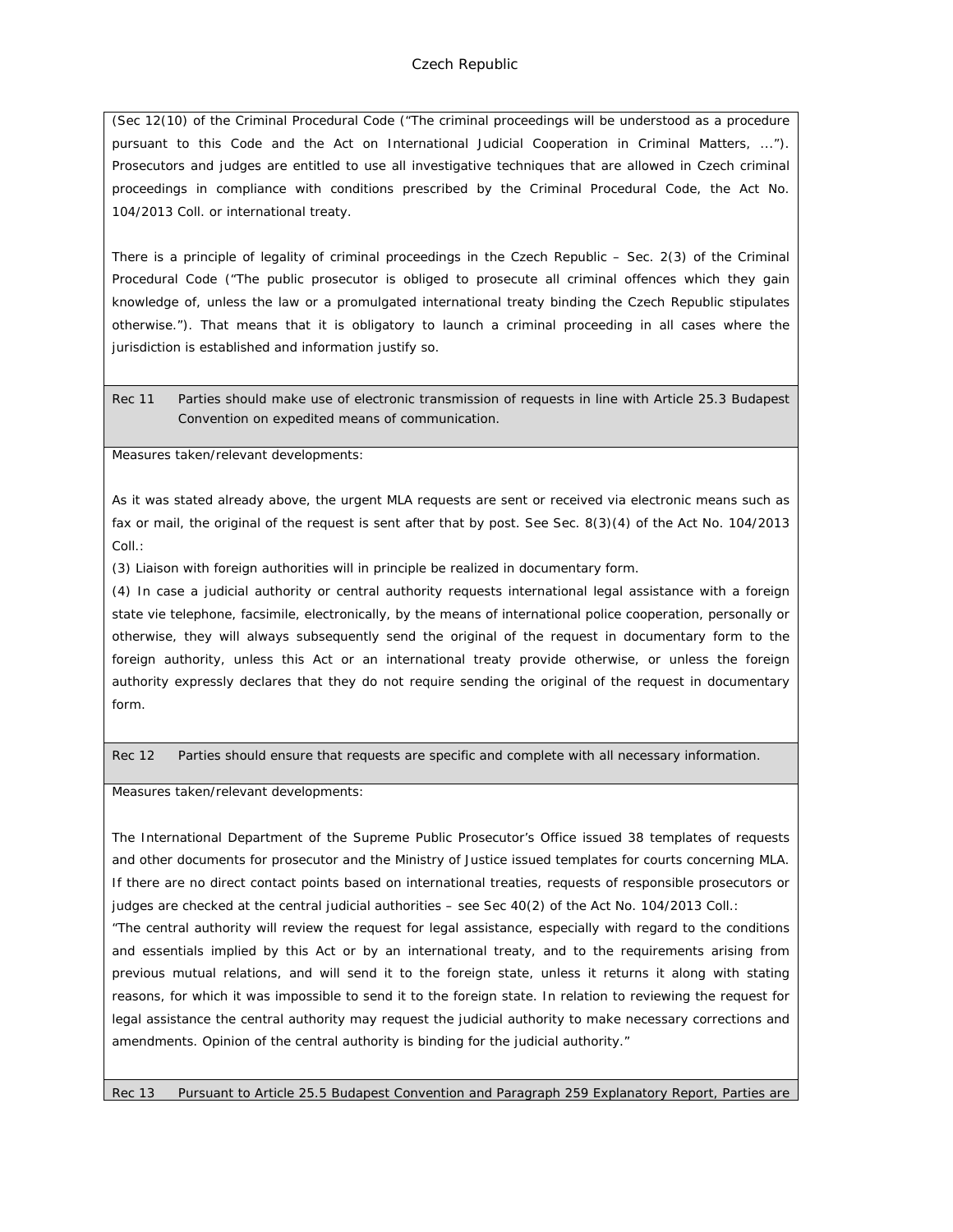(Sec 12(10) of the Criminal Procedural Code ("The criminal proceedings will be understood as a procedure pursuant to this Code and the Act on International Judicial Cooperation in Criminal Matters, ..."). Prosecutors and judges are entitled to use all investigative techniques that are allowed in Czech criminal proceedings in compliance with conditions prescribed by the Criminal Procedural Code, the Act No. 104/2013 Coll. or international treaty.

There is a principle of legality of criminal proceedings in the Czech Republic – Sec. 2(3) of the Criminal Procedural Code ("The public prosecutor is obliged to prosecute all criminal offences which they gain knowledge of, unless the law or a promulgated international treaty binding the Czech Republic stipulates otherwise."). That means that it is obligatory to launch a criminal proceeding in all cases where the jurisdiction is established and information justify so.

**Rec 11** Parties should make use of electronic transmission of requests in line with Article 25.3 Budapest Convention on expedited means of communication.

Measures taken/relevant developments:

As it was stated already above, the urgent MLA requests are sent or received via electronic means such as fax or mail, the original of the request is sent after that by post. See Sec. 8(3)(4) of the Act No. 104/2013 Coll.:

(3) Liaison with foreign authorities will in principle be realized in documentary form.

(4) In case a judicial authority or central authority requests international legal assistance with a foreign state vie telephone, facsimile, electronically, by the means of international police cooperation, personally or otherwise, they will always subsequently send the original of the request in documentary form to the foreign authority, unless this Act or an international treaty provide otherwise, or unless the foreign authority expressly declares that they do not require sending the original of the request in documentary form.

**Rec 12** Parties should ensure that requests are specific and complete with all necessary information.

Measures taken/relevant developments:

The International Department of the Supreme Public Prosecutor's Office issued 38 templates of requests and other documents for prosecutor and the Ministry of Justice issued templates for courts concerning MLA. If there are no direct contact points based on international treaties, requests of responsible prosecutors or judges are checked at the central judicial authorities – see Sec 40(2) of the Act No. 104/2013 Coll.:

"The central authority will review the request for legal assistance, especially with regard to the conditions and essentials implied by this Act or by an international treaty, and to the requirements arising from previous mutual relations, and will send it to the foreign state, unless it returns it along with stating reasons, for which it was impossible to send it to the foreign state. In relation to reviewing the request for legal assistance the central authority may request the judicial authority to make necessary corrections and amendments. Opinion of the central authority is binding for the judicial authority."

**Rec 13** Pursuant to Article 25.5 Budapest Convention and Paragraph 259 Explanatory Report, Parties are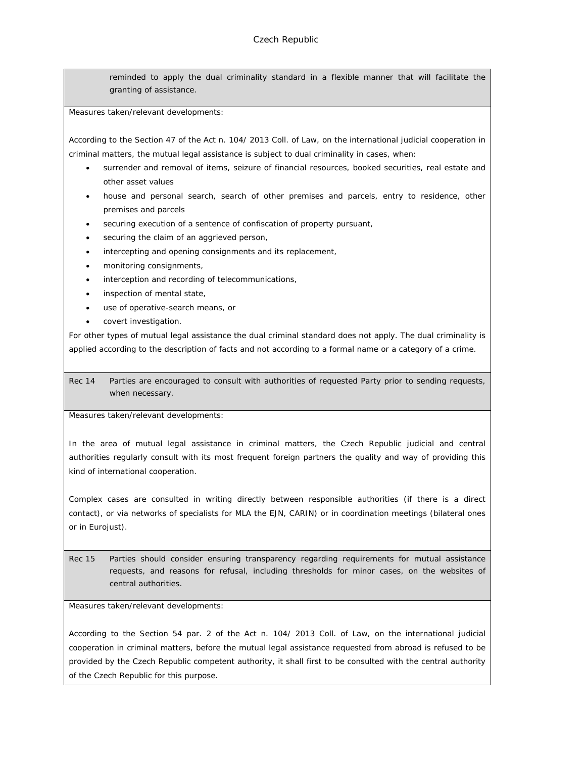reminded to apply the dual criminality standard in a flexible manner that will facilitate the granting of assistance.

Measures taken/relevant developments:

According to the Section 47 of the Act n. 104/ 2013 Coll. of Law, on the international judicial cooperation in criminal matters, the mutual legal assistance is subject to dual criminality in cases, when:

- surrender and removal of items, seizure of financial resources, booked securities, real estate and other asset values
- house and personal search, search of other premises and parcels, entry to residence, other premises and parcels
- securing execution of a sentence of confiscation of property pursuant,
- securing the claim of an aggrieved person,
- intercepting and opening consignments and its replacement,
- monitoring consignments,
- interception and recording of telecommunications,
- inspection of mental state,
- use of operative-search means, or
- covert investigation.

For other types of mutual legal assistance the dual criminal standard does not apply. The dual criminality is applied according to the description of facts and not according to a formal name or a category of a crime.

Rec 14 Parties are encouraged to consult with authorities of requested Party prior to sending requests, when necessary.

Measures taken/relevant developments:

In the area of mutual legal assistance in criminal matters, the Czech Republic judicial and central authorities regularly consult with its most frequent foreign partners the quality and way of providing this kind of international cooperation.

Complex cases are consulted in writing directly between responsible authorities (if there is a direct contact), or via networks of specialists for MLA the EJN, CARIN) or in coordination meetings (bilateral ones or in Eurojust).

Rec 15 Parties should consider ensuring transparency regarding requirements for mutual assistance requests, and reasons for refusal, including thresholds for minor cases, on the websites of central authorities.

Measures taken/relevant developments:

According to the Section 54 par. 2 of the Act n. 104/ 2013 Coll. of Law, on the international judicial cooperation in criminal matters, before the mutual legal assistance requested from abroad is refused to be provided by the Czech Republic competent authority, it shall first to be consulted with the central authority of the Czech Republic for this purpose.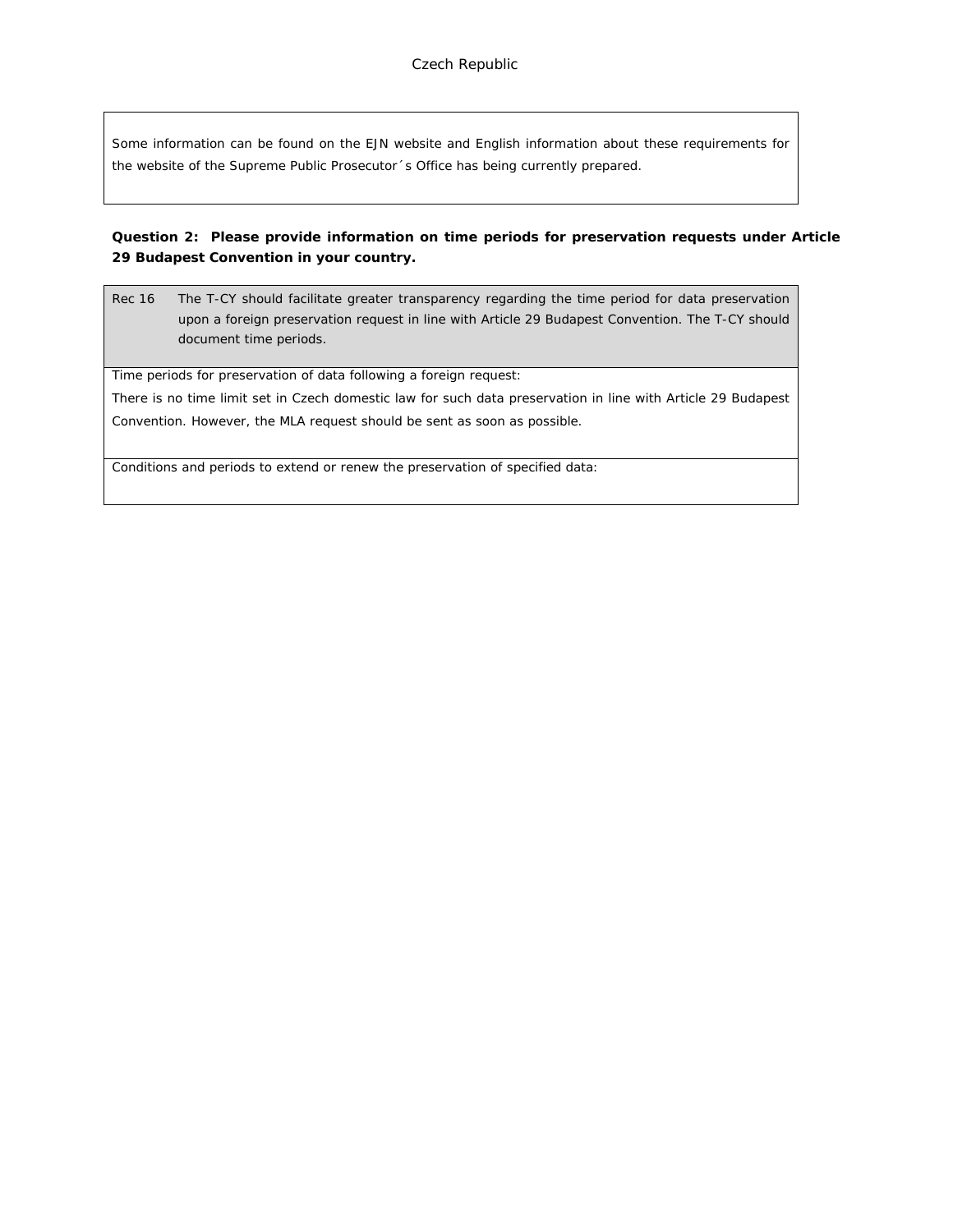Some information can be found on the EJN website and English information about these requirements for the website of the Supreme Public Prosecutor´s Office has being currently prepared.

**Question 2: Please provide information on time periods for preservation requests under Article 29 Budapest Convention in your country.**

| Rec 16 | The T-CY should facilitate greater transparency regarding the time period for data preservation upon a foreign preservation request in line with Article 29 Budapest Convention. The T-CY should document time periods. |
|---|---|

Time periods for preservation of data following a foreign request:

There is no time limit set in Czech domestic law for such data preservation in line with Article 29 Budapest Convention. However, the MLA request should be sent as soon as possible.

Conditions and periods to extend or renew the preservation of specified data: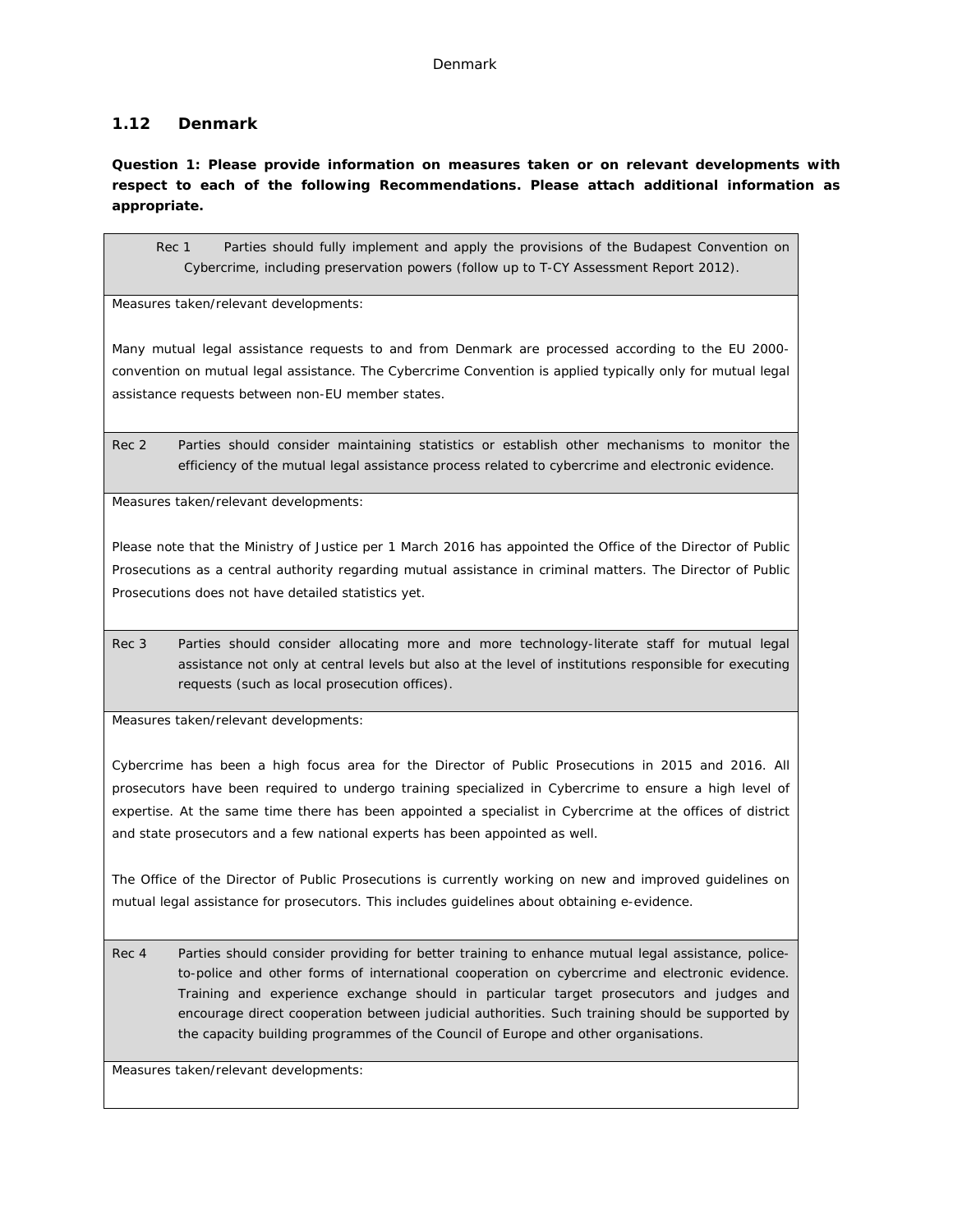### 1.12 Denmark

**Question 1: Please provide information on measures taken or on relevant developments with respect to each of the following Recommendations. Please attach additional information as appropriate.**

| |
|---|
| Rec 1 Parties should fully implement and apply the provisions of the Budapest Convention on Cybercrime, including preservation powers (follow up to T-CY Assessment Report 2012). |
| Measures taken/relevant developments:<br><br>Many mutual legal assistance requests to and from Denmark are processed according to the EU 2000-convention on mutual legal assistance. The Cybercrime Convention is applied typically only for mutual legal assistance requests between non-EU member states. |
| Rec 2 Parties should consider maintaining statistics or establish other mechanisms to monitor the efficiency of the mutual legal assistance process related to cybercrime and electronic evidence. |
| Measures taken/relevant developments:<br><br>Please note that the Ministry of Justice per 1 March 2016 has appointed the Office of the Director of Public Prosecutions as a central authority regarding mutual assistance in criminal matters. The Director of Public Prosecutions does not have detailed statistics yet. |
| Rec 3 Parties should consider allocating more and more technology-literate staff for mutual legal assistance not only at central levels but also at the level of institutions responsible for executing requests (such as local prosecution offices). |
| Measures taken/relevant developments:<br><br>Cybercrime has been a high focus area for the Director of Public Prosecutions in 2015 and 2016. All prosecutors have been required to undergo training specialized in Cybercrime to ensure a high level of expertise. At the same time there has been appointed a specialist in Cybercrime at the offices of district and state prosecutors and a few national experts has been appointed as well.<br><br>The Office of the Director of Public Prosecutions is currently working on new and improved guidelines on mutual legal assistance for prosecutors. This includes guidelines about obtaining e-evidence. |
| Rec 4 Parties should consider providing for better training to enhance mutual legal assistance, police-to-police and other forms of international cooperation on cybercrime and electronic evidence. Training and experience exchange should in particular target prosecutors and judges and encourage direct cooperation between judicial authorities. Such training should be supported by the capacity building programmes of the Council of Europe and other organisations. |
| Measures taken/relevant developments: |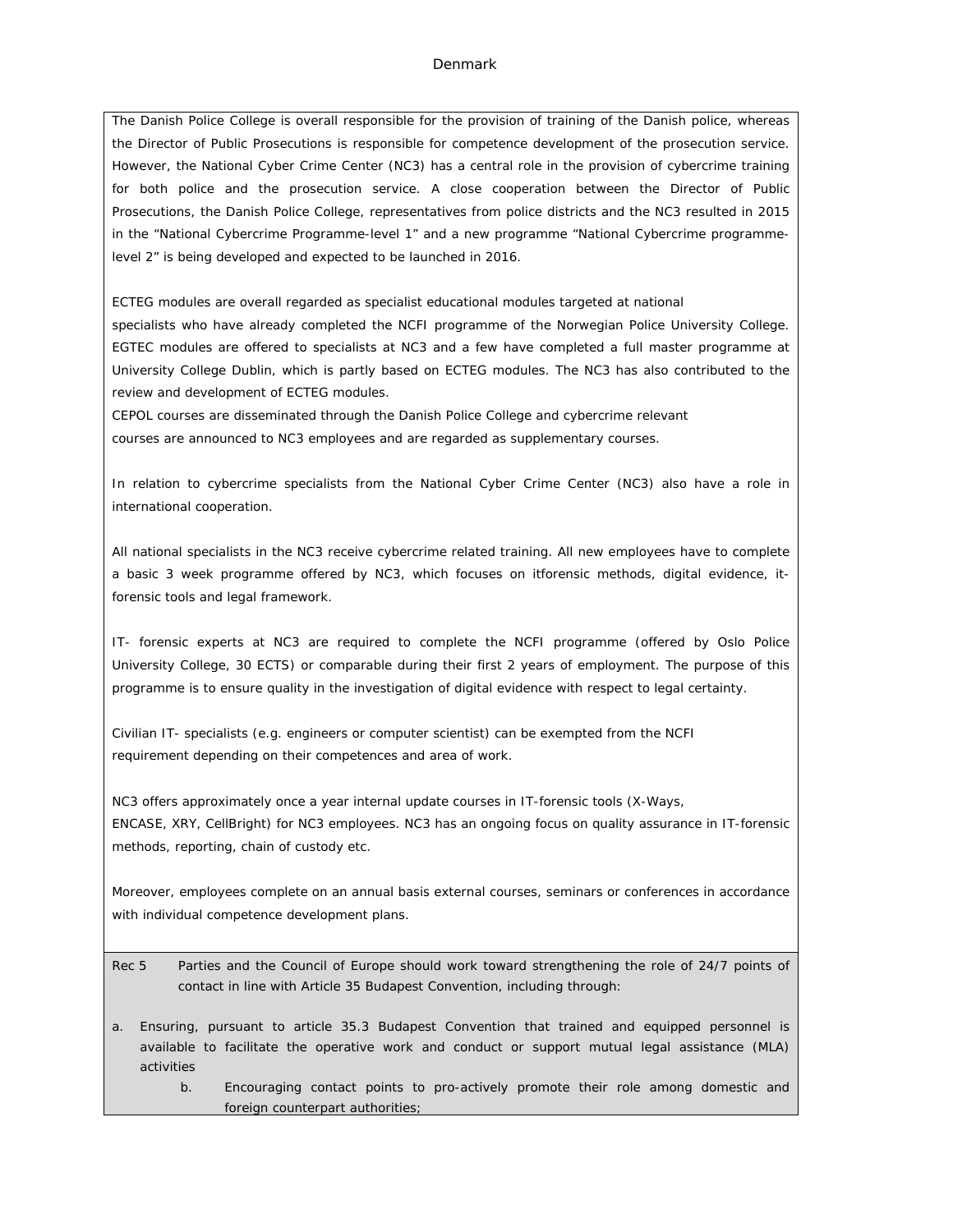Denmark

The Danish Police College is overall responsible for the provision of training of the Danish police, whereas the Director of Public Prosecutions is responsible for competence development of the prosecution service. However, the National Cyber Crime Center (NC3) has a central role in the provision of cybercrime training for both police and the prosecution service. A close cooperation between the Director of Public Prosecutions, the Danish Police College, representatives from police districts and the NC3 resulted in 2015 in the "National Cybercrime Programme-level 1" and a new programme "National Cybercrime programme-level 2" is being developed and expected to be launched in 2016.

ECTEG modules are overall regarded as specialist educational modules targeted at national specialists who have already completed the NCFI programme of the Norwegian Police University College. EGTEC modules are offered to specialists at NC3 and a few have completed a full master programme at University College Dublin, which is partly based on ECTEG modules. The NC3 has also contributed to the review and development of ECTEG modules.
CEPOL courses are disseminated through the Danish Police College and cybercrime relevant courses are announced to NC3 employees and are regarded as supplementary courses.

In relation to cybercrime specialists from the National Cyber Crime Center (NC3) also have a role in international cooperation.

All national specialists in the NC3 receive cybercrime related training. All new employees have to complete a basic 3 week programme offered by NC3, which focuses on itforensic methods, digital evidence, it-forensic tools and legal framework.

IT- forensic experts at NC3 are required to complete the NCFI programme (offered by Oslo Police University College, 30 ECTS) or comparable during their first 2 years of employment. The purpose of this programme is to ensure quality in the investigation of digital evidence with respect to legal certainty.

Civilian IT- specialists (e.g. engineers or computer scientist) can be exempted from the NCFI requirement depending on their competences and area of work.

NC3 offers approximately once a year internal update courses in IT-forensic tools (X-Ways, ENCASE, XRY, CellBright) for NC3 employees. NC3 has an ongoing focus on quality assurance in IT-forensic methods, reporting, chain of custody etc.

Moreover, employees complete on an annual basis external courses, seminars or conferences in accordance with individual competence development plans.

Rec 5 Parties and the Council of Europe should work toward strengthening the role of 24/7 points of contact in line with Article 35 Budapest Convention, including through:

a. Ensuring, pursuant to article 35.3 Budapest Convention that trained and equipped personnel is available to facilitate the operative work and conduct or support mutual legal assistance (MLA) activities

b. Encouraging contact points to pro-actively promote their role among domestic and foreign counterpart authorities;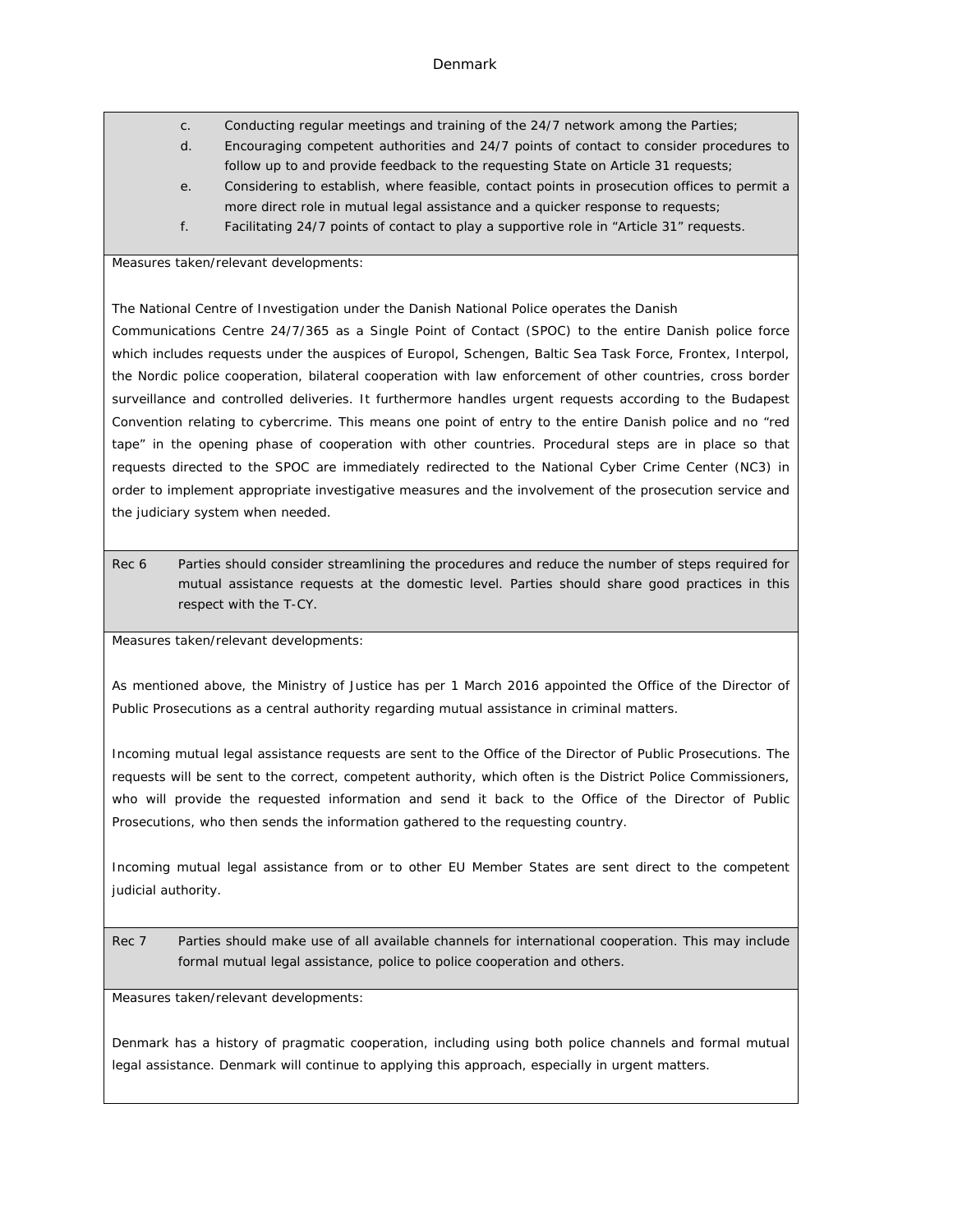c. Conducting regular meetings and training of the 24/7 network among the Parties;
d. Encouraging competent authorities and 24/7 points of contact to consider procedures to follow up to and provide feedback to the requesting State on Article 31 requests;
e. Considering to establish, where feasible, contact points in prosecution offices to permit a more direct role in mutual legal assistance and a quicker response to requests;
f. Facilitating 24/7 points of contact to play a supportive role in "Article 31" requests.

Measures taken/relevant developments:

The National Centre of Investigation under the Danish National Police operates the Danish Communications Centre 24/7/365 as a Single Point of Contact (SPOC) to the entire Danish police force which includes requests under the auspices of Europol, Schengen, Baltic Sea Task Force, Frontex, Interpol, the Nordic police cooperation, bilateral cooperation with law enforcement of other countries, cross border surveillance and controlled deliveries. It furthermore handles urgent requests according to the Budapest Convention relating to cybercrime. This means one point of entry to the entire Danish police and no "red tape" in the opening phase of cooperation with other countries. Procedural steps are in place so that requests directed to the SPOC are immediately redirected to the National Cyber Crime Center (NC3) in order to implement appropriate investigative measures and the involvement of the prosecution service and the judiciary system when needed.

Rec 6 Parties should consider streamlining the procedures and reduce the number of steps required for mutual assistance requests at the domestic level. Parties should share good practices in this respect with the T-CY.

Measures taken/relevant developments:

As mentioned above, the Ministry of Justice has per 1 March 2016 appointed the Office of the Director of Public Prosecutions as a central authority regarding mutual assistance in criminal matters.

Incoming mutual legal assistance requests are sent to the Office of the Director of Public Prosecutions. The requests will be sent to the correct, competent authority, which often is the District Police Commissioners, who will provide the requested information and send it back to the Office of the Director of Public Prosecutions, who then sends the information gathered to the requesting country.

Incoming mutual legal assistance from or to other EU Member States are sent direct to the competent judicial authority.

Rec 7 Parties should make use of all available channels for international cooperation. This may include formal mutual legal assistance, police to police cooperation and others.

Measures taken/relevant developments:

Denmark has a history of pragmatic cooperation, including using both police channels and formal mutual legal assistance. Denmark will continue to applying this approach, especially in urgent matters.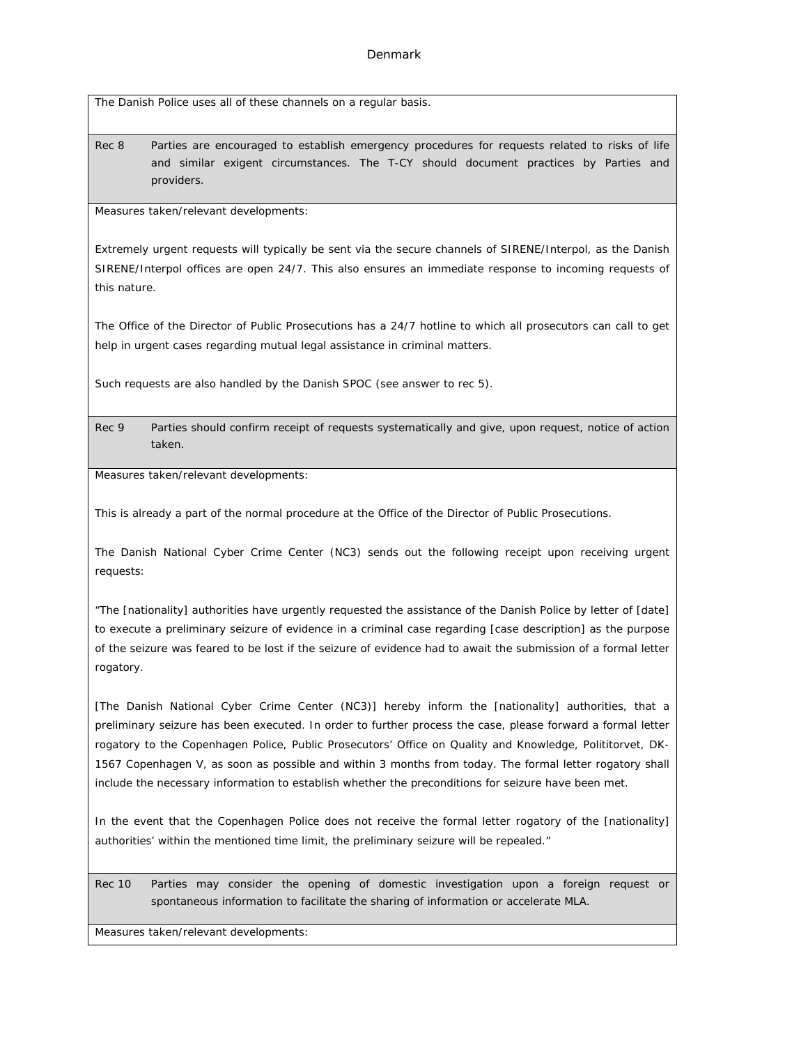The Danish Police uses all of these channels on a regular basis.

Rec 8 Parties are encouraged to establish emergency procedures for requests related to risks of life and similar exigent circumstances. The T-CY should document practices by Parties and providers.

Measures taken/relevant developments:

Extremely urgent requests will typically be sent via the secure channels of SIRENE/Interpol, as the Danish SIRENE/Interpol offices are open 24/7. This also ensures an immediate response to incoming requests of this nature.

The Office of the Director of Public Prosecutions has a 24/7 hotline to which all prosecutors can call to get help in urgent cases regarding mutual legal assistance in criminal matters.

Such requests are also handled by the Danish SPOC (see answer to rec 5).

Rec 9 Parties should confirm receipt of requests systematically and give, upon request, notice of action taken.

Measures taken/relevant developments:

This is already a part of the normal procedure at the Office of the Director of Public Prosecutions.

The Danish National Cyber Crime Center (NC3) sends out the following receipt upon receiving urgent requests:

"The [nationality] authorities have urgently requested the assistance of the Danish Police by letter of [date] to execute a preliminary seizure of evidence in a criminal case regarding [case description] as the purpose of the seizure was feared to be lost if the seizure of evidence had to await the submission of a formal letter rogatory.

[The Danish National Cyber Crime Center (NC3)] hereby inform the [nationality] authorities, that a preliminary seizure has been executed. In order to further process the case, please forward a formal letter rogatory to the Copenhagen Police, Public Prosecutors' Office on Quality and Knowledge, Polititorvet, DK-1567 Copenhagen V, as soon as possible and within 3 months from today. The formal letter rogatory shall include the necessary information to establish whether the preconditions for seizure have been met.

In the event that the Copenhagen Police does not receive the formal letter rogatory of the [nationality] authorities' within the mentioned time limit, the preliminary seizure will be repealed."

Rec 10 Parties may consider the opening of domestic investigation upon a foreign request or spontaneous information to facilitate the sharing of information or accelerate MLA.

Measures taken/relevant developments: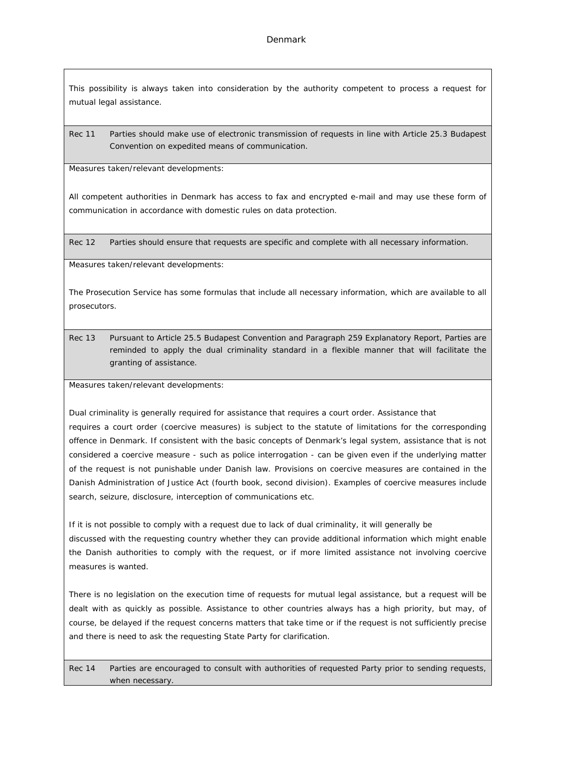This possibility is always taken into consideration by the authority competent to process a request for mutual legal assistance.

**Rec 11** Parties should make use of electronic transmission of requests in line with Article 25.3 Budapest Convention on expedited means of communication.

Measures taken/relevant developments:

All competent authorities in Denmark has access to fax and encrypted e-mail and may use these form of communication in accordance with domestic rules on data protection.

**Rec 12** Parties should ensure that requests are specific and complete with all necessary information.

Measures taken/relevant developments:

The Prosecution Service has some formulas that include all necessary information, which are available to all prosecutors.

**Rec 13** Pursuant to Article 25.5 Budapest Convention and Paragraph 259 Explanatory Report, Parties are reminded to apply the dual criminality standard in a flexible manner that will facilitate the granting of assistance.

Measures taken/relevant developments:

Dual criminality is generally required for assistance that requires a court order. Assistance that requires a court order (coercive measures) is subject to the statute of limitations for the corresponding offence in Denmark. If consistent with the basic concepts of Denmark's legal system, assistance that is not considered a coercive measure - such as police interrogation - can be given even if the underlying matter of the request is not punishable under Danish law. Provisions on coercive measures are contained in the Danish Administration of Justice Act (fourth book, second division). Examples of coercive measures include search, seizure, disclosure, interception of communications etc.

If it is not possible to comply with a request due to lack of dual criminality, it will generally be discussed with the requesting country whether they can provide additional information which might enable the Danish authorities to comply with the request, or if more limited assistance not involving coercive measures is wanted.

There is no legislation on the execution time of requests for mutual legal assistance, but a request will be dealt with as quickly as possible. Assistance to other countries always has a high priority, but may, of course, be delayed if the request concerns matters that take time or if the request is not sufficiently precise and there is need to ask the requesting State Party for clarification.

**Rec 14** Parties are encouraged to consult with authorities of requested Party prior to sending requests, when necessary.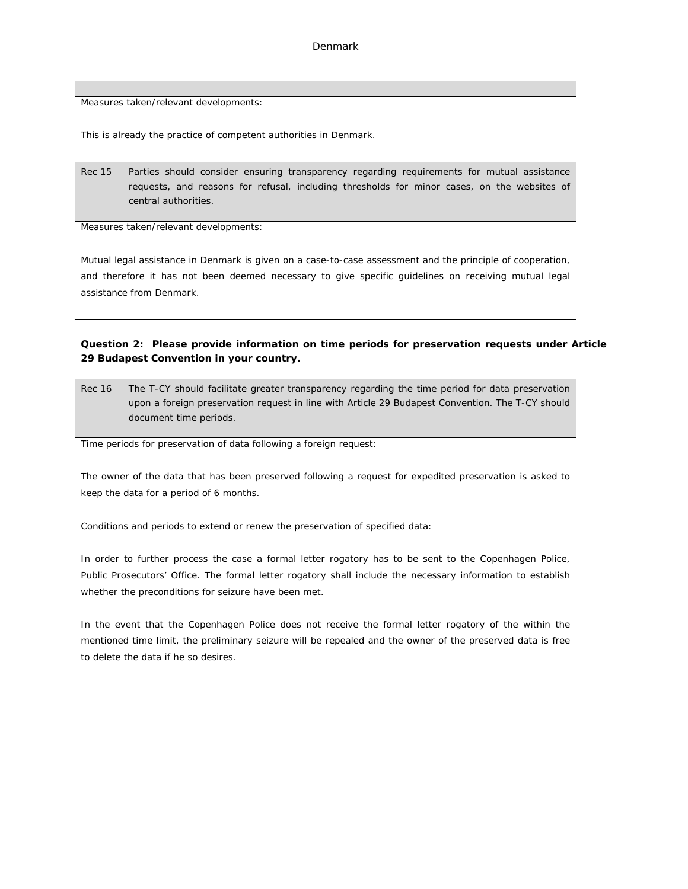Measures taken/relevant developments:

This is already the practice of competent authorities in Denmark.

| Rec 15 | Parties should consider ensuring transparency regarding requirements for mutual assistance requests, and reasons for refusal, including thresholds for minor cases, on the websites of central authorities. |
|---|---|

Measures taken/relevant developments:

Mutual legal assistance in Denmark is given on a case-to-case assessment and the principle of cooperation, and therefore it has not been deemed necessary to give specific guidelines on receiving mutual legal assistance from Denmark.

**Question 2: Please provide information on time periods for preservation requests under Article 29 Budapest Convention in your country.**

| Rec 16 | The T-CY should facilitate greater transparency regarding the time period for data preservation upon a foreign preservation request in line with Article 29 Budapest Convention. The T-CY should document time periods. |
|---|---|

Time periods for preservation of data following a foreign request:

The owner of the data that has been preserved following a request for expedited preservation is asked to keep the data for a period of 6 months.

Conditions and periods to extend or renew the preservation of specified data:

In order to further process the case a formal letter rogatory has to be sent to the Copenhagen Police, Public Prosecutors' Office. The formal letter rogatory shall include the necessary information to establish whether the preconditions for seizure have been met.

In the event that the Copenhagen Police does not receive the formal letter rogatory of the within the mentioned time limit, the preliminary seizure will be repealed and the owner of the preserved data is free to delete the data if he so desires.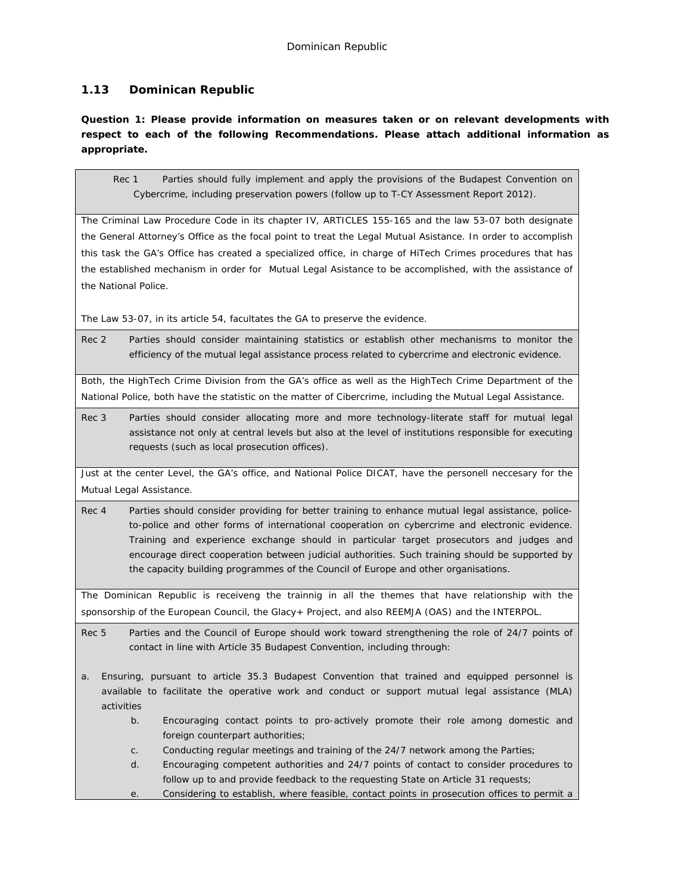## 1.13 Dominican Republic

**Question 1: Please provide information on measures taken or on relevant developments with respect to each of the following Recommendations. Please attach additional information as appropriate.**

| Rec 1 Parties should fully implement and apply the provisions of the Budapest Convention on Cybercrime, including preservation powers (follow up to T-CY Assessment Report 2012). |
|---|
| The Criminal Law Procedure Code in its chapter IV, ARTICLES 155-165 and the law 53-07 both designate the General Attorney's Office as the focal point to treat the Legal Mutual Asistance. In order to accomplish this task the GA's Office has created a specialized office, in charge of HiTech Crimes procedures that has the established mechanism in order for Mutual Legal Asistance to be accomplished, with the assistance of the National Police.<br><br>The Law 53-07, in its article 54, facultates the GA to preserve the evidence. |
| Rec 2 Parties should consider maintaining statistics or establish other mechanisms to monitor the efficiency of the mutual legal assistance process related to cybercrime and electronic evidence. |
| Both, the HighTech Crime Division from the GA's office as well as the HighTech Crime Department of the National Police, both have the statistic on the matter of Cibercrime, including the Mutual Legal Assistance. |
| Rec 3 Parties should consider allocating more and more technology-literate staff for mutual legal assistance not only at central levels but also at the level of institutions responsible for executing requests (such as local prosecution offices). |
| Just at the center Level, the GA's office, and National Police DICAT, have the personell neccesary for the Mutual Legal Assistance. |
| Rec 4 Parties should consider providing for better training to enhance mutual legal assistance, police-to-police and other forms of international cooperation on cybercrime and electronic evidence. Training and experience exchange should in particular target prosecutors and judges and encourage direct cooperation between judicial authorities. Such training should be supported by the capacity building programmes of the Council of Europe and other organisations. |
| The Dominican Republic is receiveng the trainnig in all the themes that have relationship with the sponsorship of the European Council, the Glacy+ Project, and also REEMJA (OAS) and the INTERPOL. |
| Rec 5 Parties and the Council of Europe should work toward strengthening the role of 24/7 points of contact in line with Article 35 Budapest Convention, including through:<br><br>a. Ensuring, pursuant to article 35.3 Budapest Convention that trained and equipped personnel is available to facilitate the operative work and conduct or support mutual legal assistance (MLA) activities<br>b. Encouraging contact points to pro-actively promote their role among domestic and foreign counterpart authorities;<br>c. Conducting regular meetings and training of the 24/7 network among the Parties;<br>d. Encouraging competent authorities and 24/7 points of contact to consider procedures to follow up to and provide feedback to the requesting State on Article 31 requests;<br>e. Considering to establish, where feasible, contact points in prosecution offices to permit a |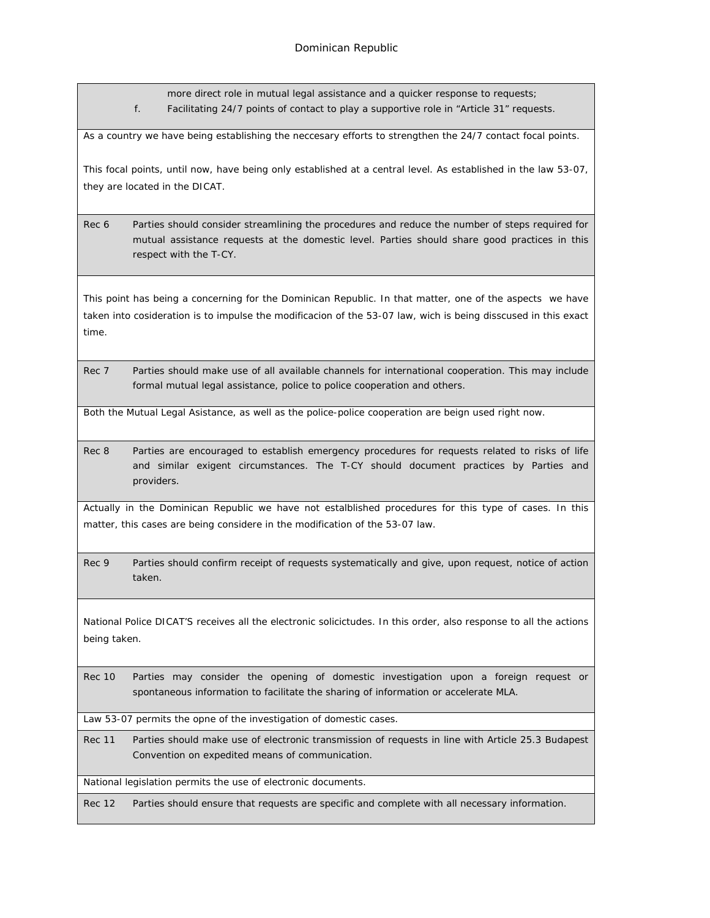more direct role in mutual legal assistance and a quicker response to requests;

f. Facilitating 24/7 points of contact to play a supportive role in "Article 31" requests.

As a country we have being establishing the neccesary efforts to strengthen the 24/7 contact focal points.

This focal points, until now, have being only established at a central level. As established in the law 53-07, they are located in the DICAT.

**Rec 6** Parties should consider streamlining the procedures and reduce the number of steps required for mutual assistance requests at the domestic level. Parties should share good practices in this respect with the T-CY.

This point has being a concerning for the Dominican Republic. In that matter, one of the aspects we have taken into cosideration is to impulse the modificacion of the 53-07 law, wich is being disscused in this exact time.

**Rec 7** Parties should make use of all available channels for international cooperation. This may include formal mutual legal assistance, police to police cooperation and others.

Both the Mutual Legal Asistance, as well as the police-police cooperation are beign used right now.

**Rec 8** Parties are encouraged to establish emergency procedures for requests related to risks of life and similar exigent circumstances. The T-CY should document practices by Parties and providers.

Actually in the Dominican Republic we have not estalblished procedures for this type of cases. In this matter, this cases are being considere in the modification of the 53-07 law.

**Rec 9** Parties should confirm receipt of requests systematically and give, upon request, notice of action taken.

National Police DICAT'S receives all the electronic solicictudes. In this order, also response to all the actions being taken.

**Rec 10** Parties may consider the opening of domestic investigation upon a foreign request or spontaneous information to facilitate the sharing of information or accelerate MLA.

Law 53-07 permits the opne of the investigation of domestic cases.

**Rec 11** Parties should make use of electronic transmission of requests in line with Article 25.3 Budapest Convention on expedited means of communication.

National legislation permits the use of electronic documents.

**Rec 12** Parties should ensure that requests are specific and complete with all necessary information.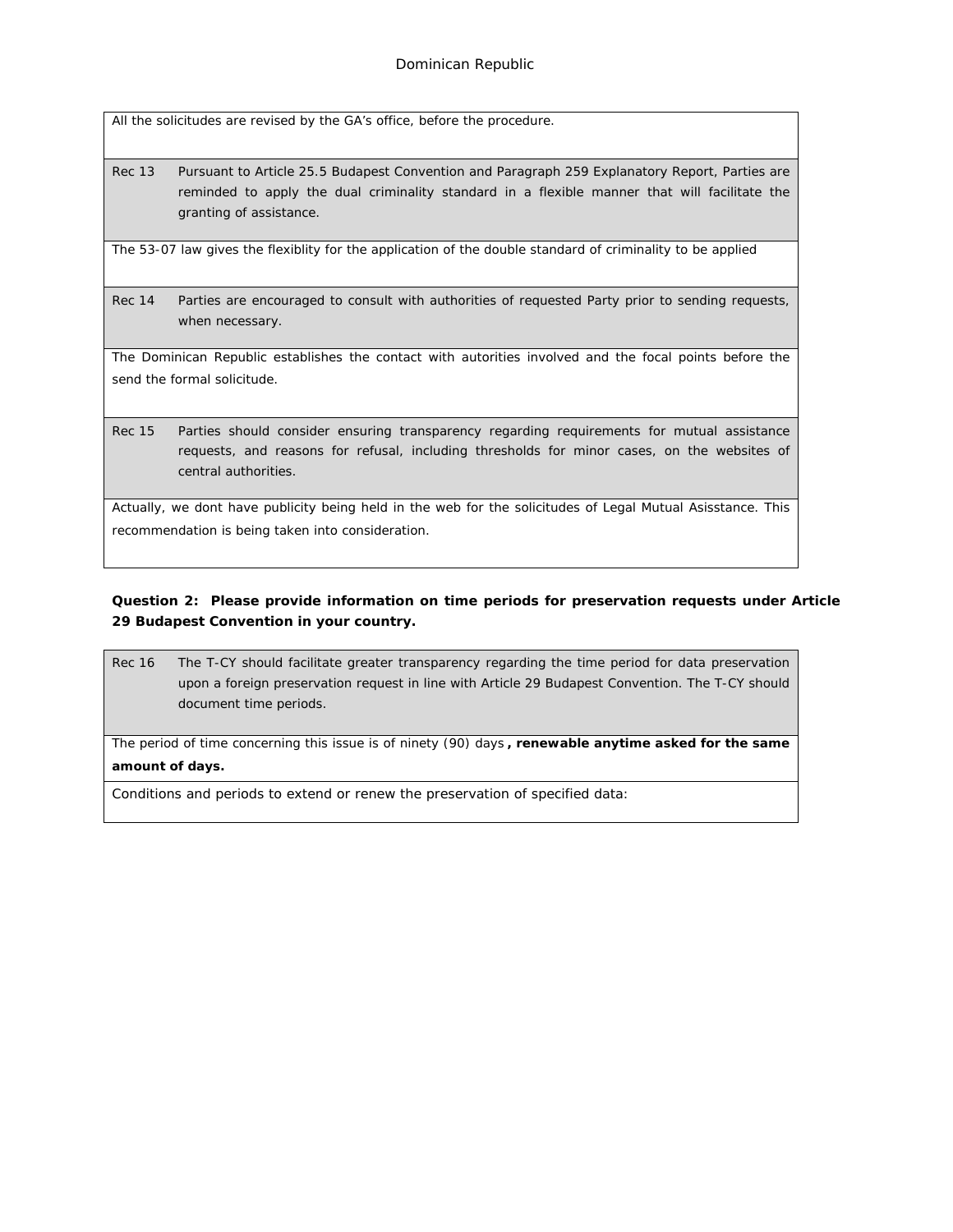All the solicitudes are revised by the GA's office, before the procedure.

| | |
|---|---|
| Rec 13 | Pursuant to Article 25.5 Budapest Convention and Paragraph 259 Explanatory Report, Parties are reminded to apply the dual criminality standard in a flexible manner that will facilitate the granting of assistance. |

The 53-07 law gives the flexiblity for the application of the double standard of criminality to be applied

| | |
|---|---|
| Rec 14 | Parties are encouraged to consult with authorities of requested Party prior to sending requests, when necessary. |

The Dominican Republic establishes the contact with autorities involved and the focal points before the send the formal solicitude.

| | |
|---|---|
| Rec 15 | Parties should consider ensuring transparency regarding requirements for mutual assistance requests, and reasons for refusal, including thresholds for minor cases, on the websites of central authorities. |

Actually, we dont have publicity being held in the web for the solicitudes of Legal Mutual Asisstance. This recommendation is being taken into consideration.

**Question 2: Please provide information on time periods for preservation requests under Article 29 Budapest Convention in your country.**

| | |
|---|---|
| Rec 16 | The T-CY should facilitate greater transparency regarding the time period for data preservation upon a foreign preservation request in line with Article 29 Budapest Convention. The T-CY should document time periods. |

The period of time concerning this issue is of ninety (90) days **, renewable anytime asked for the same amount of days.**

Conditions and periods to extend or renew the preservation of specified data: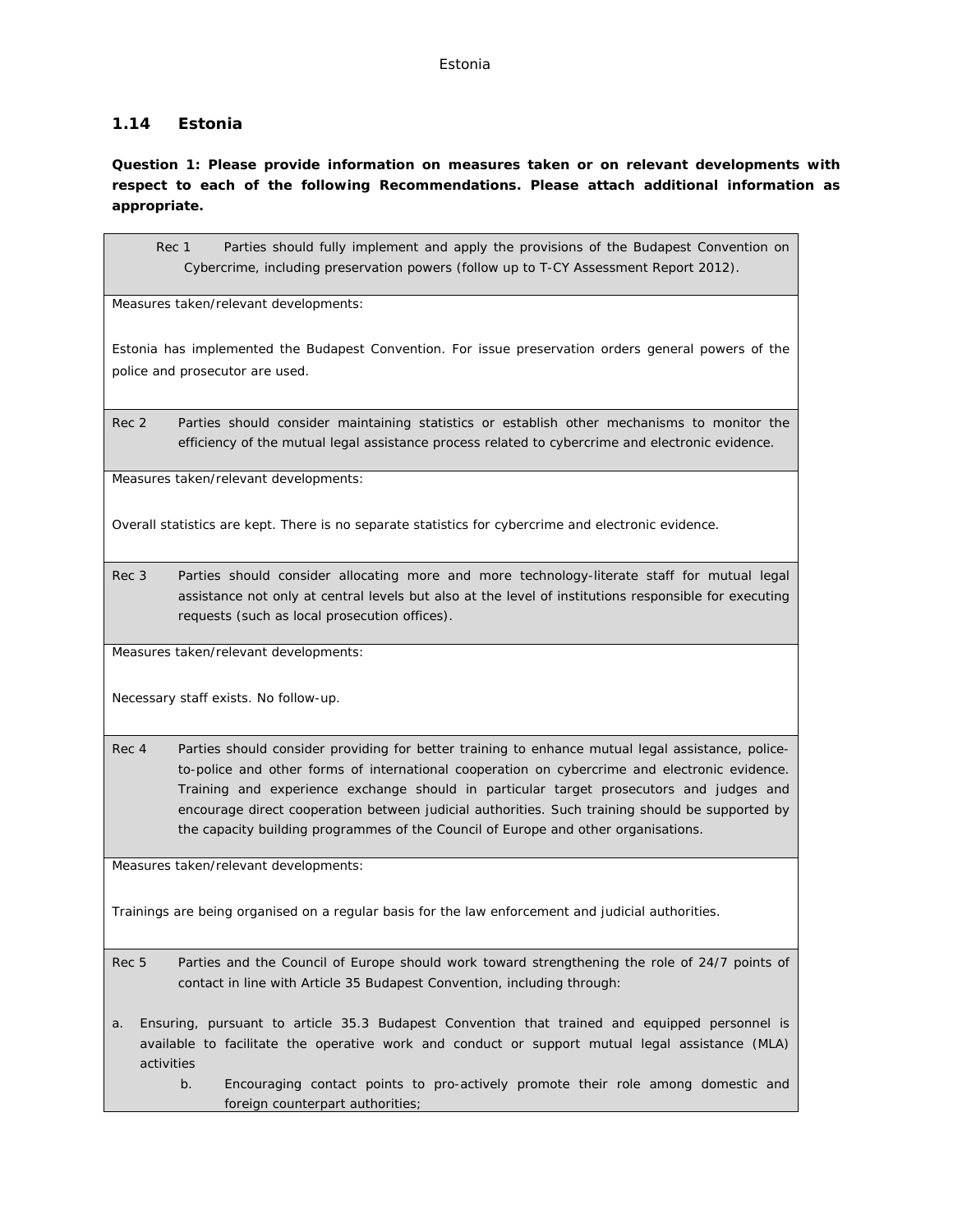### 1.14 Estonia

**Question 1: Please provide information on measures taken or on relevant developments with respect to each of the following Recommendations. Please attach additional information as appropriate.**

| Rec 1 Parties should fully implement and apply the provisions of the Budapest Convention on Cybercrime, including preservation powers (follow up to T-CY Assessment Report 2012). |
|---|
| Measures taken/relevant developments:<br><br>Estonia has implemented the Budapest Convention. For issue preservation orders general powers of the police and prosecutor are used. |
| Rec 2 Parties should consider maintaining statistics or establish other mechanisms to monitor the efficiency of the mutual legal assistance process related to cybercrime and electronic evidence. |
| Measures taken/relevant developments:<br><br>Overall statistics are kept. There is no separate statistics for cybercrime and electronic evidence. |
| Rec 3 Parties should consider allocating more and more technology-literate staff for mutual legal assistance not only at central levels but also at the level of institutions responsible for executing requests (such as local prosecution offices). |
| Measures taken/relevant developments:<br><br>Necessary staff exists. No follow-up. |
| Rec 4 Parties should consider providing for better training to enhance mutual legal assistance, police-to-police and other forms of international cooperation on cybercrime and electronic evidence. Training and experience exchange should in particular target prosecutors and judges and encourage direct cooperation between judicial authorities. Such training should be supported by the capacity building programmes of the Council of Europe and other organisations. |
| Measures taken/relevant developments:<br><br>Trainings are being organised on a regular basis for the law enforcement and judicial authorities. |
| Rec 5 Parties and the Council of Europe should work toward strengthening the role of 24/7 points of contact in line with Article 35 Budapest Convention, including through:<br><br>a. Ensuring, pursuant to article 35.3 Budapest Convention that trained and equipped personnel is available to facilitate the operative work and conduct or support mutual legal assistance (MLA) activities<br>b. Encouraging contact points to pro-actively promote their role among domestic and foreign counterpart authorities; |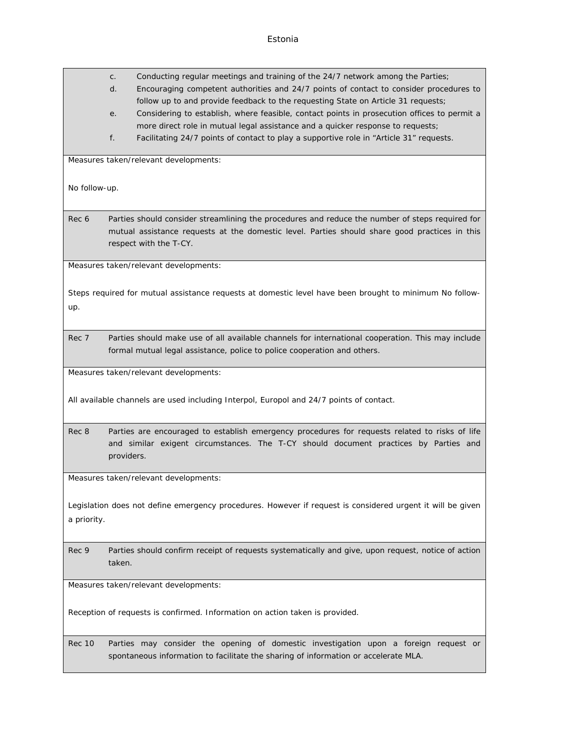c. Conducting regular meetings and training of the 24/7 network among the Parties;
d. Encouraging competent authorities and 24/7 points of contact to consider procedures to follow up to and provide feedback to the requesting State on Article 31 requests;
e. Considering to establish, where feasible, contact points in prosecution offices to permit a more direct role in mutual legal assistance and a quicker response to requests;
f. Facilitating 24/7 points of contact to play a supportive role in "Article 31" requests.

Measures taken/relevant developments:

No follow-up.

**Rec 6** Parties should consider streamlining the procedures and reduce the number of steps required for mutual assistance requests at the domestic level. Parties should share good practices in this respect with the T-CY.

Measures taken/relevant developments:

Steps required for mutual assistance requests at domestic level have been brought to minimum No follow-up.

**Rec 7** Parties should make use of all available channels for international cooperation. This may include formal mutual legal assistance, police to police cooperation and others.

Measures taken/relevant developments:

All available channels are used including Interpol, Europol and 24/7 points of contact.

**Rec 8** Parties are encouraged to establish emergency procedures for requests related to risks of life and similar exigent circumstances. The T-CY should document practices by Parties and providers.

Measures taken/relevant developments:

Legislation does not define emergency procedures. However if request is considered urgent it will be given a priority.

**Rec 9** Parties should confirm receipt of requests systematically and give, upon request, notice of action taken.

Measures taken/relevant developments:

Reception of requests is confirmed. Information on action taken is provided.

**Rec 10** Parties may consider the opening of domestic investigation upon a foreign request or spontaneous information to facilitate the sharing of information or accelerate MLA.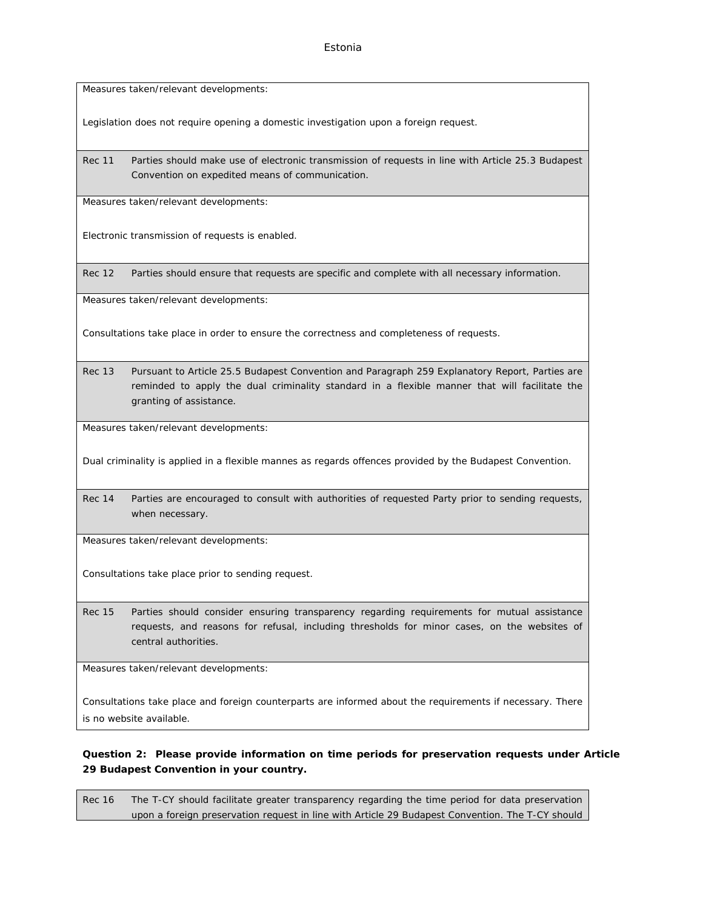Measures taken/relevant developments:

Legislation does not require opening a domestic investigation upon a foreign request.

| Rec 11 | Parties should make use of electronic transmission of requests in line with Article 25.3 Budapest Convention on expedited means of communication. |
|---|---|

Measures taken/relevant developments:

Electronic transmission of requests is enabled.

| Rec 12 | Parties should ensure that requests are specific and complete with all necessary information. |
|---|---|

Measures taken/relevant developments:

Consultations take place in order to ensure the correctness and completeness of requests.

| Rec 13 | Pursuant to Article 25.5 Budapest Convention and Paragraph 259 Explanatory Report, Parties are reminded to apply the dual criminality standard in a flexible manner that will facilitate the granting of assistance. |
|---|---|

Measures taken/relevant developments:

Dual criminality is applied in a flexible mannes as regards offences provided by the Budapest Convention.

| Rec 14 | Parties are encouraged to consult with authorities of requested Party prior to sending requests, when necessary. |
|---|---|

Measures taken/relevant developments:

Consultations take place prior to sending request.

| Rec 15 | Parties should consider ensuring transparency regarding requirements for mutual assistance requests, and reasons for refusal, including thresholds for minor cases, on the websites of central authorities. |
|---|---|

Measures taken/relevant developments:

Consultations take place and foreign counterparts are informed about the requirements if necessary. There is no website available.

**Question 2: Please provide information on time periods for preservation requests under Article 29 Budapest Convention in your country.**

| Rec 16 | The T-CY should facilitate greater transparency regarding the time period for data preservation upon a foreign preservation request in line with Article 29 Budapest Convention. The T-CY should |
|---|---|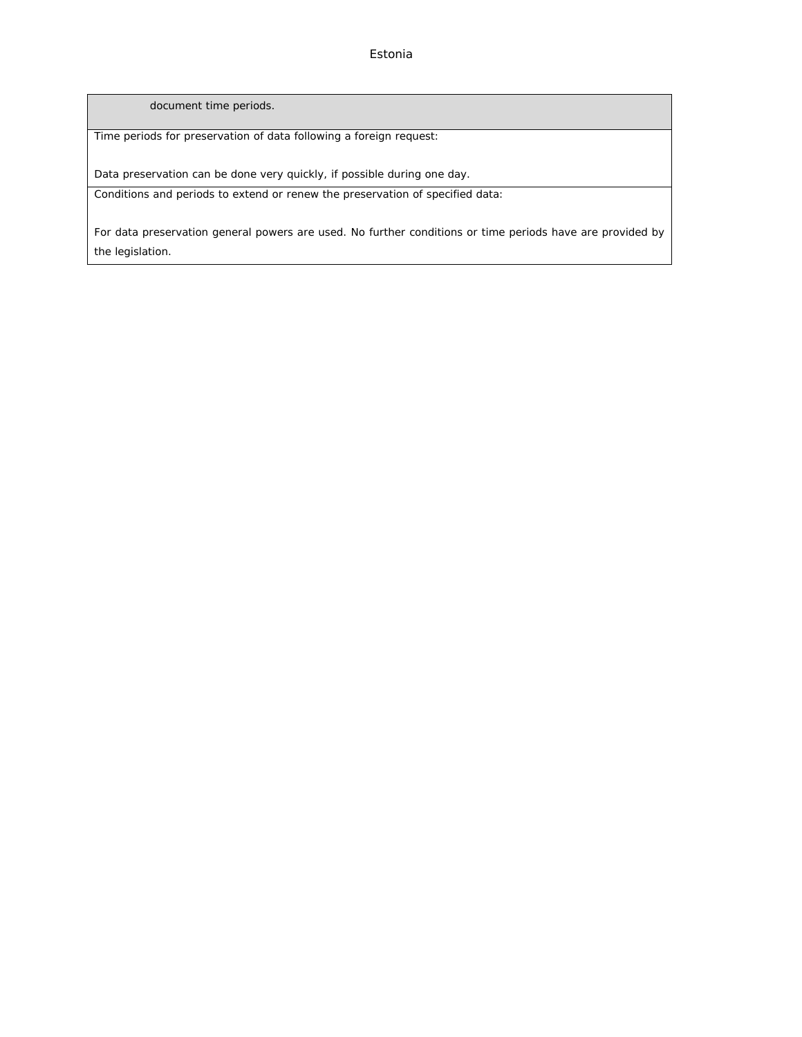| document time periods. |
| --- |
| Time periods for preservation of data following a foreign request:<br><br>Data preservation can be done very quickly, if possible during one day. |
| Conditions and periods to extend or renew the preservation of specified data:<br><br>For data preservation general powers are used. No further conditions or time periods have are provided by the legislation. |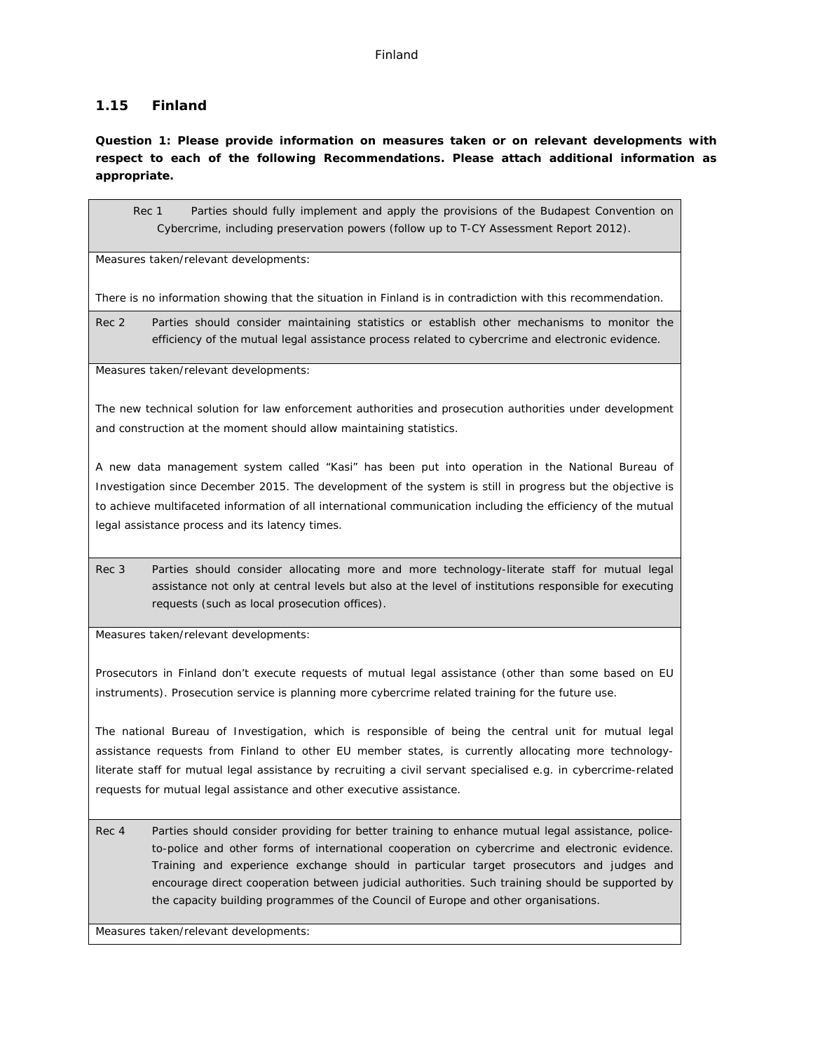### 1.15 Finland

**Question 1: Please provide information on measures taken or on relevant developments with respect to each of the following Recommendations. Please attach additional information as appropriate.**

| Rec 1 | Parties should fully implement and apply the provisions of the Budapest Convention on Cybercrime, including preservation powers (follow up to T-CY Assessment Report 2012). |
|---|---|
| Measures taken/relevant developments:<br><br>There is no information showing that the situation in Finland is in contradiction with this recommendation. | |
| Rec 2 | Parties should consider maintaining statistics or establish other mechanisms to monitor the efficiency of the mutual legal assistance process related to cybercrime and electronic evidence. |
| Measures taken/relevant developments:<br><br>The new technical solution for law enforcement authorities and prosecution authorities under development and construction at the moment should allow maintaining statistics.<br><br>A new data management system called "Kasi" has been put into operation in the National Bureau of Investigation since December 2015. The development of the system is still in progress but the objective is to achieve multifaceted information of all international communication including the efficiency of the mutual legal assistance process and its latency times. | |
| Rec 3 | Parties should consider allocating more and more technology-literate staff for mutual legal assistance not only at central levels but also at the level of institutions responsible for executing requests (such as local prosecution offices). |
| Measures taken/relevant developments:<br><br>Prosecutors in Finland don't execute requests of mutual legal assistance (other than some based on EU instruments). Prosecution service is planning more cybercrime related training for the future use.<br><br>The national Bureau of Investigation, which is responsible of being the central unit for mutual legal assistance requests from Finland to other EU member states, is currently allocating more technology-literate staff for mutual legal assistance by recruiting a civil servant specialised e.g. in cybercrime-related requests for mutual legal assistance and other executive assistance. | |
| Rec 4 | Parties should consider providing for better training to enhance mutual legal assistance, police-to-police and other forms of international cooperation on cybercrime and electronic evidence. Training and experience exchange should in particular target prosecutors and judges and encourage direct cooperation between judicial authorities. Such training should be supported by the capacity building programmes of the Council of Europe and other organisations. |
| Measures taken/relevant developments: | |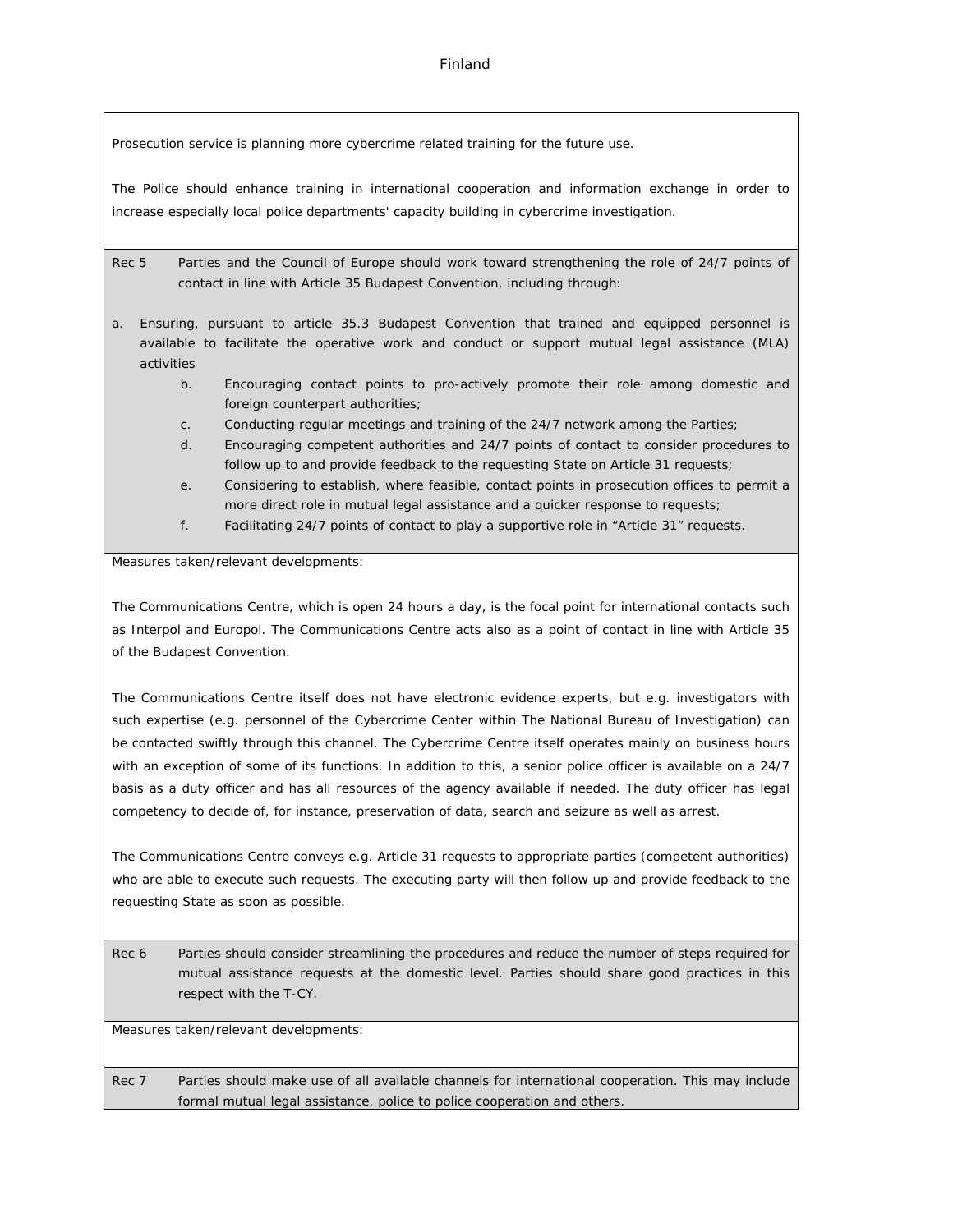Prosecution service is planning more cybercrime related training for the future use.

The Police should enhance training in international cooperation and information exchange in order to increase especially local police departments' capacity building in cybercrime investigation.

**Rec 5** Parties and the Council of Europe should work toward strengthening the role of 24/7 points of contact in line with Article 35 Budapest Convention, including through:

a. Ensuring, pursuant to article 35.3 Budapest Convention that trained and equipped personnel is available to facilitate the operative work and conduct or support mutual legal assistance (MLA) activities

b. Encouraging contact points to pro-actively promote their role among domestic and foreign counterpart authorities;

c. Conducting regular meetings and training of the 24/7 network among the Parties;

d. Encouraging competent authorities and 24/7 points of contact to consider procedures to follow up to and provide feedback to the requesting State on Article 31 requests;

e. Considering to establish, where feasible, contact points in prosecution offices to permit a more direct role in mutual legal assistance and a quicker response to requests;

f. Facilitating 24/7 points of contact to play a supportive role in "Article 31" requests.

Measures taken/relevant developments:

The Communications Centre, which is open 24 hours a day, is the focal point for international contacts such as Interpol and Europol. The Communications Centre acts also as a point of contact in line with Article 35 of the Budapest Convention.

The Communications Centre itself does not have electronic evidence experts, but e.g. investigators with such expertise (e.g. personnel of the Cybercrime Center within The National Bureau of Investigation) can be contacted swiftly through this channel. The Cybercrime Centre itself operates mainly on business hours with an exception of some of its functions. In addition to this, a senior police officer is available on a 24/7 basis as a duty officer and has all resources of the agency available if needed. The duty officer has legal competency to decide of, for instance, preservation of data, search and seizure as well as arrest.

The Communications Centre conveys e.g. Article 31 requests to appropriate parties (competent authorities) who are able to execute such requests. The executing party will then follow up and provide feedback to the requesting State as soon as possible.

**Rec 6** Parties should consider streamlining the procedures and reduce the number of steps required for mutual assistance requests at the domestic level. Parties should share good practices in this respect with the T-CY.

Measures taken/relevant developments:

**Rec 7** Parties should make use of all available channels for international cooperation. This may include formal mutual legal assistance, police to police cooperation and others.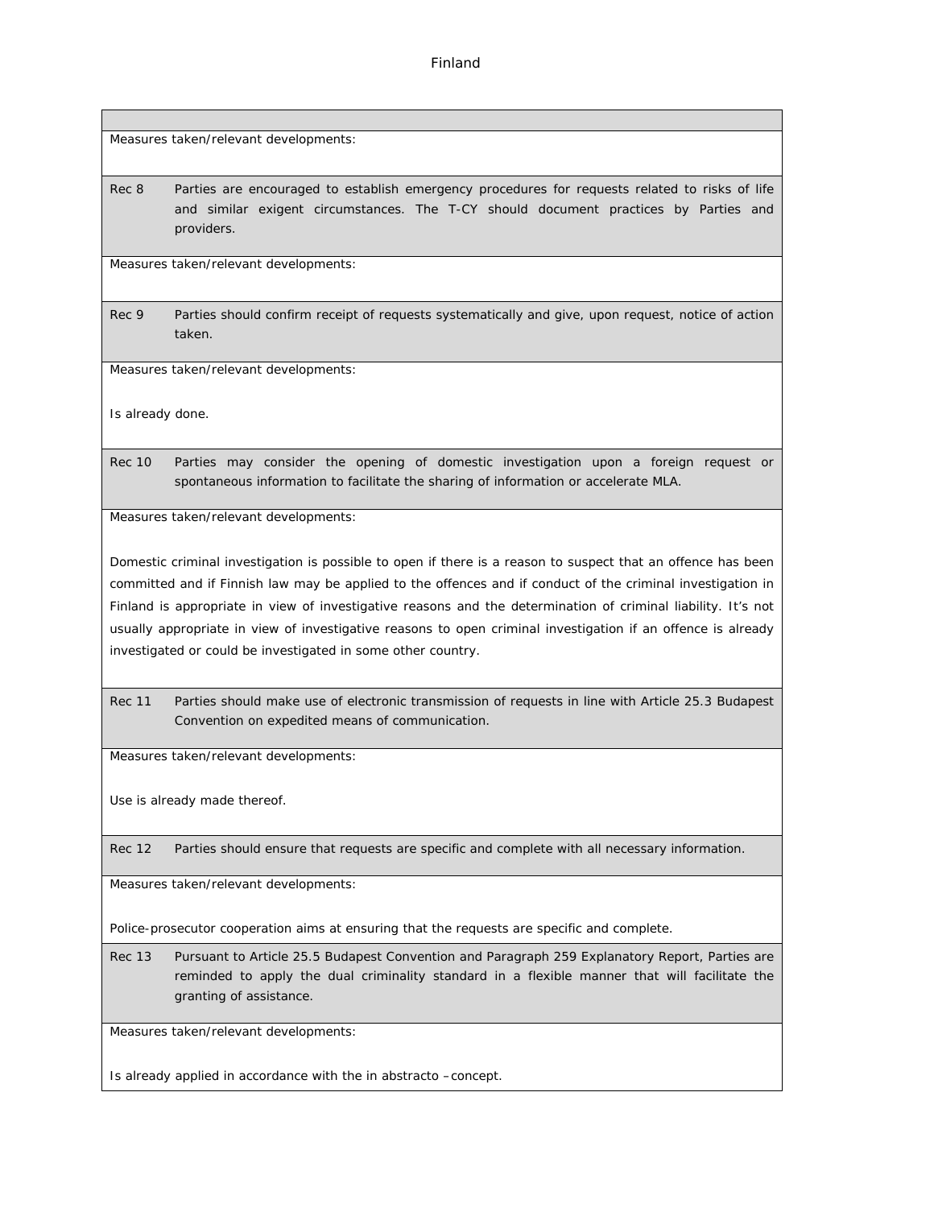Finland

| | |
|---|---|
| | |
| Measures taken/relevant developments: | |
| Rec 8 | Parties are encouraged to establish emergency procedures for requests related to risks of life and similar exigent circumstances. The T-CY should document practices by Parties and providers. |
| Measures taken/relevant developments: | |
| Rec 9 | Parties should confirm receipt of requests systematically and give, upon request, notice of action taken. |
| Measures taken/relevant developments:<br><br>Is already done. | |
| Rec 10 | Parties may consider the opening of domestic investigation upon a foreign request or spontaneous information to facilitate the sharing of information or accelerate MLA. |
| Measures taken/relevant developments:<br><br>Domestic criminal investigation is possible to open if there is a reason to suspect that an offence has been committed and if Finnish law may be applied to the offences and if conduct of the criminal investigation in Finland is appropriate in view of investigative reasons and the determination of criminal liability. It's not usually appropriate in view of investigative reasons to open criminal investigation if an offence is already investigated or could be investigated in some other country. | |
| Rec 11 | Parties should make use of electronic transmission of requests in line with Article 25.3 Budapest Convention on expedited means of communication. |
| Measures taken/relevant developments:<br><br>Use is already made thereof. | |
| Rec 12 | Parties should ensure that requests are specific and complete with all necessary information. |
| Measures taken/relevant developments:<br><br>Police-prosecutor cooperation aims at ensuring that the requests are specific and complete. | |
| Rec 13 | Pursuant to Article 25.5 Budapest Convention and Paragraph 259 Explanatory Report, Parties are reminded to apply the dual criminality standard in a flexible manner that will facilitate the granting of assistance. |
| Measures taken/relevant developments:<br><br>Is already applied in accordance with the in abstracto –concept. | |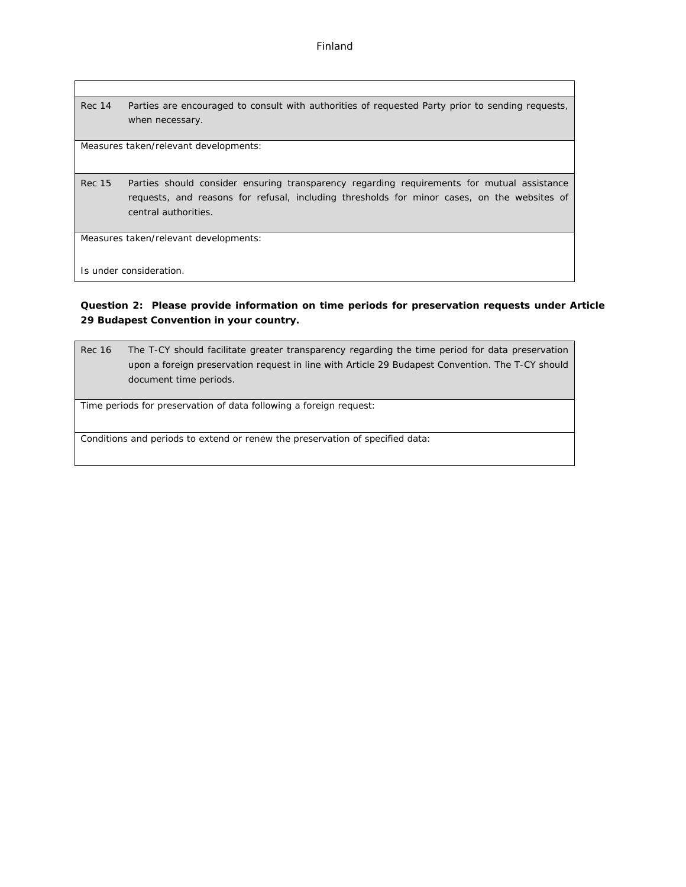| | |
|---|---|
| Rec 14 | Parties are encouraged to consult with authorities of requested Party prior to sending requests, when necessary. |
| Measures taken/relevant developments: | |
| Rec 15 | Parties should consider ensuring transparency regarding requirements for mutual assistance requests, and reasons for refusal, including thresholds for minor cases, on the websites of central authorities. |
| Measures taken/relevant developments:<br><br>Is under consideration. | |

**Question 2: Please provide information on time periods for preservation requests under Article 29 Budapest Convention in your country.**

| | |
|---|---|
| Rec 16 | The T-CY should facilitate greater transparency regarding the time period for data preservation upon a foreign preservation request in line with Article 29 Budapest Convention. The T-CY should document time periods. |
| Time periods for preservation of data following a foreign request: | |
| Conditions and periods to extend or renew the preservation of specified data: | |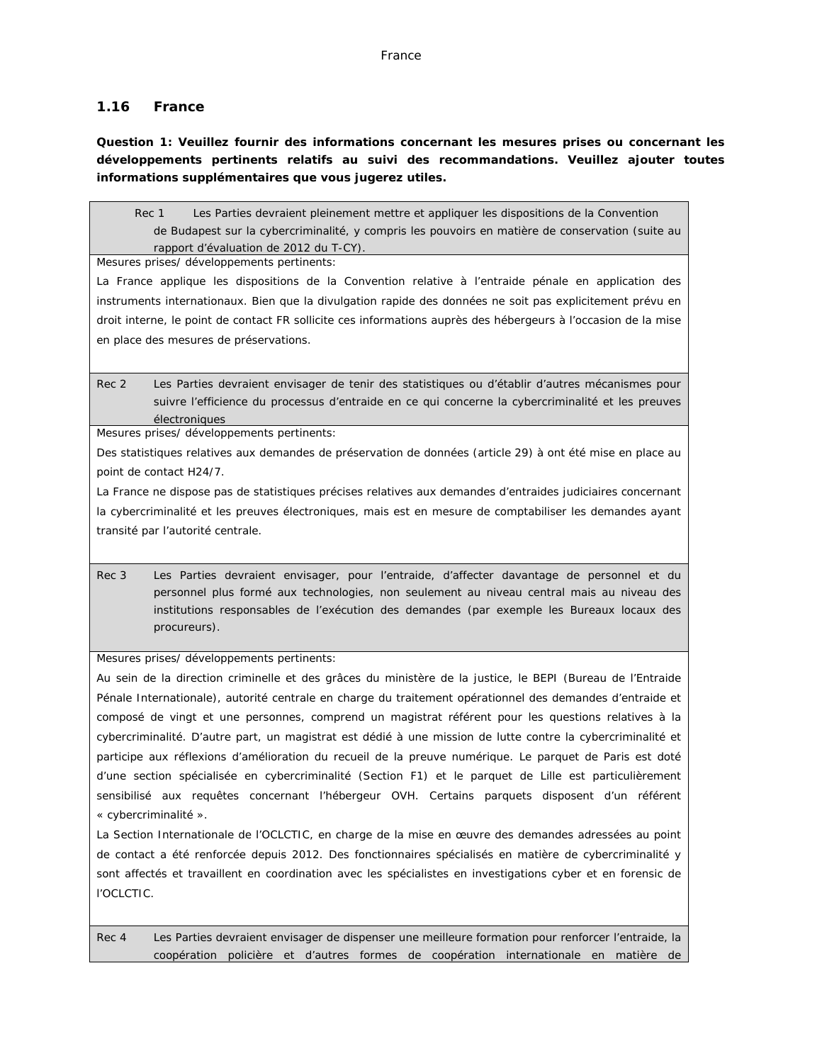## 1.16 France

**Question 1: Veuillez fournir des informations concernant les mesures prises ou concernant les développements pertinents relatifs au suivi des recommandations. Veuillez ajouter toutes informations supplémentaires que vous jugerez utiles.**

| Rec 1 | Les Parties devraient pleinement mettre et appliquer les dispositions de la Convention de Budapest sur la cybercriminalité, y compris les pouvoirs en matière de conservation (suite au rapport d'évaluation de 2012 du T-CY). |
|---|---|
| Mesures prises/ développements pertinents:<br>La France applique les dispositions de la Convention relative à l'entraide pénale en application des instruments internationaux. Bien que la divulgation rapide des données ne soit pas explicitement prévu en droit interne, le point de contact FR sollicite ces informations auprès des hébergeurs à l'occasion de la mise en place des mesures de préservations. | |
| Rec 2 | Les Parties devraient envisager de tenir des statistiques ou d'établir d'autres mécanismes pour suivre l'efficience du processus d'entraide en ce qui concerne la cybercriminalité et les preuves électroniques |
| Mesures prises/ développements pertinents:<br>Des statistiques relatives aux demandes de préservation de données (article 29) à ont été mise en place au point de contact H24/7.<br>La France ne dispose pas de statistiques précises relatives aux demandes d'entraides judiciaires concernant la cybercriminalité et les preuves électroniques, mais est en mesure de comptabiliser les demandes ayant transité par l'autorité centrale. | |
| Rec 3 | Les Parties devraient envisager, pour l'entraide, d'affecter davantage de personnel et du personnel plus formé aux technologies, non seulement au niveau central mais au niveau des institutions responsables de l'exécution des demandes (par exemple les Bureaux locaux des procureurs). |
| Mesures prises/ développements pertinents:<br>Au sein de la direction criminelle et des grâces du ministère de la justice, le BEPI (Bureau de l'Entraide Pénale Internationale), autorité centrale en charge du traitement opérationnel des demandes d'entraide et composé de vingt et une personnes, comprend un magistrat référent pour les questions relatives à la cybercriminalité. D'autre part, un magistrat est dédié à une mission de lutte contre la cybercriminalité et participe aux réflexions d'amélioration du recueil de la preuve numérique. Le parquet de Paris est doté d'une section spécialisée en cybercriminalité (Section F1) et le parquet de Lille est particulièrement sensibilisé aux requêtes concernant l'hébergeur OVH. Certains parquets disposent d'un référent « cybercriminalité ».<br>La Section Internationale de l'OCLCTIC, en charge de la mise en œuvre des demandes adressées au point de contact a été renforcée depuis 2012. Des fonctionnaires spécialisés en matière de cybercriminalité y sont affectés et travaillent en coordination avec les spécialistes en investigations cyber et en forensic de l'OCLCTIC. | |
| Rec 4 | Les Parties devraient envisager de dispenser une meilleure formation pour renforcer l'entraide, la coopération policière et d'autres formes de coopération internationale en matière de |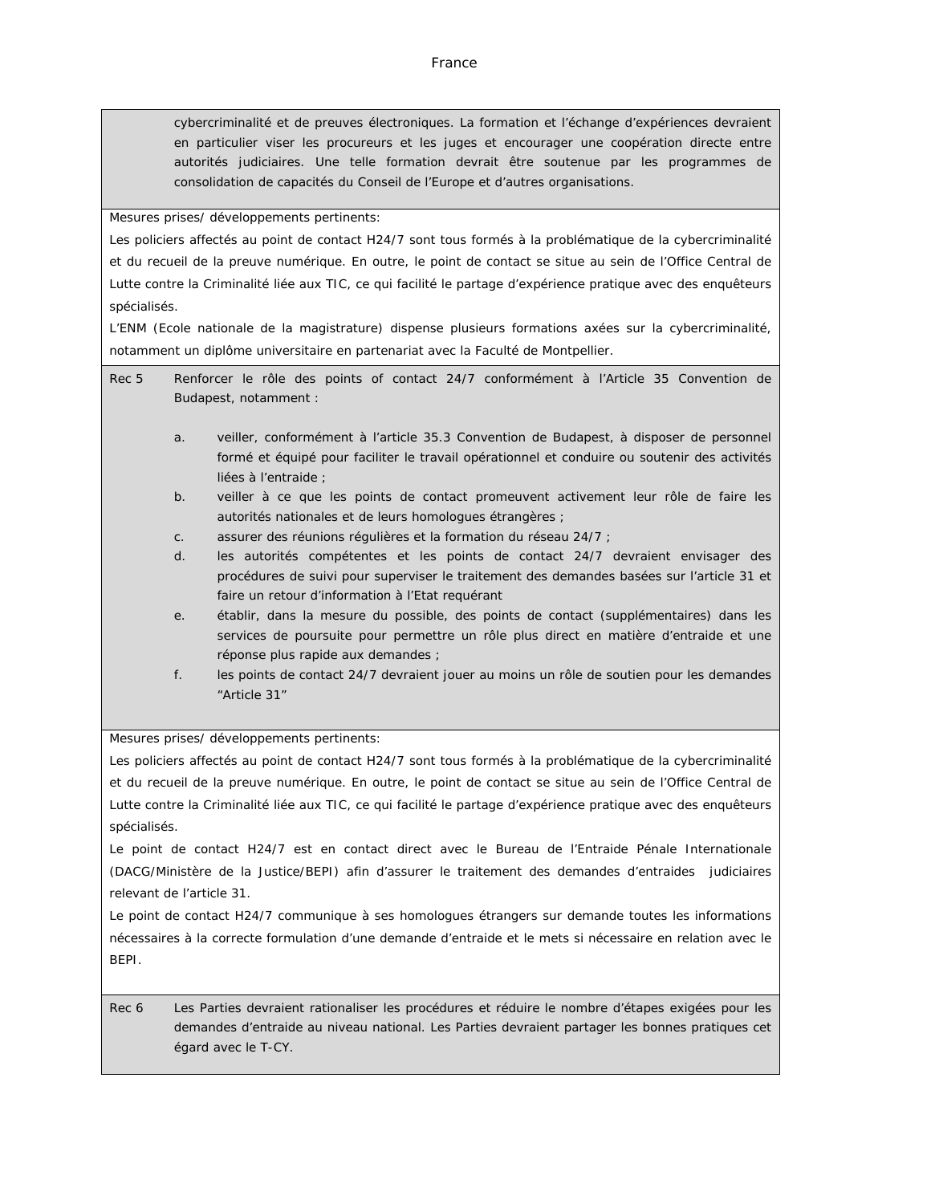cybercriminalité et de preuves électroniques. La formation et l'échange d'expériences devraient en particulier viser les procureurs et les juges et encourager une coopération directe entre autorités judiciaires. Une telle formation devrait être soutenue par les programmes de consolidation de capacités du Conseil de l'Europe et d'autres organisations.

Mesures prises/ développements pertinents:

Les policiers affectés au point de contact H24/7 sont tous formés à la problématique de la cybercriminalité et du recueil de la preuve numérique. En outre, le point de contact se situe au sein de l'Office Central de Lutte contre la Criminalité liée aux TIC, ce qui facilité le partage d'expérience pratique avec des enquêteurs spécialisés.

L'ENM (Ecole nationale de la magistrature) dispense plusieurs formations axées sur la cybercriminalité, notamment un diplôme universitaire en partenariat avec la Faculté de Montpellier.

**Rec 5** Renforcer le rôle des points of contact 24/7 conformément à l'Article 35 Convention de Budapest, notamment :

a. veiller, conformément à l'article 35.3 Convention de Budapest, à disposer de personnel formé et équipé pour faciliter le travail opérationnel et conduire ou soutenir des activités liées à l'entraide ;
b. veiller à ce que les points de contact promeuvent activement leur rôle de faire les autorités nationales et de leurs homologues étrangères ;
c. assurer des réunions régulières et la formation du réseau 24/7 ;
d. les autorités compétentes et les points de contact 24/7 devraient envisager des procédures de suivi pour superviser le traitement des demandes basées sur l'article 31 et faire un retour d'information à l'Etat requérant
e. établir, dans la mesure du possible, des points de contact (supplémentaires) dans les services de poursuite pour permettre un rôle plus direct en matière d'entraide et une réponse plus rapide aux demandes ;
f. les points de contact 24/7 devraient jouer au moins un rôle de soutien pour les demandes "Article 31"

Mesures prises/ développements pertinents:

Les policiers affectés au point de contact H24/7 sont tous formés à la problématique de la cybercriminalité et du recueil de la preuve numérique. En outre, le point de contact se situe au sein de l'Office Central de Lutte contre la Criminalité liée aux TIC, ce qui facilité le partage d'expérience pratique avec des enquêteurs spécialisés.

Le point de contact H24/7 est en contact direct avec le Bureau de l'Entraide Pénale Internationale (DACG/Ministère de la Justice/BEPI) afin d'assurer le traitement des demandes d'entraides judiciaires relevant de l'article 31.

Le point de contact H24/7 communique à ses homologues étrangers sur demande toutes les informations nécessaires à la correcte formulation d'une demande d'entraide et le mets si nécessaire en relation avec le BEPI.

**Rec 6** Les Parties devraient rationaliser les procédures et réduire le nombre d'étapes exigées pour les demandes d'entraide au niveau national. Les Parties devraient partager les bonnes pratiques cet égard avec le T-CY.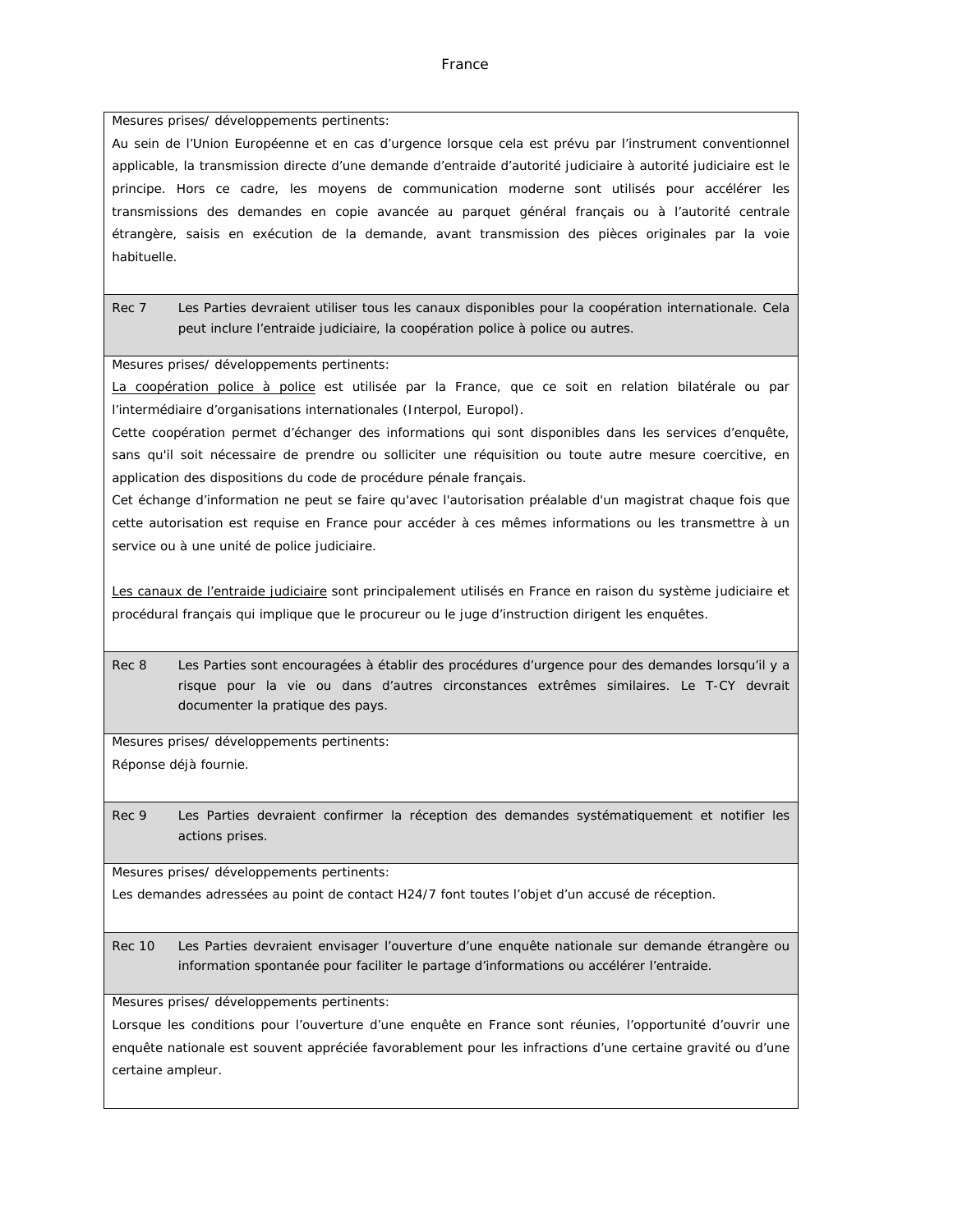Mesures prises/ développements pertinents:

Au sein de l'Union Européenne et en cas d'urgence lorsque cela est prévu par l'instrument conventionnel applicable, la transmission directe d'une demande d'entraide d'autorité judiciaire à autorité judiciaire est le principe. Hors ce cadre, les moyens de communication moderne sont utilisés pour accélérer les transmissions des demandes en copie avancée au parquet général français ou à l'autorité centrale étrangère, saisis en exécution de la demande, avant transmission des pièces originales par la voie habituelle.

| Rec 7 | Les Parties devraient utiliser tous les canaux disponibles pour la coopération internationale. Cela peut inclure l'entraide judiciaire, la coopération police à police ou autres. |
|---|---|

Mesures prises/ développements pertinents:

La coopération police à police est utilisée par la France, que ce soit en relation bilatérale ou par l'intermédiaire d'organisations internationales (Interpol, Europol).

Cette coopération permet d'échanger des informations qui sont disponibles dans les services d'enquête, sans qu'il soit nécessaire de prendre ou solliciter une réquisition ou toute autre mesure coercitive, en application des dispositions du code de procédure pénale français.

Cet échange d'information ne peut se faire qu'avec l'autorisation préalable d'un magistrat chaque fois que cette autorisation est requise en France pour accéder à ces mêmes informations ou les transmettre à un service ou à une unité de police judiciaire.

Les canaux de l'entraide judiciaire sont principalement utilisés en France en raison du système judiciaire et procédural français qui implique que le procureur ou le juge d'instruction dirigent les enquêtes.

| Rec 8 | Les Parties sont encouragées à établir des procédures d'urgence pour des demandes lorsqu'il y a risque pour la vie ou dans d'autres circonstances extrêmes similaires. Le T-CY devrait documenter la pratique des pays. |
|---|---|

Mesures prises/ développements pertinents:

Réponse déjà fournie.

| Rec 9 | Les Parties devraient confirmer la réception des demandes systématiquement et notifier les actions prises. |
|---|---|

Mesures prises/ développements pertinents:

Les demandes adressées au point de contact H24/7 font toutes l'objet d'un accusé de réception.

| Rec 10 | Les Parties devraient envisager l'ouverture d'une enquête nationale sur demande étrangère ou information spontanée pour faciliter le partage d'informations ou accélérer l'entraide. |
|---|---|

Mesures prises/ développements pertinents:

Lorsque les conditions pour l'ouverture d'une enquête en France sont réunies, l'opportunité d'ouvrir une enquête nationale est souvent appréciée favorablement pour les infractions d'une certaine gravité ou d'une certaine ampleur.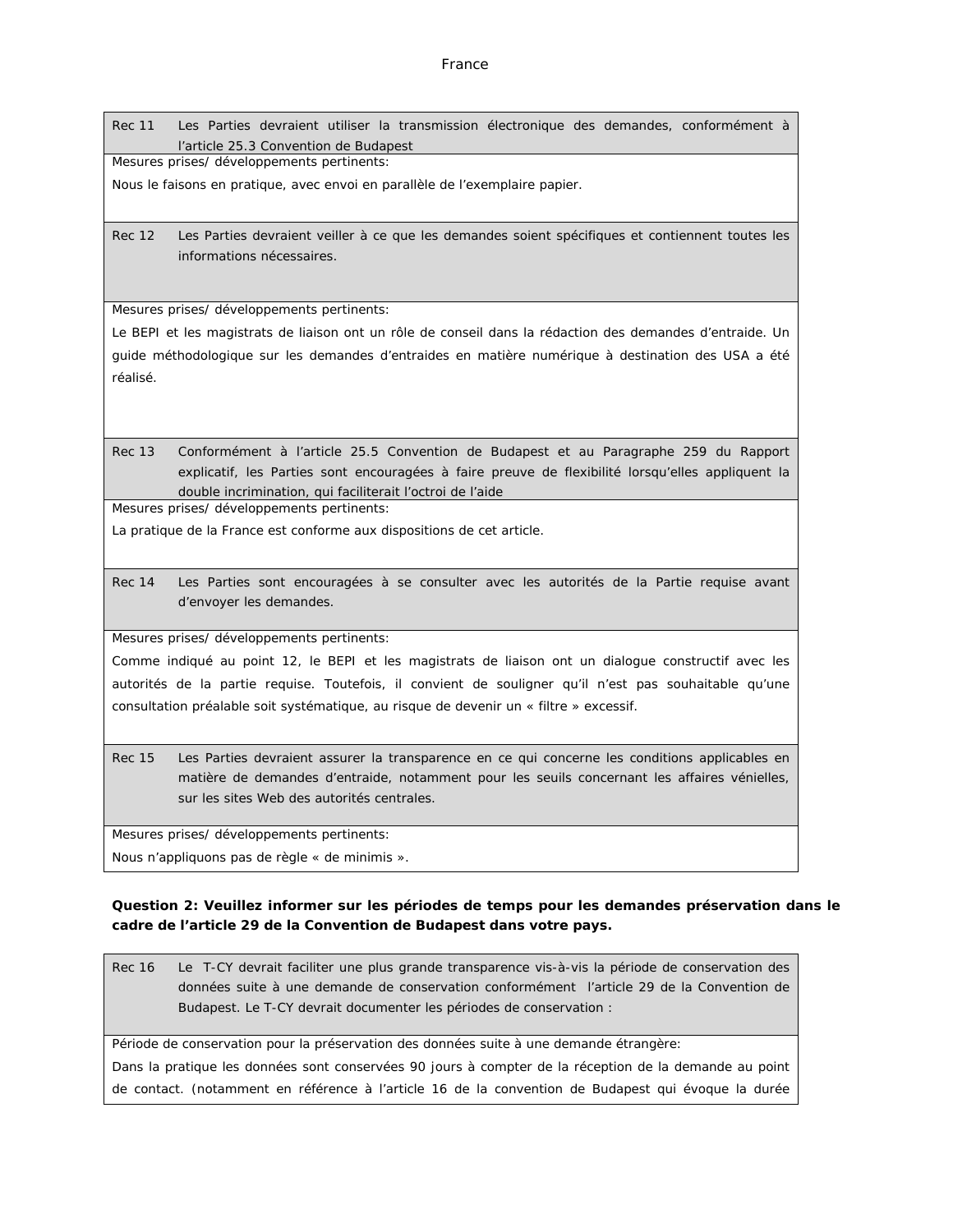France

| Rec 11 | Les Parties devraient utiliser la transmission électronique des demandes, conformément à l'article 25.3 Convention de Budapest |
|---|---|
| Mesures prises/ développements pertinents:<br>Nous le faisons en pratique, avec envoi en parallèle de l'exemplaire papier. | |

| Rec 12 | Les Parties devraient veiller à ce que les demandes soient spécifiques et contiennent toutes les informations nécessaires. |
|---|---|
| Mesures prises/ développements pertinents:<br>Le BEPI et les magistrats de liaison ont un rôle de conseil dans la rédaction des demandes d'entraide. Un guide méthodologique sur les demandes d'entraides en matière numérique à destination des USA a été réalisé. | |

| Rec 13 | Conformément à l'article 25.5 Convention de Budapest et au Paragraphe 259 du Rapport explicatif, les Parties sont encouragées à faire preuve de flexibilité lorsqu'elles appliquent la double incrimination, qui faciliterait l'octroi de l'aide |
|---|---|
| Mesures prises/ développements pertinents:<br>La pratique de la France est conforme aux dispositions de cet article. | |

| Rec 14 | Les Parties sont encouragées à se consulter avec les autorités de la Partie requise avant d'envoyer les demandes. |
|---|---|
| Mesures prises/ développements pertinents:<br>Comme indiqué au point 12, le BEPI et les magistrats de liaison ont un dialogue constructif avec les autorités de la partie requise. Toutefois, il convient de souligner qu'il n'est pas souhaitable qu'une consultation préalable soit systématique, au risque de devenir un « filtre » excessif. | |

| Rec 15 | Les Parties devraient assurer la transparence en ce qui concerne les conditions applicables en matière de demandes d'entraide, notamment pour les seuils concernant les affaires vénielles, sur les sites Web des autorités centrales. |
|---|---|
| Mesures prises/ développements pertinents:<br>Nous n'appliquons pas de règle « de minimis ». | |

**Question 2: Veuillez informer sur les périodes de temps pour les demandes préservation dans le cadre de l'article 29 de la Convention de Budapest dans votre pays.**

| Rec 16 | Le T-CY devrait faciliter une plus grande transparence vis-à-vis la période de conservation des données suite à une demande de conservation conformément l'article 29 de la Convention de Budapest. Le T-CY devrait documenter les périodes de conservation : |
|---|---|
| Période de conservation pour la préservation des données suite à une demande étrangère:<br>Dans la pratique les données sont conservées 90 jours à compter de la réception de la demande au point de contact. (notamment en référence à l'article 16 de la convention de Budapest qui évoque la durée | |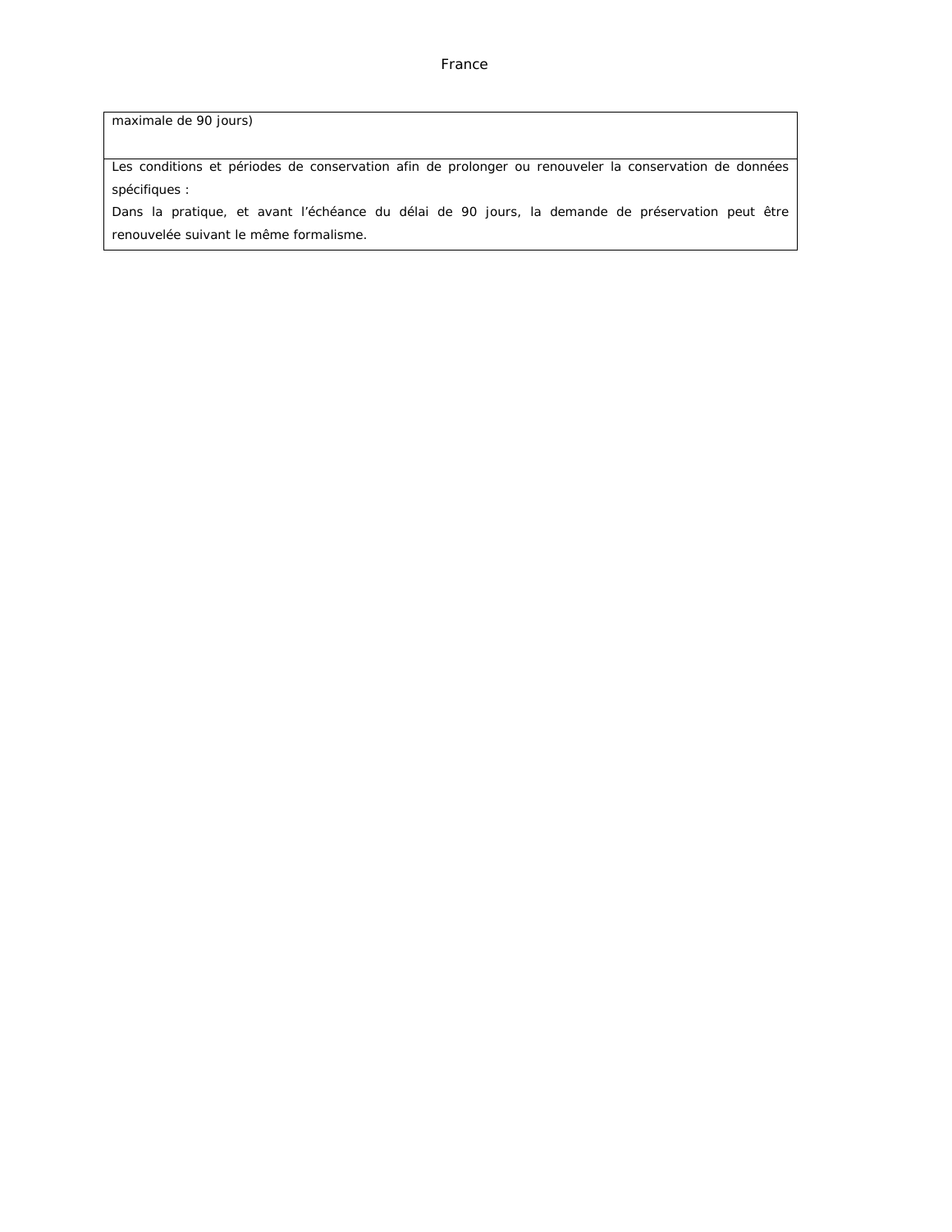| maximale de 90 jours) |
|---|
| Les conditions et périodes de conservation afin de prolonger ou renouveler la conservation de données spécifiques :<br>Dans la pratique, et avant l'échéance du délai de 90 jours, la demande de préservation peut être renouvelée suivant le même formalisme. |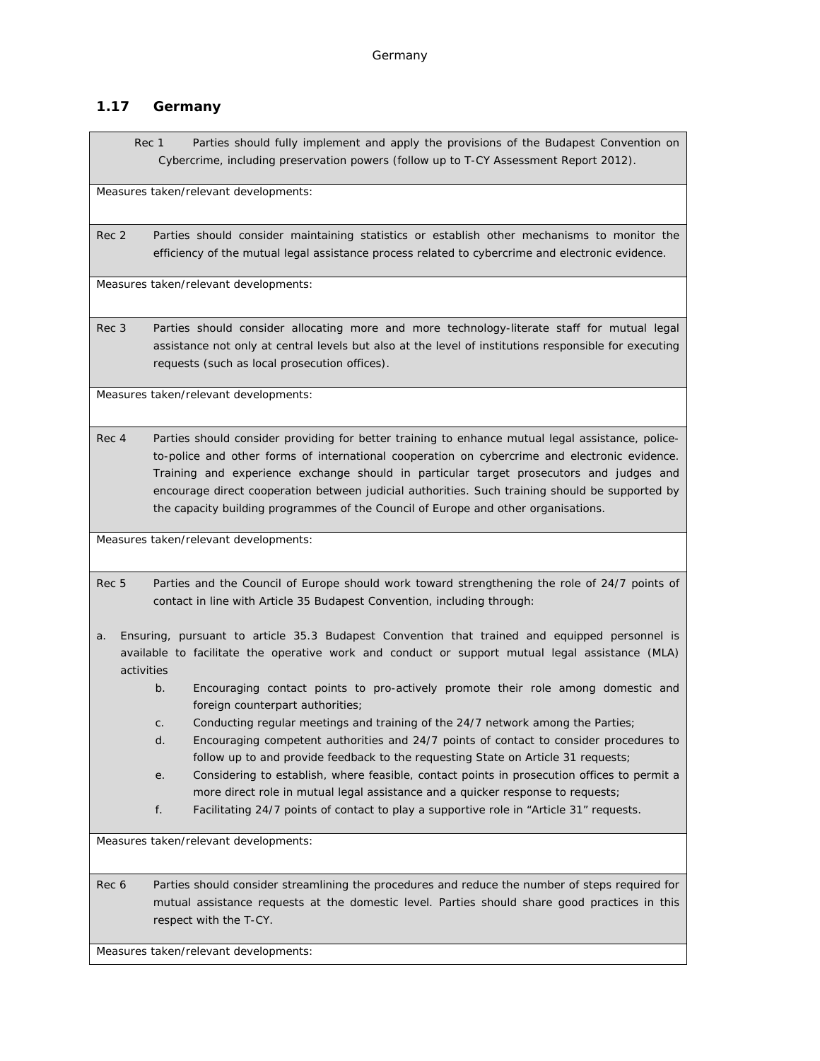## 1.17 Germany

Rec 1 Parties should fully implement and apply the provisions of the Budapest Convention on Cybercrime, including preservation powers (follow up to T-CY Assessment Report 2012).

Measures taken/relevant developments:

Rec 2 Parties should consider maintaining statistics or establish other mechanisms to monitor the efficiency of the mutual legal assistance process related to cybercrime and electronic evidence.

Measures taken/relevant developments:

Rec 3 Parties should consider allocating more and more technology-literate staff for mutual legal assistance not only at central levels but also at the level of institutions responsible for executing requests (such as local prosecution offices).

Measures taken/relevant developments:

Rec 4 Parties should consider providing for better training to enhance mutual legal assistance, police-to-police and other forms of international cooperation on cybercrime and electronic evidence. Training and experience exchange should in particular target prosecutors and judges and encourage direct cooperation between judicial authorities. Such training should be supported by the capacity building programmes of the Council of Europe and other organisations.

Measures taken/relevant developments:

Rec 5 Parties and the Council of Europe should work toward strengthening the role of 24/7 points of contact in line with Article 35 Budapest Convention, including through:

a. Ensuring, pursuant to article 35.3 Budapest Convention that trained and equipped personnel is available to facilitate the operative work and conduct or support mutual legal assistance (MLA) activities

b. Encouraging contact points to pro-actively promote their role among domestic and foreign counterpart authorities;

c. Conducting regular meetings and training of the 24/7 network among the Parties;

d. Encouraging competent authorities and 24/7 points of contact to consider procedures to follow up to and provide feedback to the requesting State on Article 31 requests;

e. Considering to establish, where feasible, contact points in prosecution offices to permit a more direct role in mutual legal assistance and a quicker response to requests;

f. Facilitating 24/7 points of contact to play a supportive role in "Article 31" requests.

Measures taken/relevant developments:

Rec 6 Parties should consider streamlining the procedures and reduce the number of steps required for mutual assistance requests at the domestic level. Parties should share good practices in this respect with the T-CY.

Measures taken/relevant developments: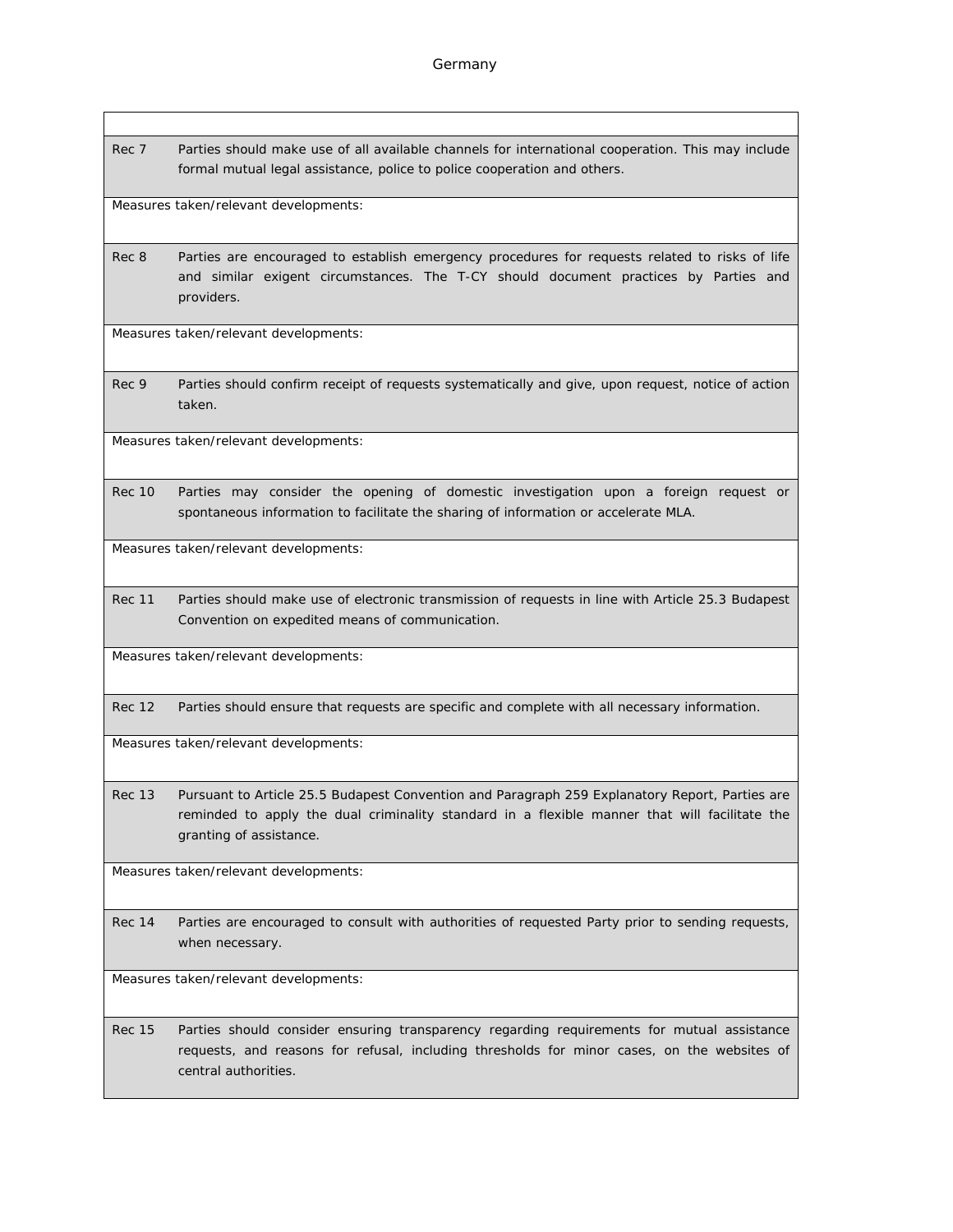Germany

| | |
|---|---|
| Rec 7 | Parties should make use of all available channels for international cooperation. This may include formal mutual legal assistance, police to police cooperation and others. |
| Measures taken/relevant developments: | |
| Rec 8 | Parties are encouraged to establish emergency procedures for requests related to risks of life and similar exigent circumstances. The T-CY should document practices by Parties and providers. |
| Measures taken/relevant developments: | |
| Rec 9 | Parties should confirm receipt of requests systematically and give, upon request, notice of action taken. |
| Measures taken/relevant developments: | |
| Rec 10 | Parties may consider the opening of domestic investigation upon a foreign request or spontaneous information to facilitate the sharing of information or accelerate MLA. |
| Measures taken/relevant developments: | |
| Rec 11 | Parties should make use of electronic transmission of requests in line with Article 25.3 Budapest Convention on expedited means of communication. |
| Measures taken/relevant developments: | |
| Rec 12 | Parties should ensure that requests are specific and complete with all necessary information. |
| Measures taken/relevant developments: | |
| Rec 13 | Pursuant to Article 25.5 Budapest Convention and Paragraph 259 Explanatory Report, Parties are reminded to apply the dual criminality standard in a flexible manner that will facilitate the granting of assistance. |
| Measures taken/relevant developments: | |
| Rec 14 | Parties are encouraged to consult with authorities of requested Party prior to sending requests, when necessary. |
| Measures taken/relevant developments: | |
| Rec 15 | Parties should consider ensuring transparency regarding requirements for mutual assistance requests, and reasons for refusal, including thresholds for minor cases, on the websites of central authorities. |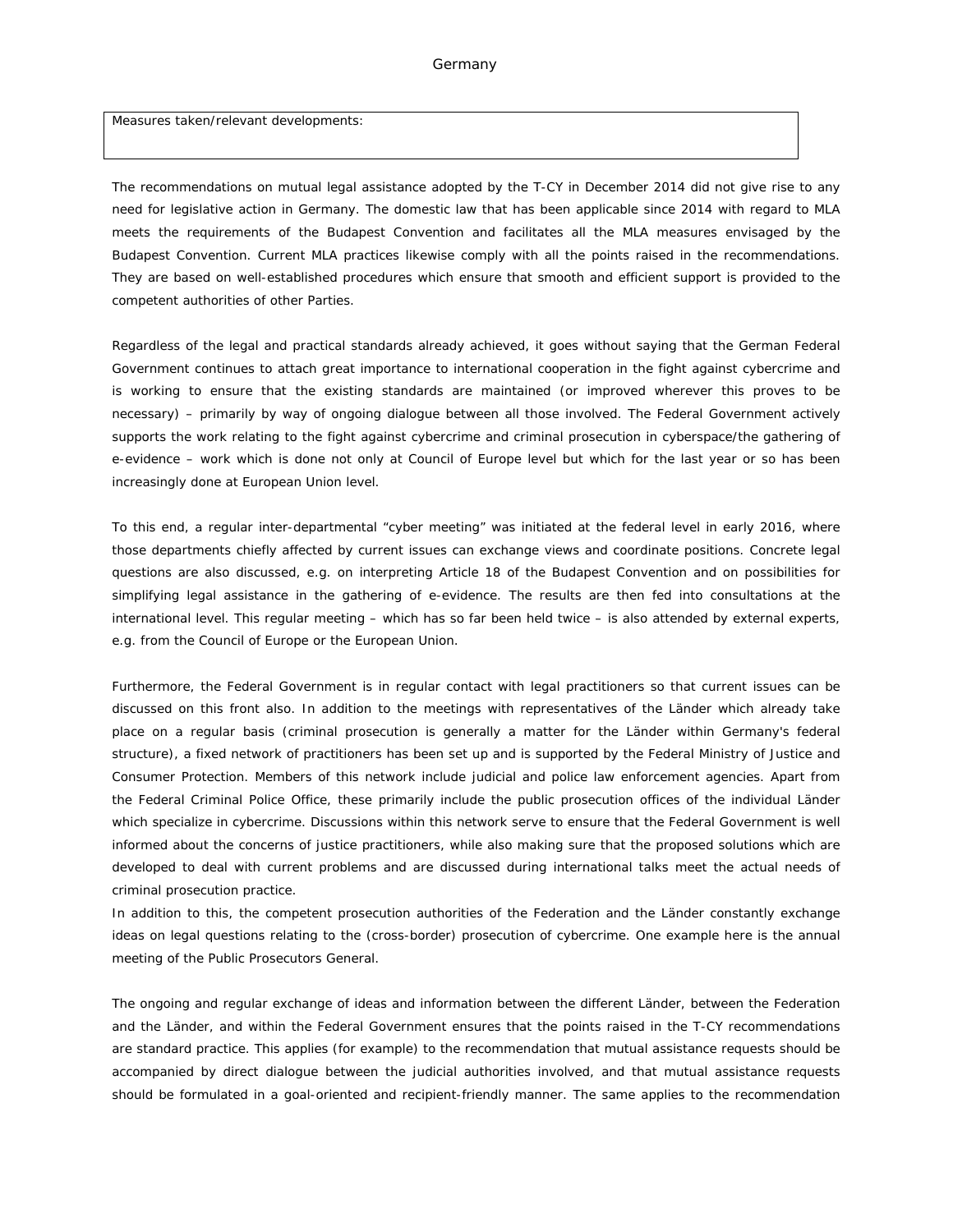Germany

| Measures taken/relevant developments: |
| --- |

The recommendations on mutual legal assistance adopted by the T-CY in December 2014 did not give rise to any need for legislative action in Germany. The domestic law that has been applicable since 2014 with regard to MLA meets the requirements of the Budapest Convention and facilitates all the MLA measures envisaged by the Budapest Convention. Current MLA practices likewise comply with all the points raised in the recommendations. They are based on well-established procedures which ensure that smooth and efficient support is provided to the competent authorities of other Parties.

Regardless of the legal and practical standards already achieved, it goes without saying that the German Federal Government continues to attach great importance to international cooperation in the fight against cybercrime and is working to ensure that the existing standards are maintained (or improved wherever this proves to be necessary) – primarily by way of ongoing dialogue between all those involved. The Federal Government actively supports the work relating to the fight against cybercrime and criminal prosecution in cyberspace/the gathering of e-evidence – work which is done not only at Council of Europe level but which for the last year or so has been increasingly done at European Union level.

To this end, a regular inter-departmental "cyber meeting" was initiated at the federal level in early 2016, where those departments chiefly affected by current issues can exchange views and coordinate positions. Concrete legal questions are also discussed, e.g. on interpreting Article 18 of the Budapest Convention and on possibilities for simplifying legal assistance in the gathering of e-evidence. The results are then fed into consultations at the international level. This regular meeting – which has so far been held twice – is also attended by external experts, e.g. from the Council of Europe or the European Union.

Furthermore, the Federal Government is in regular contact with legal practitioners so that current issues can be discussed on this front also. In addition to the meetings with representatives of the Länder which already take place on a regular basis (criminal prosecution is generally a matter for the Länder within Germany's federal structure), a fixed network of practitioners has been set up and is supported by the Federal Ministry of Justice and Consumer Protection. Members of this network include judicial and police law enforcement agencies. Apart from the Federal Criminal Police Office, these primarily include the public prosecution offices of the individual Länder which specialize in cybercrime. Discussions within this network serve to ensure that the Federal Government is well informed about the concerns of justice practitioners, while also making sure that the proposed solutions which are developed to deal with current problems and are discussed during international talks meet the actual needs of criminal prosecution practice.

In addition to this, the competent prosecution authorities of the Federation and the Länder constantly exchange ideas on legal questions relating to the (cross-border) prosecution of cybercrime. One example here is the annual meeting of the Public Prosecutors General.

The ongoing and regular exchange of ideas and information between the different Länder, between the Federation and the Länder, and within the Federal Government ensures that the points raised in the T-CY recommendations are standard practice. This applies (for example) to the recommendation that mutual assistance requests should be accompanied by direct dialogue between the judicial authorities involved, and that mutual assistance requests should be formulated in a goal-oriented and recipient-friendly manner. The same applies to the recommendation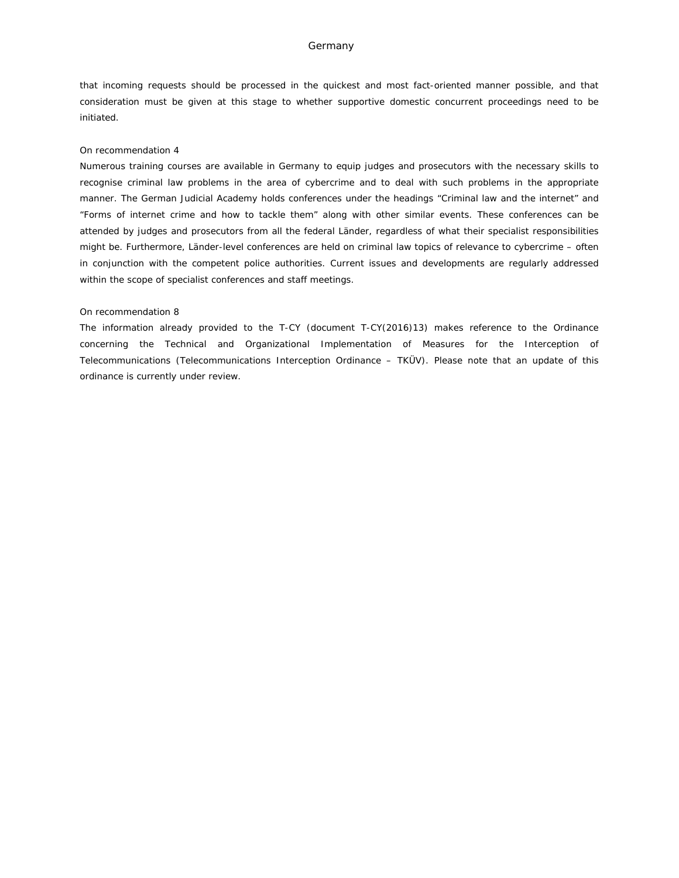that incoming requests should be processed in the quickest and most fact-oriented manner possible, and that consideration must be given at this stage to whether supportive domestic concurrent proceedings need to be initiated.

On recommendation 4

Numerous training courses are available in Germany to equip judges and prosecutors with the necessary skills to recognise criminal law problems in the area of cybercrime and to deal with such problems in the appropriate manner. The German Judicial Academy holds conferences under the headings “Criminal law and the internet” and “Forms of internet crime and how to tackle them” along with other similar events. These conferences can be attended by judges and prosecutors from all the federal Länder, regardless of what their specialist responsibilities might be. Furthermore, Länder-level conferences are held on criminal law topics of relevance to cybercrime – often in conjunction with the competent police authorities. Current issues and developments are regularly addressed within the scope of specialist conferences and staff meetings.

On recommendation 8

The information already provided to the T-CY (document T-CY(2016)13) makes reference to the Ordinance concerning the Technical and Organizational Implementation of Measures for the Interception of Telecommunications (Telecommunications Interception Ordinance – TKÜV). Please note that an update of this ordinance is currently under review.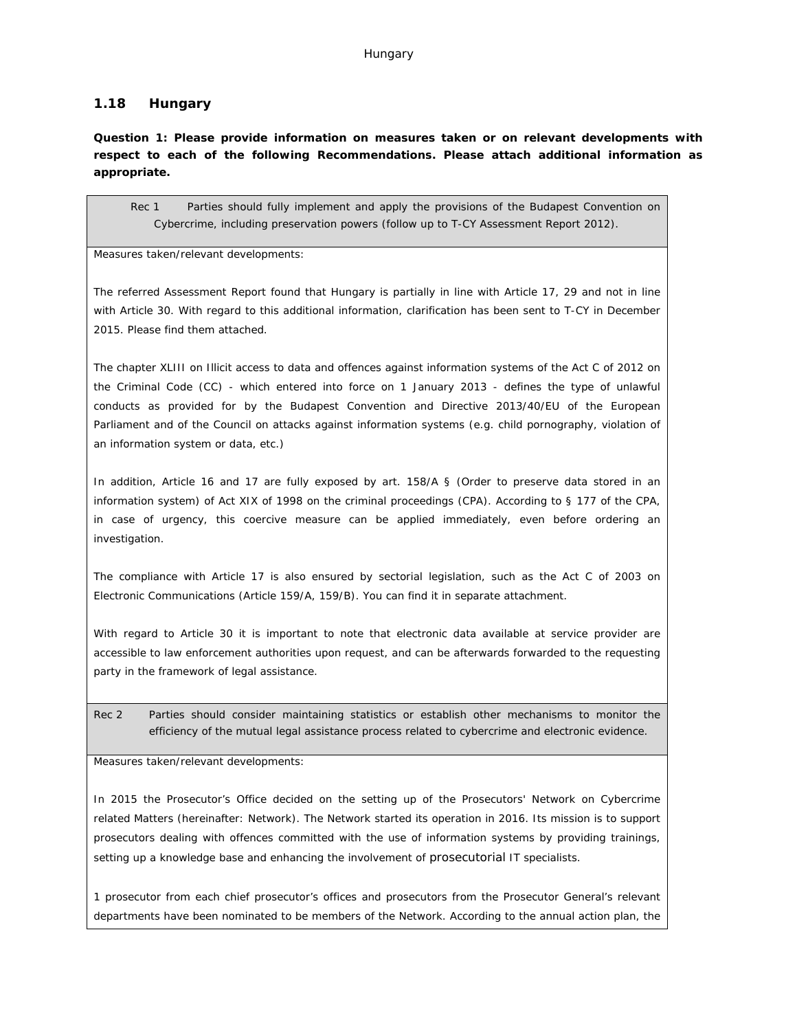## 1.18 Hungary

**Question 1: Please provide information on measures taken or on relevant developments with respect to each of the following Recommendations. Please attach additional information as appropriate.**

| Rec 1 Parties should fully implement and apply the provisions of the Budapest Convention on Cybercrime, including preservation powers (follow up to T-CY Assessment Report 2012). |
|---|
| Measures taken/relevant developments:<br><br>The referred Assessment Report found that Hungary is partially in line with Article 17, 29 and not in line with Article 30. With regard to this additional information, clarification has been sent to T-CY in December 2015. Please find them attached.<br><br>The chapter XLIII on Illicit access to data and offences against information systems of the Act C of 2012 on the Criminal Code (CC) - which entered into force on 1 January 2013 - defines the type of unlawful conducts as provided for by the Budapest Convention and Directive 2013/40/EU of the European Parliament and of the Council on attacks against information systems (e.g. child pornography, violation of an information system or data, etc.)<br><br>In addition, Article 16 and 17 are fully exposed by art. 158/A § (Order to preserve data stored in an information system) of Act XIX of 1998 on the criminal proceedings (CPA). According to § 177 of the CPA, in case of urgency, this coercive measure can be applied immediately, even before ordering an investigation.<br><br>The compliance with Article 17 is also ensured by sectorial legislation, such as the Act C of 2003 on Electronic Communications (Article 159/A, 159/B). You can find it in separate attachment.<br><br>With regard to Article 30 it is important to note that electronic data available at service provider are accessible to law enforcement authorities upon request, and can be afterwards forwarded to the requesting party in the framework of legal assistance. |
| **Rec 2** Parties should consider maintaining statistics or establish other mechanisms to monitor the efficiency of the mutual legal assistance process related to cybercrime and electronic evidence. |
| Measures taken/relevant developments:<br><br>In 2015 the Prosecutor's Office decided on the setting up of the Prosecutors' Network on Cybercrime related Matters (hereinafter: Network). The Network started its operation in 2016. Its mission is to support prosecutors dealing with offences committed with the use of information systems by providing trainings, setting up a knowledge base and enhancing the involvement of prosecutorial IT specialists.<br><br>1 prosecutor from each chief prosecutor's offices and prosecutors from the Prosecutor General's relevant departments have been nominated to be members of the Network. According to the annual action plan, the |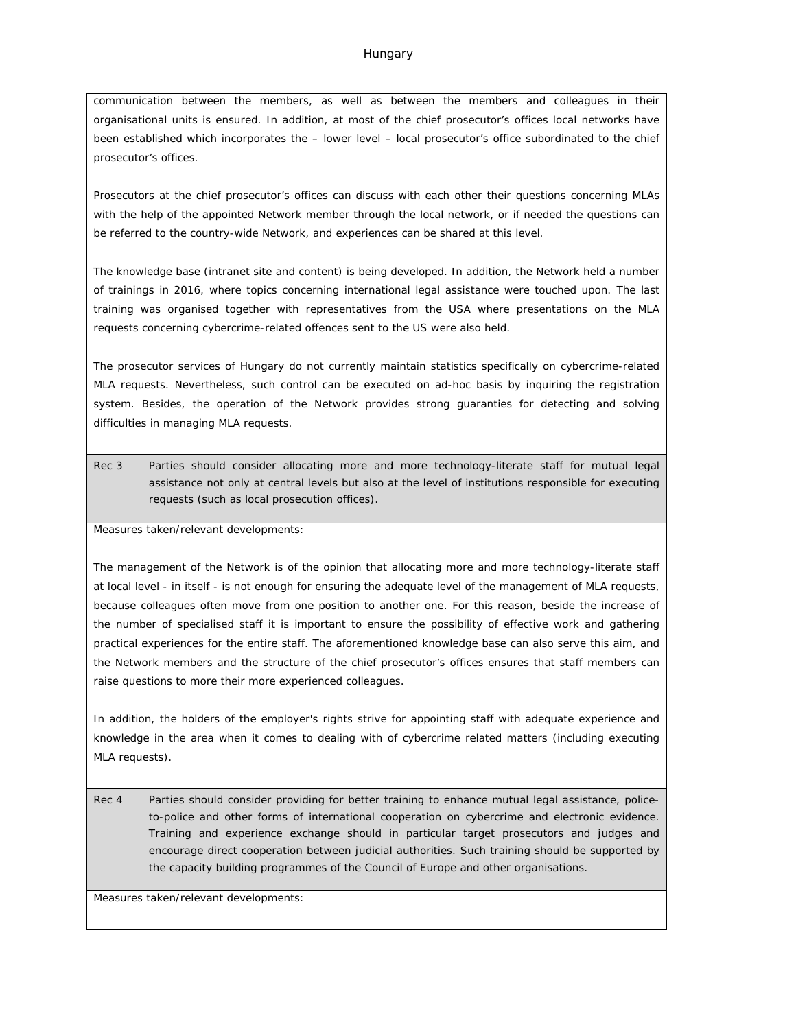communication between the members, as well as between the members and colleagues in their organisational units is ensured. In addition, at most of the chief prosecutor's offices local networks have been established which incorporates the – lower level – local prosecutor's office subordinated to the chief prosecutor's offices.

Prosecutors at the chief prosecutor's offices can discuss with each other their questions concerning MLAs with the help of the appointed Network member through the local network, or if needed the questions can be referred to the country-wide Network, and experiences can be shared at this level.

The knowledge base (intranet site and content) is being developed. In addition, the Network held a number of trainings in 2016, where topics concerning international legal assistance were touched upon. The last training was organised together with representatives from the USA where presentations on the MLA requests concerning cybercrime-related offences sent to the US were also held.

The prosecutor services of Hungary do not currently maintain statistics specifically on cybercrime-related MLA requests. Nevertheless, such control can be executed on ad-hoc basis by inquiring the registration system. Besides, the operation of the Network provides strong guaranties for detecting and solving difficulties in managing MLA requests.

| Rec 3 | Parties should consider allocating more and more technology-literate staff for mutual legal assistance not only at central levels but also at the level of institutions responsible for executing requests (such as local prosecution offices). |
|---|---|

Measures taken/relevant developments:

The management of the Network is of the opinion that allocating more and more technology-literate staff at local level - in itself - is not enough for ensuring the adequate level of the management of MLA requests, because colleagues often move from one position to another one. For this reason, beside the increase of the number of specialised staff it is important to ensure the possibility of effective work and gathering practical experiences for the entire staff. The aforementioned knowledge base can also serve this aim, and the Network members and the structure of the chief prosecutor's offices ensures that staff members can raise questions to more their more experienced colleagues.

In addition, the holders of the employer's rights strive for appointing staff with adequate experience and knowledge in the area when it comes to dealing with of cybercrime related matters (including executing MLA requests).

| Rec 4 | Parties should consider providing for better training to enhance mutual legal assistance, police-to-police and other forms of international cooperation on cybercrime and electronic evidence. Training and experience exchange should in particular target prosecutors and judges and encourage direct cooperation between judicial authorities. Such training should be supported by the capacity building programmes of the Council of Europe and other organisations. |
|---|---|

Measures taken/relevant developments: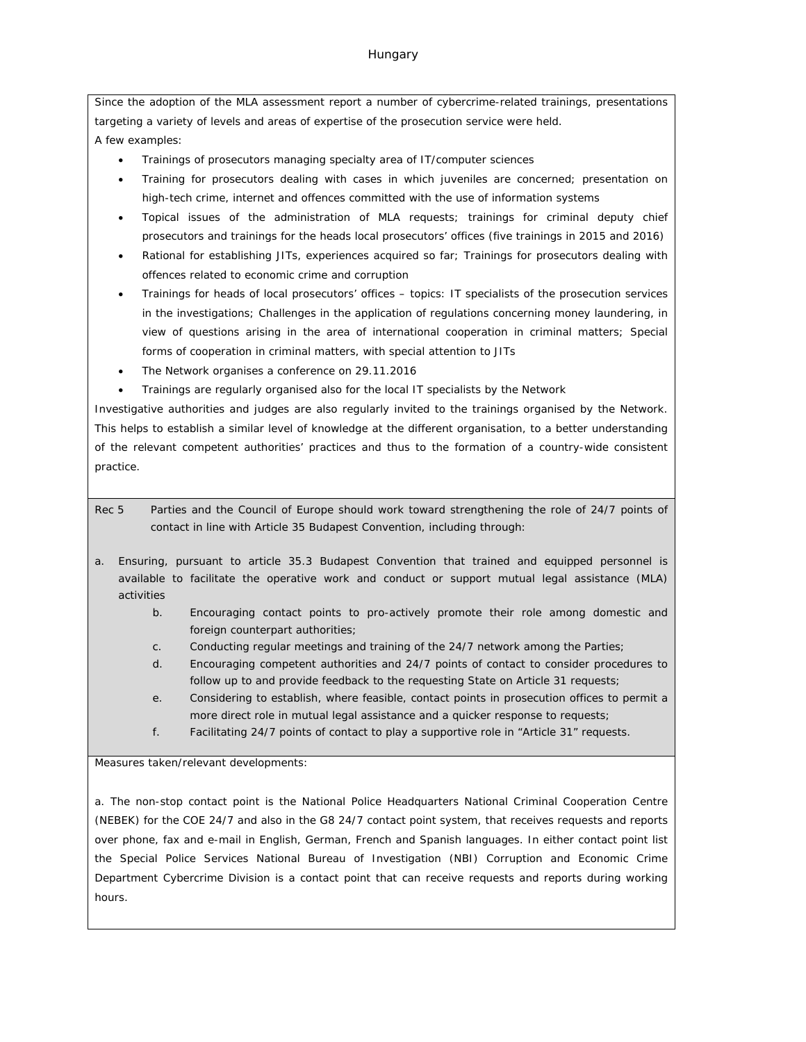Since the adoption of the MLA assessment report a number of cybercrime-related trainings, presentations targeting a variety of levels and areas of expertise of the prosecution service were held.

A few examples:

- Trainings of prosecutors managing specialty area of IT/computer sciences
- Training for prosecutors dealing with cases in which juveniles are concerned; presentation on high-tech crime, internet and offences committed with the use of information systems
- Topical issues of the administration of MLA requests; trainings for criminal deputy chief prosecutors and trainings for the heads local prosecutors' offices (five trainings in 2015 and 2016)
- Rational for establishing JITs, experiences acquired so far; Trainings for prosecutors dealing with offences related to economic crime and corruption
- Trainings for heads of local prosecutors' offices – topics: IT specialists of the prosecution services in the investigations; Challenges in the application of regulations concerning money laundering, in view of questions arising in the area of international cooperation in criminal matters; Special forms of cooperation in criminal matters, with special attention to JITs
- The Network organises a conference on 29.11.2016
- Trainings are regularly organised also for the local IT specialists by the Network

Investigative authorities and judges are also regularly invited to the trainings organised by the Network. This helps to establish a similar level of knowledge at the different organisation, to a better understanding of the relevant competent authorities' practices and thus to the formation of a country-wide consistent practice.

Rec 5 Parties and the Council of Europe should work toward strengthening the role of 24/7 points of contact in line with Article 35 Budapest Convention, including through:

a. Ensuring, pursuant to article 35.3 Budapest Convention that trained and equipped personnel is available to facilitate the operative work and conduct or support mutual legal assistance (MLA) activities

b. Encouraging contact points to pro-actively promote their role among domestic and foreign counterpart authorities;

c. Conducting regular meetings and training of the 24/7 network among the Parties;

d. Encouraging competent authorities and 24/7 points of contact to consider procedures to follow up to and provide feedback to the requesting State on Article 31 requests;

e. Considering to establish, where feasible, contact points in prosecution offices to permit a more direct role in mutual legal assistance and a quicker response to requests;

f. Facilitating 24/7 points of contact to play a supportive role in "Article 31" requests.

Measures taken/relevant developments:

a. The non-stop contact point is the National Police Headquarters National Criminal Cooperation Centre (NEBEK) for the COE 24/7 and also in the G8 24/7 contact point system, that receives requests and reports over phone, fax and e-mail in English, German, French and Spanish languages. In either contact point list the Special Police Services National Bureau of Investigation (NBI) Corruption and Economic Crime Department Cybercrime Division is a contact point that can receive requests and reports during working hours.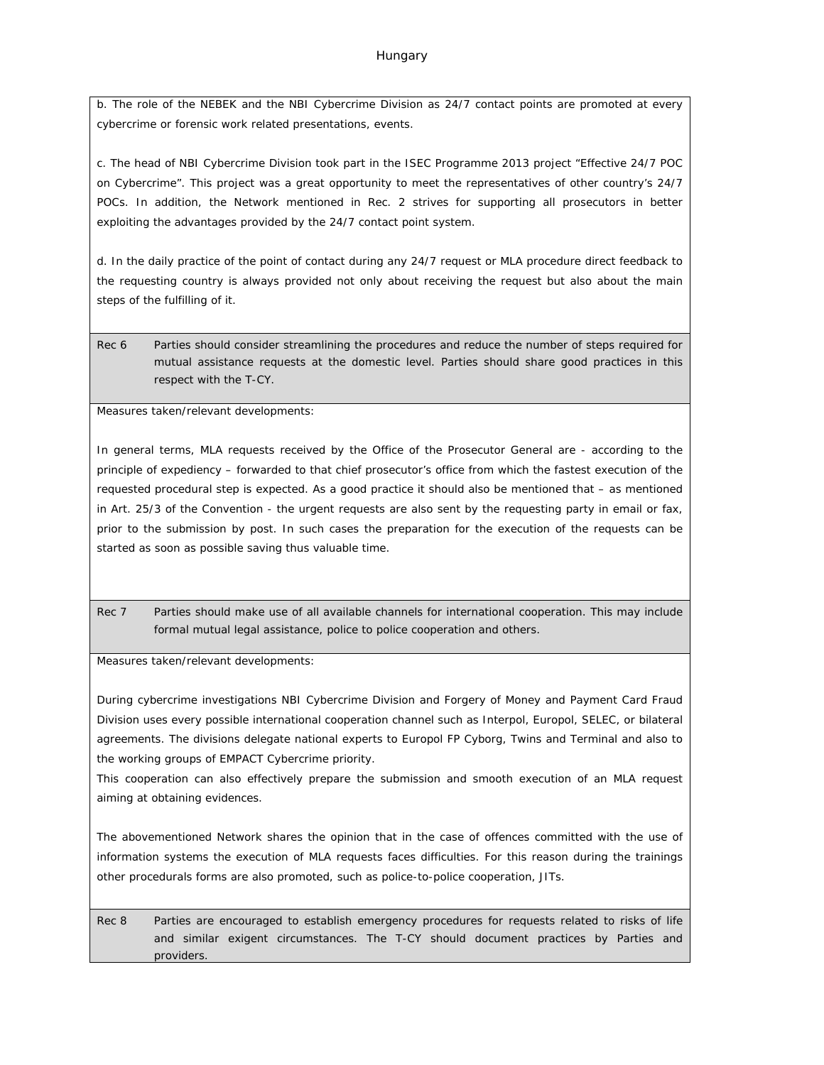b. The role of the NEBEK and the NBI Cybercrime Division as 24/7 contact points are promoted at every cybercrime or forensic work related presentations, events.

c. The head of NBI Cybercrime Division took part in the ISEC Programme 2013 project "Effective 24/7 POC on Cybercrime". This project was a great opportunity to meet the representatives of other country's 24/7 POCs. In addition, the Network mentioned in Rec. 2 strives for supporting all prosecutors in better exploiting the advantages provided by the 24/7 contact point system.

d. In the daily practice of the point of contact during any 24/7 request or MLA procedure direct feedback to the requesting country is always provided not only about receiving the request but also about the main steps of the fulfilling of it.

| Rec 6 | Parties should consider streamlining the procedures and reduce the number of steps required for mutual assistance requests at the domestic level. Parties should share good practices in this respect with the T-CY. |
|---|---|

Measures taken/relevant developments:

In general terms, MLA requests received by the Office of the Prosecutor General are - according to the principle of expediency – forwarded to that chief prosecutor's office from which the fastest execution of the requested procedural step is expected. As a good practice it should also be mentioned that – as mentioned in Art. 25/3 of the Convention - the urgent requests are also sent by the requesting party in email or fax, prior to the submission by post. In such cases the preparation for the execution of the requests can be started as soon as possible saving thus valuable time.

| Rec 7 | Parties should make use of all available channels for international cooperation. This may include formal mutual legal assistance, police to police cooperation and others. |
|---|---|

Measures taken/relevant developments:

During cybercrime investigations NBI Cybercrime Division and Forgery of Money and Payment Card Fraud Division uses every possible international cooperation channel such as Interpol, Europol, SELEC, or bilateral agreements. The divisions delegate national experts to Europol FP Cyborg, Twins and Terminal and also to the working groups of EMPACT Cybercrime priority.
This cooperation can also effectively prepare the submission and smooth execution of an MLA request aiming at obtaining evidences.

The abovementioned Network shares the opinion that in the case of offences committed with the use of information systems the execution of MLA requests faces difficulties. For this reason during the trainings other procedurals forms are also promoted, such as police-to-police cooperation, JITs.

| Rec 8 | Parties are encouraged to establish emergency procedures for requests related to risks of life and similar exigent circumstances. The T-CY should document practices by Parties and providers. |
|---|---|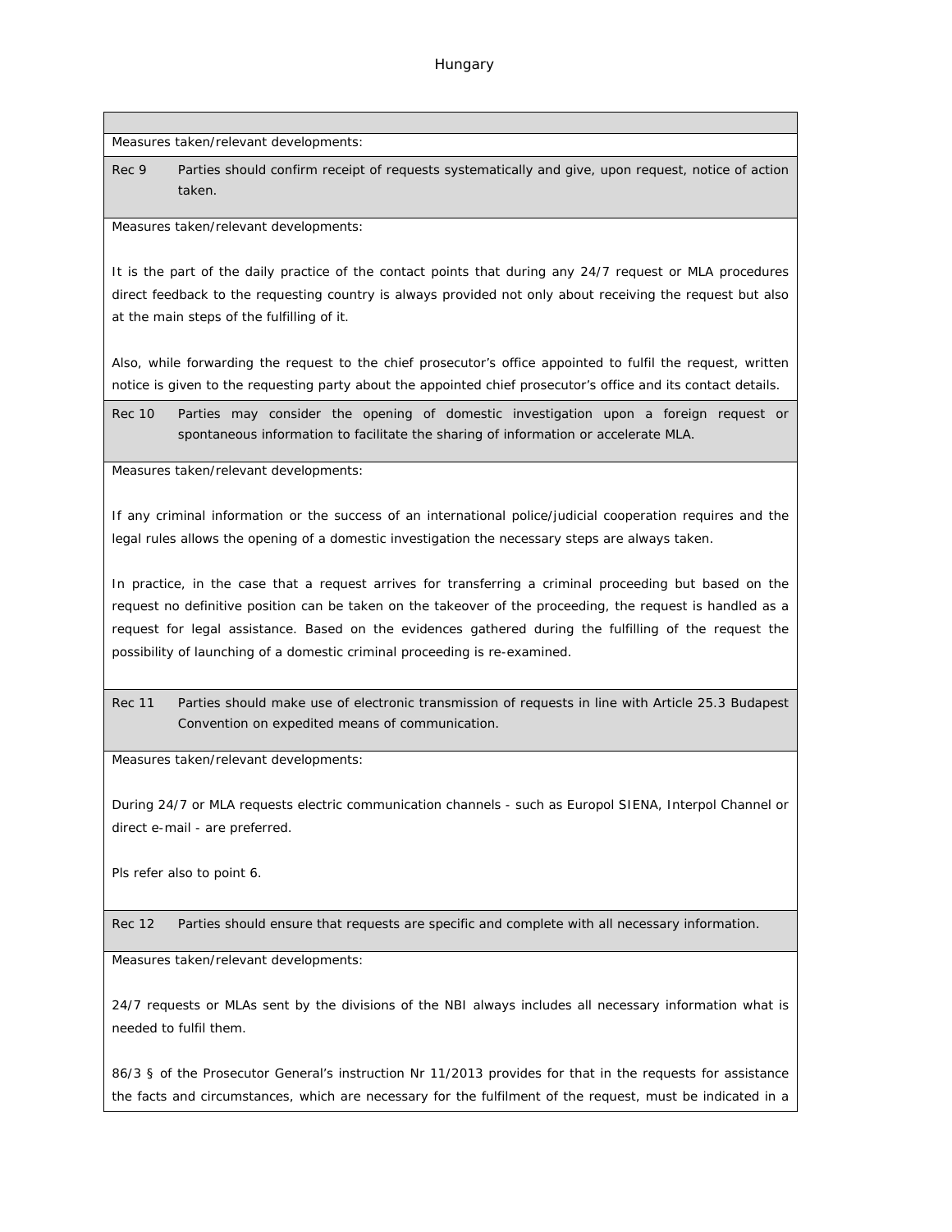| |
|---|
| Measures taken/relevant developments: |

**Rec 9** Parties should confirm receipt of requests systematically and give, upon request, notice of action taken.

Measures taken/relevant developments:

It is the part of the daily practice of the contact points that during any 24/7 request or MLA procedures direct feedback to the requesting country is always provided not only about receiving the request but also at the main steps of the fulfilling of it.

Also, while forwarding the request to the chief prosecutor's office appointed to fulfil the request, written notice is given to the requesting party about the appointed chief prosecutor's office and its contact details.

**Rec 10** Parties may consider the opening of domestic investigation upon a foreign request or spontaneous information to facilitate the sharing of information or accelerate MLA.

Measures taken/relevant developments:

If any criminal information or the success of an international police/judicial cooperation requires and the legal rules allows the opening of a domestic investigation the necessary steps are always taken.

In practice, in the case that a request arrives for transferring a criminal proceeding but based on the request no definitive position can be taken on the takeover of the proceeding, the request is handled as a request for legal assistance. Based on the evidences gathered during the fulfilling of the request the possibility of launching of a domestic criminal proceeding is re-examined.

**Rec 11** Parties should make use of electronic transmission of requests in line with Article 25.3 Budapest Convention on expedited means of communication.

Measures taken/relevant developments:

During 24/7 or MLA requests electric communication channels - such as Europol SIENA, Interpol Channel or direct e-mail - are preferred.

Pls refer also to point 6.

**Rec 12** Parties should ensure that requests are specific and complete with all necessary information.

Measures taken/relevant developments:

24/7 requests or MLAs sent by the divisions of the NBI always includes all necessary information what is needed to fulfil them.

86/3 § of the Prosecutor General's instruction Nr 11/2013 provides for that in the requests for assistance the facts and circumstances, which are necessary for the fulfilment of the request, must be indicated in a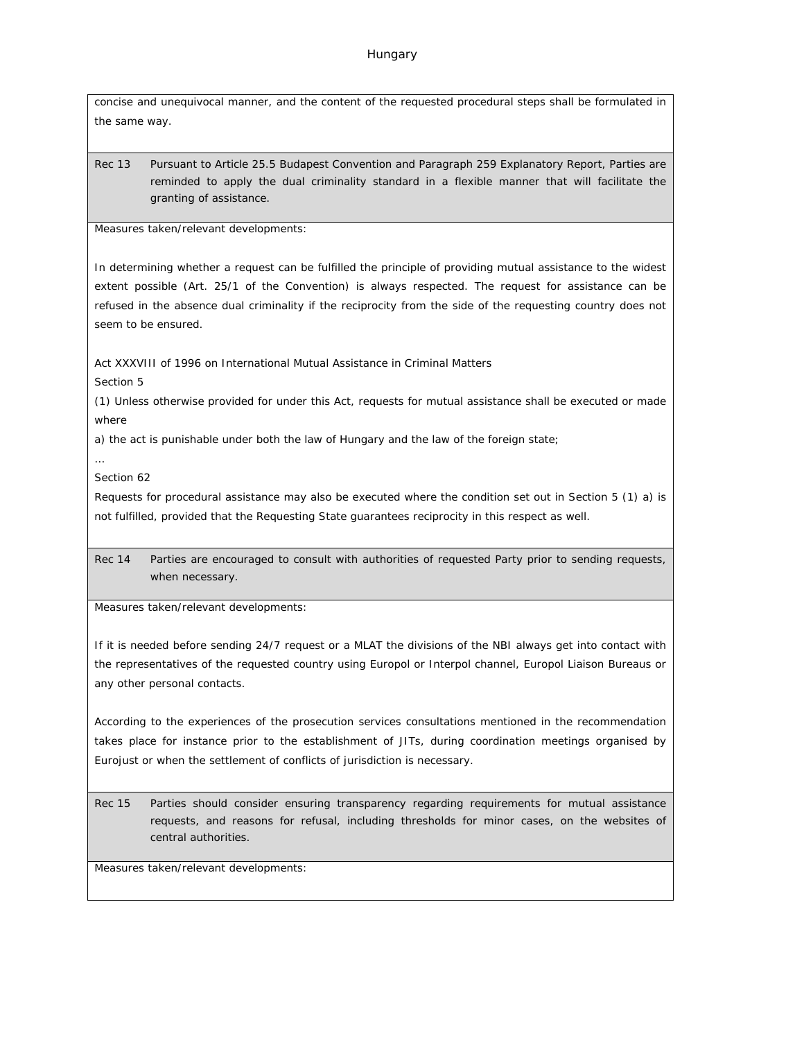concise and unequivocal manner, and the content of the requested procedural steps shall be formulated in the same way.

| Rec 13 | Pursuant to Article 25.5 Budapest Convention and Paragraph 259 Explanatory Report, Parties are reminded to apply the dual criminality standard in a flexible manner that will facilitate the granting of assistance. |
|---|---|

Measures taken/relevant developments:

In determining whether a request can be fulfilled the principle of providing mutual assistance to the widest extent possible (Art. 25/1 of the Convention) is always respected. The request for assistance can be refused in the absence dual criminality if the reciprocity from the side of the requesting country does not seem to be ensured.

Act XXXVIII of 1996 on International Mutual Assistance in Criminal Matters

Section 5

(1) Unless otherwise provided for under this Act, requests for mutual assistance shall be executed or made where

a) the act is punishable under both the law of Hungary and the law of the foreign state;

…

Section 62

Requests for procedural assistance may also be executed where the condition set out in Section 5 (1) a) is not fulfilled, provided that the Requesting State guarantees reciprocity in this respect as well.

| Rec 14 | Parties are encouraged to consult with authorities of requested Party prior to sending requests, when necessary. |
|---|---|

Measures taken/relevant developments:

If it is needed before sending 24/7 request or a MLAT the divisions of the NBI always get into contact with the representatives of the requested country using Europol or Interpol channel, Europol Liaison Bureaus or any other personal contacts.

According to the experiences of the prosecution services consultations mentioned in the recommendation takes place for instance prior to the establishment of JITs, during coordination meetings organised by Eurojust or when the settlement of conflicts of jurisdiction is necessary.

| Rec 15 | Parties should consider ensuring transparency regarding requirements for mutual assistance requests, and reasons for refusal, including thresholds for minor cases, on the websites of central authorities. |
|---|---|

Measures taken/relevant developments: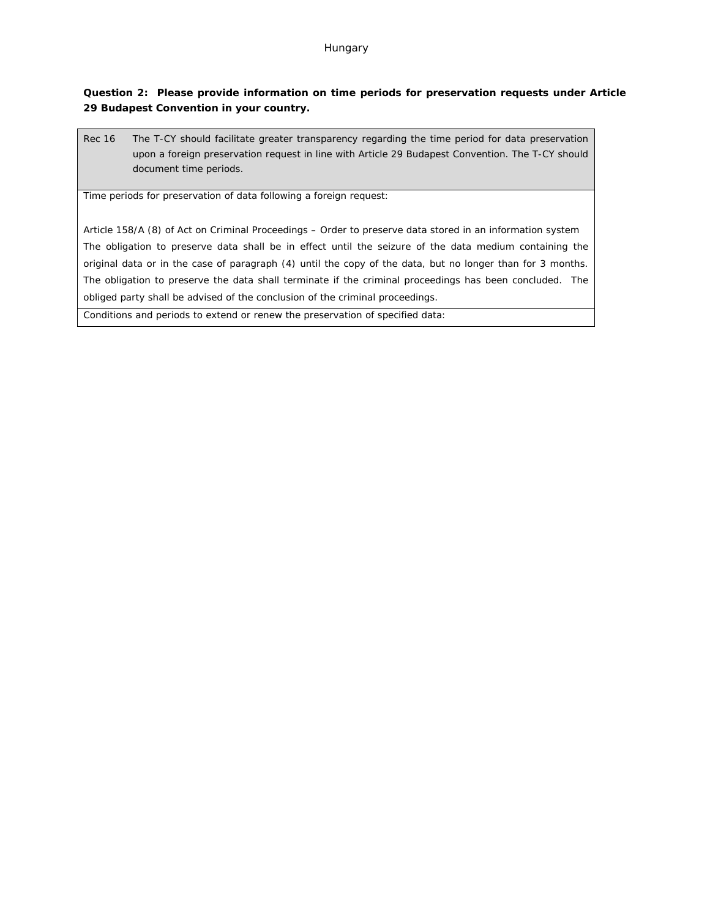Hungary

**Question 2: Please provide information on time periods for preservation requests under Article 29 Budapest Convention in your country.**

| Rec 16 | The T-CY should facilitate greater transparency regarding the time period for data preservation upon a foreign preservation request in line with Article 29 Budapest Convention. The T-CY should document time periods. |
|---|---|
| Time periods for preservation of data following a foreign request:<br><br>Article 158/A (8) of Act on Criminal Proceedings – Order to preserve data stored in an information system<br>The obligation to preserve data shall be in effect until the seizure of the data medium containing the original data or in the case of paragraph (4) until the copy of the data, but no longer than for 3 months. The obligation to preserve the data shall terminate if the criminal proceedings has been concluded. The obliged party shall be advised of the conclusion of the criminal proceedings. | |
| Conditions and periods to extend or renew the preservation of specified data: | |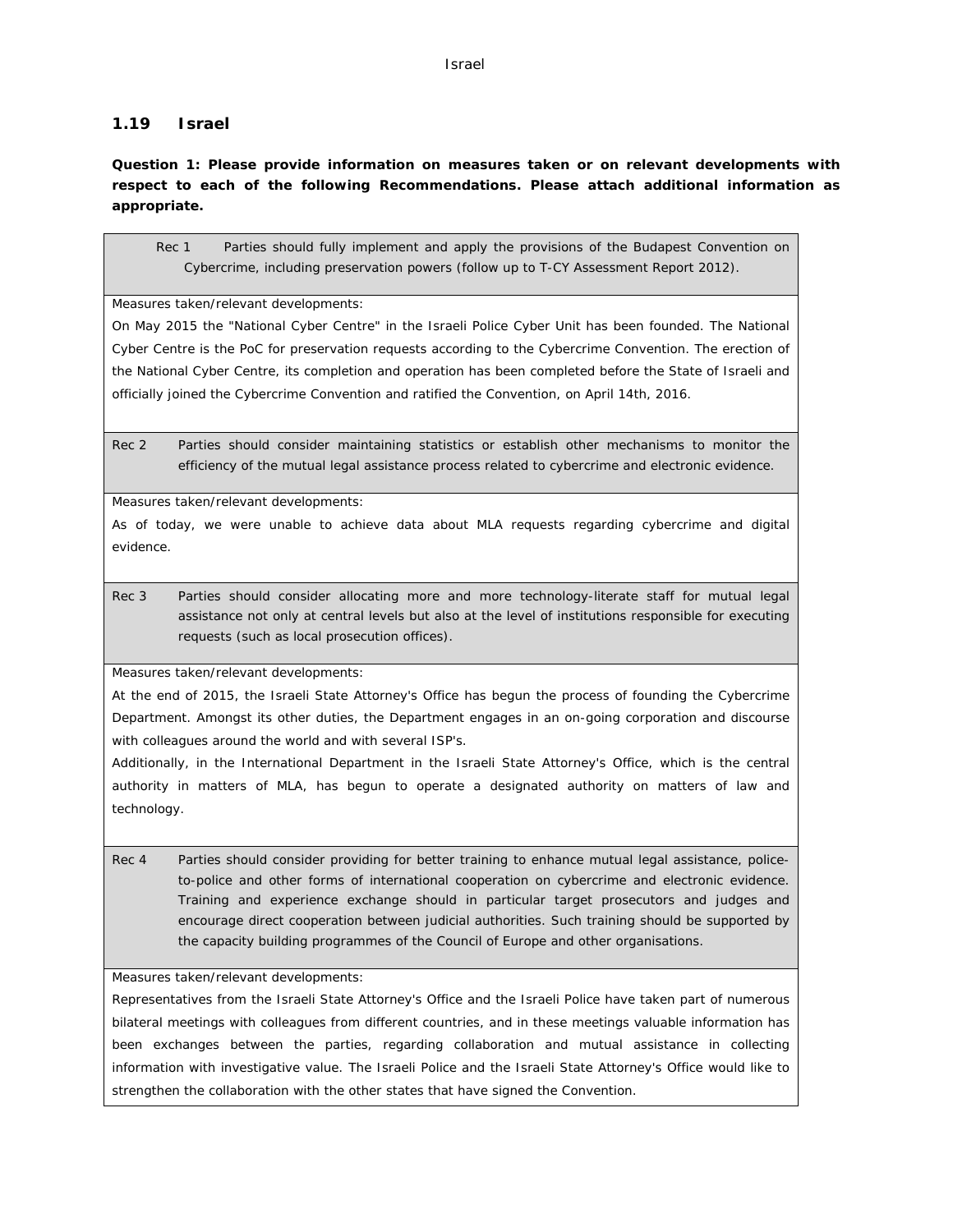## 1.19 Israel

**Question 1: Please provide information on measures taken or on relevant developments with respect to each of the following Recommendations. Please attach additional information as appropriate.**

| Rec 1 | Parties should fully implement and apply the provisions of the Budapest Convention on Cybercrime, including preservation powers (follow up to T-CY Assessment Report 2012). |
|---|---|
| Measures taken/relevant developments:<br>On May 2015 the "National Cyber Centre" in the Israeli Police Cyber Unit has been founded. The National Cyber Centre is the PoC for preservation requests according to the Cybercrime Convention. The erection of the National Cyber Centre, its completion and operation has been completed before the State of Israeli and officially joined the Cybercrime Convention and ratified the Convention, on April 14th, 2016. | |
| **Rec 2** | **Parties should consider maintaining statistics or establish other mechanisms to monitor the efficiency of the mutual legal assistance process related to cybercrime and electronic evidence.** |
| Measures taken/relevant developments:<br>As of today, we were unable to achieve data about MLA requests regarding cybercrime and digital evidence. | |
| **Rec 3** | **Parties should consider allocating more and more technology-literate staff for mutual legal assistance not only at central levels but also at the level of institutions responsible for executing requests (such as local prosecution offices).** |
| Measures taken/relevant developments:<br>At the end of 2015, the Israeli State Attorney's Office has begun the process of founding the Cybercrime Department. Amongst its other duties, the Department engages in an on-going corporation and discourse with colleagues around the world and with several ISP's.<br>Additionally, in the International Department in the Israeli State Attorney's Office, which is the central authority in matters of MLA, has begun to operate a designated authority on matters of law and technology. | |
| **Rec 4** | **Parties should consider providing for better training to enhance mutual legal assistance, police-to-police and other forms of international cooperation on cybercrime and electronic evidence. Training and experience exchange should in particular target prosecutors and judges and encourage direct cooperation between judicial authorities. Such training should be supported by the capacity building programmes of the Council of Europe and other organisations.** |
| Measures taken/relevant developments:<br>Representatives from the Israeli State Attorney's Office and the Israeli Police have taken part of numerous bilateral meetings with colleagues from different countries, and in these meetings valuable information has been exchanges between the parties, regarding collaboration and mutual assistance in collecting information with investigative value. The Israeli Police and the Israeli State Attorney's Office would like to strengthen the collaboration with the other states that have signed the Convention. | |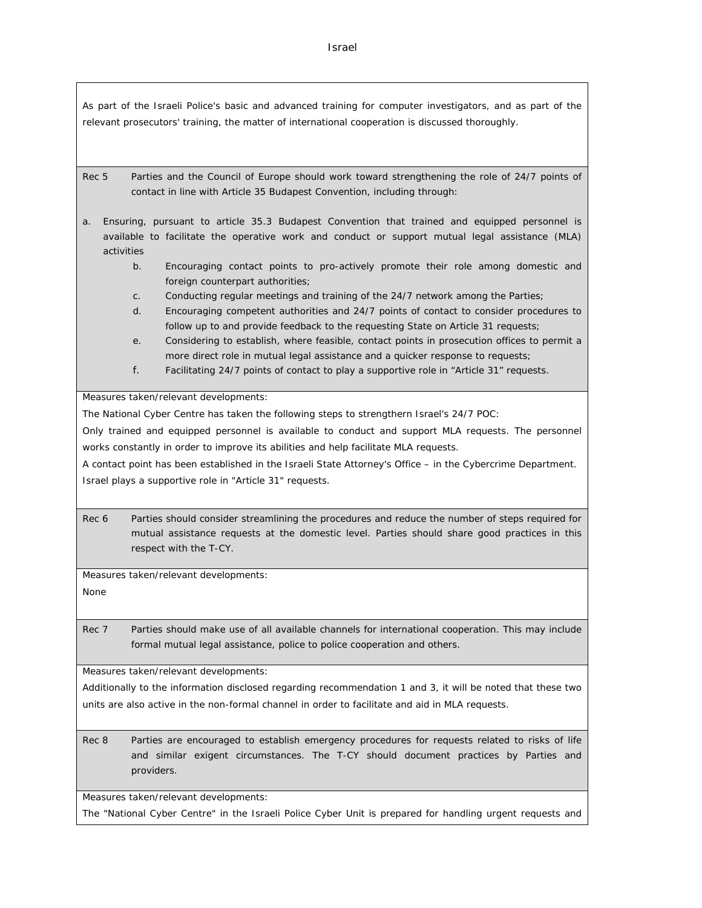As part of the Israeli Police's basic and advanced training for computer investigators, and as part of the relevant prosecutors' training, the matter of international cooperation is discussed thoroughly.

Rec 5 Parties and the Council of Europe should work toward strengthening the role of 24/7 points of contact in line with Article 35 Budapest Convention, including through:

a. Ensuring, pursuant to article 35.3 Budapest Convention that trained and equipped personnel is available to facilitate the operative work and conduct or support mutual legal assistance (MLA) activities

b. Encouraging contact points to pro-actively promote their role among domestic and foreign counterpart authorities;

c. Conducting regular meetings and training of the 24/7 network among the Parties;

d. Encouraging competent authorities and 24/7 points of contact to consider procedures to follow up to and provide feedback to the requesting State on Article 31 requests;

e. Considering to establish, where feasible, contact points in prosecution offices to permit a more direct role in mutual legal assistance and a quicker response to requests;

f. Facilitating 24/7 points of contact to play a supportive role in "Article 31" requests.

Measures taken/relevant developments:

The National Cyber Centre has taken the following steps to strengthern Israel's 24/7 POC:

Only trained and equipped personnel is available to conduct and support MLA requests. The personnel works constantly in order to improve its abilities and help facilitate MLA requests.

A contact point has been established in the Israeli State Attorney's Office – in the Cybercrime Department.

Israel plays a supportive role in "Article 31" requests.

Rec 6 Parties should consider streamlining the procedures and reduce the number of steps required for mutual assistance requests at the domestic level. Parties should share good practices in this respect with the T-CY.

Measures taken/relevant developments:

None

Rec 7 Parties should make use of all available channels for international cooperation. This may include formal mutual legal assistance, police to police cooperation and others.

Measures taken/relevant developments:

Additionally to the information disclosed regarding recommendation 1 and 3, it will be noted that these two units are also active in the non-formal channel in order to facilitate and aid in MLA requests.

Rec 8 Parties are encouraged to establish emergency procedures for requests related to risks of life and similar exigent circumstances. The T-CY should document practices by Parties and providers.

Measures taken/relevant developments:

The "National Cyber Centre" in the Israeli Police Cyber Unit is prepared for handling urgent requests and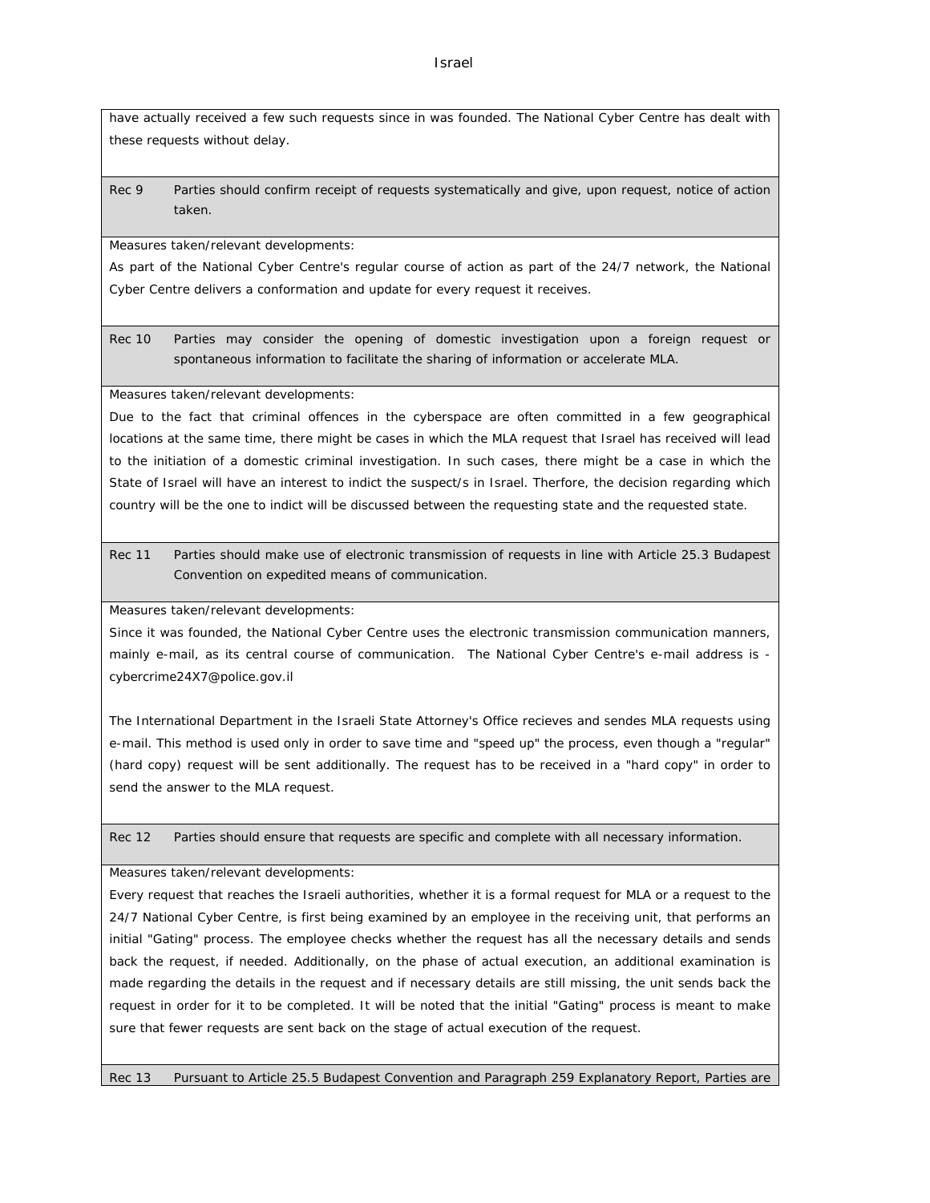have actually received a few such requests since in was founded. The National Cyber Centre has dealt with these requests without delay.

| Rec 9 | Parties should confirm receipt of requests systematically and give, upon request, notice of action taken. |
|---|---|

Measures taken/relevant developments:

As part of the National Cyber Centre's regular course of action as part of the 24/7 network, the National Cyber Centre delivers a conformation and update for every request it receives.

| Rec 10 | Parties may consider the opening of domestic investigation upon a foreign request or spontaneous information to facilitate the sharing of information or accelerate MLA. |
|---|---|

Measures taken/relevant developments:

Due to the fact that criminal offences in the cyberspace are often committed in a few geographical locations at the same time, there might be cases in which the MLA request that Israel has received will lead to the initiation of a domestic criminal investigation. In such cases, there might be a case in which the State of Israel will have an interest to indict the suspect/s in Israel. Therfore, the decision regarding which country will be the one to indict will be discussed between the requesting state and the requested state.

| Rec 11 | Parties should make use of electronic transmission of requests in line with Article 25.3 Budapest Convention on expedited means of communication. |
|---|---|

Measures taken/relevant developments:

Since it was founded, the National Cyber Centre uses the electronic transmission communication manners, mainly e-mail, as its central course of communication. The National Cyber Centre's e-mail address is - cybercrime24X7@police.gov.il

The International Department in the Israeli State Attorney's Office recieves and sendes MLA requests using e-mail. This method is used only in order to save time and "speed up" the process, even though a "regular" (hard copy) request will be sent additionally. The request has to be received in a "hard copy" in order to send the answer to the MLA request.

| Rec 12 | Parties should ensure that requests are specific and complete with all necessary information. |
|---|---|

Measures taken/relevant developments:

Every request that reaches the Israeli authorities, whether it is a formal request for MLA or a request to the 24/7 National Cyber Centre, is first being examined by an employee in the receiving unit, that performs an initial "Gating" process. The employee checks whether the request has all the necessary details and sends back the request, if needed. Additionally, on the phase of actual execution, an additional examination is made regarding the details in the request and if necessary details are still missing, the unit sends back the request in order for it to be completed. It will be noted that the initial "Gating" process is meant to make sure that fewer requests are sent back on the stage of actual execution of the request.

| Rec 13 | Pursuant to Article 25.5 Budapest Convention and Paragraph 259 Explanatory Report, Parties are |
|---|---|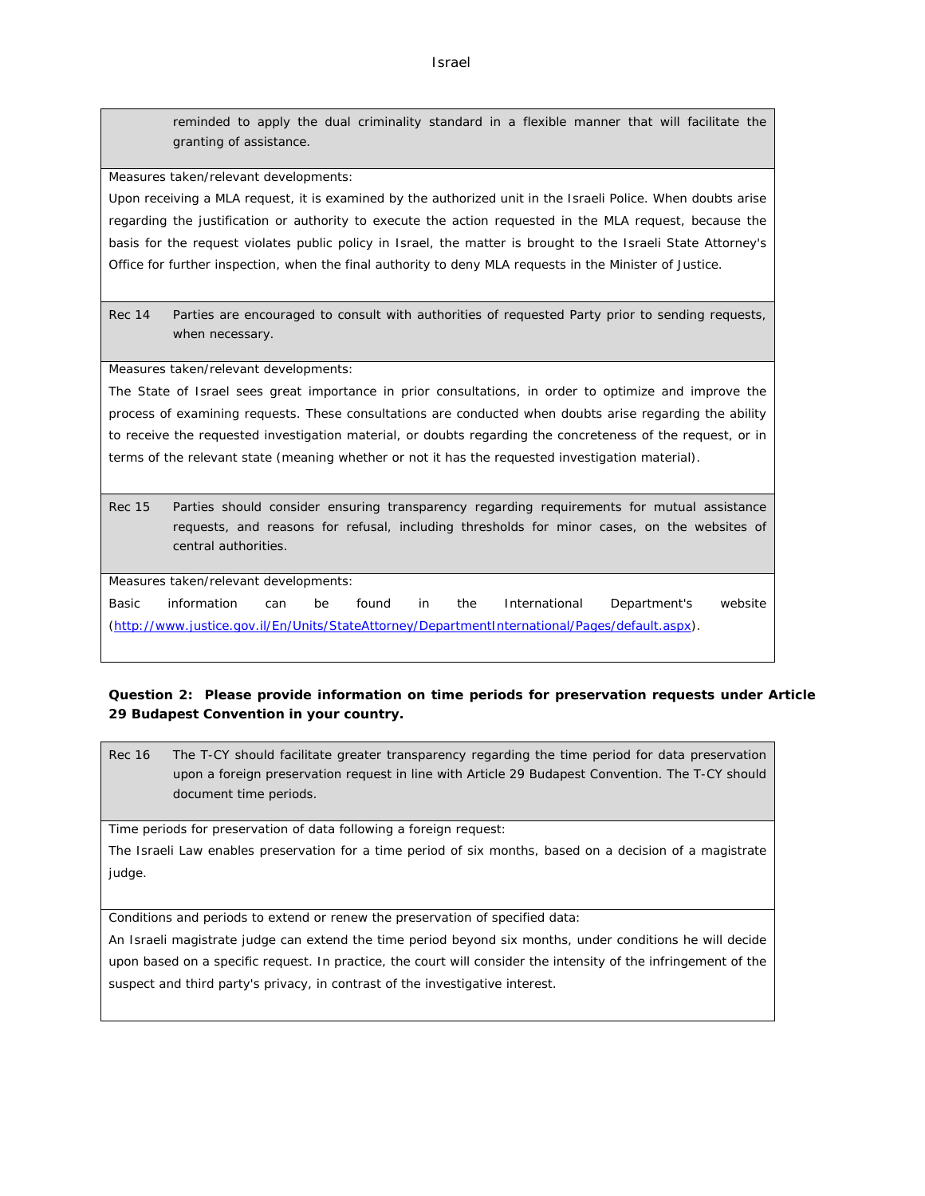reminded to apply the dual criminality standard in a flexible manner that will facilitate the granting of assistance.

Measures taken/relevant developments:

Upon receiving a MLA request, it is examined by the authorized unit in the Israeli Police. When doubts arise regarding the justification or authority to execute the action requested in the MLA request, because the basis for the request violates public policy in Israel, the matter is brought to the Israeli State Attorney's Office for further inspection, when the final authority to deny MLA requests in the Minister of Justice.

Rec 14 Parties are encouraged to consult with authorities of requested Party prior to sending requests, when necessary.

Measures taken/relevant developments:

The State of Israel sees great importance in prior consultations, in order to optimize and improve the process of examining requests. These consultations are conducted when doubts arise regarding the ability to receive the requested investigation material, or doubts regarding the concreteness of the request, or in terms of the relevant state (meaning whether or not it has the requested investigation material).

Rec 15 Parties should consider ensuring transparency regarding requirements for mutual assistance requests, and reasons for refusal, including thresholds for minor cases, on the websites of central authorities.

Measures taken/relevant developments:

Basic information can be found in the International Department's website (http://www.justice.gov.il/En/Units/StateAttorney/DepartmentInternational/Pages/default.aspx).

**Question 2: Please provide information on time periods for preservation requests under Article 29 Budapest Convention in your country.**

Rec 16 The T-CY should facilitate greater transparency regarding the time period for data preservation upon a foreign preservation request in line with Article 29 Budapest Convention. The T-CY should document time periods.

Time periods for preservation of data following a foreign request:

The Israeli Law enables preservation for a time period of six months, based on a decision of a magistrate judge.

Conditions and periods to extend or renew the preservation of specified data:

An Israeli magistrate judge can extend the time period beyond six months, under conditions he will decide upon based on a specific request. In practice, the court will consider the intensity of the infringement of the suspect and third party's privacy, in contrast of the investigative interest.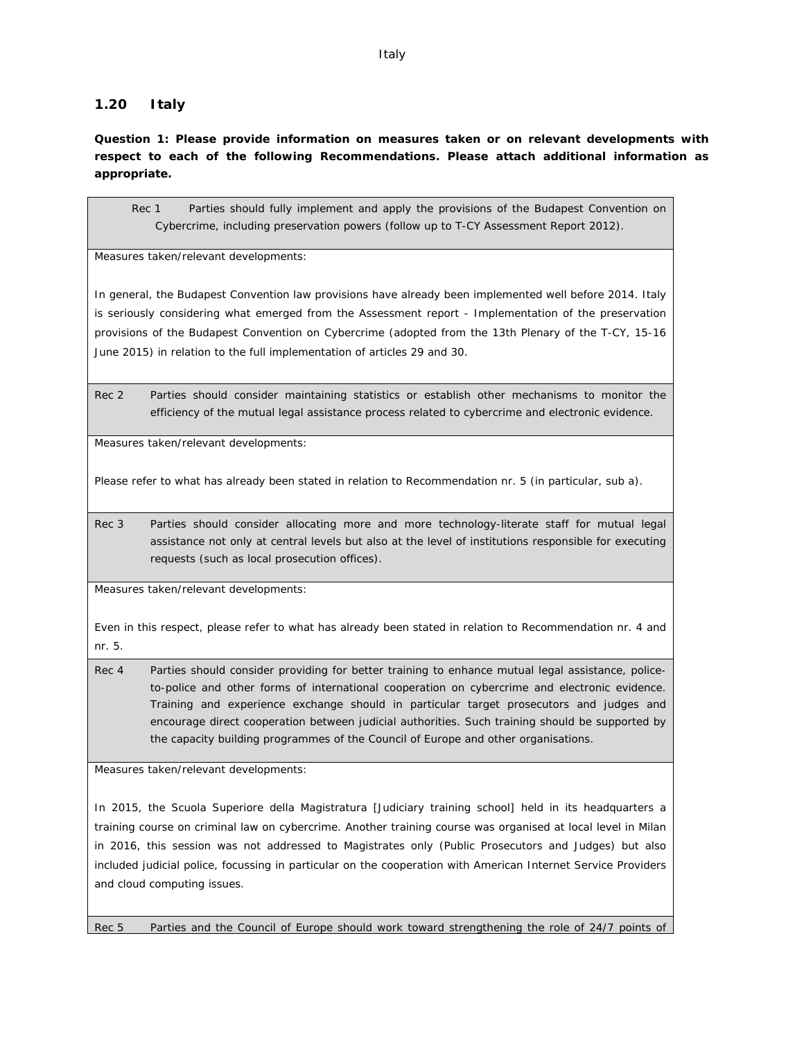## 1.20 Italy

**Question 1: Please provide information on measures taken or on relevant developments with respect to each of the following Recommendations. Please attach additional information as appropriate.**

| Rec 1 | Parties should fully implement and apply the provisions of the Budapest Convention on Cybercrime, including preservation powers (follow up to T-CY Assessment Report 2012). |
|---|---|
| Measures taken/relevant developments:<br><br>In general, the Budapest Convention law provisions have already been implemented well before 2014. Italy is seriously considering what emerged from the Assessment report - Implementation of the preservation provisions of the Budapest Convention on Cybercrime (adopted from the 13th Plenary of the T-CY, 15-16 June 2015) in relation to the full implementation of articles 29 and 30. | |
| Rec 2 | Parties should consider maintaining statistics or establish other mechanisms to monitor the efficiency of the mutual legal assistance process related to cybercrime and electronic evidence. |
| Measures taken/relevant developments:<br><br>Please refer to what has already been stated in relation to Recommendation nr. 5 (in particular, sub a). | |
| Rec 3 | Parties should consider allocating more and more technology-literate staff for mutual legal assistance not only at central levels but also at the level of institutions responsible for executing requests (such as local prosecution offices). |
| Measures taken/relevant developments:<br><br>Even in this respect, please refer to what has already been stated in relation to Recommendation nr. 4 and nr. 5. | |
| Rec 4 | Parties should consider providing for better training to enhance mutual legal assistance, police-to-police and other forms of international cooperation on cybercrime and electronic evidence. Training and experience exchange should in particular target prosecutors and judges and encourage direct cooperation between judicial authorities. Such training should be supported by the capacity building programmes of the Council of Europe and other organisations. |
| Measures taken/relevant developments:<br><br>In 2015, the Scuola Superiore della Magistratura [Judiciary training school] held in its headquarters a training course on criminal law on cybercrime. Another training course was organised at local level in Milan in 2016, this session was not addressed to Magistrates only (Public Prosecutors and Judges) but also included judicial police, focussing in particular on the cooperation with American Internet Service Providers and cloud computing issues. | |
| Rec 5 | Parties and the Council of Europe should work toward strengthening the role of 24/7 points of |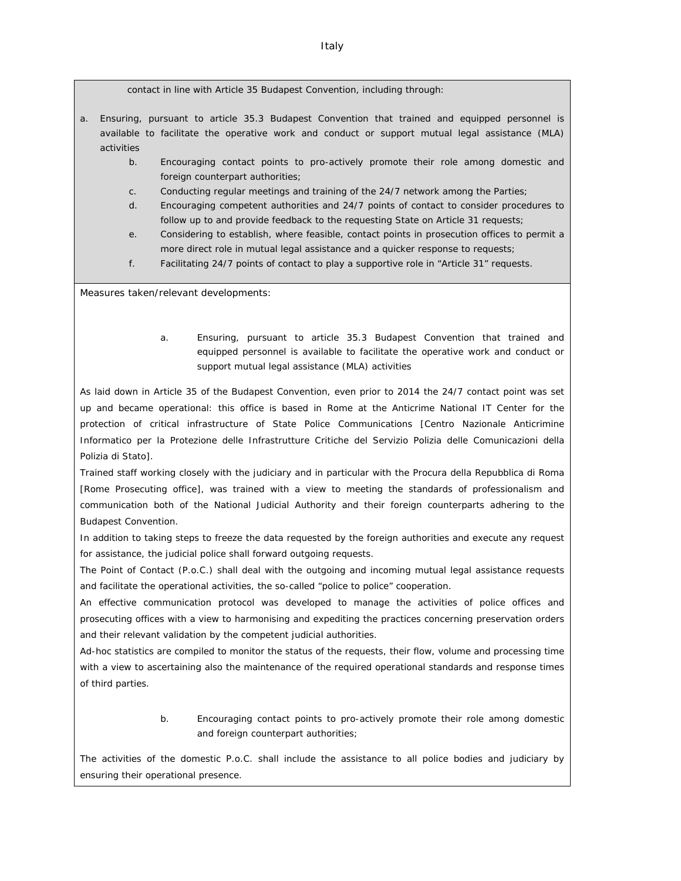contact in line with Article 35 Budapest Convention, including through:

a. Ensuring, pursuant to article 35.3 Budapest Convention that trained and equipped personnel is available to facilitate the operative work and conduct or support mutual legal assistance (MLA) activities
b. Encouraging contact points to pro-actively promote their role among domestic and foreign counterpart authorities;
c. Conducting regular meetings and training of the 24/7 network among the Parties;
d. Encouraging competent authorities and 24/7 points of contact to consider procedures to follow up to and provide feedback to the requesting State on Article 31 requests;
e. Considering to establish, where feasible, contact points in prosecution offices to permit a more direct role in mutual legal assistance and a quicker response to requests;
f. Facilitating 24/7 points of contact to play a supportive role in "Article 31" requests.

Measures taken/relevant developments:

a. Ensuring, pursuant to article 35.3 Budapest Convention that trained and equipped personnel is available to facilitate the operative work and conduct or support mutual legal assistance (MLA) activities

As laid down in Article 35 of the Budapest Convention, even prior to 2014 the 24/7 contact point was set up and became operational: this office is based in Rome at the Anticrime National IT Center for the protection of critical infrastructure of State Police Communications [Centro Nazionale Anticrimine Informatico per la Protezione delle Infrastrutture Critiche del Servizio Polizia delle Comunicazioni della Polizia di Stato].

Trained staff working closely with the judiciary and in particular with the Procura della Repubblica di Roma [Rome Prosecuting office], was trained with a view to meeting the standards of professionalism and communication both of the National Judicial Authority and their foreign counterparts adhering to the Budapest Convention.

In addition to taking steps to freeze the data requested by the foreign authorities and execute any request for assistance, the judicial police shall forward outgoing requests.

The Point of Contact (P.o.C.) shall deal with the outgoing and incoming mutual legal assistance requests and facilitate the operational activities, the so-called "police to police" cooperation.

An effective communication protocol was developed to manage the activities of police offices and prosecuting offices with a view to harmonising and expediting the practices concerning preservation orders and their relevant validation by the competent judicial authorities.

Ad-hoc statistics are compiled to monitor the status of the requests, their flow, volume and processing time with a view to ascertaining also the maintenance of the required operational standards and response times of third parties.

b. Encouraging contact points to pro-actively promote their role among domestic and foreign counterpart authorities;

The activities of the domestic P.o.C. shall include the assistance to all police bodies and judiciary by ensuring their operational presence.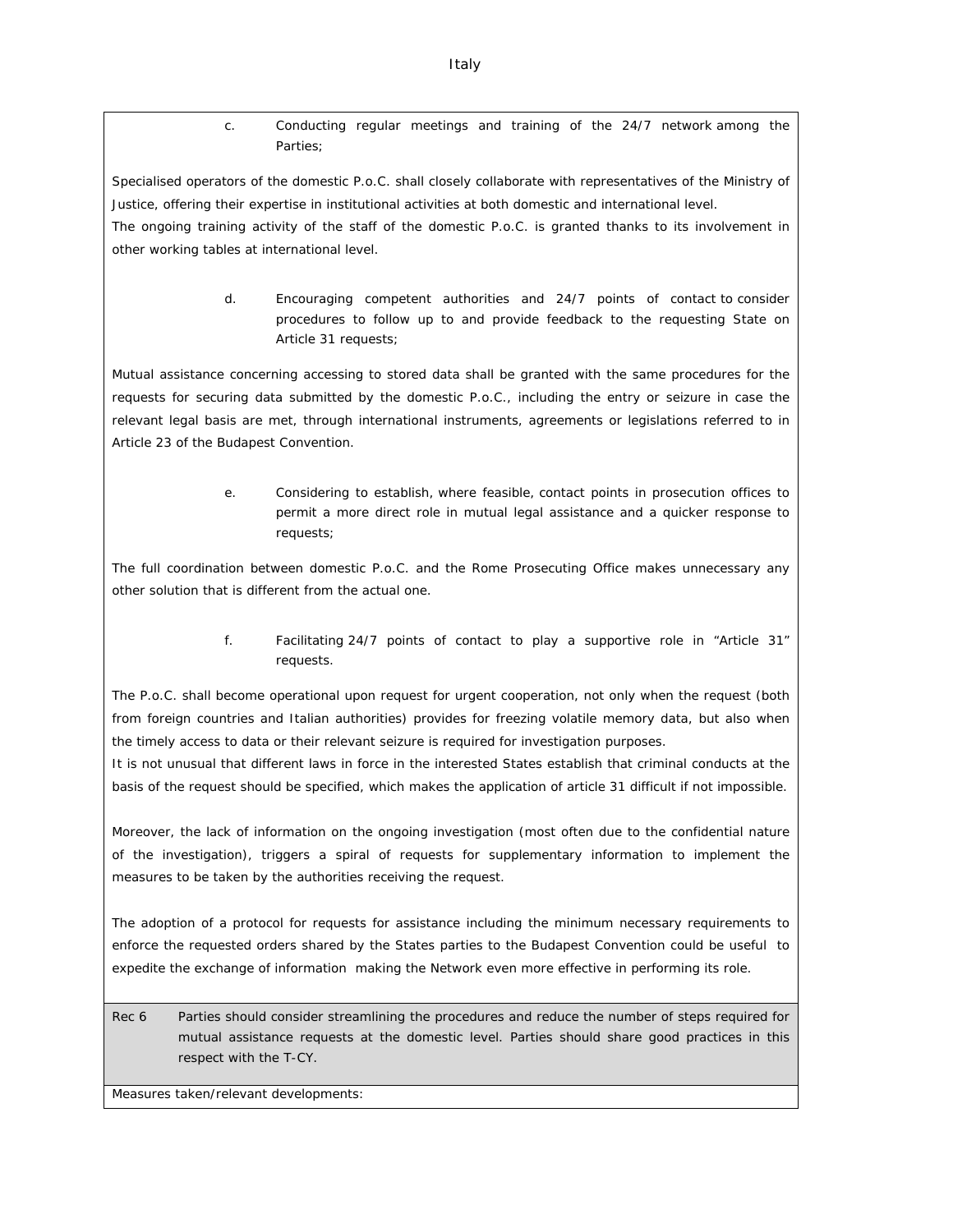c. Conducting regular meetings and training of the 24/7 network among the Parties;

Specialised operators of the domestic P.o.C. shall closely collaborate with representatives of the Ministry of Justice, offering their expertise in institutional activities at both domestic and international level.
The ongoing training activity of the staff of the domestic P.o.C. is granted thanks to its involvement in other working tables at international level.

d. Encouraging competent authorities and 24/7 points of contact to consider procedures to follow up to and provide feedback to the requesting State on Article 31 requests;

Mutual assistance concerning accessing to stored data shall be granted with the same procedures for the requests for securing data submitted by the domestic P.o.C., including the entry or seizure in case the relevant legal basis are met, through international instruments, agreements or legislations referred to in Article 23 of the Budapest Convention.

e. Considering to establish, where feasible, contact points in prosecution offices to permit a more direct role in mutual legal assistance and a quicker response to requests;

The full coordination between domestic P.o.C. and the Rome Prosecuting Office makes unnecessary any other solution that is different from the actual one.

f. Facilitating 24/7 points of contact to play a supportive role in "Article 31" requests.

The P.o.C. shall become operational upon request for urgent cooperation, not only when the request (both from foreign countries and Italian authorities) provides for freezing volatile memory data, but also when the timely access to data or their relevant seizure is required for investigation purposes.
It is not unusual that different laws in force in the interested States establish that criminal conducts at the basis of the request should be specified, which makes the application of article 31 difficult if not impossible.

Moreover, the lack of information on the ongoing investigation (most often due to the confidential nature of the investigation), triggers a spiral of requests for supplementary information to implement the measures to be taken by the authorities receiving the request.

The adoption of a protocol for requests for assistance including the minimum necessary requirements to enforce the requested orders shared by the States parties to the Budapest Convention could be useful to expedite the exchange of information making the Network even more effective in performing its role.

| Rec 6 | Parties should consider streamlining the procedures and reduce the number of steps required for mutual assistance requests at the domestic level. Parties should share good practices in this respect with the T-CY. |
|---|---|

Measures taken/relevant developments: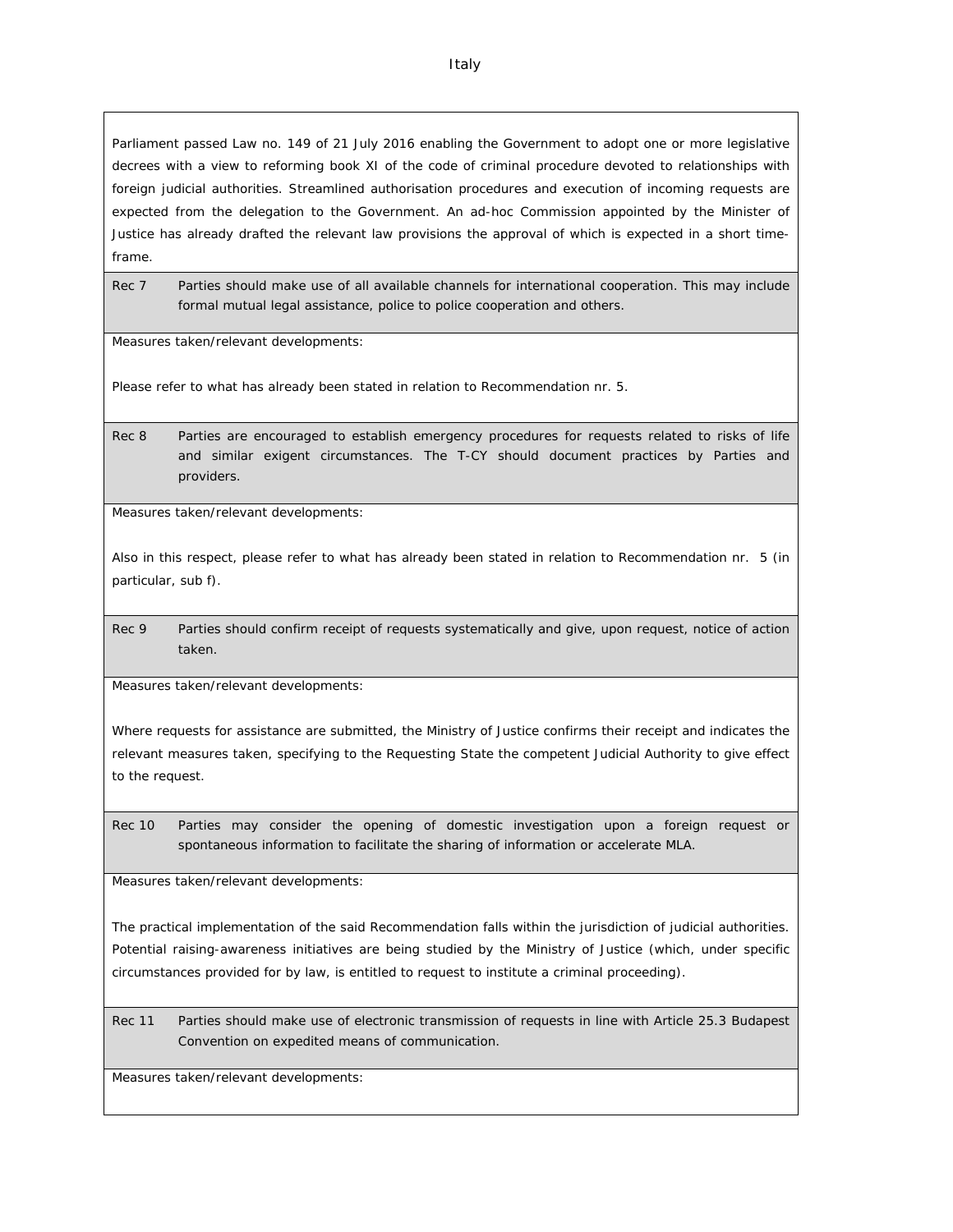Parliament passed Law no. 149 of 21 July 2016 enabling the Government to adopt one or more legislative decrees with a view to reforming book XI of the code of criminal procedure devoted to relationships with foreign judicial authorities. Streamlined authorisation procedures and execution of incoming requests are expected from the delegation to the Government. An ad-hoc Commission appointed by the Minister of Justice has already drafted the relevant law provisions the approval of which is expected in a short time-frame.

| Rec 7 | Parties should make use of all available channels for international cooperation. This may include formal mutual legal assistance, police to police cooperation and others. |
|---|---|

Measures taken/relevant developments:

Please refer to what has already been stated in relation to Recommendation nr. 5.

| Rec 8 | Parties are encouraged to establish emergency procedures for requests related to risks of life and similar exigent circumstances. The T-CY should document practices by Parties and providers. |
|---|---|

Measures taken/relevant developments:

Also in this respect, please refer to what has already been stated in relation to Recommendation nr. 5 (in particular, sub f).

| Rec 9 | Parties should confirm receipt of requests systematically and give, upon request, notice of action taken. |
|---|---|

Measures taken/relevant developments:

Where requests for assistance are submitted, the Ministry of Justice confirms their receipt and indicates the relevant measures taken, specifying to the Requesting State the competent Judicial Authority to give effect to the request.

| Rec 10 | Parties may consider the opening of domestic investigation upon a foreign request or spontaneous information to facilitate the sharing of information or accelerate MLA. |
|---|---|

Measures taken/relevant developments:

The practical implementation of the said Recommendation falls within the jurisdiction of judicial authorities. Potential raising-awareness initiatives are being studied by the Ministry of Justice (which, under specific circumstances provided for by law, is entitled to request to institute a criminal proceeding).

| Rec 11 | Parties should make use of electronic transmission of requests in line with Article 25.3 Budapest Convention on expedited means of communication. |
|---|---|

Measures taken/relevant developments: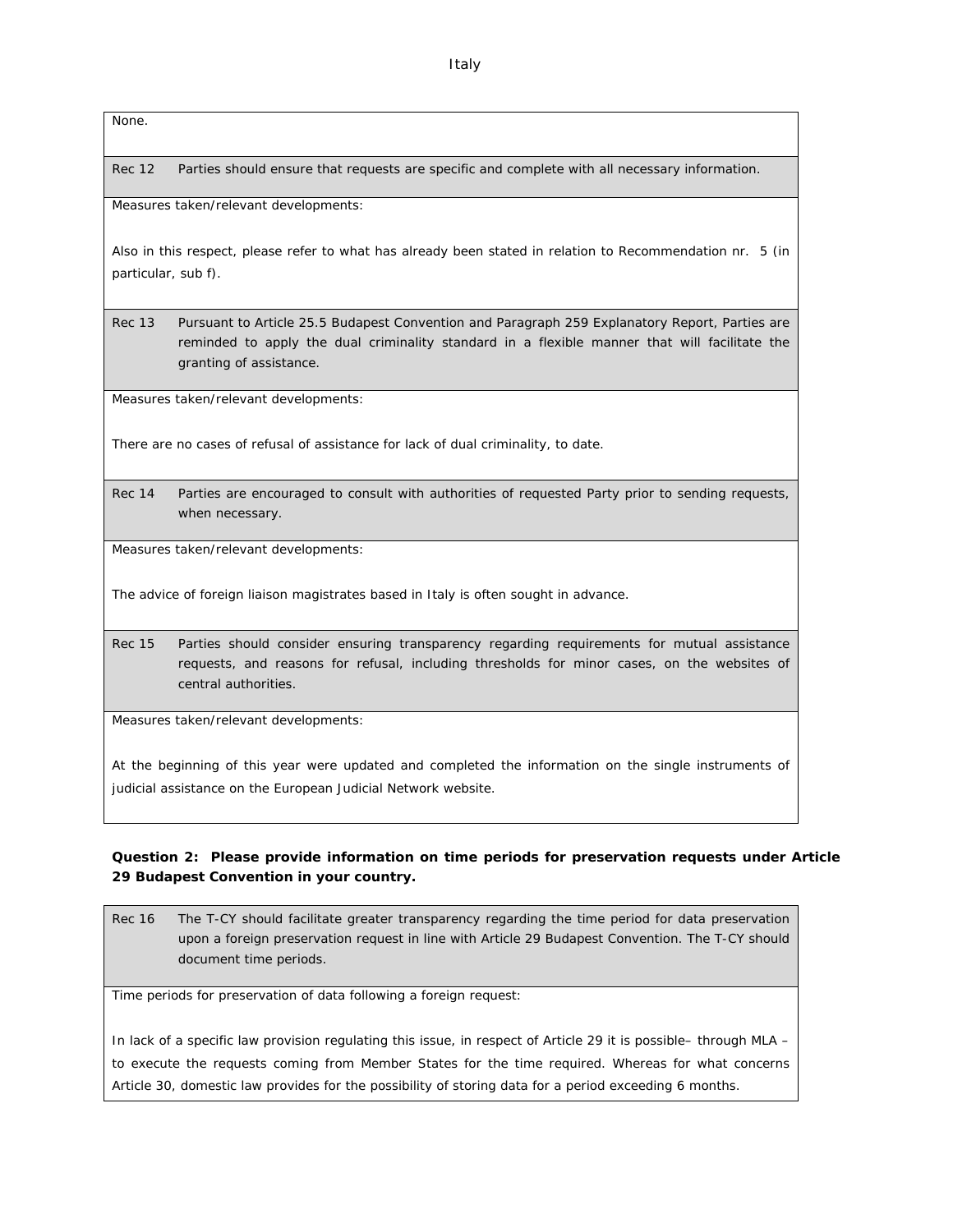| |
|---|
| None. |
| **Rec 12** Parties should ensure that requests are specific and complete with all necessary information. |
| Measures taken/relevant developments:<br><br>Also in this respect, please refer to what has already been stated in relation to Recommendation nr. 5 (in particular, sub f). |
| **Rec 13** Pursuant to Article 25.5 Budapest Convention and Paragraph 259 Explanatory Report, Parties are reminded to apply the dual criminality standard in a flexible manner that will facilitate the granting of assistance. |
| Measures taken/relevant developments:<br><br>There are no cases of refusal of assistance for lack of dual criminality, to date. |
| **Rec 14** Parties are encouraged to consult with authorities of requested Party prior to sending requests, when necessary. |
| Measures taken/relevant developments:<br><br>The advice of foreign liaison magistrates based in Italy is often sought in advance. |
| **Rec 15** Parties should consider ensuring transparency regarding requirements for mutual assistance requests, and reasons for refusal, including thresholds for minor cases, on the websites of central authorities. |
| Measures taken/relevant developments:<br><br>At the beginning of this year were updated and completed the information on the single instruments of judicial assistance on the European Judicial Network website. |

**Question 2: Please provide information on time periods for preservation requests under Article 29 Budapest Convention in your country.**

| |
|---|
| **Rec 16** The T-CY should facilitate greater transparency regarding the time period for data preservation upon a foreign preservation request in line with Article 29 Budapest Convention. The T-CY should document time periods. |
| Time periods for preservation of data following a foreign request:<br><br>In lack of a specific law provision regulating this issue, in respect of Article 29 it is possible– through MLA – to execute the requests coming from Member States for the time required. Whereas for what concerns Article 30, domestic law provides for the possibility of storing data for a period exceeding 6 months. |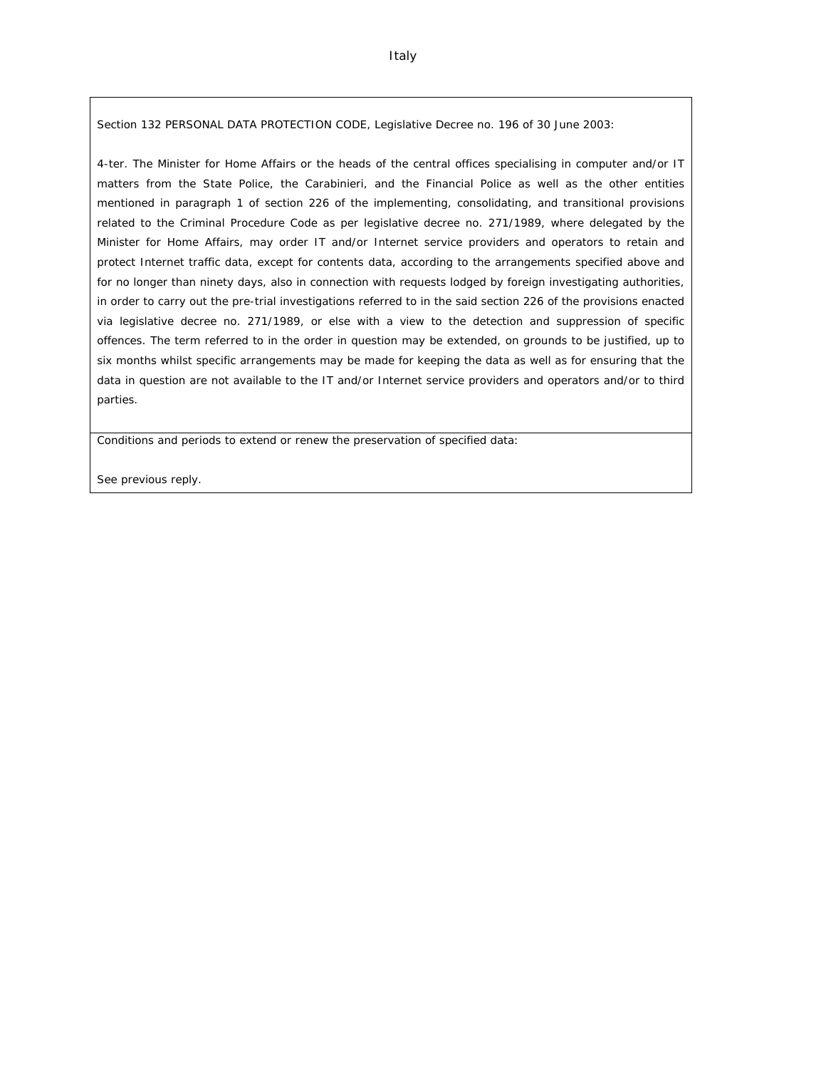Italy

| Section 132 PERSONAL DATA PROTECTION CODE, Legislative Decree no. 196 of 30 June 2003:<br><br>4-ter. The Minister for Home Affairs or the heads of the central offices specialising in computer and/or IT matters from the State Police, the Carabinieri, and the Financial Police as well as the other entities mentioned in paragraph 1 of section 226 of the implementing, consolidating, and transitional provisions related to the Criminal Procedure Code as per legislative decree no. 271/1989, where delegated by the Minister for Home Affairs, may order IT and/or Internet service providers and operators to retain and protect Internet traffic data, except for contents data, according to the arrangements specified above and for no longer than ninety days, also in connection with requests lodged by foreign investigating authorities, in order to carry out the pre-trial investigations referred to in the said section 226 of the provisions enacted via legislative decree no. 271/1989, or else with a view to the detection and suppression of specific offences. The term referred to in the order in question may be extended, on grounds to be justified, up to six months whilst specific arrangements may be made for keeping the data as well as for ensuring that the data in question are not available to the IT and/or Internet service providers and operators and/or to third parties. |
|---|
| Conditions and periods to extend or renew the preservation of specified data:<br><br>See previous reply. |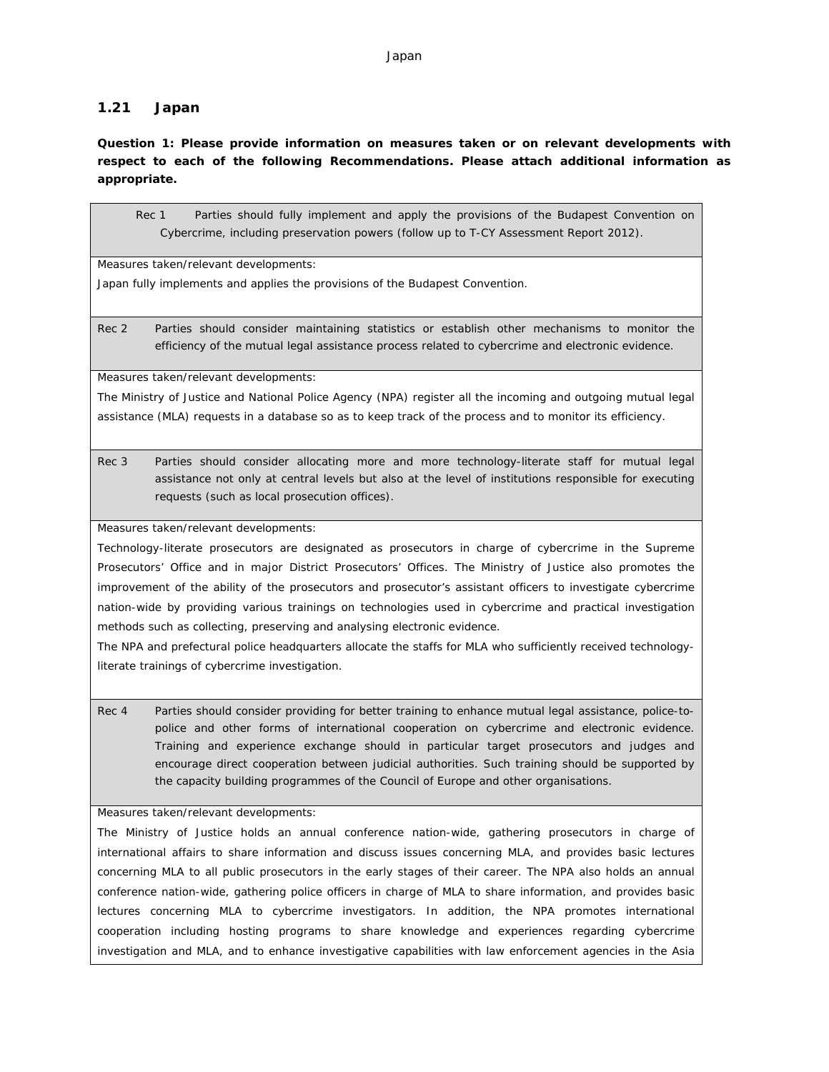## 1.21 Japan

**Question 1: Please provide information on measures taken or on relevant developments with respect to each of the following Recommendations. Please attach additional information as appropriate.**

| Rec 1 | Parties should fully implement and apply the provisions of the Budapest Convention on Cybercrime, including preservation powers (follow up to T-CY Assessment Report 2012). |
|---|---|
| Measures taken/relevant developments:<br>Japan fully implements and applies the provisions of the Budapest Convention. | |
| Rec 2 | Parties should consider maintaining statistics or establish other mechanisms to monitor the efficiency of the mutual legal assistance process related to cybercrime and electronic evidence. |
| Measures taken/relevant developments:<br>The Ministry of Justice and National Police Agency (NPA) register all the incoming and outgoing mutual legal assistance (MLA) requests in a database so as to keep track of the process and to monitor its efficiency. | |
| Rec 3 | Parties should consider allocating more and more technology-literate staff for mutual legal assistance not only at central levels but also at the level of institutions responsible for executing requests (such as local prosecution offices). |
| Measures taken/relevant developments:<br>Technology-literate prosecutors are designated as prosecutors in charge of cybercrime in the Supreme Prosecutors' Office and in major District Prosecutors' Offices. The Ministry of Justice also promotes the improvement of the ability of the prosecutors and prosecutor's assistant officers to investigate cybercrime nation-wide by providing various trainings on technologies used in cybercrime and practical investigation methods such as collecting, preserving and analysing electronic evidence.<br>The NPA and prefectural police headquarters allocate the staffs for MLA who sufficiently received technology-literate trainings of cybercrime investigation. | |
| Rec 4 | Parties should consider providing for better training to enhance mutual legal assistance, police-to-police and other forms of international cooperation on cybercrime and electronic evidence. Training and experience exchange should in particular target prosecutors and judges and encourage direct cooperation between judicial authorities. Such training should be supported by the capacity building programmes of the Council of Europe and other organisations. |
| Measures taken/relevant developments:<br>The Ministry of Justice holds an annual conference nation-wide, gathering prosecutors in charge of international affairs to share information and discuss issues concerning MLA, and provides basic lectures concerning MLA to all public prosecutors in the early stages of their career. The NPA also holds an annual conference nation-wide, gathering police officers in charge of MLA to share information, and provides basic lectures concerning MLA to cybercrime investigators. In addition, the NPA promotes international cooperation including hosting programs to share knowledge and experiences regarding cybercrime investigation and MLA, and to enhance investigative capabilities with law enforcement agencies in the Asia | |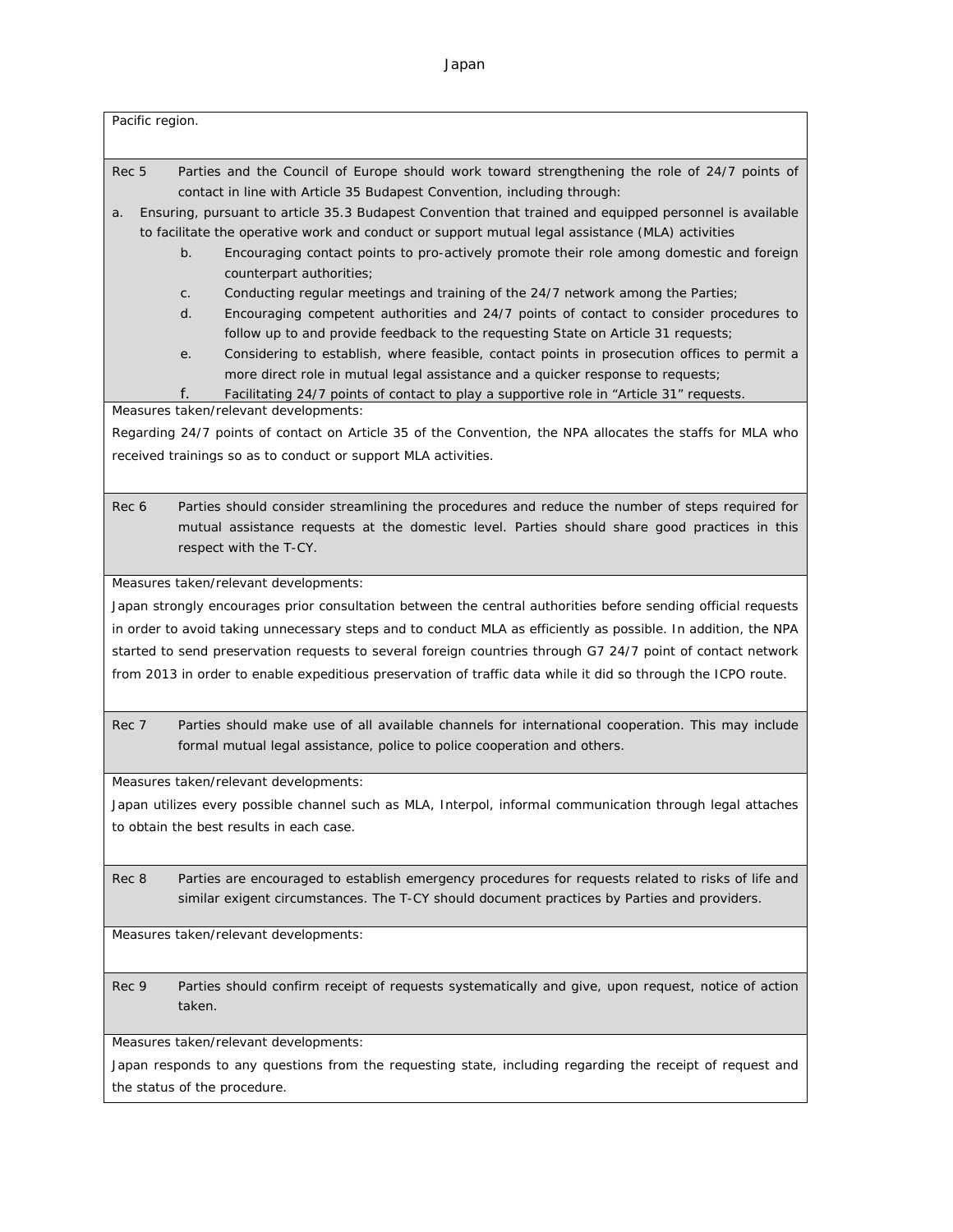Pacific region.

Rec 5 Parties and the Council of Europe should work toward strengthening the role of 24/7 points of contact in line with Article 35 Budapest Convention, including through:

a. Ensuring, pursuant to article 35.3 Budapest Convention that trained and equipped personnel is available to facilitate the operative work and conduct or support mutual legal assistance (MLA) activities

b. Encouraging contact points to pro-actively promote their role among domestic and foreign counterpart authorities;

c. Conducting regular meetings and training of the 24/7 network among the Parties;

d. Encouraging competent authorities and 24/7 points of contact to consider procedures to follow up to and provide feedback to the requesting State on Article 31 requests;

e. Considering to establish, where feasible, contact points in prosecution offices to permit a more direct role in mutual legal assistance and a quicker response to requests;

f. Facilitating 24/7 points of contact to play a supportive role in "Article 31" requests.

Measures taken/relevant developments:

Regarding 24/7 points of contact on Article 35 of the Convention, the NPA allocates the staffs for MLA who received trainings so as to conduct or support MLA activities.

Rec 6 Parties should consider streamlining the procedures and reduce the number of steps required for mutual assistance requests at the domestic level. Parties should share good practices in this respect with the T-CY.

Measures taken/relevant developments:

Japan strongly encourages prior consultation between the central authorities before sending official requests in order to avoid taking unnecessary steps and to conduct MLA as efficiently as possible. In addition, the NPA started to send preservation requests to several foreign countries through G7 24/7 point of contact network from 2013 in order to enable expeditious preservation of traffic data while it did so through the ICPO route.

Rec 7 Parties should make use of all available channels for international cooperation. This may include formal mutual legal assistance, police to police cooperation and others.

Measures taken/relevant developments:

Japan utilizes every possible channel such as MLA, Interpol, informal communication through legal attaches to obtain the best results in each case.

Rec 8 Parties are encouraged to establish emergency procedures for requests related to risks of life and similar exigent circumstances. The T-CY should document practices by Parties and providers.

Measures taken/relevant developments:

Rec 9 Parties should confirm receipt of requests systematically and give, upon request, notice of action taken.

Measures taken/relevant developments:

Japan responds to any questions from the requesting state, including regarding the receipt of request and the status of the procedure.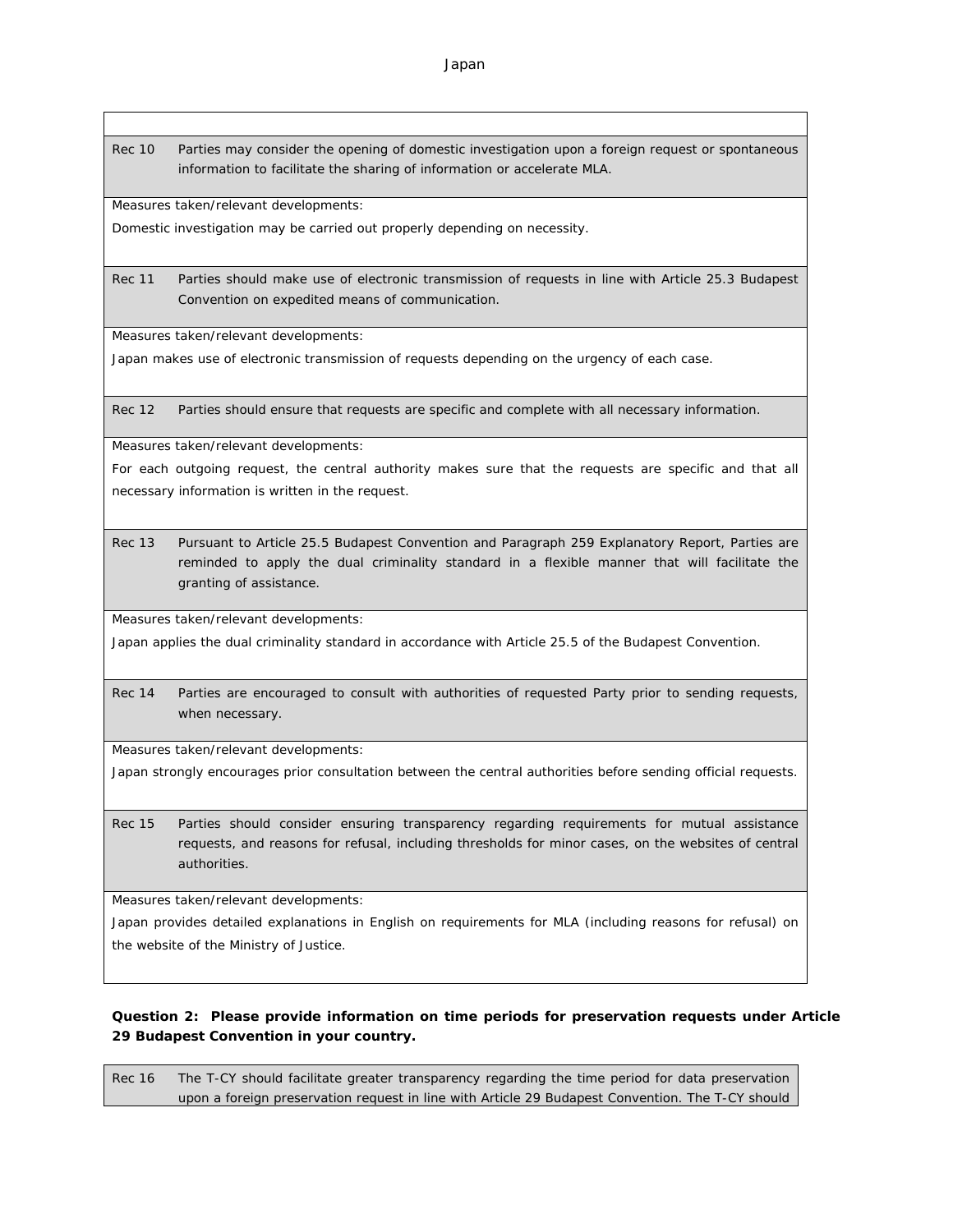| | |
|---|---|
| Rec 10 | Parties may consider the opening of domestic investigation upon a foreign request or spontaneous information to facilitate the sharing of information or accelerate MLA. |

Measures taken/relevant developments:

Domestic investigation may be carried out properly depending on necessity.

| | |
|---|---|
| Rec 11 | Parties should make use of electronic transmission of requests in line with Article 25.3 Budapest Convention on expedited means of communication. |

Measures taken/relevant developments:

Japan makes use of electronic transmission of requests depending on the urgency of each case.

| | |
|---|---|
| Rec 12 | Parties should ensure that requests are specific and complete with all necessary information. |

Measures taken/relevant developments:

For each outgoing request, the central authority makes sure that the requests are specific and that all necessary information is written in the request.

| | |
|---|---|
| Rec 13 | Pursuant to Article 25.5 Budapest Convention and Paragraph 259 Explanatory Report, Parties are reminded to apply the dual criminality standard in a flexible manner that will facilitate the granting of assistance. |

Measures taken/relevant developments:

Japan applies the dual criminality standard in accordance with Article 25.5 of the Budapest Convention.

| | |
|---|---|
| Rec 14 | Parties are encouraged to consult with authorities of requested Party prior to sending requests, when necessary. |

Measures taken/relevant developments:

Japan strongly encourages prior consultation between the central authorities before sending official requests.

| | |
|---|---|
| Rec 15 | Parties should consider ensuring transparency regarding requirements for mutual assistance requests, and reasons for refusal, including thresholds for minor cases, on the websites of central authorities. |

Measures taken/relevant developments:

Japan provides detailed explanations in English on requirements for MLA (including reasons for refusal) on the website of the Ministry of Justice.

**Question 2: Please provide information on time periods for preservation requests under Article 29 Budapest Convention in your country.**

| | |
|---|---|
| Rec 16 | The T-CY should facilitate greater transparency regarding the time period for data preservation upon a foreign preservation request in line with Article 29 Budapest Convention. The T-CY should |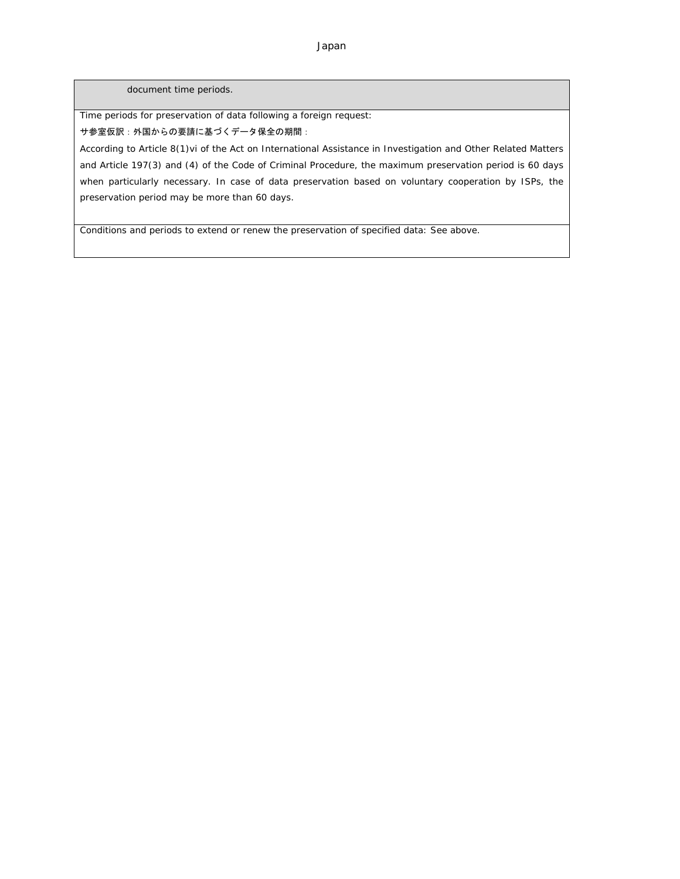| document time periods. |
|---|
| Time periods for preservation of data following a foreign request:<br>サ参室仮訳：外国からの要請に基づくデータ保全の期間：<br>According to Article 8(1)vi of the Act on International Assistance in Investigation and Other Related Matters and Article 197(3) and (4) of the Code of Criminal Procedure, the maximum preservation period is 60 days when particularly necessary. In case of data preservation based on voluntary cooperation by ISPs, the preservation period may be more than 60 days. |
| Conditions and periods to extend or renew the preservation of specified data: See above. |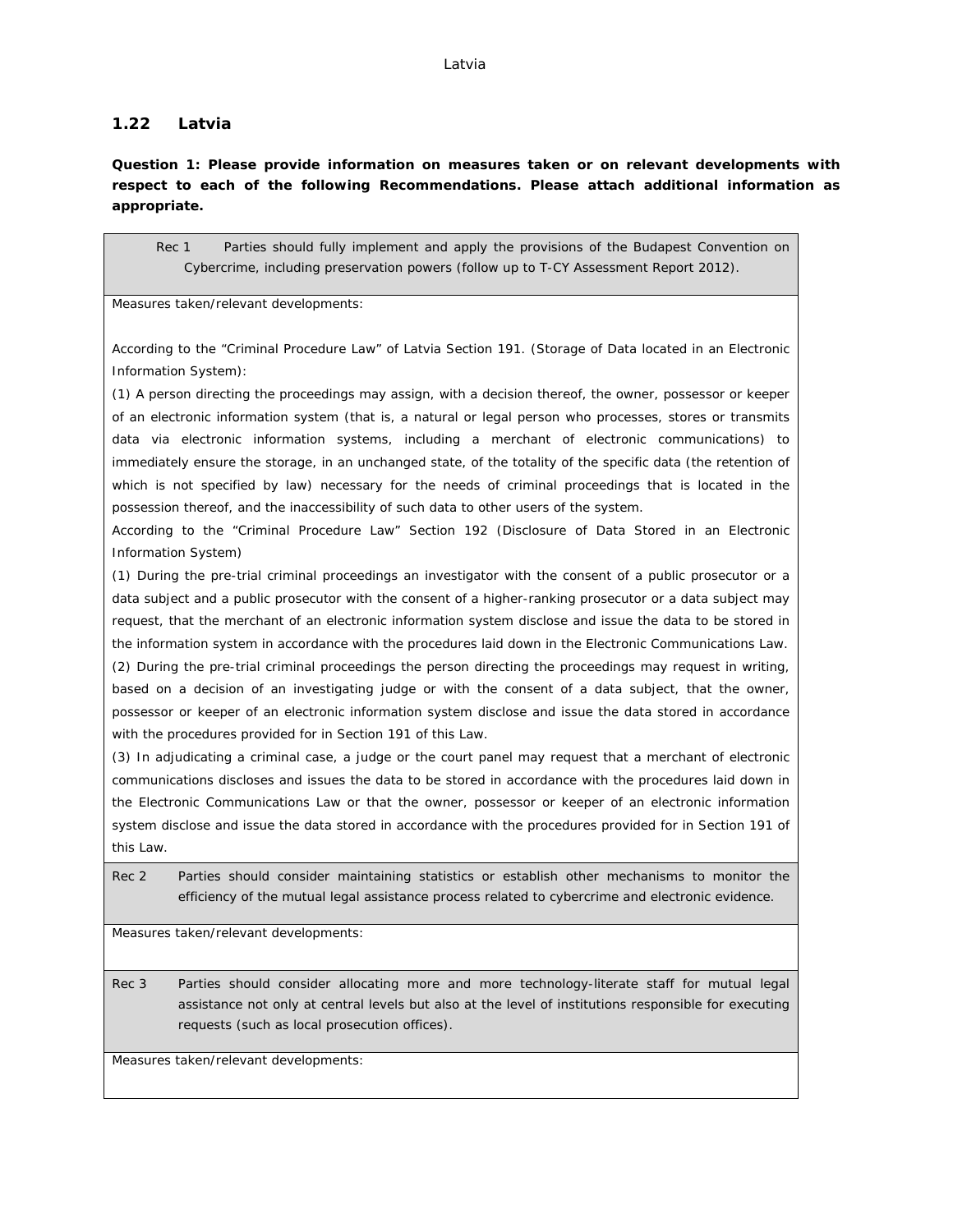## 1.22 Latvia

**Question 1: Please provide information on measures taken or on relevant developments with respect to each of the following Recommendations. Please attach additional information as appropriate.**

| Rec 1 | Parties should fully implement and apply the provisions of the Budapest Convention on Cybercrime, including preservation powers (follow up to T-CY Assessment Report 2012). |
|---|---|

Measures taken/relevant developments:

According to the "Criminal Procedure Law" of Latvia Section 191. (Storage of Data located in an Electronic Information System):

(1) A person directing the proceedings may assign, with a decision thereof, the owner, possessor or keeper of an electronic information system (that is, a natural or legal person who processes, stores or transmits data via electronic information systems, including a merchant of electronic communications) to immediately ensure the storage, in an unchanged state, of the totality of the specific data (the retention of which is not specified by law) necessary for the needs of criminal proceedings that is located in the possession thereof, and the inaccessibility of such data to other users of the system.

According to the "Criminal Procedure Law" Section 192 (Disclosure of Data Stored in an Electronic Information System)

(1) During the pre-trial criminal proceedings an investigator with the consent of a public prosecutor or a data subject and a public prosecutor with the consent of a higher-ranking prosecutor or a data subject may request, that the merchant of an electronic information system disclose and issue the data to be stored in the information system in accordance with the procedures laid down in the Electronic Communications Law.

(2) During the pre-trial criminal proceedings the person directing the proceedings may request in writing, based on a decision of an investigating judge or with the consent of a data subject, that the owner, possessor or keeper of an electronic information system disclose and issue the data stored in accordance with the procedures provided for in Section 191 of this Law.

(3) In adjudicating a criminal case, a judge or the court panel may request that a merchant of electronic communications discloses and issues the data to be stored in accordance with the procedures laid down in the Electronic Communications Law or that the owner, possessor or keeper of an electronic information system disclose and issue the data stored in accordance with the procedures provided for in Section 191 of this Law.

| Rec 2 | Parties should consider maintaining statistics or establish other mechanisms to monitor the efficiency of the mutual legal assistance process related to cybercrime and electronic evidence. |
|---|---|

Measures taken/relevant developments:

| Rec 3 | Parties should consider allocating more and more technology-literate staff for mutual legal assistance not only at central levels but also at the level of institutions responsible for executing requests (such as local prosecution offices). |
|---|---|

Measures taken/relevant developments: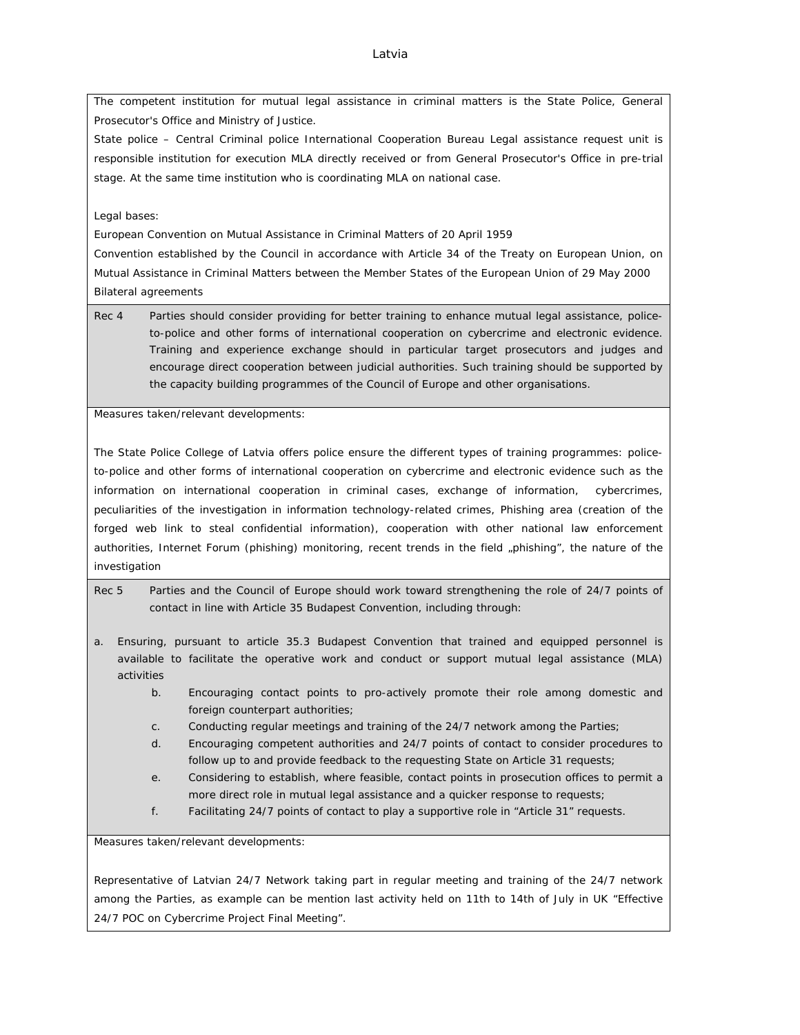Latvia

The competent institution for mutual legal assistance in criminal matters is the State Police, General Prosecutor's Office and Ministry of Justice.

State police – Central Criminal police International Cooperation Bureau Legal assistance request unit is responsible institution for execution MLA directly received or from General Prosecutor's Office in pre-trial stage. At the same time institution who is coordinating MLA on national case.

Legal bases:

European Convention on Mutual Assistance in Criminal Matters of 20 April 1959

Convention established by the Council in accordance with Article 34 of the Treaty on European Union, on Mutual Assistance in Criminal Matters between the Member States of the European Union of 29 May 2000

Bilateral agreements

**Rec 4** Parties should consider providing for better training to enhance mutual legal assistance, police-to-police and other forms of international cooperation on cybercrime and electronic evidence. Training and experience exchange should in particular target prosecutors and judges and encourage direct cooperation between judicial authorities. Such training should be supported by the capacity building programmes of the Council of Europe and other organisations.

Measures taken/relevant developments:

The State Police College of Latvia offers police ensure the different types of training programmes: police-to-police and other forms of international cooperation on cybercrime and electronic evidence such as the information on international cooperation in criminal cases, exchange of information, cybercrimes, peculiarities of the investigation in information technology-related crimes, Phishing area (creation of the forged web link to steal confidential information), cooperation with other national law enforcement authorities, Internet Forum (phishing) monitoring, recent trends in the field „phishing", the nature of the investigation

**Rec 5** Parties and the Council of Europe should work toward strengthening the role of 24/7 points of contact in line with Article 35 Budapest Convention, including through:

a. Ensuring, pursuant to article 35.3 Budapest Convention that trained and equipped personnel is available to facilitate the operative work and conduct or support mutual legal assistance (MLA) activities
b. Encouraging contact points to pro-actively promote their role among domestic and foreign counterpart authorities;
c. Conducting regular meetings and training of the 24/7 network among the Parties;
d. Encouraging competent authorities and 24/7 points of contact to consider procedures to follow up to and provide feedback to the requesting State on Article 31 requests;
e. Considering to establish, where feasible, contact points in prosecution offices to permit a more direct role in mutual legal assistance and a quicker response to requests;
f. Facilitating 24/7 points of contact to play a supportive role in "Article 31" requests.

Measures taken/relevant developments:

Representative of Latvian 24/7 Network taking part in regular meeting and training of the 24/7 network among the Parties, as example can be mention last activity held on 11th to 14th of July in UK "Effective 24/7 POC on Cybercrime Project Final Meeting".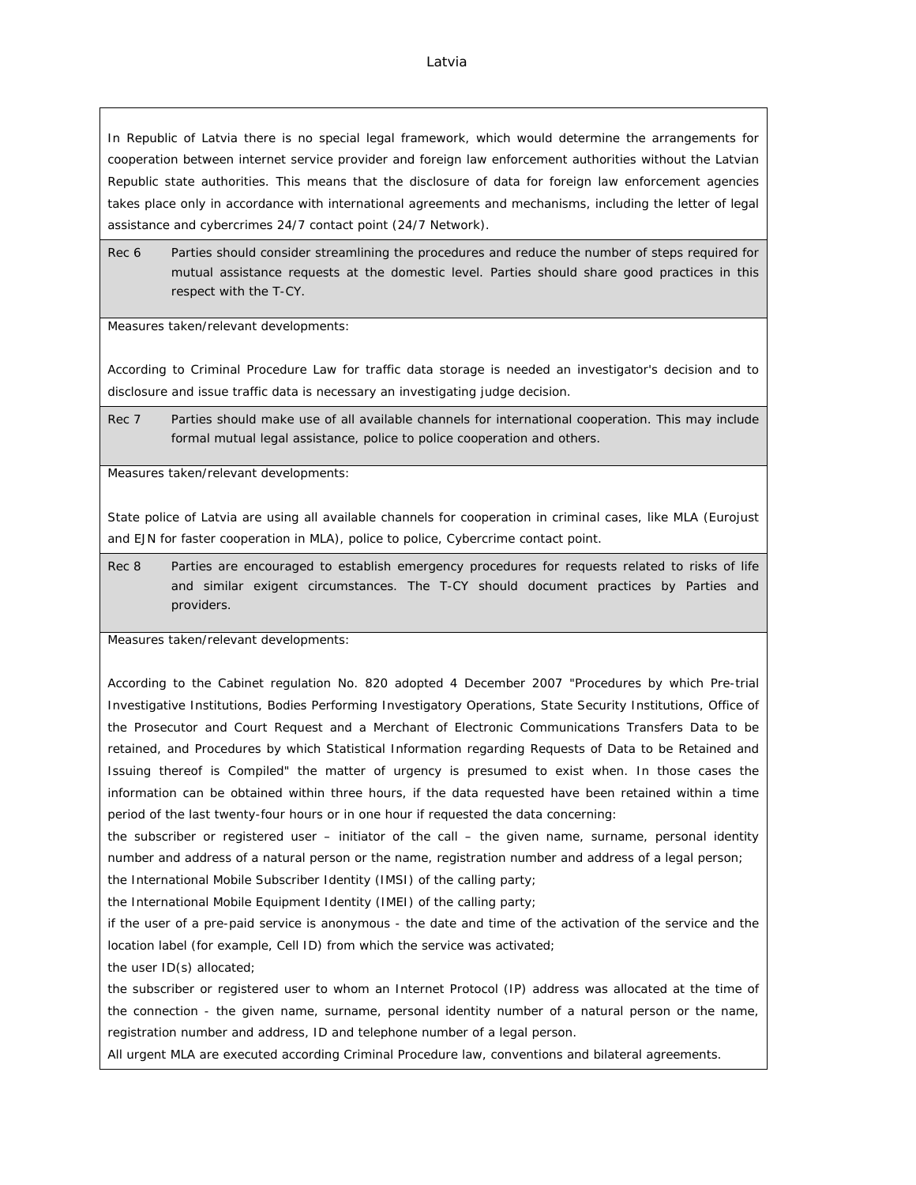# Latvia

In Republic of Latvia there is no special legal framework, which would determine the arrangements for cooperation between internet service provider and foreign law enforcement authorities without the Latvian Republic state authorities. This means that the disclosure of data for foreign law enforcement agencies takes place only in accordance with international agreements and mechanisms, including the letter of legal assistance and cybercrimes 24/7 contact point (24/7 Network).

| Rec 6 | Parties should consider streamlining the procedures and reduce the number of steps required for mutual assistance requests at the domestic level. Parties should share good practices in this respect with the T-CY. |
|---|---|

Measures taken/relevant developments:

According to Criminal Procedure Law for traffic data storage is needed an investigator's decision and to disclosure and issue traffic data is necessary an investigating judge decision.

| Rec 7 | Parties should make use of all available channels for international cooperation. This may include formal mutual legal assistance, police to police cooperation and others. |
|---|---|

Measures taken/relevant developments:

State police of Latvia are using all available channels for cooperation in criminal cases, like MLA (Eurojust and EJN for faster cooperation in MLA), police to police, Cybercrime contact point.

| Rec 8 | Parties are encouraged to establish emergency procedures for requests related to risks of life and similar exigent circumstances. The T-CY should document practices by Parties and providers. |
|---|---|

Measures taken/relevant developments:

According to the Cabinet regulation No. 820 adopted 4 December 2007 "Procedures by which Pre-trial Investigative Institutions, Bodies Performing Investigatory Operations, State Security Institutions, Office of the Prosecutor and Court Request and a Merchant of Electronic Communications Transfers Data to be retained, and Procedures by which Statistical Information regarding Requests of Data to be Retained and Issuing thereof is Compiled" the matter of urgency is presumed to exist when. In those cases the information can be obtained within three hours, if the data requested have been retained within a time period of the last twenty-four hours or in one hour if requested the data concerning:

the subscriber or registered user – initiator of the call – the given name, surname, personal identity number and address of a natural person or the name, registration number and address of a legal person;

the International Mobile Subscriber Identity (IMSI) of the calling party;

the International Mobile Equipment Identity (IMEI) of the calling party;

if the user of a pre-paid service is anonymous - the date and time of the activation of the service and the location label (for example, Cell ID) from which the service was activated;

the user ID(s) allocated;

the subscriber or registered user to whom an Internet Protocol (IP) address was allocated at the time of the connection - the given name, surname, personal identity number of a natural person or the name, registration number and address, ID and telephone number of a legal person.

All urgent MLA are executed according Criminal Procedure law, conventions and bilateral agreements.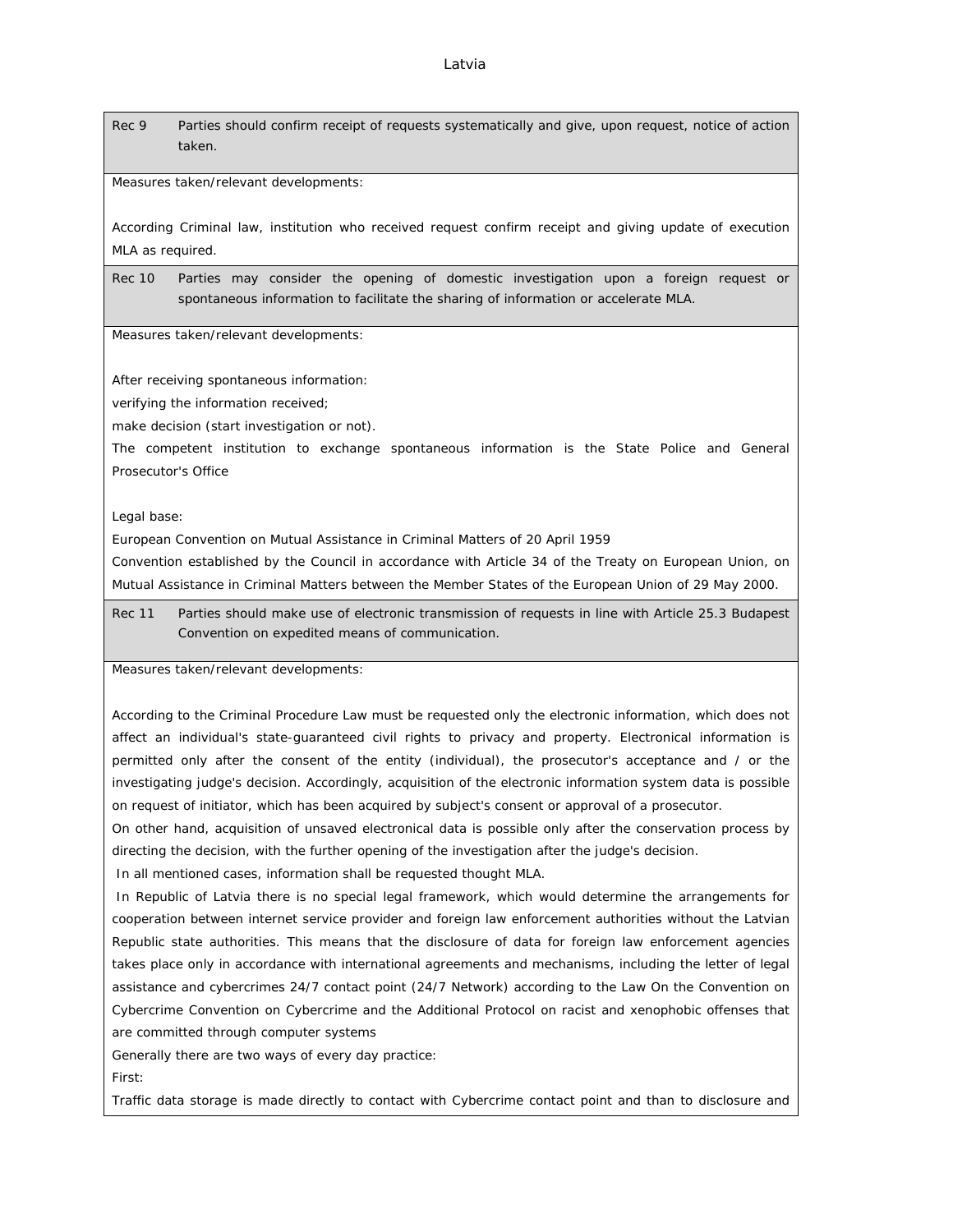Latvia

| Rec 9 | Parties should confirm receipt of requests systematically and give, upon request, notice of action taken. |
|---|---|

Measures taken/relevant developments:

According Criminal law, institution who received request confirm receipt and giving update of execution MLA as required.

| Rec 10 | Parties may consider the opening of domestic investigation upon a foreign request or spontaneous information to facilitate the sharing of information or accelerate MLA. |
|---|---|

Measures taken/relevant developments:

After receiving spontaneous information:
verifying the information received;
make decision (start investigation or not).
The competent institution to exchange spontaneous information is the State Police and General Prosecutor's Office

Legal base:
European Convention on Mutual Assistance in Criminal Matters of 20 April 1959
Convention established by the Council in accordance with Article 34 of the Treaty on European Union, on Mutual Assistance in Criminal Matters between the Member States of the European Union of 29 May 2000.

| Rec 11 | Parties should make use of electronic transmission of requests in line with Article 25.3 Budapest Convention on expedited means of communication. |
|---|---|

Measures taken/relevant developments:

According to the Criminal Procedure Law must be requested only the electronic information, which does not affect an individual's state-guaranteed civil rights to privacy and property. Electronical information is permitted only after the consent of the entity (individual), the prosecutor's acceptance and / or the investigating judge's decision. Accordingly, acquisition of the electronic information system data is possible on request of initiator, which has been acquired by subject's consent or approval of a prosecutor.
On other hand, acquisition of unsaved electronical data is possible only after the conservation process by directing the decision, with the further opening of the investigation after the judge's decision.
In all mentioned cases, information shall be requested thought MLA.
In Republic of Latvia there is no special legal framework, which would determine the arrangements for cooperation between internet service provider and foreign law enforcement authorities without the Latvian Republic state authorities. This means that the disclosure of data for foreign law enforcement agencies takes place only in accordance with international agreements and mechanisms, including the letter of legal assistance and cybercrimes 24/7 contact point (24/7 Network) according to the Law On the Convention on Cybercrime Convention on Cybercrime and the Additional Protocol on racist and xenophobic offenses that are committed through computer systems
Generally there are two ways of every day practice:
First:
Traffic data storage is made directly to contact with Cybercrime contact point and than to disclosure and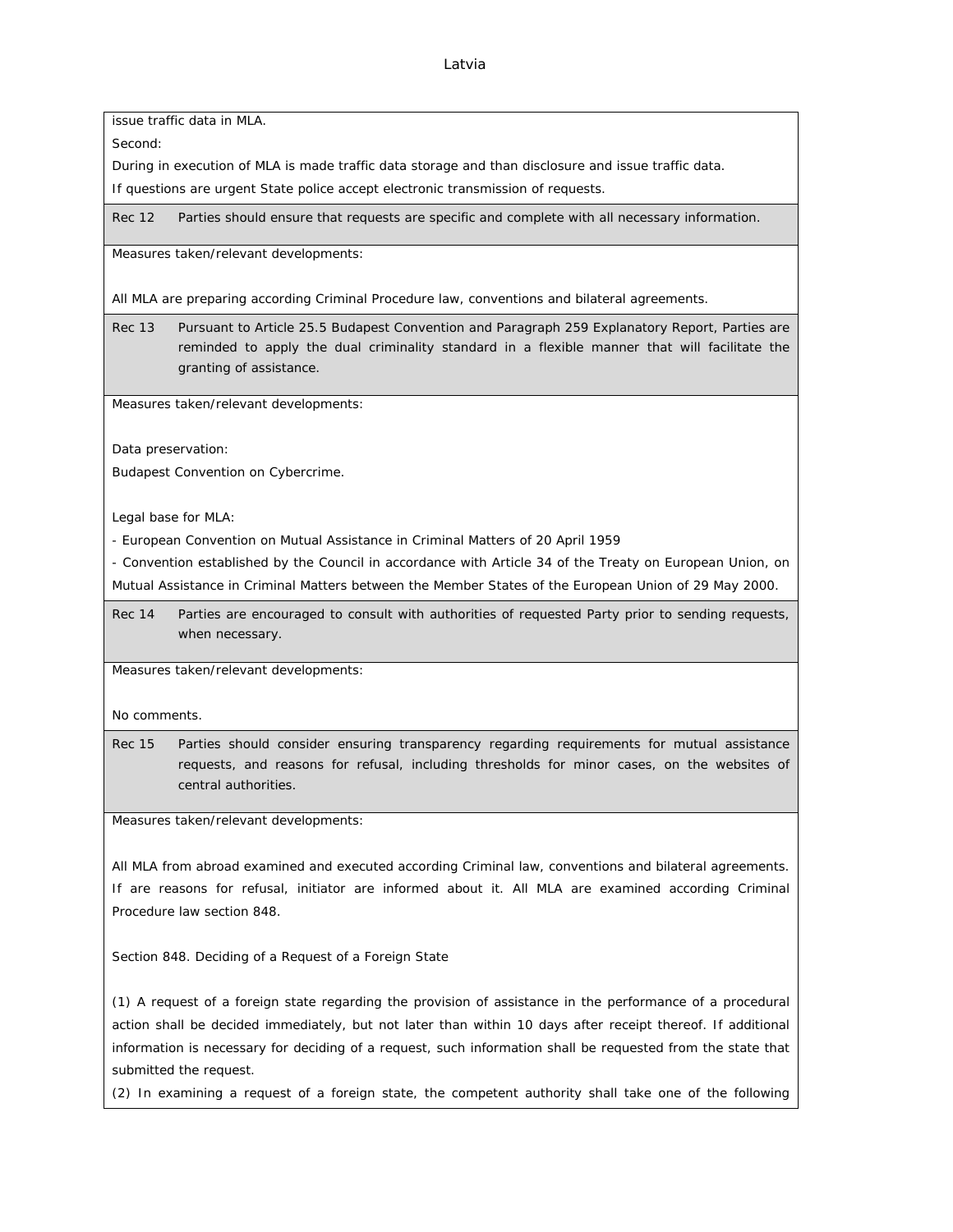issue traffic data in MLA.

Second:

During in execution of MLA is made traffic data storage and than disclosure and issue traffic data.

If questions are urgent State police accept electronic transmission of requests.

**Rec 12** Parties should ensure that requests are specific and complete with all necessary information.

Measures taken/relevant developments:

All MLA are preparing according Criminal Procedure law, conventions and bilateral agreements.

**Rec 13** Pursuant to Article 25.5 Budapest Convention and Paragraph 259 Explanatory Report, Parties are reminded to apply the dual criminality standard in a flexible manner that will facilitate the granting of assistance.

Measures taken/relevant developments:

Data preservation:

Budapest Convention on Cybercrime.

Legal base for MLA:

- European Convention on Mutual Assistance in Criminal Matters of 20 April 1959
- Convention established by the Council in accordance with Article 34 of the Treaty on European Union, on Mutual Assistance in Criminal Matters between the Member States of the European Union of 29 May 2000.

**Rec 14** Parties are encouraged to consult with authorities of requested Party prior to sending requests, when necessary.

Measures taken/relevant developments:

No comments.

**Rec 15** Parties should consider ensuring transparency regarding requirements for mutual assistance requests, and reasons for refusal, including thresholds for minor cases, on the websites of central authorities.

Measures taken/relevant developments:

All MLA from abroad examined and executed according Criminal law, conventions and bilateral agreements. If are reasons for refusal, initiator are informed about it. All MLA are examined according Criminal Procedure law section 848.

Section 848. Deciding of a Request of a Foreign State

(1) A request of a foreign state regarding the provision of assistance in the performance of a procedural action shall be decided immediately, but not later than within 10 days after receipt thereof. If additional information is necessary for deciding of a request, such information shall be requested from the state that submitted the request.

(2) In examining a request of a foreign state, the competent authority shall take one of the following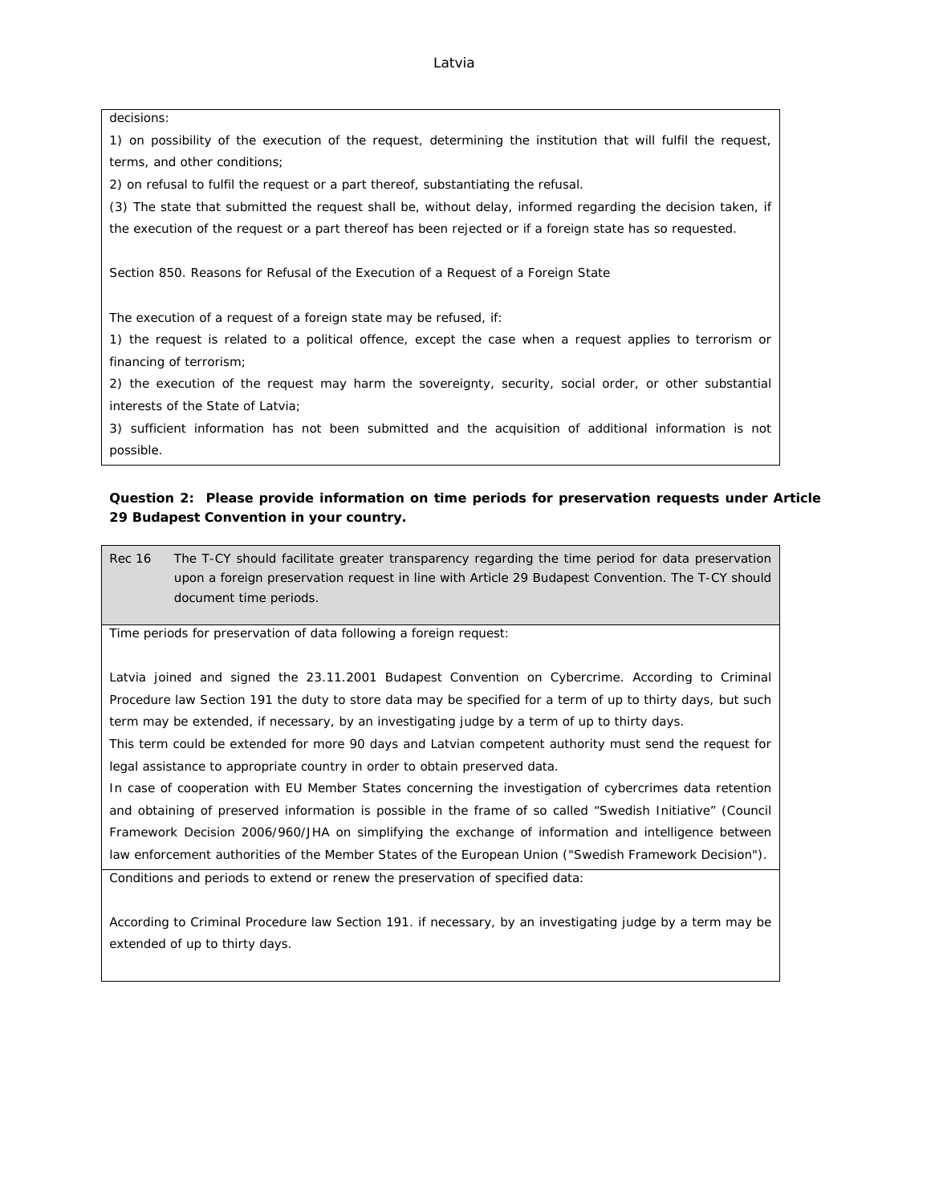decisions:

1) on possibility of the execution of the request, determining the institution that will fulfil the request, terms, and other conditions;

2) on refusal to fulfil the request or a part thereof, substantiating the refusal.

(3) The state that submitted the request shall be, without delay, informed regarding the decision taken, if the execution of the request or a part thereof has been rejected or if a foreign state has so requested.

Section 850. Reasons for Refusal of the Execution of a Request of a Foreign State

The execution of a request of a foreign state may be refused, if:

1) the request is related to a political offence, except the case when a request applies to terrorism or financing of terrorism;

2) the execution of the request may harm the sovereignty, security, social order, or other substantial interests of the State of Latvia;

3) sufficient information has not been submitted and the acquisition of additional information is not possible.

**Question 2: Please provide information on time periods for preservation requests under Article 29 Budapest Convention in your country.**

| Rec 16 | The T-CY should facilitate greater transparency regarding the time period for data preservation upon a foreign preservation request in line with Article 29 Budapest Convention. The T-CY should document time periods. |
|---|---|

Time periods for preservation of data following a foreign request:

Latvia joined and signed the 23.11.2001 Budapest Convention on Cybercrime. According to Criminal Procedure law Section 191 the duty to store data may be specified for a term of up to thirty days, but such term may be extended, if necessary, by an investigating judge by a term of up to thirty days.

This term could be extended for more 90 days and Latvian competent authority must send the request for legal assistance to appropriate country in order to obtain preserved data.

In case of cooperation with EU Member States concerning the investigation of cybercrimes data retention and obtaining of preserved information is possible in the frame of so called "Swedish Initiative" (Council Framework Decision 2006/960/JHA on simplifying the exchange of information and intelligence between law enforcement authorities of the Member States of the European Union ("Swedish Framework Decision").

Conditions and periods to extend or renew the preservation of specified data:

According to Criminal Procedure law Section 191. if necessary, by an investigating judge by a term may be extended of up to thirty days.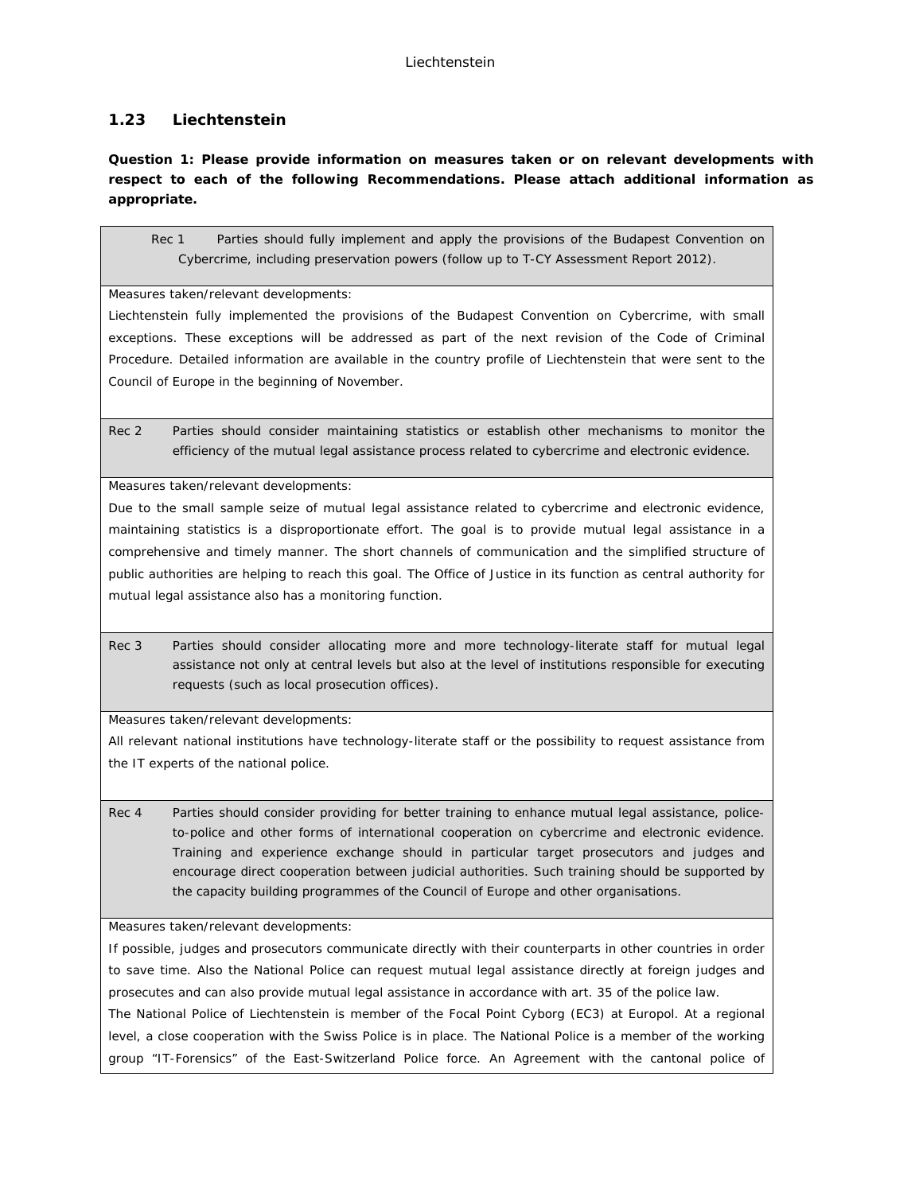## 1.23 Liechtenstein

**Question 1: Please provide information on measures taken or on relevant developments with respect to each of the following Recommendations. Please attach additional information as appropriate.**

| Rec 1 | Parties should fully implement and apply the provisions of the Budapest Convention on Cybercrime, including preservation powers (follow up to T-CY Assessment Report 2012). |
|---|---|
| Measures taken/relevant developments:<br>Liechtenstein fully implemented the provisions of the Budapest Convention on Cybercrime, with small exceptions. These exceptions will be addressed as part of the next revision of the Code of Criminal Procedure. Detailed information are available in the country profile of Liechtenstein that were sent to the Council of Europe in the beginning of November. | |
| **Rec 2** | **Parties should consider maintaining statistics or establish other mechanisms to monitor the efficiency of the mutual legal assistance process related to cybercrime and electronic evidence.** |
| Measures taken/relevant developments:<br>Due to the small sample seize of mutual legal assistance related to cybercrime and electronic evidence, maintaining statistics is a disproportionate effort. The goal is to provide mutual legal assistance in a comprehensive and timely manner. The short channels of communication and the simplified structure of public authorities are helping to reach this goal. The Office of Justice in its function as central authority for mutual legal assistance also has a monitoring function. | |
| **Rec 3** | **Parties should consider allocating more and more technology-literate staff for mutual legal assistance not only at central levels but also at the level of institutions responsible for executing requests (such as local prosecution offices).** |
| Measures taken/relevant developments:<br>All relevant national institutions have technology-literate staff or the possibility to request assistance from the IT experts of the national police. | |
| **Rec 4** | **Parties should consider providing for better training to enhance mutual legal assistance, police-to-police and other forms of international cooperation on cybercrime and electronic evidence. Training and experience exchange should in particular target prosecutors and judges and encourage direct cooperation between judicial authorities. Such training should be supported by the capacity building programmes of the Council of Europe and other organisations.** |
| Measures taken/relevant developments:<br>If possible, judges and prosecutors communicate directly with their counterparts in other countries in order to save time. Also the National Police can request mutual legal assistance directly at foreign judges and prosecutes and can also provide mutual legal assistance in accordance with art. 35 of the police law.<br>The National Police of Liechtenstein is member of the Focal Point Cyborg (EC3) at Europol. At a regional level, a close cooperation with the Swiss Police is in place. The National Police is a member of the working group "IT-Forensics" of the East-Switzerland Police force. An Agreement with the cantonal police of | |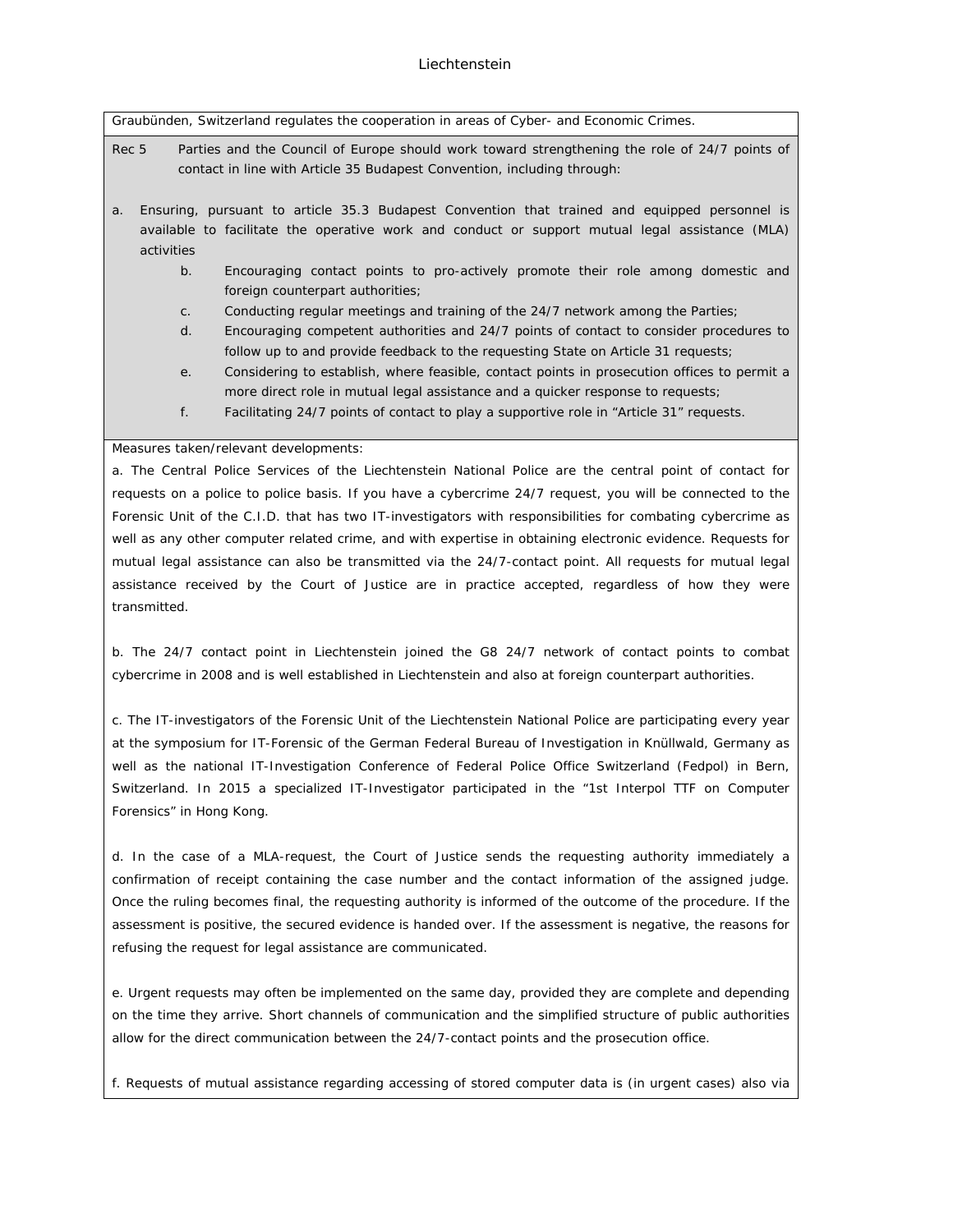Graubünden, Switzerland regulates the cooperation in areas of Cyber- and Economic Crimes.

Rec 5 Parties and the Council of Europe should work toward strengthening the role of 24/7 points of contact in line with Article 35 Budapest Convention, including through:

a. Ensuring, pursuant to article 35.3 Budapest Convention that trained and equipped personnel is available to facilitate the operative work and conduct or support mutual legal assistance (MLA) activities

b. Encouraging contact points to pro-actively promote their role among domestic and foreign counterpart authorities;

c. Conducting regular meetings and training of the 24/7 network among the Parties;

d. Encouraging competent authorities and 24/7 points of contact to consider procedures to follow up to and provide feedback to the requesting State on Article 31 requests;

e. Considering to establish, where feasible, contact points in prosecution offices to permit a more direct role in mutual legal assistance and a quicker response to requests;

f. Facilitating 24/7 points of contact to play a supportive role in "Article 31" requests.

Measures taken/relevant developments:

a. The Central Police Services of the Liechtenstein National Police are the central point of contact for requests on a police to police basis. If you have a cybercrime 24/7 request, you will be connected to the Forensic Unit of the C.I.D. that has two IT-investigators with responsibilities for combating cybercrime as well as any other computer related crime, and with expertise in obtaining electronic evidence. Requests for mutual legal assistance can also be transmitted via the 24/7-contact point. All requests for mutual legal assistance received by the Court of Justice are in practice accepted, regardless of how they were transmitted.

b. The 24/7 contact point in Liechtenstein joined the G8 24/7 network of contact points to combat cybercrime in 2008 and is well established in Liechtenstein and also at foreign counterpart authorities.

c. The IT-investigators of the Forensic Unit of the Liechtenstein National Police are participating every year at the symposium for IT-Forensic of the German Federal Bureau of Investigation in Knüllwald, Germany as well as the national IT-Investigation Conference of Federal Police Office Switzerland (Fedpol) in Bern, Switzerland. In 2015 a specialized IT-Investigator participated in the "1st Interpol TTF on Computer Forensics" in Hong Kong.

d. In the case of a MLA-request, the Court of Justice sends the requesting authority immediately a confirmation of receipt containing the case number and the contact information of the assigned judge. Once the ruling becomes final, the requesting authority is informed of the outcome of the procedure. If the assessment is positive, the secured evidence is handed over. If the assessment is negative, the reasons for refusing the request for legal assistance are communicated.

e. Urgent requests may often be implemented on the same day, provided they are complete and depending on the time they arrive. Short channels of communication and the simplified structure of public authorities allow for the direct communication between the 24/7-contact points and the prosecution office.

f. Requests of mutual assistance regarding accessing of stored computer data is (in urgent cases) also via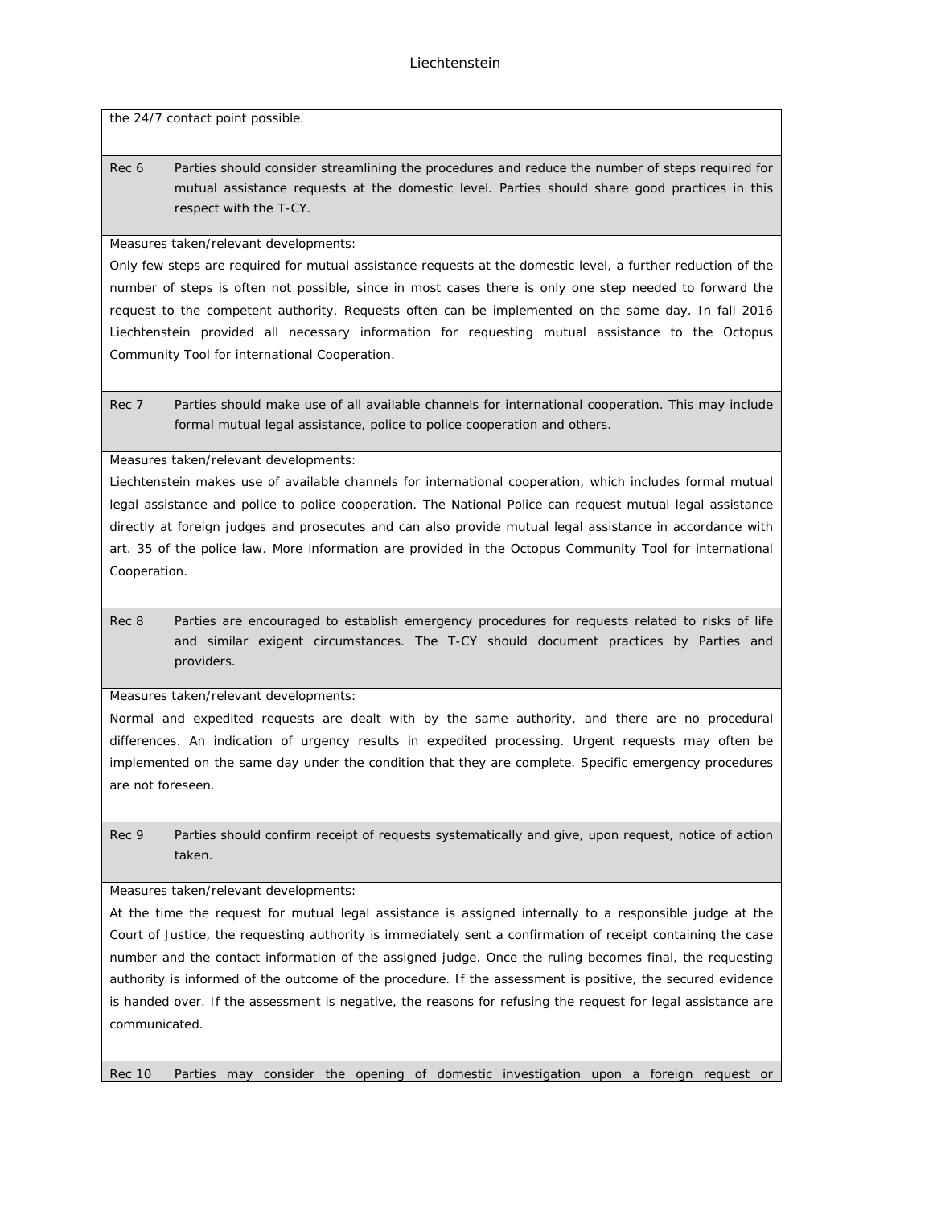the 24/7 contact point possible.

| Rec 6 | Parties should consider streamlining the procedures and reduce the number of steps required for mutual assistance requests at the domestic level. Parties should share good practices in this respect with the T-CY. |
|---|---|

Measures taken/relevant developments:

Only few steps are required for mutual assistance requests at the domestic level, a further reduction of the number of steps is often not possible, since in most cases there is only one step needed to forward the request to the competent authority. Requests often can be implemented on the same day. In fall 2016 Liechtenstein provided all necessary information for requesting mutual assistance to the Octopus Community Tool for international Cooperation.

| Rec 7 | Parties should make use of all available channels for international cooperation. This may include formal mutual legal assistance, police to police cooperation and others. |
|---|---|

Measures taken/relevant developments:

Liechtenstein makes use of available channels for international cooperation, which includes formal mutual legal assistance and police to police cooperation. The National Police can request mutual legal assistance directly at foreign judges and prosecutes and can also provide mutual legal assistance in accordance with art. 35 of the police law. More information are provided in the Octopus Community Tool for international Cooperation.

| Rec 8 | Parties are encouraged to establish emergency procedures for requests related to risks of life and similar exigent circumstances. The T-CY should document practices by Parties and providers. |
|---|---|

Measures taken/relevant developments:

Normal and expedited requests are dealt with by the same authority, and there are no procedural differences. An indication of urgency results in expedited processing. Urgent requests may often be implemented on the same day under the condition that they are complete. Specific emergency procedures are not foreseen.

| Rec 9 | Parties should confirm receipt of requests systematically and give, upon request, notice of action taken. |
|---|---|

Measures taken/relevant developments:

At the time the request for mutual legal assistance is assigned internally to a responsible judge at the Court of Justice, the requesting authority is immediately sent a confirmation of receipt containing the case number and the contact information of the assigned judge. Once the ruling becomes final, the requesting authority is informed of the outcome of the procedure. If the assessment is positive, the secured evidence is handed over. If the assessment is negative, the reasons for refusing the request for legal assistance are communicated.

| Rec 10 | Parties may consider the opening of domestic investigation upon a foreign request or |
|---|---|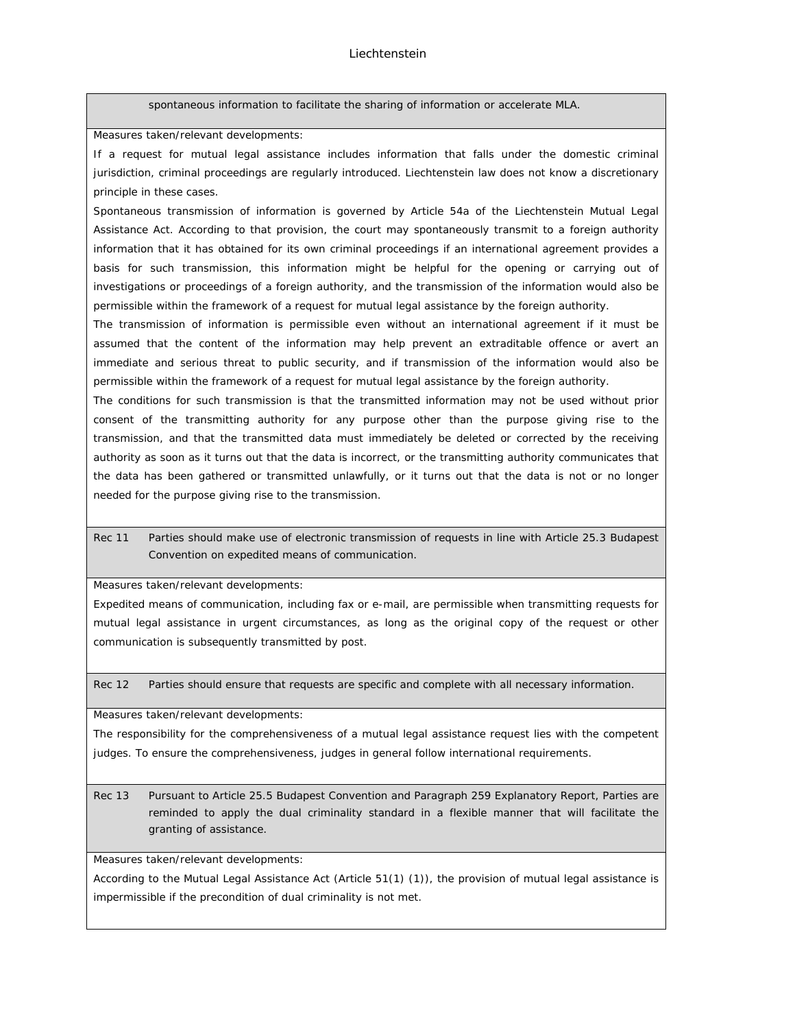spontaneous information to facilitate the sharing of information or accelerate MLA.

Measures taken/relevant developments:

If a request for mutual legal assistance includes information that falls under the domestic criminal jurisdiction, criminal proceedings are regularly introduced. Liechtenstein law does not know a discretionary principle in these cases.

Spontaneous transmission of information is governed by Article 54a of the Liechtenstein Mutual Legal Assistance Act. According to that provision, the court may spontaneously transmit to a foreign authority information that it has obtained for its own criminal proceedings if an international agreement provides a basis for such transmission, this information might be helpful for the opening or carrying out of investigations or proceedings of a foreign authority, and the transmission of the information would also be permissible within the framework of a request for mutual legal assistance by the foreign authority.

The transmission of information is permissible even without an international agreement if it must be assumed that the content of the information may help prevent an extraditable offence or avert an immediate and serious threat to public security, and if transmission of the information would also be permissible within the framework of a request for mutual legal assistance by the foreign authority.

The conditions for such transmission is that the transmitted information may not be used without prior consent of the transmitting authority for any purpose other than the purpose giving rise to the transmission, and that the transmitted data must immediately be deleted or corrected by the receiving authority as soon as it turns out that the data is incorrect, or the transmitting authority communicates that the data has been gathered or transmitted unlawfully, or it turns out that the data is not or no longer needed for the purpose giving rise to the transmission.

**Rec 11** Parties should make use of electronic transmission of requests in line with Article 25.3 Budapest Convention on expedited means of communication.

Measures taken/relevant developments:

Expedited means of communication, including fax or e-mail, are permissible when transmitting requests for mutual legal assistance in urgent circumstances, as long as the original copy of the request or other communication is subsequently transmitted by post.

**Rec 12** Parties should ensure that requests are specific and complete with all necessary information.

Measures taken/relevant developments:

The responsibility for the comprehensiveness of a mutual legal assistance request lies with the competent judges. To ensure the comprehensiveness, judges in general follow international requirements.

**Rec 13** Pursuant to Article 25.5 Budapest Convention and Paragraph 259 Explanatory Report, Parties are reminded to apply the dual criminality standard in a flexible manner that will facilitate the granting of assistance.

Measures taken/relevant developments:

According to the Mutual Legal Assistance Act (Article 51(1) (1)), the provision of mutual legal assistance is impermissible if the precondition of dual criminality is not met.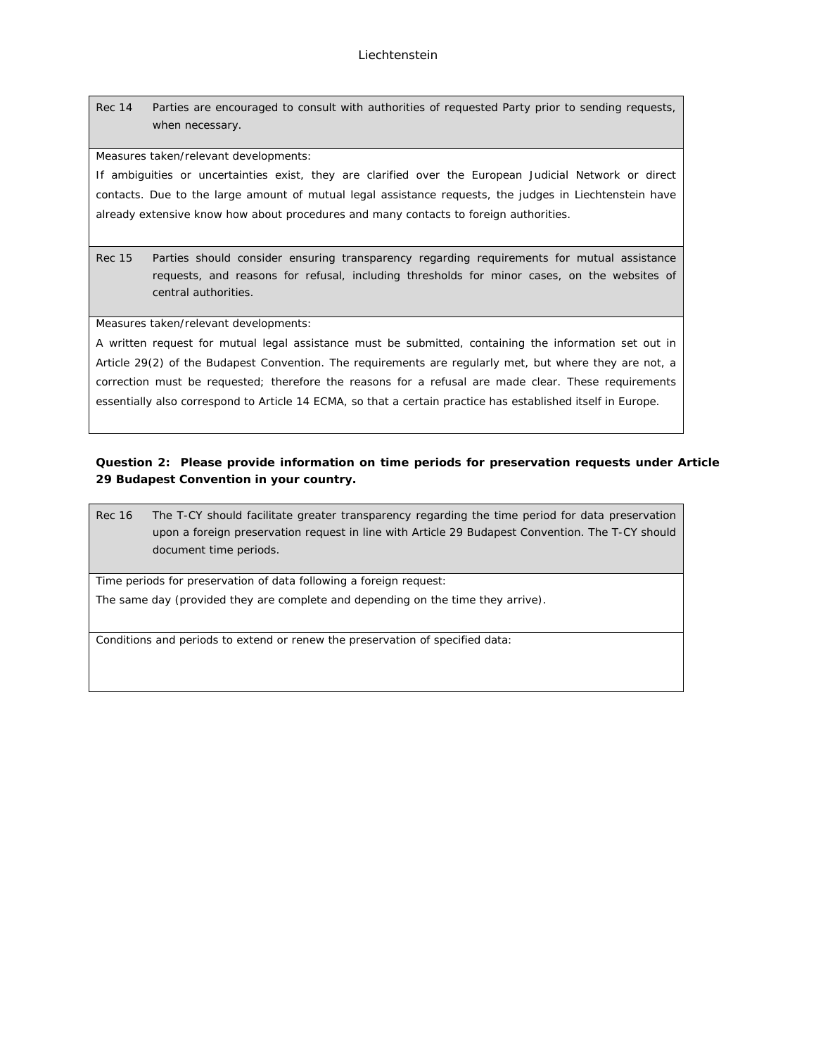| Rec 14 | Parties are encouraged to consult with authorities of requested Party prior to sending requests, when necessary. |
|---|---|

Measures taken/relevant developments:

If ambiguities or uncertainties exist, they are clarified over the European Judicial Network or direct contacts. Due to the large amount of mutual legal assistance requests, the judges in Liechtenstein have already extensive know how about procedures and many contacts to foreign authorities.

| Rec 15 | Parties should consider ensuring transparency regarding requirements for mutual assistance requests, and reasons for refusal, including thresholds for minor cases, on the websites of central authorities. |
|---|---|

Measures taken/relevant developments:

A written request for mutual legal assistance must be submitted, containing the information set out in Article 29(2) of the Budapest Convention. The requirements are regularly met, but where they are not, a correction must be requested; therefore the reasons for a refusal are made clear. These requirements essentially also correspond to Article 14 ECMA, so that a certain practice has established itself in Europe.

**Question 2: Please provide information on time periods for preservation requests under Article 29 Budapest Convention in your country.**

| Rec 16 | The T-CY should facilitate greater transparency regarding the time period for data preservation upon a foreign preservation request in line with Article 29 Budapest Convention. The T-CY should document time periods. |
|---|---|

Time periods for preservation of data following a foreign request:

The same day (provided they are complete and depending on the time they arrive).

Conditions and periods to extend or renew the preservation of specified data: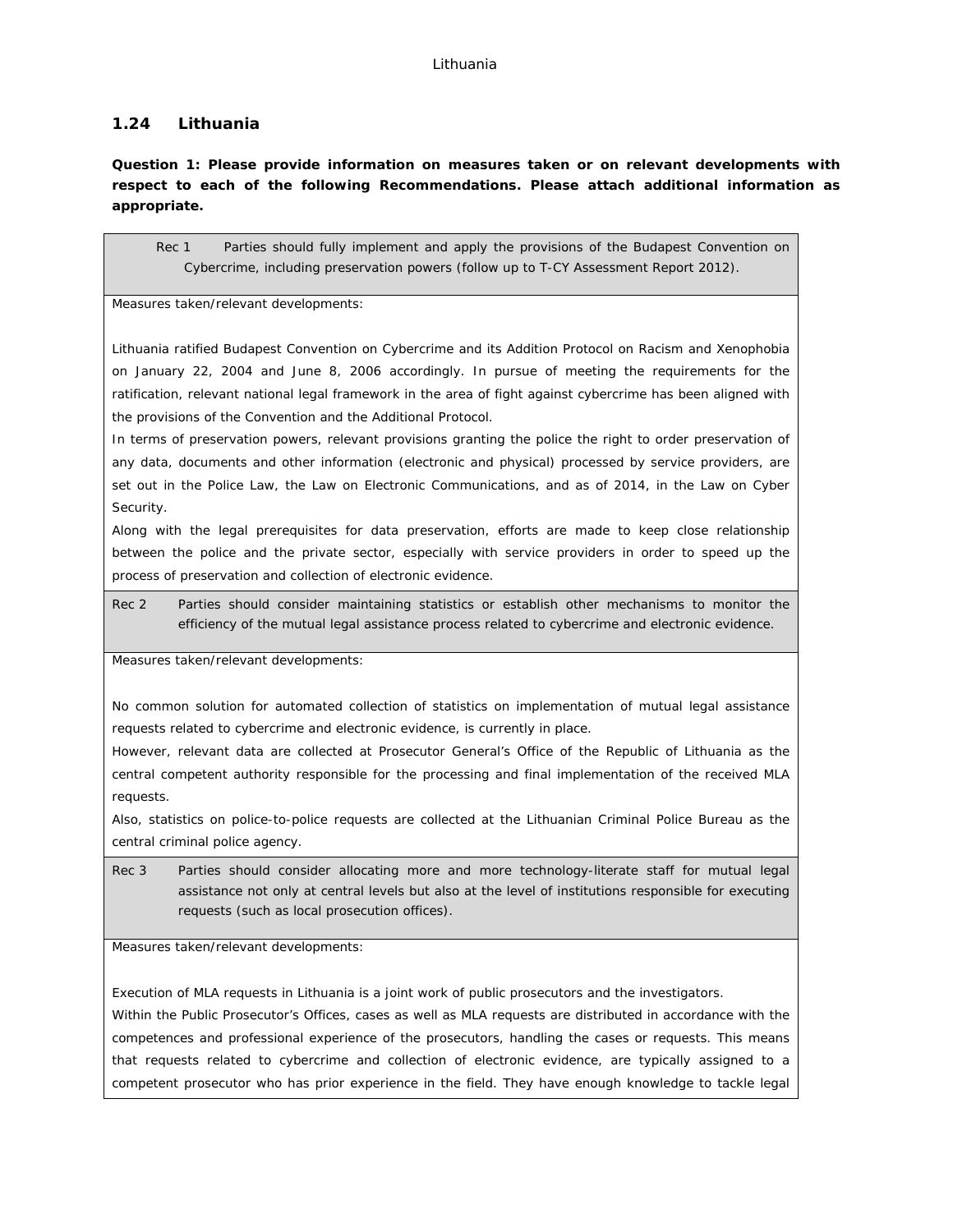## 1.24 Lithuania

**Question 1: Please provide information on measures taken or on relevant developments with respect to each of the following Recommendations. Please attach additional information as appropriate.**

Rec 1 Parties should fully implement and apply the provisions of the Budapest Convention on Cybercrime, including preservation powers (follow up to T-CY Assessment Report 2012).

Measures taken/relevant developments:

Lithuania ratified Budapest Convention on Cybercrime and its Addition Protocol on Racism and Xenophobia on January 22, 2004 and June 8, 2006 accordingly. In pursue of meeting the requirements for the ratification, relevant national legal framework in the area of fight against cybercrime has been aligned with the provisions of the Convention and the Additional Protocol.

In terms of preservation powers, relevant provisions granting the police the right to order preservation of any data, documents and other information (electronic and physical) processed by service providers, are set out in the Police Law, the Law on Electronic Communications, and as of 2014, in the Law on Cyber Security.

Along with the legal prerequisites for data preservation, efforts are made to keep close relationship between the police and the private sector, especially with service providers in order to speed up the process of preservation and collection of electronic evidence.

Rec 2 Parties should consider maintaining statistics or establish other mechanisms to monitor the efficiency of the mutual legal assistance process related to cybercrime and electronic evidence.

Measures taken/relevant developments:

No common solution for automated collection of statistics on implementation of mutual legal assistance requests related to cybercrime and electronic evidence, is currently in place.

However, relevant data are collected at Prosecutor General's Office of the Republic of Lithuania as the central competent authority responsible for the processing and final implementation of the received MLA requests.

Also, statistics on police-to-police requests are collected at the Lithuanian Criminal Police Bureau as the central criminal police agency.

Rec 3 Parties should consider allocating more and more technology-literate staff for mutual legal assistance not only at central levels but also at the level of institutions responsible for executing requests (such as local prosecution offices).

Measures taken/relevant developments:

Execution of MLA requests in Lithuania is a joint work of public prosecutors and the investigators.

Within the Public Prosecutor's Offices, cases as well as MLA requests are distributed in accordance with the competences and professional experience of the prosecutors, handling the cases or requests. This means that requests related to cybercrime and collection of electronic evidence, are typically assigned to a competent prosecutor who has prior experience in the field. They have enough knowledge to tackle legal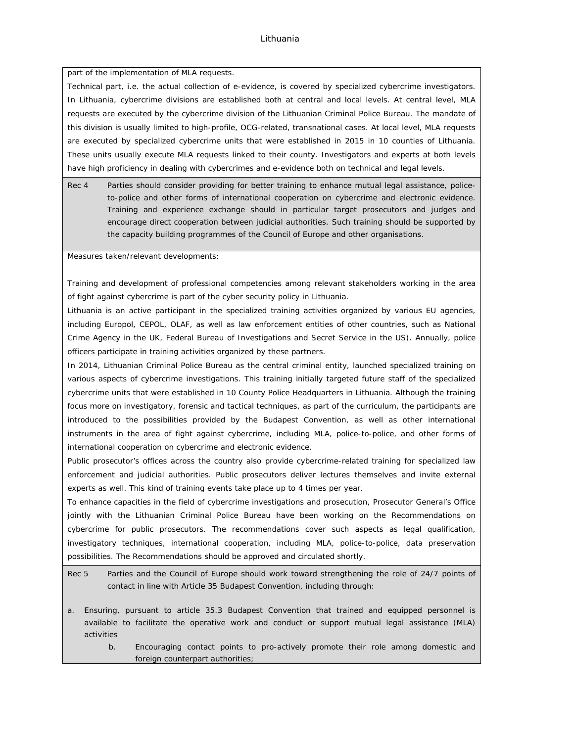part of the implementation of MLA requests.

Technical part, i.e. the actual collection of e-evidence, is covered by specialized cybercrime investigators. In Lithuania, cybercrime divisions are established both at central and local levels. At central level, MLA requests are executed by the cybercrime division of the Lithuanian Criminal Police Bureau. The mandate of this division is usually limited to high-profile, OCG-related, transnational cases. At local level, MLA requests are executed by specialized cybercrime units that were established in 2015 in 10 counties of Lithuania. These units usually execute MLA requests linked to their county. Investigators and experts at both levels have high proficiency in dealing with cybercrimes and e-evidence both on technical and legal levels.

Rec 4 Parties should consider providing for better training to enhance mutual legal assistance, police-to-police and other forms of international cooperation on cybercrime and electronic evidence. Training and experience exchange should in particular target prosecutors and judges and encourage direct cooperation between judicial authorities. Such training should be supported by the capacity building programmes of the Council of Europe and other organisations.

Measures taken/relevant developments:

Training and development of professional competencies among relevant stakeholders working in the area of fight against cybercrime is part of the cyber security policy in Lithuania.

Lithuania is an active participant in the specialized training activities organized by various EU agencies, including Europol, CEPOL, OLAF, as well as law enforcement entities of other countries, such as National Crime Agency in the UK, Federal Bureau of Investigations and Secret Service in the US). Annually, police officers participate in training activities organized by these partners.

In 2014, Lithuanian Criminal Police Bureau as the central criminal entity, launched specialized training on various aspects of cybercrime investigations. This training initially targeted future staff of the specialized cybercrime units that were established in 10 County Police Headquarters in Lithuania. Although the training focus more on investigatory, forensic and tactical techniques, as part of the curriculum, the participants are introduced to the possibilities provided by the Budapest Convention, as well as other international instruments in the area of fight against cybercrime, including MLA, police-to-police, and other forms of international cooperation on cybercrime and electronic evidence.

Public prosecutor's offices across the country also provide cybercrime-related training for specialized law enforcement and judicial authorities. Public prosecutors deliver lectures themselves and invite external experts as well. This kind of training events take place up to 4 times per year.

To enhance capacities in the field of cybercrime investigations and prosecution, Prosecutor General's Office jointly with the Lithuanian Criminal Police Bureau have been working on the Recommendations on cybercrime for public prosecutors. The recommendations cover such aspects as legal qualification, investigatory techniques, international cooperation, including MLA, police-to-police, data preservation possibilities. The Recommendations should be approved and circulated shortly.

Rec 5 Parties and the Council of Europe should work toward strengthening the role of 24/7 points of contact in line with Article 35 Budapest Convention, including through:

a. Ensuring, pursuant to article 35.3 Budapest Convention that trained and equipped personnel is available to facilitate the operative work and conduct or support mutual legal assistance (MLA) activities

b. Encouraging contact points to pro-actively promote their role among domestic and foreign counterpart authorities;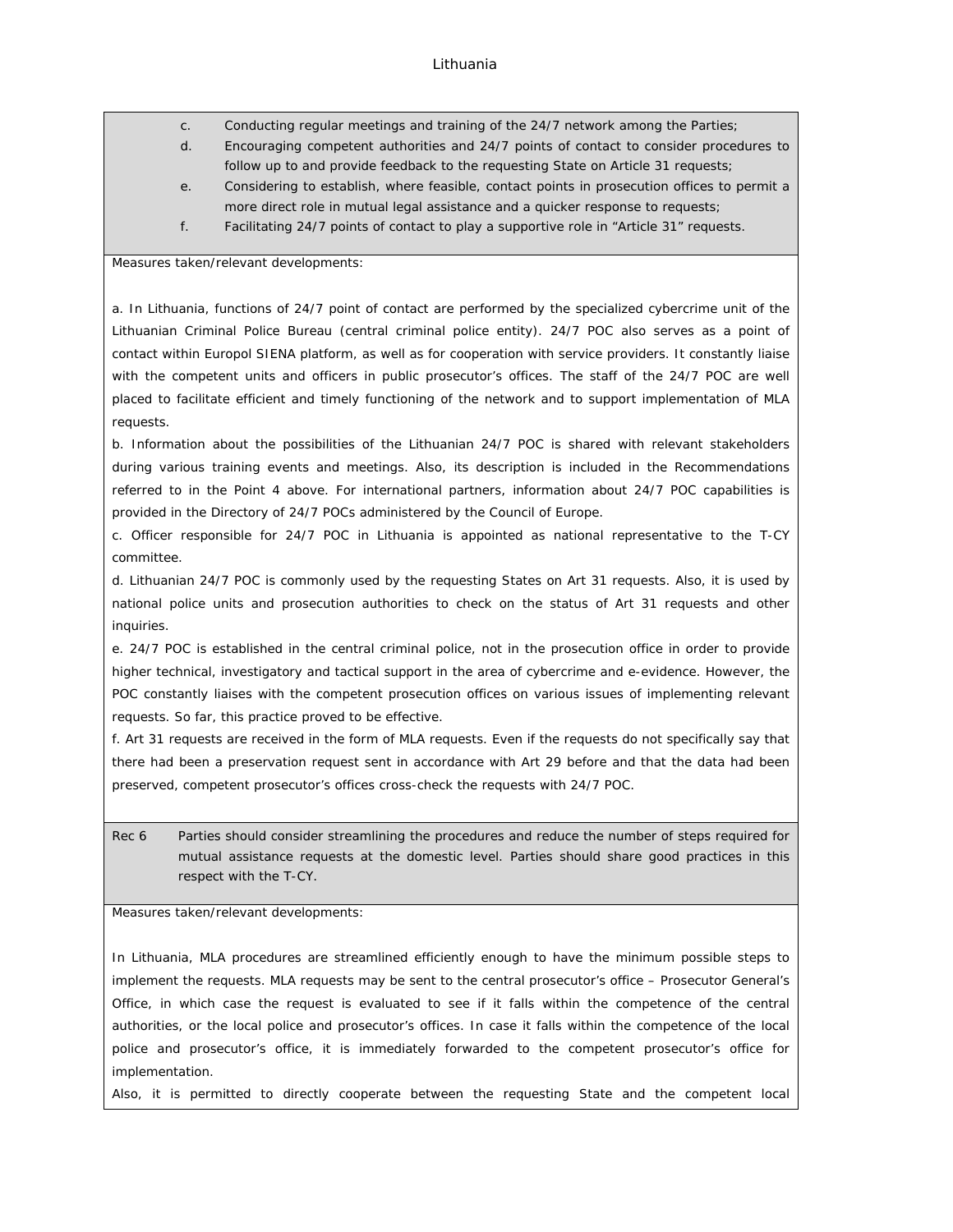c. Conducting regular meetings and training of the 24/7 network among the Parties;
d. Encouraging competent authorities and 24/7 points of contact to consider procedures to follow up to and provide feedback to the requesting State on Article 31 requests;
e. Considering to establish, where feasible, contact points in prosecution offices to permit a more direct role in mutual legal assistance and a quicker response to requests;
f. Facilitating 24/7 points of contact to play a supportive role in "Article 31" requests.

Measures taken/relevant developments:

a. In Lithuania, functions of 24/7 point of contact are performed by the specialized cybercrime unit of the Lithuanian Criminal Police Bureau (central criminal police entity). 24/7 POC also serves as a point of contact within Europol SIENA platform, as well as for cooperation with service providers. It constantly liaise with the competent units and officers in public prosecutor's offices. The staff of the 24/7 POC are well placed to facilitate efficient and timely functioning of the network and to support implementation of MLA requests.

b. Information about the possibilities of the Lithuanian 24/7 POC is shared with relevant stakeholders during various training events and meetings. Also, its description is included in the Recommendations referred to in the Point 4 above. For international partners, information about 24/7 POC capabilities is provided in the Directory of 24/7 POCs administered by the Council of Europe.

c. Officer responsible for 24/7 POC in Lithuania is appointed as national representative to the T-CY committee.

d. Lithuanian 24/7 POC is commonly used by the requesting States on Art 31 requests. Also, it is used by national police units and prosecution authorities to check on the status of Art 31 requests and other inquiries.

e. 24/7 POC is established in the central criminal police, not in the prosecution office in order to provide higher technical, investigatory and tactical support in the area of cybercrime and e-evidence. However, the POC constantly liaises with the competent prosecution offices on various issues of implementing relevant requests. So far, this practice proved to be effective.

f. Art 31 requests are received in the form of MLA requests. Even if the requests do not specifically say that there had been a preservation request sent in accordance with Art 29 before and that the data had been preserved, competent prosecutor's offices cross-check the requests with 24/7 POC.

**Rec 6** Parties should consider streamlining the procedures and reduce the number of steps required for mutual assistance requests at the domestic level. Parties should share good practices in this respect with the T-CY.

Measures taken/relevant developments:

In Lithuania, MLA procedures are streamlined efficiently enough to have the minimum possible steps to implement the requests. MLA requests may be sent to the central prosecutor's office – Prosecutor General's Office, in which case the request is evaluated to see if it falls within the competence of the central authorities, or the local police and prosecutor's offices. In case it falls within the competence of the local police and prosecutor's office, it is immediately forwarded to the competent prosecutor's office for implementation.

Also, it is permitted to directly cooperate between the requesting State and the competent local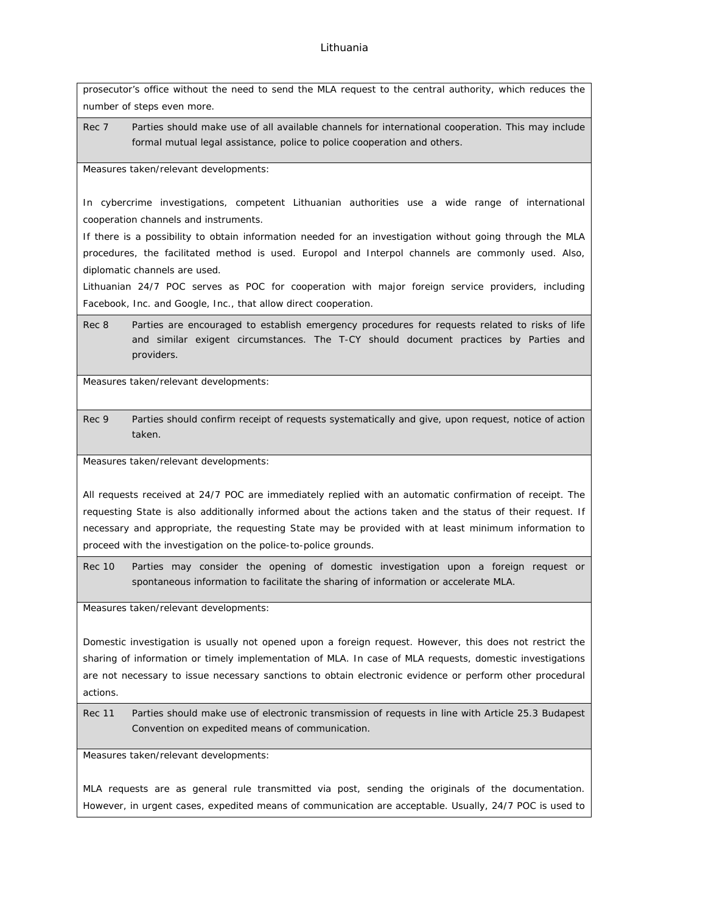prosecutor's office without the need to send the MLA request to the central authority, which reduces the number of steps even more.

| | |
|---|---|
| Rec 7 | Parties should make use of all available channels for international cooperation. This may include formal mutual legal assistance, police to police cooperation and others. |

Measures taken/relevant developments:

In cybercrime investigations, competent Lithuanian authorities use a wide range of international cooperation channels and instruments.

If there is a possibility to obtain information needed for an investigation without going through the MLA procedures, the facilitated method is used. Europol and Interpol channels are commonly used. Also, diplomatic channels are used.

Lithuanian 24/7 POC serves as POC for cooperation with major foreign service providers, including Facebook, Inc. and Google, Inc., that allow direct cooperation.

| | |
|---|---|
| Rec 8 | Parties are encouraged to establish emergency procedures for requests related to risks of life and similar exigent circumstances. The T-CY should document practices by Parties and providers. |

Measures taken/relevant developments:

| | |
|---|---|
| Rec 9 | Parties should confirm receipt of requests systematically and give, upon request, notice of action taken. |

Measures taken/relevant developments:

All requests received at 24/7 POC are immediately replied with an automatic confirmation of receipt. The requesting State is also additionally informed about the actions taken and the status of their request. If necessary and appropriate, the requesting State may be provided with at least minimum information to proceed with the investigation on the police-to-police grounds.

| | |
|---|---|
| Rec 10 | Parties may consider the opening of domestic investigation upon a foreign request or spontaneous information to facilitate the sharing of information or accelerate MLA. |

Measures taken/relevant developments:

Domestic investigation is usually not opened upon a foreign request. However, this does not restrict the sharing of information or timely implementation of MLA. In case of MLA requests, domestic investigations are not necessary to issue necessary sanctions to obtain electronic evidence or perform other procedural actions.

| | |
|---|---|
| Rec 11 | Parties should make use of electronic transmission of requests in line with Article 25.3 Budapest Convention on expedited means of communication. |

Measures taken/relevant developments:

MLA requests are as general rule transmitted via post, sending the originals of the documentation. However, in urgent cases, expedited means of communication are acceptable. Usually, 24/7 POC is used to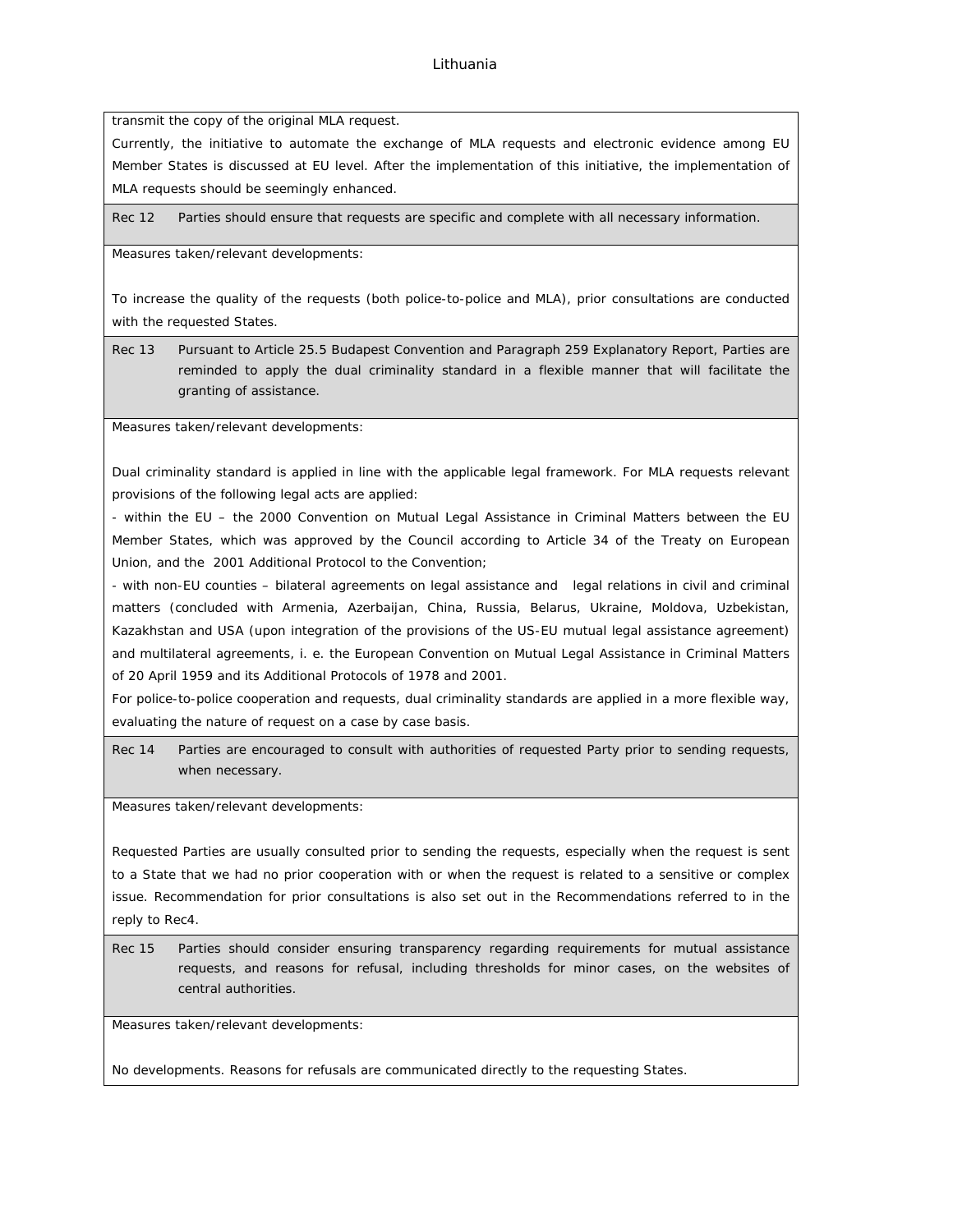transmit the copy of the original MLA request.

Currently, the initiative to automate the exchange of MLA requests and electronic evidence among EU Member States is discussed at EU level. After the implementation of this initiative, the implementation of MLA requests should be seemingly enhanced.

**Rec 12** Parties should ensure that requests are specific and complete with all necessary information.

Measures taken/relevant developments:

To increase the quality of the requests (both police-to-police and MLA), prior consultations are conducted with the requested States.

**Rec 13** Pursuant to Article 25.5 Budapest Convention and Paragraph 259 Explanatory Report, Parties are reminded to apply the dual criminality standard in a flexible manner that will facilitate the granting of assistance.

Measures taken/relevant developments:

Dual criminality standard is applied in line with the applicable legal framework. For MLA requests relevant provisions of the following legal acts are applied:

- within the EU – the 2000 Convention on Mutual Legal Assistance in Criminal Matters between the EU Member States, which was approved by the Council according to Article 34 of the Treaty on European Union, and the 2001 Additional Protocol to the Convention;
- with non-EU counties – bilateral agreements on legal assistance and legal relations in civil and criminal matters (concluded with Armenia, Azerbaijan, China, Russia, Belarus, Ukraine, Moldova, Uzbekistan, Kazakhstan and USA (upon integration of the provisions of the US-EU mutual legal assistance agreement) and multilateral agreements, i. e. the European Convention on Mutual Legal Assistance in Criminal Matters of 20 April 1959 and its Additional Protocols of 1978 and 2001.

For police-to-police cooperation and requests, dual criminality standards are applied in a more flexible way, evaluating the nature of request on a case by case basis.

**Rec 14** Parties are encouraged to consult with authorities of requested Party prior to sending requests, when necessary.

Measures taken/relevant developments:

Requested Parties are usually consulted prior to sending the requests, especially when the request is sent to a State that we had no prior cooperation with or when the request is related to a sensitive or complex issue. Recommendation for prior consultations is also set out in the Recommendations referred to in the reply to Rec4.

**Rec 15** Parties should consider ensuring transparency regarding requirements for mutual assistance requests, and reasons for refusal, including thresholds for minor cases, on the websites of central authorities.

Measures taken/relevant developments:

No developments. Reasons for refusals are communicated directly to the requesting States.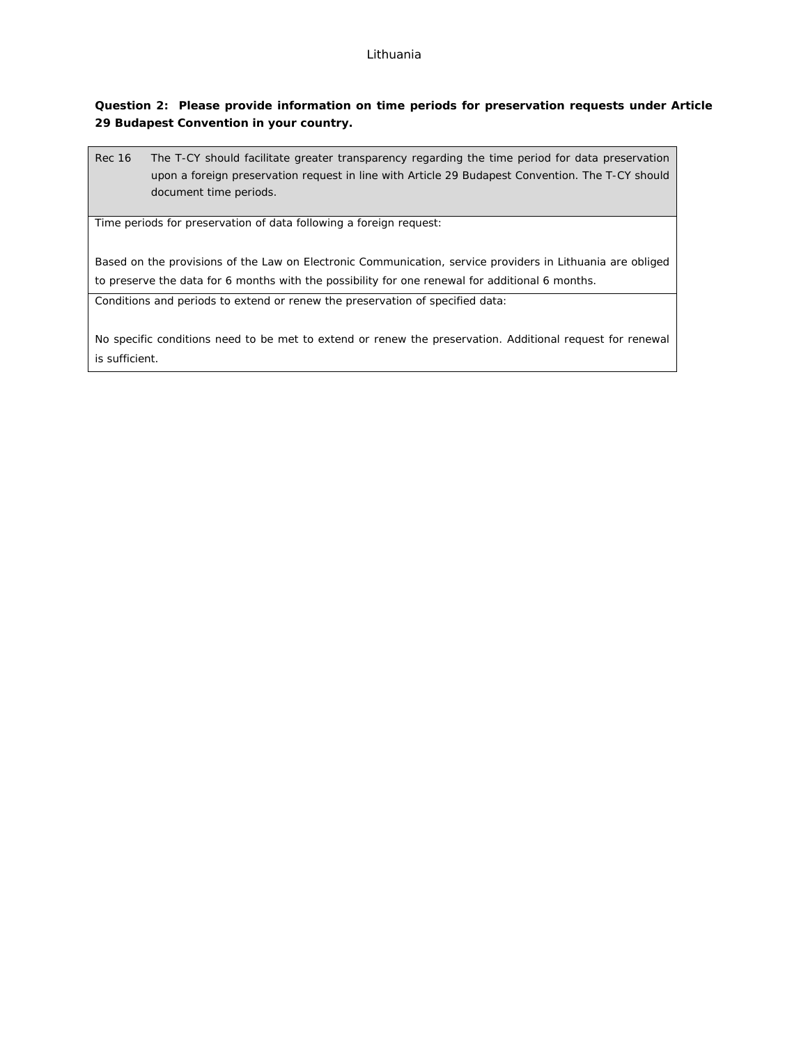Lithuania

**Question 2: Please provide information on time periods for preservation requests under Article 29 Budapest Convention in your country.**

| Rec 16 | The T-CY should facilitate greater transparency regarding the time period for data preservation upon a foreign preservation request in line with Article 29 Budapest Convention. The T-CY should document time periods. |
|---|---|
| Time periods for preservation of data following a foreign request:<br><br>Based on the provisions of the Law on Electronic Communication, service providers in Lithuania are obliged to preserve the data for 6 months with the possibility for one renewal for additional 6 months. | |
| Conditions and periods to extend or renew the preservation of specified data:<br><br>No specific conditions need to be met to extend or renew the preservation. Additional request for renewal is sufficient. | |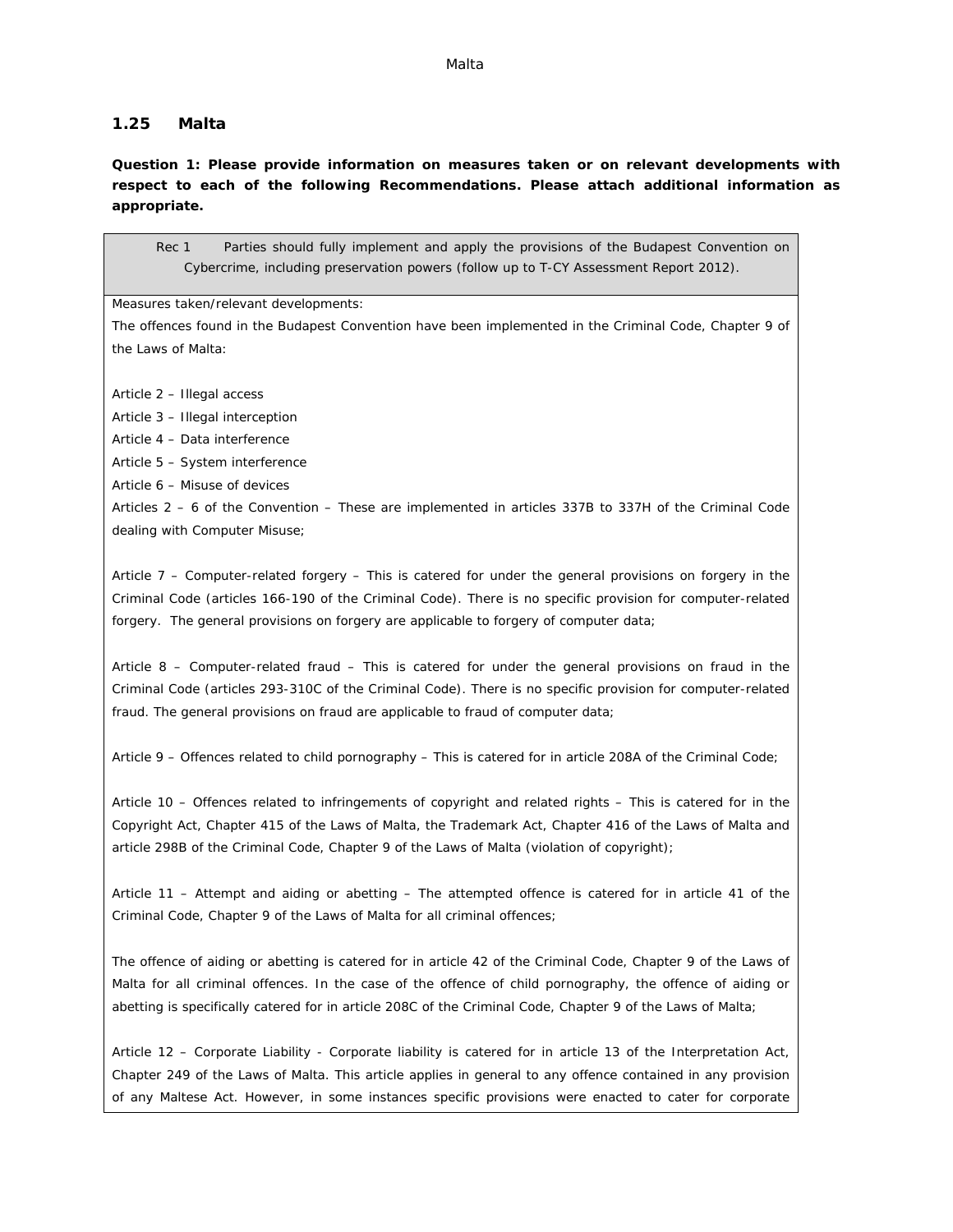## 1.25 Malta

**Question 1: Please provide information on measures taken or on relevant developments with respect to each of the following Recommendations. Please attach additional information as appropriate.**

| Rec 1 Parties should fully implement and apply the provisions of the Budapest Convention on Cybercrime, including preservation powers (follow up to T-CY Assessment Report 2012). |
|---|
| Measures taken/relevant developments:<br>The offences found in the Budapest Convention have been implemented in the Criminal Code, Chapter 9 of the Laws of Malta:<br><br>Article 2 – Illegal access<br>Article 3 – Illegal interception<br>Article 4 – Data interference<br>Article 5 – System interference<br>Article 6 – Misuse of devices<br>Articles 2 – 6 of the Convention – These are implemented in articles 337B to 337H of the Criminal Code dealing with Computer Misuse;<br><br>Article 7 – Computer-related forgery – This is catered for under the general provisions on forgery in the Criminal Code (articles 166-190 of the Criminal Code). There is no specific provision for computer-related forgery. The general provisions on forgery are applicable to forgery of computer data;<br><br>Article 8 – Computer-related fraud – This is catered for under the general provisions on fraud in the Criminal Code (articles 293-310C of the Criminal Code). There is no specific provision for computer-related fraud. The general provisions on fraud are applicable to fraud of computer data;<br><br>Article 9 – Offences related to child pornography – This is catered for in article 208A of the Criminal Code;<br><br>Article 10 – Offences related to infringements of copyright and related rights – This is catered for in the Copyright Act, Chapter 415 of the Laws of Malta, the Trademark Act, Chapter 416 of the Laws of Malta and article 298B of the Criminal Code, Chapter 9 of the Laws of Malta (violation of copyright);<br><br>Article 11 – Attempt and aiding or abetting – The attempted offence is catered for in article 41 of the Criminal Code, Chapter 9 of the Laws of Malta for all criminal offences;<br><br>The offence of aiding or abetting is catered for in article 42 of the Criminal Code, Chapter 9 of the Laws of Malta for all criminal offences. In the case of the offence of child pornography, the offence of aiding or abetting is specifically catered for in article 208C of the Criminal Code, Chapter 9 of the Laws of Malta;<br><br>Article 12 – Corporate Liability - Corporate liability is catered for in article 13 of the Interpretation Act, Chapter 249 of the Laws of Malta. This article applies in general to any offence contained in any provision of any Maltese Act. However, in some instances specific provisions were enacted to cater for corporate |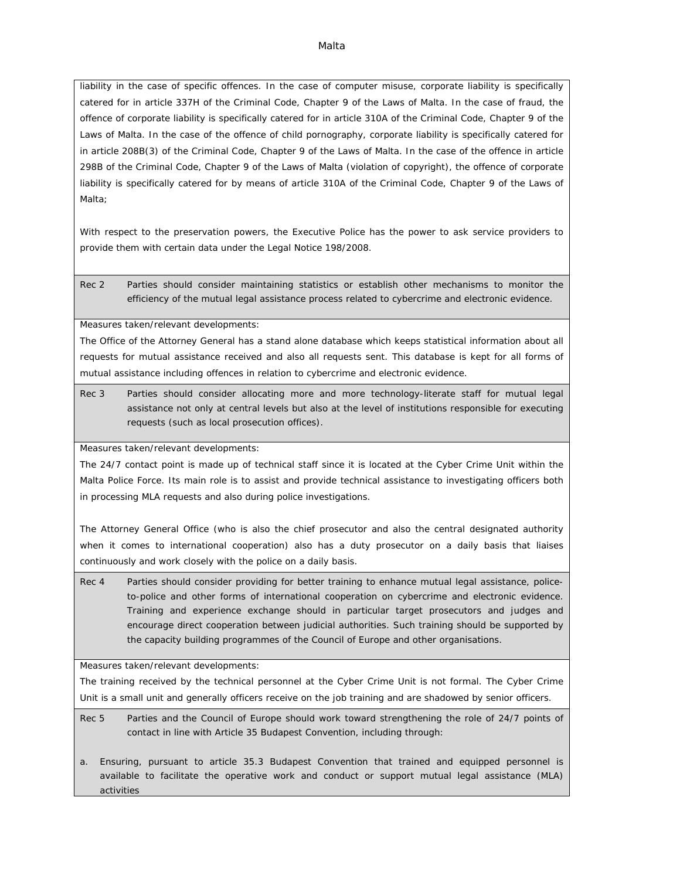liability in the case of specific offences. In the case of computer misuse, corporate liability is specifically catered for in article 337H of the Criminal Code, Chapter 9 of the Laws of Malta. In the case of fraud, the offence of corporate liability is specifically catered for in article 310A of the Criminal Code, Chapter 9 of the Laws of Malta. In the case of the offence of child pornography, corporate liability is specifically catered for in article 208B(3) of the Criminal Code, Chapter 9 of the Laws of Malta. In the case of the offence in article 298B of the Criminal Code, Chapter 9 of the Laws of Malta (violation of copyright), the offence of corporate liability is specifically catered for by means of article 310A of the Criminal Code, Chapter 9 of the Laws of Malta;

With respect to the preservation powers, the Executive Police has the power to ask service providers to provide them with certain data under the Legal Notice 198/2008.

**Rec 2** Parties should consider maintaining statistics or establish other mechanisms to monitor the efficiency of the mutual legal assistance process related to cybercrime and electronic evidence.

Measures taken/relevant developments:

The Office of the Attorney General has a stand alone database which keeps statistical information about all requests for mutual assistance received and also all requests sent. This database is kept for all forms of mutual assistance including offences in relation to cybercrime and electronic evidence.

**Rec 3** Parties should consider allocating more and more technology-literate staff for mutual legal assistance not only at central levels but also at the level of institutions responsible for executing requests (such as local prosecution offices).

Measures taken/relevant developments:

The 24/7 contact point is made up of technical staff since it is located at the Cyber Crime Unit within the Malta Police Force. Its main role is to assist and provide technical assistance to investigating officers both in processing MLA requests and also during police investigations.

The Attorney General Office (who is also the chief prosecutor and also the central designated authority when it comes to international cooperation) also has a duty prosecutor on a daily basis that liaises continuously and work closely with the police on a daily basis.

**Rec 4** Parties should consider providing for better training to enhance mutual legal assistance, police-to-police and other forms of international cooperation on cybercrime and electronic evidence. Training and experience exchange should in particular target prosecutors and judges and encourage direct cooperation between judicial authorities. Such training should be supported by the capacity building programmes of the Council of Europe and other organisations.

Measures taken/relevant developments:

The training received by the technical personnel at the Cyber Crime Unit is not formal. The Cyber Crime Unit is a small unit and generally officers receive on the job training and are shadowed by senior officers.

**Rec 5** Parties and the Council of Europe should work toward strengthening the role of 24/7 points of contact in line with Article 35 Budapest Convention, including through:

a. Ensuring, pursuant to article 35.3 Budapest Convention that trained and equipped personnel is available to facilitate the operative work and conduct or support mutual legal assistance (MLA) activities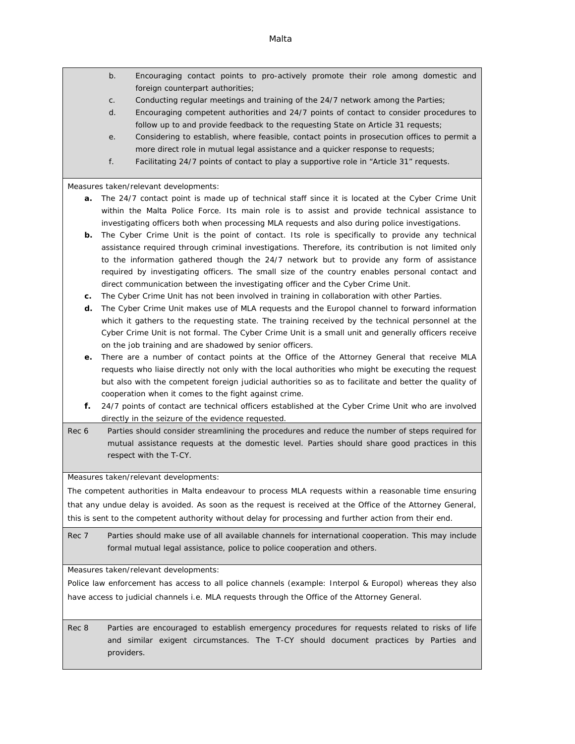b. Encouraging contact points to pro-actively promote their role among domestic and foreign counterpart authorities;

c. Conducting regular meetings and training of the 24/7 network among the Parties;

d. Encouraging competent authorities and 24/7 points of contact to consider procedures to follow up to and provide feedback to the requesting State on Article 31 requests;

e. Considering to establish, where feasible, contact points in prosecution offices to permit a more direct role in mutual legal assistance and a quicker response to requests;

f. Facilitating 24/7 points of contact to play a supportive role in "Article 31" requests.

Measures taken/relevant developments:

- **a.** The 24/7 contact point is made up of technical staff since it is located at the Cyber Crime Unit within the Malta Police Force. Its main role is to assist and provide technical assistance to investigating officers both when processing MLA requests and also during police investigations.
- **b.** The Cyber Crime Unit is the point of contact. Its role is specifically to provide any technical assistance required through criminal investigations. Therefore, its contribution is not limited only to the information gathered though the 24/7 network but to provide any form of assistance required by investigating officers. The small size of the country enables personal contact and direct communication between the investigating officer and the Cyber Crime Unit.
- **c.** The Cyber Crime Unit has not been involved in training in collaboration with other Parties.
- **d.** The Cyber Crime Unit makes use of MLA requests and the Europol channel to forward information which it gathers to the requesting state. The training received by the technical personnel at the Cyber Crime Unit is not formal. The Cyber Crime Unit is a small unit and generally officers receive on the job training and are shadowed by senior officers.
- **e.** There are a number of contact points at the Office of the Attorney General that receive MLA requests who liaise directly not only with the local authorities who might be executing the request but also with the competent foreign judicial authorities so as to facilitate and better the quality of cooperation when it comes to the fight against crime.
- **f.** 24/7 points of contact are technical officers established at the Cyber Crime Unit who are involved directly in the seizure of the evidence requested.

Rec 6 Parties should consider streamlining the procedures and reduce the number of steps required for mutual assistance requests at the domestic level. Parties should share good practices in this respect with the T-CY.

Measures taken/relevant developments:

The competent authorities in Malta endeavour to process MLA requests within a reasonable time ensuring that any undue delay is avoided. As soon as the request is received at the Office of the Attorney General, this is sent to the competent authority without delay for processing and further action from their end.

Rec 7 Parties should make use of all available channels for international cooperation. This may include formal mutual legal assistance, police to police cooperation and others.

Measures taken/relevant developments:

Police law enforcement has access to all police channels (example: Interpol & Europol) whereas they also have access to judicial channels i.e. MLA requests through the Office of the Attorney General.

Rec 8 Parties are encouraged to establish emergency procedures for requests related to risks of life and similar exigent circumstances. The T-CY should document practices by Parties and providers.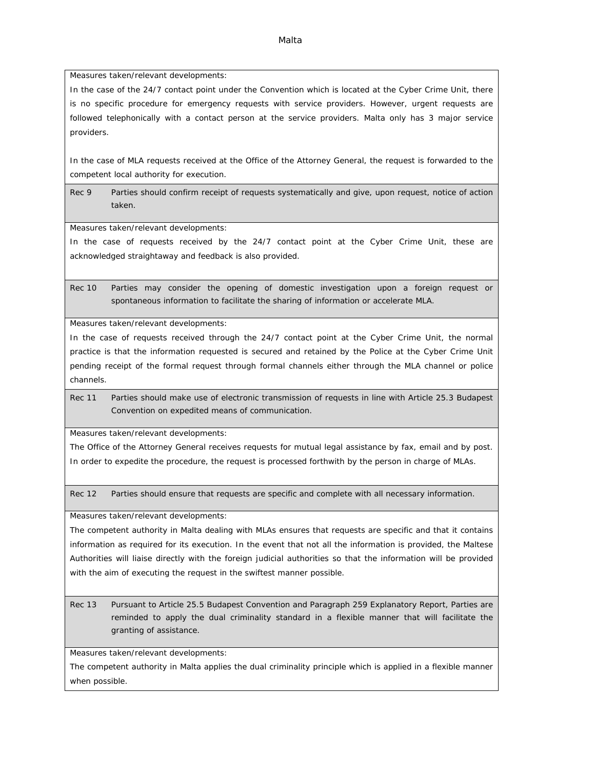Measures taken/relevant developments:

In the case of the 24/7 contact point under the Convention which is located at the Cyber Crime Unit, there is no specific procedure for emergency requests with service providers. However, urgent requests are followed telephonically with a contact person at the service providers. Malta only has 3 major service providers.

In the case of MLA requests received at the Office of the Attorney General, the request is forwarded to the competent local authority for execution.

| Rec 9 | Parties should confirm receipt of requests systematically and give, upon request, notice of action taken. |
|---|---|

Measures taken/relevant developments:

In the case of requests received by the 24/7 contact point at the Cyber Crime Unit, these are acknowledged straightaway and feedback is also provided.

| Rec 10 | Parties may consider the opening of domestic investigation upon a foreign request or spontaneous information to facilitate the sharing of information or accelerate MLA. |
|---|---|

Measures taken/relevant developments:

In the case of requests received through the 24/7 contact point at the Cyber Crime Unit, the normal practice is that the information requested is secured and retained by the Police at the Cyber Crime Unit pending receipt of the formal request through formal channels either through the MLA channel or police channels.

| Rec 11 | Parties should make use of electronic transmission of requests in line with Article 25.3 Budapest Convention on expedited means of communication. |
|---|---|

Measures taken/relevant developments:

The Office of the Attorney General receives requests for mutual legal assistance by fax, email and by post. In order to expedite the procedure, the request is processed forthwith by the person in charge of MLAs.

| Rec 12 | Parties should ensure that requests are specific and complete with all necessary information. |
|---|---|

Measures taken/relevant developments:

The competent authority in Malta dealing with MLAs ensures that requests are specific and that it contains information as required for its execution. In the event that not all the information is provided, the Maltese Authorities will liaise directly with the foreign judicial authorities so that the information will be provided with the aim of executing the request in the swiftest manner possible.

| Rec 13 | Pursuant to Article 25.5 Budapest Convention and Paragraph 259 Explanatory Report, Parties are reminded to apply the dual criminality standard in a flexible manner that will facilitate the granting of assistance. |
|---|---|

Measures taken/relevant developments:

The competent authority in Malta applies the dual criminality principle which is applied in a flexible manner when possible.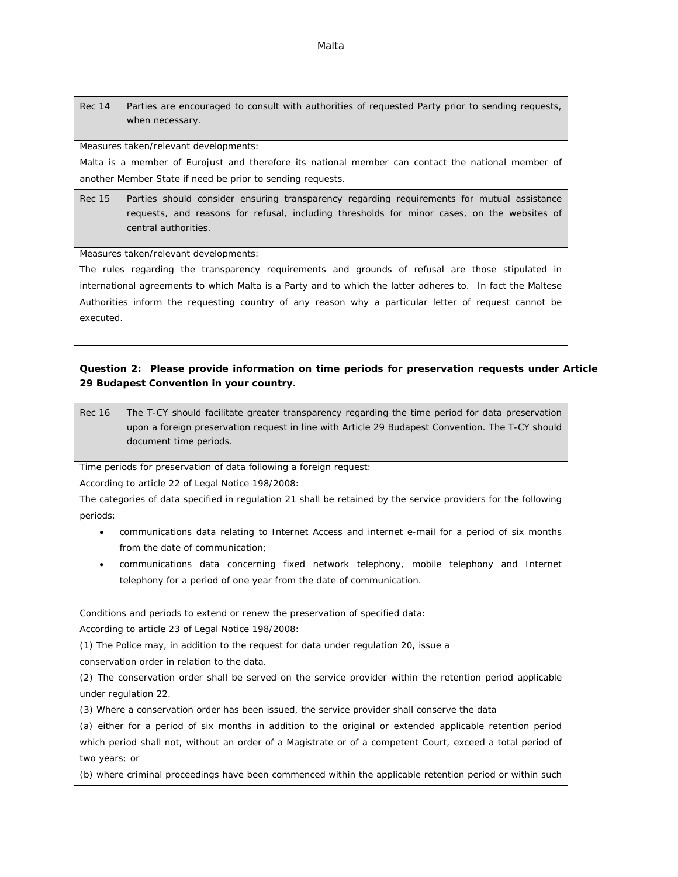**Rec 14** Parties are encouraged to consult with authorities of requested Party prior to sending requests, when necessary.

Measures taken/relevant developments:

Malta is a member of Eurojust and therefore its national member can contact the national member of another Member State if need be prior to sending requests.

**Rec 15** Parties should consider ensuring transparency regarding requirements for mutual assistance requests, and reasons for refusal, including thresholds for minor cases, on the websites of central authorities.

Measures taken/relevant developments:

The rules regarding the transparency requirements and grounds of refusal are those stipulated in international agreements to which Malta is a Party and to which the latter adheres to. In fact the Maltese Authorities inform the requesting country of any reason why a particular letter of request cannot be executed.

**Question 2: Please provide information on time periods for preservation requests under Article 29 Budapest Convention in your country.**

**Rec 16** The T-CY should facilitate greater transparency regarding the time period for data preservation upon a foreign preservation request in line with Article 29 Budapest Convention. The T-CY should document time periods.

Time periods for preservation of data following a foreign request:

According to article 22 of Legal Notice 198/2008:

The categories of data specified in regulation 21 shall be retained by the service providers for the following periods:

- communications data relating to Internet Access and internet e-mail for a period of six months from the date of communication;
- communications data concerning fixed network telephony, mobile telephony and Internet telephony for a period of one year from the date of communication.

Conditions and periods to extend or renew the preservation of specified data:

According to article 23 of Legal Notice 198/2008:

(1) The Police may, in addition to the request for data under regulation 20, issue a conservation order in relation to the data.

(2) The conservation order shall be served on the service provider within the retention period applicable under regulation 22.

(3) Where a conservation order has been issued, the service provider shall conserve the data

(a) either for a period of six months in addition to the original or extended applicable retention period which period shall not, without an order of a Magistrate or of a competent Court, exceed a total period of two years; or

(b) where criminal proceedings have been commenced within the applicable retention period or within such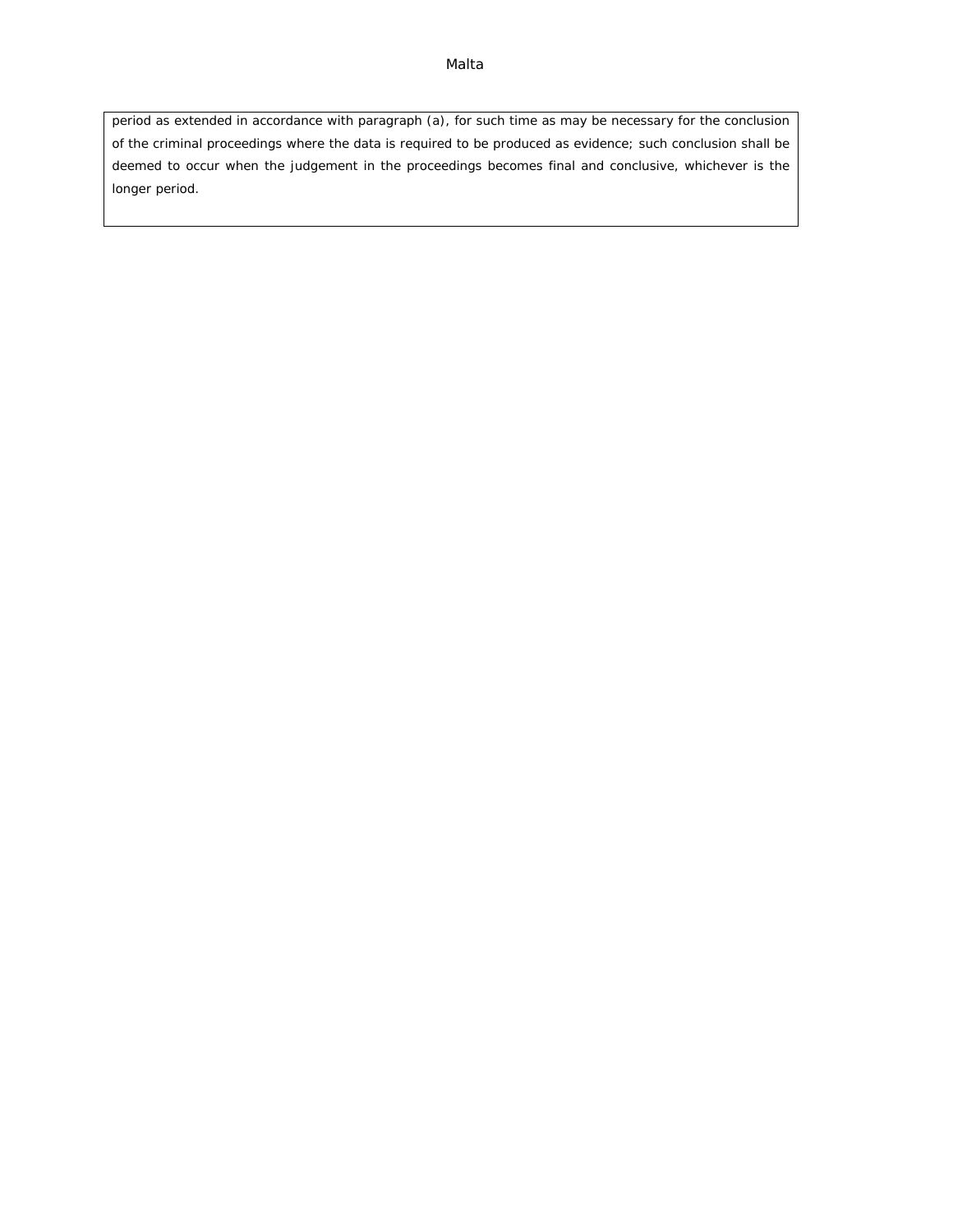period as extended in accordance with paragraph (a), for such time as may be necessary for the conclusion of the criminal proceedings where the data is required to be produced as evidence; such conclusion shall be deemed to occur when the judgement in the proceedings becomes final and conclusive, whichever is the longer period.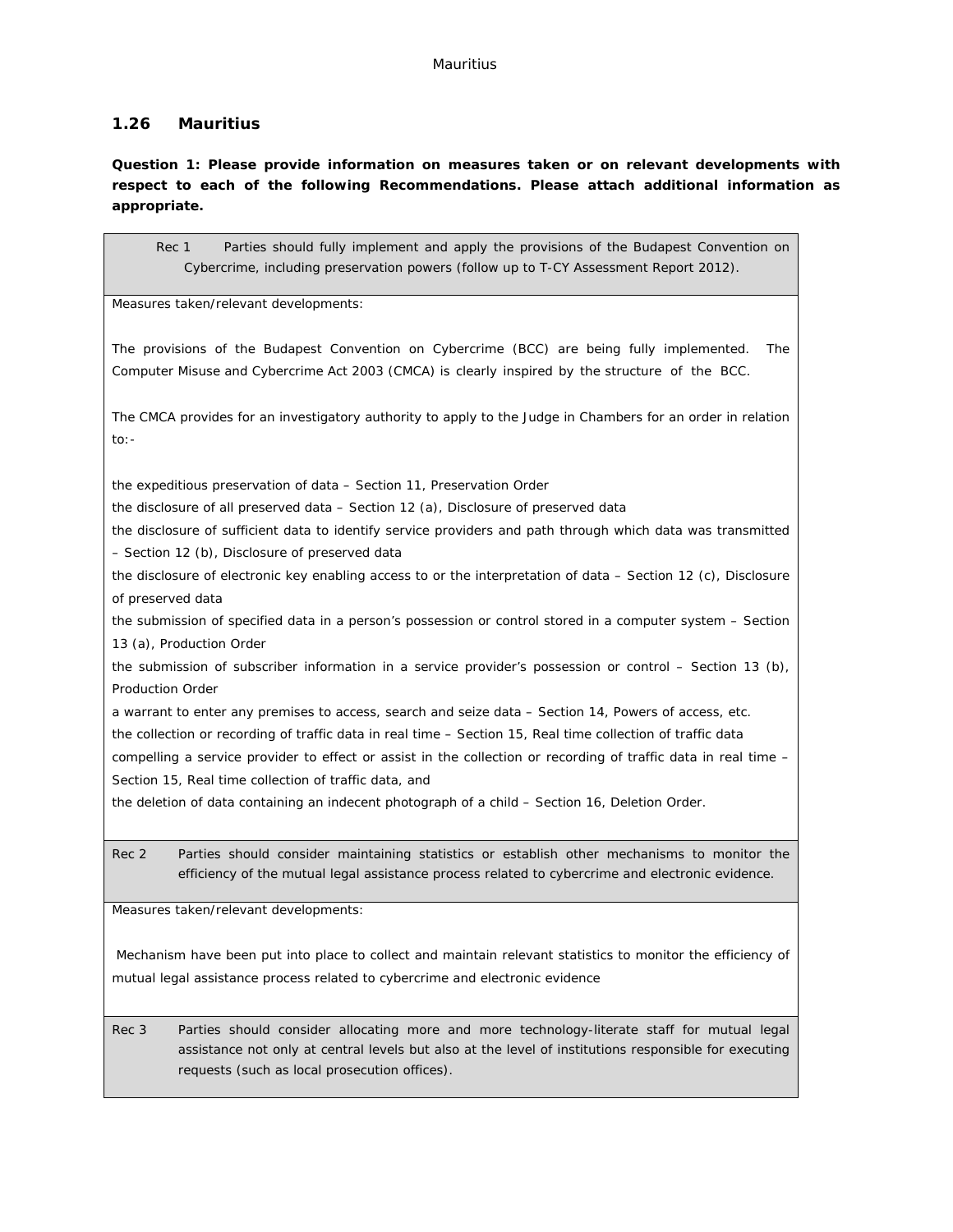## 1.26 Mauritius

**Question 1: Please provide information on measures taken or on relevant developments with respect to each of the following Recommendations. Please attach additional information as appropriate.**

| Rec 1 Parties should fully implement and apply the provisions of the Budapest Convention on Cybercrime, including preservation powers (follow up to T-CY Assessment Report 2012). |
|---|
| Measures taken/relevant developments:<br><br>The provisions of the Budapest Convention on Cybercrime (BCC) are being fully implemented. The Computer Misuse and Cybercrime Act 2003 (CMCA) is clearly inspired by the structure of the BCC.<br><br>The CMCA provides for an investigatory authority to apply to the Judge in Chambers for an order in relation to:-<br><br>the expeditious preservation of data – Section 11, Preservation Order<br>the disclosure of all preserved data – Section 12 (a), Disclosure of preserved data<br>the disclosure of sufficient data to identify service providers and path through which data was transmitted – Section 12 (b), Disclosure of preserved data<br>the disclosure of electronic key enabling access to or the interpretation of data – Section 12 (c), Disclosure of preserved data<br>the submission of specified data in a person's possession or control stored in a computer system – Section 13 (a), Production Order<br>the submission of subscriber information in a service provider's possession or control – Section 13 (b), Production Order<br>a warrant to enter any premises to access, search and seize data – Section 14, Powers of access, etc.<br>the collection or recording of traffic data in real time – Section 15, Real time collection of traffic data<br>compelling a service provider to effect or assist in the collection or recording of traffic data in real time – Section 15, Real time collection of traffic data, and<br>the deletion of data containing an indecent photograph of a child – Section 16, Deletion Order. |
| Rec 2 Parties should consider maintaining statistics or establish other mechanisms to monitor the efficiency of the mutual legal assistance process related to cybercrime and electronic evidence. |
| Measures taken/relevant developments:<br><br>Mechanism have been put into place to collect and maintain relevant statistics to monitor the efficiency of mutual legal assistance process related to cybercrime and electronic evidence |
| Rec 3 Parties should consider allocating more and more technology-literate staff for mutual legal assistance not only at central levels but also at the level of institutions responsible for executing requests (such as local prosecution offices). |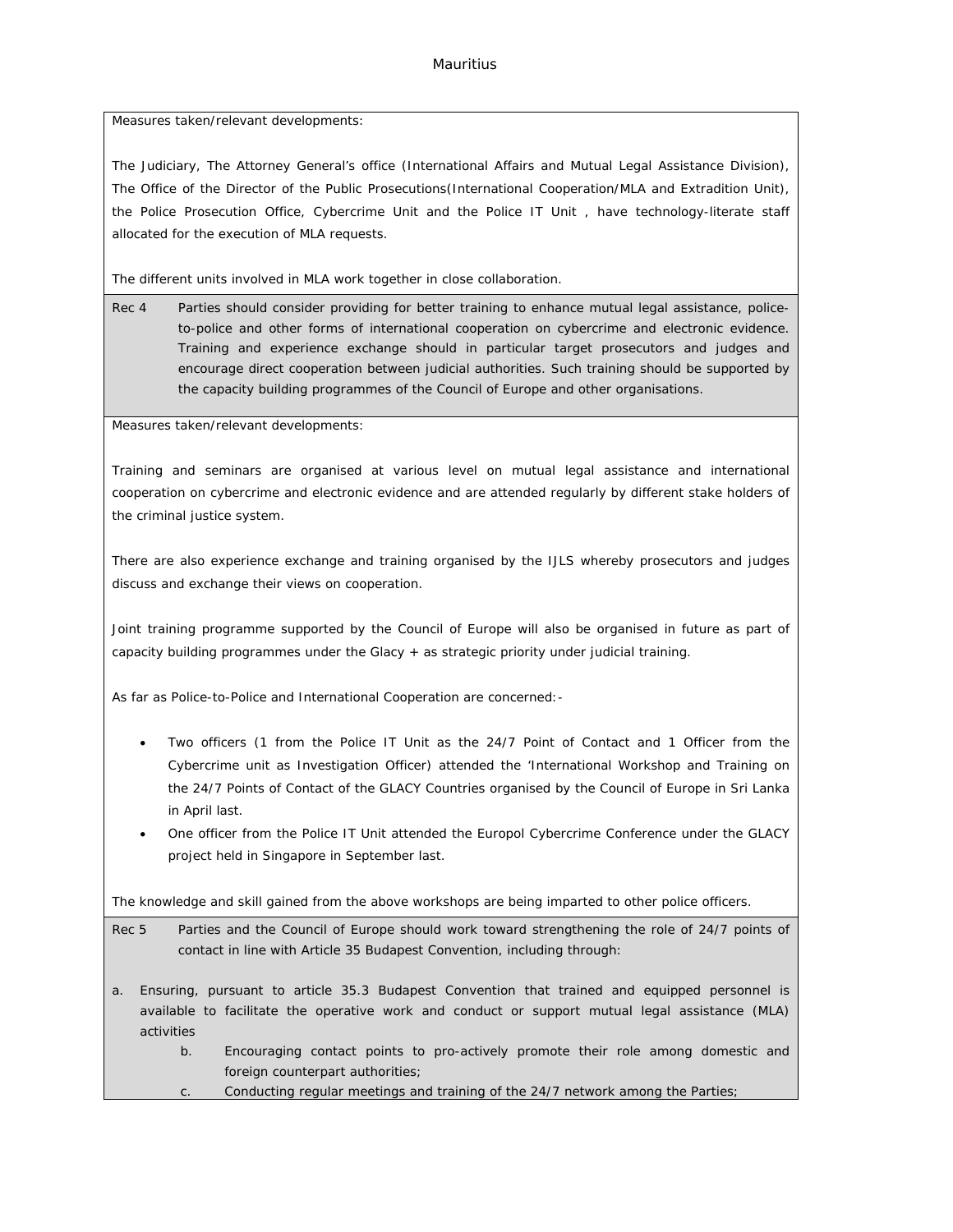Mauritius

Measures taken/relevant developments:

The Judiciary, The Attorney General's office (International Affairs and Mutual Legal Assistance Division), The Office of the Director of the Public Prosecutions(International Cooperation/MLA and Extradition Unit), the Police Prosecution Office, Cybercrime Unit and the Police IT Unit , have technology-literate staff allocated for the execution of MLA requests.

The different units involved in MLA work together in close collaboration.

Rec 4 Parties should consider providing for better training to enhance mutual legal assistance, police-to-police and other forms of international cooperation on cybercrime and electronic evidence. Training and experience exchange should in particular target prosecutors and judges and encourage direct cooperation between judicial authorities. Such training should be supported by the capacity building programmes of the Council of Europe and other organisations.

Measures taken/relevant developments:

Training and seminars are organised at various level on mutual legal assistance and international cooperation on cybercrime and electronic evidence and are attended regularly by different stake holders of the criminal justice system.

There are also experience exchange and training organised by the IJLS whereby prosecutors and judges discuss and exchange their views on cooperation.

Joint training programme supported by the Council of Europe will also be organised in future as part of capacity building programmes under the Glacy + as strategic priority under judicial training.

As far as Police-to-Police and International Cooperation are concerned:-

- Two officers (1 from the Police IT Unit as the 24/7 Point of Contact and 1 Officer from the Cybercrime unit as Investigation Officer) attended the 'International Workshop and Training on the 24/7 Points of Contact of the GLACY Countries organised by the Council of Europe in Sri Lanka in April last.
- One officer from the Police IT Unit attended the Europol Cybercrime Conference under the GLACY project held in Singapore in September last.

The knowledge and skill gained from the above workshops are being imparted to other police officers.

Rec 5 Parties and the Council of Europe should work toward strengthening the role of 24/7 points of contact in line with Article 35 Budapest Convention, including through:

a. Ensuring, pursuant to article 35.3 Budapest Convention that trained and equipped personnel is available to facilitate the operative work and conduct or support mutual legal assistance (MLA) activities

b. Encouraging contact points to pro-actively promote their role among domestic and foreign counterpart authorities;

c. Conducting regular meetings and training of the 24/7 network among the Parties;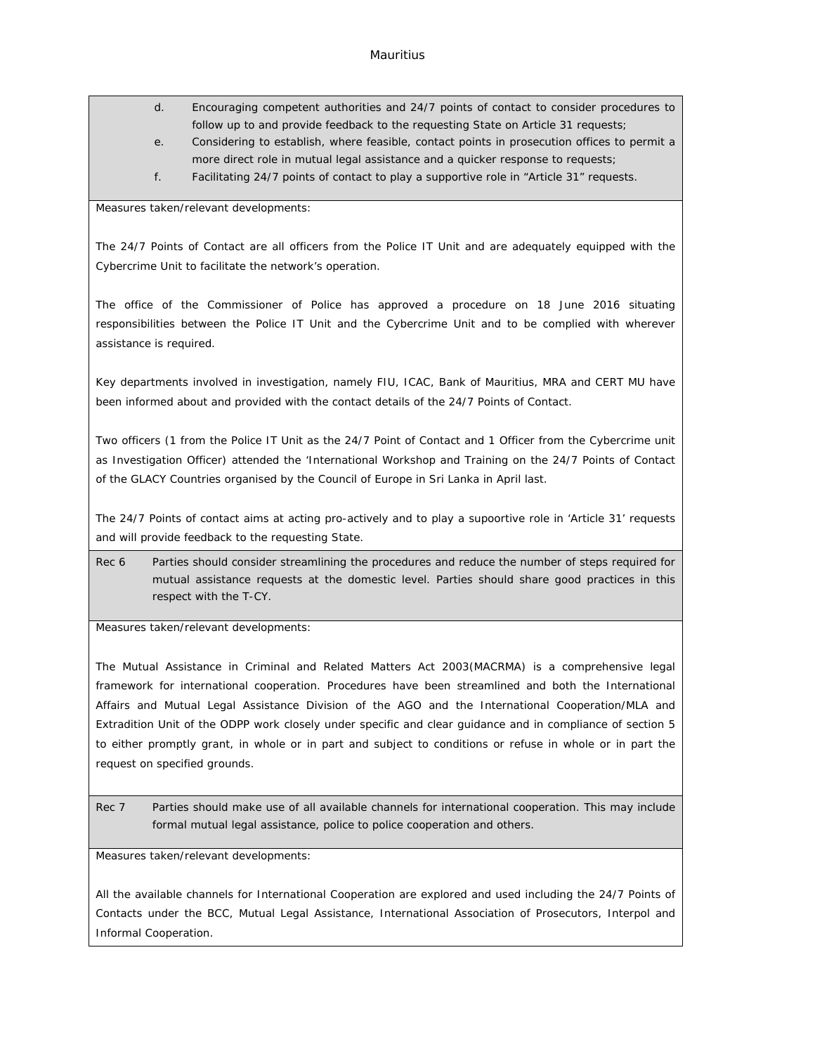d. Encouraging competent authorities and 24/7 points of contact to consider procedures to follow up to and provide feedback to the requesting State on Article 31 requests;

e. Considering to establish, where feasible, contact points in prosecution offices to permit a more direct role in mutual legal assistance and a quicker response to requests;

f. Facilitating 24/7 points of contact to play a supportive role in "Article 31" requests.

Measures taken/relevant developments:

The 24/7 Points of Contact are all officers from the Police IT Unit and are adequately equipped with the Cybercrime Unit to facilitate the network's operation.

The office of the Commissioner of Police has approved a procedure on 18 June 2016 situating responsibilities between the Police IT Unit and the Cybercrime Unit and to be complied with wherever assistance is required.

Key departments involved in investigation, namely FIU, ICAC, Bank of Mauritius, MRA and CERT MU have been informed about and provided with the contact details of the 24/7 Points of Contact.

Two officers (1 from the Police IT Unit as the 24/7 Point of Contact and 1 Officer from the Cybercrime unit as Investigation Officer) attended the 'International Workshop and Training on the 24/7 Points of Contact of the GLACY Countries organised by the Council of Europe in Sri Lanka in April last.

The 24/7 Points of contact aims at acting pro-actively and to play a supoortive role in 'Article 31' requests and will provide feedback to the requesting State.

Rec 6 Parties should consider streamlining the procedures and reduce the number of steps required for mutual assistance requests at the domestic level. Parties should share good practices in this respect with the T-CY.

Measures taken/relevant developments:

The Mutual Assistance in Criminal and Related Matters Act 2003(MACRMA) is a comprehensive legal framework for international cooperation. Procedures have been streamlined and both the International Affairs and Mutual Legal Assistance Division of the AGO and the International Cooperation/MLA and Extradition Unit of the ODPP work closely under specific and clear guidance and in compliance of section 5 to either promptly grant, in whole or in part and subject to conditions or refuse in whole or in part the request on specified grounds.

Rec 7 Parties should make use of all available channels for international cooperation. This may include formal mutual legal assistance, police to police cooperation and others.

Measures taken/relevant developments:

All the available channels for International Cooperation are explored and used including the 24/7 Points of Contacts under the BCC, Mutual Legal Assistance, International Association of Prosecutors, Interpol and Informal Cooperation.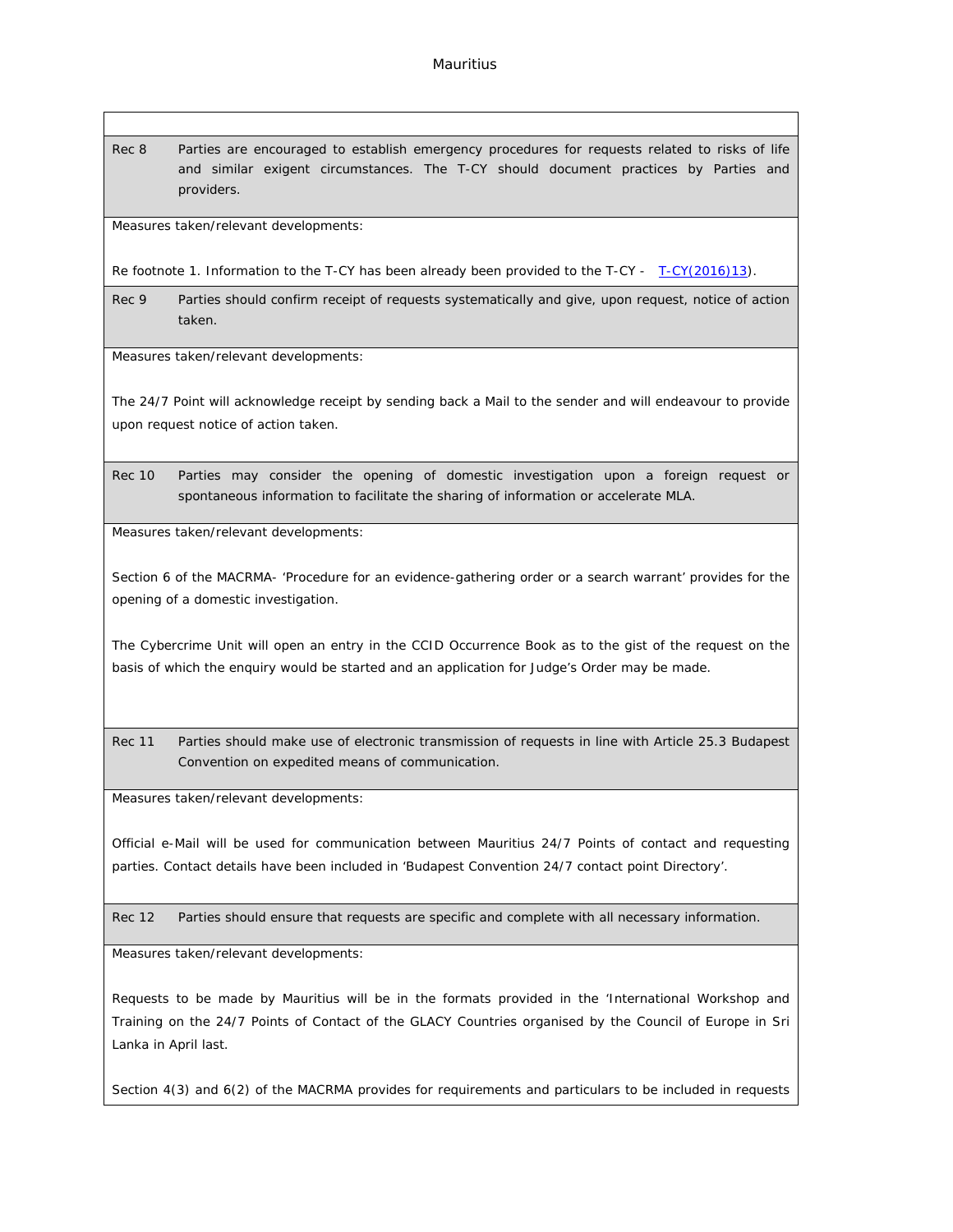| | |
|---|---|
| Rec 8 | Parties are encouraged to establish emergency procedures for requests related to risks of life and similar exigent circumstances. The T-CY should document practices by Parties and providers. |

Measures taken/relevant developments:

Re footnote 1. Information to the T-CY has been already been provided to the T-CY - T-CY(2016)13).

| | |
|---|---|
| Rec 9 | Parties should confirm receipt of requests systematically and give, upon request, notice of action taken. |

Measures taken/relevant developments:

The 24/7 Point will acknowledge receipt by sending back a Mail to the sender and will endeavour to provide upon request notice of action taken.

| | |
|---|---|
| Rec 10 | Parties may consider the opening of domestic investigation upon a foreign request or spontaneous information to facilitate the sharing of information or accelerate MLA. |

Measures taken/relevant developments:

Section 6 of the MACRMA- 'Procedure for an evidence-gathering order or a search warrant' provides for the opening of a domestic investigation.

The Cybercrime Unit will open an entry in the CCID Occurrence Book as to the gist of the request on the basis of which the enquiry would be started and an application for Judge's Order may be made.

| | |
|---|---|
| Rec 11 | Parties should make use of electronic transmission of requests in line with Article 25.3 Budapest Convention on expedited means of communication. |

Measures taken/relevant developments:

Official e-Mail will be used for communication between Mauritius 24/7 Points of contact and requesting parties. Contact details have been included in 'Budapest Convention 24/7 contact point Directory'.

| | |
|---|---|
| Rec 12 | Parties should ensure that requests are specific and complete with all necessary information. |

Measures taken/relevant developments:

Requests to be made by Mauritius will be in the formats provided in the 'International Workshop and Training on the 24/7 Points of Contact of the GLACY Countries organised by the Council of Europe in Sri Lanka in April last.

Section 4(3) and 6(2) of the MACRMA provides for requirements and particulars to be included in requests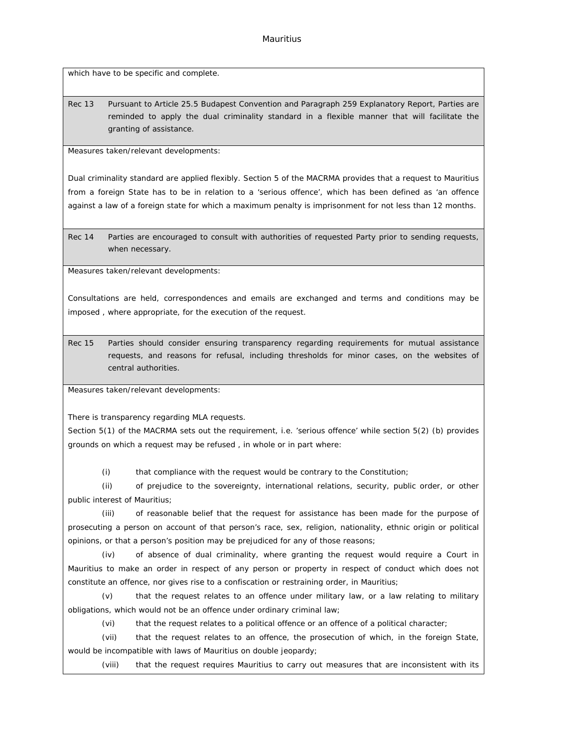which have to be specific and complete.

| Rec 13 | Pursuant to Article 25.5 Budapest Convention and Paragraph 259 Explanatory Report, Parties are reminded to apply the dual criminality standard in a flexible manner that will facilitate the granting of assistance. |
|---|---|

Measures taken/relevant developments:

Dual criminality standard are applied flexibly. Section 5 of the MACRMA provides that a request to Mauritius from a foreign State has to be in relation to a 'serious offence', which has been defined as 'an offence against a law of a foreign state for which a maximum penalty is imprisonment for not less than 12 months.

| Rec 14 | Parties are encouraged to consult with authorities of requested Party prior to sending requests, when necessary. |
|---|---|

Measures taken/relevant developments:

Consultations are held, correspondences and emails are exchanged and terms and conditions may be imposed , where appropriate, for the execution of the request.

| Rec 15 | Parties should consider ensuring transparency regarding requirements for mutual assistance requests, and reasons for refusal, including thresholds for minor cases, on the websites of central authorities. |
|---|---|

Measures taken/relevant developments:

There is transparency regarding MLA requests.

Section 5(1) of the MACRMA sets out the requirement, i.e. 'serious offence' while section 5(2) (b) provides grounds on which a request may be refused , in whole or in part where:

(i) that compliance with the request would be contrary to the Constitution;

(ii) of prejudice to the sovereignty, international relations, security, public order, or other public interest of Mauritius;

(iii) of reasonable belief that the request for assistance has been made for the purpose of prosecuting a person on account of that person's race, sex, religion, nationality, ethnic origin or political opinions, or that a person's position may be prejudiced for any of those reasons;

(iv) of absence of dual criminality, where granting the request would require a Court in Mauritius to make an order in respect of any person or property in respect of conduct which does not constitute an offence, nor gives rise to a confiscation or restraining order, in Mauritius;

(v) that the request relates to an offence under military law, or a law relating to military obligations, which would not be an offence under ordinary criminal law;

(vi) that the request relates to a political offence or an offence of a political character;

(vii) that the request relates to an offence, the prosecution of which, in the foreign State, would be incompatible with laws of Mauritius on double jeopardy;

(viii) that the request requires Mauritius to carry out measures that are inconsistent with its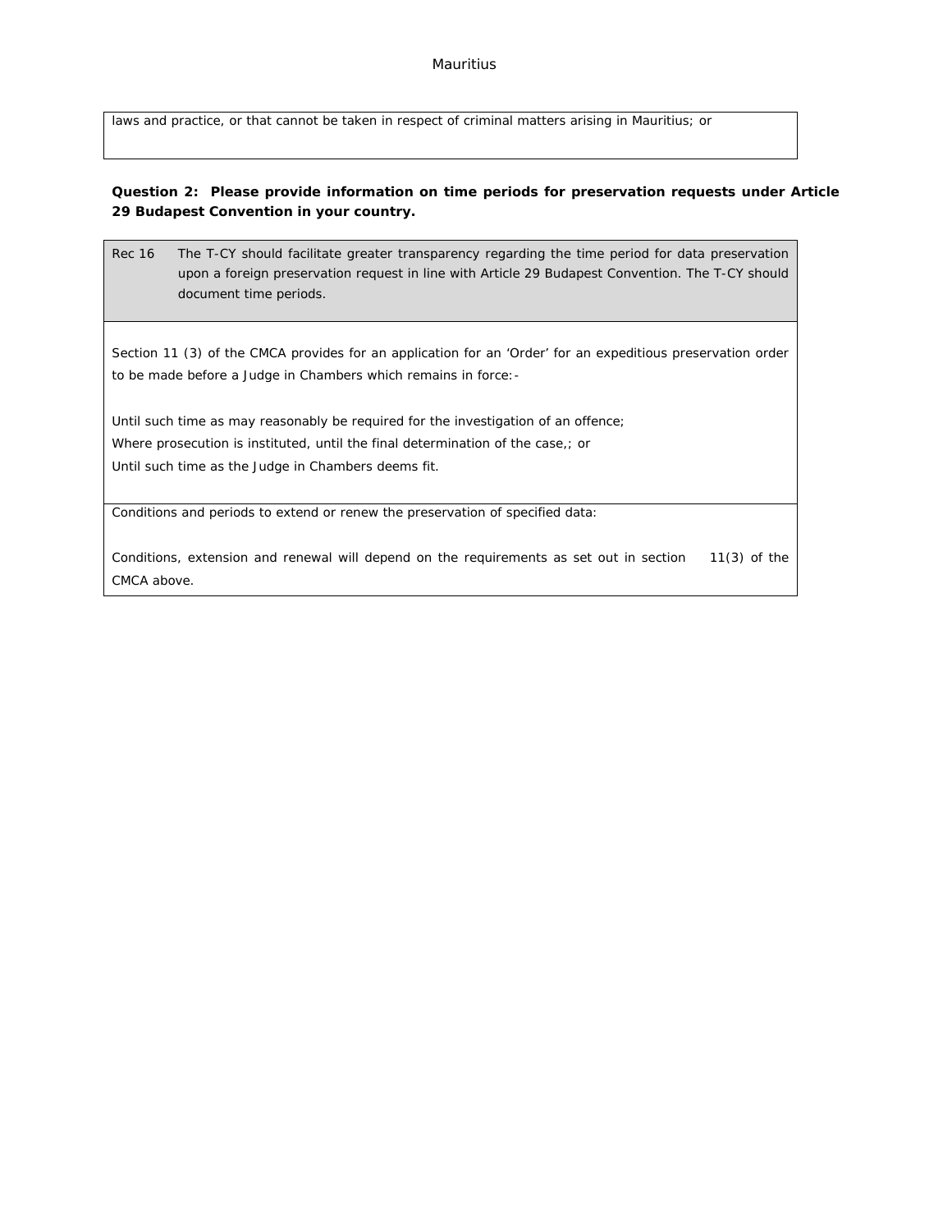| laws and practice, or that cannot be taken in respect of criminal matters arising in Mauritius; or |
|---|

**Question 2: Please provide information on time periods for preservation requests under Article 29 Budapest Convention in your country.**

| Rec 16 | The T-CY should facilitate greater transparency regarding the time period for data preservation upon a foreign preservation request in line with Article 29 Budapest Convention. The T-CY should document time periods. |
|---|---|

Section 11 (3) of the CMCA provides for an application for an 'Order' for an expeditious preservation order to be made before a Judge in Chambers which remains in force:-

Until such time as may reasonably be required for the investigation of an offence;
Where prosecution is instituted, until the final determination of the case,; or
Until such time as the Judge in Chambers deems fit.

Conditions and periods to extend or renew the preservation of specified data:

Conditions, extension and renewal will depend on the requirements as set out in section 11(3) of the CMCA above.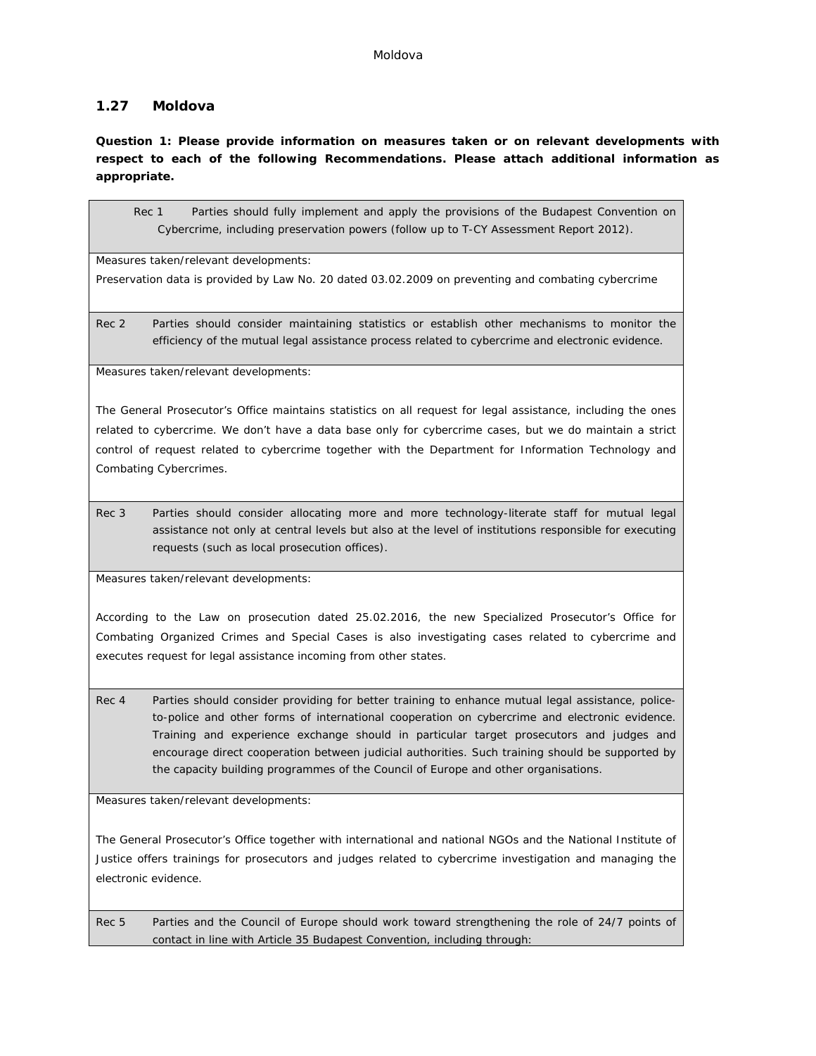## 1.27 Moldova

**Question 1: Please provide information on measures taken or on relevant developments with respect to each of the following Recommendations. Please attach additional information as appropriate.**

| Rec 1 | Parties should fully implement and apply the provisions of the Budapest Convention on Cybercrime, including preservation powers (follow up to T-CY Assessment Report 2012). |
|---|---|
| Measures taken/relevant developments:<br>Preservation data is provided by Law No. 20 dated 03.02.2009 on preventing and combating cybercrime | |
| Rec 2 | Parties should consider maintaining statistics or establish other mechanisms to monitor the efficiency of the mutual legal assistance process related to cybercrime and electronic evidence. |
| Measures taken/relevant developments:<br><br>The General Prosecutor's Office maintains statistics on all request for legal assistance, including the ones related to cybercrime. We don't have a data base only for cybercrime cases, but we do maintain a strict control of request related to cybercrime together with the Department for Information Technology and Combating Cybercrimes. | |
| Rec 3 | Parties should consider allocating more and more technology-literate staff for mutual legal assistance not only at central levels but also at the level of institutions responsible for executing requests (such as local prosecution offices). |
| Measures taken/relevant developments:<br><br>According to the Law on prosecution dated 25.02.2016, the new Specialized Prosecutor's Office for Combating Organized Crimes and Special Cases is also investigating cases related to cybercrime and executes request for legal assistance incoming from other states. | |
| Rec 4 | Parties should consider providing for better training to enhance mutual legal assistance, police-to-police and other forms of international cooperation on cybercrime and electronic evidence. Training and experience exchange should in particular target prosecutors and judges and encourage direct cooperation between judicial authorities. Such training should be supported by the capacity building programmes of the Council of Europe and other organisations. |
| Measures taken/relevant developments:<br><br>The General Prosecutor's Office together with international and national NGOs and the National Institute of Justice offers trainings for prosecutors and judges related to cybercrime investigation and managing the electronic evidence. | |
| Rec 5 | Parties and the Council of Europe should work toward strengthening the role of 24/7 points of contact in line with Article 35 Budapest Convention, including through: |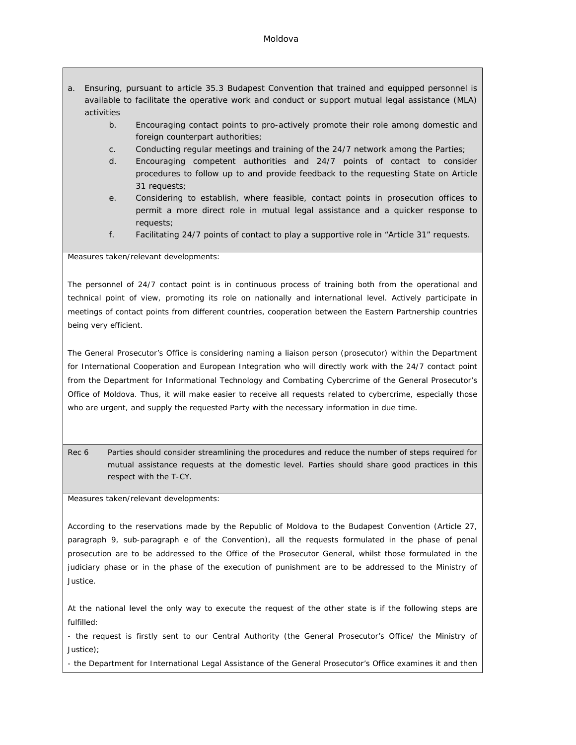a. Ensuring, pursuant to article 35.3 Budapest Convention that trained and equipped personnel is available to facilitate the operative work and conduct or support mutual legal assistance (MLA) activities

   b. Encouraging contact points to pro-actively promote their role among domestic and foreign counterpart authorities;
   c. Conducting regular meetings and training of the 24/7 network among the Parties;
   d. Encouraging competent authorities and 24/7 points of contact to consider procedures to follow up to and provide feedback to the requesting State on Article 31 requests;
   e. Considering to establish, where feasible, contact points in prosecution offices to permit a more direct role in mutual legal assistance and a quicker response to requests;
   f. Facilitating 24/7 points of contact to play a supportive role in "Article 31" requests.

Measures taken/relevant developments:

The personnel of 24/7 contact point is in continuous process of training both from the operational and technical point of view, promoting its role on nationally and international level. Actively participate in meetings of contact points from different countries, cooperation between the Eastern Partnership countries being very efficient.

The General Prosecutor's Office is considering naming a liaison person (prosecutor) within the Department for International Cooperation and European Integration who will directly work with the 24/7 contact point from the Department for Informational Technology and Combating Cybercrime of the General Prosecutor's Office of Moldova. Thus, it will make easier to receive all requests related to cybercrime, especially those who are urgent, and supply the requested Party with the necessary information in due time.

Rec 6 Parties should consider streamlining the procedures and reduce the number of steps required for mutual assistance requests at the domestic level. Parties should share good practices in this respect with the T-CY.

Measures taken/relevant developments:

According to the reservations made by the Republic of Moldova to the Budapest Convention (Article 27, paragraph 9, sub-paragraph e of the Convention), all the requests formulated in the phase of penal prosecution are to be addressed to the Office of the Prosecutor General, whilst those formulated in the judiciary phase or in the phase of the execution of punishment are to be addressed to the Ministry of Justice.

At the national level the only way to execute the request of the other state is if the following steps are fulfilled:

- the request is firstly sent to our Central Authority (the General Prosecutor's Office/ the Ministry of Justice);
- the Department for International Legal Assistance of the General Prosecutor's Office examines it and then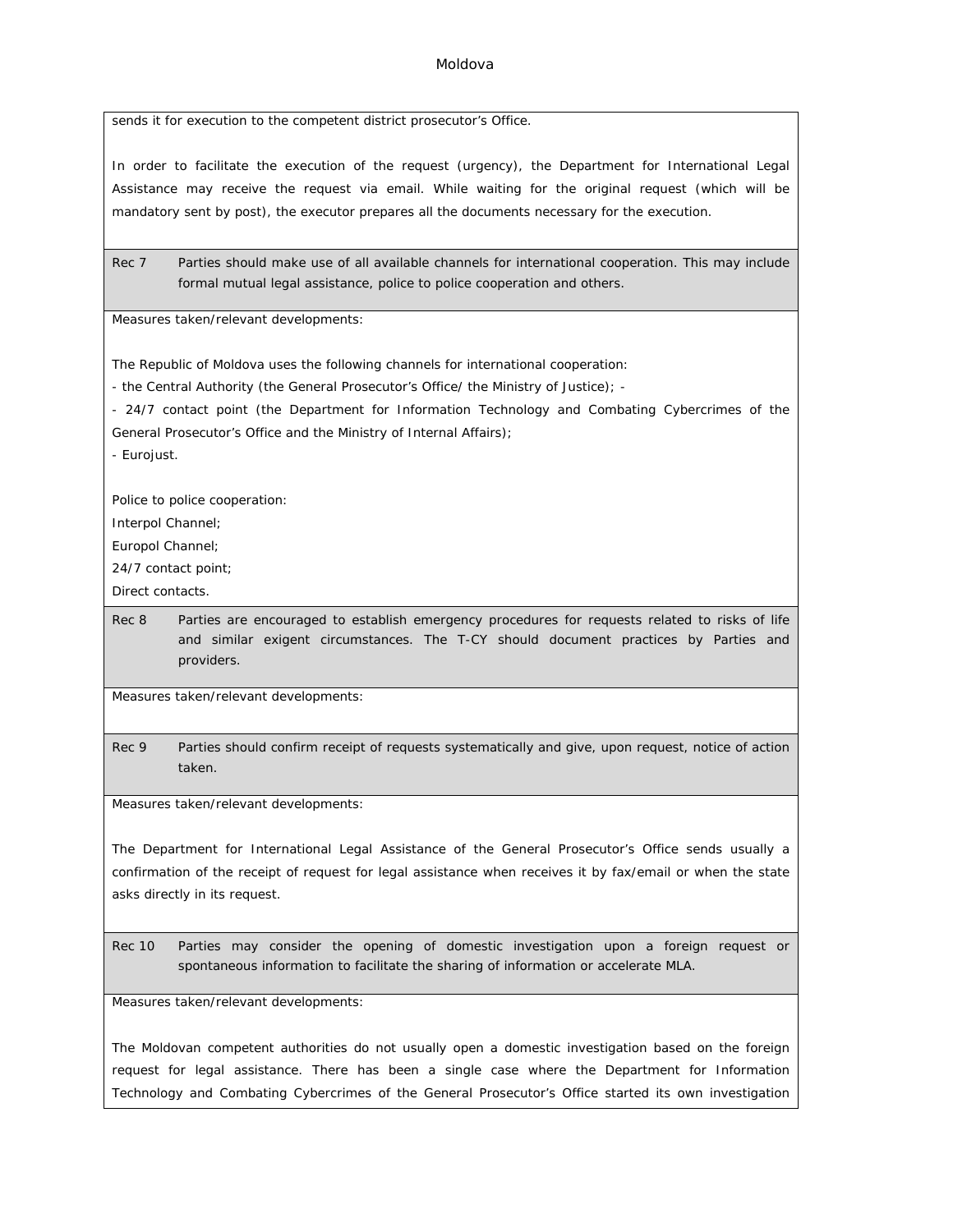sends it for execution to the competent district prosecutor's Office.

In order to facilitate the execution of the request (urgency), the Department for International Legal Assistance may receive the request via email. While waiting for the original request (which will be mandatory sent by post), the executor prepares all the documents necessary for the execution.

**Rec 7** Parties should make use of all available channels for international cooperation. This may include formal mutual legal assistance, police to police cooperation and others.

Measures taken/relevant developments:

The Republic of Moldova uses the following channels for international cooperation:
- the Central Authority (the General Prosecutor's Office/ the Ministry of Justice); -
- 24/7 contact point (the Department for Information Technology and Combating Cybercrimes of the General Prosecutor's Office and the Ministry of Internal Affairs);
- Eurojust.

Police to police cooperation:
Interpol Channel;
Europol Channel;
24/7 contact point;
Direct contacts.

**Rec 8** Parties are encouraged to establish emergency procedures for requests related to risks of life and similar exigent circumstances. The T-CY should document practices by Parties and providers.

Measures taken/relevant developments:

**Rec 9** Parties should confirm receipt of requests systematically and give, upon request, notice of action taken.

Measures taken/relevant developments:

The Department for International Legal Assistance of the General Prosecutor's Office sends usually a confirmation of the receipt of request for legal assistance when receives it by fax/email or when the state asks directly in its request.

**Rec 10** Parties may consider the opening of domestic investigation upon a foreign request or spontaneous information to facilitate the sharing of information or accelerate MLA.

Measures taken/relevant developments:

The Moldovan competent authorities do not usually open a domestic investigation based on the foreign request for legal assistance. There has been a single case where the Department for Information Technology and Combating Cybercrimes of the General Prosecutor's Office started its own investigation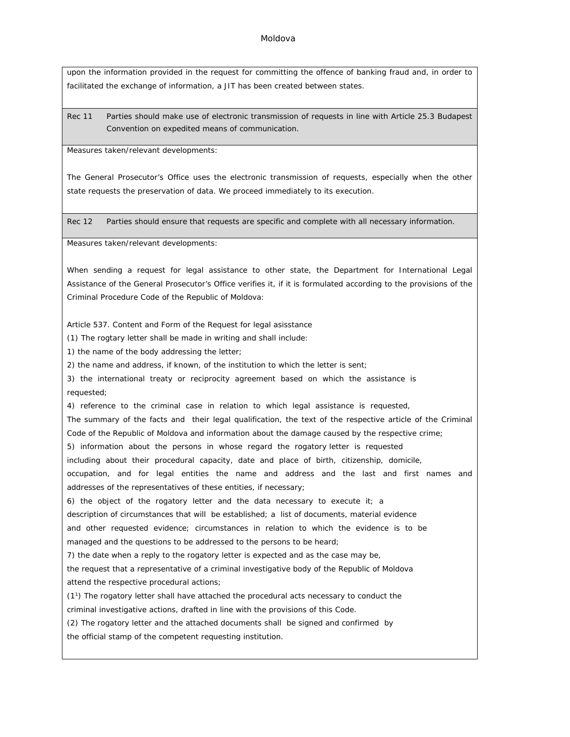upon the information provided in the request for committing the offence of banking fraud and, in order to facilitated the exchange of information, a JIT has been created between states.

**Rec 11** Parties should make use of electronic transmission of requests in line with Article 25.3 Budapest Convention on expedited means of communication.

Measures taken/relevant developments:

The General Prosecutor's Office uses the electronic transmission of requests, especially when the other state requests the preservation of data. We proceed immediately to its execution.

**Rec 12** Parties should ensure that requests are specific and complete with all necessary information.

Measures taken/relevant developments:

When sending a request for legal assistance to other state, the Department for International Legal Assistance of the General Prosecutor's Office verifies it, if it is formulated according to the provisions of the Criminal Procedure Code of the Republic of Moldova:

Article 537. Content and Form of the Request for legal asisstance

(1) The rogtary letter shall be made in writing and shall include:

1) the name of the body addressing the letter;

2) the name and address, if known, of the institution to which the letter is sent;

3) the international treaty or reciprocity agreement based on which the assistance is requested;

4) reference to the criminal case in relation to which legal assistance is requested, The summary of the facts and their legal qualification, the text of the respective article of the Criminal Code of the Republic of Moldova and information about the damage caused by the respective crime;

5) information about the persons in whose regard the rogatory letter is requested including about their procedural capacity, date and place of birth, citizenship, domicile, occupation, and for legal entities the name and address and the last and first names and addresses of the representatives of these entities, if necessary;

6) the object of the rogatory letter and the data necessary to execute it; a description of circumstances that will be established; a list of documents, material evidence and other requested evidence; circumstances in relation to which the evidence is to be managed and the questions to be addressed to the persons to be heard;

7) the date when a reply to the rogatory letter is expected and as the case may be, the request that a representative of a criminal investigative body of the Republic of Moldova attend the respective procedural actions;

($1^1$) The rogatory letter shall have attached the procedural acts necessary to conduct the criminal investigative actions, drafted in line with the provisions of this Code.

(2) The rogatory letter and the attached documents shall be signed and confirmed by the official stamp of the competent requesting institution.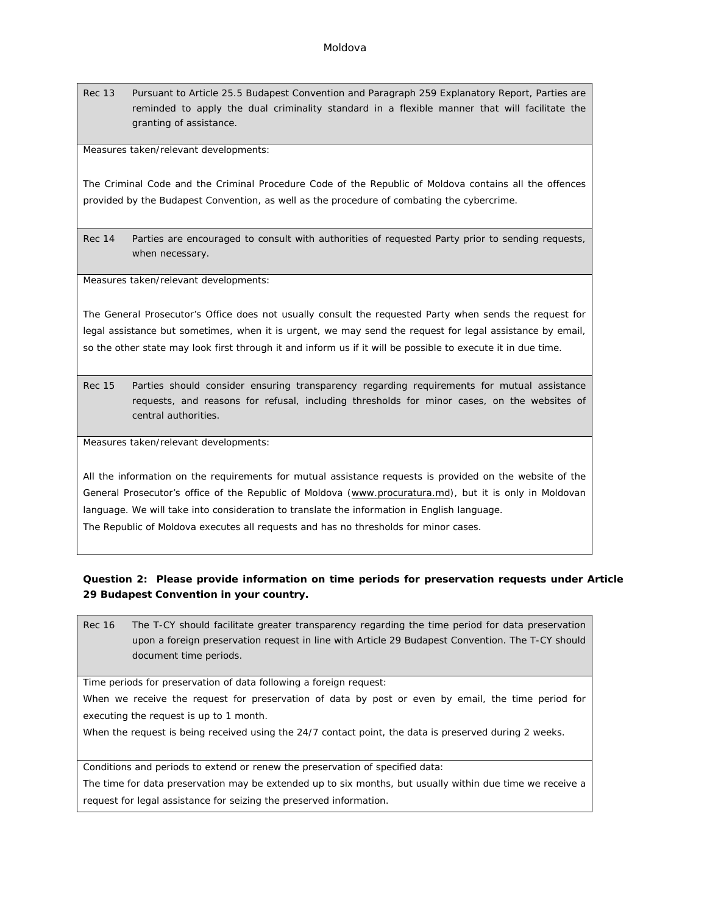| Rec 13 | Pursuant to Article 25.5 Budapest Convention and Paragraph 259 Explanatory Report, Parties are reminded to apply the dual criminality standard in a flexible manner that will facilitate the granting of assistance. |
|---|---|

Measures taken/relevant developments:

The Criminal Code and the Criminal Procedure Code of the Republic of Moldova contains all the offences provided by the Budapest Convention, as well as the procedure of combating the cybercrime.

| Rec 14 | Parties are encouraged to consult with authorities of requested Party prior to sending requests, when necessary. |
|---|---|

Measures taken/relevant developments:

The General Prosecutor's Office does not usually consult the requested Party when sends the request for legal assistance but sometimes, when it is urgent, we may send the request for legal assistance by email, so the other state may look first through it and inform us if it will be possible to execute it in due time.

| Rec 15 | Parties should consider ensuring transparency regarding requirements for mutual assistance requests, and reasons for refusal, including thresholds for minor cases, on the websites of central authorities. |
|---|---|

Measures taken/relevant developments:

All the information on the requirements for mutual assistance requests is provided on the website of the General Prosecutor's office of the Republic of Moldova (www.procuratura.md), but it is only in Moldovan language. We will take into consideration to translate the information in English language.
The Republic of Moldova executes all requests and has no thresholds for minor cases.

**Question 2: Please provide information on time periods for preservation requests under Article 29 Budapest Convention in your country.**

| Rec 16 | The T-CY should facilitate greater transparency regarding the time period for data preservation upon a foreign preservation request in line with Article 29 Budapest Convention. The T-CY should document time periods. |
|---|---|

Time periods for preservation of data following a foreign request:
When we receive the request for preservation of data by post or even by email, the time period for executing the request is up to 1 month.
When the request is being received using the 24/7 contact point, the data is preserved during 2 weeks.

Conditions and periods to extend or renew the preservation of specified data:
The time for data preservation may be extended up to six months, but usually within due time we receive a request for legal assistance for seizing the preserved information.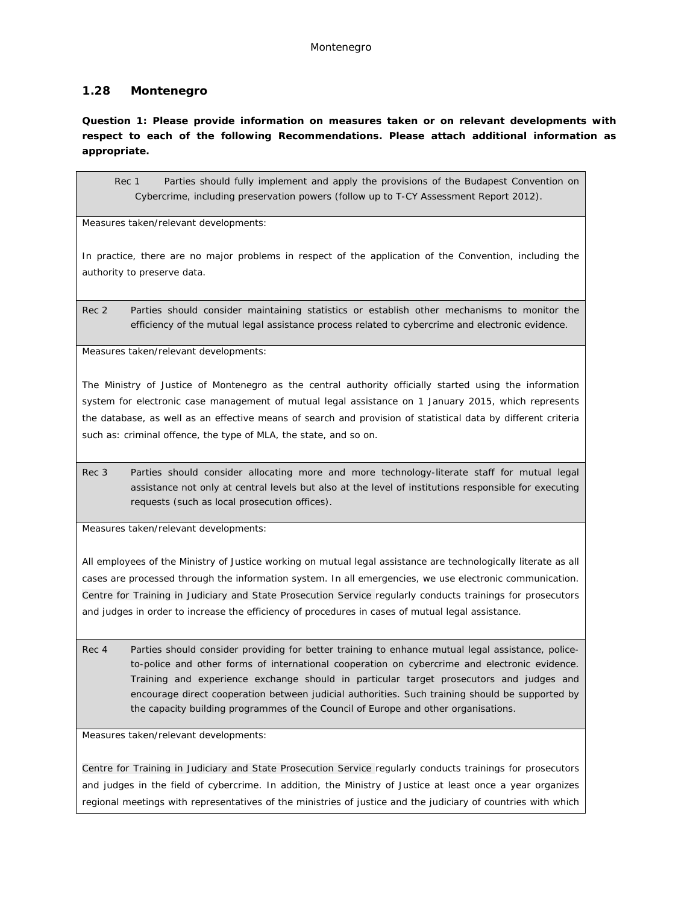## 1.28 Montenegro

**Question 1: Please provide information on measures taken or on relevant developments with respect to each of the following Recommendations. Please attach additional information as appropriate.**

| |
|---|
| Rec 1 Parties should fully implement and apply the provisions of the Budapest Convention on Cybercrime, including preservation powers (follow up to T-CY Assessment Report 2012). |
| Measures taken/relevant developments:<br><br>In practice, there are no major problems in respect of the application of the Convention, including the authority to preserve data. |
| Rec 2 Parties should consider maintaining statistics or establish other mechanisms to monitor the efficiency of the mutual legal assistance process related to cybercrime and electronic evidence. |
| Measures taken/relevant developments:<br><br>The Ministry of Justice of Montenegro as the central authority officially started using the information system for electronic case management of mutual legal assistance on 1 January 2015, which represents the database, as well as an effective means of search and provision of statistical data by different criteria such as: criminal offence, the type of MLA, the state, and so on. |
| Rec 3 Parties should consider allocating more and more technology-literate staff for mutual legal assistance not only at central levels but also at the level of institutions responsible for executing requests (such as local prosecution offices). |
| Measures taken/relevant developments:<br><br>All employees of the Ministry of Justice working on mutual legal assistance are technologically literate as all cases are processed through the information system. In all emergencies, we use electronic communication. Centre for Training in Judiciary and State Prosecution Service regularly conducts trainings for prosecutors and judges in order to increase the efficiency of procedures in cases of mutual legal assistance. |
| Rec 4 Parties should consider providing for better training to enhance mutual legal assistance, police-to-police and other forms of international cooperation on cybercrime and electronic evidence. Training and experience exchange should in particular target prosecutors and judges and encourage direct cooperation between judicial authorities. Such training should be supported by the capacity building programmes of the Council of Europe and other organisations. |
| Measures taken/relevant developments:<br><br>Centre for Training in Judiciary and State Prosecution Service regularly conducts trainings for prosecutors and judges in the field of cybercrime. In addition, the Ministry of Justice at least once a year organizes regional meetings with representatives of the ministries of justice and the judiciary of countries with which |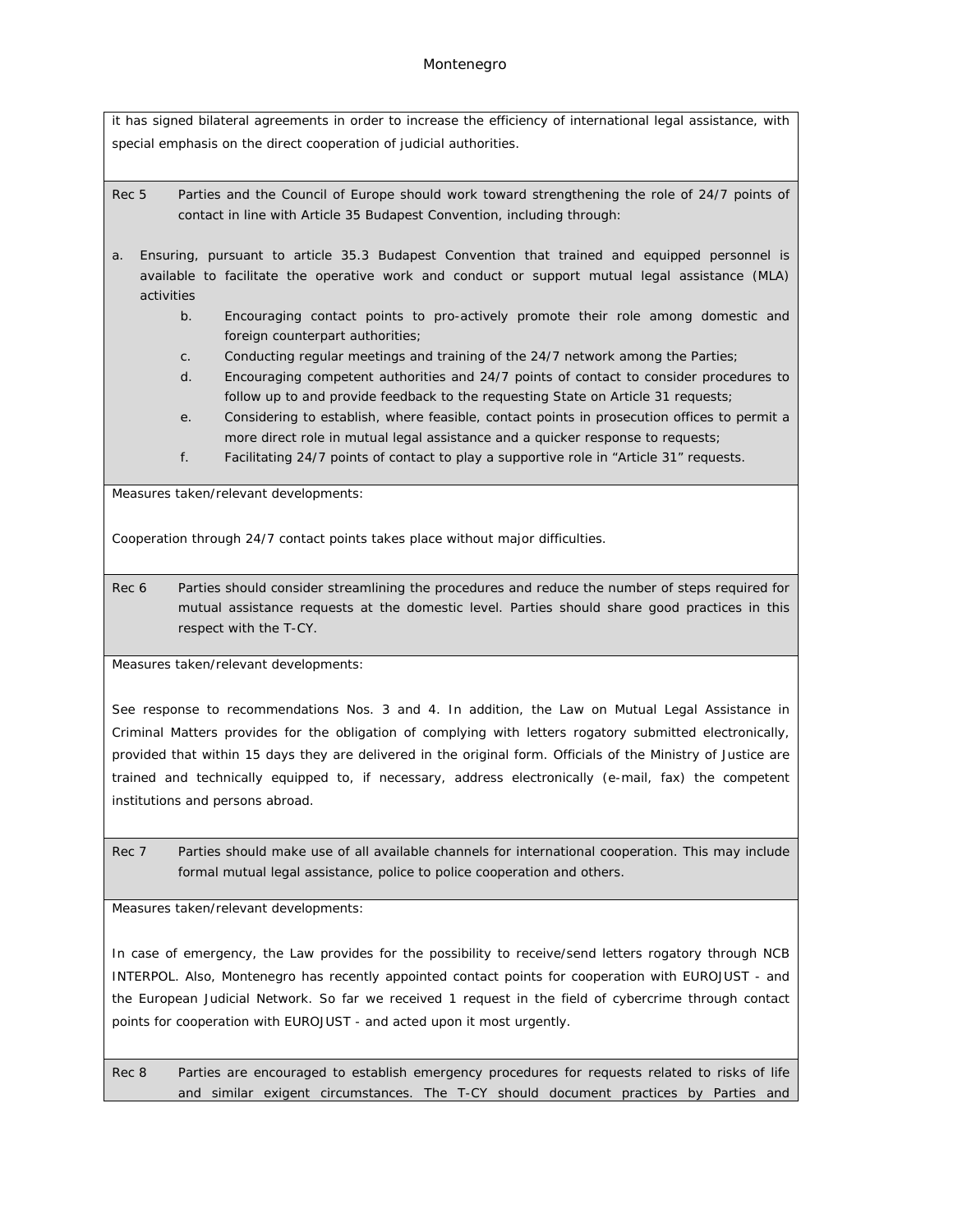it has signed bilateral agreements in order to increase the efficiency of international legal assistance, with special emphasis on the direct cooperation of judicial authorities.

**Rec 5** Parties and the Council of Europe should work toward strengthening the role of 24/7 points of contact in line with Article 35 Budapest Convention, including through:

a. Ensuring, pursuant to article 35.3 Budapest Convention that trained and equipped personnel is available to facilitate the operative work and conduct or support mutual legal assistance (MLA) activities

b. Encouraging contact points to pro-actively promote their role among domestic and foreign counterpart authorities;

c. Conducting regular meetings and training of the 24/7 network among the Parties;

d. Encouraging competent authorities and 24/7 points of contact to consider procedures to follow up to and provide feedback to the requesting State on Article 31 requests;

e. Considering to establish, where feasible, contact points in prosecution offices to permit a more direct role in mutual legal assistance and a quicker response to requests;

f. Facilitating 24/7 points of contact to play a supportive role in "Article 31" requests.

Measures taken/relevant developments:

Cooperation through 24/7 contact points takes place without major difficulties.

**Rec 6** Parties should consider streamlining the procedures and reduce the number of steps required for mutual assistance requests at the domestic level. Parties should share good practices in this respect with the T-CY.

Measures taken/relevant developments:

See response to recommendations Nos. 3 and 4. In addition, the Law on Mutual Legal Assistance in Criminal Matters provides for the obligation of complying with letters rogatory submitted electronically, provided that within 15 days they are delivered in the original form. Officials of the Ministry of Justice are trained and technically equipped to, if necessary, address electronically (e-mail, fax) the competent institutions and persons abroad.

**Rec 7** Parties should make use of all available channels for international cooperation. This may include formal mutual legal assistance, police to police cooperation and others.

Measures taken/relevant developments:

In case of emergency, the Law provides for the possibility to receive/send letters rogatory through NCB INTERPOL. Also, Montenegro has recently appointed contact points for cooperation with EUROJUST - and the European Judicial Network. So far we received 1 request in the field of cybercrime through contact points for cooperation with EUROJUST - and acted upon it most urgently.

**Rec 8** Parties are encouraged to establish emergency procedures for requests related to risks of life and similar exigent circumstances. The T-CY should document practices by Parties and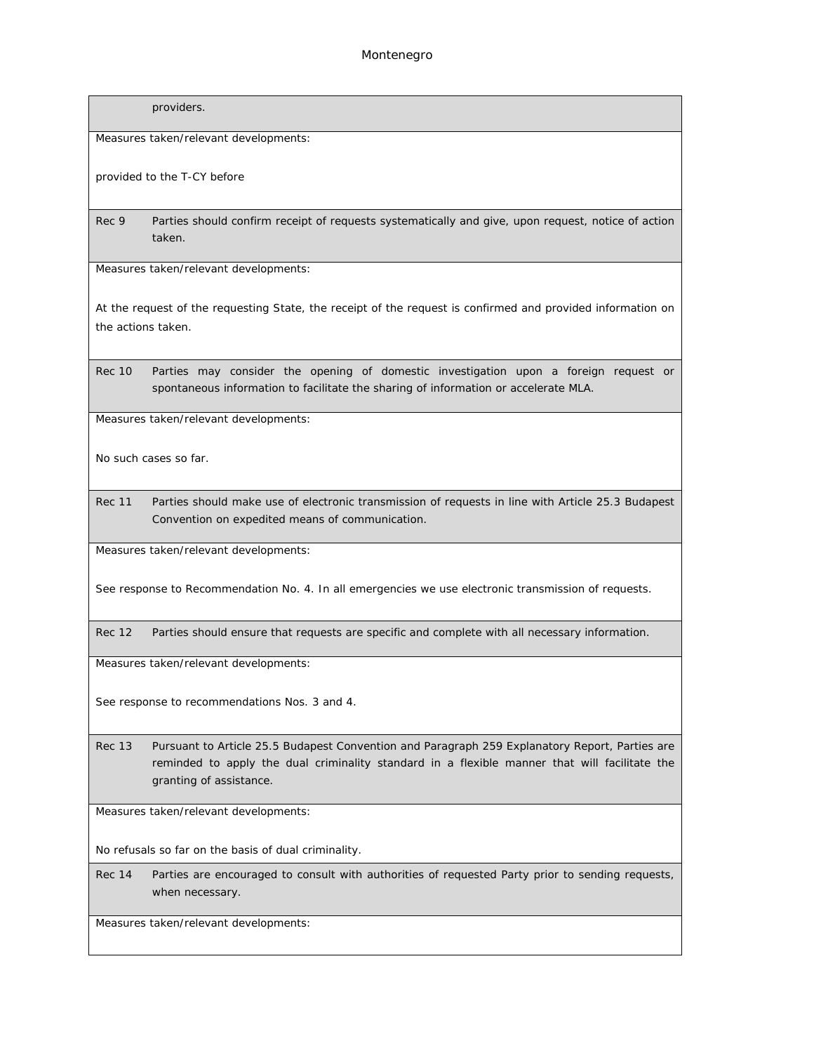| | |
|---|---|
| | providers. |
| Measures taken/relevant developments:<br><br>provided to the T-CY before | |
| Rec 9 | Parties should confirm receipt of requests systematically and give, upon request, notice of action taken. |
| Measures taken/relevant developments:<br><br>At the request of the requesting State, the receipt of the request is confirmed and provided information on the actions taken. | |
| Rec 10 | Parties may consider the opening of domestic investigation upon a foreign request or spontaneous information to facilitate the sharing of information or accelerate MLA. |
| Measures taken/relevant developments:<br><br>No such cases so far. | |
| Rec 11 | Parties should make use of electronic transmission of requests in line with Article 25.3 Budapest Convention on expedited means of communication. |
| Measures taken/relevant developments:<br><br>See response to Recommendation No. 4. In all emergencies we use electronic transmission of requests. | |
| Rec 12 | Parties should ensure that requests are specific and complete with all necessary information. |
| Measures taken/relevant developments:<br><br>See response to recommendations Nos. 3 and 4. | |
| Rec 13 | Pursuant to Article 25.5 Budapest Convention and Paragraph 259 Explanatory Report, Parties are reminded to apply the dual criminality standard in a flexible manner that will facilitate the granting of assistance. |
| Measures taken/relevant developments:<br><br>No refusals so far on the basis of dual criminality. | |
| Rec 14 | Parties are encouraged to consult with authorities of requested Party prior to sending requests, when necessary. |
| Measures taken/relevant developments: | |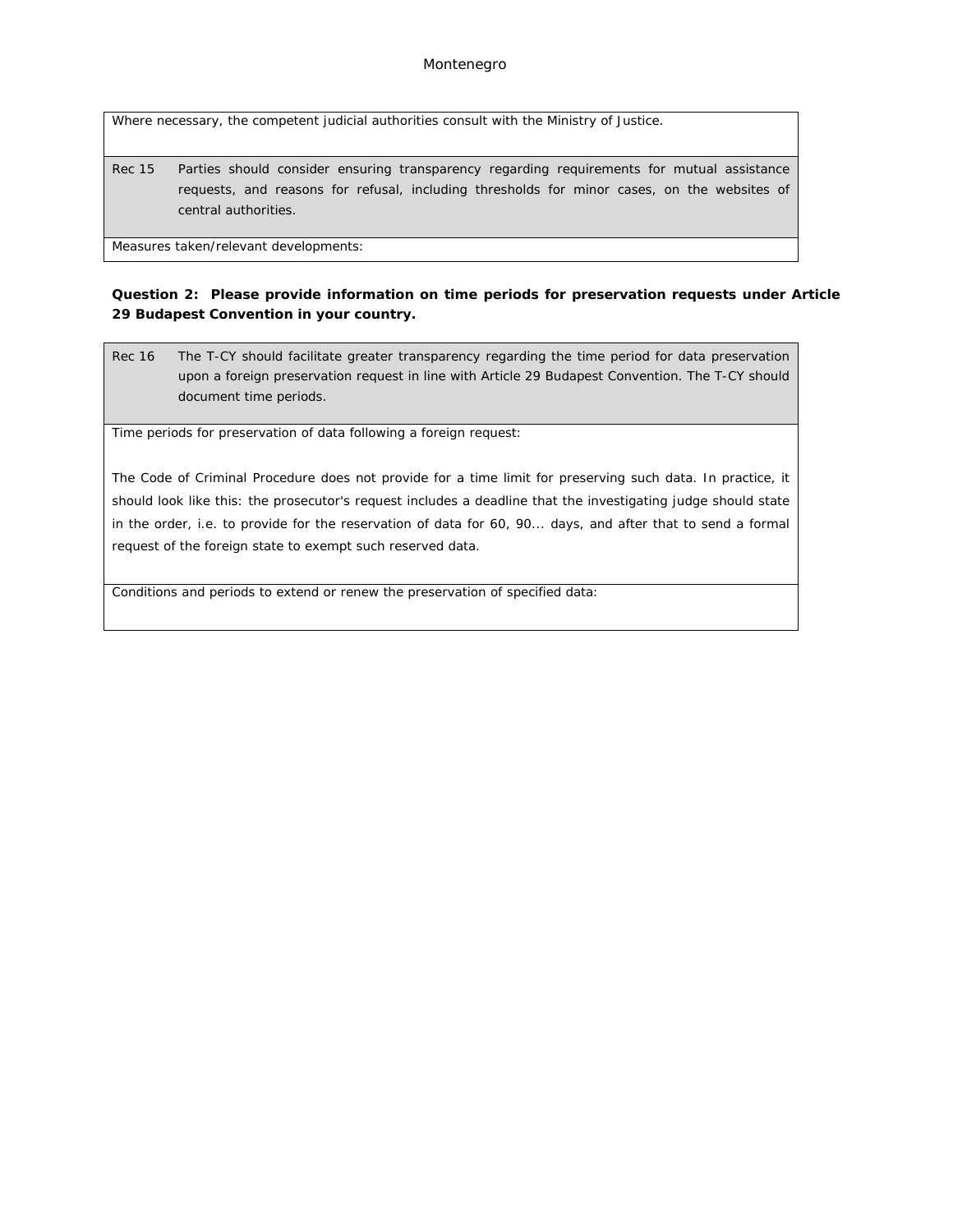| | |
|---|---|
| Where necessary, the competent judicial authorities consult with the Ministry of Justice. | |
| Rec 15 | Parties should consider ensuring transparency regarding requirements for mutual assistance requests, and reasons for refusal, including thresholds for minor cases, on the websites of central authorities. |
| Measures taken/relevant developments: | |

**Question 2: Please provide information on time periods for preservation requests under Article 29 Budapest Convention in your country.**

| | |
|---|---|
| Rec 16 | The T-CY should facilitate greater transparency regarding the time period for data preservation upon a foreign preservation request in line with Article 29 Budapest Convention. The T-CY should document time periods. |
| Time periods for preservation of data following a foreign request:<br><br>The Code of Criminal Procedure does not provide for a time limit for preserving such data. In practice, it should look like this: the prosecutor's request includes a deadline that the investigating judge should state in the order, i.e. to provide for the reservation of data for 60, 90... days, and after that to send a formal request of the foreign state to exempt such reserved data. | |
| Conditions and periods to extend or renew the preservation of specified data: | |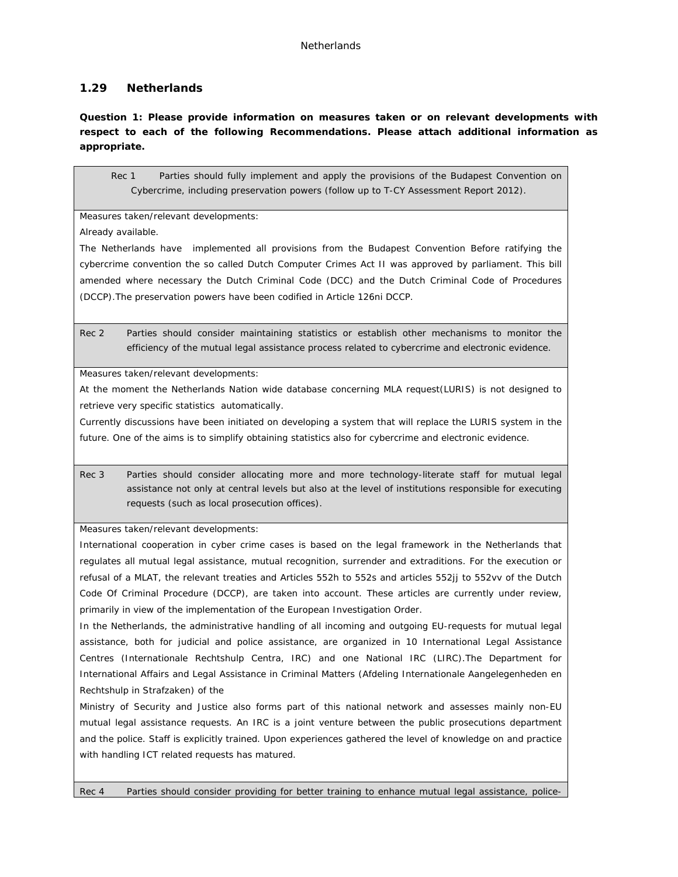## 1.29 Netherlands

**Question 1: Please provide information on measures taken or on relevant developments with respect to each of the following Recommendations. Please attach additional information as appropriate.**

| Rec 1 Parties should fully implement and apply the provisions of the Budapest Convention on Cybercrime, including preservation powers (follow up to T-CY Assessment Report 2012). |
|---|
| Measures taken/relevant developments:<br>Already available.<br>The Netherlands have implemented all provisions from the Budapest Convention Before ratifying the cybercrime convention the so called Dutch Computer Crimes Act II was approved by parliament. This bill amended where necessary the Dutch Criminal Code (DCC) and the Dutch Criminal Code of Procedures (DCCP).The preservation powers have been codified in Article 126ni DCCP. |
| Rec 2 Parties should consider maintaining statistics or establish other mechanisms to monitor the efficiency of the mutual legal assistance process related to cybercrime and electronic evidence. |
| Measures taken/relevant developments:<br>At the moment the Netherlands Nation wide database concerning MLA request(LURIS) is not designed to retrieve very specific statistics automatically.<br>Currently discussions have been initiated on developing a system that will replace the LURIS system in the future. One of the aims is to simplify obtaining statistics also for cybercrime and electronic evidence. |
| Rec 3 Parties should consider allocating more and more technology-literate staff for mutual legal assistance not only at central levels but also at the level of institutions responsible for executing requests (such as local prosecution offices). |
| Measures taken/relevant developments:<br>International cooperation in cyber crime cases is based on the legal framework in the Netherlands that regulates all mutual legal assistance, mutual recognition, surrender and extraditions. For the execution or refusal of a MLAT, the relevant treaties and Articles 552h to 552s and articles 552jj to 552vv of the Dutch Code Of Criminal Procedure (DCCP), are taken into account. These articles are currently under review, primarily in view of the implementation of the European Investigation Order.<br>In the Netherlands, the administrative handling of all incoming and outgoing EU-requests for mutual legal assistance, both for judicial and police assistance, are organized in 10 International Legal Assistance Centres (Internationale Rechtshulp Centra, IRC) and one National IRC (LIRC).The Department for International Affairs and Legal Assistance in Criminal Matters (Afdeling Internationale Aangelegenheden en Rechtshulp in Strafzaken) of the<br>Ministry of Security and Justice also forms part of this national network and assesses mainly non-EU mutual legal assistance requests. An IRC is a joint venture between the public prosecutions department and the police. Staff is explicitly trained. Upon experiences gathered the level of knowledge on and practice with handling ICT related requests has matured. |
| Rec 4 Parties should consider providing for better training to enhance mutual legal assistance, police- |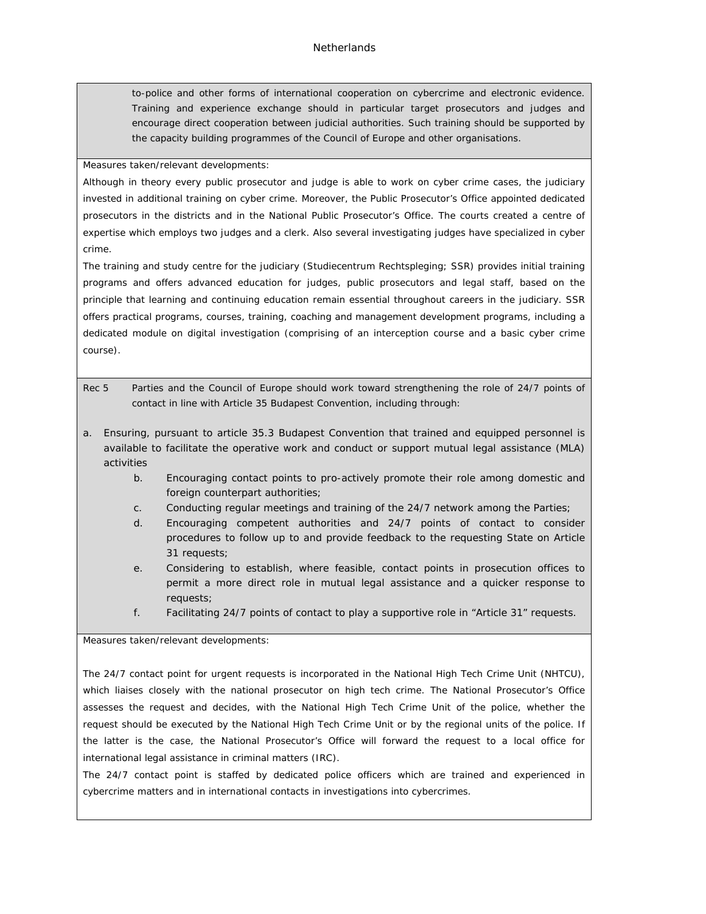to-police and other forms of international cooperation on cybercrime and electronic evidence. Training and experience exchange should in particular target prosecutors and judges and encourage direct cooperation between judicial authorities. Such training should be supported by the capacity building programmes of the Council of Europe and other organisations.

Measures taken/relevant developments:

Although in theory every public prosecutor and judge is able to work on cyber crime cases, the judiciary invested in additional training on cyber crime. Moreover, the Public Prosecutor's Office appointed dedicated prosecutors in the districts and in the National Public Prosecutor's Office. The courts created a centre of expertise which employs two judges and a clerk. Also several investigating judges have specialized in cyber crime.

The training and study centre for the judiciary (Studiecentrum Rechtspleging; SSR) provides initial training programs and offers advanced education for judges, public prosecutors and legal staff, based on the principle that learning and continuing education remain essential throughout careers in the judiciary. SSR offers practical programs, courses, training, coaching and management development programs, including a dedicated module on digital investigation (comprising of an interception course and a basic cyber crime course).

Rec 5 Parties and the Council of Europe should work toward strengthening the role of 24/7 points of contact in line with Article 35 Budapest Convention, including through:

a. Ensuring, pursuant to article 35.3 Budapest Convention that trained and equipped personnel is available to facilitate the operative work and conduct or support mutual legal assistance (MLA) activities
   b. Encouraging contact points to pro-actively promote their role among domestic and foreign counterpart authorities;
   c. Conducting regular meetings and training of the 24/7 network among the Parties;
   d. Encouraging competent authorities and 24/7 points of contact to consider procedures to follow up to and provide feedback to the requesting State on Article 31 requests;
   e. Considering to establish, where feasible, contact points in prosecution offices to permit a more direct role in mutual legal assistance and a quicker response to requests;
   f. Facilitating 24/7 points of contact to play a supportive role in "Article 31" requests.

Measures taken/relevant developments:

The 24/7 contact point for urgent requests is incorporated in the National High Tech Crime Unit (NHTCU), which liaises closely with the national prosecutor on high tech crime. The National Prosecutor's Office assesses the request and decides, with the National High Tech Crime Unit of the police, whether the request should be executed by the National High Tech Crime Unit or by the regional units of the police. If the latter is the case, the National Prosecutor's Office will forward the request to a local office for international legal assistance in criminal matters (IRC).

The 24/7 contact point is staffed by dedicated police officers which are trained and experienced in cybercrime matters and in international contacts in investigations into cybercrimes.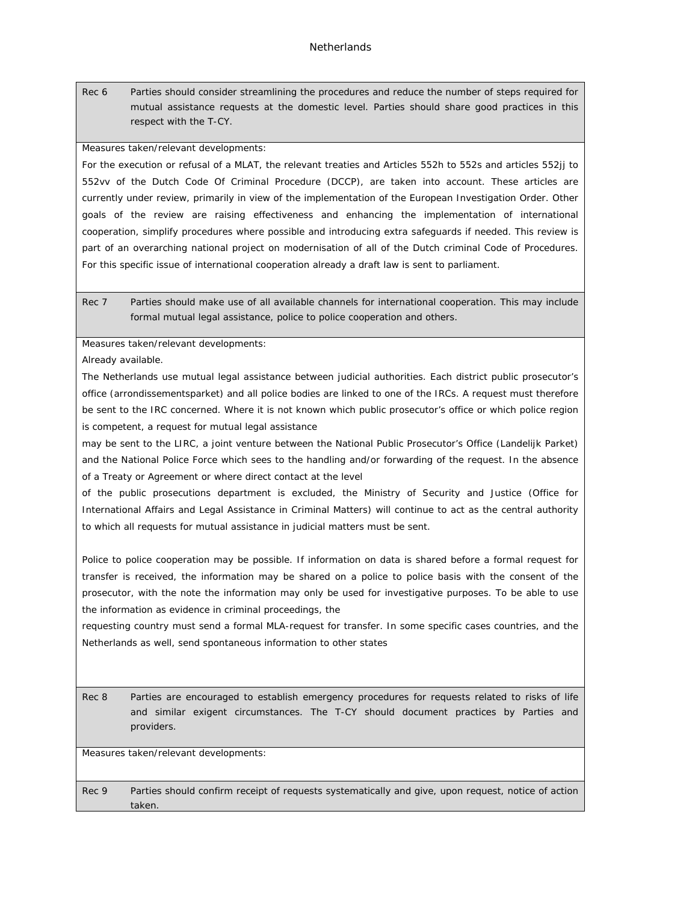| Rec 6 | Parties should consider streamlining the procedures and reduce the number of steps required for mutual assistance requests at the domestic level. Parties should share good practices in this respect with the T-CY. |
|---|---|

Measures taken/relevant developments:

For the execution or refusal of a MLAT, the relevant treaties and Articles 552h to 552s and articles 552jj to 552vv of the Dutch Code Of Criminal Procedure (DCCP), are taken into account. These articles are currently under review, primarily in view of the implementation of the European Investigation Order. Other goals of the review are raising effectiveness and enhancing the implementation of international cooperation, simplify procedures where possible and introducing extra safeguards if needed. This review is part of an overarching national project on modernisation of all of the Dutch criminal Code of Procedures. For this specific issue of international cooperation already a draft law is sent to parliament.

| Rec 7 | Parties should make use of all available channels for international cooperation. This may include formal mutual legal assistance, police to police cooperation and others. |
|---|---|

Measures taken/relevant developments:

Already available.

The Netherlands use mutual legal assistance between judicial authorities. Each district public prosecutor's office (arrondissementsparket) and all police bodies are linked to one of the IRCs. A request must therefore be sent to the IRC concerned. Where it is not known which public prosecutor's office or which police region is competent, a request for mutual legal assistance may be sent to the LIRC, a joint venture between the National Public Prosecutor's Office (Landelijk Parket) and the National Police Force which sees to the handling and/or forwarding of the request. In the absence of a Treaty or Agreement or where direct contact at the level of the public prosecutions department is excluded, the Ministry of Security and Justice (Office for International Affairs and Legal Assistance in Criminal Matters) will continue to act as the central authority to which all requests for mutual assistance in judicial matters must be sent.

Police to police cooperation may be possible. If information on data is shared before a formal request for transfer is received, the information may be shared on a police to police basis with the consent of the prosecutor, with the note the information may only be used for investigative purposes. To be able to use the information as evidence in criminal proceedings, the requesting country must send a formal MLA-request for transfer. In some specific cases countries, and the Netherlands as well, send spontaneous information to other states

| Rec 8 | Parties are encouraged to establish emergency procedures for requests related to risks of life and similar exigent circumstances. The T-CY should document practices by Parties and providers. |
|---|---|

Measures taken/relevant developments:

| Rec 9 | Parties should confirm receipt of requests systematically and give, upon request, notice of action taken. |
|---|---|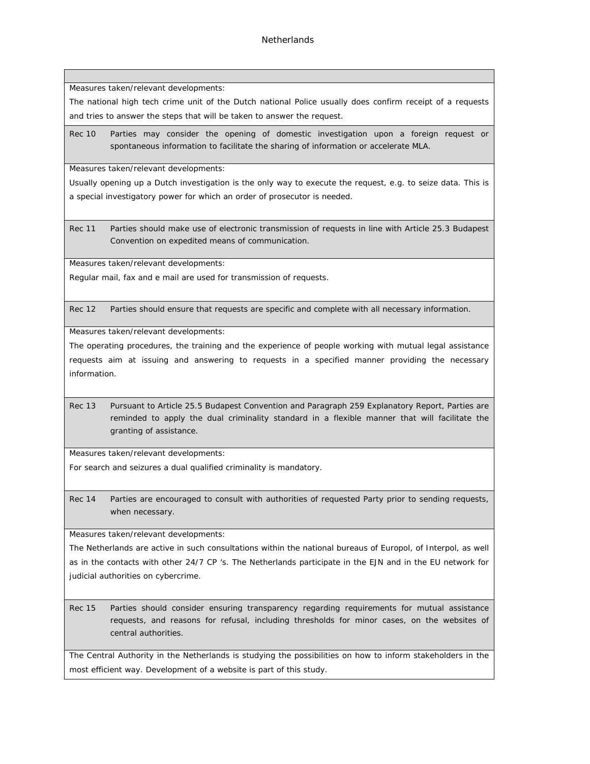Netherlands

| | |
|---|---|
| Measures taken/relevant developments:<br>The national high tech crime unit of the Dutch national Police usually does confirm receipt of a requests and tries to answer the steps that will be taken to answer the request. | |
| Rec 10 | Parties may consider the opening of domestic investigation upon a foreign request or spontaneous information to facilitate the sharing of information or accelerate MLA. |
| Measures taken/relevant developments:<br>Usually opening up a Dutch investigation is the only way to execute the request, e.g. to seize data. This is a special investigatory power for which an order of prosecutor is needed. | |
| Rec 11 | Parties should make use of electronic transmission of requests in line with Article 25.3 Budapest Convention on expedited means of communication. |
| Measures taken/relevant developments:<br>Regular mail, fax and e mail are used for transmission of requests. | |
| Rec 12 | Parties should ensure that requests are specific and complete with all necessary information. |
| Measures taken/relevant developments:<br>The operating procedures, the training and the experience of people working with mutual legal assistance requests aim at issuing and answering to requests in a specified manner providing the necessary information. | |
| Rec 13 | Pursuant to Article 25.5 Budapest Convention and Paragraph 259 Explanatory Report, Parties are reminded to apply the dual criminality standard in a flexible manner that will facilitate the granting of assistance. |
| Measures taken/relevant developments:<br>For search and seizures a dual qualified criminality is mandatory. | |
| Rec 14 | Parties are encouraged to consult with authorities of requested Party prior to sending requests, when necessary. |
| Measures taken/relevant developments:<br>The Netherlands are active in such consultations within the national bureaus of Europol, of Interpol, as well as in the contacts with other 24/7 CP 's. The Netherlands participate in the EJN and in the EU network for judicial authorities on cybercrime. | |
| Rec 15 | Parties should consider ensuring transparency regarding requirements for mutual assistance requests, and reasons for refusal, including thresholds for minor cases, on the websites of central authorities. |
| The Central Authority in the Netherlands is studying the possibilities on how to inform stakeholders in the most efficient way. Development of a website is part of this study. | |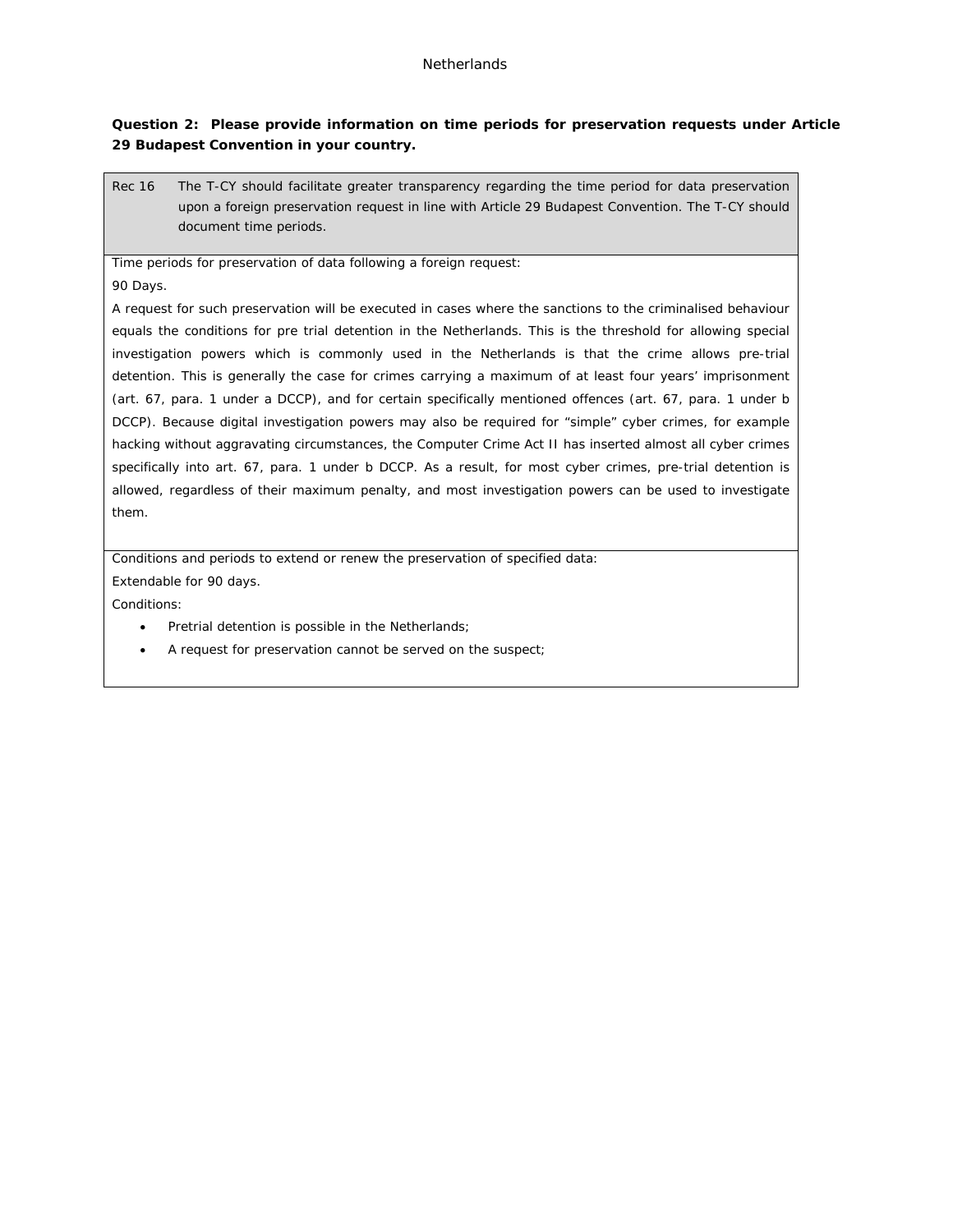Netherlands

**Question 2: Please provide information on time periods for preservation requests under Article 29 Budapest Convention in your country.**

| Rec 16 | The T-CY should facilitate greater transparency regarding the time period for data preservation upon a foreign preservation request in line with Article 29 Budapest Convention. The T-CY should document time periods. |
|---|---|

Time periods for preservation of data following a foreign request:

90 Days.

A request for such preservation will be executed in cases where the sanctions to the criminalised behaviour equals the conditions for pre trial detention in the Netherlands. This is the threshold for allowing special investigation powers which is commonly used in the Netherlands is that the crime allows pre-trial detention. This is generally the case for crimes carrying a maximum of at least four years' imprisonment (art. 67, para. 1 under a DCCP), and for certain specifically mentioned offences (art. 67, para. 1 under b DCCP). Because digital investigation powers may also be required for "simple" cyber crimes, for example hacking without aggravating circumstances, the Computer Crime Act II has inserted almost all cyber crimes specifically into art. 67, para. 1 under b DCCP. As a result, for most cyber crimes, pre-trial detention is allowed, regardless of their maximum penalty, and most investigation powers can be used to investigate them.

Conditions and periods to extend or renew the preservation of specified data:

Extendable for 90 days.

Conditions:

- Pretrial detention is possible in the Netherlands;
- A request for preservation cannot be served on the suspect;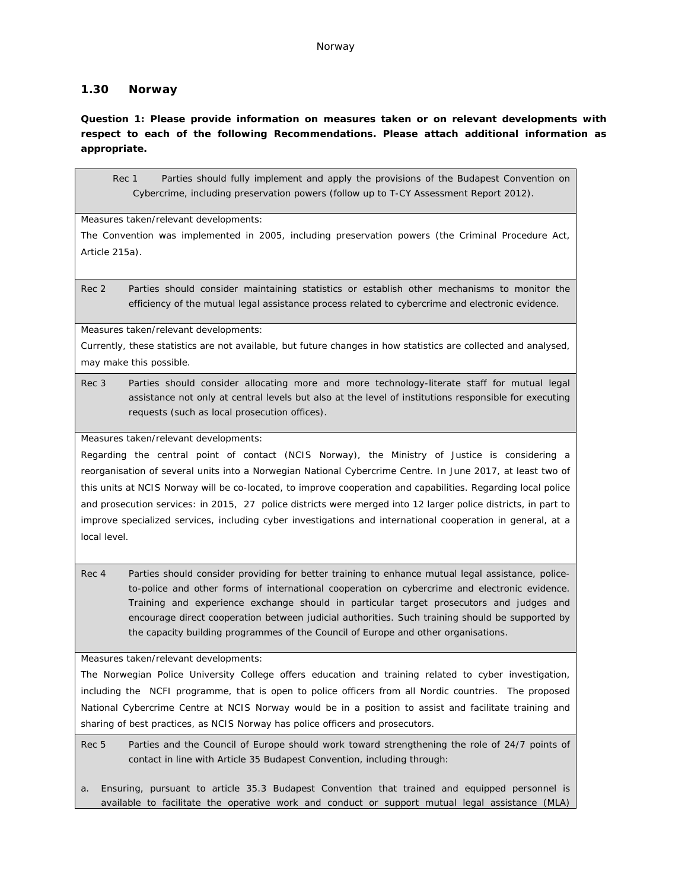## 1.30 Norway

**Question 1: Please provide information on measures taken or on relevant developments with respect to each of the following Recommendations. Please attach additional information as appropriate.**

Rec 1 Parties should fully implement and apply the provisions of the Budapest Convention on Cybercrime, including preservation powers (follow up to T-CY Assessment Report 2012).

Measures taken/relevant developments:

The Convention was implemented in 2005, including preservation powers (the Criminal Procedure Act, Article 215a).

Rec 2 Parties should consider maintaining statistics or establish other mechanisms to monitor the efficiency of the mutual legal assistance process related to cybercrime and electronic evidence.

Measures taken/relevant developments:

Currently, these statistics are not available, but future changes in how statistics are collected and analysed, may make this possible.

Rec 3 Parties should consider allocating more and more technology-literate staff for mutual legal assistance not only at central levels but also at the level of institutions responsible for executing requests (such as local prosecution offices).

Measures taken/relevant developments:

Regarding the central point of contact (NCIS Norway), the Ministry of Justice is considering a reorganisation of several units into a Norwegian National Cybercrime Centre. In June 2017, at least two of this units at NCIS Norway will be co-located, to improve cooperation and capabilities. Regarding local police and prosecution services: in 2015, 27 police districts were merged into 12 larger police districts, in part to improve specialized services, including cyber investigations and international cooperation in general, at a local level.

Rec 4 Parties should consider providing for better training to enhance mutual legal assistance, police-to-police and other forms of international cooperation on cybercrime and electronic evidence. Training and experience exchange should in particular target prosecutors and judges and encourage direct cooperation between judicial authorities. Such training should be supported by the capacity building programmes of the Council of Europe and other organisations.

Measures taken/relevant developments:

The Norwegian Police University College offers education and training related to cyber investigation, including the NCFI programme, that is open to police officers from all Nordic countries. The proposed National Cybercrime Centre at NCIS Norway would be in a position to assist and facilitate training and sharing of best practices, as NCIS Norway has police officers and prosecutors.

Rec 5 Parties and the Council of Europe should work toward strengthening the role of 24/7 points of contact in line with Article 35 Budapest Convention, including through:

a. Ensuring, pursuant to article 35.3 Budapest Convention that trained and equipped personnel is available to facilitate the operative work and conduct or support mutual legal assistance (MLA)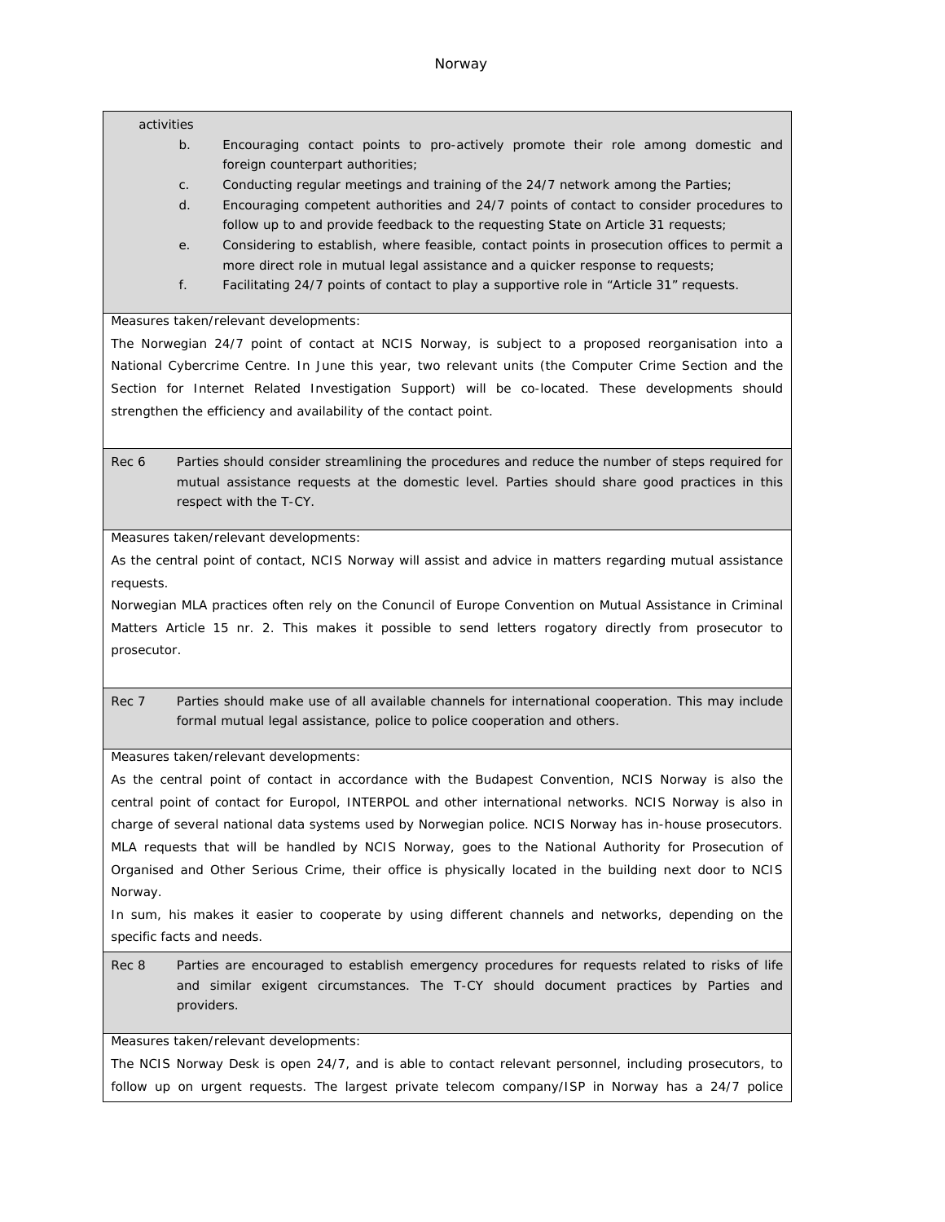activities

b. Encouraging contact points to pro-actively promote their role among domestic and foreign counterpart authorities;

c. Conducting regular meetings and training of the 24/7 network among the Parties;

d. Encouraging competent authorities and 24/7 points of contact to consider procedures to follow up to and provide feedback to the requesting State on Article 31 requests;

e. Considering to establish, where feasible, contact points in prosecution offices to permit a more direct role in mutual legal assistance and a quicker response to requests;

f. Facilitating 24/7 points of contact to play a supportive role in "Article 31" requests.

Measures taken/relevant developments:

The Norwegian 24/7 point of contact at NCIS Norway, is subject to a proposed reorganisation into a National Cybercrime Centre. In June this year, two relevant units (the Computer Crime Section and the Section for Internet Related Investigation Support) will be co-located. These developments should strengthen the efficiency and availability of the contact point.

Rec 6 Parties should consider streamlining the procedures and reduce the number of steps required for mutual assistance requests at the domestic level. Parties should share good practices in this respect with the T-CY.

Measures taken/relevant developments:

As the central point of contact, NCIS Norway will assist and advice in matters regarding mutual assistance requests.

Norwegian MLA practices often rely on the Conuncil of Europe Convention on Mutual Assistance in Criminal Matters Article 15 nr. 2. This makes it possible to send letters rogatory directly from prosecutor to prosecutor.

Rec 7 Parties should make use of all available channels for international cooperation. This may include formal mutual legal assistance, police to police cooperation and others.

Measures taken/relevant developments:

As the central point of contact in accordance with the Budapest Convention, NCIS Norway is also the central point of contact for Europol, INTERPOL and other international networks. NCIS Norway is also in charge of several national data systems used by Norwegian police. NCIS Norway has in-house prosecutors. MLA requests that will be handled by NCIS Norway, goes to the National Authority for Prosecution of Organised and Other Serious Crime, their office is physically located in the building next door to NCIS Norway.

In sum, his makes it easier to cooperate by using different channels and networks, depending on the specific facts and needs.

Rec 8 Parties are encouraged to establish emergency procedures for requests related to risks of life and similar exigent circumstances. The T-CY should document practices by Parties and providers.

Measures taken/relevant developments:

The NCIS Norway Desk is open 24/7, and is able to contact relevant personnel, including prosecutors, to follow up on urgent requests. The largest private telecom company/ISP in Norway has a 24/7 police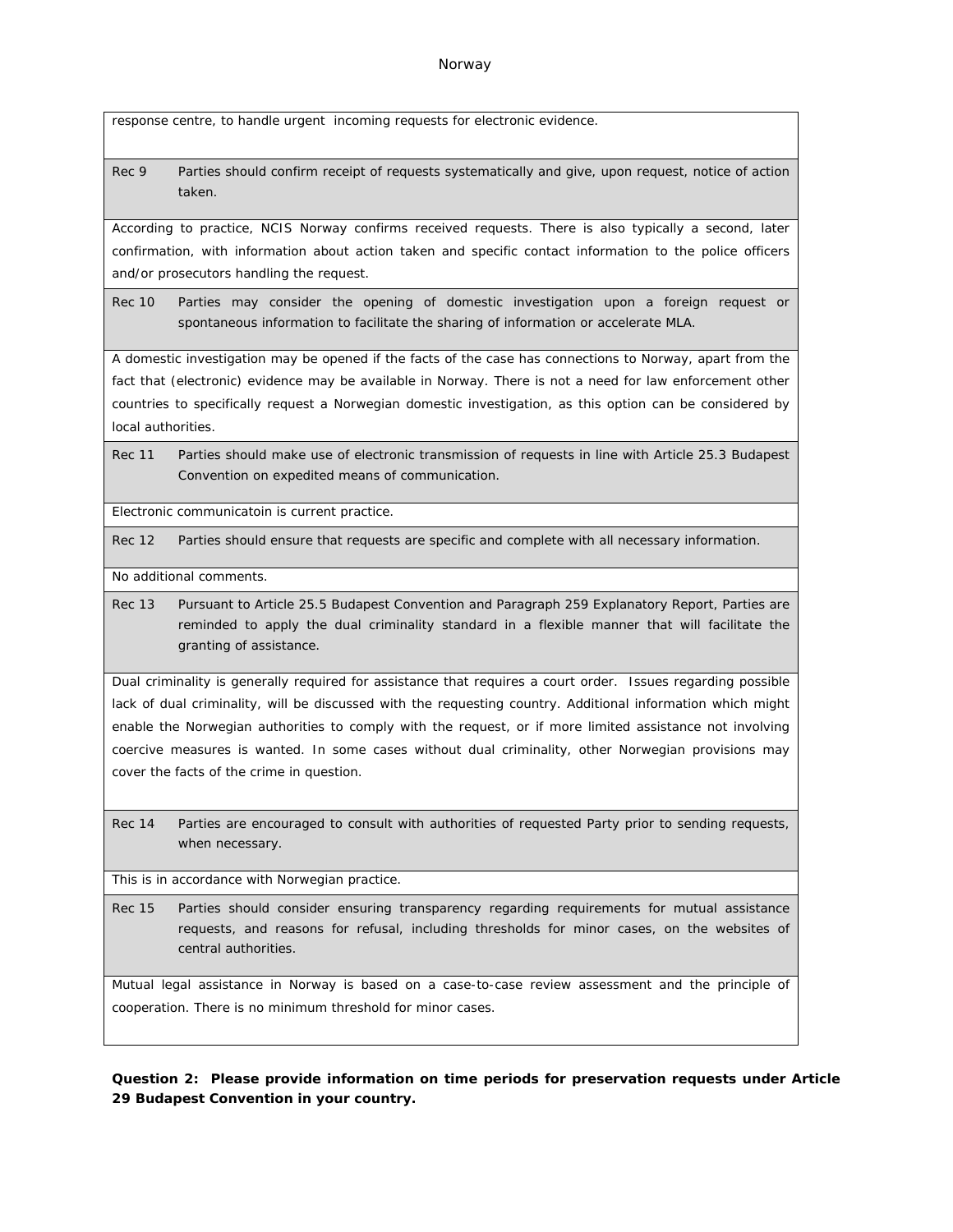response centre, to handle urgent incoming requests for electronic evidence.

| | |
|---|---|
| Rec 9 | Parties should confirm receipt of requests systematically and give, upon request, notice of action taken. |
| According to practice, NCIS Norway confirms received requests. There is also typically a second, later confirmation, with information about action taken and specific contact information to the police officers and/or prosecutors handling the request. | |
| Rec 10 | Parties may consider the opening of domestic investigation upon a foreign request or spontaneous information to facilitate the sharing of information or accelerate MLA. |
| A domestic investigation may be opened if the facts of the case has connections to Norway, apart from the fact that (electronic) evidence may be available in Norway. There is not a need for law enforcement other countries to specifically request a Norwegian domestic investigation, as this option can be considered by local authorities. | |
| Rec 11 | Parties should make use of electronic transmission of requests in line with Article 25.3 Budapest Convention on expedited means of communication. |
| Electronic communicatoin is current practice. | |
| Rec 12 | Parties should ensure that requests are specific and complete with all necessary information. |
| No additional comments. | |
| Rec 13 | Pursuant to Article 25.5 Budapest Convention and Paragraph 259 Explanatory Report, Parties are reminded to apply the dual criminality standard in a flexible manner that will facilitate the granting of assistance. |
| Dual criminality is generally required for assistance that requires a court order. Issues regarding possible lack of dual criminality, will be discussed with the requesting country. Additional information which might enable the Norwegian authorities to comply with the request, or if more limited assistance not involving coercive measures is wanted. In some cases without dual criminality, other Norwegian provisions may cover the facts of the crime in question. | |
| Rec 14 | Parties are encouraged to consult with authorities of requested Party prior to sending requests, when necessary. |
| This is in accordance with Norwegian practice. | |
| Rec 15 | Parties should consider ensuring transparency regarding requirements for mutual assistance requests, and reasons for refusal, including thresholds for minor cases, on the websites of central authorities. |
| Mutual legal assistance in Norway is based on a case-to-case review assessment and the principle of cooperation. There is no minimum threshold for minor cases. | |

**Question 2: Please provide information on time periods for preservation requests under Article 29 Budapest Convention in your country.**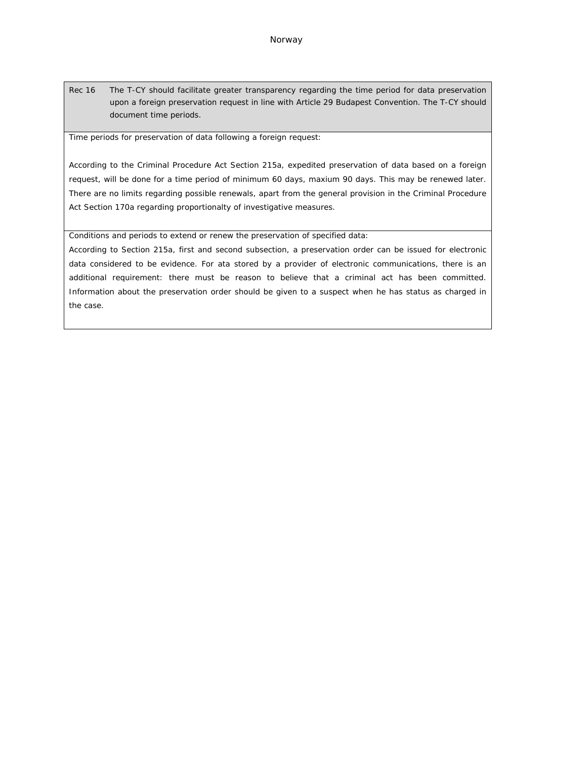Norway

| Rec 16 | The T-CY should facilitate greater transparency regarding the time period for data preservation upon a foreign preservation request in line with Article 29 Budapest Convention. The T-CY should document time periods. |
|---|---|

Time periods for preservation of data following a foreign request:

According to the Criminal Procedure Act Section 215a, expedited preservation of data based on a foreign request, will be done for a time period of minimum 60 days, maxium 90 days. This may be renewed later. There are no limits regarding possible renewals, apart from the general provision in the Criminal Procedure Act Section 170a regarding proportionalty of investigative measures.

Conditions and periods to extend or renew the preservation of specified data:

According to Section 215a, first and second subsection, a preservation order can be issued for electronic data considered to be evidence. For ata stored by a provider of electronic communications, there is an additional requirement: there must be reason to believe that a criminal act has been committed. Information about the preservation order should be given to a suspect when he has status as charged in the case.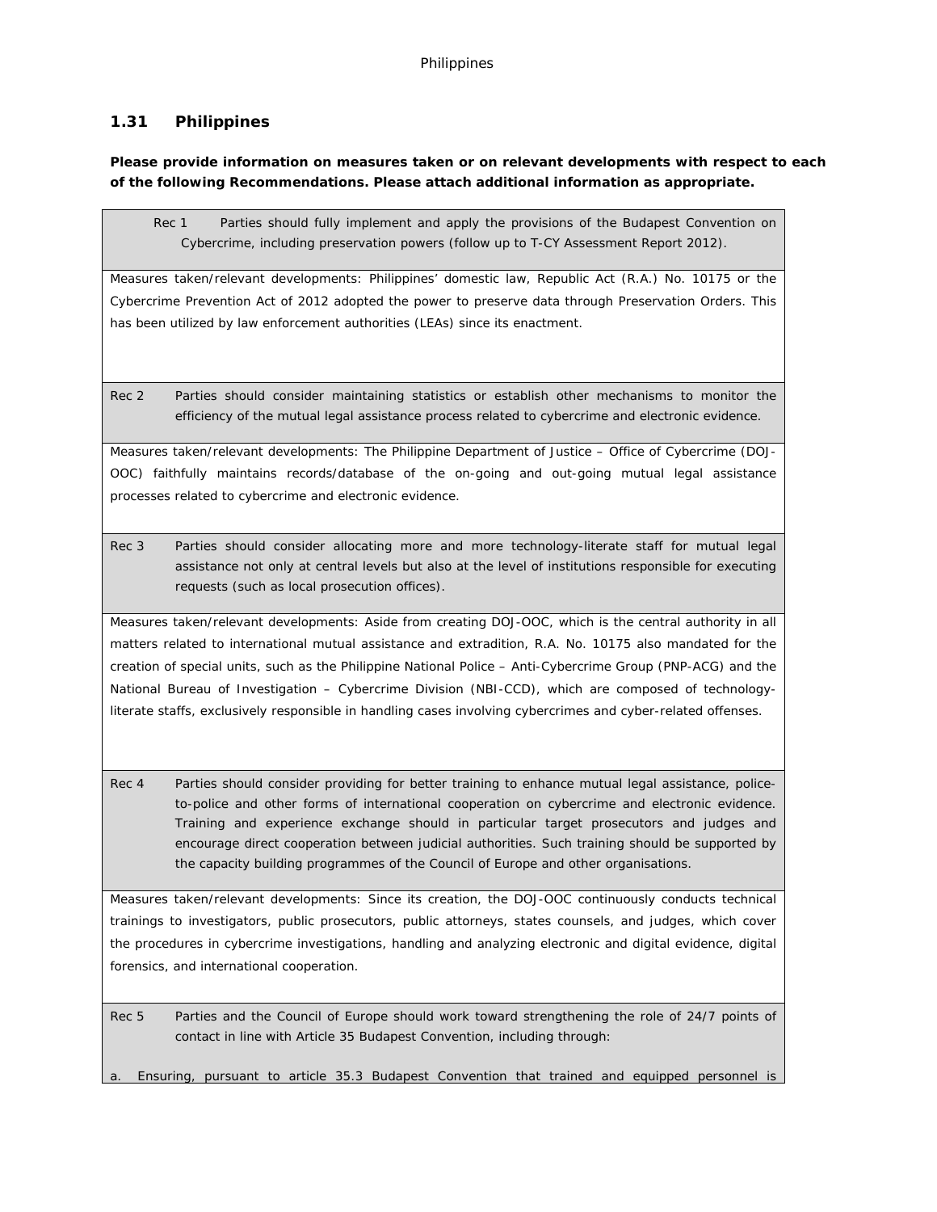## 1.31 Philippines

**Please provide information on measures taken or on relevant developments with respect to each of the following Recommendations. Please attach additional information as appropriate.**

| Rec 1 Parties should fully implement and apply the provisions of the Budapest Convention on Cybercrime, including preservation powers (follow up to T-CY Assessment Report 2012). |
|---|
| Measures taken/relevant developments: Philippines' domestic law, Republic Act (R.A.) No. 10175 or the Cybercrime Prevention Act of 2012 adopted the power to preserve data through Preservation Orders. This has been utilized by law enforcement authorities (LEAs) since its enactment. |
| Rec 2 Parties should consider maintaining statistics or establish other mechanisms to monitor the efficiency of the mutual legal assistance process related to cybercrime and electronic evidence. |
| Measures taken/relevant developments: The Philippine Department of Justice – Office of Cybercrime (DOJ-OOC) faithfully maintains records/database of the on-going and out-going mutual legal assistance processes related to cybercrime and electronic evidence. |
| Rec 3 Parties should consider allocating more and more technology-literate staff for mutual legal assistance not only at central levels but also at the level of institutions responsible for executing requests (such as local prosecution offices). |
| Measures taken/relevant developments: Aside from creating DOJ-OOC, which is the central authority in all matters related to international mutual assistance and extradition, R.A. No. 10175 also mandated for the creation of special units, such as the Philippine National Police – Anti-Cybercrime Group (PNP-ACG) and the National Bureau of Investigation – Cybercrime Division (NBI-CCD), which are composed of technology-literate staffs, exclusively responsible in handling cases involving cybercrimes and cyber-related offenses. |
| Rec 4 Parties should consider providing for better training to enhance mutual legal assistance, police-to-police and other forms of international cooperation on cybercrime and electronic evidence. Training and experience exchange should in particular target prosecutors and judges and encourage direct cooperation between judicial authorities. Such training should be supported by the capacity building programmes of the Council of Europe and other organisations. |
| Measures taken/relevant developments: Since its creation, the DOJ-OOC continuously conducts technical trainings to investigators, public prosecutors, public attorneys, states counsels, and judges, which cover the procedures in cybercrime investigations, handling and analyzing electronic and digital evidence, digital forensics, and international cooperation. |
| Rec 5 Parties and the Council of Europe should work toward strengthening the role of 24/7 points of contact in line with Article 35 Budapest Convention, including through:<br><br>a. Ensuring, pursuant to article 35.3 Budapest Convention that trained and equipped personnel is |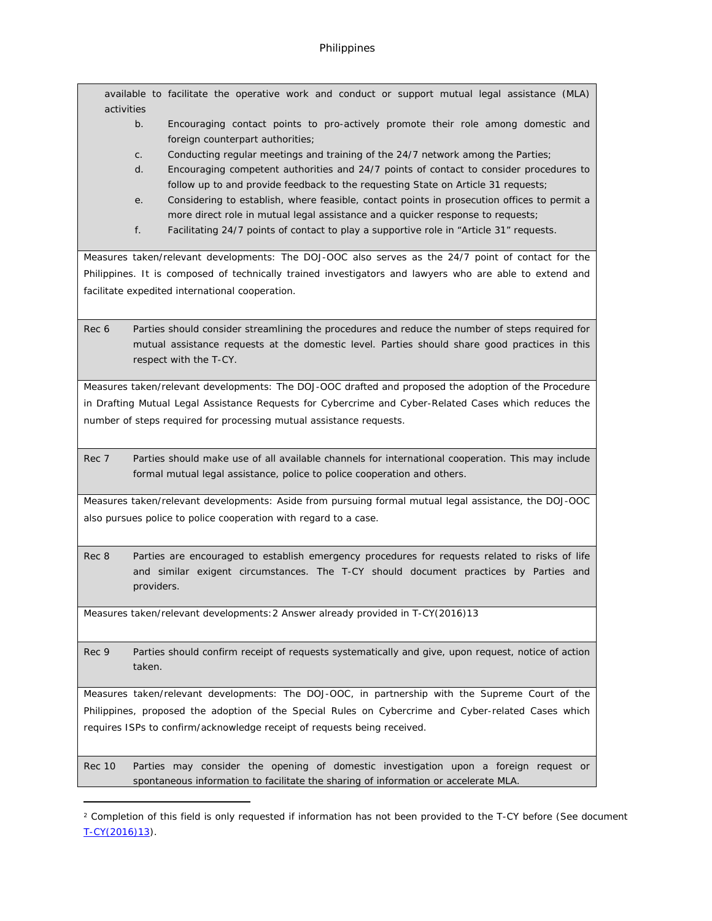available to facilitate the operative work and conduct or support mutual legal assistance (MLA) activities

b. Encouraging contact points to pro-actively promote their role among domestic and foreign counterpart authorities;

c. Conducting regular meetings and training of the 24/7 network among the Parties;

d. Encouraging competent authorities and 24/7 points of contact to consider procedures to follow up to and provide feedback to the requesting State on Article 31 requests;

e. Considering to establish, where feasible, contact points in prosecution offices to permit a more direct role in mutual legal assistance and a quicker response to requests;

f. Facilitating 24/7 points of contact to play a supportive role in "Article 31" requests.

Measures taken/relevant developments: The DOJ-OOC also serves as the 24/7 point of contact for the Philippines. It is composed of technically trained investigators and lawyers who are able to extend and facilitate expedited international cooperation.

| | |
|---|---|
| Rec 6 | Parties should consider streamlining the procedures and reduce the number of steps required for mutual assistance requests at the domestic level. Parties should share good practices in this respect with the T-CY. |

Measures taken/relevant developments: The DOJ-OOC drafted and proposed the adoption of the Procedure in Drafting Mutual Legal Assistance Requests for Cybercrime and Cyber-Related Cases which reduces the number of steps required for processing mutual assistance requests.

| | |
|---|---|
| Rec 7 | Parties should make use of all available channels for international cooperation. This may include formal mutual legal assistance, police to police cooperation and others. |

Measures taken/relevant developments: Aside from pursuing formal mutual legal assistance, the DOJ-OOC also pursues police to police cooperation with regard to a case.

| | |
|---|---|
| Rec 8 | Parties are encouraged to establish emergency procedures for requests related to risks of life and similar exigent circumstances. The T-CY should document practices by Parties and providers. |

Measures taken/relevant developments:[2] Answer already provided in T-CY(2016)13

| | |
|---|---|
| Rec 9 | Parties should confirm receipt of requests systematically and give, upon request, notice of action taken. |

Measures taken/relevant developments: The DOJ-OOC, in partnership with the Supreme Court of the Philippines, proposed the adoption of the Special Rules on Cybercrime and Cyber-related Cases which requires ISPs to confirm/acknowledge receipt of requests being received.

| | |
|---|---|
| Rec 10 | Parties may consider the opening of domestic investigation upon a foreign request or spontaneous information to facilitate the sharing of information or accelerate MLA. |

[2] Completion of this field is only requested if information has not been provided to the T-CY before (See document T-CY(2016)13).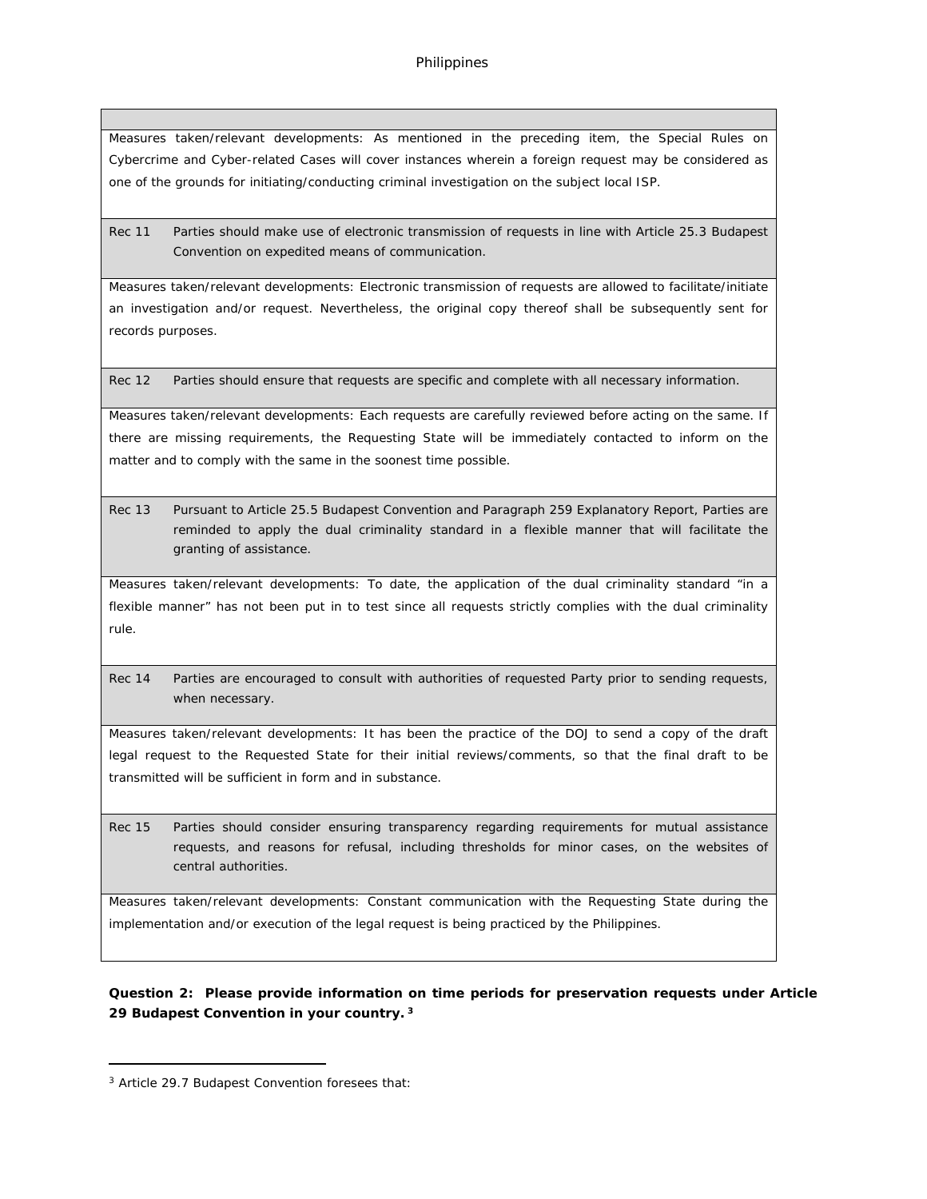| | |
|---|---|
| Measures taken/relevant developments: As mentioned in the preceding item, the Special Rules on Cybercrime and Cyber-related Cases will cover instances wherein a foreign request may be considered as one of the grounds for initiating/conducting criminal investigation on the subject local ISP. | |
| Rec 11 | Parties should make use of electronic transmission of requests in line with Article 25.3 Budapest Convention on expedited means of communication. |
| Measures taken/relevant developments: Electronic transmission of requests are allowed to facilitate/initiate an investigation and/or request. Nevertheless, the original copy thereof shall be subsequently sent for records purposes. | |
| Rec 12 | Parties should ensure that requests are specific and complete with all necessary information. |
| Measures taken/relevant developments: Each requests are carefully reviewed before acting on the same. If there are missing requirements, the Requesting State will be immediately contacted to inform on the matter and to comply with the same in the soonest time possible. | |
| Rec 13 | Pursuant to Article 25.5 Budapest Convention and Paragraph 259 Explanatory Report, Parties are reminded to apply the dual criminality standard in a flexible manner that will facilitate the granting of assistance. |
| Measures taken/relevant developments: To date, the application of the dual criminality standard "in a flexible manner" has not been put in to test since all requests strictly complies with the dual criminality rule. | |
| Rec 14 | Parties are encouraged to consult with authorities of requested Party prior to sending requests, when necessary. |
| Measures taken/relevant developments: It has been the practice of the DOJ to send a copy of the draft legal request to the Requested State for their initial reviews/comments, so that the final draft to be transmitted will be sufficient in form and in substance. | |
| Rec 15 | Parties should consider ensuring transparency regarding requirements for mutual assistance requests, and reasons for refusal, including thresholds for minor cases, on the websites of central authorities. |
| Measures taken/relevant developments: Constant communication with the Requesting State during the implementation and/or execution of the legal request is being practiced by the Philippines. | |

**Question 2: Please provide information on time periods for preservation requests under Article 29 Budapest Convention in your country.** [3]

[3] Article 29.7 Budapest Convention foresees that: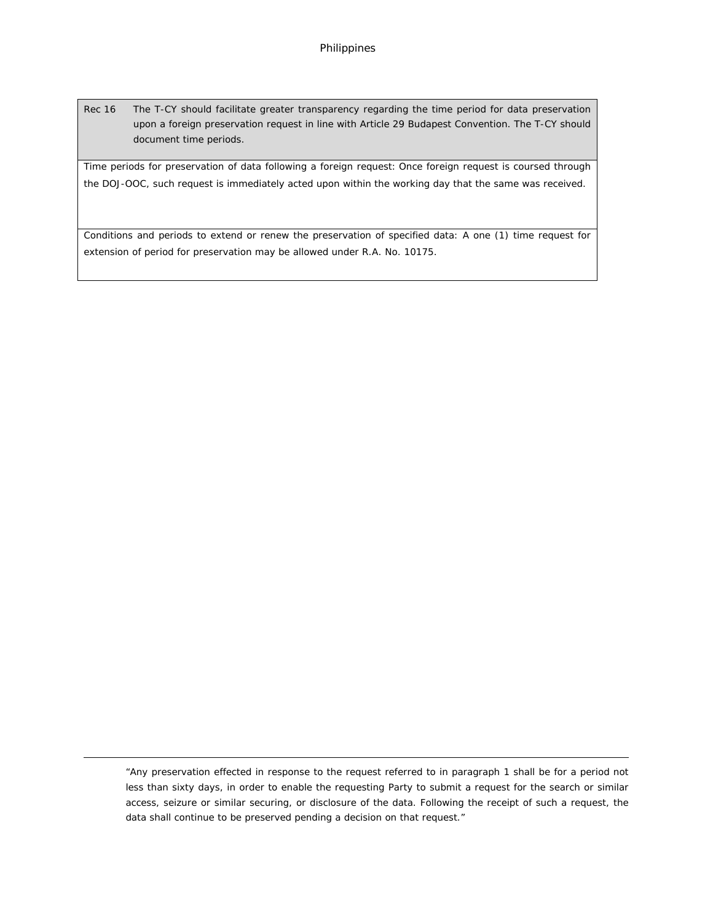| Rec 16 | The T-CY should facilitate greater transparency regarding the time period for data preservation upon a foreign preservation request in line with Article 29 Budapest Convention. The T-CY should document time periods. |
|---|---|
| Time periods for preservation of data following a foreign request: Once foreign request is coursed through the DOJ-OOC, such request is immediately acted upon within the working day that the same was received. | |
| Conditions and periods to extend or renew the preservation of specified data: A one (1) time request for extension of period for preservation may be allowed under R.A. No. 10175. | |

---

"Any preservation effected in response to the request referred to in paragraph 1 shall be for a period not less than sixty days, in order to enable the requesting Party to submit a request for the search or similar access, seizure or similar securing, or disclosure of the data. Following the receipt of such a request, the data shall continue to be preserved pending a decision on that request."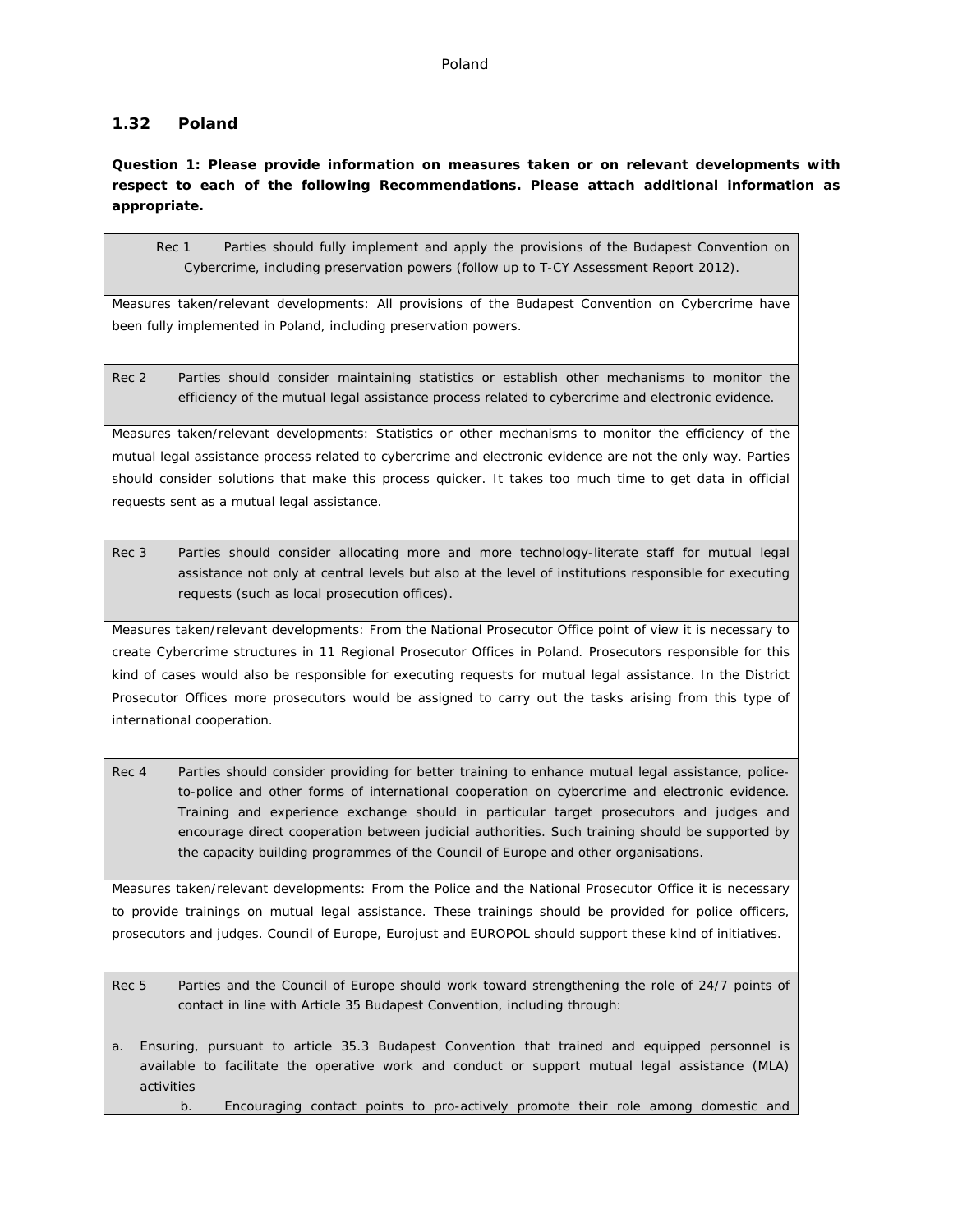## 1.32 Poland

**Question 1: Please provide information on measures taken or on relevant developments with respect to each of the following Recommendations. Please attach additional information as appropriate.**

Rec 1 Parties should fully implement and apply the provisions of the Budapest Convention on Cybercrime, including preservation powers (follow up to T-CY Assessment Report 2012).

Measures taken/relevant developments: All provisions of the Budapest Convention on Cybercrime have been fully implemented in Poland, including preservation powers.

Rec 2 Parties should consider maintaining statistics or establish other mechanisms to monitor the efficiency of the mutual legal assistance process related to cybercrime and electronic evidence.

Measures taken/relevant developments: Statistics or other mechanisms to monitor the efficiency of the mutual legal assistance process related to cybercrime and electronic evidence are not the only way. Parties should consider solutions that make this process quicker. It takes too much time to get data in official requests sent as a mutual legal assistance.

Rec 3 Parties should consider allocating more and more technology-literate staff for mutual legal assistance not only at central levels but also at the level of institutions responsible for executing requests (such as local prosecution offices).

Measures taken/relevant developments: From the National Prosecutor Office point of view it is necessary to create Cybercrime structures in 11 Regional Prosecutor Offices in Poland. Prosecutors responsible for this kind of cases would also be responsible for executing requests for mutual legal assistance. In the District Prosecutor Offices more prosecutors would be assigned to carry out the tasks arising from this type of international cooperation.

Rec 4 Parties should consider providing for better training to enhance mutual legal assistance, police-to-police and other forms of international cooperation on cybercrime and electronic evidence. Training and experience exchange should in particular target prosecutors and judges and encourage direct cooperation between judicial authorities. Such training should be supported by the capacity building programmes of the Council of Europe and other organisations.

Measures taken/relevant developments: From the Police and the National Prosecutor Office it is necessary to provide trainings on mutual legal assistance. These trainings should be provided for police officers, prosecutors and judges. Council of Europe, Eurojust and EUROPOL should support these kind of initiatives.

Rec 5 Parties and the Council of Europe should work toward strengthening the role of 24/7 points of contact in line with Article 35 Budapest Convention, including through:

a. Ensuring, pursuant to article 35.3 Budapest Convention that trained and equipped personnel is available to facilitate the operative work and conduct or support mutual legal assistance (MLA) activities

b. Encouraging contact points to pro-actively promote their role among domestic and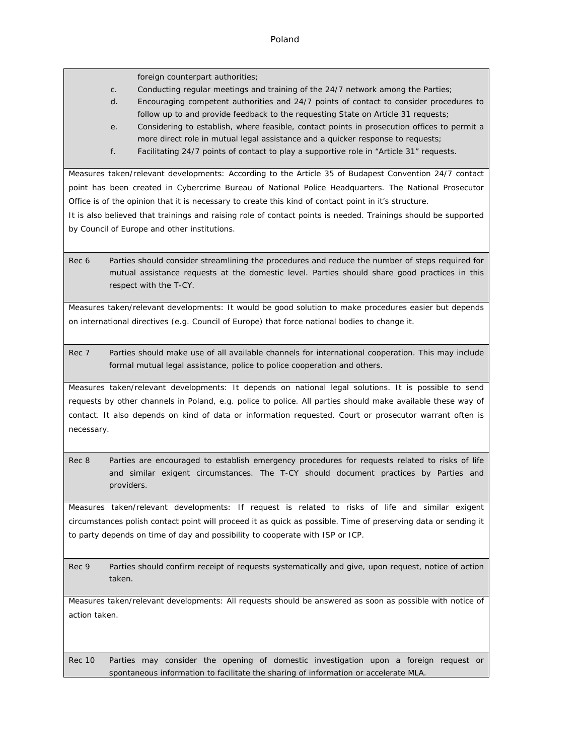foreign counterpart authorities;

c. Conducting regular meetings and training of the 24/7 network among the Parties;

d. Encouraging competent authorities and 24/7 points of contact to consider procedures to follow up to and provide feedback to the requesting State on Article 31 requests;

e. Considering to establish, where feasible, contact points in prosecution offices to permit a more direct role in mutual legal assistance and a quicker response to requests;

f. Facilitating 24/7 points of contact to play a supportive role in "Article 31" requests.

Measures taken/relevant developments: According to the Article 35 of Budapest Convention 24/7 contact point has been created in Cybercrime Bureau of National Police Headquarters. The National Prosecutor Office is of the opinion that it is necessary to create this kind of contact point in it's structure.

It is also believed that trainings and raising role of contact points is needed. Trainings should be supported by Council of Europe and other institutions.

Rec 6 Parties should consider streamlining the procedures and reduce the number of steps required for mutual assistance requests at the domestic level. Parties should share good practices in this respect with the T-CY.

Measures taken/relevant developments: It would be good solution to make procedures easier but depends on international directives (e.g. Council of Europe) that force national bodies to change it.

Rec 7 Parties should make use of all available channels for international cooperation. This may include formal mutual legal assistance, police to police cooperation and others.

Measures taken/relevant developments: It depends on national legal solutions. It is possible to send requests by other channels in Poland, e.g. police to police. All parties should make available these way of contact. It also depends on kind of data or information requested. Court or prosecutor warrant often is necessary.

Rec 8 Parties are encouraged to establish emergency procedures for requests related to risks of life and similar exigent circumstances. The T-CY should document practices by Parties and providers.

Measures taken/relevant developments: If request is related to risks of life and similar exigent circumstances polish contact point will proceed it as quick as possible. Time of preserving data or sending it to party depends on time of day and possibility to cooperate with ISP or ICP.

Rec 9 Parties should confirm receipt of requests systematically and give, upon request, notice of action taken.

Measures taken/relevant developments: All requests should be answered as soon as possible with notice of action taken.

Rec 10 Parties may consider the opening of domestic investigation upon a foreign request or spontaneous information to facilitate the sharing of information or accelerate MLA.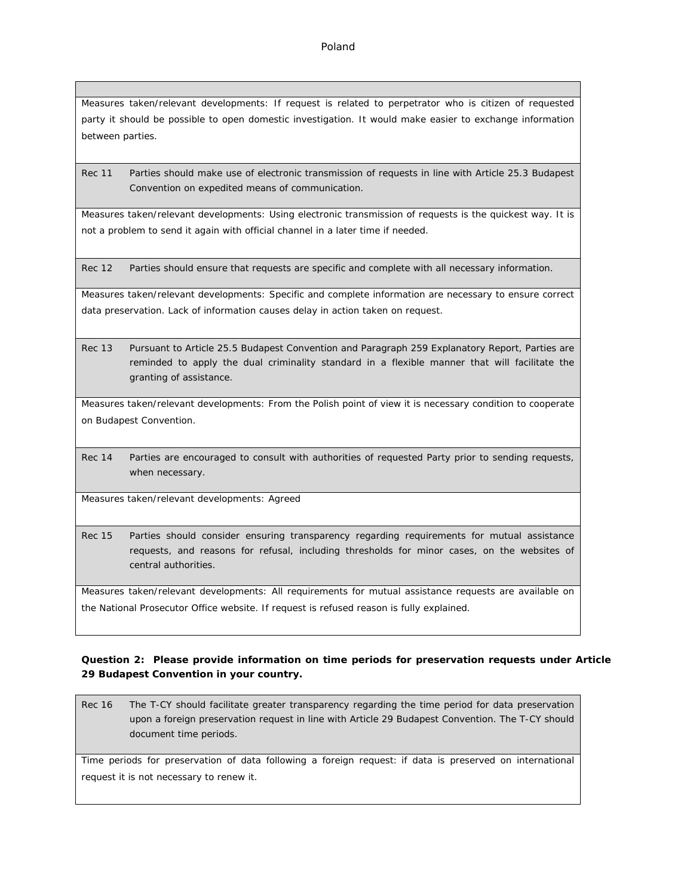Poland

Measures taken/relevant developments: If request is related to perpetrator who is citizen of requested party it should be possible to open domestic investigation. It would make easier to exchange information between parties.

| | |
|---|---|
| Rec 11 | Parties should make use of electronic transmission of requests in line with Article 25.3 Budapest Convention on expedited means of communication. |

Measures taken/relevant developments: Using electronic transmission of requests is the quickest way. It is not a problem to send it again with official channel in a later time if needed.

| | |
|---|---|
| Rec 12 | Parties should ensure that requests are specific and complete with all necessary information. |

Measures taken/relevant developments: Specific and complete information are necessary to ensure correct data preservation. Lack of information causes delay in action taken on request.

| | |
|---|---|
| Rec 13 | Pursuant to Article 25.5 Budapest Convention and Paragraph 259 Explanatory Report, Parties are reminded to apply the dual criminality standard in a flexible manner that will facilitate the granting of assistance. |

Measures taken/relevant developments: From the Polish point of view it is necessary condition to cooperate on Budapest Convention.

| | |
|---|---|
| Rec 14 | Parties are encouraged to consult with authorities of requested Party prior to sending requests, when necessary. |

Measures taken/relevant developments: Agreed

| | |
|---|---|
| Rec 15 | Parties should consider ensuring transparency regarding requirements for mutual assistance requests, and reasons for refusal, including thresholds for minor cases, on the websites of central authorities. |

Measures taken/relevant developments: All requirements for mutual assistance requests are available on the National Prosecutor Office website. If request is refused reason is fully explained.

**Question 2: Please provide information on time periods for preservation requests under Article 29 Budapest Convention in your country.**

| | |
|---|---|
| Rec 16 | The T-CY should facilitate greater transparency regarding the time period for data preservation upon a foreign preservation request in line with Article 29 Budapest Convention. The T-CY should document time periods. |

Time periods for preservation of data following a foreign request: if data is preserved on international request it is not necessary to renew it.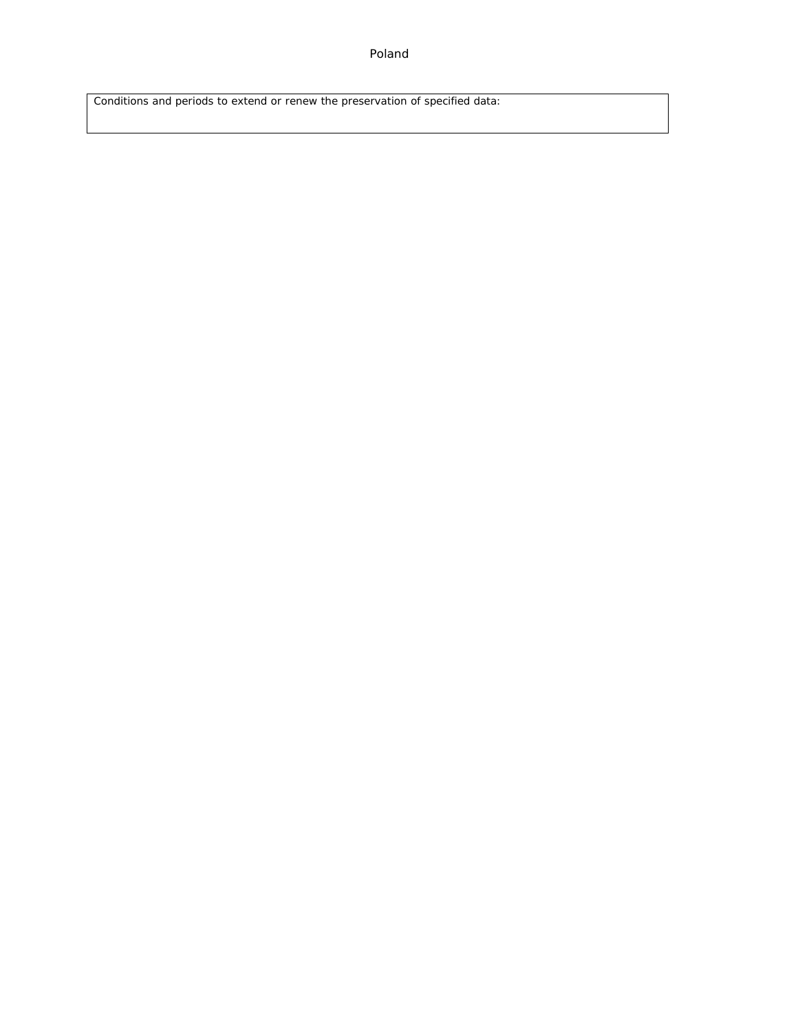Poland

| Conditions and periods to extend or renew the preservation of specified data: |
|---|
| |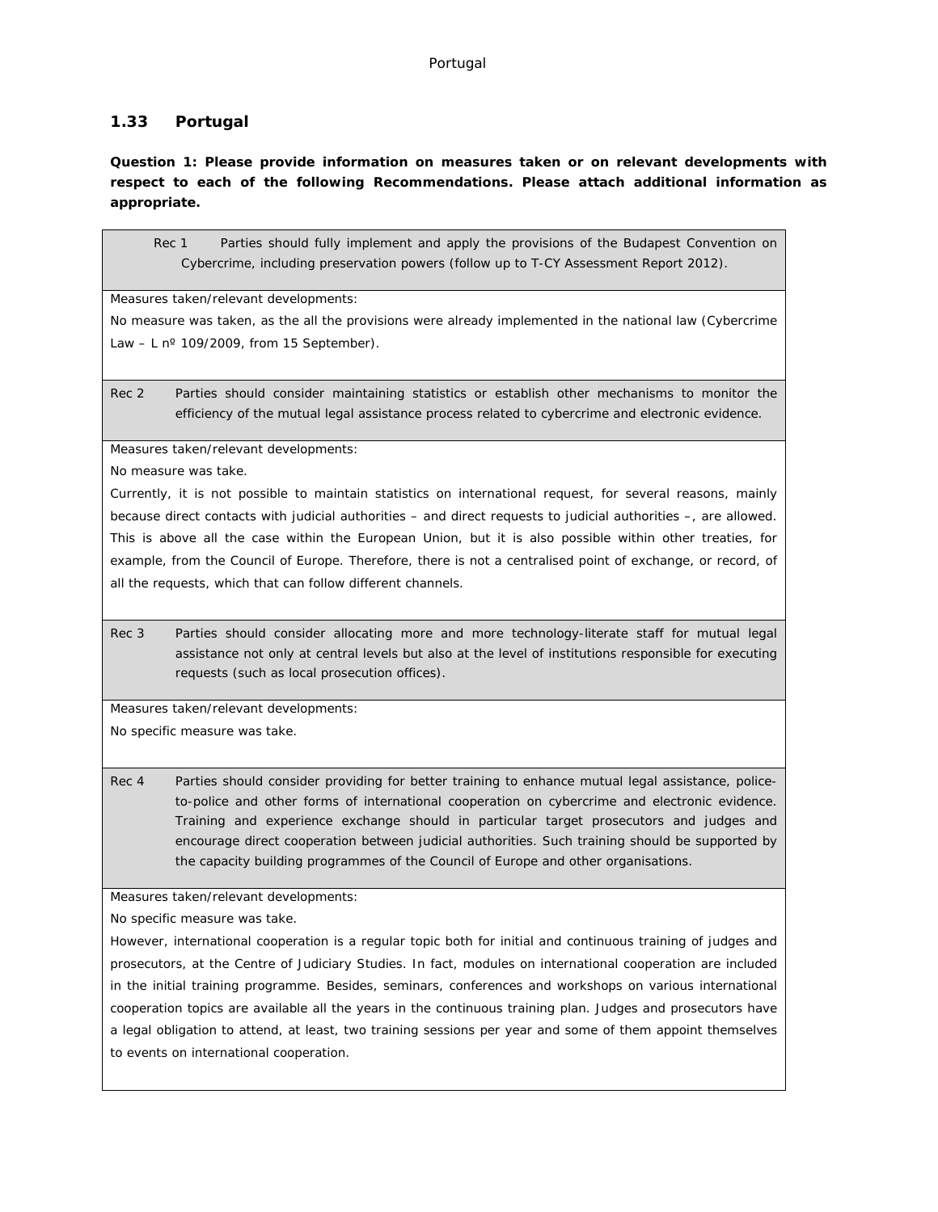## 1.33 Portugal

**Question 1: Please provide information on measures taken or on relevant developments with respect to each of the following Recommendations. Please attach additional information as appropriate.**

| Rec 1 | Parties should fully implement and apply the provisions of the Budapest Convention on Cybercrime, including preservation powers (follow up to T-CY Assessment Report 2012). |
|---|---|

Measures taken/relevant developments:

No measure was taken, as the all the provisions were already implemented in the national law (Cybercrime Law – L nº 109/2009, from 15 September).

| Rec 2 | Parties should consider maintaining statistics or establish other mechanisms to monitor the efficiency of the mutual legal assistance process related to cybercrime and electronic evidence. |
|---|---|

Measures taken/relevant developments:

No measure was take.

Currently, it is not possible to maintain statistics on international request, for several reasons, mainly because direct contacts with judicial authorities – and direct requests to judicial authorities –, are allowed. This is above all the case within the European Union, but it is also possible within other treaties, for example, from the Council of Europe. Therefore, there is not a centralised point of exchange, or record, of all the requests, which that can follow different channels.

| Rec 3 | Parties should consider allocating more and more technology-literate staff for mutual legal assistance not only at central levels but also at the level of institutions responsible for executing requests (such as local prosecution offices). |
|---|---|

Measures taken/relevant developments:

No specific measure was take.

| Rec 4 | Parties should consider providing for better training to enhance mutual legal assistance, police-to-police and other forms of international cooperation on cybercrime and electronic evidence. Training and experience exchange should in particular target prosecutors and judges and encourage direct cooperation between judicial authorities. Such training should be supported by the capacity building programmes of the Council of Europe and other organisations. |
|---|---|

Measures taken/relevant developments:

No specific measure was take.

However, international cooperation is a regular topic both for initial and continuous training of judges and prosecutors, at the Centre of Judiciary Studies. In fact, modules on international cooperation are included in the initial training programme. Besides, seminars, conferences and workshops on various international cooperation topics are available all the years in the continuous training plan. Judges and prosecutors have a legal obligation to attend, at least, two training sessions per year and some of them appoint themselves to events on international cooperation.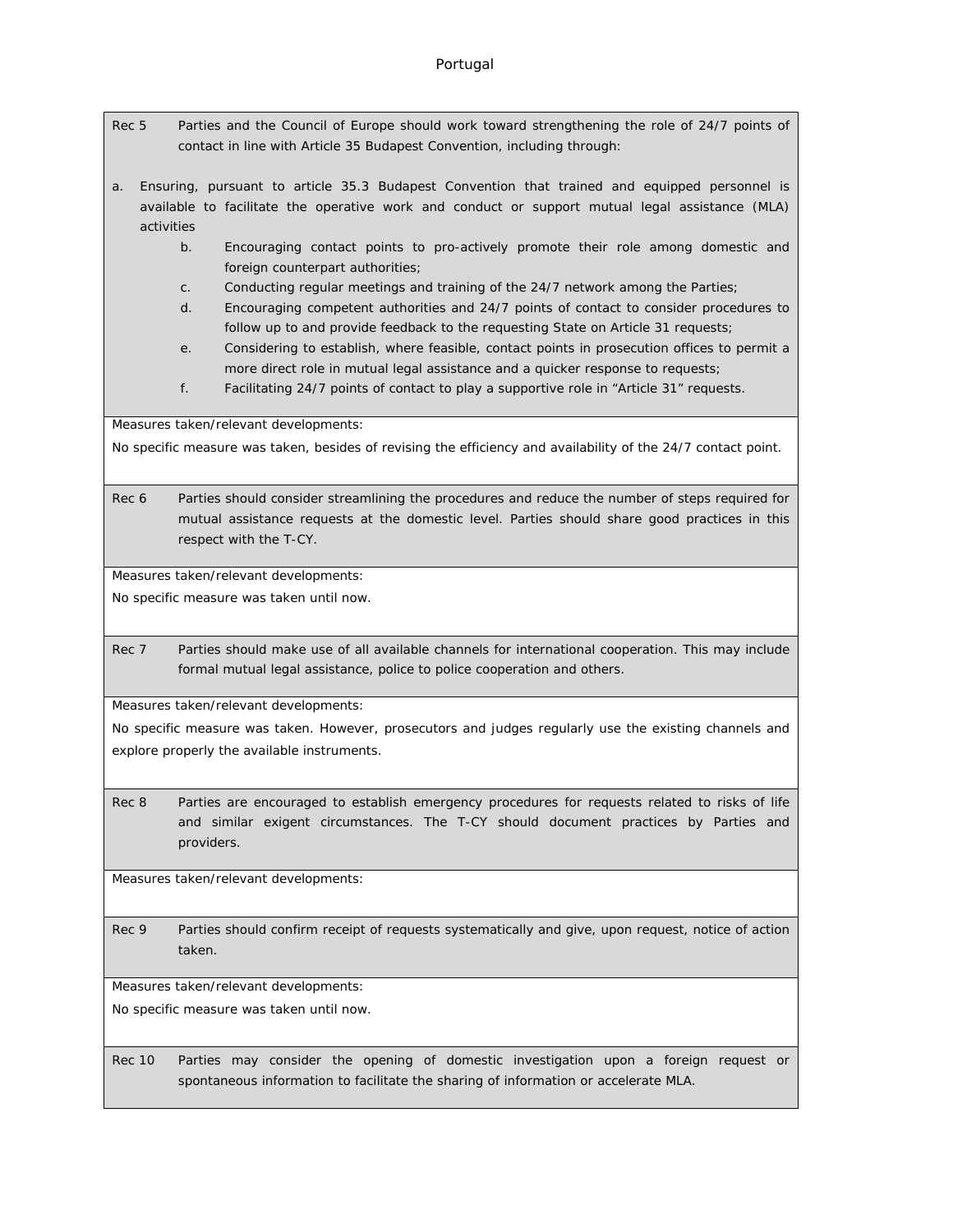Portugal

| Rec 5 | Parties and the Council of Europe should work toward strengthening the role of 24/7 points of contact in line with Article 35 Budapest Convention, including through:<br><br>a. Ensuring, pursuant to article 35.3 Budapest Convention that trained and equipped personnel is available to facilitate the operative work and conduct or support mutual legal assistance (MLA) activities<br>b. Encouraging contact points to pro-actively promote their role among domestic and foreign counterpart authorities;<br>c. Conducting regular meetings and training of the 24/7 network among the Parties;<br>d. Encouraging competent authorities and 24/7 points of contact to consider procedures to follow up to and provide feedback to the requesting State on Article 31 requests;<br>e. Considering to establish, where feasible, contact points in prosecution offices to permit a more direct role in mutual legal assistance and a quicker response to requests;<br>f. Facilitating 24/7 points of contact to play a supportive role in "Article 31" requests. |
|---|---|
| Measures taken/relevant developments:<br>No specific measure was taken, besides of revising the efficiency and availability of the 24/7 contact point. | |
| Rec 6 | Parties should consider streamlining the procedures and reduce the number of steps required for mutual assistance requests at the domestic level. Parties should share good practices in this respect with the T-CY. |
| Measures taken/relevant developments:<br>No specific measure was taken until now. | |
| Rec 7 | Parties should make use of all available channels for international cooperation. This may include formal mutual legal assistance, police to police cooperation and others. |
| Measures taken/relevant developments:<br>No specific measure was taken. However, prosecutors and judges regularly use the existing channels and explore properly the available instruments. | |
| Rec 8 | Parties are encouraged to establish emergency procedures for requests related to risks of life and similar exigent circumstances. The T-CY should document practices by Parties and providers. |
| Measures taken/relevant developments: | |
| Rec 9 | Parties should confirm receipt of requests systematically and give, upon request, notice of action taken. |
| Measures taken/relevant developments:<br>No specific measure was taken until now. | |
| Rec 10 | Parties may consider the opening of domestic investigation upon a foreign request or spontaneous information to facilitate the sharing of information or accelerate MLA. |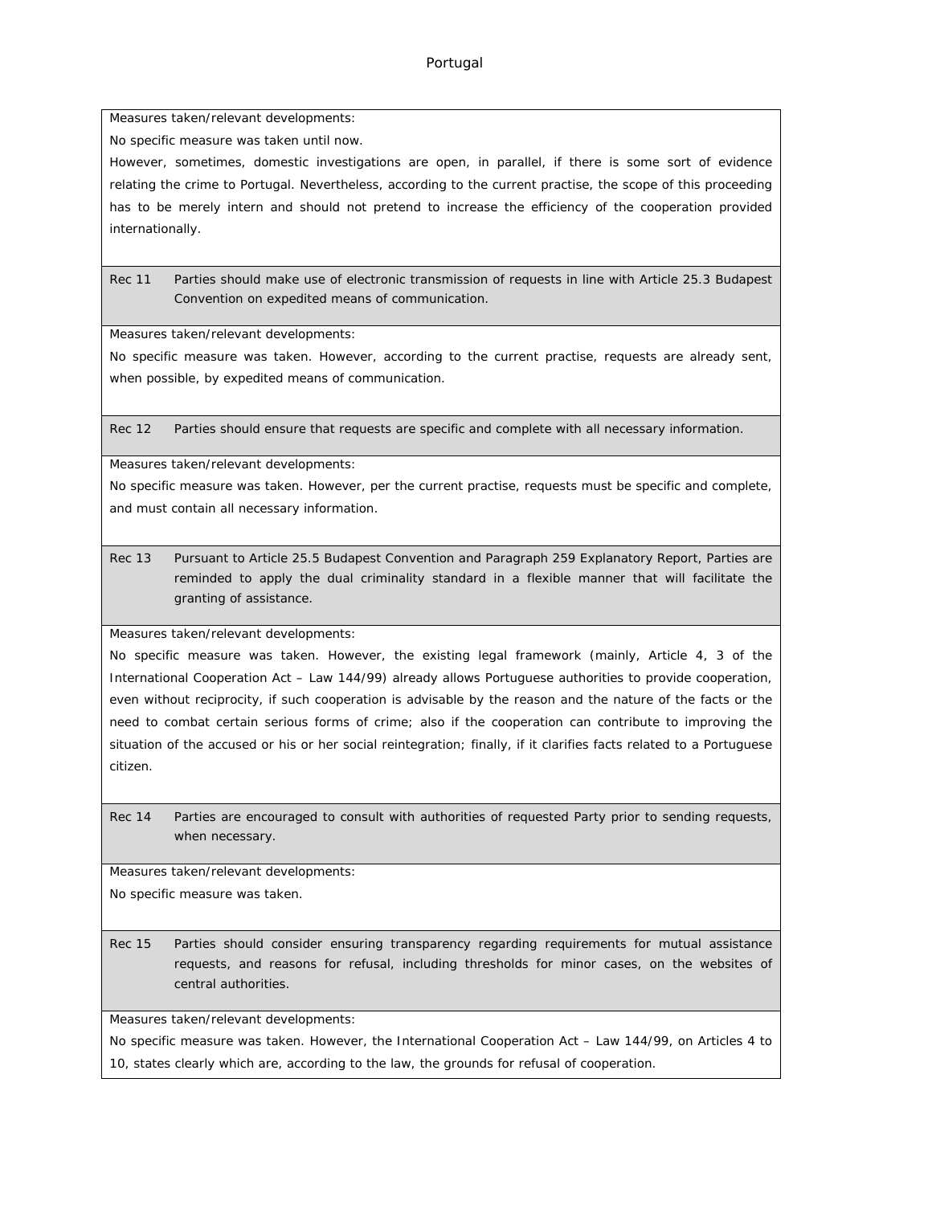Measures taken/relevant developments:

No specific measure was taken until now.

However, sometimes, domestic investigations are open, in parallel, if there is some sort of evidence relating the crime to Portugal. Nevertheless, according to the current practise, the scope of this proceeding has to be merely intern and should not pretend to increase the efficiency of the cooperation provided internationally.

**Rec 11** Parties should make use of electronic transmission of requests in line with Article 25.3 Budapest Convention on expedited means of communication.

Measures taken/relevant developments:

No specific measure was taken. However, according to the current practise, requests are already sent, when possible, by expedited means of communication.

**Rec 12** Parties should ensure that requests are specific and complete with all necessary information.

Measures taken/relevant developments:

No specific measure was taken. However, per the current practise, requests must be specific and complete, and must contain all necessary information.

**Rec 13** Pursuant to Article 25.5 Budapest Convention and Paragraph 259 Explanatory Report, Parties are reminded to apply the dual criminality standard in a flexible manner that will facilitate the granting of assistance.

Measures taken/relevant developments:

No specific measure was taken. However, the existing legal framework (mainly, Article 4, 3 of the International Cooperation Act – Law 144/99) already allows Portuguese authorities to provide cooperation, even without reciprocity, if such cooperation is advisable by the reason and the nature of the facts or the need to combat certain serious forms of crime; also if the cooperation can contribute to improving the situation of the accused or his or her social reintegration; finally, if it clarifies facts related to a Portuguese citizen.

**Rec 14** Parties are encouraged to consult with authorities of requested Party prior to sending requests, when necessary.

Measures taken/relevant developments:

No specific measure was taken.

**Rec 15** Parties should consider ensuring transparency regarding requirements for mutual assistance requests, and reasons for refusal, including thresholds for minor cases, on the websites of central authorities.

Measures taken/relevant developments:

No specific measure was taken. However, the International Cooperation Act – Law 144/99, on Articles 4 to 10, states clearly which are, according to the law, the grounds for refusal of cooperation.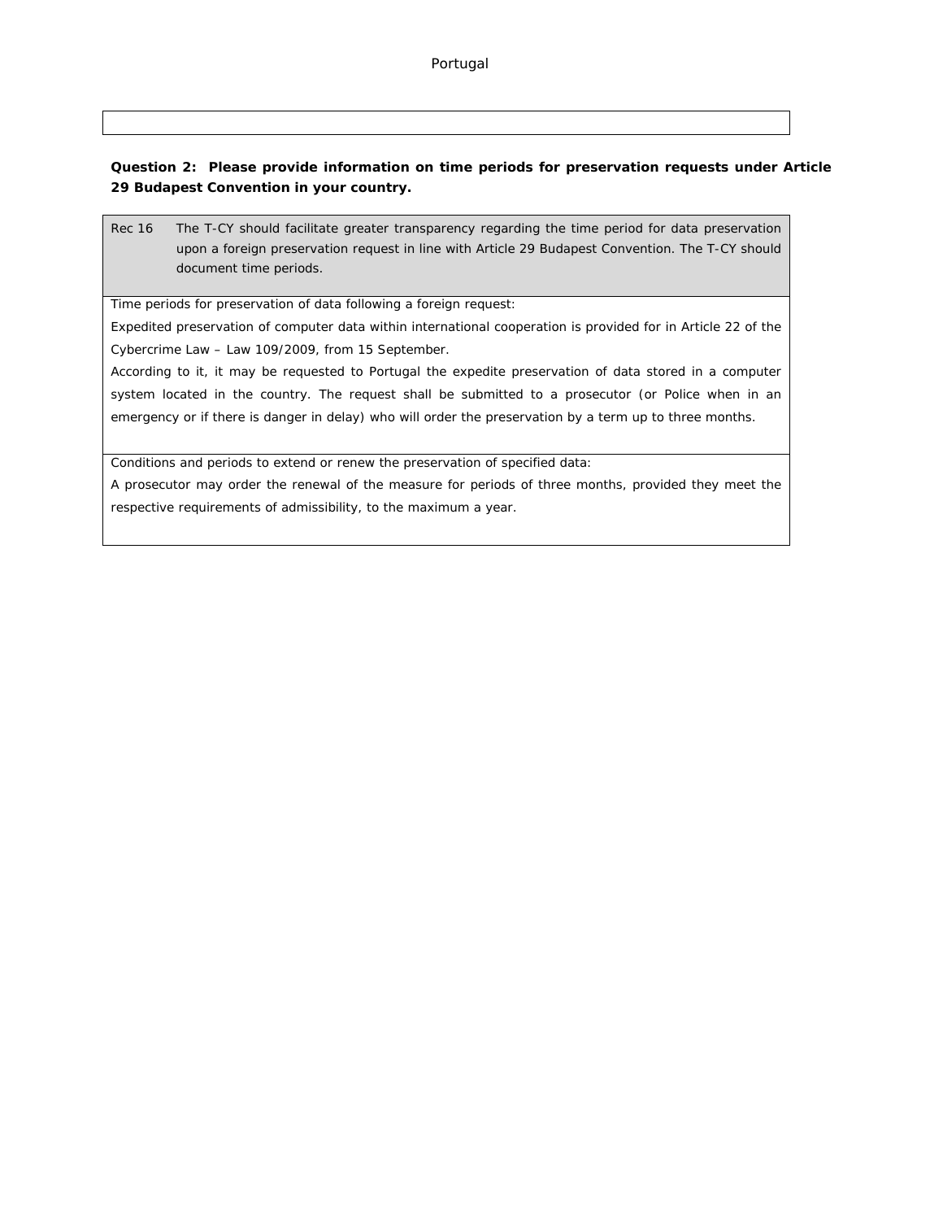**Question 2: Please provide information on time periods for preservation requests under Article 29 Budapest Convention in your country.**

| Rec 16 | The T-CY should facilitate greater transparency regarding the time period for data preservation upon a foreign preservation request in line with Article 29 Budapest Convention. The T-CY should document time periods. |
|---|---|

Time periods for preservation of data following a foreign request:

Expedited preservation of computer data within international cooperation is provided for in Article 22 of the Cybercrime Law – Law 109/2009, from 15 September.

According to it, it may be requested to Portugal the expedite preservation of data stored in a computer system located in the country. The request shall be submitted to a prosecutor (or Police when in an emergency or if there is danger in delay) who will order the preservation by a term up to three months.

Conditions and periods to extend or renew the preservation of specified data:

A prosecutor may order the renewal of the measure for periods of three months, provided they meet the respective requirements of admissibility, to the maximum a year.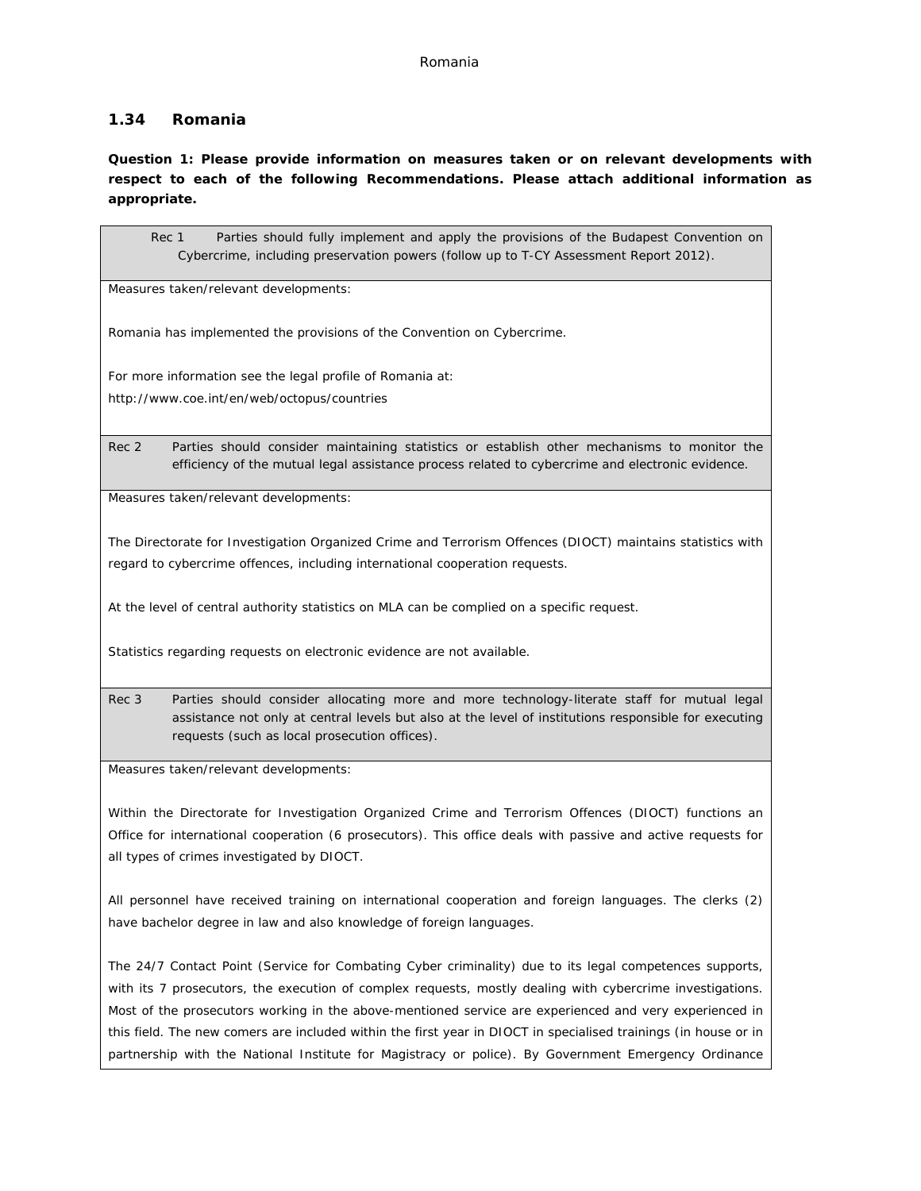## 1.34 Romania

**Question 1: Please provide information on measures taken or on relevant developments with respect to each of the following Recommendations. Please attach additional information as appropriate.**

| Rec 1 | Parties should fully implement and apply the provisions of the Budapest Convention on Cybercrime, including preservation powers (follow up to T-CY Assessment Report 2012). |
|---|---|

Measures taken/relevant developments:

Romania has implemented the provisions of the Convention on Cybercrime.

For more information see the legal profile of Romania at:
http://www.coe.int/en/web/octopus/countries

| Rec 2 | Parties should consider maintaining statistics or establish other mechanisms to monitor the efficiency of the mutual legal assistance process related to cybercrime and electronic evidence. |
|---|---|

Measures taken/relevant developments:

The Directorate for Investigation Organized Crime and Terrorism Offences (DIOCT) maintains statistics with regard to cybercrime offences, including international cooperation requests.

At the level of central authority statistics on MLA can be complied on a specific request.

Statistics regarding requests on electronic evidence are not available.

| Rec 3 | Parties should consider allocating more and more technology-literate staff for mutual legal assistance not only at central levels but also at the level of institutions responsible for executing requests (such as local prosecution offices). |
|---|---|

Measures taken/relevant developments:

Within the Directorate for Investigation Organized Crime and Terrorism Offences (DIOCT) functions an Office for international cooperation (6 prosecutors). This office deals with passive and active requests for all types of crimes investigated by DIOCT.

All personnel have received training on international cooperation and foreign languages. The clerks (2) have bachelor degree in law and also knowledge of foreign languages.

The 24/7 Contact Point (Service for Combating Cyber criminality) due to its legal competences supports, with its 7 prosecutors, the execution of complex requests, mostly dealing with cybercrime investigations. Most of the prosecutors working in the above-mentioned service are experienced and very experienced in this field. The new comers are included within the first year in DIOCT in specialised trainings (in house or in partnership with the National Institute for Magistracy or police). By Government Emergency Ordinance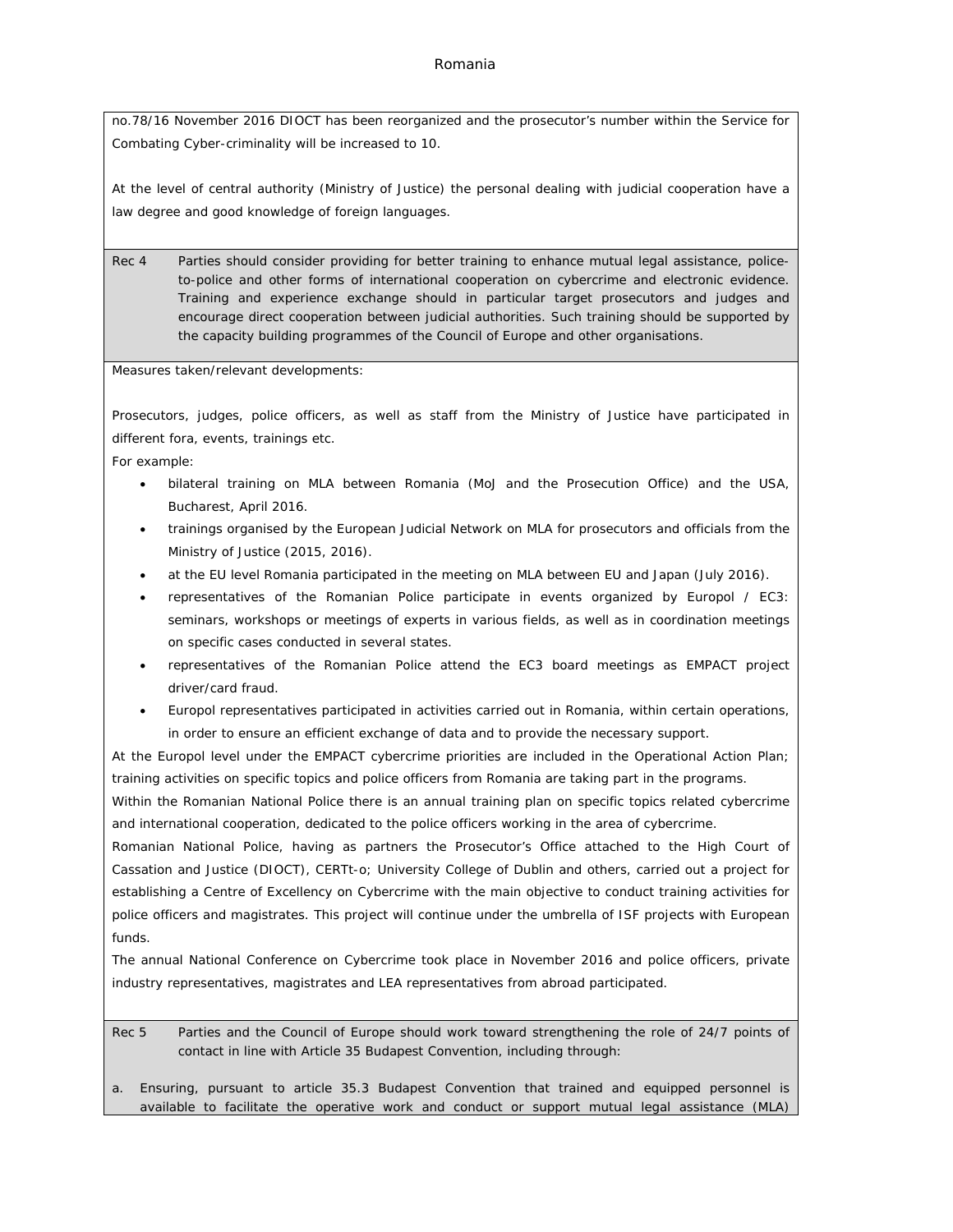no.78/16 November 2016 DIOCT has been reorganized and the prosecutor's number within the Service for Combating Cyber-criminality will be increased to 10.

At the level of central authority (Ministry of Justice) the personal dealing with judicial cooperation have a law degree and good knowledge of foreign languages.

**Rec 4** Parties should consider providing for better training to enhance mutual legal assistance, police-to-police and other forms of international cooperation on cybercrime and electronic evidence. Training and experience exchange should in particular target prosecutors and judges and encourage direct cooperation between judicial authorities. Such training should be supported by the capacity building programmes of the Council of Europe and other organisations.

Measures taken/relevant developments:

Prosecutors, judges, police officers, as well as staff from the Ministry of Justice have participated in different fora, events, trainings etc.

For example:

- bilateral training on MLA between Romania (MoJ and the Prosecution Office) and the USA, Bucharest, April 2016.
- trainings organised by the European Judicial Network on MLA for prosecutors and officials from the Ministry of Justice (2015, 2016).
- at the EU level Romania participated in the meeting on MLA between EU and Japan (July 2016).
- representatives of the Romanian Police participate in events organized by Europol / EC3: seminars, workshops or meetings of experts in various fields, as well as in coordination meetings on specific cases conducted in several states.
- representatives of the Romanian Police attend the EC3 board meetings as EMPACT project driver/card fraud.
- Europol representatives participated in activities carried out in Romania, within certain operations, in order to ensure an efficient exchange of data and to provide the necessary support.

At the Europol level under the EMPACT cybercrime priorities are included in the Operational Action Plan; training activities on specific topics and police officers from Romania are taking part in the programs.

Within the Romanian National Police there is an annual training plan on specific topics related cybercrime and international cooperation, dedicated to the police officers working in the area of cybercrime.

Romanian National Police, having as partners the Prosecutor's Office attached to the High Court of Cassation and Justice (DIOCT), CERTt-o; University College of Dublin and others, carried out a project for establishing a Centre of Excellency on Cybercrime with the main objective to conduct training activities for police officers and magistrates. This project will continue under the umbrella of ISF projects with European funds.

The annual National Conference on Cybercrime took place in November 2016 and police officers, private industry representatives, magistrates and LEA representatives from abroad participated.

**Rec 5** Parties and the Council of Europe should work toward strengthening the role of 24/7 points of contact in line with Article 35 Budapest Convention, including through:

a. Ensuring, pursuant to article 35.3 Budapest Convention that trained and equipped personnel is available to facilitate the operative work and conduct or support mutual legal assistance (MLA)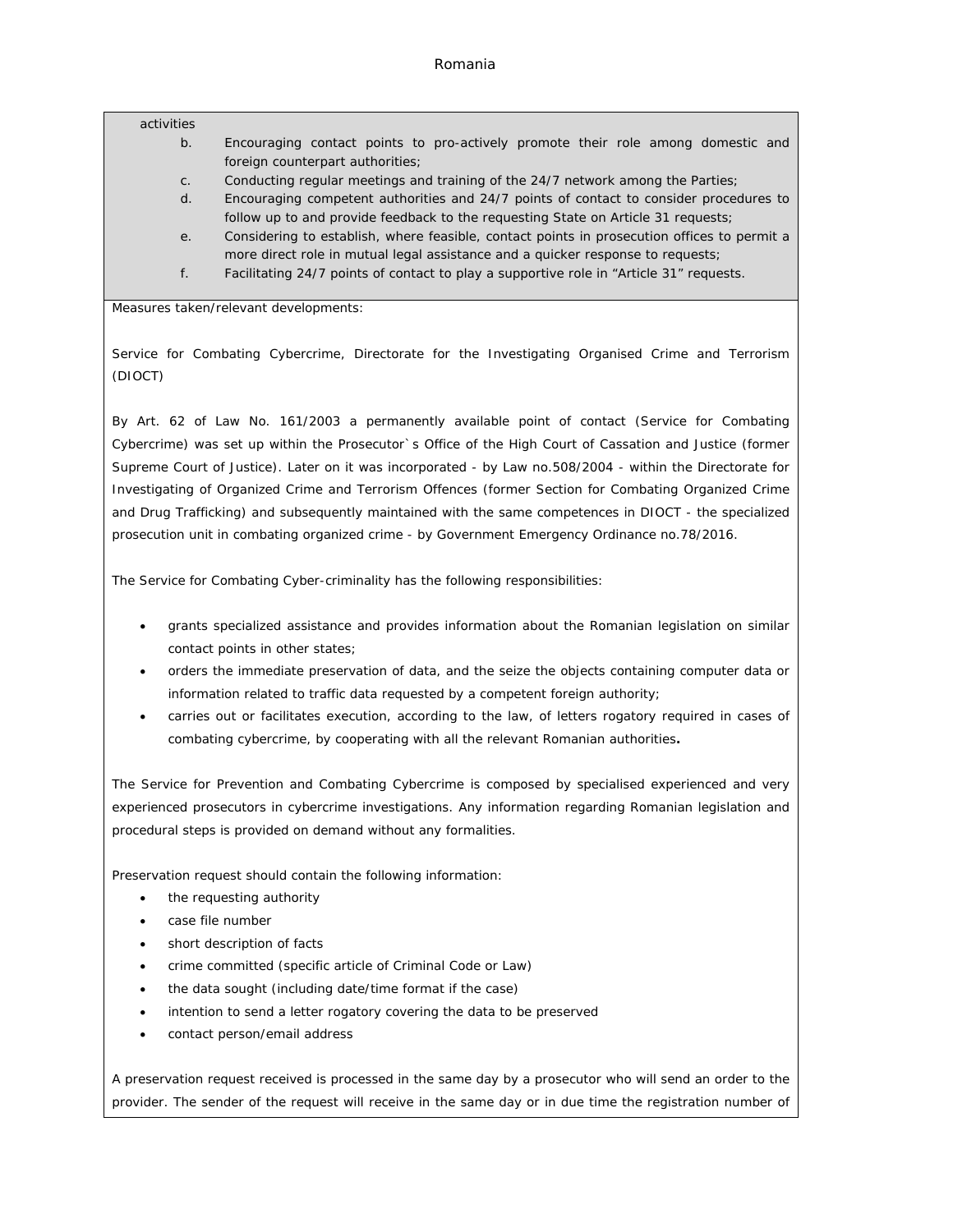activities

b. Encouraging contact points to pro-actively promote their role among domestic and foreign counterpart authorities;
c. Conducting regular meetings and training of the 24/7 network among the Parties;
d. Encouraging competent authorities and 24/7 points of contact to consider procedures to follow up to and provide feedback to the requesting State on Article 31 requests;
e. Considering to establish, where feasible, contact points in prosecution offices to permit a more direct role in mutual legal assistance and a quicker response to requests;
f. Facilitating 24/7 points of contact to play a supportive role in "Article 31" requests.

Measures taken/relevant developments:

Service for Combating Cybercrime, Directorate for the Investigating Organised Crime and Terrorism (DIOCT)

By Art. 62 of Law No. 161/2003 a permanently available point of contact (Service for Combating Cybercrime) was set up within the Prosecutor`s Office of the High Court of Cassation and Justice (former Supreme Court of Justice). Later on it was incorporated - by Law no.508/2004 - within the Directorate for Investigating of Organized Crime and Terrorism Offences (former Section for Combating Organized Crime and Drug Trafficking) and subsequently maintained with the same competences in DIOCT - the specialized prosecution unit in combating organized crime - by Government Emergency Ordinance no.78/2016.

The Service for Combating Cyber-criminality has the following responsibilities:

- grants specialized assistance and provides information about the Romanian legislation on similar contact points in other states;
- orders the immediate preservation of data, and the seize the objects containing computer data or information related to traffic data requested by a competent foreign authority;
- carries out or facilitates execution, according to the law, of letters rogatory required in cases of combating cybercrime, by cooperating with all the relevant Romanian authorities**.**

The Service for Prevention and Combating Cybercrime is composed by specialised experienced and very experienced prosecutors in cybercrime investigations. Any information regarding Romanian legislation and procedural steps is provided on demand without any formalities.

Preservation request should contain the following information:

- the requesting authority
- case file number
- short description of facts
- crime committed (specific article of Criminal Code or Law)
- the data sought (including date/time format if the case)
- intention to send a letter rogatory covering the data to be preserved
- contact person/email address

A preservation request received is processed in the same day by a prosecutor who will send an order to the provider. The sender of the request will receive in the same day or in due time the registration number of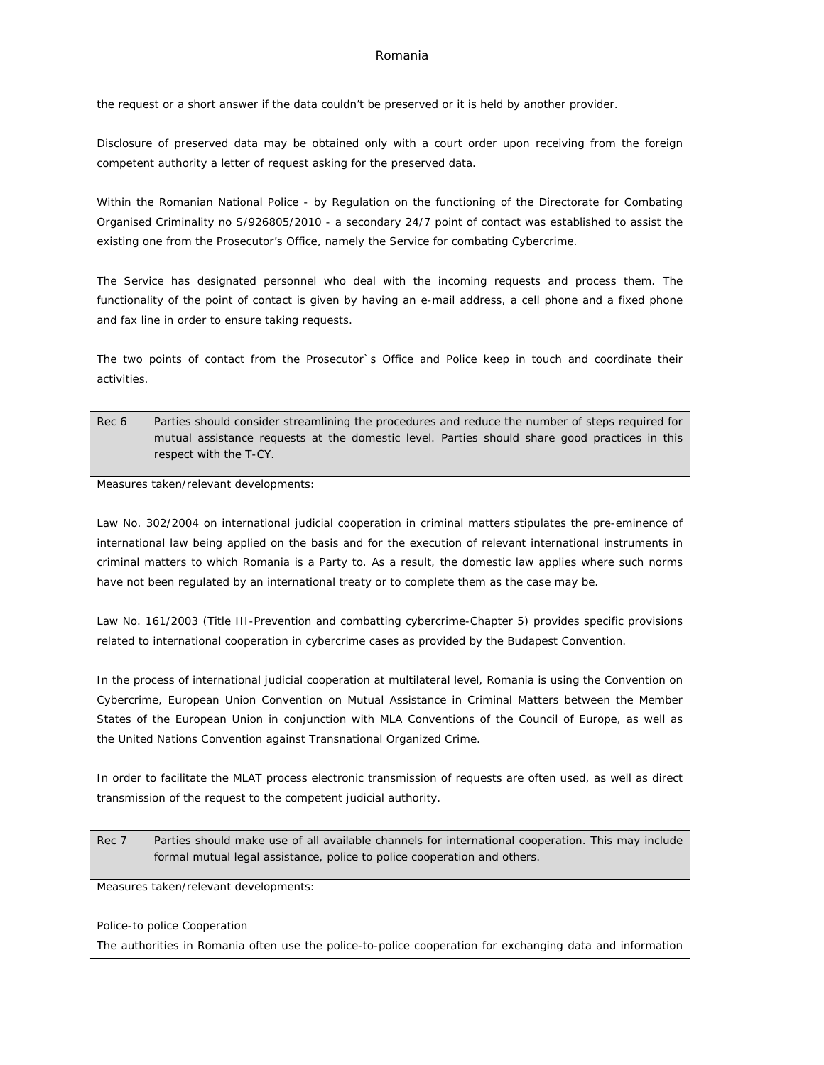the request or a short answer if the data couldn't be preserved or it is held by another provider.

Disclosure of preserved data may be obtained only with a court order upon receiving from the foreign competent authority a letter of request asking for the preserved data.

Within the Romanian National Police - by Regulation on the functioning of the Directorate for Combating Organised Criminality no S/926805/2010 - a secondary 24/7 point of contact was established to assist the existing one from the Prosecutor's Office, namely the Service for combating Cybercrime.

The Service has designated personnel who deal with the incoming requests and process them. The functionality of the point of contact is given by having an e-mail address, a cell phone and a fixed phone and fax line in order to ensure taking requests.

The two points of contact from the Prosecutor`s Office and Police keep in touch and coordinate their activities.

**Rec 6** Parties should consider streamlining the procedures and reduce the number of steps required for mutual assistance requests at the domestic level. Parties should share good practices in this respect with the T-CY.

Measures taken/relevant developments:

Law No. 302/2004 on international judicial cooperation in criminal matters stipulates the pre-eminence of international law being applied on the basis and for the execution of relevant international instruments in criminal matters to which Romania is a Party to. As a result, the domestic law applies where such norms have not been regulated by an international treaty or to complete them as the case may be.

Law No. 161/2003 (Title III-Prevention and combatting cybercrime-Chapter 5) provides specific provisions related to international cooperation in cybercrime cases as provided by the Budapest Convention.

In the process of international judicial cooperation at multilateral level, Romania is using the Convention on Cybercrime, European Union Convention on Mutual Assistance in Criminal Matters between the Member States of the European Union in conjunction with MLA Conventions of the Council of Europe, as well as the United Nations Convention against Transnational Organized Crime.

In order to facilitate the MLAT process electronic transmission of requests are often used, as well as direct transmission of the request to the competent judicial authority.

**Rec 7** Parties should make use of all available channels for international cooperation. This may include formal mutual legal assistance, police to police cooperation and others.

Measures taken/relevant developments:

Police-to police Cooperation

The authorities in Romania often use the police-to-police cooperation for exchanging data and information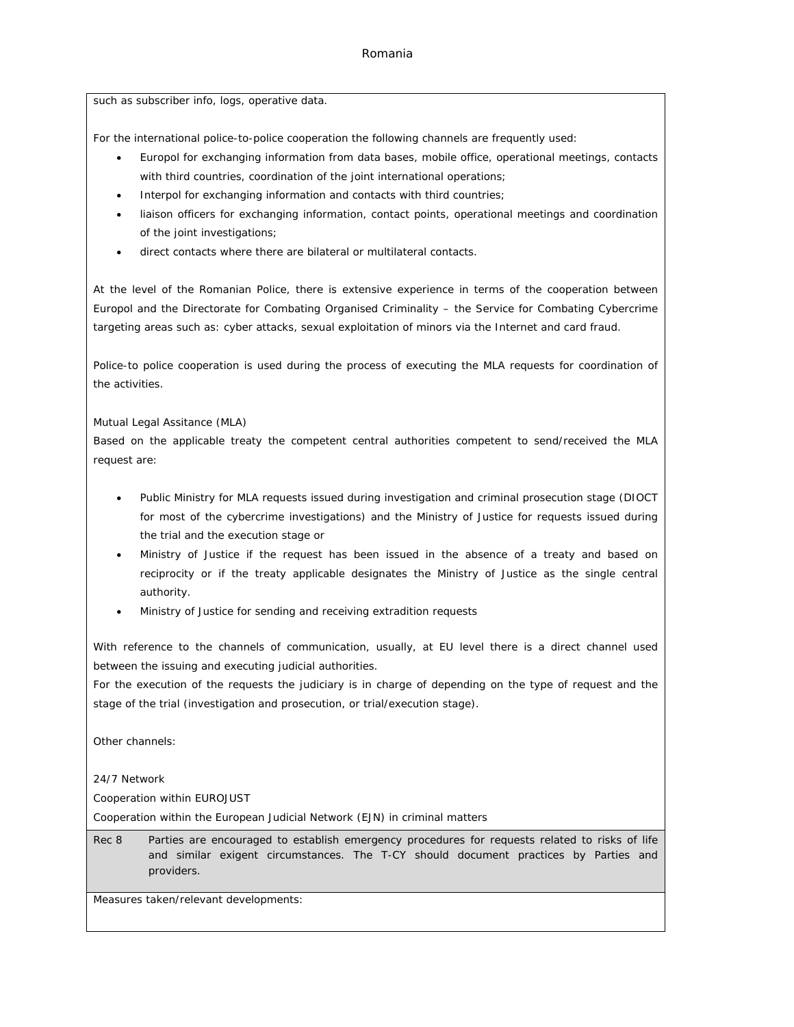such as subscriber info, logs, operative data.

For the international police-to-police cooperation the following channels are frequently used:

- Europol for exchanging information from data bases, mobile office, operational meetings, contacts with third countries, coordination of the joint international operations;
- Interpol for exchanging information and contacts with third countries;
- liaison officers for exchanging information, contact points, operational meetings and coordination of the joint investigations;
- direct contacts where there are bilateral or multilateral contacts.

At the level of the Romanian Police, there is extensive experience in terms of the cooperation between Europol and the Directorate for Combating Organised Criminality – the Service for Combating Cybercrime targeting areas such as: cyber attacks, sexual exploitation of minors via the Internet and card fraud.

Police-to police cooperation is used during the process of executing the MLA requests for coordination of the activities.

Mutual Legal Assitance (MLA)

Based on the applicable treaty the competent central authorities competent to send/received the MLA request are:

- Public Ministry for MLA requests issued during investigation and criminal prosecution stage (DIOCT for most of the cybercrime investigations) and the Ministry of Justice for requests issued during the trial and the execution stage or
- Ministry of Justice if the request has been issued in the absence of a treaty and based on reciprocity or if the treaty applicable designates the Ministry of Justice as the single central authority.
- Ministry of Justice for sending and receiving extradition requests

With reference to the channels of communication, usually, at EU level there is a direct channel used between the issuing and executing judicial authorities.

For the execution of the requests the judiciary is in charge of depending on the type of request and the stage of the trial (investigation and prosecution, or trial/execution stage).

Other channels:

24/7 Network

Cooperation within EUROJUST

Cooperation within the European Judicial Network (EJN) in criminal matters

| Rec 8 | Parties are encouraged to establish emergency procedures for requests related to risks of life and similar exigent circumstances. The T-CY should document practices by Parties and providers. |
|---|---|

Measures taken/relevant developments: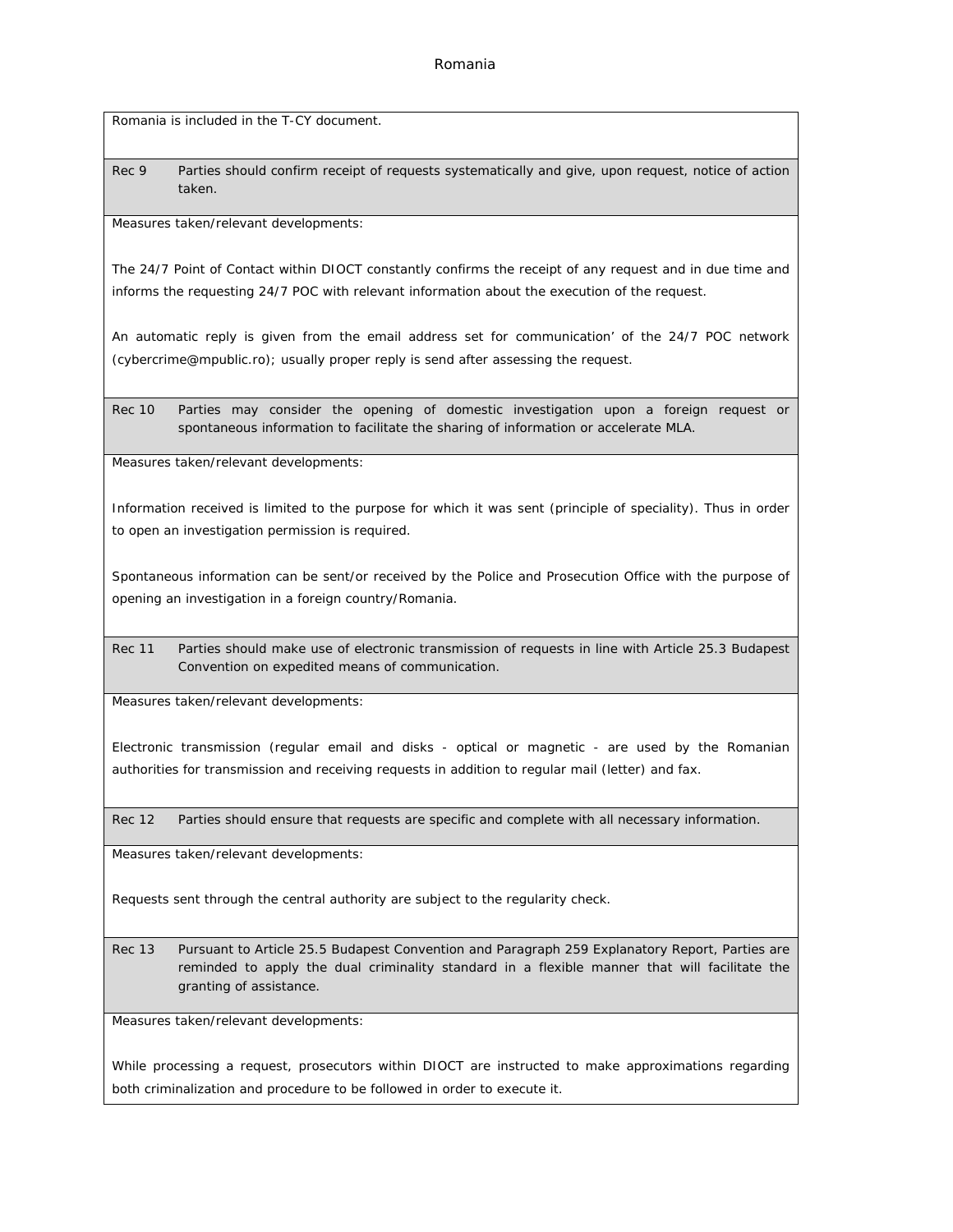## Romania

Romania is included in the T-CY document.

| Rec 9 | Parties should confirm receipt of requests systematically and give, upon request, notice of action taken. |
|---|---|

Measures taken/relevant developments:

The 24/7 Point of Contact within DIOCT constantly confirms the receipt of any request and in due time and informs the requesting 24/7 POC with relevant information about the execution of the request.

An automatic reply is given from the email address set for communication' of the 24/7 POC network (cybercrime@mpublic.ro); usually proper reply is send after assessing the request.

| Rec 10 | Parties may consider the opening of domestic investigation upon a foreign request or spontaneous information to facilitate the sharing of information or accelerate MLA. |
|---|---|

Measures taken/relevant developments:

Information received is limited to the purpose for which it was sent (principle of speciality). Thus in order to open an investigation permission is required.

Spontaneous information can be sent/or received by the Police and Prosecution Office with the purpose of opening an investigation in a foreign country/Romania.

| Rec 11 | Parties should make use of electronic transmission of requests in line with Article 25.3 Budapest Convention on expedited means of communication. |
|---|---|

Measures taken/relevant developments:

Electronic transmission (regular email and disks - optical or magnetic - are used by the Romanian authorities for transmission and receiving requests in addition to regular mail (letter) and fax.

| Rec 12 | Parties should ensure that requests are specific and complete with all necessary information. |
|---|---|

Measures taken/relevant developments:

Requests sent through the central authority are subject to the regularity check.

| Rec 13 | Pursuant to Article 25.5 Budapest Convention and Paragraph 259 Explanatory Report, Parties are reminded to apply the dual criminality standard in a flexible manner that will facilitate the granting of assistance. |
|---|---|

Measures taken/relevant developments:

While processing a request, prosecutors within DIOCT are instructed to make approximations regarding both criminalization and procedure to be followed in order to execute it.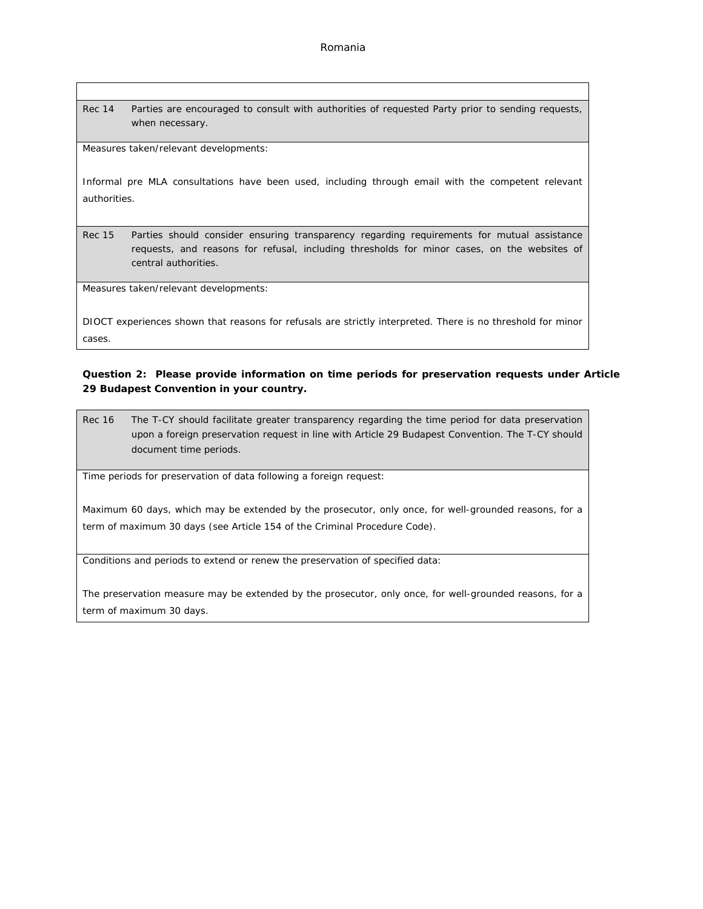| | |
|---|---|
| Rec 14 | Parties are encouraged to consult with authorities of requested Party prior to sending requests, when necessary. |

Measures taken/relevant developments:

Informal pre MLA consultations have been used, including through email with the competent relevant authorities.

| | |
|---|---|
| Rec 15 | Parties should consider ensuring transparency regarding requirements for mutual assistance requests, and reasons for refusal, including thresholds for minor cases, on the websites of central authorities. |

Measures taken/relevant developments:

DIOCT experiences shown that reasons for refusals are strictly interpreted. There is no threshold for minor cases.

**Question 2: Please provide information on time periods for preservation requests under Article 29 Budapest Convention in your country.**

| | |
|---|---|
| Rec 16 | The T-CY should facilitate greater transparency regarding the time period for data preservation upon a foreign preservation request in line with Article 29 Budapest Convention. The T-CY should document time periods. |

Time periods for preservation of data following a foreign request:

Maximum 60 days, which may be extended by the prosecutor, only once, for well-grounded reasons, for a term of maximum 30 days (see Article 154 of the Criminal Procedure Code).

Conditions and periods to extend or renew the preservation of specified data:

The preservation measure may be extended by the prosecutor, only once, for well-grounded reasons, for a term of maximum 30 days.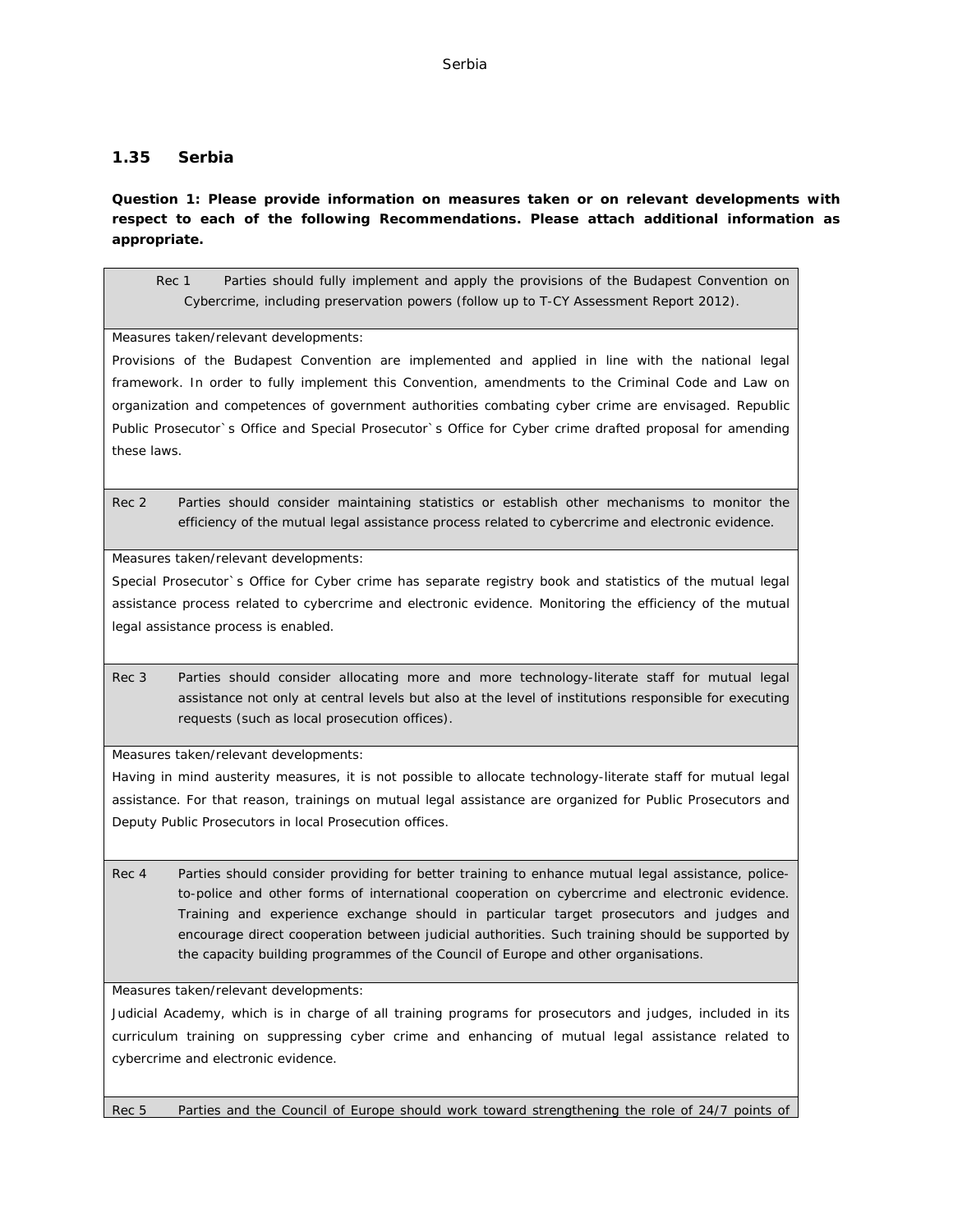## 1.35 Serbia

**Question 1: Please provide information on measures taken or on relevant developments with respect to each of the following Recommendations. Please attach additional information as appropriate.**

| Rec 1 Parties should fully implement and apply the provisions of the Budapest Convention on Cybercrime, including preservation powers (follow up to T-CY Assessment Report 2012). |
|---|
| Measures taken/relevant developments:<br>Provisions of the Budapest Convention are implemented and applied in line with the national legal framework. In order to fully implement this Convention, amendments to the Criminal Code and Law on organization and competences of government authorities combating cyber crime are envisaged. Republic Public Prosecutor`s Office and Special Prosecutor`s Office for Cyber crime drafted proposal for amending these laws. |
| Rec 2 Parties should consider maintaining statistics or establish other mechanisms to monitor the efficiency of the mutual legal assistance process related to cybercrime and electronic evidence. |
| Measures taken/relevant developments:<br>Special Prosecutor`s Office for Cyber crime has separate registry book and statistics of the mutual legal assistance process related to cybercrime and electronic evidence. Monitoring the efficiency of the mutual legal assistance process is enabled. |
| Rec 3 Parties should consider allocating more and more technology-literate staff for mutual legal assistance not only at central levels but also at the level of institutions responsible for executing requests (such as local prosecution offices). |
| Measures taken/relevant developments:<br>Having in mind austerity measures, it is not possible to allocate technology-literate staff for mutual legal assistance. For that reason, trainings on mutual legal assistance are organized for Public Prosecutors and Deputy Public Prosecutors in local Prosecution offices. |
| Rec 4 Parties should consider providing for better training to enhance mutual legal assistance, police-to-police and other forms of international cooperation on cybercrime and electronic evidence. Training and experience exchange should in particular target prosecutors and judges and encourage direct cooperation between judicial authorities. Such training should be supported by the capacity building programmes of the Council of Europe and other organisations. |
| Measures taken/relevant developments:<br>Judicial Academy, which is in charge of all training programs for prosecutors and judges, included in its curriculum training on suppressing cyber crime and enhancing of mutual legal assistance related to cybercrime and electronic evidence. |
| Rec 5 Parties and the Council of Europe should work toward strengthening the role of 24/7 points of |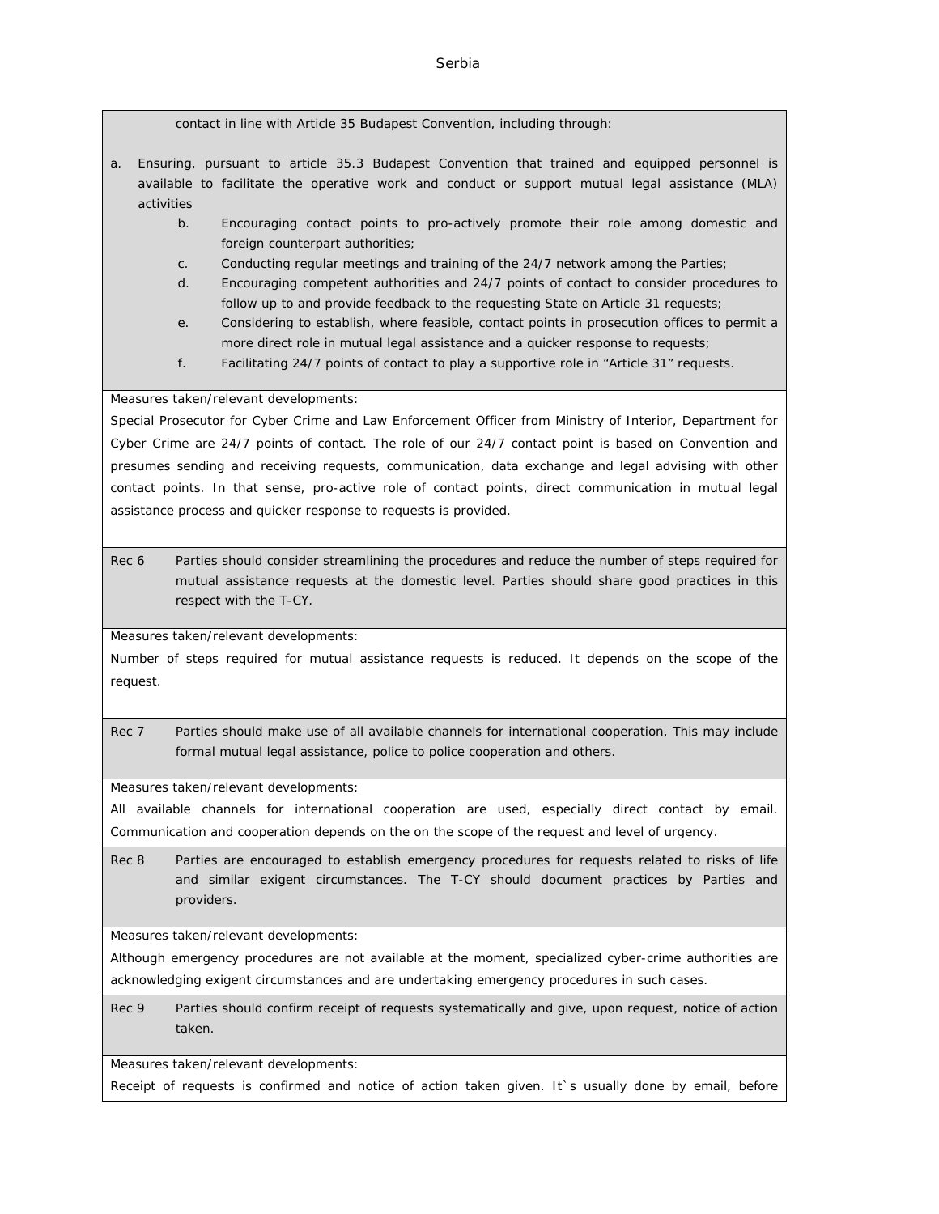contact in line with Article 35 Budapest Convention, including through:

a. Ensuring, pursuant to article 35.3 Budapest Convention that trained and equipped personnel is available to facilitate the operative work and conduct or support mutual legal assistance (MLA) activities

b. Encouraging contact points to pro-actively promote their role among domestic and foreign counterpart authorities;

c. Conducting regular meetings and training of the 24/7 network among the Parties;

d. Encouraging competent authorities and 24/7 points of contact to consider procedures to follow up to and provide feedback to the requesting State on Article 31 requests;

e. Considering to establish, where feasible, contact points in prosecution offices to permit a more direct role in mutual legal assistance and a quicker response to requests;

f. Facilitating 24/7 points of contact to play a supportive role in "Article 31" requests.

Measures taken/relevant developments:

Special Prosecutor for Cyber Crime and Law Enforcement Officer from Ministry of Interior, Department for Cyber Crime are 24/7 points of contact. The role of our 24/7 contact point is based on Convention and presumes sending and receiving requests, communication, data exchange and legal advising with other contact points. In that sense, pro-active role of contact points, direct communication in mutual legal assistance process and quicker response to requests is provided.

Rec 6 Parties should consider streamlining the procedures and reduce the number of steps required for mutual assistance requests at the domestic level. Parties should share good practices in this respect with the T-CY.

Measures taken/relevant developments:

Number of steps required for mutual assistance requests is reduced. It depends on the scope of the request.

Rec 7 Parties should make use of all available channels for international cooperation. This may include formal mutual legal assistance, police to police cooperation and others.

Measures taken/relevant developments:

All available channels for international cooperation are used, especially direct contact by email. Communication and cooperation depends on the on the scope of the request and level of urgency.

Rec 8 Parties are encouraged to establish emergency procedures for requests related to risks of life and similar exigent circumstances. The T-CY should document practices by Parties and providers.

Measures taken/relevant developments:

Although emergency procedures are not available at the moment, specialized cyber-crime authorities are acknowledging exigent circumstances and are undertaking emergency procedures in such cases.

Rec 9 Parties should confirm receipt of requests systematically and give, upon request, notice of action taken.

Measures taken/relevant developments:

Receipt of requests is confirmed and notice of action taken given. It`s usually done by email, before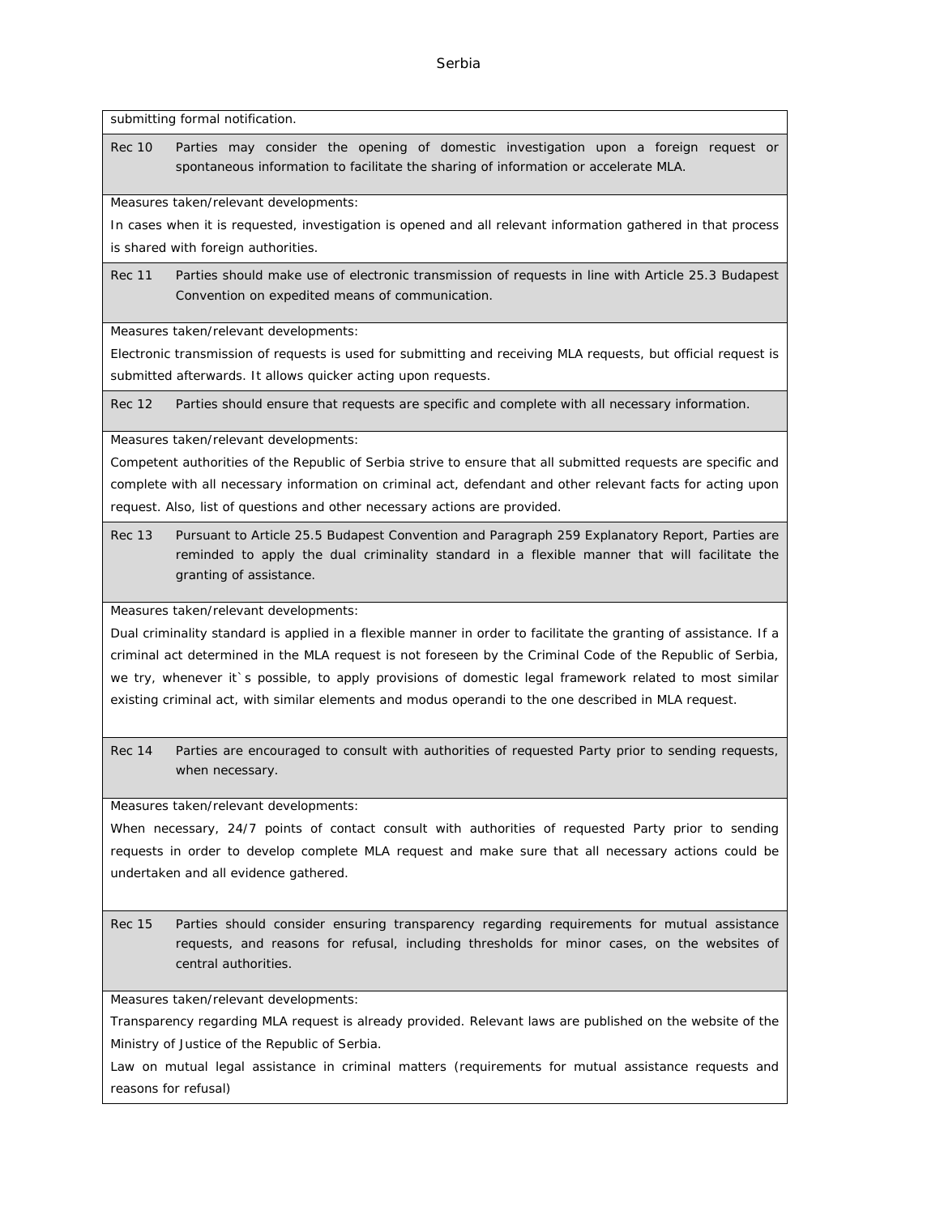submitting formal notification.

| Rec 10 | Parties may consider the opening of domestic investigation upon a foreign request or spontaneous information to facilitate the sharing of information or accelerate MLA. |
|---|---|

Measures taken/relevant developments:

In cases when it is requested, investigation is opened and all relevant information gathered in that process is shared with foreign authorities.

| Rec 11 | Parties should make use of electronic transmission of requests in line with Article 25.3 Budapest Convention on expedited means of communication. |
|---|---|

Measures taken/relevant developments:

Electronic transmission of requests is used for submitting and receiving MLA requests, but official request is submitted afterwards. It allows quicker acting upon requests.

| Rec 12 | Parties should ensure that requests are specific and complete with all necessary information. |
|---|---|

Measures taken/relevant developments:

Competent authorities of the Republic of Serbia strive to ensure that all submitted requests are specific and complete with all necessary information on criminal act, defendant and other relevant facts for acting upon request. Also, list of questions and other necessary actions are provided.

| Rec 13 | Pursuant to Article 25.5 Budapest Convention and Paragraph 259 Explanatory Report, Parties are reminded to apply the dual criminality standard in a flexible manner that will facilitate the granting of assistance. |
|---|---|

Measures taken/relevant developments:

Dual criminality standard is applied in a flexible manner in order to facilitate the granting of assistance. If a criminal act determined in the MLA request is not foreseen by the Criminal Code of the Republic of Serbia, we try, whenever it`s possible, to apply provisions of domestic legal framework related to most similar existing criminal act, with similar elements and modus operandi to the one described in MLA request.

| Rec 14 | Parties are encouraged to consult with authorities of requested Party prior to sending requests, when necessary. |
|---|---|

Measures taken/relevant developments:

When necessary, 24/7 points of contact consult with authorities of requested Party prior to sending requests in order to develop complete MLA request and make sure that all necessary actions could be undertaken and all evidence gathered.

| Rec 15 | Parties should consider ensuring transparency regarding requirements for mutual assistance requests, and reasons for refusal, including thresholds for minor cases, on the websites of central authorities. |
|---|---|

Measures taken/relevant developments:

Transparency regarding MLA request is already provided. Relevant laws are published on the website of the Ministry of Justice of the Republic of Serbia.

Law on mutual legal assistance in criminal matters (requirements for mutual assistance requests and reasons for refusal)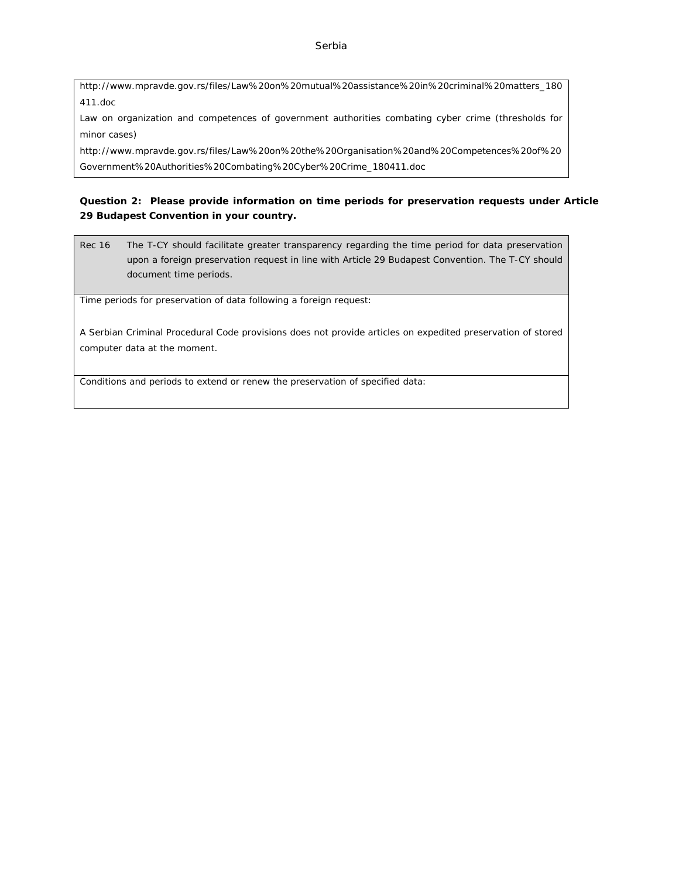| http://www.mpravde.gov.rs/files/Law%20on%20mutual%20assistance%20in%20criminal%20matters_180411.doc<br>Law on organization and competences of government authorities combating cyber crime (thresholds for minor cases)<br>http://www.mpravde.gov.rs/files/Law%20on%20the%20Organisation%20and%20Competences%20of%20Government%20Authorities%20Combating%20Cyber%20Crime_180411.doc |
|---|

**Question 2: Please provide information on time periods for preservation requests under Article 29 Budapest Convention in your country.**

| Rec 16 | The T-CY should facilitate greater transparency regarding the time period for data preservation upon a foreign preservation request in line with Article 29 Budapest Convention. The T-CY should document time periods. |
|---|---|
| Time periods for preservation of data following a foreign request:<br><br>A Serbian Criminal Procedural Code provisions does not provide articles on expedited preservation of stored computer data at the moment. | |
| Conditions and periods to extend or renew the preservation of specified data: | |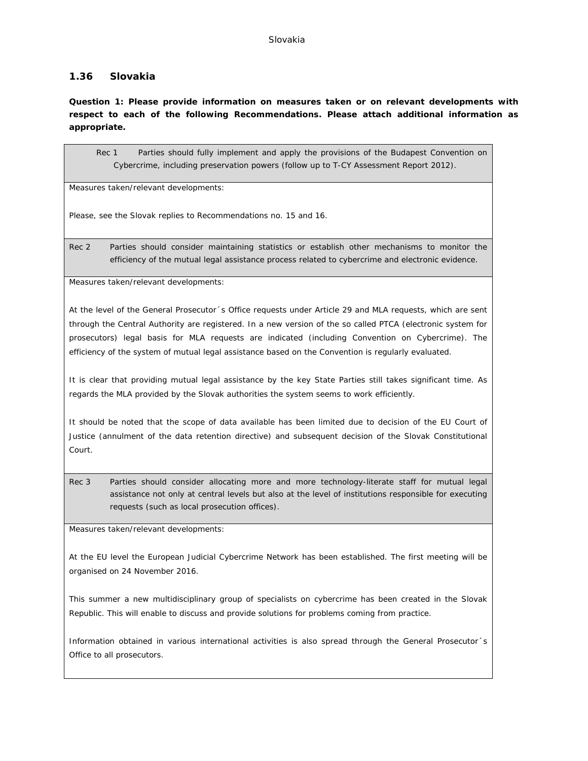### 1.36 Slovakia

**Question 1: Please provide information on measures taken or on relevant developments with respect to each of the following Recommendations. Please attach additional information as appropriate.**

Rec 1 Parties should fully implement and apply the provisions of the Budapest Convention on Cybercrime, including preservation powers (follow up to T-CY Assessment Report 2012).

Measures taken/relevant developments:

Please, see the Slovak replies to Recommendations no. 15 and 16.

Rec 2 Parties should consider maintaining statistics or establish other mechanisms to monitor the efficiency of the mutual legal assistance process related to cybercrime and electronic evidence.

Measures taken/relevant developments:

At the level of the General Prosecutor´s Office requests under Article 29 and MLA requests, which are sent through the Central Authority are registered. In a new version of the so called PTCA (electronic system for prosecutors) legal basis for MLA requests are indicated (including Convention on Cybercrime). The efficiency of the system of mutual legal assistance based on the Convention is regularly evaluated.

It is clear that providing mutual legal assistance by the key State Parties still takes significant time. As regards the MLA provided by the Slovak authorities the system seems to work efficiently.

It should be noted that the scope of data available has been limited due to decision of the EU Court of Justice (annulment of the data retention directive) and subsequent decision of the Slovak Constitutional Court.

Rec 3 Parties should consider allocating more and more technology-literate staff for mutual legal assistance not only at central levels but also at the level of institutions responsible for executing requests (such as local prosecution offices).

Measures taken/relevant developments:

At the EU level the European Judicial Cybercrime Network has been established. The first meeting will be organised on 24 November 2016.

This summer a new multidisciplinary group of specialists on cybercrime has been created in the Slovak Republic. This will enable to discuss and provide solutions for problems coming from practice.

Information obtained in various international activities is also spread through the General Prosecutor´s Office to all prosecutors.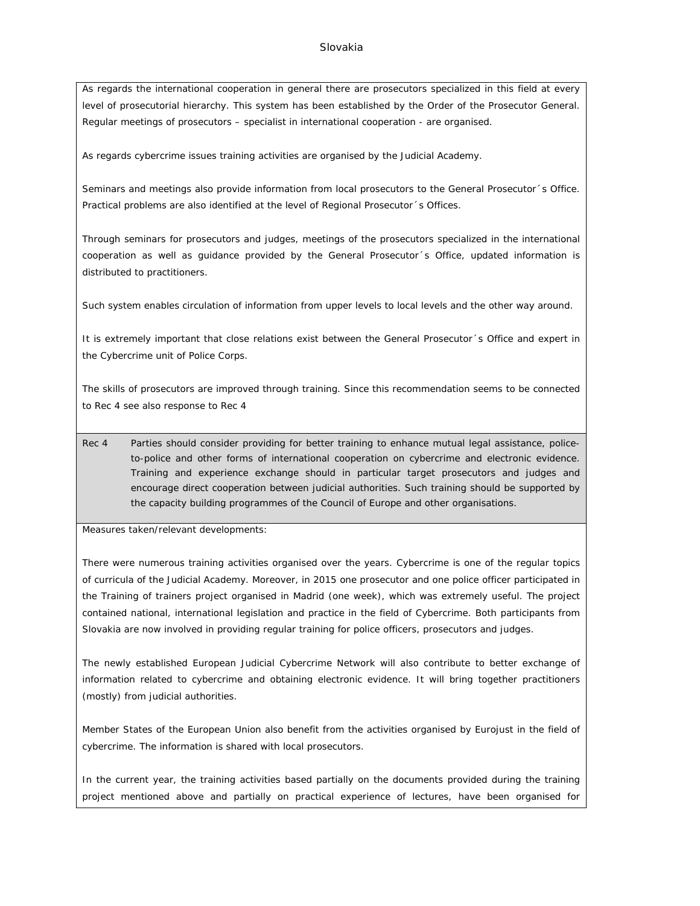As regards the international cooperation in general there are prosecutors specialized in this field at every level of prosecutorial hierarchy. This system has been established by the Order of the Prosecutor General. Regular meetings of prosecutors – specialist in international cooperation - are organised.

As regards cybercrime issues training activities are organised by the Judicial Academy.

Seminars and meetings also provide information from local prosecutors to the General Prosecutor´s Office. Practical problems are also identified at the level of Regional Prosecutor´s Offices.

Through seminars for prosecutors and judges, meetings of the prosecutors specialized in the international cooperation as well as guidance provided by the General Prosecutor´s Office, updated information is distributed to practitioners.

Such system enables circulation of information from upper levels to local levels and the other way around.

It is extremely important that close relations exist between the General Prosecutor´s Office and expert in the Cybercrime unit of Police Corps.

The skills of prosecutors are improved through training. Since this recommendation seems to be connected to Rec 4 see also response to Rec 4

| Rec 4 | Parties should consider providing for better training to enhance mutual legal assistance, police-to-police and other forms of international cooperation on cybercrime and electronic evidence. Training and experience exchange should in particular target prosecutors and judges and encourage direct cooperation between judicial authorities. Such training should be supported by the capacity building programmes of the Council of Europe and other organisations. |
|---|---|

Measures taken/relevant developments:

There were numerous training activities organised over the years. Cybercrime is one of the regular topics of curricula of the Judicial Academy. Moreover, in 2015 one prosecutor and one police officer participated in the Training of trainers project organised in Madrid (one week), which was extremely useful. The project contained national, international legislation and practice in the field of Cybercrime. Both participants from Slovakia are now involved in providing regular training for police officers, prosecutors and judges.

The newly established European Judicial Cybercrime Network will also contribute to better exchange of information related to cybercrime and obtaining electronic evidence. It will bring together practitioners (mostly) from judicial authorities.

Member States of the European Union also benefit from the activities organised by Eurojust in the field of cybercrime. The information is shared with local prosecutors.

In the current year, the training activities based partially on the documents provided during the training project mentioned above and partially on practical experience of lectures, have been organised for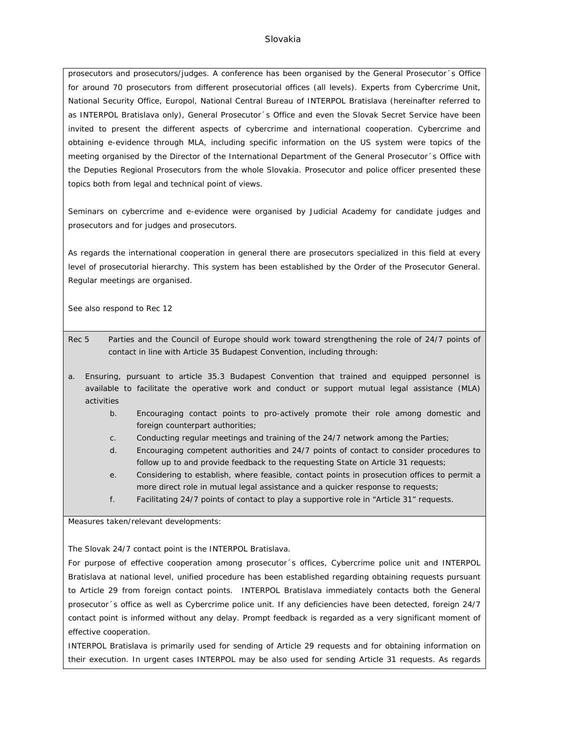prosecutors and prosecutors/judges. A conference has been organised by the General Prosecutor´s Office for around 70 prosecutors from different prosecutorial offices (all levels). Experts from Cybercrime Unit, National Security Office, Europol, National Central Bureau of INTERPOL Bratislava (hereinafter referred to as INTERPOL Bratislava only), General Prosecutor´s Office and even the Slovak Secret Service have been invited to present the different aspects of cybercrime and international cooperation. Cybercrime and obtaining e-evidence through MLA, including specific information on the US system were topics of the meeting organised by the Director of the International Department of the General Prosecutor´s Office with the Deputies Regional Prosecutors from the whole Slovakia. Prosecutor and police officer presented these topics both from legal and technical point of views.

Seminars on cybercrime and e-evidence were organised by Judicial Academy for candidate judges and prosecutors and for judges and prosecutors.

As regards the international cooperation in general there are prosecutors specialized in this field at every level of prosecutorial hierarchy. This system has been established by the Order of the Prosecutor General. Regular meetings are organised.

See also respond to Rec 12

Rec 5 Parties and the Council of Europe should work toward strengthening the role of 24/7 points of contact in line with Article 35 Budapest Convention, including through:

a. Ensuring, pursuant to article 35.3 Budapest Convention that trained and equipped personnel is available to facilitate the operative work and conduct or support mutual legal assistance (MLA) activities
b. Encouraging contact points to pro-actively promote their role among domestic and foreign counterpart authorities;
c. Conducting regular meetings and training of the 24/7 network among the Parties;
d. Encouraging competent authorities and 24/7 points of contact to consider procedures to follow up to and provide feedback to the requesting State on Article 31 requests;
e. Considering to establish, where feasible, contact points in prosecution offices to permit a more direct role in mutual legal assistance and a quicker response to requests;
f. Facilitating 24/7 points of contact to play a supportive role in "Article 31" requests.

Measures taken/relevant developments:

The Slovak 24/7 contact point is the INTERPOL Bratislava.

For purpose of effective cooperation among prosecutor´s offices, Cybercrime police unit and INTERPOL Bratislava at national level, unified procedure has been established regarding obtaining requests pursuant to Article 29 from foreign contact points. INTERPOL Bratislava immediately contacts both the General prosecutor´s office as well as Cybercrime police unit. If any deficiencies have been detected, foreign 24/7 contact point is informed without any delay. Prompt feedback is regarded as a very significant moment of effective cooperation.

INTERPOL Bratislava is primarily used for sending of Article 29 requests and for obtaining information on their execution. In urgent cases INTERPOL may be also used for sending Article 31 requests. As regards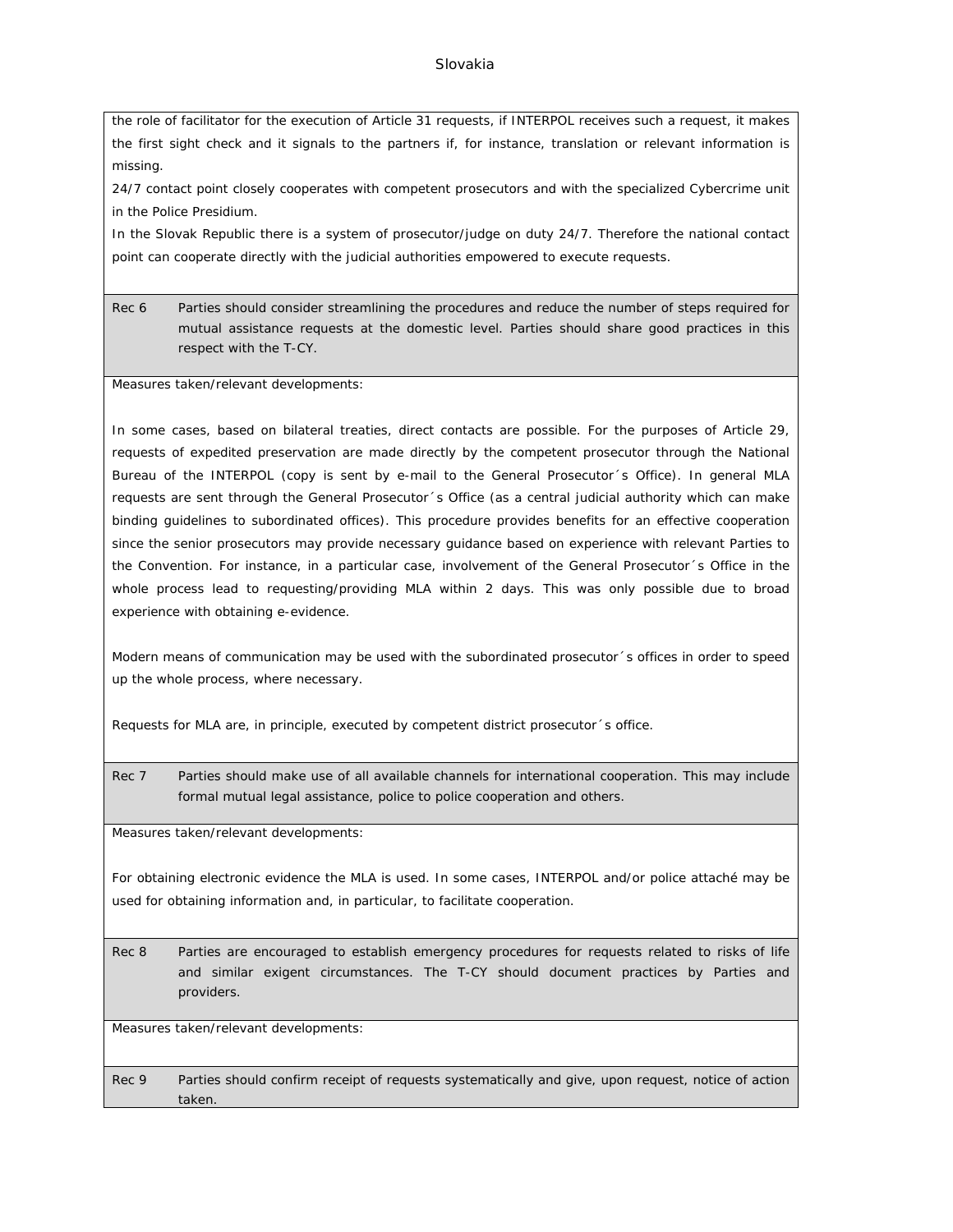the role of facilitator for the execution of Article 31 requests, if INTERPOL receives such a request, it makes the first sight check and it signals to the partners if, for instance, translation or relevant information is missing.

24/7 contact point closely cooperates with competent prosecutors and with the specialized Cybercrime unit in the Police Presidium.

In the Slovak Republic there is a system of prosecutor/judge on duty 24/7. Therefore the national contact point can cooperate directly with the judicial authorities empowered to execute requests.

**Rec 6** Parties should consider streamlining the procedures and reduce the number of steps required for mutual assistance requests at the domestic level. Parties should share good practices in this respect with the T-CY.

Measures taken/relevant developments:

In some cases, based on bilateral treaties, direct contacts are possible. For the purposes of Article 29, requests of expedited preservation are made directly by the competent prosecutor through the National Bureau of the INTERPOL (copy is sent by e-mail to the General Prosecutor´s Office). In general MLA requests are sent through the General Prosecutor´s Office (as a central judicial authority which can make binding guidelines to subordinated offices). This procedure provides benefits for an effective cooperation since the senior prosecutors may provide necessary guidance based on experience with relevant Parties to the Convention. For instance, in a particular case, involvement of the General Prosecutor´s Office in the whole process lead to requesting/providing MLA within 2 days. This was only possible due to broad experience with obtaining e-evidence.

Modern means of communication may be used with the subordinated prosecutor´s offices in order to speed up the whole process, where necessary.

Requests for MLA are, in principle, executed by competent district prosecutor´s office.

**Rec 7** Parties should make use of all available channels for international cooperation. This may include formal mutual legal assistance, police to police cooperation and others.

Measures taken/relevant developments:

For obtaining electronic evidence the MLA is used. In some cases, INTERPOL and/or police attaché may be used for obtaining information and, in particular, to facilitate cooperation.

**Rec 8** Parties are encouraged to establish emergency procedures for requests related to risks of life and similar exigent circumstances. The T-CY should document practices by Parties and providers.

Measures taken/relevant developments:

**Rec 9** Parties should confirm receipt of requests systematically and give, upon request, notice of action taken.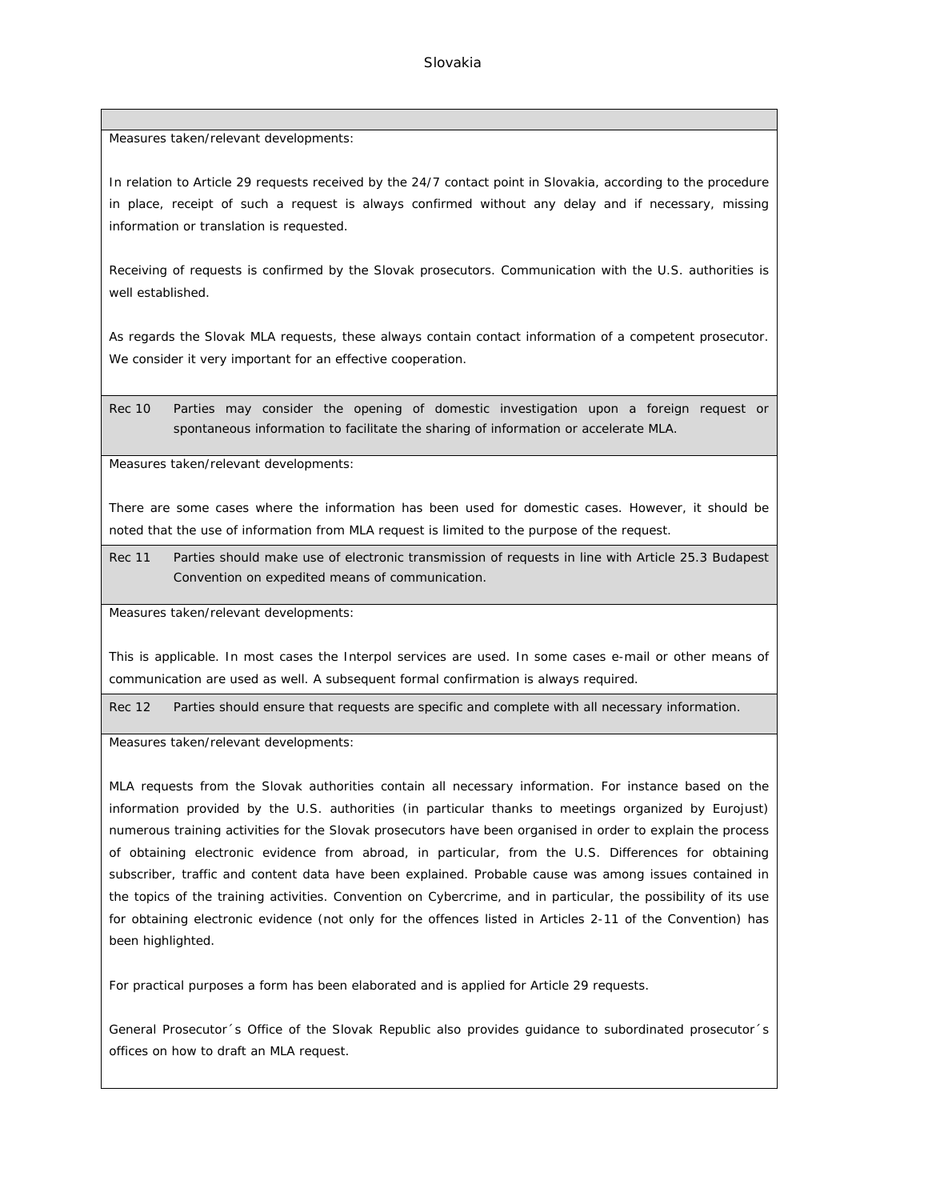Measures taken/relevant developments:

In relation to Article 29 requests received by the 24/7 contact point in Slovakia, according to the procedure in place, receipt of such a request is always confirmed without any delay and if necessary, missing information or translation is requested.

Receiving of requests is confirmed by the Slovak prosecutors. Communication with the U.S. authorities is well established.

As regards the Slovak MLA requests, these always contain contact information of a competent prosecutor. We consider it very important for an effective cooperation.

**Rec 10** Parties may consider the opening of domestic investigation upon a foreign request or spontaneous information to facilitate the sharing of information or accelerate MLA.

Measures taken/relevant developments:

There are some cases where the information has been used for domestic cases. However, it should be noted that the use of information from MLA request is limited to the purpose of the request.

**Rec 11** Parties should make use of electronic transmission of requests in line with Article 25.3 Budapest Convention on expedited means of communication.

Measures taken/relevant developments:

This is applicable. In most cases the Interpol services are used. In some cases e-mail or other means of communication are used as well. A subsequent formal confirmation is always required.

**Rec 12** Parties should ensure that requests are specific and complete with all necessary information.

Measures taken/relevant developments:

MLA requests from the Slovak authorities contain all necessary information. For instance based on the information provided by the U.S. authorities (in particular thanks to meetings organized by Eurojust) numerous training activities for the Slovak prosecutors have been organised in order to explain the process of obtaining electronic evidence from abroad, in particular, from the U.S. Differences for obtaining subscriber, traffic and content data have been explained. Probable cause was among issues contained in the topics of the training activities. Convention on Cybercrime, and in particular, the possibility of its use for obtaining electronic evidence (not only for the offences listed in Articles 2-11 of the Convention) has been highlighted.

For practical purposes a form has been elaborated and is applied for Article 29 requests.

General Prosecutor´s Office of the Slovak Republic also provides guidance to subordinated prosecutor´s offices on how to draft an MLA request.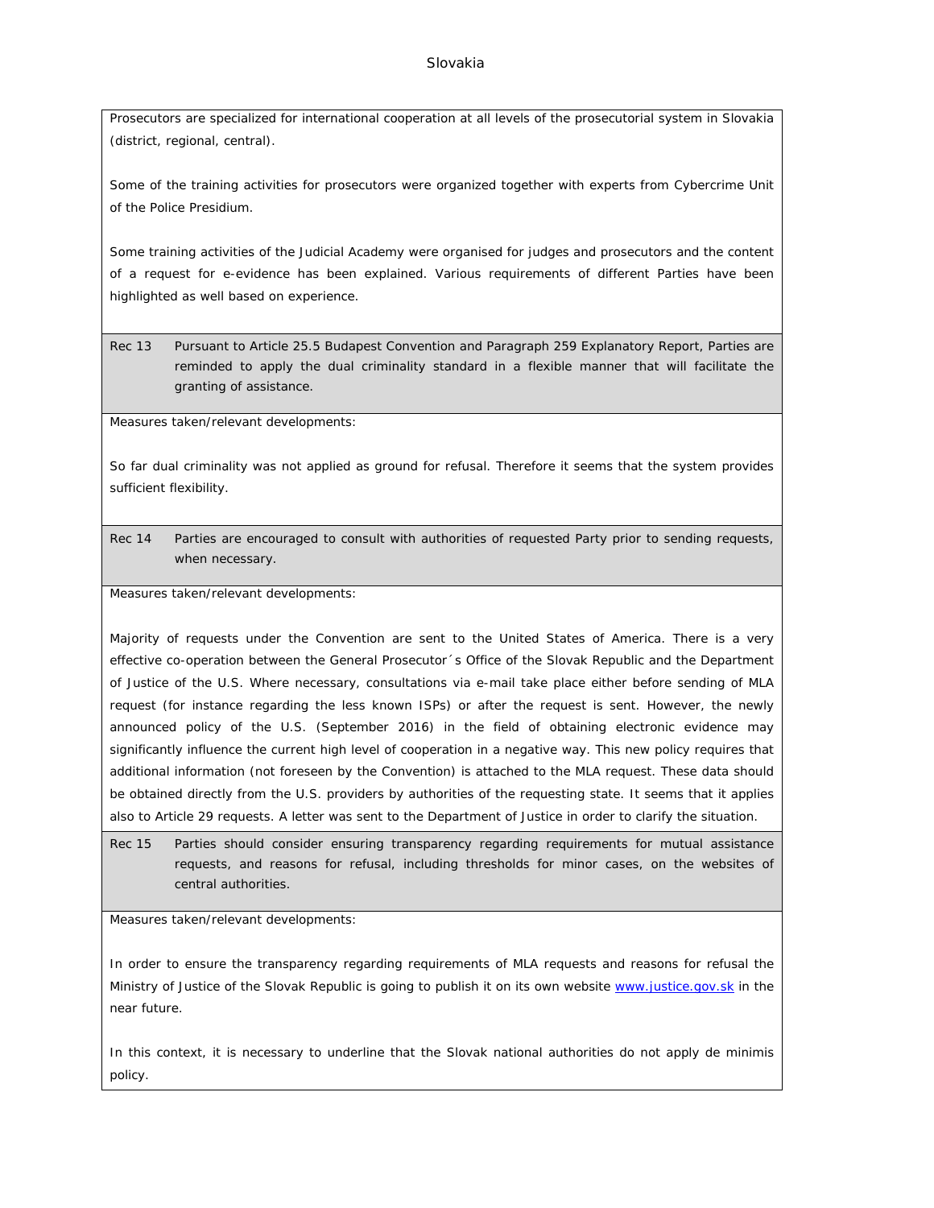Prosecutors are specialized for international cooperation at all levels of the prosecutorial system in Slovakia (district, regional, central).

Some of the training activities for prosecutors were organized together with experts from Cybercrime Unit of the Police Presidium.

Some training activities of the Judicial Academy were organised for judges and prosecutors and the content of a request for e-evidence has been explained. Various requirements of different Parties have been highlighted as well based on experience.

**Rec 13** Pursuant to Article 25.5 Budapest Convention and Paragraph 259 Explanatory Report, Parties are reminded to apply the dual criminality standard in a flexible manner that will facilitate the granting of assistance.

Measures taken/relevant developments:

So far dual criminality was not applied as ground for refusal. Therefore it seems that the system provides sufficient flexibility.

**Rec 14** Parties are encouraged to consult with authorities of requested Party prior to sending requests, when necessary.

Measures taken/relevant developments:

Majority of requests under the Convention are sent to the United States of America. There is a very effective co-operation between the General Prosecutor´s Office of the Slovak Republic and the Department of Justice of the U.S. Where necessary, consultations via e-mail take place either before sending of MLA request (for instance regarding the less known ISPs) or after the request is sent. However, the newly announced policy of the U.S. (September 2016) in the field of obtaining electronic evidence may significantly influence the current high level of cooperation in a negative way. This new policy requires that additional information (not foreseen by the Convention) is attached to the MLA request. These data should be obtained directly from the U.S. providers by authorities of the requesting state. It seems that it applies also to Article 29 requests. A letter was sent to the Department of Justice in order to clarify the situation.

**Rec 15** Parties should consider ensuring transparency regarding requirements for mutual assistance requests, and reasons for refusal, including thresholds for minor cases, on the websites of central authorities.

Measures taken/relevant developments:

In order to ensure the transparency regarding requirements of MLA requests and reasons for refusal the Ministry of Justice of the Slovak Republic is going to publish it on its own website www.justice.gov.sk in the near future.

In this context, it is necessary to underline that the Slovak national authorities do not apply de minimis policy.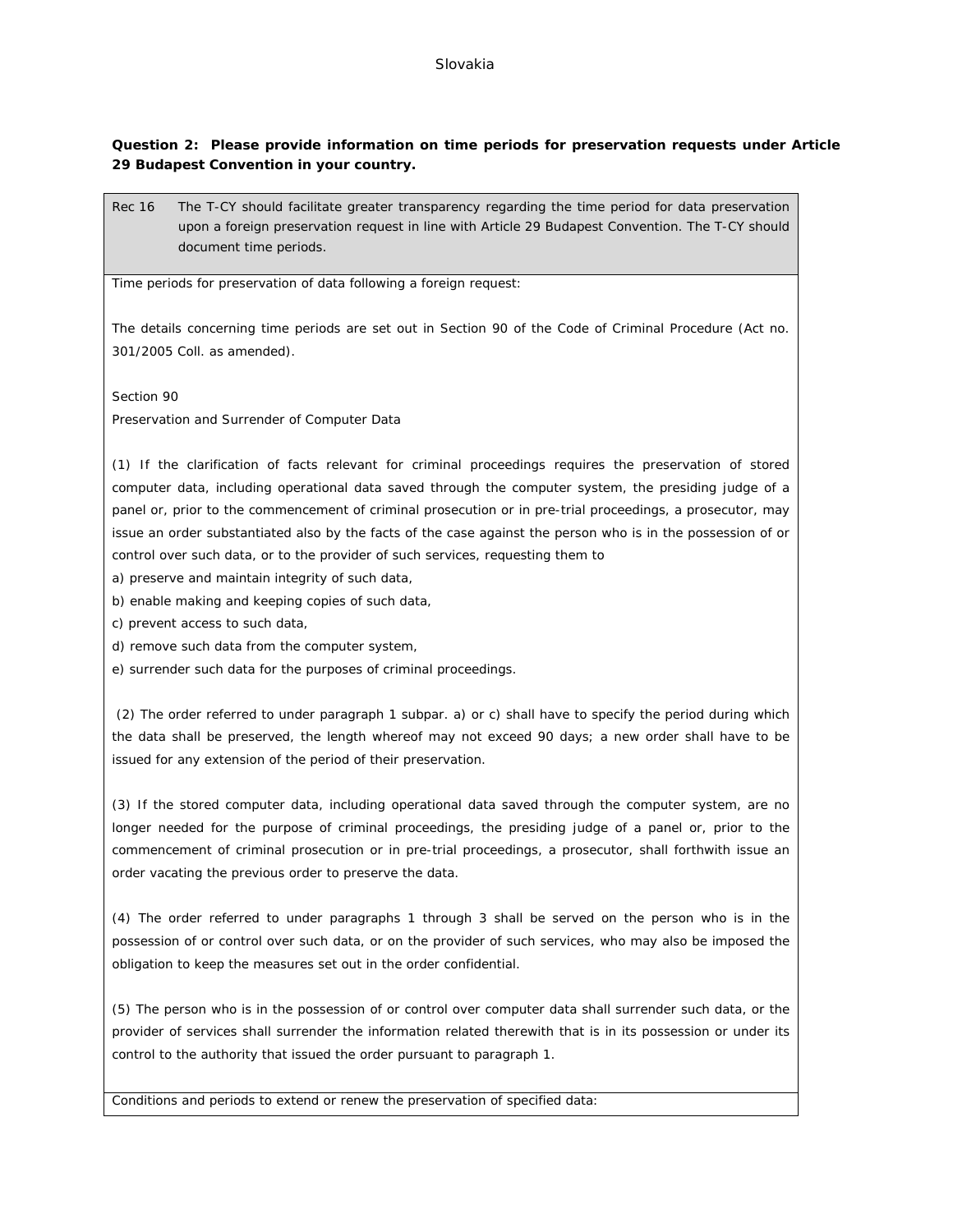Slovakia

**Question 2: Please provide information on time periods for preservation requests under Article 29 Budapest Convention in your country.**

| Rec 16 | The T-CY should facilitate greater transparency regarding the time period for data preservation upon a foreign preservation request in line with Article 29 Budapest Convention. The T-CY should document time periods. |
|---|---|

Time periods for preservation of data following a foreign request:

The details concerning time periods are set out in Section 90 of the Code of Criminal Procedure (Act no. 301/2005 Coll. as amended).

Section 90

Preservation and Surrender of Computer Data

(1) If the clarification of facts relevant for criminal proceedings requires the preservation of stored computer data, including operational data saved through the computer system, the presiding judge of a panel or, prior to the commencement of criminal prosecution or in pre-trial proceedings, a prosecutor, may issue an order substantiated also by the facts of the case against the person who is in the possession of or control over such data, or to the provider of such services, requesting them to

a) preserve and maintain integrity of such data,

b) enable making and keeping copies of such data,

c) prevent access to such data,

d) remove such data from the computer system,

e) surrender such data for the purposes of criminal proceedings.

(2) The order referred to under paragraph 1 subpar. a) or c) shall have to specify the period during which the data shall be preserved, the length whereof may not exceed 90 days; a new order shall have to be issued for any extension of the period of their preservation.

(3) If the stored computer data, including operational data saved through the computer system, are no longer needed for the purpose of criminal proceedings, the presiding judge of a panel or, prior to the commencement of criminal prosecution or in pre-trial proceedings, a prosecutor, shall forthwith issue an order vacating the previous order to preserve the data.

(4) The order referred to under paragraphs 1 through 3 shall be served on the person who is in the possession of or control over such data, or on the provider of such services, who may also be imposed the obligation to keep the measures set out in the order confidential.

(5) The person who is in the possession of or control over computer data shall surrender such data, or the provider of services shall surrender the information related therewith that is in its possession or under its control to the authority that issued the order pursuant to paragraph 1.

Conditions and periods to extend or renew the preservation of specified data: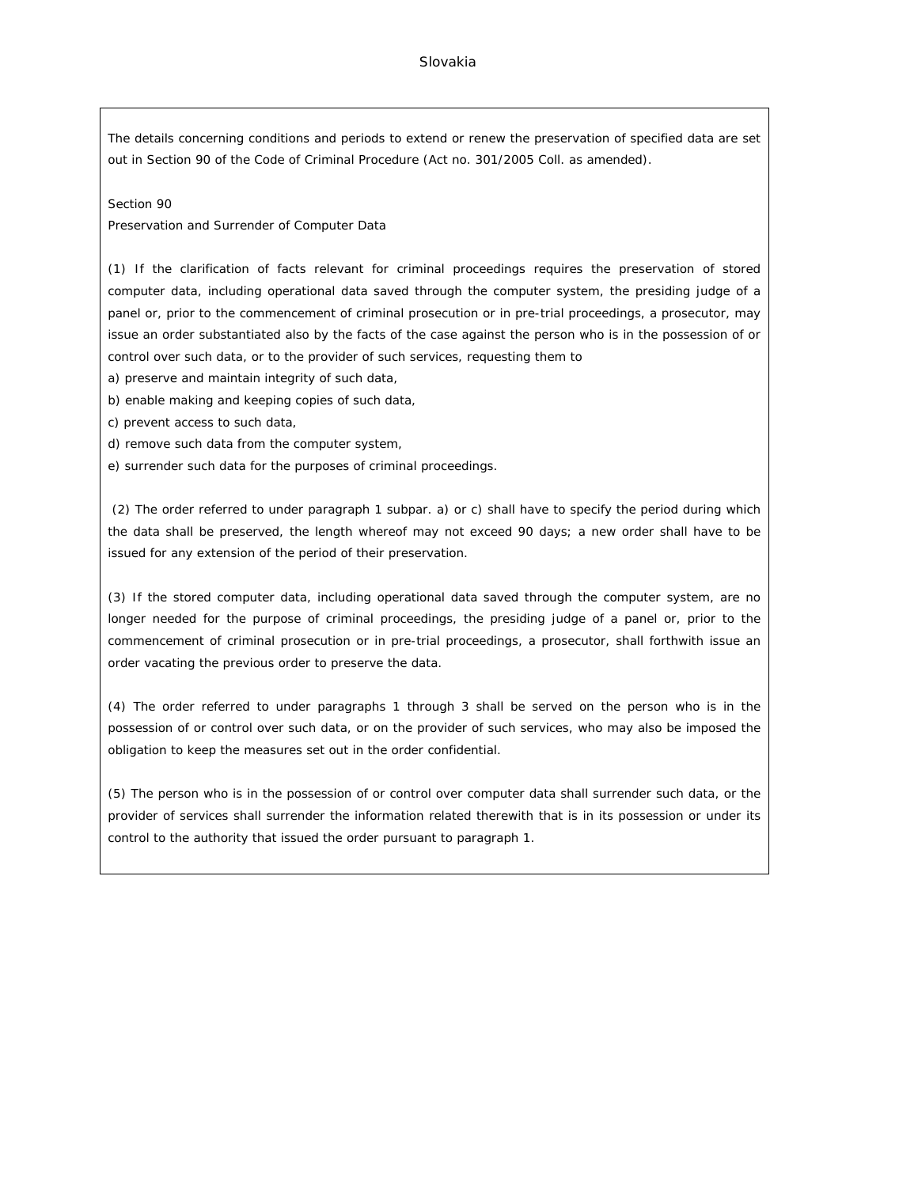# Slovakia

The details concerning conditions and periods to extend or renew the preservation of specified data are set out in Section 90 of the Code of Criminal Procedure (Act no. 301/2005 Coll. as amended).

Section 90

Preservation and Surrender of Computer Data

(1) If the clarification of facts relevant for criminal proceedings requires the preservation of stored computer data, including operational data saved through the computer system, the presiding judge of a panel or, prior to the commencement of criminal prosecution or in pre-trial proceedings, a prosecutor, may issue an order substantiated also by the facts of the case against the person who is in the possession of or control over such data, or to the provider of such services, requesting them to

a) preserve and maintain integrity of such data,

b) enable making and keeping copies of such data,

c) prevent access to such data,

d) remove such data from the computer system,

e) surrender such data for the purposes of criminal proceedings.

(2) The order referred to under paragraph 1 subpar. a) or c) shall have to specify the period during which the data shall be preserved, the length whereof may not exceed 90 days; a new order shall have to be issued for any extension of the period of their preservation.

(3) If the stored computer data, including operational data saved through the computer system, are no longer needed for the purpose of criminal proceedings, the presiding judge of a panel or, prior to the commencement of criminal prosecution or in pre-trial proceedings, a prosecutor, shall forthwith issue an order vacating the previous order to preserve the data.

(4) The order referred to under paragraphs 1 through 3 shall be served on the person who is in the possession of or control over such data, or on the provider of such services, who may also be imposed the obligation to keep the measures set out in the order confidential.

(5) The person who is in the possession of or control over computer data shall surrender such data, or the provider of services shall surrender the information related therewith that is in its possession or under its control to the authority that issued the order pursuant to paragraph 1.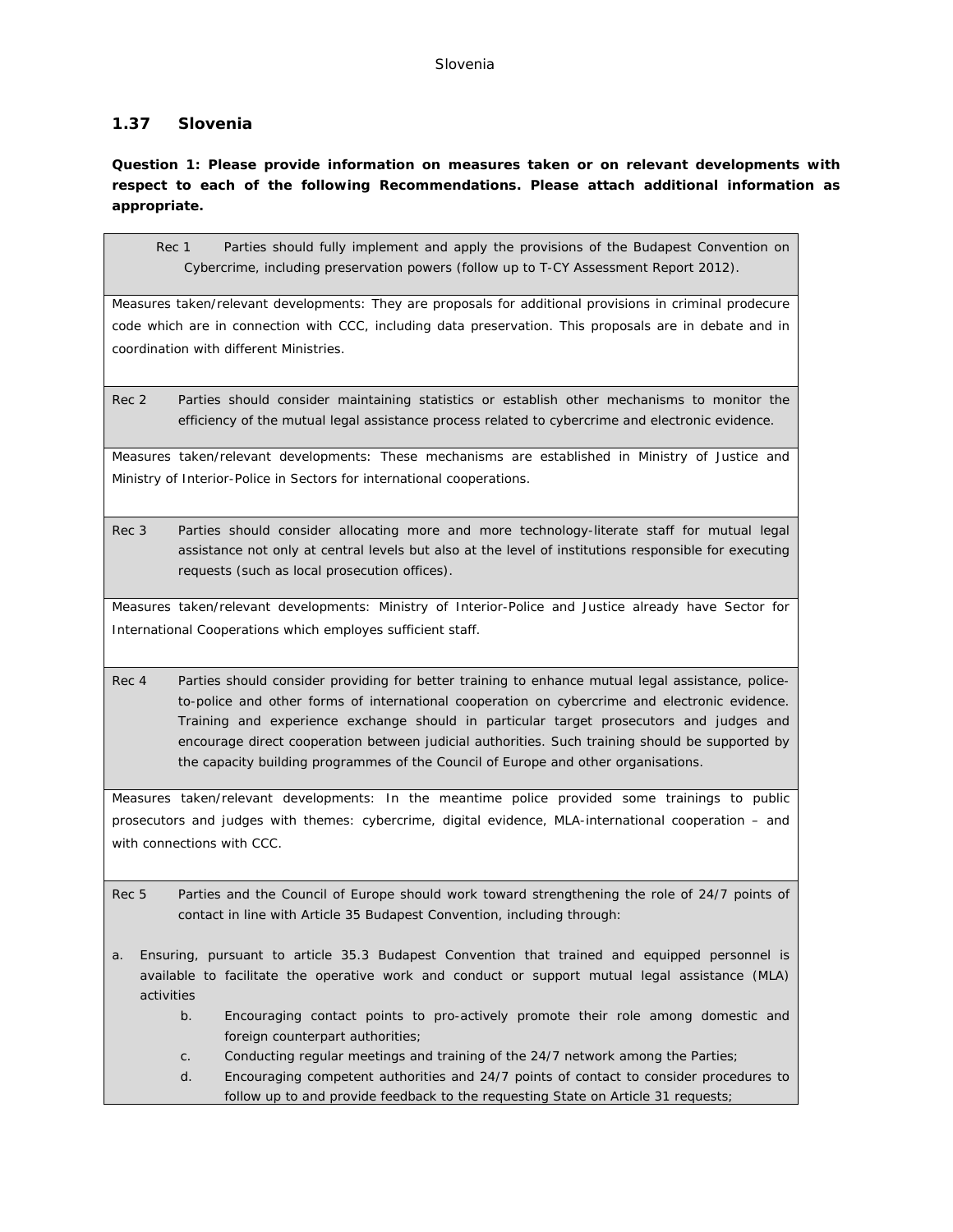## 1.37 Slovenia

**Question 1: Please provide information on measures taken or on relevant developments with respect to each of the following Recommendations. Please attach additional information as appropriate.**

Rec 1 Parties should fully implement and apply the provisions of the Budapest Convention on Cybercrime, including preservation powers (follow up to T-CY Assessment Report 2012).

Measures taken/relevant developments: They are proposals for additional provisions in criminal prodecure code which are in connection with CCC, including data preservation. This proposals are in debate and in coordination with different Ministries.

Rec 2 Parties should consider maintaining statistics or establish other mechanisms to monitor the efficiency of the mutual legal assistance process related to cybercrime and electronic evidence.

Measures taken/relevant developments: These mechanisms are established in Ministry of Justice and Ministry of Interior-Police in Sectors for international cooperations.

Rec 3 Parties should consider allocating more and more technology-literate staff for mutual legal assistance not only at central levels but also at the level of institutions responsible for executing requests (such as local prosecution offices).

Measures taken/relevant developments: Ministry of Interior-Police and Justice already have Sector for International Cooperations which employes sufficient staff.

Rec 4 Parties should consider providing for better training to enhance mutual legal assistance, police-to-police and other forms of international cooperation on cybercrime and electronic evidence. Training and experience exchange should in particular target prosecutors and judges and encourage direct cooperation between judicial authorities. Such training should be supported by the capacity building programmes of the Council of Europe and other organisations.

Measures taken/relevant developments: In the meantime police provided some trainings to public prosecutors and judges with themes: cybercrime, digital evidence, MLA-international cooperation – and with connections with CCC.

Rec 5 Parties and the Council of Europe should work toward strengthening the role of 24/7 points of contact in line with Article 35 Budapest Convention, including through:

a. Ensuring, pursuant to article 35.3 Budapest Convention that trained and equipped personnel is available to facilitate the operative work and conduct or support mutual legal assistance (MLA) activities
b. Encouraging contact points to pro-actively promote their role among domestic and foreign counterpart authorities;
c. Conducting regular meetings and training of the 24/7 network among the Parties;
d. Encouraging competent authorities and 24/7 points of contact to consider procedures to follow up to and provide feedback to the requesting State on Article 31 requests;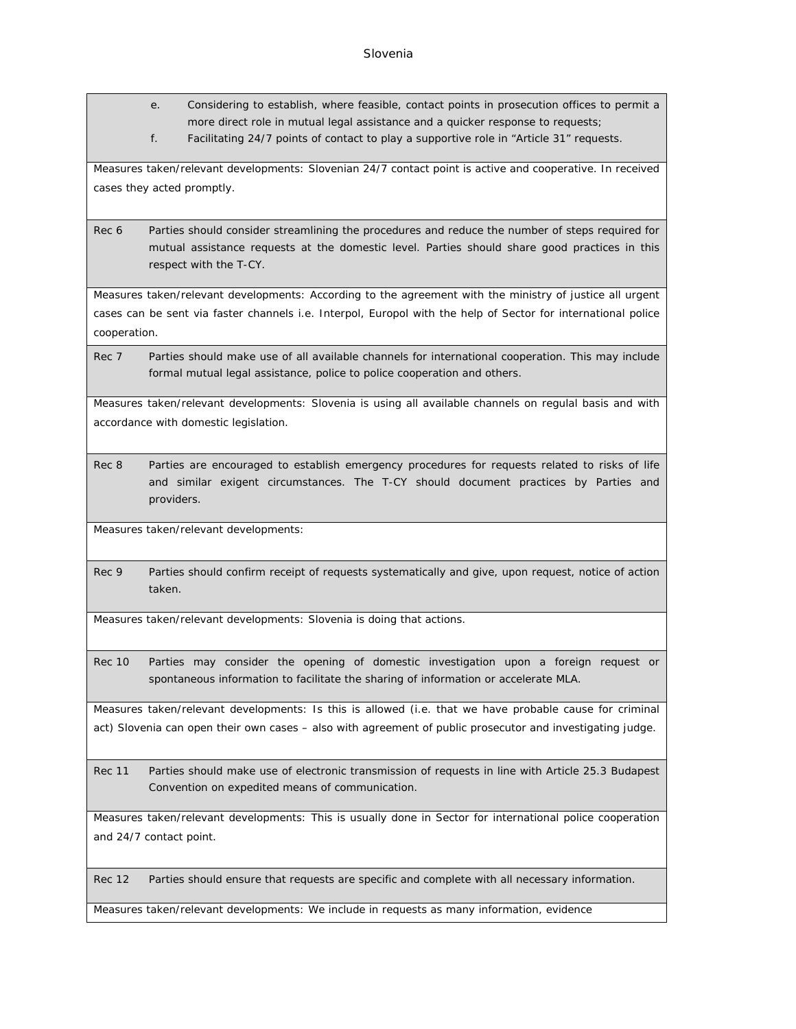e. Considering to establish, where feasible, contact points in prosecution offices to permit a more direct role in mutual legal assistance and a quicker response to requests;

f. Facilitating 24/7 points of contact to play a supportive role in "Article 31" requests.

Measures taken/relevant developments: Slovenian 24/7 contact point is active and cooperative. In received cases they acted promptly.

Rec 6 Parties should consider streamlining the procedures and reduce the number of steps required for mutual assistance requests at the domestic level. Parties should share good practices in this respect with the T-CY.

Measures taken/relevant developments: According to the agreement with the ministry of justice all urgent cases can be sent via faster channels i.e. Interpol, Europol with the help of Sector for international police cooperation.

Rec 7 Parties should make use of all available channels for international cooperation. This may include formal mutual legal assistance, police to police cooperation and others.

Measures taken/relevant developments: Slovenia is using all available channels on regulal basis and with accordance with domestic legislation.

Rec 8 Parties are encouraged to establish emergency procedures for requests related to risks of life and similar exigent circumstances. The T-CY should document practices by Parties and providers.

Measures taken/relevant developments:

Rec 9 Parties should confirm receipt of requests systematically and give, upon request, notice of action taken.

Measures taken/relevant developments: Slovenia is doing that actions.

Rec 10 Parties may consider the opening of domestic investigation upon a foreign request or spontaneous information to facilitate the sharing of information or accelerate MLA.

Measures taken/relevant developments: Is this is allowed (i.e. that we have probable cause for criminal act) Slovenia can open their own cases – also with agreement of public prosecutor and investigating judge.

Rec 11 Parties should make use of electronic transmission of requests in line with Article 25.3 Budapest Convention on expedited means of communication.

Measures taken/relevant developments: This is usually done in Sector for international police cooperation and 24/7 contact point.

Rec 12 Parties should ensure that requests are specific and complete with all necessary information.

Measures taken/relevant developments: We include in requests as many information, evidence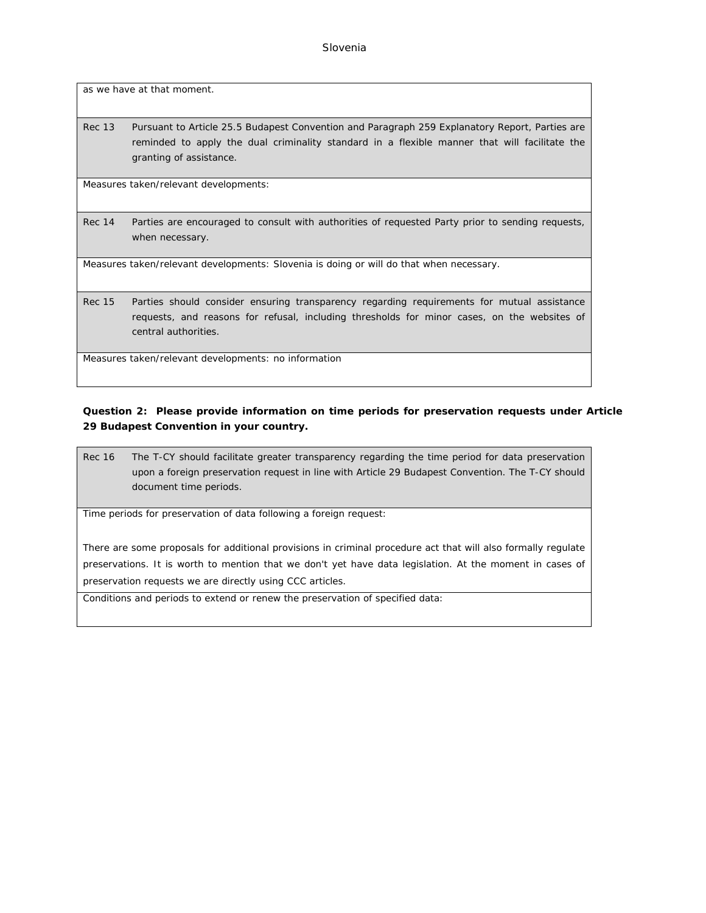as we have at that moment.

| | |
|---|---|
| Rec 13 | Pursuant to Article 25.5 Budapest Convention and Paragraph 259 Explanatory Report, Parties are reminded to apply the dual criminality standard in a flexible manner that will facilitate the granting of assistance. |
| Measures taken/relevant developments: | |
| Rec 14 | Parties are encouraged to consult with authorities of requested Party prior to sending requests, when necessary. |
| Measures taken/relevant developments: Slovenia is doing or will do that when necessary. | |
| Rec 15 | Parties should consider ensuring transparency regarding requirements for mutual assistance requests, and reasons for refusal, including thresholds for minor cases, on the websites of central authorities. |
| Measures taken/relevant developments: no information | |

**Question 2: Please provide information on time periods for preservation requests under Article 29 Budapest Convention in your country.**

| | |
|---|---|
| Rec 16 | The T-CY should facilitate greater transparency regarding the time period for data preservation upon a foreign preservation request in line with Article 29 Budapest Convention. The T-CY should document time periods. |
| Time periods for preservation of data following a foreign request:<br><br>There are some proposals for additional provisions in criminal procedure act that will also formally regulate preservations. It is worth to mention that we don't yet have data legislation. At the moment in cases of preservation requests we are directly using CCC articles. | |
| Conditions and periods to extend or renew the preservation of specified data: | |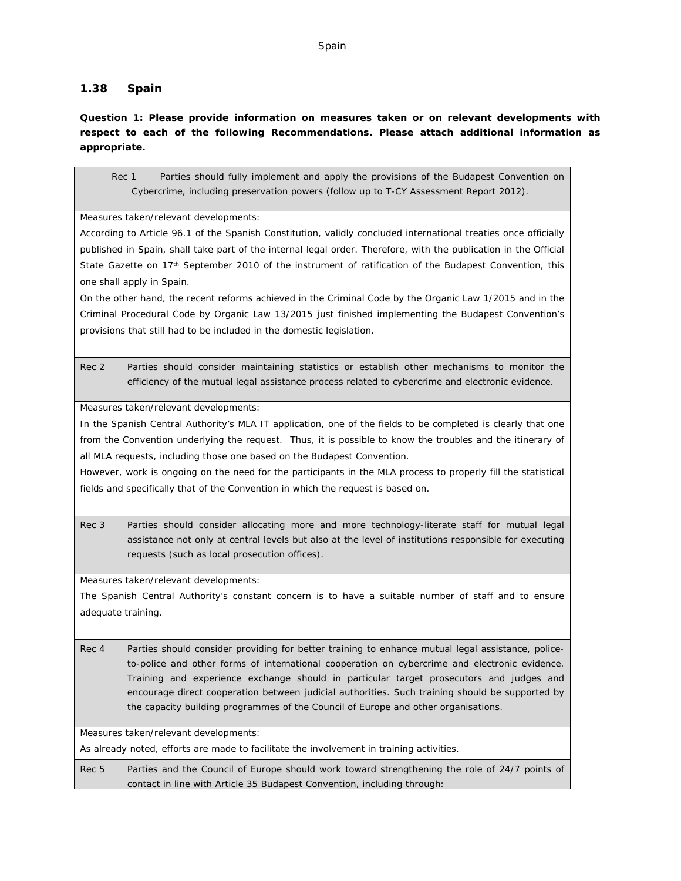## 1.38 Spain

**Question 1: Please provide information on measures taken or on relevant developments with respect to each of the following Recommendations. Please attach additional information as appropriate.**

Rec 1 Parties should fully implement and apply the provisions of the Budapest Convention on Cybercrime, including preservation powers (follow up to T-CY Assessment Report 2012).

Measures taken/relevant developments:

According to Article 96.1 of the Spanish Constitution, validly concluded international treaties once officially published in Spain, shall take part of the internal legal order. Therefore, with the publication in the Official State Gazette on 17th September 2010 of the instrument of ratification of the Budapest Convention, this one shall apply in Spain.

On the other hand, the recent reforms achieved in the Criminal Code by the Organic Law 1/2015 and in the Criminal Procedural Code by Organic Law 13/2015 just finished implementing the Budapest Convention's provisions that still had to be included in the domestic legislation.

Rec 2 Parties should consider maintaining statistics or establish other mechanisms to monitor the efficiency of the mutual legal assistance process related to cybercrime and electronic evidence.

Measures taken/relevant developments:

In the Spanish Central Authority's MLA IT application, one of the fields to be completed is clearly that one from the Convention underlying the request. Thus, it is possible to know the troubles and the itinerary of all MLA requests, including those one based on the Budapest Convention.

However, work is ongoing on the need for the participants in the MLA process to properly fill the statistical fields and specifically that of the Convention in which the request is based on.

Rec 3 Parties should consider allocating more and more technology-literate staff for mutual legal assistance not only at central levels but also at the level of institutions responsible for executing requests (such as local prosecution offices).

Measures taken/relevant developments:

The Spanish Central Authority's constant concern is to have a suitable number of staff and to ensure adequate training.

Rec 4 Parties should consider providing for better training to enhance mutual legal assistance, police-to-police and other forms of international cooperation on cybercrime and electronic evidence. Training and experience exchange should in particular target prosecutors and judges and encourage direct cooperation between judicial authorities. Such training should be supported by the capacity building programmes of the Council of Europe and other organisations.

Measures taken/relevant developments:

As already noted, efforts are made to facilitate the involvement in training activities.

Rec 5 Parties and the Council of Europe should work toward strengthening the role of 24/7 points of contact in line with Article 35 Budapest Convention, including through: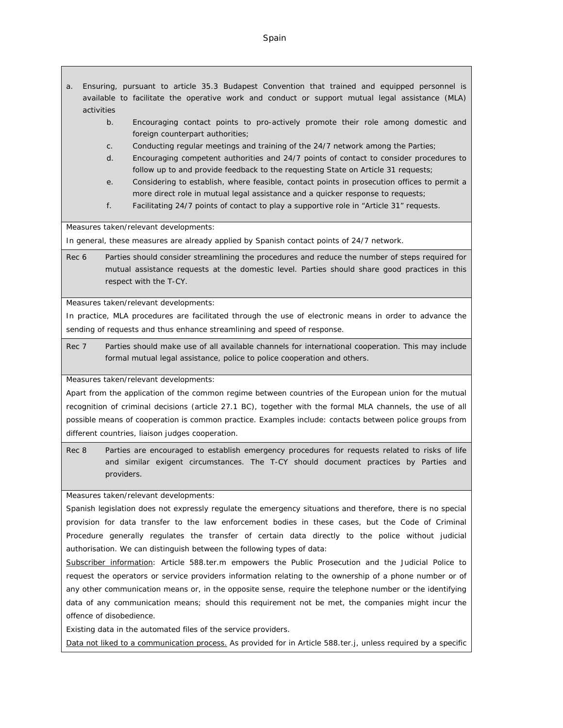a. Ensuring, pursuant to article 35.3 Budapest Convention that trained and equipped personnel is available to facilitate the operative work and conduct or support mutual legal assistance (MLA) activities

   b. Encouraging contact points to pro-actively promote their role among domestic and foreign counterpart authorities;

   c. Conducting regular meetings and training of the 24/7 network among the Parties;

   d. Encouraging competent authorities and 24/7 points of contact to consider procedures to follow up to and provide feedback to the requesting State on Article 31 requests;

   e. Considering to establish, where feasible, contact points in prosecution offices to permit a more direct role in mutual legal assistance and a quicker response to requests;

   f. Facilitating 24/7 points of contact to play a supportive role in "Article 31" requests.

Measures taken/relevant developments:

In general, these measures are already applied by Spanish contact points of 24/7 network.

Rec 6 Parties should consider streamlining the procedures and reduce the number of steps required for mutual assistance requests at the domestic level. Parties should share good practices in this respect with the T-CY.

Measures taken/relevant developments:

In practice, MLA procedures are facilitated through the use of electronic means in order to advance the sending of requests and thus enhance streamlining and speed of response.

Rec 7 Parties should make use of all available channels for international cooperation. This may include formal mutual legal assistance, police to police cooperation and others.

Measures taken/relevant developments:

Apart from the application of the common regime between countries of the European union for the mutual recognition of criminal decisions (article 27.1 BC), together with the formal MLA channels, the use of all possible means of cooperation is common practice. Examples include: contacts between police groups from different countries, liaison judges cooperation.

Rec 8 Parties are encouraged to establish emergency procedures for requests related to risks of life and similar exigent circumstances. The T-CY should document practices by Parties and providers.

Measures taken/relevant developments:

Spanish legislation does not expressly regulate the emergency situations and therefore, there is no special provision for data transfer to the law enforcement bodies in these cases, but the Code of Criminal Procedure generally regulates the transfer of certain data directly to the police without judicial authorisation. We can distinguish between the following types of data:

Subscriber information: Article 588.ter.m empowers the Public Prosecution and the Judicial Police to request the operators or service providers information relating to the ownership of a phone number or of any other communication means or, in the opposite sense, require the telephone number or the identifying data of any communication means; should this requirement not be met, the companies might incur the offence of disobedience.

Existing data in the automated files of the service providers.

Data not liked to a communication process. As provided for in Article 588.ter.j, unless required by a specific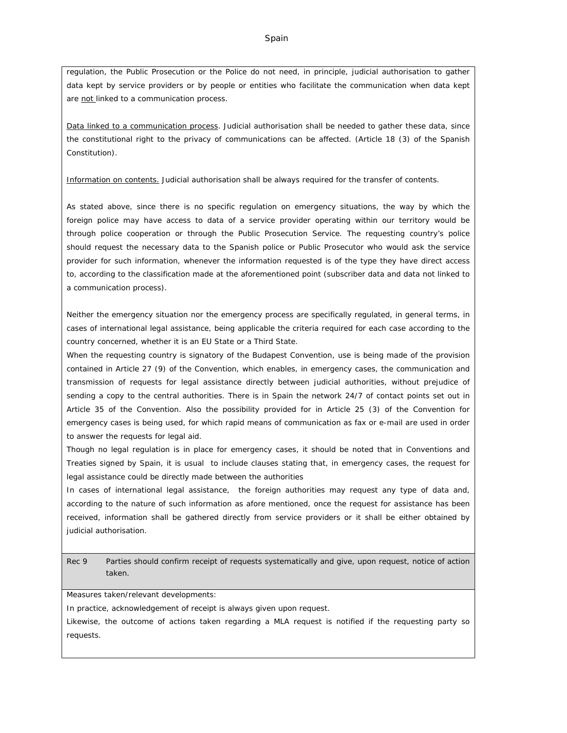regulation, the Public Prosecution or the Police do not need, in principle, judicial authorisation to gather data kept by service providers or by people or entities who facilitate the communication when data kept are not linked to a communication process.

Data linked to a communication process. Judicial authorisation shall be needed to gather these data, since the constitutional right to the privacy of communications can be affected. (Article 18 (3) of the Spanish Constitution).

Information on contents. Judicial authorisation shall be always required for the transfer of contents.

As stated above, since there is no specific regulation on emergency situations, the way by which the foreign police may have access to data of a service provider operating within our territory would be through police cooperation or through the Public Prosecution Service. The requesting country's police should request the necessary data to the Spanish police or Public Prosecutor who would ask the service provider for such information, whenever the information requested is of the type they have direct access to, according to the classification made at the aforementioned point (subscriber data and data not linked to a communication process).

Neither the emergency situation nor the emergency process are specifically regulated, in general terms, in cases of international legal assistance, being applicable the criteria required for each case according to the country concerned, whether it is an EU State or a Third State.

When the requesting country is signatory of the Budapest Convention, use is being made of the provision contained in Article 27 (9) of the Convention, which enables, in emergency cases, the communication and transmission of requests for legal assistance directly between judicial authorities, without prejudice of sending a copy to the central authorities. There is in Spain the network 24/7 of contact points set out in Article 35 of the Convention. Also the possibility provided for in Article 25 (3) of the Convention for emergency cases is being used, for which rapid means of communication as fax or e-mail are used in order to answer the requests for legal aid.

Though no legal regulation is in place for emergency cases, it should be noted that in Conventions and Treaties signed by Spain, it is usual to include clauses stating that, in emergency cases, the request for legal assistance could be directly made between the authorities

In cases of international legal assistance, the foreign authorities may request any type of data and, according to the nature of such information as afore mentioned, once the request for assistance has been received, information shall be gathered directly from service providers or it shall be either obtained by judicial authorisation.

**Rec 9** Parties should confirm receipt of requests systematically and give, upon request, notice of action taken.

Measures taken/relevant developments:

In practice, acknowledgement of receipt is always given upon request.

Likewise, the outcome of actions taken regarding a MLA request is notified if the requesting party so requests.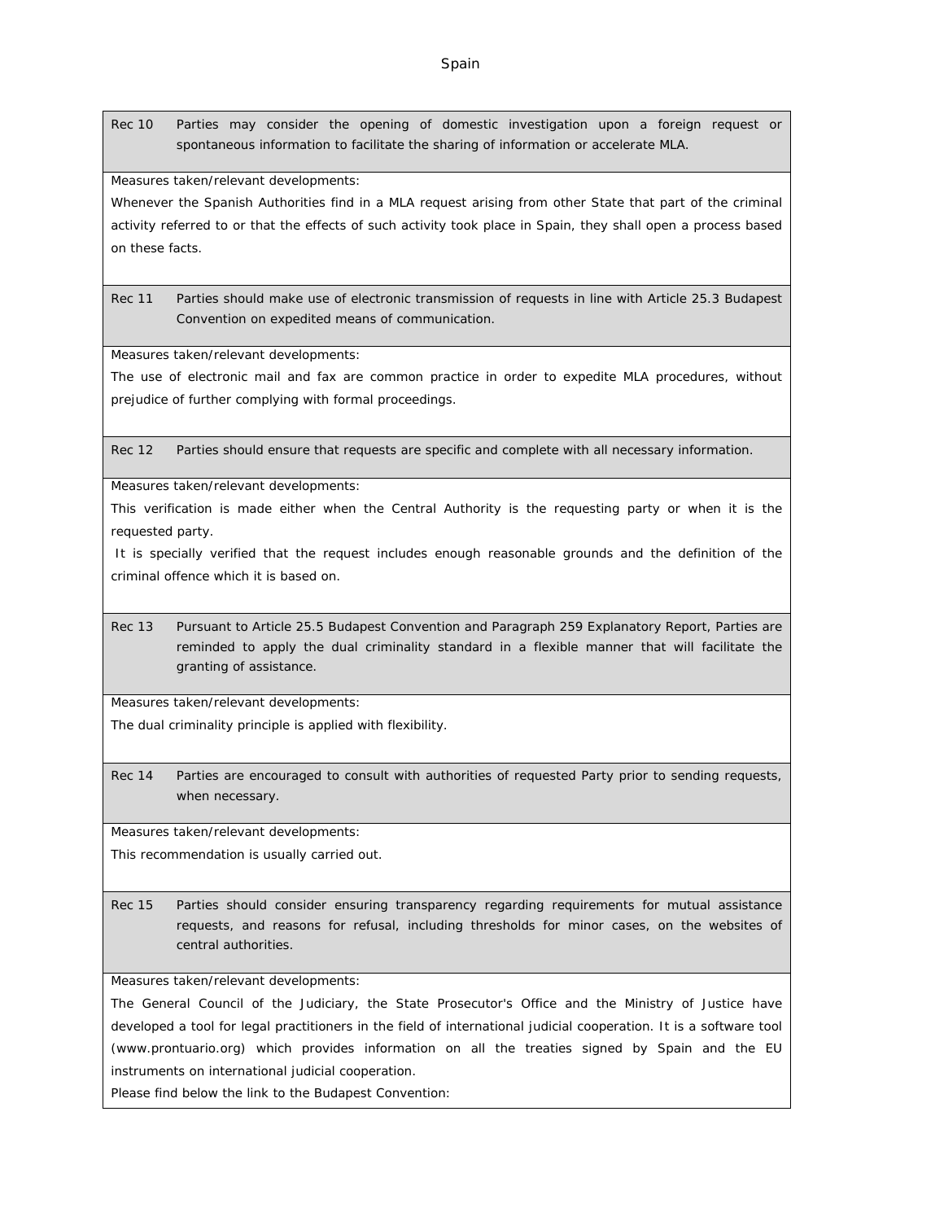| Rec 10 | Parties may consider the opening of domestic investigation upon a foreign request or spontaneous information to facilitate the sharing of information or accelerate MLA. |
|---|---|

Measures taken/relevant developments:

Whenever the Spanish Authorities find in a MLA request arising from other State that part of the criminal activity referred to or that the effects of such activity took place in Spain, they shall open a process based on these facts.

| Rec 11 | Parties should make use of electronic transmission of requests in line with Article 25.3 Budapest Convention on expedited means of communication. |
|---|---|

Measures taken/relevant developments:

The use of electronic mail and fax are common practice in order to expedite MLA procedures, without prejudice of further complying with formal proceedings.

| Rec 12 | Parties should ensure that requests are specific and complete with all necessary information. |
|---|---|

Measures taken/relevant developments:

This verification is made either when the Central Authority is the requesting party or when it is the requested party.

It is specially verified that the request includes enough reasonable grounds and the definition of the criminal offence which it is based on.

| Rec 13 | Pursuant to Article 25.5 Budapest Convention and Paragraph 259 Explanatory Report, Parties are reminded to apply the dual criminality standard in a flexible manner that will facilitate the granting of assistance. |
|---|---|

Measures taken/relevant developments:

The dual criminality principle is applied with flexibility.

| Rec 14 | Parties are encouraged to consult with authorities of requested Party prior to sending requests, when necessary. |
|---|---|

Measures taken/relevant developments:

This recommendation is usually carried out.

| Rec 15 | Parties should consider ensuring transparency regarding requirements for mutual assistance requests, and reasons for refusal, including thresholds for minor cases, on the websites of central authorities. |
|---|---|

Measures taken/relevant developments:

The General Council of the Judiciary, the State Prosecutor's Office and the Ministry of Justice have developed a tool for legal practitioners in the field of international judicial cooperation. It is a software tool (www.prontuario.org) which provides information on all the treaties signed by Spain and the EU instruments on international judicial cooperation.

Please find below the link to the Budapest Convention: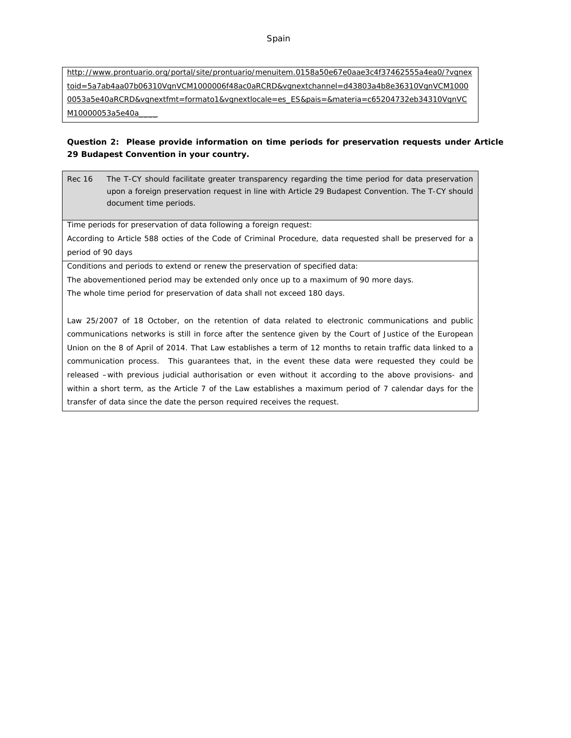http://www.prontuario.org/portal/site/prontuario/menuitem.0158a50e67e0aae3c4f37462555a4ea0/?vgnextoid=5a7ab4aa07b06310VgnVCM1000006f48ac0aRCRD&vgnextchannel=d43803a4b8e36310VgnVCM10000053a5e40aRCRD&vgnextfmt=formato1&vgnextlocale=es_ES&pais=&materia=c65204732eb34310VgnVCM10000053a5e40a____

**Question 2: Please provide information on time periods for preservation requests under Article 29 Budapest Convention in your country.**

| Rec 16 | The T-CY should facilitate greater transparency regarding the time period for data preservation upon a foreign preservation request in line with Article 29 Budapest Convention. The T-CY should document time periods. |
|---|---|
| Time periods for preservation of data following a foreign request:<br>According to Article 588 octies of the Code of Criminal Procedure, data requested shall be preserved for a period of 90 days | |
| Conditions and periods to extend or renew the preservation of specified data:<br>The abovementioned period may be extended only once up to a maximum of 90 more days.<br>The whole time period for preservation of data shall not exceed 180 days.<br><br>Law 25/2007 of 18 October, on the retention of data related to electronic communications and public communications networks is still in force after the sentence given by the Court of Justice of the European Union on the 8 of April of 2014. That Law establishes a term of 12 months to retain traffic data linked to a communication process. This guarantees that, in the event these data were requested they could be released –with previous judicial authorisation or even without it according to the above provisions- and within a short term, as the Article 7 of the Law establishes a maximum period of 7 calendar days for the transfer of data since the date the person required receives the request. | |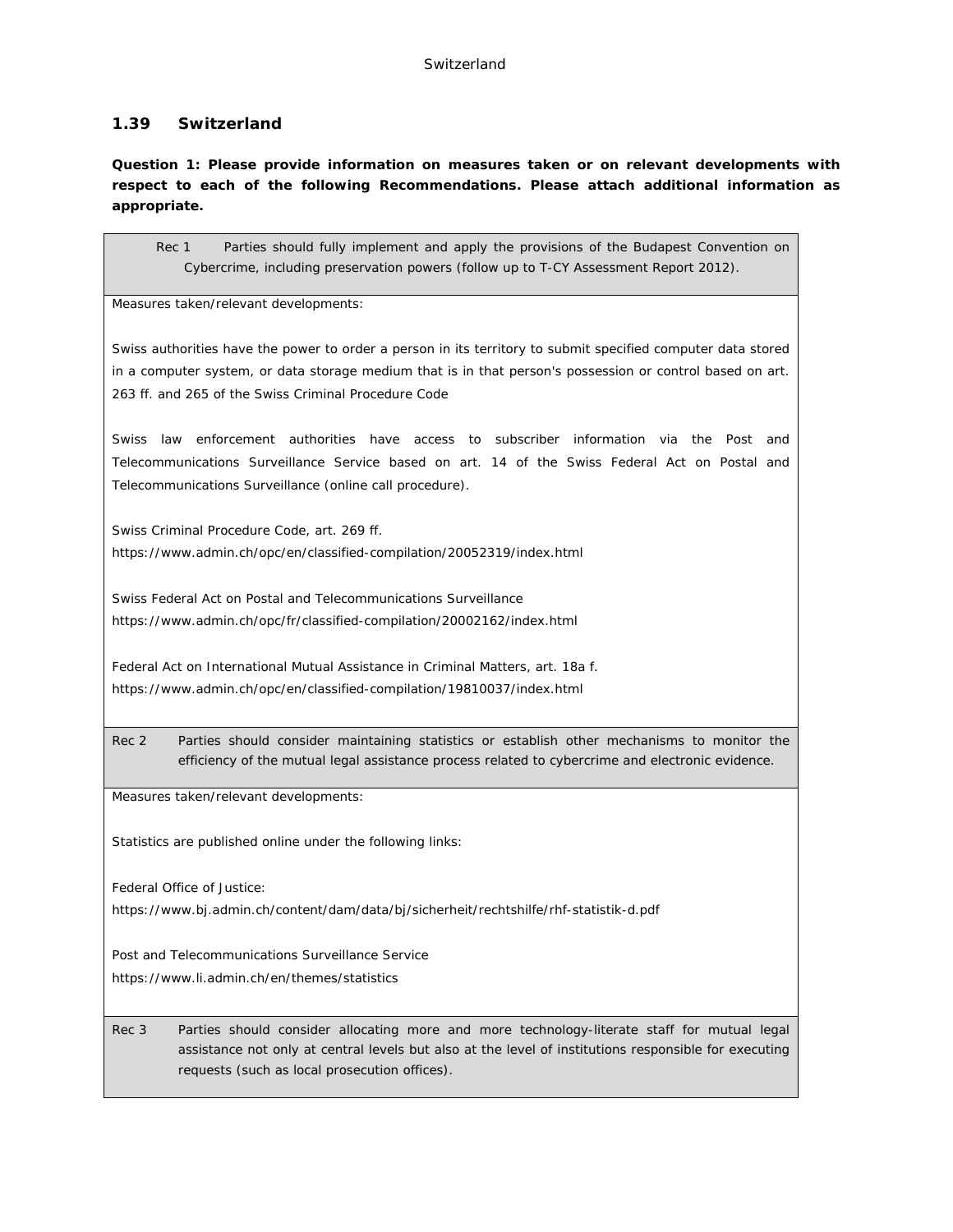### 1.39 Switzerland

**Question 1: Please provide information on measures taken or on relevant developments with respect to each of the following Recommendations. Please attach additional information as appropriate.**

| Rec 1 Parties should fully implement and apply the provisions of the Budapest Convention on Cybercrime, including preservation powers (follow up to T-CY Assessment Report 2012). |
|---|
| Measures taken/relevant developments:<br><br>Swiss authorities have the power to order a person in its territory to submit specified computer data stored in a computer system, or data storage medium that is in that person's possession or control based on art. 263 ff. and 265 of the Swiss Criminal Procedure Code<br><br>Swiss law enforcement authorities have access to subscriber information via the Post and Telecommunications Surveillance Service based on art. 14 of the Swiss Federal Act on Postal and Telecommunications Surveillance (online call procedure).<br><br>Swiss Criminal Procedure Code, art. 269 ff.<br>https://www.admin.ch/opc/en/classified-compilation/20052319/index.html<br><br>Swiss Federal Act on Postal and Telecommunications Surveillance<br>https://www.admin.ch/opc/fr/classified-compilation/20002162/index.html<br><br>Federal Act on International Mutual Assistance in Criminal Matters, art. 18a f.<br>https://www.admin.ch/opc/en/classified-compilation/19810037/index.html |
| Rec 2 Parties should consider maintaining statistics or establish other mechanisms to monitor the efficiency of the mutual legal assistance process related to cybercrime and electronic evidence. |
| Measures taken/relevant developments:<br><br>Statistics are published online under the following links:<br><br>Federal Office of Justice:<br>https://www.bj.admin.ch/content/dam/data/bj/sicherheit/rechtshilfe/rhf-statistik-d.pdf<br><br>Post and Telecommunications Surveillance Service<br>https://www.li.admin.ch/en/themes/statistics |
| Rec 3 Parties should consider allocating more and more technology-literate staff for mutual legal assistance not only at central levels but also at the level of institutions responsible for executing requests (such as local prosecution offices). |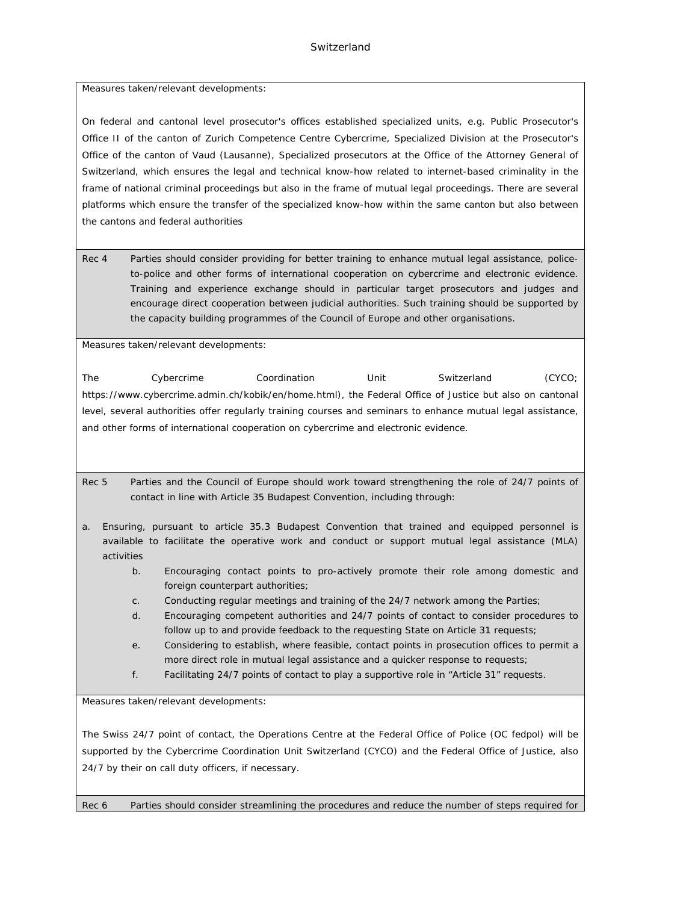Measures taken/relevant developments:

On federal and cantonal level prosecutor's offices established specialized units, e.g. Public Prosecutor's Office II of the canton of Zurich Competence Centre Cybercrime, Specialized Division at the Prosecutor's Office of the canton of Vaud (Lausanne), Specialized prosecutors at the Office of the Attorney General of Switzerland, which ensures the legal and technical know-how related to internet-based criminality in the frame of national criminal proceedings but also in the frame of mutual legal proceedings. There are several platforms which ensure the transfer of the specialized know-how within the same canton but also between the cantons and federal authorities

**Rec 4** Parties should consider providing for better training to enhance mutual legal assistance, police-to-police and other forms of international cooperation on cybercrime and electronic evidence. Training and experience exchange should in particular target prosecutors and judges and encourage direct cooperation between judicial authorities. Such training should be supported by the capacity building programmes of the Council of Europe and other organisations.

Measures taken/relevant developments:

The Cybercrime Coordination Unit Switzerland (CYCO; https://www.cybercrime.admin.ch/kobik/en/home.html), the Federal Office of Justice but also on cantonal level, several authorities offer regularly training courses and seminars to enhance mutual legal assistance, and other forms of international cooperation on cybercrime and electronic evidence.

**Rec 5** Parties and the Council of Europe should work toward strengthening the role of 24/7 points of contact in line with Article 35 Budapest Convention, including through:

a. Ensuring, pursuant to article 35.3 Budapest Convention that trained and equipped personnel is available to facilitate the operative work and conduct or support mutual legal assistance (MLA) activities

b. Encouraging contact points to pro-actively promote their role among domestic and foreign counterpart authorities;

c. Conducting regular meetings and training of the 24/7 network among the Parties;

d. Encouraging competent authorities and 24/7 points of contact to consider procedures to follow up to and provide feedback to the requesting State on Article 31 requests;

e. Considering to establish, where feasible, contact points in prosecution offices to permit a more direct role in mutual legal assistance and a quicker response to requests;

f. Facilitating 24/7 points of contact to play a supportive role in "Article 31" requests.

Measures taken/relevant developments:

The Swiss 24/7 point of contact, the Operations Centre at the Federal Office of Police (OC fedpol) will be supported by the Cybercrime Coordination Unit Switzerland (CYCO) and the Federal Office of Justice, also 24/7 by their on call duty officers, if necessary.

**Rec 6** Parties should consider streamlining the procedures and reduce the number of steps required for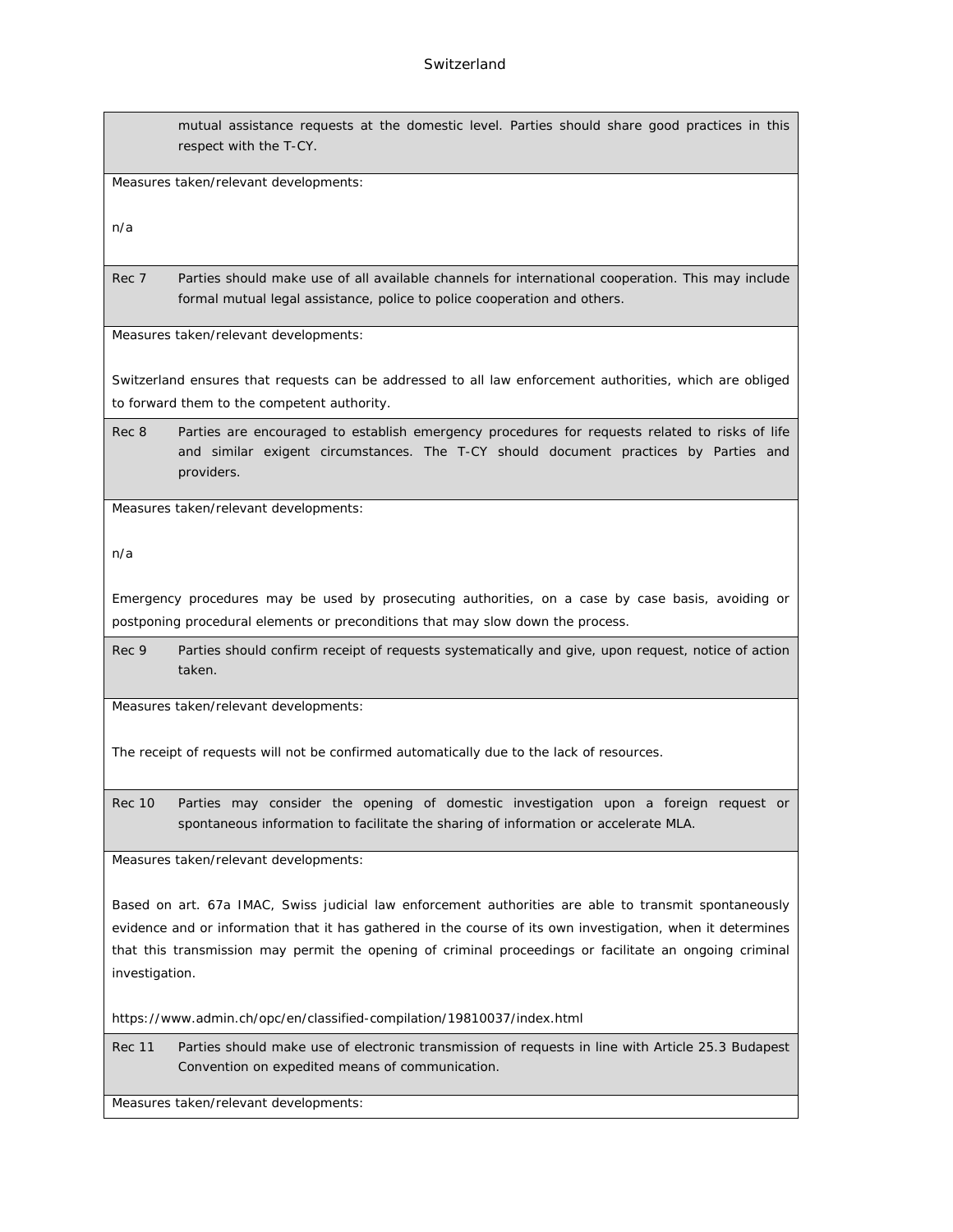| | |
|---|---|
| | mutual assistance requests at the domestic level. Parties should share good practices in this respect with the T-CY. |
| Measures taken/relevant developments:<br><br>n/a | |
| Rec 7 | Parties should make use of all available channels for international cooperation. This may include formal mutual legal assistance, police to police cooperation and others. |
| Measures taken/relevant developments:<br><br>Switzerland ensures that requests can be addressed to all law enforcement authorities, which are obliged to forward them to the competent authority. | |
| Rec 8 | Parties are encouraged to establish emergency procedures for requests related to risks of life and similar exigent circumstances. The T-CY should document practices by Parties and providers. |
| Measures taken/relevant developments:<br><br>n/a<br><br>Emergency procedures may be used by prosecuting authorities, on a case by case basis, avoiding or postponing procedural elements or preconditions that may slow down the process. | |
| Rec 9 | Parties should confirm receipt of requests systematically and give, upon request, notice of action taken. |
| Measures taken/relevant developments:<br><br>The receipt of requests will not be confirmed automatically due to the lack of resources. | |
| Rec 10 | Parties may consider the opening of domestic investigation upon a foreign request or spontaneous information to facilitate the sharing of information or accelerate MLA. |
| Measures taken/relevant developments:<br><br>Based on art. 67a IMAC, Swiss judicial law enforcement authorities are able to transmit spontaneously evidence and or information that it has gathered in the course of its own investigation, when it determines that this transmission may permit the opening of criminal proceedings or facilitate an ongoing criminal investigation.<br><br>https://www.admin.ch/opc/en/classified-compilation/19810037/index.html | |
| Rec 11 | Parties should make use of electronic transmission of requests in line with Article 25.3 Budapest Convention on expedited means of communication. |
| Measures taken/relevant developments: | |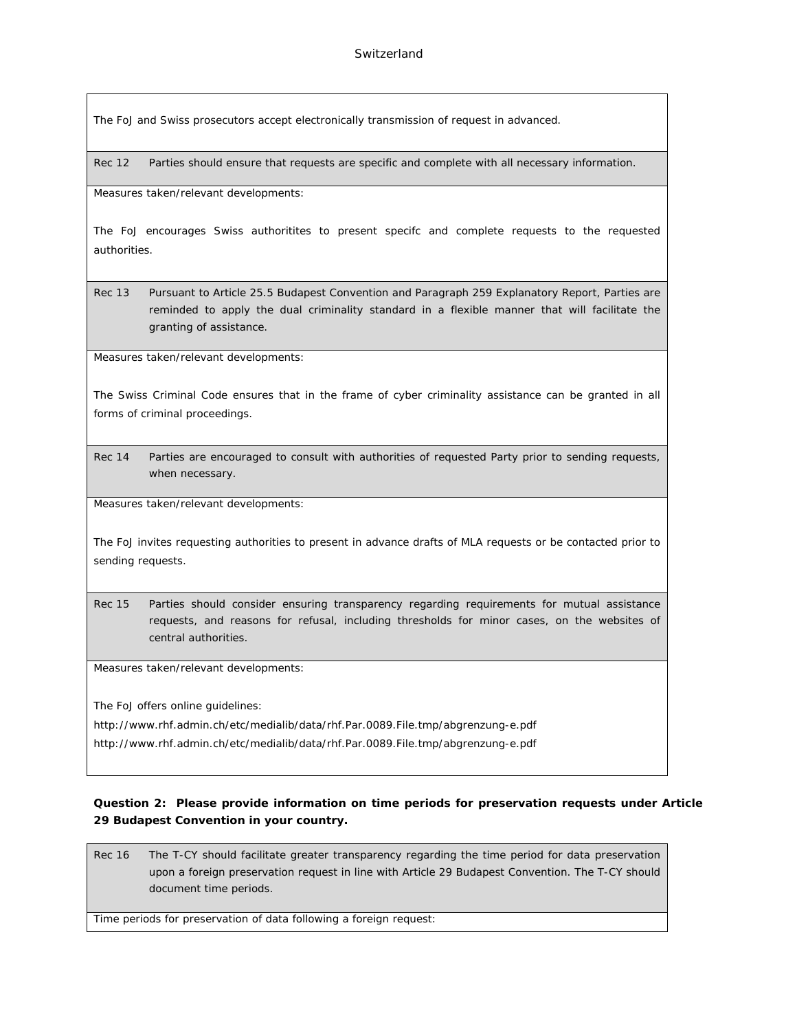The FoJ and Swiss prosecutors accept electronically transmission of request in advanced.

| Rec 12 | Parties should ensure that requests are specific and complete with all necessary information. |
|---|---|

Measures taken/relevant developments:

The FoJ encourages Swiss authoritites to present specifc and complete requests to the requested authorities.

| Rec 13 | Pursuant to Article 25.5 Budapest Convention and Paragraph 259 Explanatory Report, Parties are reminded to apply the dual criminality standard in a flexible manner that will facilitate the granting of assistance. |
|---|---|

Measures taken/relevant developments:

The Swiss Criminal Code ensures that in the frame of cyber criminality assistance can be granted in all forms of criminal proceedings.

| Rec 14 | Parties are encouraged to consult with authorities of requested Party prior to sending requests, when necessary. |
|---|---|

Measures taken/relevant developments:

The FoJ invites requesting authorities to present in advance drafts of MLA requests or be contacted prior to sending requests.

| Rec 15 | Parties should consider ensuring transparency regarding requirements for mutual assistance requests, and reasons for refusal, including thresholds for minor cases, on the websites of central authorities. |
|---|---|

Measures taken/relevant developments:

The FoJ offers online guidelines:

http://www.rhf.admin.ch/etc/medialib/data/rhf.Par.0089.File.tmp/abgrenzung-e.pdf

http://www.rhf.admin.ch/etc/medialib/data/rhf.Par.0089.File.tmp/abgrenzung-e.pdf

**Question 2: Please provide information on time periods for preservation requests under Article 29 Budapest Convention in your country.**

| Rec 16 | The T-CY should facilitate greater transparency regarding the time period for data preservation upon a foreign preservation request in line with Article 29 Budapest Convention. The T-CY should document time periods. |
|---|---|

Time periods for preservation of data following a foreign request: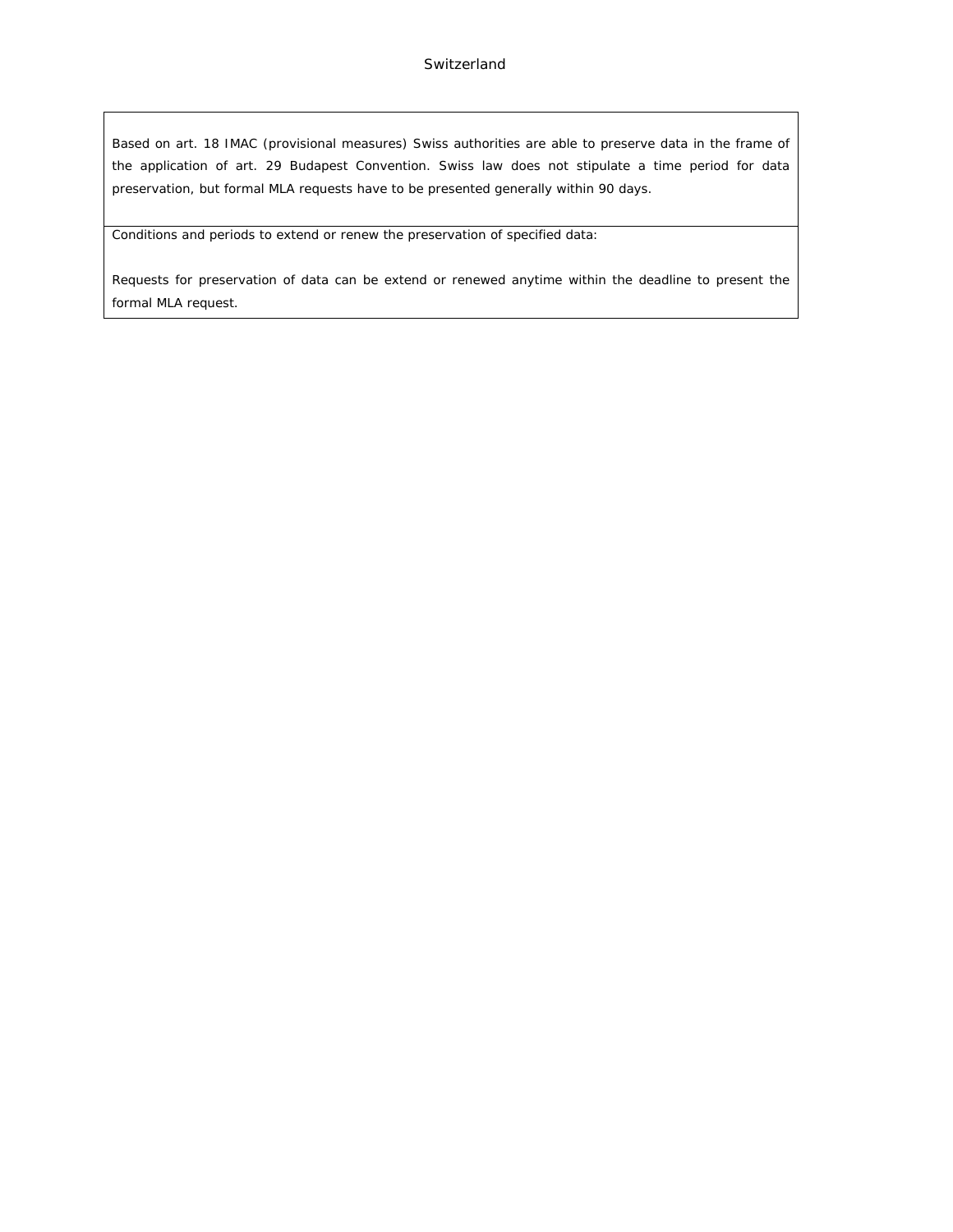# Switzerland

| Based on art. 18 IMAC (provisional measures) Swiss authorities are able to preserve data in the frame of the application of art. 29 Budapest Convention. Swiss law does not stipulate a time period for data preservation, but formal MLA requests have to be presented generally within 90 days. |
|---|
| Conditions and periods to extend or renew the preservation of specified data:<br><br>Requests for preservation of data can be extend or renewed anytime within the deadline to present the formal MLA request. |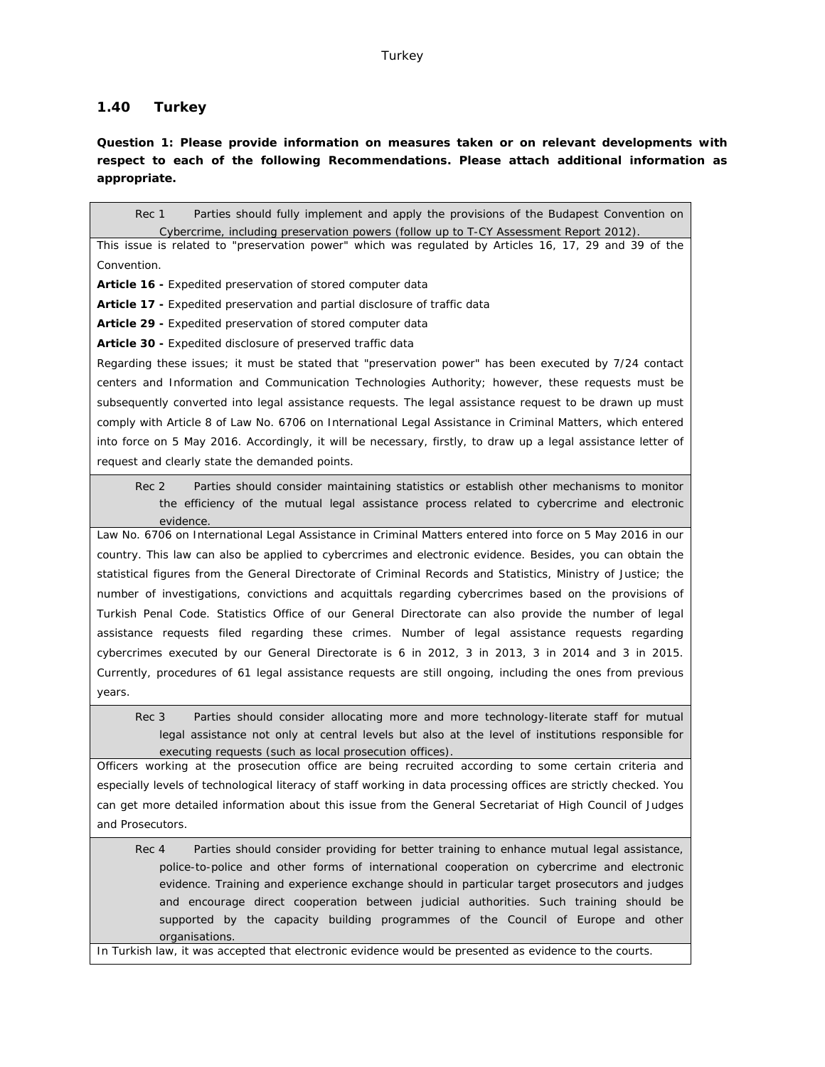## 1.40 Turkey

**Question 1: Please provide information on measures taken or on relevant developments with respect to each of the following Recommendations. Please attach additional information as appropriate.**

| Rec 1 Parties should fully implement and apply the provisions of the Budapest Convention on Cybercrime, including preservation powers (follow up to T-CY Assessment Report 2012). |
|---|
| This issue is related to "preservation power" which was regulated by Articles 16, 17, 29 and 39 of the Convention.<br>**Article 16 -** Expedited preservation of stored computer data<br>**Article 17 -** Expedited preservation and partial disclosure of traffic data<br>**Article 29 -** Expedited preservation of stored computer data<br>**Article 30 -** Expedited disclosure of preserved traffic data<br>Regarding these issues; it must be stated that "preservation power" has been executed by 7/24 contact centers and Information and Communication Technologies Authority; however, these requests must be subsequently converted into legal assistance requests. The legal assistance request to be drawn up must comply with Article 8 of Law No. 6706 on International Legal Assistance in Criminal Matters, which entered into force on 5 May 2016. Accordingly, it will be necessary, firstly, to draw up a legal assistance letter of request and clearly state the demanded points. |
| Rec 2 Parties should consider maintaining statistics or establish other mechanisms to monitor the efficiency of the mutual legal assistance process related to cybercrime and electronic evidence. |
| Law No. 6706 on International Legal Assistance in Criminal Matters entered into force on 5 May 2016 in our country. This law can also be applied to cybercrimes and electronic evidence. Besides, you can obtain the statistical figures from the General Directorate of Criminal Records and Statistics, Ministry of Justice; the number of investigations, convictions and acquittals regarding cybercrimes based on the provisions of Turkish Penal Code. Statistics Office of our General Directorate can also provide the number of legal assistance requests filed regarding these crimes. Number of legal assistance requests regarding cybercrimes executed by our General Directorate is 6 in 2012, 3 in 2013, 3 in 2014 and 3 in 2015. Currently, procedures of 61 legal assistance requests are still ongoing, including the ones from previous years. |
| Rec 3 Parties should consider allocating more and more technology-literate staff for mutual legal assistance not only at central levels but also at the level of institutions responsible for executing requests (such as local prosecution offices). |
| Officers working at the prosecution office are being recruited according to some certain criteria and especially levels of technological literacy of staff working in data processing offices are strictly checked. You can get more detailed information about this issue from the General Secretariat of High Council of Judges and Prosecutors. |
| Rec 4 Parties should consider providing for better training to enhance mutual legal assistance, police-to-police and other forms of international cooperation on cybercrime and electronic evidence. Training and experience exchange should in particular target prosecutors and judges and encourage direct cooperation between judicial authorities. Such training should be supported by the capacity building programmes of the Council of Europe and other organisations. |
| In Turkish law, it was accepted that electronic evidence would be presented as evidence to the courts. |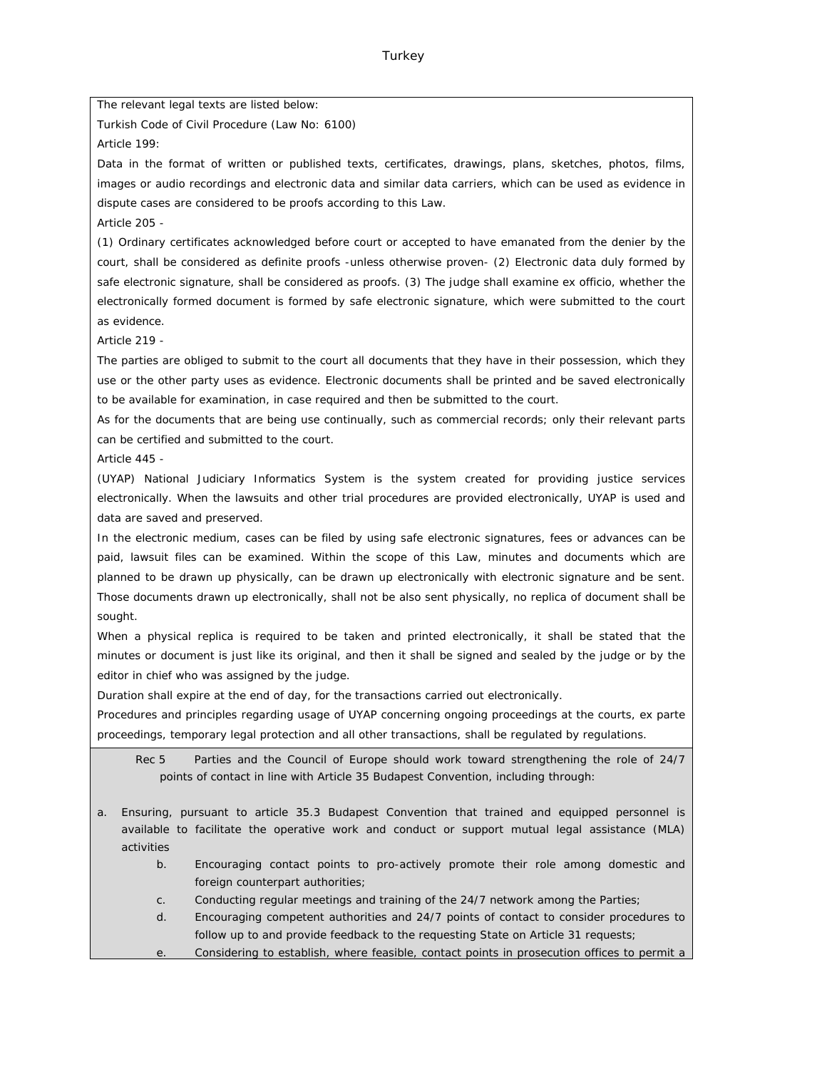Turkey

The relevant legal texts are listed below:

Turkish Code of Civil Procedure (Law No: 6100)

Article 199:

Data in the format of written or published texts, certificates, drawings, plans, sketches, photos, films, images or audio recordings and electronic data and similar data carriers, which can be used as evidence in dispute cases are considered to be proofs according to this Law.

Article 205 -

(1) Ordinary certificates acknowledged before court or accepted to have emanated from the denier by the court, shall be considered as definite proofs -unless otherwise proven- (2) Electronic data duly formed by safe electronic signature, shall be considered as proofs. (3) The judge shall examine ex officio, whether the electronically formed document is formed by safe electronic signature, which were submitted to the court as evidence.

Article 219 -

The parties are obliged to submit to the court all documents that they have in their possession, which they use or the other party uses as evidence. Electronic documents shall be printed and be saved electronically to be available for examination, in case required and then be submitted to the court.

As for the documents that are being use continually, such as commercial records; only their relevant parts can be certified and submitted to the court.

Article 445 -

(UYAP) National Judiciary Informatics System is the system created for providing justice services electronically. When the lawsuits and other trial procedures are provided electronically, UYAP is used and data are saved and preserved.

In the electronic medium, cases can be filed by using safe electronic signatures, fees or advances can be paid, lawsuit files can be examined. Within the scope of this Law, minutes and documents which are planned to be drawn up physically, can be drawn up electronically with electronic signature and be sent. Those documents drawn up electronically, shall not be also sent physically, no replica of document shall be sought.

When a physical replica is required to be taken and printed electronically, it shall be stated that the minutes or document is just like its original, and then it shall be signed and sealed by the judge or by the editor in chief who was assigned by the judge.

Duration shall expire at the end of day, for the transactions carried out electronically.

Procedures and principles regarding usage of UYAP concerning ongoing proceedings at the courts, ex parte proceedings, temporary legal protection and all other transactions, shall be regulated by regulations.

Rec 5 Parties and the Council of Europe should work toward strengthening the role of 24/7 points of contact in line with Article 35 Budapest Convention, including through:

a. Ensuring, pursuant to article 35.3 Budapest Convention that trained and equipped personnel is available to facilitate the operative work and conduct or support mutual legal assistance (MLA) activities
b. Encouraging contact points to pro-actively promote their role among domestic and foreign counterpart authorities;
c. Conducting regular meetings and training of the 24/7 network among the Parties;
d. Encouraging competent authorities and 24/7 points of contact to consider procedures to follow up to and provide feedback to the requesting State on Article 31 requests;
e. Considering to establish, where feasible, contact points in prosecution offices to permit a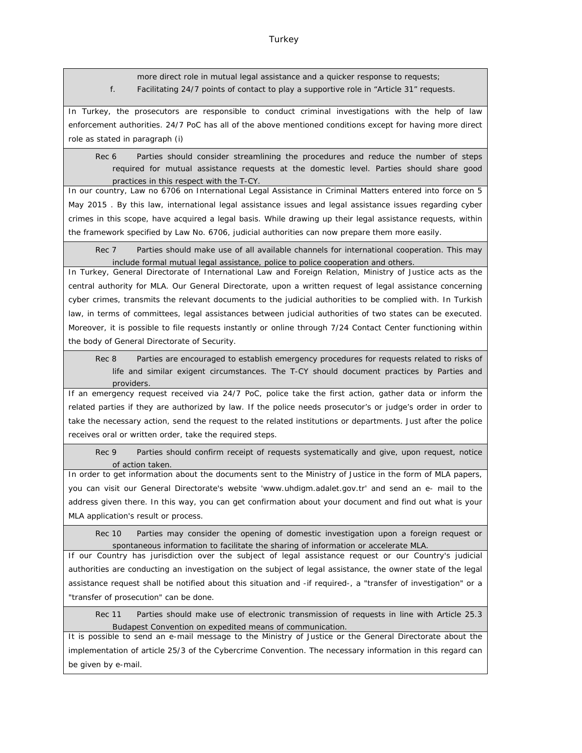more direct role in mutual legal assistance and a quicker response to requests;

f. Facilitating 24/7 points of contact to play a supportive role in “Article 31” requests.

In Turkey, the prosecutors are responsible to conduct criminal investigations with the help of law enforcement authorities. 24/7 PoC has all of the above mentioned conditions except for having more direct role as stated in paragraph (i)

Rec 6 Parties should consider streamlining the procedures and reduce the number of steps required for mutual assistance requests at the domestic level. Parties should share good practices in this respect with the T-CY.

In our country, Law no 6706 on International Legal Assistance in Criminal Matters entered into force on 5 May 2015 . By this law, international legal assistance issues and legal assistance issues regarding cyber crimes in this scope, have acquired a legal basis. While drawing up their legal assistance requests, within the framework specified by Law No. 6706, judicial authorities can now prepare them more easily.

Rec 7 Parties should make use of all available channels for international cooperation. This may include formal mutual legal assistance, police to police cooperation and others.

In Turkey, General Directorate of International Law and Foreign Relation, Ministry of Justice acts as the central authority for MLA. Our General Directorate, upon a written request of legal assistance concerning cyber crimes, transmits the relevant documents to the judicial authorities to be complied with. In Turkish law, in terms of committees, legal assistances between judicial authorities of two states can be executed. Moreover, it is possible to file requests instantly or online through 7/24 Contact Center functioning within the body of General Directorate of Security.

Rec 8 Parties are encouraged to establish emergency procedures for requests related to risks of life and similar exigent circumstances. The T-CY should document practices by Parties and providers.

If an emergency request received via 24/7 PoC, police take the first action, gather data or inform the related parties if they are authorized by law. If the police needs prosecutor’s or judge’s order in order to take the necessary action, send the request to the related institutions or departments. Just after the police receives oral or written order, take the required steps.

Rec 9 Parties should confirm receipt of requests systematically and give, upon request, notice of action taken.

In order to get information about the documents sent to the Ministry of Justice in the form of MLA papers, you can visit our General Directorate's website 'www.uhdigm.adalet.gov.tr' and send an e- mail to the address given there. In this way, you can get confirmation about your document and find out what is your MLA application's result or process.

Rec 10 Parties may consider the opening of domestic investigation upon a foreign request or spontaneous information to facilitate the sharing of information or accelerate MLA.

If our Country has jurisdiction over the subject of legal assistance request or our Country's judicial authorities are conducting an investigation on the subject of legal assistance, the owner state of the legal assistance request shall be notified about this situation and -if required-, a "transfer of investigation" or a "transfer of prosecution" can be done.

Rec 11 Parties should make use of electronic transmission of requests in line with Article 25.3 Budapest Convention on expedited means of communication.

It is possible to send an e-mail message to the Ministry of Justice or the General Directorate about the implementation of article 25/3 of the Cybercrime Convention. The necessary information in this regard can be given by e-mail.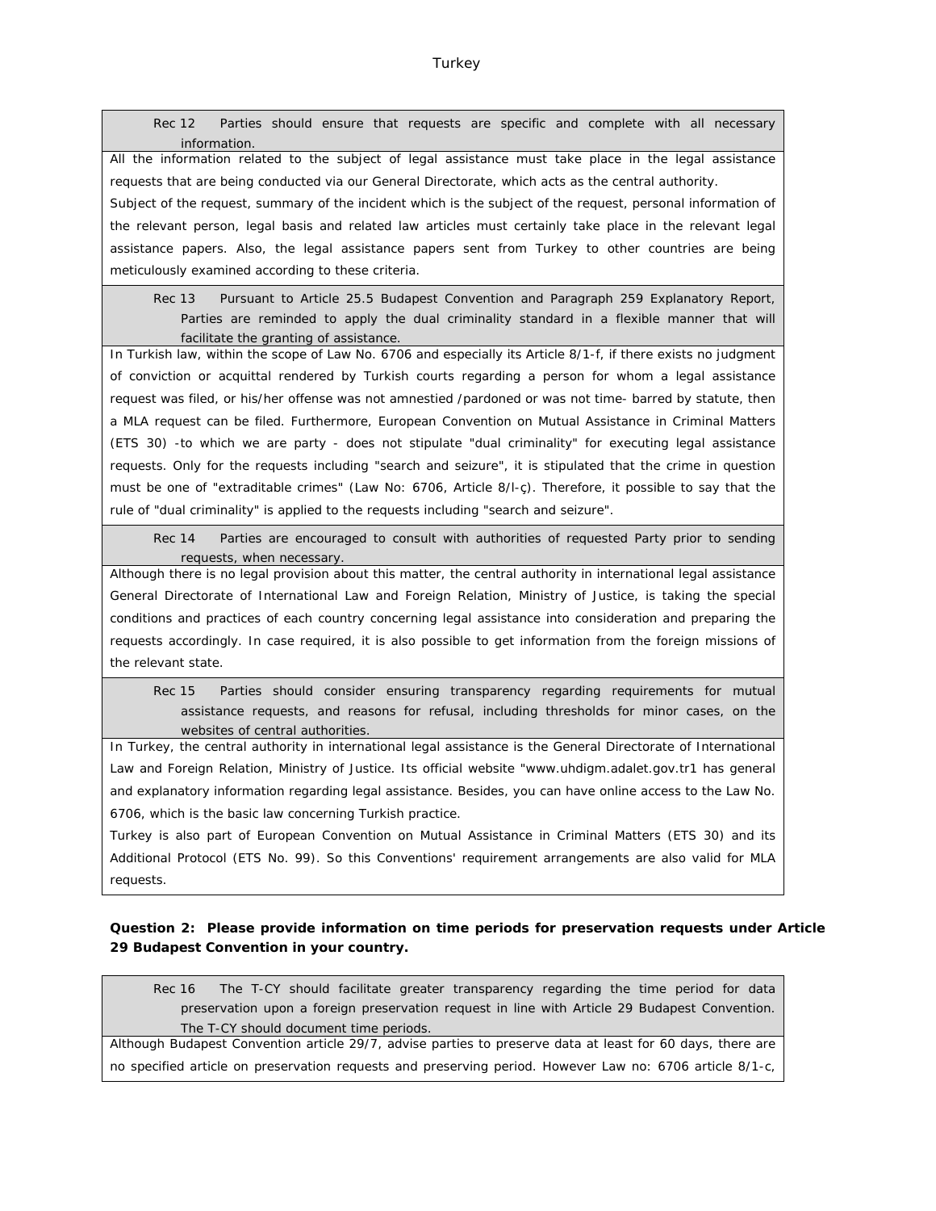| Rec 12 Parties should ensure that requests are specific and complete with all necessary information. |
|---|
| All the information related to the subject of legal assistance must take place in the legal assistance requests that are being conducted via our General Directorate, which acts as the central authority. Subject of the request, summary of the incident which is the subject of the request, personal information of the relevant person, legal basis and related law articles must certainly take place in the relevant legal assistance papers. Also, the legal assistance papers sent from Turkey to other countries are being meticulously examined according to these criteria. |

| Rec 13 Pursuant to Article 25.5 Budapest Convention and Paragraph 259 Explanatory Report, Parties are reminded to apply the dual criminality standard in a flexible manner that will facilitate the granting of assistance. |
|---|
| In Turkish law, within the scope of Law No. 6706 and especially its Article 8/1-f, if there exists no judgment of conviction or acquittal rendered by Turkish courts regarding a person for whom a legal assistance request was filed, or his/her offense was not amnestied /pardoned or was not time- barred by statute, then a MLA request can be filed. Furthermore, European Convention on Mutual Assistance in Criminal Matters (ETS 30) -to which we are party - does not stipulate "dual criminality" for executing legal assistance requests. Only for the requests including "search and seizure", it is stipulated that the crime in question must be one of "extraditable crimes" (Law No: 6706, Article 8/l-ç). Therefore, it possible to say that the rule of "dual criminality" is applied to the requests including "search and seizure". |

| Rec 14 Parties are encouraged to consult with authorities of requested Party prior to sending requests, when necessary. |
|---|
| Although there is no legal provision about this matter, the central authority in international legal assistance General Directorate of International Law and Foreign Relation, Ministry of Justice, is taking the special conditions and practices of each country concerning legal assistance into consideration and preparing the requests accordingly. In case required, it is also possible to get information from the foreign missions of the relevant state. |

| Rec 15 Parties should consider ensuring transparency regarding requirements for mutual assistance requests, and reasons for refusal, including thresholds for minor cases, on the websites of central authorities. |
|---|
| In Turkey, the central authority in international legal assistance is the General Directorate of International Law and Foreign Relation, Ministry of Justice. Its official website "www.uhdigm.adalet.gov.tr1 has general and explanatory information regarding legal assistance. Besides, you can have online access to the Law No. 6706, which is the basic law concerning Turkish practice. Turkey is also part of European Convention on Mutual Assistance in Criminal Matters (ETS 30) and its Additional Protocol (ETS No. 99). So this Conventions' requirement arrangements are also valid for MLA requests. |

**Question 2: Please provide information on time periods for preservation requests under Article 29 Budapest Convention in your country.**

| Rec 16 The T-CY should facilitate greater transparency regarding the time period for data preservation upon a foreign preservation request in line with Article 29 Budapest Convention. The T-CY should document time periods. |
|---|
| Although Budapest Convention article 29/7, advise parties to preserve data at least for 60 days, there are no specified article on preservation requests and preserving period. However Law no: 6706 article 8/1-c, |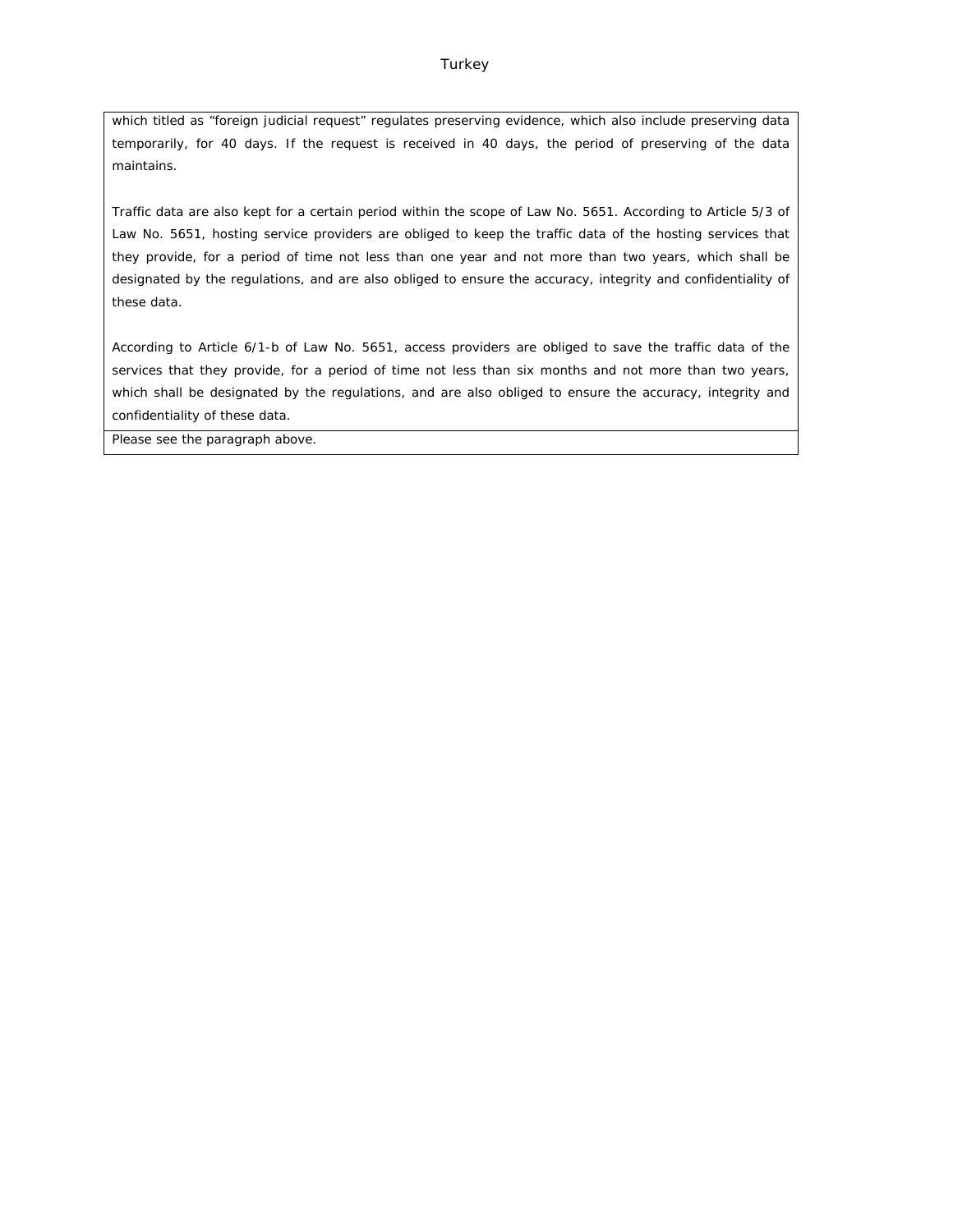| |
|---|
| which titled as "foreign judicial request" regulates preserving evidence, which also include preserving data temporarily, for 40 days. If the request is received in 40 days, the period of preserving of the data maintains.<br><br>Traffic data are also kept for a certain period within the scope of Law No. 5651. According to Article 5/3 of Law No. 5651, hosting service providers are obliged to keep the traffic data of the hosting services that they provide, for a period of time not less than one year and not more than two years, which shall be designated by the regulations, and are also obliged to ensure the accuracy, integrity and confidentiality of these data.<br><br>According to Article 6/1-b of Law No. 5651, access providers are obliged to save the traffic data of the services that they provide, for a period of time not less than six months and not more than two years, which shall be designated by the regulations, and are also obliged to ensure the accuracy, integrity and confidentiality of these data. |
| Please see the paragraph above. |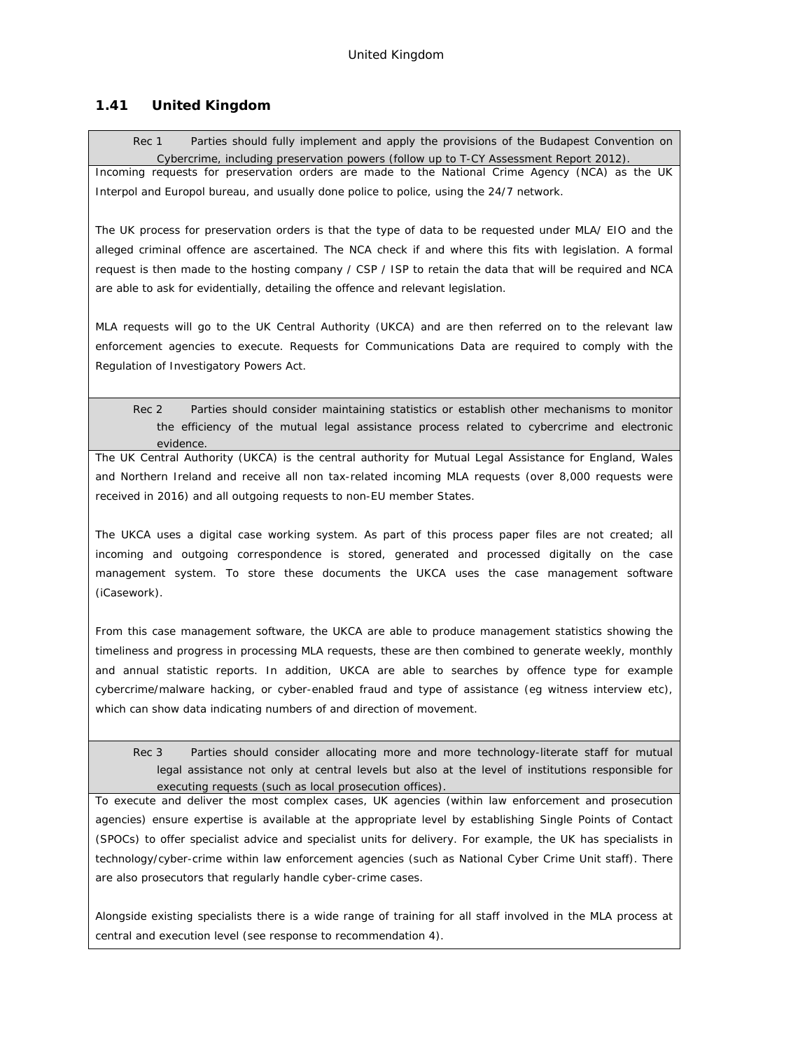## 1.41 United Kingdom

| Rec 1 Parties should fully implement and apply the provisions of the Budapest Convention on Cybercrime, including preservation powers (follow up to T-CY Assessment Report 2012). |
|---|
| Incoming requests for preservation orders are made to the National Crime Agency (NCA) as the UK Interpol and Europol bureau, and usually done police to police, using the 24/7 network.<br><br>The UK process for preservation orders is that the type of data to be requested under MLA/ EIO and the alleged criminal offence are ascertained. The NCA check if and where this fits with legislation. A formal request is then made to the hosting company / CSP / ISP to retain the data that will be required and NCA are able to ask for evidentially, detailing the offence and relevant legislation.<br><br>MLA requests will go to the UK Central Authority (UKCA) and are then referred on to the relevant law enforcement agencies to execute. Requests for Communications Data are required to comply with the Regulation of Investigatory Powers Act. |

| Rec 2 Parties should consider maintaining statistics or establish other mechanisms to monitor the efficiency of the mutual legal assistance process related to cybercrime and electronic evidence. |
|---|
| The UK Central Authority (UKCA) is the central authority for Mutual Legal Assistance for England, Wales and Northern Ireland and receive all non tax-related incoming MLA requests (over 8,000 requests were received in 2016) and all outgoing requests to non-EU member States.<br><br>The UKCA uses a digital case working system. As part of this process paper files are not created; all incoming and outgoing correspondence is stored, generated and processed digitally on the case management system. To store these documents the UKCA uses the case management software (iCasework).<br><br>From this case management software, the UKCA are able to produce management statistics showing the timeliness and progress in processing MLA requests, these are then combined to generate weekly, monthly and annual statistic reports. In addition, UKCA are able to searches by offence type for example cybercrime/malware hacking, or cyber-enabled fraud and type of assistance (eg witness interview etc), which can show data indicating numbers of and direction of movement. |

| Rec 3 Parties should consider allocating more and more technology-literate staff for mutual legal assistance not only at central levels but also at the level of institutions responsible for executing requests (such as local prosecution offices). |
|---|
| To execute and deliver the most complex cases, UK agencies (within law enforcement and prosecution agencies) ensure expertise is available at the appropriate level by establishing Single Points of Contact (SPOCs) to offer specialist advice and specialist units for delivery. For example, the UK has specialists in technology/cyber-crime within law enforcement agencies (such as National Cyber Crime Unit staff). There are also prosecutors that regularly handle cyber-crime cases.<br><br>Alongside existing specialists there is a wide range of training for all staff involved in the MLA process at central and execution level (see response to recommendation 4). |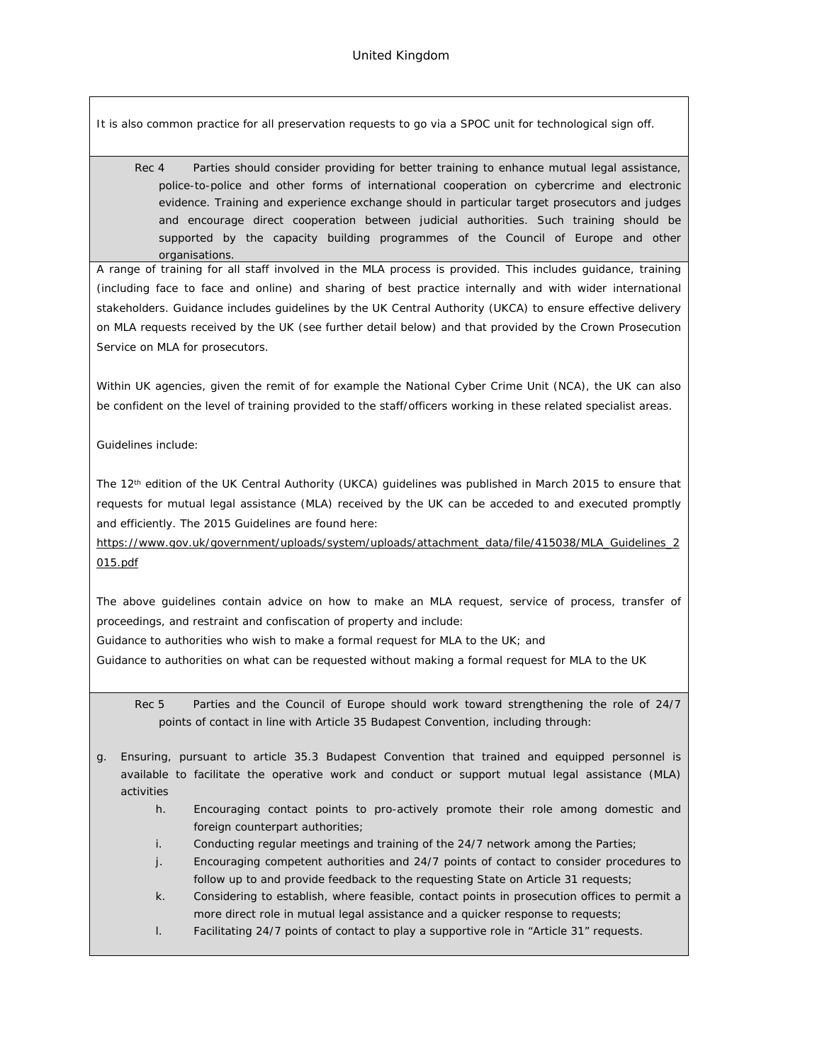It is also common practice for all preservation requests to go via a SPOC unit for technological sign off.

Rec 4 Parties should consider providing for better training to enhance mutual legal assistance, police-to-police and other forms of international cooperation on cybercrime and electronic evidence. Training and experience exchange should in particular target prosecutors and judges and encourage direct cooperation between judicial authorities. Such training should be supported by the capacity building programmes of the Council of Europe and other organisations.

A range of training for all staff involved in the MLA process is provided. This includes guidance, training (including face to face and online) and sharing of best practice internally and with wider international stakeholders. Guidance includes guidelines by the UK Central Authority (UKCA) to ensure effective delivery on MLA requests received by the UK (see further detail below) and that provided by the Crown Prosecution Service on MLA for prosecutors.

Within UK agencies, given the remit of for example the National Cyber Crime Unit (NCA), the UK can also be confident on the level of training provided to the staff/officers working in these related specialist areas.

Guidelines include:

The 12th edition of the UK Central Authority (UKCA) guidelines was published in March 2015 to ensure that requests for mutual legal assistance (MLA) received by the UK can be acceded to and executed promptly and efficiently. The 2015 Guidelines are found here:
https://www.gov.uk/government/uploads/system/uploads/attachment_data/file/415038/MLA_Guidelines_2015.pdf

The above guidelines contain advice on how to make an MLA request, service of process, transfer of proceedings, and restraint and confiscation of property and include:
Guidance to authorities who wish to make a formal request for MLA to the UK; and
Guidance to authorities on what can be requested without making a formal request for MLA to the UK

Rec 5 Parties and the Council of Europe should work toward strengthening the role of 24/7 points of contact in line with Article 35 Budapest Convention, including through:

g. Ensuring, pursuant to article 35.3 Budapest Convention that trained and equipped personnel is available to facilitate the operative work and conduct or support mutual legal assistance (MLA) activities
h. Encouraging contact points to pro-actively promote their role among domestic and foreign counterpart authorities;
i. Conducting regular meetings and training of the 24/7 network among the Parties;
j. Encouraging competent authorities and 24/7 points of contact to consider procedures to follow up to and provide feedback to the requesting State on Article 31 requests;
k. Considering to establish, where feasible, contact points in prosecution offices to permit a more direct role in mutual legal assistance and a quicker response to requests;
l. Facilitating 24/7 points of contact to play a supportive role in "Article 31" requests.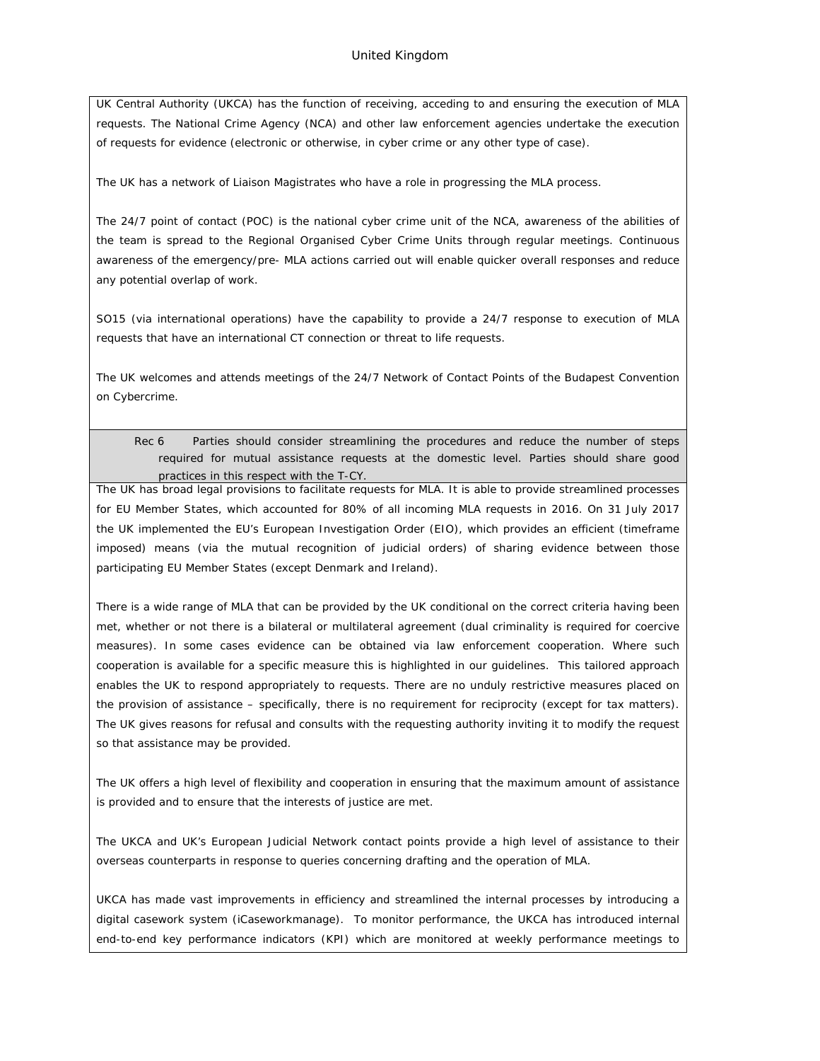UK Central Authority (UKCA) has the function of receiving, acceding to and ensuring the execution of MLA requests. The National Crime Agency (NCA) and other law enforcement agencies undertake the execution of requests for evidence (electronic or otherwise, in cyber crime or any other type of case).

The UK has a network of Liaison Magistrates who have a role in progressing the MLA process.

The 24/7 point of contact (POC) is the national cyber crime unit of the NCA, awareness of the abilities of the team is spread to the Regional Organised Cyber Crime Units through regular meetings. Continuous awareness of the emergency/pre- MLA actions carried out will enable quicker overall responses and reduce any potential overlap of work.

SO15 (via international operations) have the capability to provide a 24/7 response to execution of MLA requests that have an international CT connection or threat to life requests.

The UK welcomes and attends meetings of the 24/7 Network of Contact Points of the Budapest Convention on Cybercrime.

**Rec 6** Parties should consider streamlining the procedures and reduce the number of steps required for mutual assistance requests at the domestic level. Parties should share good practices in this respect with the T-CY.

The UK has broad legal provisions to facilitate requests for MLA. It is able to provide streamlined processes for EU Member States, which accounted for 80% of all incoming MLA requests in 2016. On 31 July 2017 the UK implemented the EU's European Investigation Order (EIO), which provides an efficient (timeframe imposed) means (via the mutual recognition of judicial orders) of sharing evidence between those participating EU Member States (except Denmark and Ireland).

There is a wide range of MLA that can be provided by the UK conditional on the correct criteria having been met, whether or not there is a bilateral or multilateral agreement (dual criminality is required for coercive measures). In some cases evidence can be obtained via law enforcement cooperation. Where such cooperation is available for a specific measure this is highlighted in our guidelines. This tailored approach enables the UK to respond appropriately to requests. There are no unduly restrictive measures placed on the provision of assistance – specifically, there is no requirement for reciprocity (except for tax matters). The UK gives reasons for refusal and consults with the requesting authority inviting it to modify the request so that assistance may be provided.

The UK offers a high level of flexibility and cooperation in ensuring that the maximum amount of assistance is provided and to ensure that the interests of justice are met.

The UKCA and UK's European Judicial Network contact points provide a high level of assistance to their overseas counterparts in response to queries concerning drafting and the operation of MLA.

UKCA has made vast improvements in efficiency and streamlined the internal processes by introducing a digital casework system (iCaseworkmanage). To monitor performance, the UKCA has introduced internal end-to-end key performance indicators (KPI) which are monitored at weekly performance meetings to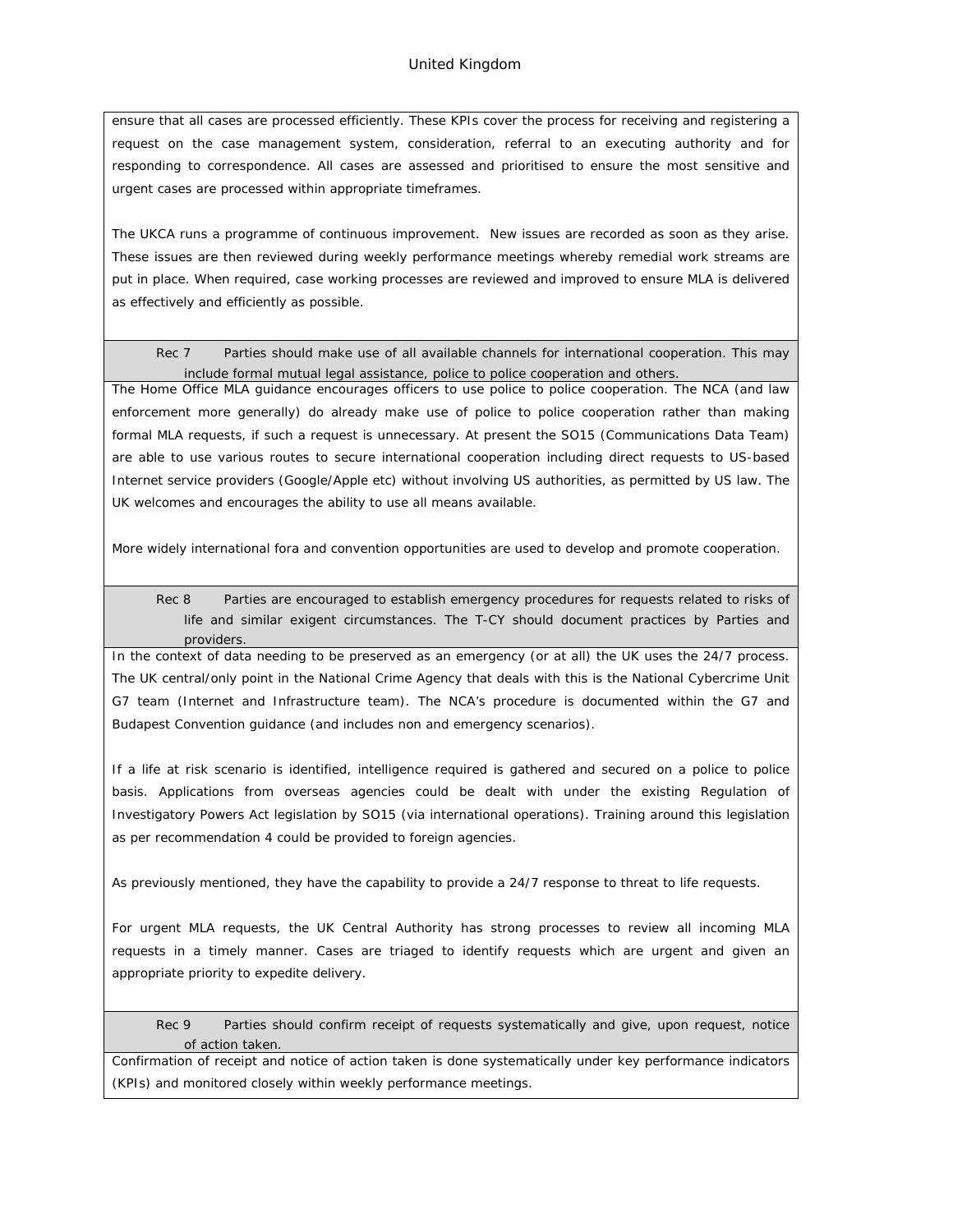ensure that all cases are processed efficiently. These KPIs cover the process for receiving and registering a request on the case management system, consideration, referral to an executing authority and for responding to correspondence. All cases are assessed and prioritised to ensure the most sensitive and urgent cases are processed within appropriate timeframes.

The UKCA runs a programme of continuous improvement. New issues are recorded as soon as they arise. These issues are then reviewed during weekly performance meetings whereby remedial work streams are put in place. When required, case working processes are reviewed and improved to ensure MLA is delivered as effectively and efficiently as possible.

**Rec 7** Parties should make use of all available channels for international cooperation. This may include formal mutual legal assistance, police to police cooperation and others.

The Home Office MLA guidance encourages officers to use police to police cooperation. The NCA (and law enforcement more generally) do already make use of police to police cooperation rather than making formal MLA requests, if such a request is unnecessary. At present the SO15 (Communications Data Team) are able to use various routes to secure international cooperation including direct requests to US-based Internet service providers (Google/Apple etc) without involving US authorities, as permitted by US law. The UK welcomes and encourages the ability to use all means available.

More widely international fora and convention opportunities are used to develop and promote cooperation.

**Rec 8** Parties are encouraged to establish emergency procedures for requests related to risks of life and similar exigent circumstances. The T-CY should document practices by Parties and providers.

In the context of data needing to be preserved as an emergency (or at all) the UK uses the 24/7 process. The UK central/only point in the National Crime Agency that deals with this is the National Cybercrime Unit G7 team (Internet and Infrastructure team). The NCA's procedure is documented within the G7 and Budapest Convention guidance (and includes non and emergency scenarios).

If a life at risk scenario is identified, intelligence required is gathered and secured on a police to police basis. Applications from overseas agencies could be dealt with under the existing Regulation of Investigatory Powers Act legislation by SO15 (via international operations). Training around this legislation as per recommendation 4 could be provided to foreign agencies.

As previously mentioned, they have the capability to provide a 24/7 response to threat to life requests.

For urgent MLA requests, the UK Central Authority has strong processes to review all incoming MLA requests in a timely manner. Cases are triaged to identify requests which are urgent and given an appropriate priority to expedite delivery.

**Rec 9** Parties should confirm receipt of requests systematically and give, upon request, notice of action taken.

Confirmation of receipt and notice of action taken is done systematically under key performance indicators (KPIs) and monitored closely within weekly performance meetings.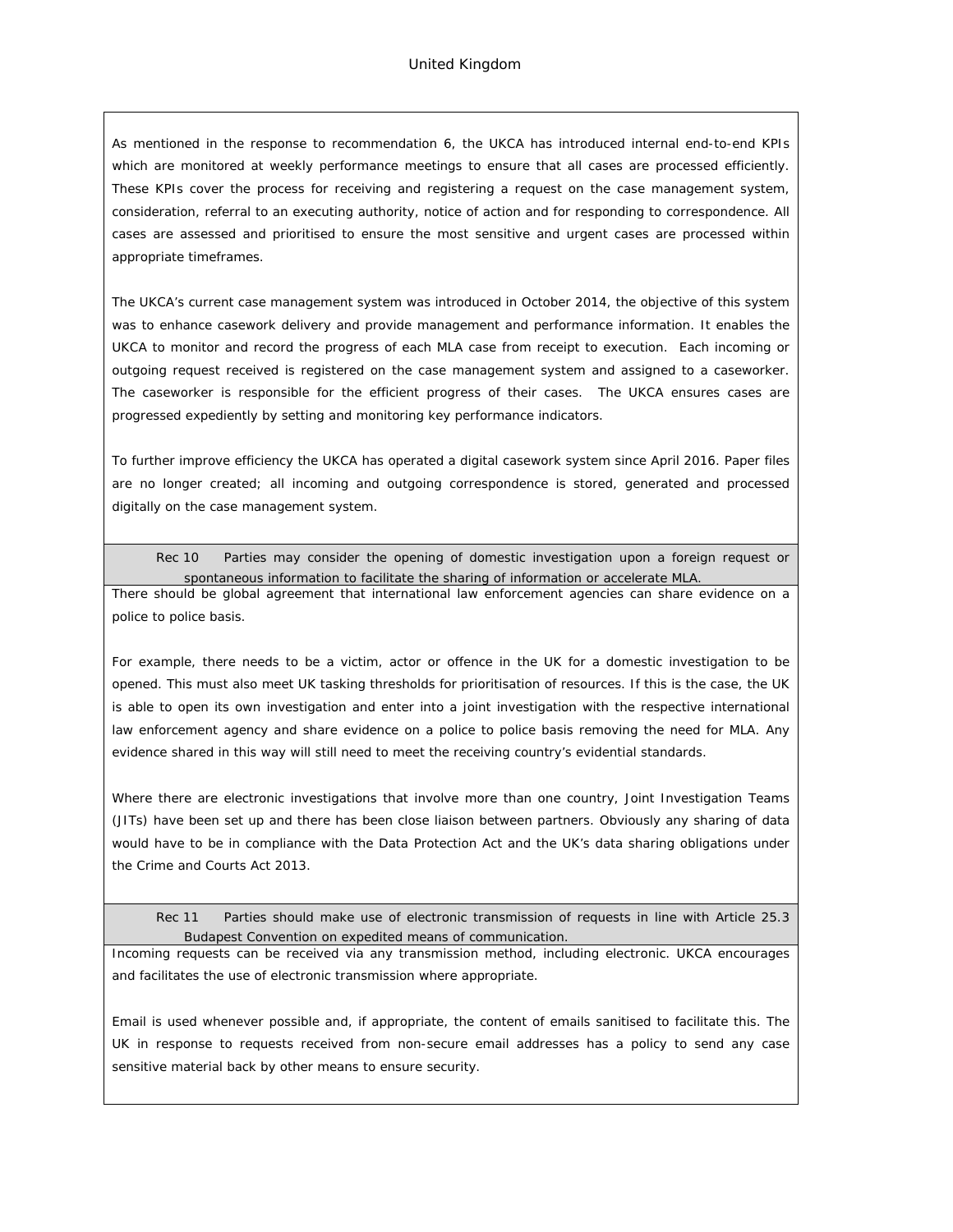As mentioned in the response to recommendation 6, the UKCA has introduced internal end-to-end KPIs which are monitored at weekly performance meetings to ensure that all cases are processed efficiently. These KPIs cover the process for receiving and registering a request on the case management system, consideration, referral to an executing authority, notice of action and for responding to correspondence. All cases are assessed and prioritised to ensure the most sensitive and urgent cases are processed within appropriate timeframes.

The UKCA's current case management system was introduced in October 2014, the objective of this system was to enhance casework delivery and provide management and performance information. It enables the UKCA to monitor and record the progress of each MLA case from receipt to execution. Each incoming or outgoing request received is registered on the case management system and assigned to a caseworker. The caseworker is responsible for the efficient progress of their cases. The UKCA ensures cases are progressed expediently by setting and monitoring key performance indicators.

To further improve efficiency the UKCA has operated a digital casework system since April 2016. Paper files are no longer created; all incoming and outgoing correspondence is stored, generated and processed digitally on the case management system.

**Rec 10** Parties may consider the opening of domestic investigation upon a foreign request or spontaneous information to facilitate the sharing of information or accelerate MLA.

There should be global agreement that international law enforcement agencies can share evidence on a police to police basis.

For example, there needs to be a victim, actor or offence in the UK for a domestic investigation to be opened. This must also meet UK tasking thresholds for prioritisation of resources. If this is the case, the UK is able to open its own investigation and enter into a joint investigation with the respective international law enforcement agency and share evidence on a police to police basis removing the need for MLA. Any evidence shared in this way will still need to meet the receiving country's evidential standards.

Where there are electronic investigations that involve more than one country, Joint Investigation Teams (JITs) have been set up and there has been close liaison between partners. Obviously any sharing of data would have to be in compliance with the Data Protection Act and the UK's data sharing obligations under the Crime and Courts Act 2013.

**Rec 11** Parties should make use of electronic transmission of requests in line with Article 25.3 Budapest Convention on expedited means of communication.

Incoming requests can be received via any transmission method, including electronic. UKCA encourages and facilitates the use of electronic transmission where appropriate.

Email is used whenever possible and, if appropriate, the content of emails sanitised to facilitate this. The UK in response to requests received from non-secure email addresses has a policy to send any case sensitive material back by other means to ensure security.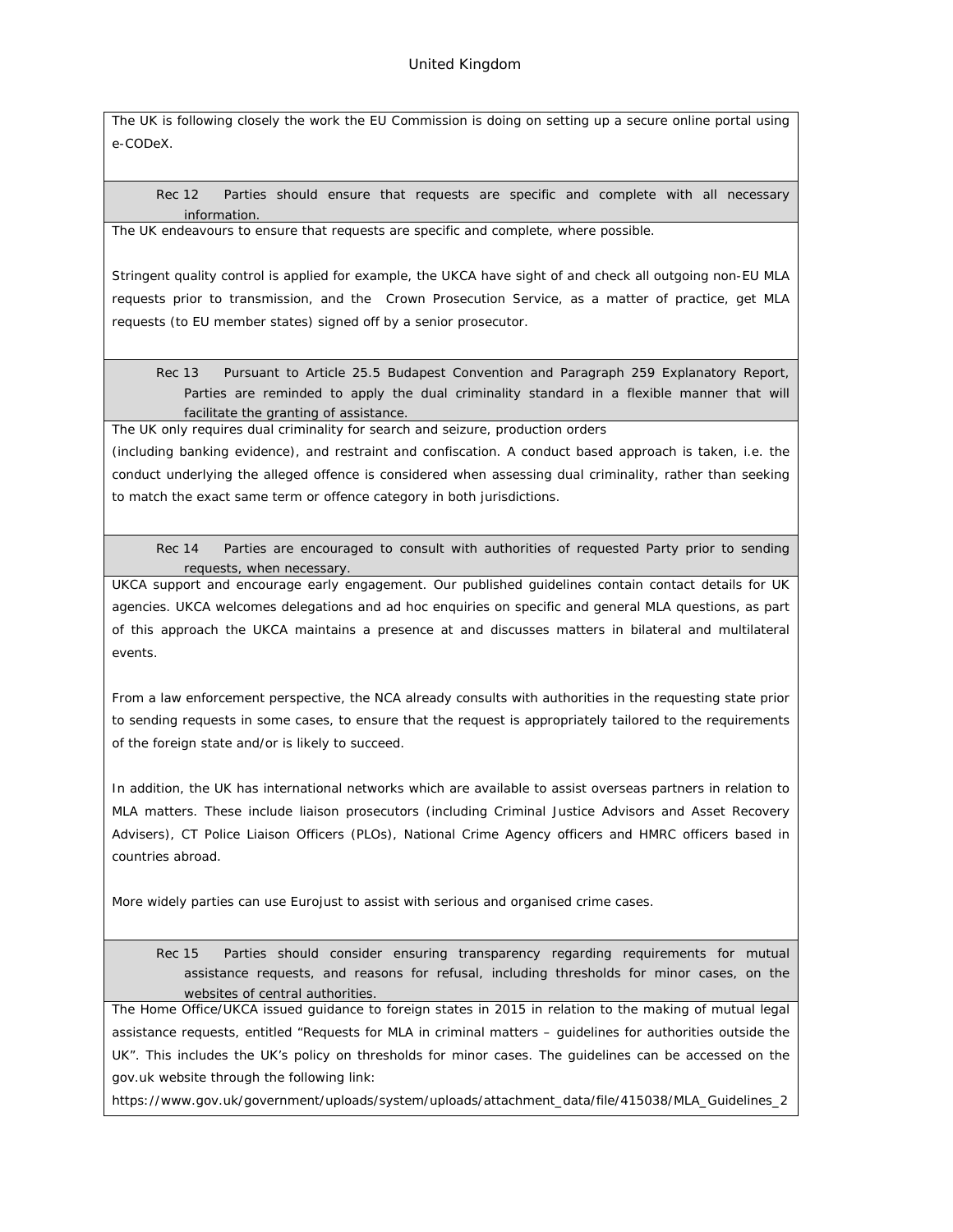The UK is following closely the work the EU Commission is doing on setting up a secure online portal using e-CODeX.

**Rec 12** Parties should ensure that requests are specific and complete with all necessary information.

The UK endeavours to ensure that requests are specific and complete, where possible.

Stringent quality control is applied for example, the UKCA have sight of and check all outgoing non-EU MLA requests prior to transmission, and the Crown Prosecution Service, as a matter of practice, get MLA requests (to EU member states) signed off by a senior prosecutor.

**Rec 13** Pursuant to Article 25.5 Budapest Convention and Paragraph 259 Explanatory Report, Parties are reminded to apply the dual criminality standard in a flexible manner that will facilitate the granting of assistance.

The UK only requires dual criminality for search and seizure, production orders (including banking evidence), and restraint and confiscation. A conduct based approach is taken, i.e. the conduct underlying the alleged offence is considered when assessing dual criminality, rather than seeking to match the exact same term or offence category in both jurisdictions.

**Rec 14** Parties are encouraged to consult with authorities of requested Party prior to sending requests, when necessary.

UKCA support and encourage early engagement. Our published guidelines contain contact details for UK agencies. UKCA welcomes delegations and ad hoc enquiries on specific and general MLA questions, as part of this approach the UKCA maintains a presence at and discusses matters in bilateral and multilateral events.

From a law enforcement perspective, the NCA already consults with authorities in the requesting state prior to sending requests in some cases, to ensure that the request is appropriately tailored to the requirements of the foreign state and/or is likely to succeed.

In addition, the UK has international networks which are available to assist overseas partners in relation to MLA matters. These include liaison prosecutors (including Criminal Justice Advisors and Asset Recovery Advisers), CT Police Liaison Officers (PLOs), National Crime Agency officers and HMRC officers based in countries abroad.

More widely parties can use Eurojust to assist with serious and organised crime cases.

**Rec 15** Parties should consider ensuring transparency regarding requirements for mutual assistance requests, and reasons for refusal, including thresholds for minor cases, on the websites of central authorities.

The Home Office/UKCA issued guidance to foreign states in 2015 in relation to the making of mutual legal assistance requests, entitled "Requests for MLA in criminal matters – guidelines for authorities outside the UK". This includes the UK's policy on thresholds for minor cases. The guidelines can be accessed on the gov.uk website through the following link:

https://www.gov.uk/government/uploads/system/uploads/attachment_data/file/415038/MLA_Guidelines_2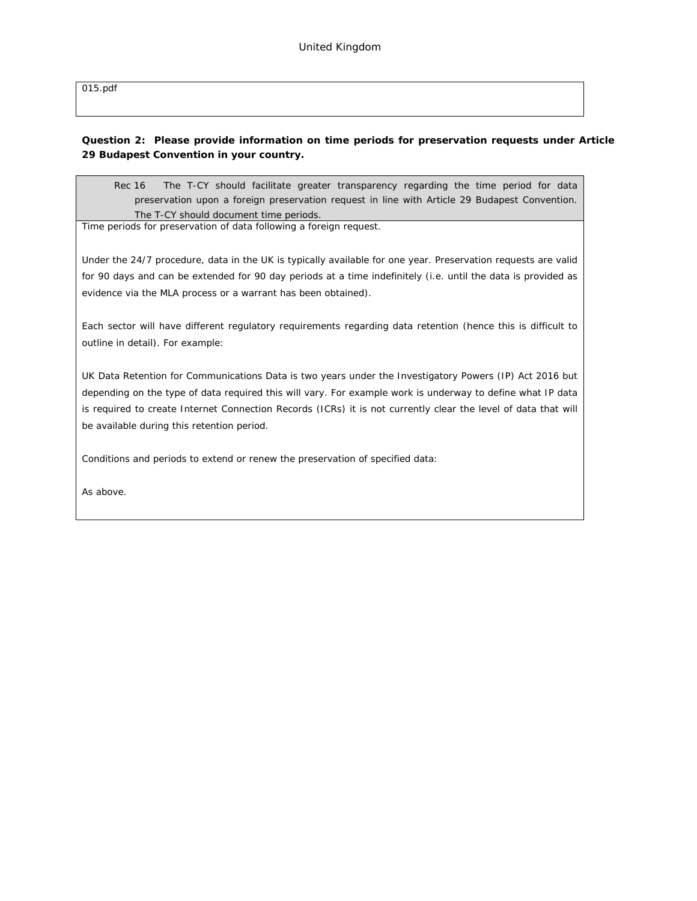015.pdf

**Question 2: Please provide information on time periods for preservation requests under Article 29 Budapest Convention in your country.**

| Rec 16 The T-CY should facilitate greater transparency regarding the time period for data preservation upon a foreign preservation request in line with Article 29 Budapest Convention. The T-CY should document time periods. |
|---|

Time periods for preservation of data following a foreign request.

Under the 24/7 procedure, data in the UK is typically available for one year. Preservation requests are valid for 90 days and can be extended for 90 day periods at a time indefinitely (i.e. until the data is provided as evidence via the MLA process or a warrant has been obtained).

Each sector will have different regulatory requirements regarding data retention (hence this is difficult to outline in detail). For example:

UK Data Retention for Communications Data is two years under the Investigatory Powers (IP) Act 2016 but depending on the type of data required this will vary. For example work is underway to define what IP data is required to create Internet Connection Records (ICRs) it is not currently clear the level of data that will be available during this retention period.

Conditions and periods to extend or renew the preservation of specified data:

As above.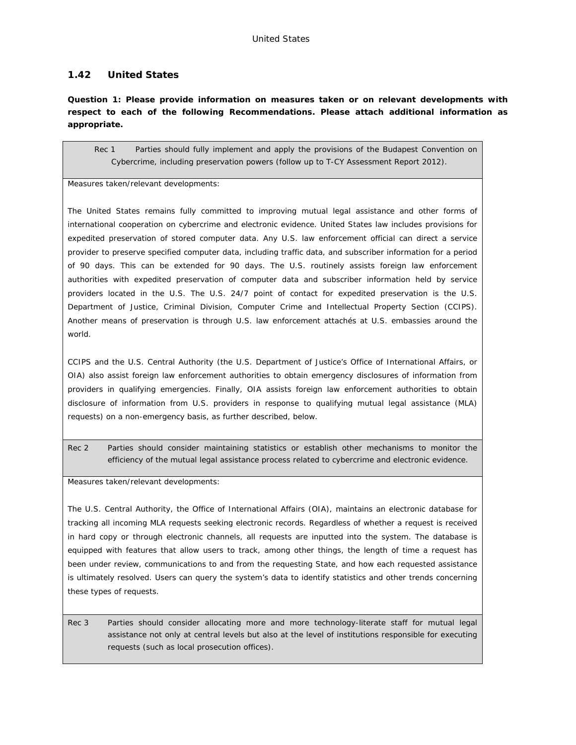## 1.42 United States

**Question 1: Please provide information on measures taken or on relevant developments with respect to each of the following Recommendations. Please attach additional information as appropriate.**

| Rec 1 Parties should fully implement and apply the provisions of the Budapest Convention on Cybercrime, including preservation powers (follow up to T-CY Assessment Report 2012). |
|---|
| Measures taken/relevant developments:<br><br>The United States remains fully committed to improving mutual legal assistance and other forms of international cooperation on cybercrime and electronic evidence. United States law includes provisions for expedited preservation of stored computer data. Any U.S. law enforcement official can direct a service provider to preserve specified computer data, including traffic data, and subscriber information for a period of 90 days. This can be extended for 90 days. The U.S. routinely assists foreign law enforcement authorities with expedited preservation of computer data and subscriber information held by service providers located in the U.S. The U.S. 24/7 point of contact for expedited preservation is the U.S. Department of Justice, Criminal Division, Computer Crime and Intellectual Property Section (CCIPS). Another means of preservation is through U.S. law enforcement attachés at U.S. embassies around the world.<br><br>CCIPS and the U.S. Central Authority (the U.S. Department of Justice's Office of International Affairs, or OIA) also assist foreign law enforcement authorities to obtain emergency disclosures of information from providers in qualifying emergencies. Finally, OIA assists foreign law enforcement authorities to obtain disclosure of information from U.S. providers in response to qualifying mutual legal assistance (MLA) requests) on a non-emergency basis, as further described, below. |
| Rec 2 Parties should consider maintaining statistics or establish other mechanisms to monitor the efficiency of the mutual legal assistance process related to cybercrime and electronic evidence. |
| Measures taken/relevant developments:<br><br>The U.S. Central Authority, the Office of International Affairs (OIA), maintains an electronic database for tracking all incoming MLA requests seeking electronic records. Regardless of whether a request is received in hard copy or through electronic channels, all requests are inputted into the system. The database is equipped with features that allow users to track, among other things, the length of time a request has been under review, communications to and from the requesting State, and how each requested assistance is ultimately resolved. Users can query the system's data to identify statistics and other trends concerning these types of requests. |
| Rec 3 Parties should consider allocating more and more technology-literate staff for mutual legal assistance not only at central levels but also at the level of institutions responsible for executing requests (such as local prosecution offices). |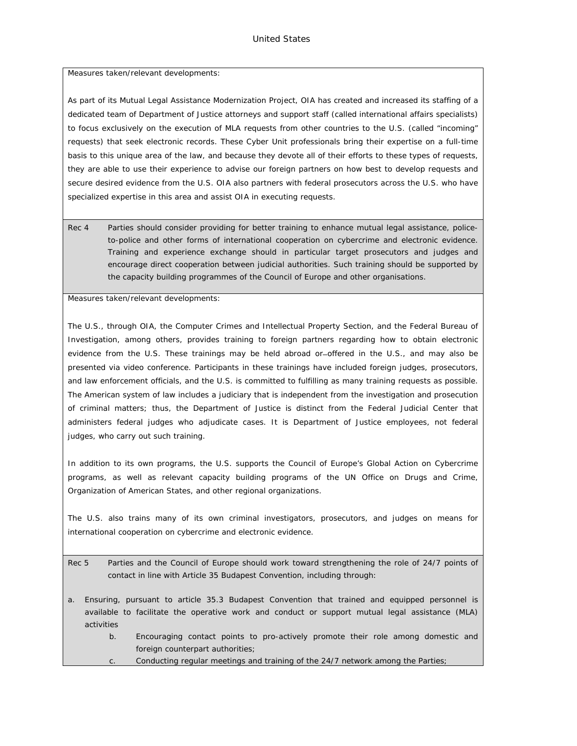Measures taken/relevant developments:

As part of its Mutual Legal Assistance Modernization Project, OIA has created and increased its staffing of a dedicated team of Department of Justice attorneys and support staff (called international affairs specialists) to focus exclusively on the execution of MLA requests from other countries to the U.S. (called "incoming" requests) that seek electronic records. These Cyber Unit professionals bring their expertise on a full-time basis to this unique area of the law, and because they devote all of their efforts to these types of requests, they are able to use their experience to advise our foreign partners on how best to develop requests and secure desired evidence from the U.S. OIA also partners with federal prosecutors across the U.S. who have specialized expertise in this area and assist OIA in executing requests.

**Rec 4** Parties should consider providing for better training to enhance mutual legal assistance, police-to-police and other forms of international cooperation on cybercrime and electronic evidence. Training and experience exchange should in particular target prosecutors and judges and encourage direct cooperation between judicial authorities. Such training should be supported by the capacity building programmes of the Council of Europe and other organisations.

Measures taken/relevant developments:

The U.S., through OIA, the Computer Crimes and Intellectual Property Section, and the Federal Bureau of Investigation, among others, provides training to foreign partners regarding how to obtain electronic evidence from the U.S. These trainings may be held abroad or offered in the U.S., and may also be presented via video conference. Participants in these trainings have included foreign judges, prosecutors, and law enforcement officials, and the U.S. is committed to fulfilling as many training requests as possible. The American system of law includes a judiciary that is independent from the investigation and prosecution of criminal matters; thus, the Department of Justice is distinct from the Federal Judicial Center that administers federal judges who adjudicate cases. It is Department of Justice employees, not federal judges, who carry out such training.

In addition to its own programs, the U.S. supports the Council of Europe's Global Action on Cybercrime programs, as well as relevant capacity building programs of the UN Office on Drugs and Crime, Organization of American States, and other regional organizations.

The U.S. also trains many of its own criminal investigators, prosecutors, and judges on means for international cooperation on cybercrime and electronic evidence.

**Rec 5** Parties and the Council of Europe should work toward strengthening the role of 24/7 points of contact in line with Article 35 Budapest Convention, including through:

a. Ensuring, pursuant to article 35.3 Budapest Convention that trained and equipped personnel is available to facilitate the operative work and conduct or support mutual legal assistance (MLA) activities
b. Encouraging contact points to pro-actively promote their role among domestic and foreign counterpart authorities;
c. Conducting regular meetings and training of the 24/7 network among the Parties;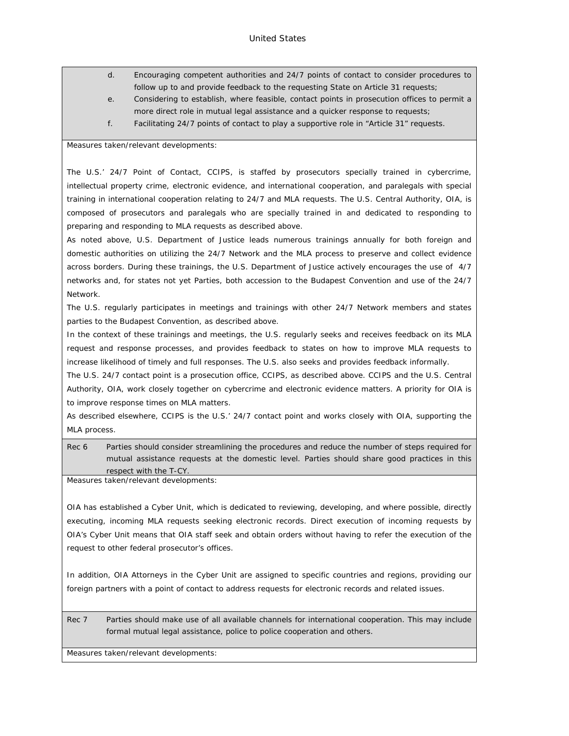d. Encouraging competent authorities and 24/7 points of contact to consider procedures to follow up to and provide feedback to the requesting State on Article 31 requests;

e. Considering to establish, where feasible, contact points in prosecution offices to permit a more direct role in mutual legal assistance and a quicker response to requests;

f. Facilitating 24/7 points of contact to play a supportive role in "Article 31" requests.

Measures taken/relevant developments:

The U.S.' 24/7 Point of Contact, CCIPS, is staffed by prosecutors specially trained in cybercrime, intellectual property crime, electronic evidence, and international cooperation, and paralegals with special training in international cooperation relating to 24/7 and MLA requests. The U.S. Central Authority, OIA, is composed of prosecutors and paralegals who are specially trained in and dedicated to responding to preparing and responding to MLA requests as described above.

As noted above, U.S. Department of Justice leads numerous trainings annually for both foreign and domestic authorities on utilizing the 24/7 Network and the MLA process to preserve and collect evidence across borders. During these trainings, the U.S. Department of Justice actively encourages the use of 4/7 networks and, for states not yet Parties, both accession to the Budapest Convention and use of the 24/7 Network.

The U.S. regularly participates in meetings and trainings with other 24/7 Network members and states parties to the Budapest Convention, as described above.

In the context of these trainings and meetings, the U.S. regularly seeks and receives feedback on its MLA request and response processes, and provides feedback to states on how to improve MLA requests to increase likelihood of timely and full responses. The U.S. also seeks and provides feedback informally.

The U.S. 24/7 contact point is a prosecution office, CCIPS, as described above. CCIPS and the U.S. Central Authority, OIA, work closely together on cybercrime and electronic evidence matters. A priority for OIA is to improve response times on MLA matters.

As described elsewhere, CCIPS is the U.S.' 24/7 contact point and works closely with OIA, supporting the MLA process.

**Rec 6** Parties should consider streamlining the procedures and reduce the number of steps required for mutual assistance requests at the domestic level. Parties should share good practices in this respect with the T-CY.

Measures taken/relevant developments:

OIA has established a Cyber Unit, which is dedicated to reviewing, developing, and where possible, directly executing, incoming MLA requests seeking electronic records. Direct execution of incoming requests by OIA's Cyber Unit means that OIA staff seek and obtain orders without having to refer the execution of the request to other federal prosecutor's offices.

In addition, OIA Attorneys in the Cyber Unit are assigned to specific countries and regions, providing our foreign partners with a point of contact to address requests for electronic records and related issues.

**Rec 7** Parties should make use of all available channels for international cooperation. This may include formal mutual legal assistance, police to police cooperation and others.

Measures taken/relevant developments: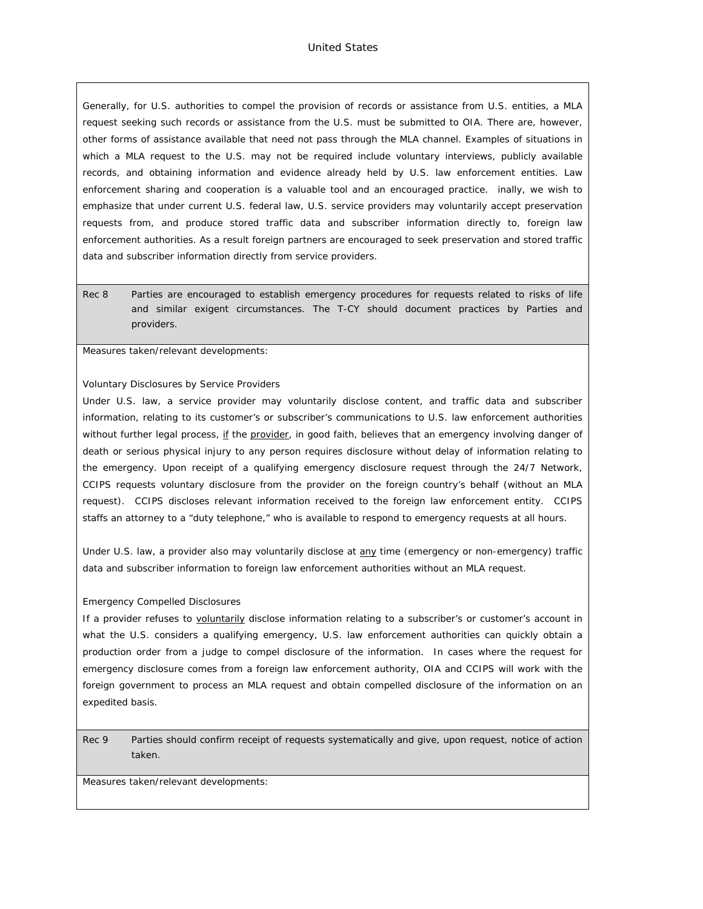Generally, for U.S. authorities to compel the provision of records or assistance from U.S. entities, a MLA request seeking such records or assistance from the U.S. must be submitted to OIA. There are, however, other forms of assistance available that need not pass through the MLA channel. Examples of situations in which a MLA request to the U.S. may not be required include voluntary interviews, publicly available records, and obtaining information and evidence already held by U.S. law enforcement entities. Law enforcement sharing and cooperation is a valuable tool and an encouraged practice. inally, we wish to emphasize that under current U.S. federal law, U.S. service providers may voluntarily accept preservation requests from, and produce stored traffic data and subscriber information directly to, foreign law enforcement authorities. As a result foreign partners are encouraged to seek preservation and stored traffic data and subscriber information directly from service providers.

| Rec 8 | Parties are encouraged to establish emergency procedures for requests related to risks of life and similar exigent circumstances. The T-CY should document practices by Parties and providers. |
|---|---|

Measures taken/relevant developments:

Voluntary Disclosures by Service Providers

Under U.S. law, a service provider may voluntarily disclose content, and traffic data and subscriber information, relating to its customer's or subscriber's communications to U.S. law enforcement authorities without further legal process, if the provider, in good faith, believes that an emergency involving danger of death or serious physical injury to any person requires disclosure without delay of information relating to the emergency. Upon receipt of a qualifying emergency disclosure request through the 24/7 Network, CCIPS requests voluntary disclosure from the provider on the foreign country's behalf (without an MLA request). CCIPS discloses relevant information received to the foreign law enforcement entity. CCIPS staffs an attorney to a "duty telephone," who is available to respond to emergency requests at all hours.

Under U.S. law, a provider also may voluntarily disclose at any time (emergency or non-emergency) traffic data and subscriber information to foreign law enforcement authorities without an MLA request.

Emergency Compelled Disclosures

If a provider refuses to voluntarily disclose information relating to a subscriber's or customer's account in what the U.S. considers a qualifying emergency, U.S. law enforcement authorities can quickly obtain a production order from a judge to compel disclosure of the information. In cases where the request for emergency disclosure comes from a foreign law enforcement authority, OIA and CCIPS will work with the foreign government to process an MLA request and obtain compelled disclosure of the information on an expedited basis.

| Rec 9 | Parties should confirm receipt of requests systematically and give, upon request, notice of action taken. |
|---|---|

Measures taken/relevant developments: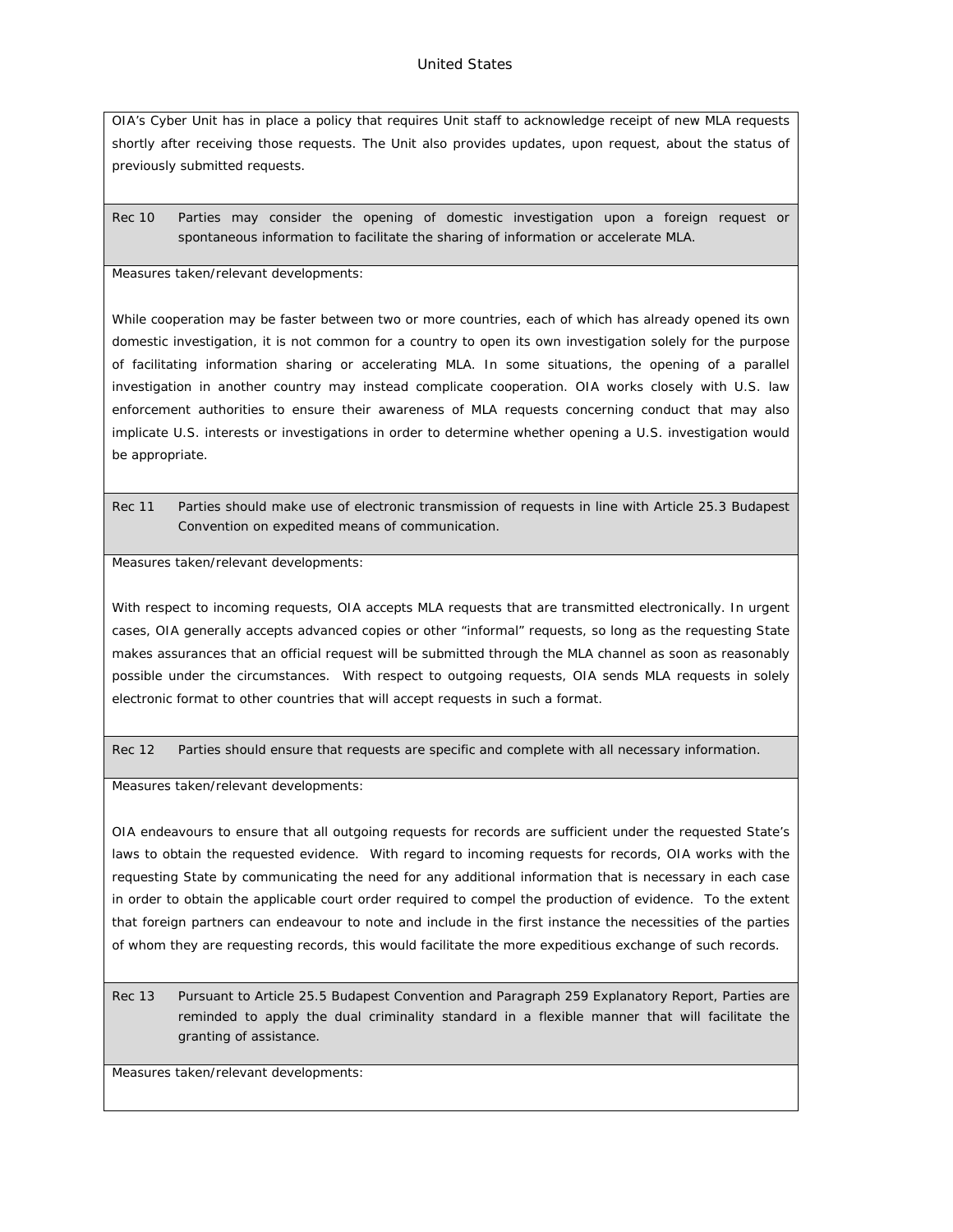OIA's Cyber Unit has in place a policy that requires Unit staff to acknowledge receipt of new MLA requests shortly after receiving those requests. The Unit also provides updates, upon request, about the status of previously submitted requests.

**Rec 10** Parties may consider the opening of domestic investigation upon a foreign request or spontaneous information to facilitate the sharing of information or accelerate MLA.

Measures taken/relevant developments:

While cooperation may be faster between two or more countries, each of which has already opened its own domestic investigation, it is not common for a country to open its own investigation solely for the purpose of facilitating information sharing or accelerating MLA. In some situations, the opening of a parallel investigation in another country may instead complicate cooperation. OIA works closely with U.S. law enforcement authorities to ensure their awareness of MLA requests concerning conduct that may also implicate U.S. interests or investigations in order to determine whether opening a U.S. investigation would be appropriate.

**Rec 11** Parties should make use of electronic transmission of requests in line with Article 25.3 Budapest Convention on expedited means of communication.

Measures taken/relevant developments:

With respect to incoming requests, OIA accepts MLA requests that are transmitted electronically. In urgent cases, OIA generally accepts advanced copies or other "informal" requests, so long as the requesting State makes assurances that an official request will be submitted through the MLA channel as soon as reasonably possible under the circumstances. With respect to outgoing requests, OIA sends MLA requests in solely electronic format to other countries that will accept requests in such a format.

**Rec 12** Parties should ensure that requests are specific and complete with all necessary information.

Measures taken/relevant developments:

OIA endeavours to ensure that all outgoing requests for records are sufficient under the requested State's laws to obtain the requested evidence. With regard to incoming requests for records, OIA works with the requesting State by communicating the need for any additional information that is necessary in each case in order to obtain the applicable court order required to compel the production of evidence. To the extent that foreign partners can endeavour to note and include in the first instance the necessities of the parties of whom they are requesting records, this would facilitate the more expeditious exchange of such records.

**Rec 13** Pursuant to Article 25.5 Budapest Convention and Paragraph 259 Explanatory Report, Parties are reminded to apply the dual criminality standard in a flexible manner that will facilitate the granting of assistance.

Measures taken/relevant developments: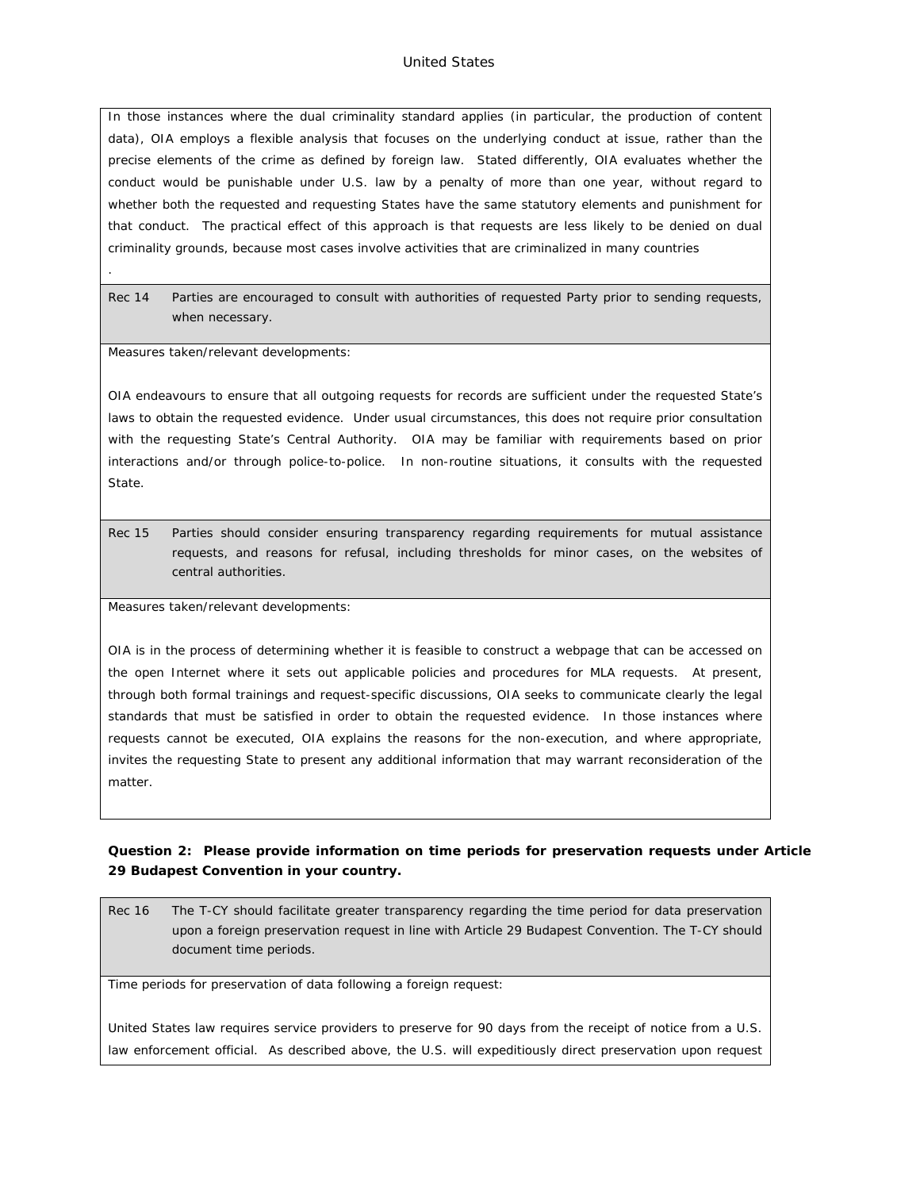In those instances where the dual criminality standard applies (in particular, the production of content data), OIA employs a flexible analysis that focuses on the underlying conduct at issue, rather than the precise elements of the crime as defined by foreign law. Stated differently, OIA evaluates whether the conduct would be punishable under U.S. law by a penalty of more than one year, without regard to whether both the requested and requesting States have the same statutory elements and punishment for that conduct. The practical effect of this approach is that requests are less likely to be denied on dual criminality grounds, because most cases involve activities that are criminalized in many countries

.

| Rec 14 | Parties are encouraged to consult with authorities of requested Party prior to sending requests, when necessary. |
|---|---|

Measures taken/relevant developments:

OIA endeavours to ensure that all outgoing requests for records are sufficient under the requested State's laws to obtain the requested evidence. Under usual circumstances, this does not require prior consultation with the requesting State's Central Authority. OIA may be familiar with requirements based on prior interactions and/or through police-to-police. In non-routine situations, it consults with the requested State.

| Rec 15 | Parties should consider ensuring transparency regarding requirements for mutual assistance requests, and reasons for refusal, including thresholds for minor cases, on the websites of central authorities. |
|---|---|

Measures taken/relevant developments:

OIA is in the process of determining whether it is feasible to construct a webpage that can be accessed on the open Internet where it sets out applicable policies and procedures for MLA requests. At present, through both formal trainings and request-specific discussions, OIA seeks to communicate clearly the legal standards that must be satisfied in order to obtain the requested evidence. In those instances where requests cannot be executed, OIA explains the reasons for the non-execution, and where appropriate, invites the requesting State to present any additional information that may warrant reconsideration of the matter.

**Question 2: Please provide information on time periods for preservation requests under Article 29 Budapest Convention in your country.**

| Rec 16 | The T-CY should facilitate greater transparency regarding the time period for data preservation upon a foreign preservation request in line with Article 29 Budapest Convention. The T-CY should document time periods. |
|---|---|

Time periods for preservation of data following a foreign request:

United States law requires service providers to preserve for 90 days from the receipt of notice from a U.S. law enforcement official. As described above, the U.S. will expeditiously direct preservation upon request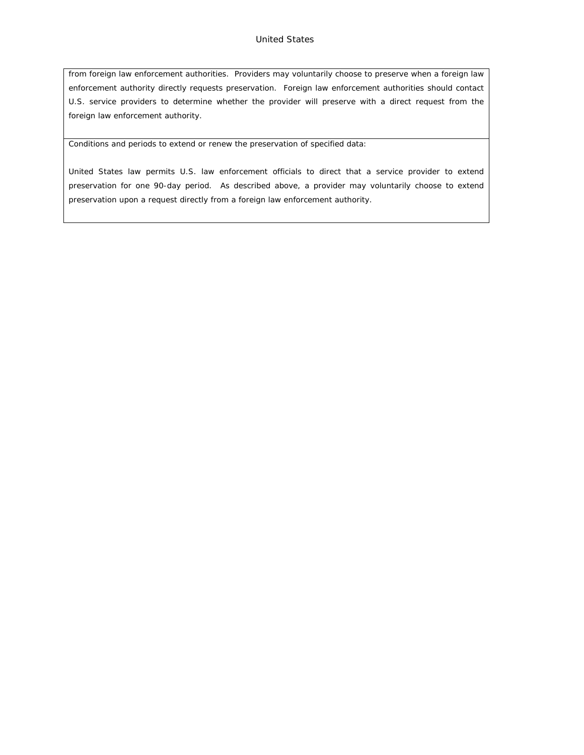from foreign law enforcement authorities. Providers may voluntarily choose to preserve when a foreign law enforcement authority directly requests preservation. Foreign law enforcement authorities should contact U.S. service providers to determine whether the provider will preserve with a direct request from the foreign law enforcement authority.

Conditions and periods to extend or renew the preservation of specified data:

United States law permits U.S. law enforcement officials to direct that a service provider to extend preservation for one 90-day period. As described above, a provider may voluntarily choose to extend preservation upon a request directly from a foreign law enforcement authority.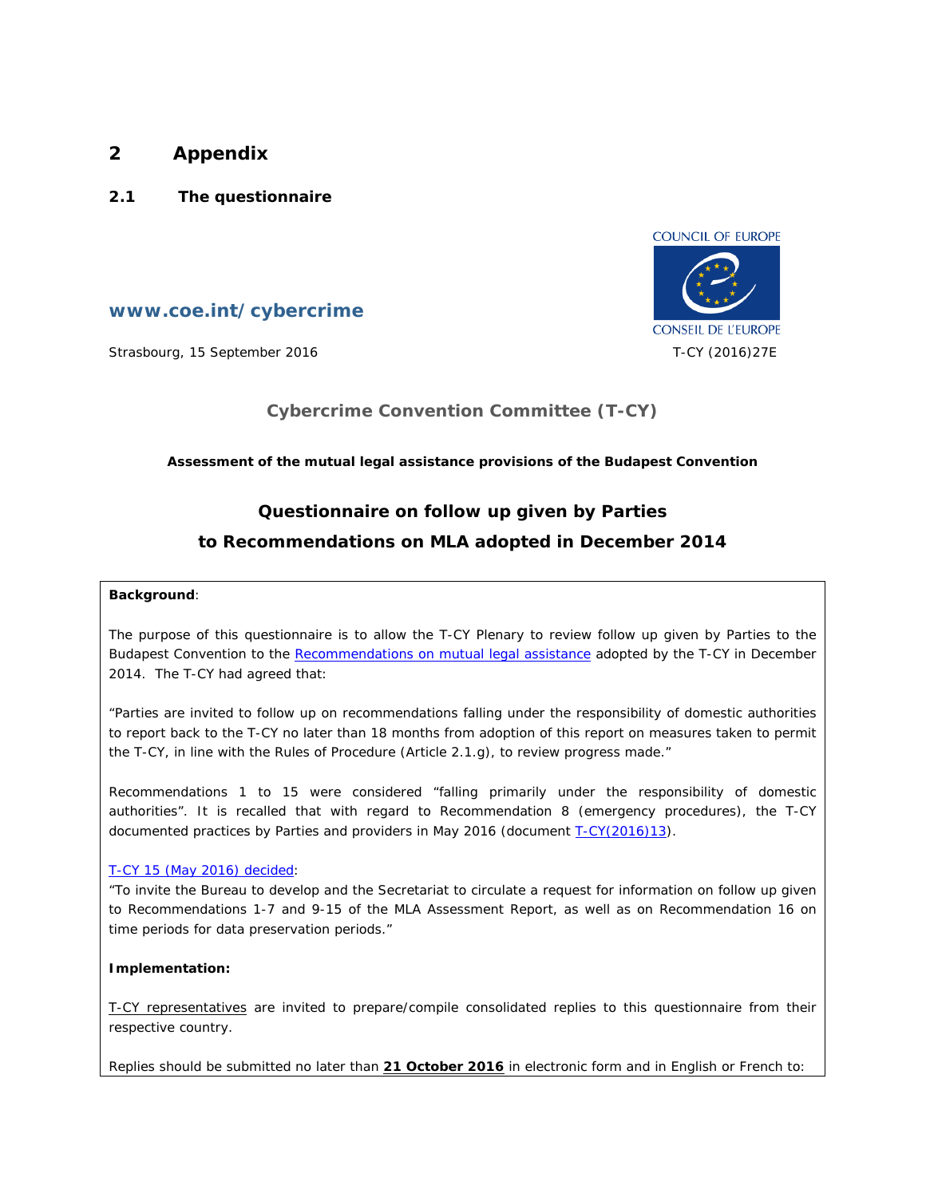# 2 Appendix

## 2.1 The questionnaire

COUNCIL OF EUROPE

CONSEIL DE L'EUROPE

**www.coe.int/cybercrime**

Strasbourg, 15 September 2016

T-CY (2016)27E

### Cybercrime Convention Committee (T-CY)

**Assessment of the mutual legal assistance provisions of the Budapest Convention**

### Questionnaire on follow up given by Parties to Recommendations on MLA adopted in December 2014

**Background**:

The purpose of this questionnaire is to allow the T-CY Plenary to review follow up given by Parties to the Budapest Convention to the Recommendations on mutual legal assistance adopted by the T-CY in December 2014. The T-CY had agreed that:

"Parties are invited to follow up on recommendations falling under the responsibility of domestic authorities to report back to the T-CY no later than 18 months from adoption of this report on measures taken to permit the T-CY, in line with the Rules of Procedure (Article 2.1.g), to review progress made."

Recommendations 1 to 15 were considered "falling primarily under the responsibility of domestic authorities". It is recalled that with regard to Recommendation 8 (emergency procedures), the T-CY documented practices by Parties and providers in May 2016 (document T-CY(2016)13).

T-CY 15 (May 2016) decided:

"To invite the Bureau to develop and the Secretariat to circulate a request for information on follow up given to Recommendations 1-7 and 9-15 of the MLA Assessment Report, as well as on Recommendation 16 on time periods for data preservation periods."

**Implementation:**

T-CY representatives are invited to prepare/compile consolidated replies to this questionnaire from their respective country.

Replies should be submitted no later than **21 October 2016** in electronic form and in English or French to: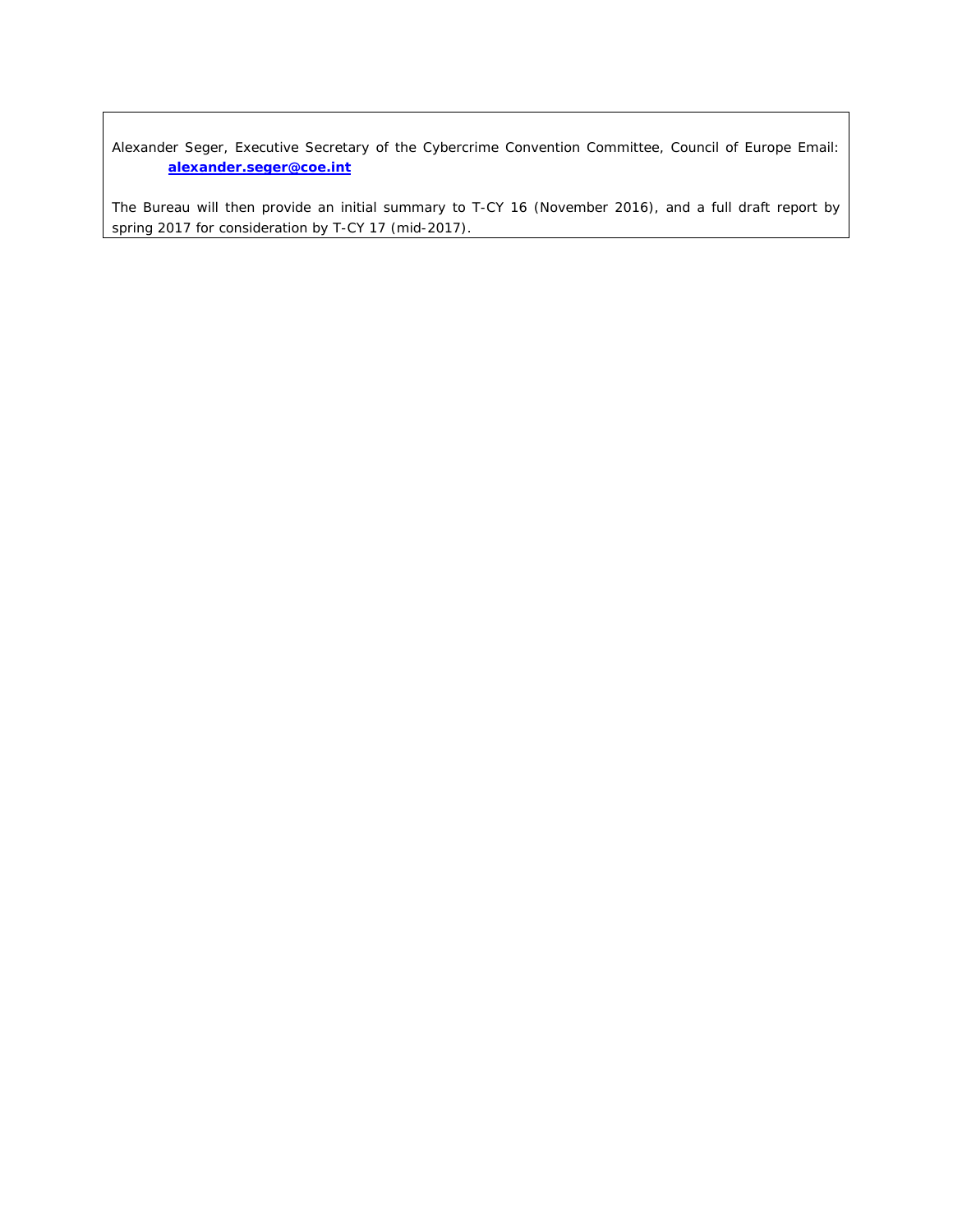Alexander Seger, Executive Secretary of the Cybercrime Convention Committee, Council of Europe Email: **alexander.seger@coe.int**

The Bureau will then provide an initial summary to T-CY 16 (November 2016), and a full draft report by spring 2017 for consideration by T-CY 17 (mid-2017).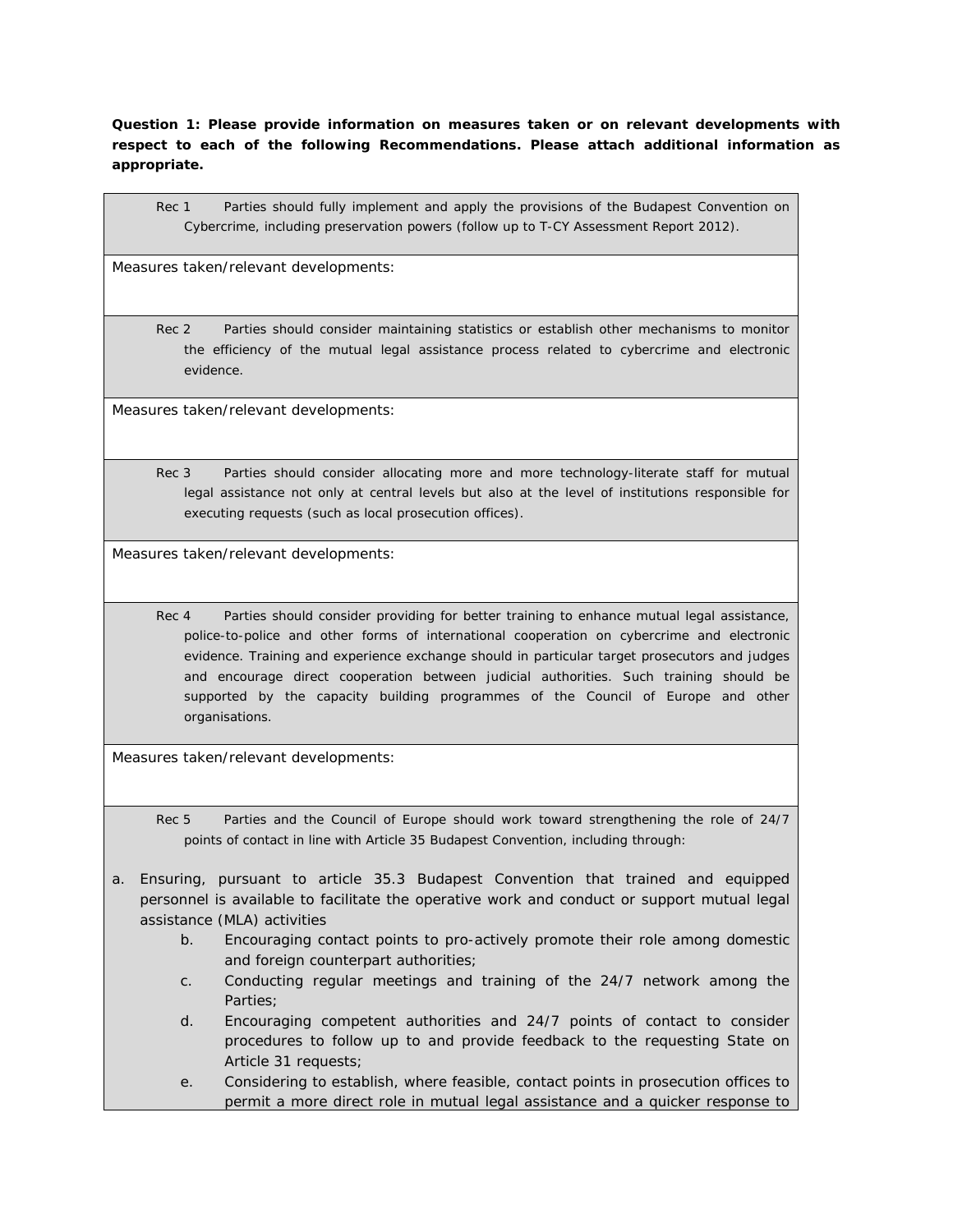**Question 1: Please provide information on measures taken or on relevant developments with respect to each of the following Recommendations. Please attach additional information as appropriate.**

Rec 1 Parties should fully implement and apply the provisions of the Budapest Convention on Cybercrime, including preservation powers (follow up to T-CY Assessment Report 2012).

Measures taken/relevant developments:

Rec 2 Parties should consider maintaining statistics or establish other mechanisms to monitor the efficiency of the mutual legal assistance process related to cybercrime and electronic evidence.

Measures taken/relevant developments:

Rec 3 Parties should consider allocating more and more technology-literate staff for mutual legal assistance not only at central levels but also at the level of institutions responsible for executing requests (such as local prosecution offices).

Measures taken/relevant developments:

Rec 4 Parties should consider providing for better training to enhance mutual legal assistance, police-to-police and other forms of international cooperation on cybercrime and electronic evidence. Training and experience exchange should in particular target prosecutors and judges and encourage direct cooperation between judicial authorities. Such training should be supported by the capacity building programmes of the Council of Europe and other organisations.

Measures taken/relevant developments:

Rec 5 Parties and the Council of Europe should work toward strengthening the role of 24/7 points of contact in line with Article 35 Budapest Convention, including through:

a. Ensuring, pursuant to article 35.3 Budapest Convention that trained and equipped personnel is available to facilitate the operative work and conduct or support mutual legal assistance (MLA) activities
   b. Encouraging contact points to pro-actively promote their role among domestic and foreign counterpart authorities;
   c. Conducting regular meetings and training of the 24/7 network among the Parties;
   d. Encouraging competent authorities and 24/7 points of contact to consider procedures to follow up to and provide feedback to the requesting State on Article 31 requests;
   e. Considering to establish, where feasible, contact points in prosecution offices to permit a more direct role in mutual legal assistance and a quicker response to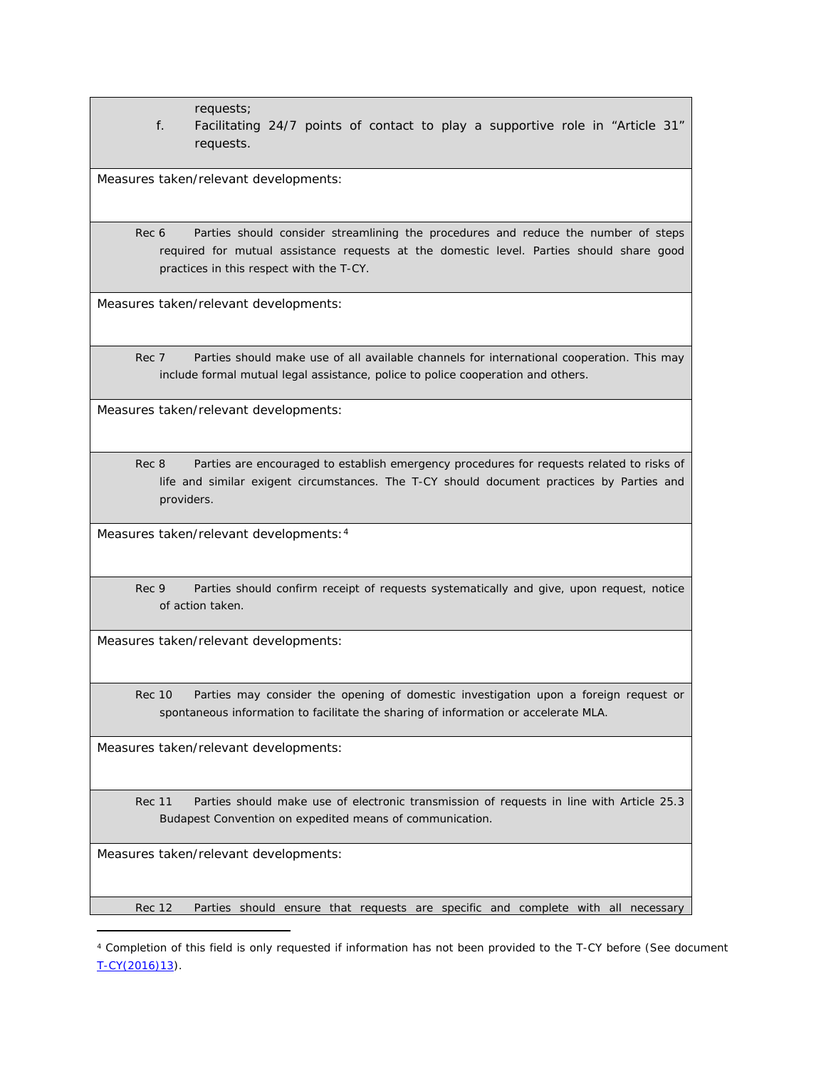requests;

f. Facilitating 24/7 points of contact to play a supportive role in "Article 31" requests.

Measures taken/relevant developments:

Rec 6 Parties should consider streamlining the procedures and reduce the number of steps required for mutual assistance requests at the domestic level. Parties should share good practices in this respect with the T-CY.

Measures taken/relevant developments:

Rec 7 Parties should make use of all available channels for international cooperation. This may include formal mutual legal assistance, police to police cooperation and others.

Measures taken/relevant developments:

Rec 8 Parties are encouraged to establish emergency procedures for requests related to risks of life and similar exigent circumstances. The T-CY should document practices by Parties and providers.

Measures taken/relevant developments:[4]

Rec 9 Parties should confirm receipt of requests systematically and give, upon request, notice of action taken.

Measures taken/relevant developments:

Rec 10 Parties may consider the opening of domestic investigation upon a foreign request or spontaneous information to facilitate the sharing of information or accelerate MLA.

Measures taken/relevant developments:

Rec 11 Parties should make use of electronic transmission of requests in line with Article 25.3 Budapest Convention on expedited means of communication.

Measures taken/relevant developments:

Rec 12 Parties should ensure that requests are specific and complete with all necessary

---

[4] Completion of this field is only requested if information has not been provided to the T-CY before (See document T-CY(2016)13).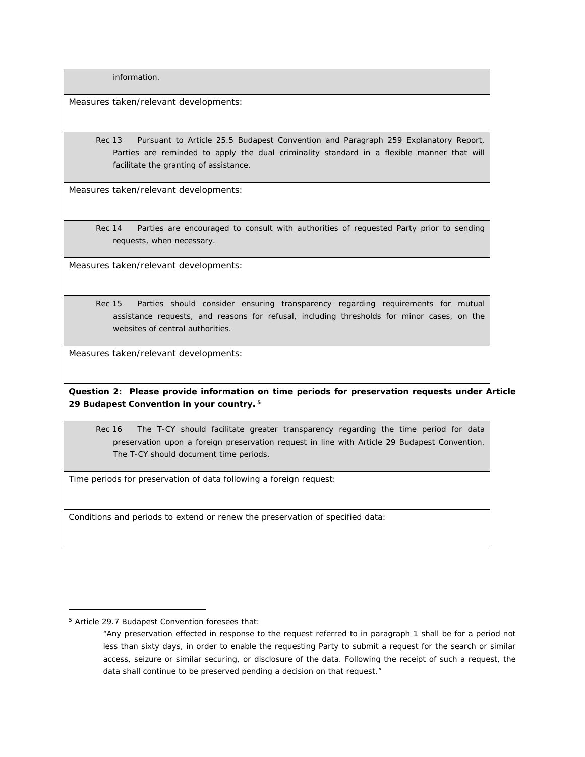| |
|---|
| information. |
| Measures taken/relevant developments: |
| Rec 13 Pursuant to Article 25.5 Budapest Convention and Paragraph 259 Explanatory Report, Parties are reminded to apply the dual criminality standard in a flexible manner that will facilitate the granting of assistance. |
| Measures taken/relevant developments: |
| Rec 14 Parties are encouraged to consult with authorities of requested Party prior to sending requests, when necessary. |
| Measures taken/relevant developments: |
| Rec 15 Parties should consider ensuring transparency regarding requirements for mutual assistance requests, and reasons for refusal, including thresholds for minor cases, on the websites of central authorities. |
| Measures taken/relevant developments: |

**Question 2: Please provide information on time periods for preservation requests under Article 29 Budapest Convention in your country.** [5]

| |
|---|
| Rec 16 The T-CY should facilitate greater transparency regarding the time period for data preservation upon a foreign preservation request in line with Article 29 Budapest Convention. The T-CY should document time periods. |
| Time periods for preservation of data following a foreign request: |
| Conditions and periods to extend or renew the preservation of specified data: |

[5] Article 29.7 Budapest Convention foresees that:

> "Any preservation effected in response to the request referred to in paragraph 1 shall be for a period not less than sixty days, in order to enable the requesting Party to submit a request for the search or similar access, seizure or similar securing, or disclosure of the data. Following the receipt of such a request, the data shall continue to be preserved pending a decision on that request."